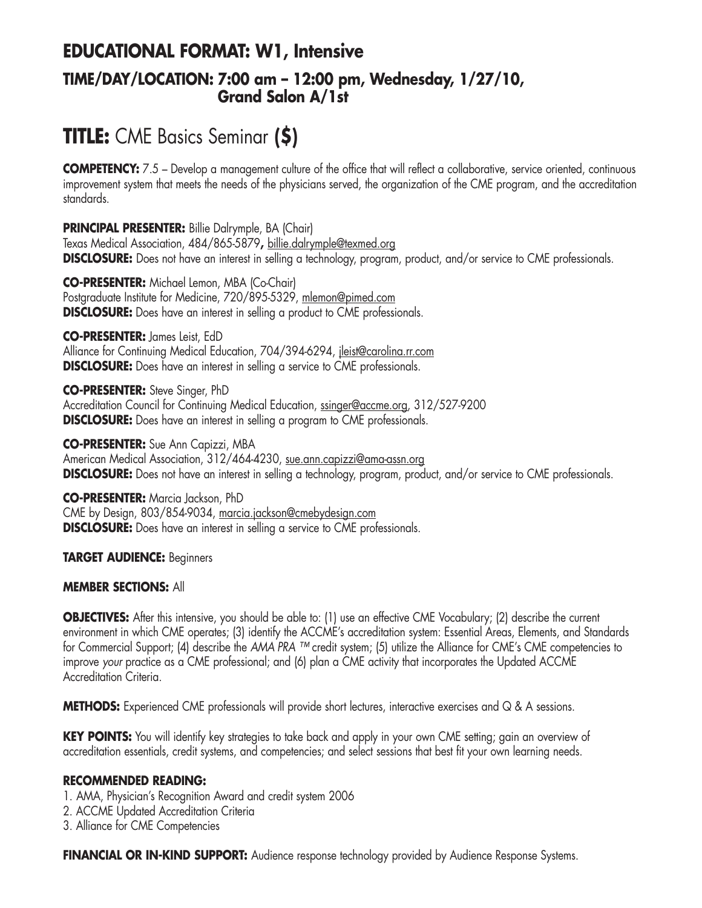## EDUCATIONAL FORMAT: W1, Intensive

### TIME/DAY/LOCATION: 7:00 am – 12:00 pm, Wednesday, 1/27/10, Grand Salon A/1st

# TITLE: CME Basics Seminar **($)**

**COMPETENCY:** 7.5 – Develop a management culture of the office that will reflect a collaborative, service oriented, continuous improvement system that meets the needs of the physicians served, the organization of the CME program, and the accreditation standards.

**PRINCIPAL PRESENTER:** Billie Dalrymple, BA (Chair)
Texas Medical Association, 484/865-5879**,** billie.dalrymple@texmed.org
**DISCLOSURE:** Does not have an interest in selling a technology, program, product, and/or service to CME professionals.

**CO-PRESENTER:** Michael Lemon, MBA (Co-Chair)
Postgraduate Institute for Medicine, 720/895-5329, mlemon@pimed.com
**DISCLOSURE:** Does have an interest in selling a product to CME professionals.

**CO-PRESENTER:** James Leist, EdD
Alliance for Continuing Medical Education, 704/394-6294, jleist@carolina.rr.com
**DISCLOSURE:** Does have an interest in selling a service to CME professionals.

**CO-PRESENTER:** Steve Singer, PhD
Accreditation Council for Continuing Medical Education, ssinger@accme.org, 312/527-9200
**DISCLOSURE:** Does have an interest in selling a program to CME professionals.

**CO-PRESENTER:** Sue Ann Capizzi, MBA
American Medical Association, 312/464-4230, sue.ann.capizzi@ama-assn.org
**DISCLOSURE:** Does not have an interest in selling a technology, program, product, and/or service to CME professionals.

**CO-PRESENTER:** Marcia Jackson, PhD
CME by Design, 803/854-9034, marcia.jackson@cmebydesign.com
**DISCLOSURE:** Does have an interest in selling a service to CME professionals.

**TARGET AUDIENCE:** Beginners

**MEMBER SECTIONS:** All

**OBJECTIVES:** After this intensive, you should be able to: (1) use an effective CME Vocabulary; (2) describe the current environment in which CME operates; (3) identify the ACCME's accreditation system: Essential Areas, Elements, and Standards for Commercial Support; (4) describe the *AMA PRA ™* credit system; (5) utilize the Alliance for CME's CME competencies to improve *your* practice as a CME professional; and (6) plan a CME activity that incorporates the Updated ACCME Accreditation Criteria.

**METHODS:** Experienced CME professionals will provide short lectures, interactive exercises and Q & A sessions.

**KEY POINTS:** You will identify key strategies to take back and apply in your own CME setting; gain an overview of accreditation essentials, credit systems, and competencies; and select sessions that best fit your own learning needs.

**RECOMMENDED READING:**

1. AMA, Physician's Recognition Award and credit system 2006
2. ACCME Updated Accreditation Criteria
3. Alliance for CME Competencies

**FINANCIAL OR IN-KIND SUPPORT:** Audience response technology provided by Audience Response Systems.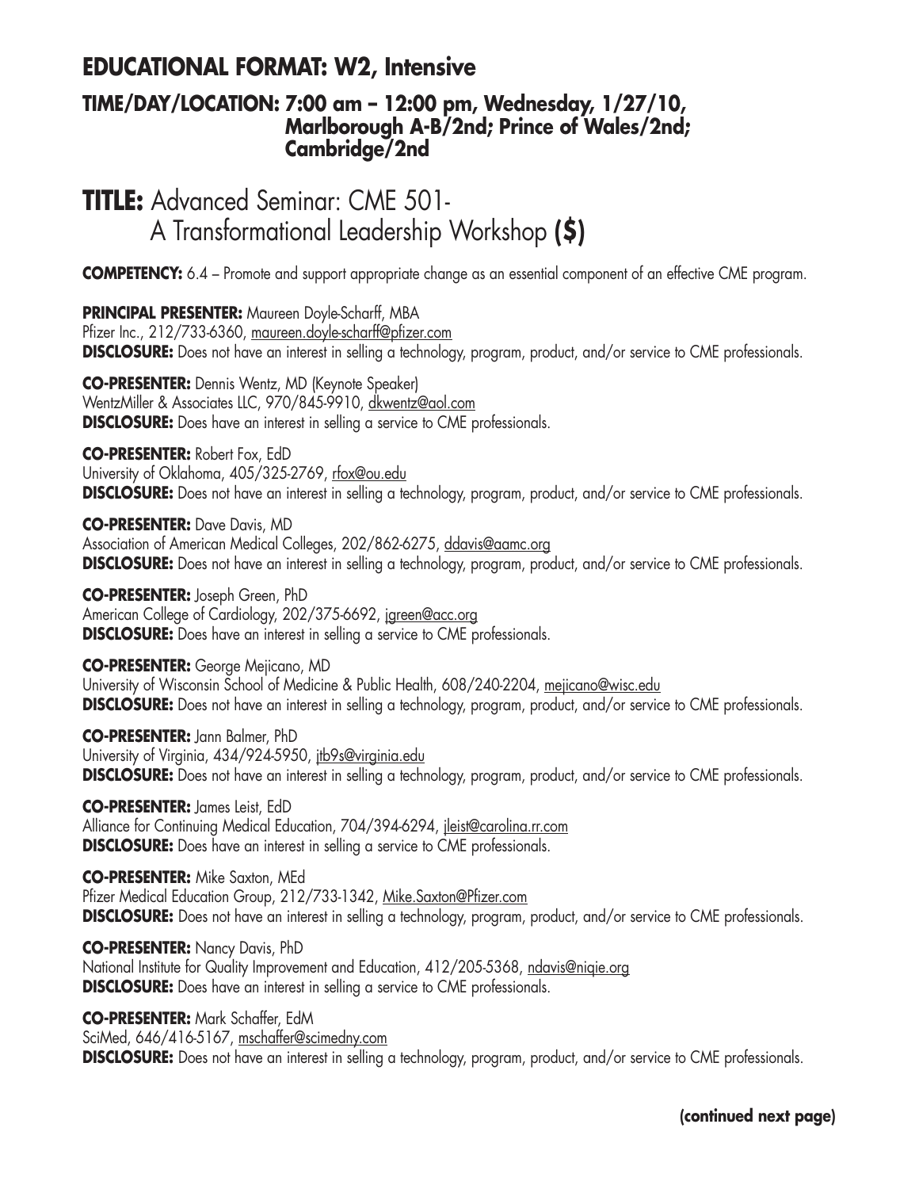## EDUCATIONAL FORMAT: W2, Intensive

### TIME/DAY/LOCATION: 7:00 am – 12:00 pm, Wednesday, 1/27/10, Marlborough A-B/2nd; Prince of Wales/2nd; Cambridge/2nd

# TITLE: Advanced Seminar: CME 501- A Transformational Leadership Workshop **($)**

**COMPETENCY:** 6.4 – Promote and support appropriate change as an essential component of an effective CME program.

**PRINCIPAL PRESENTER:** Maureen Doyle-Scharff, MBA
Pfizer Inc., 212/733-6360, maureen.doyle-scharff@pfizer.com
**DISCLOSURE:** Does not have an interest in selling a technology, program, product, and/or service to CME professionals.

**CO-PRESENTER:** Dennis Wentz, MD (Keynote Speaker)
WentzMiller & Associates LLC, 970/845-9910, dkwentz@aol.com
**DISCLOSURE:** Does have an interest in selling a service to CME professionals.

**CO-PRESENTER:** Robert Fox, EdD
University of Oklahoma, 405/325-2769, rfox@ou.edu
**DISCLOSURE:** Does not have an interest in selling a technology, program, product, and/or service to CME professionals.

**CO-PRESENTER:** Dave Davis, MD
Association of American Medical Colleges, 202/862-6275, ddavis@aamc.org
**DISCLOSURE:** Does not have an interest in selling a technology, program, product, and/or service to CME professionals.

**CO-PRESENTER:** Joseph Green, PhD
American College of Cardiology, 202/375-6692, jgreen@acc.org
**DISCLOSURE:** Does have an interest in selling a service to CME professionals.

**CO-PRESENTER:** George Mejicano, MD
University of Wisconsin School of Medicine & Public Health, 608/240-2204, mejicano@wisc.edu
**DISCLOSURE:** Does not have an interest in selling a technology, program, product, and/or service to CME professionals.

**CO-PRESENTER:** Jann Balmer, PhD
University of Virginia, 434/924-5950, jtb9s@virginia.edu
**DISCLOSURE:** Does not have an interest in selling a technology, program, product, and/or service to CME professionals.

**CO-PRESENTER:** James Leist, EdD
Alliance for Continuing Medical Education, 704/394-6294, jleist@carolina.rr.com
**DISCLOSURE:** Does have an interest in selling a service to CME professionals.

**CO-PRESENTER:** Mike Saxton, MEd
Pfizer Medical Education Group, 212/733-1342, Mike.Saxton@Pfizer.com
**DISCLOSURE:** Does not have an interest in selling a technology, program, product, and/or service to CME professionals.

**CO-PRESENTER:** Nancy Davis, PhD
National Institute for Quality Improvement and Education, 412/205-5368, ndavis@niqie.org
**DISCLOSURE:** Does have an interest in selling a service to CME professionals.

**CO-PRESENTER:** Mark Schaffer, EdM
SciMed, 646/416-5167, mschaffer@scimedny.com
**DISCLOSURE:** Does not have an interest in selling a technology, program, product, and/or service to CME professionals.

**(continued next page)**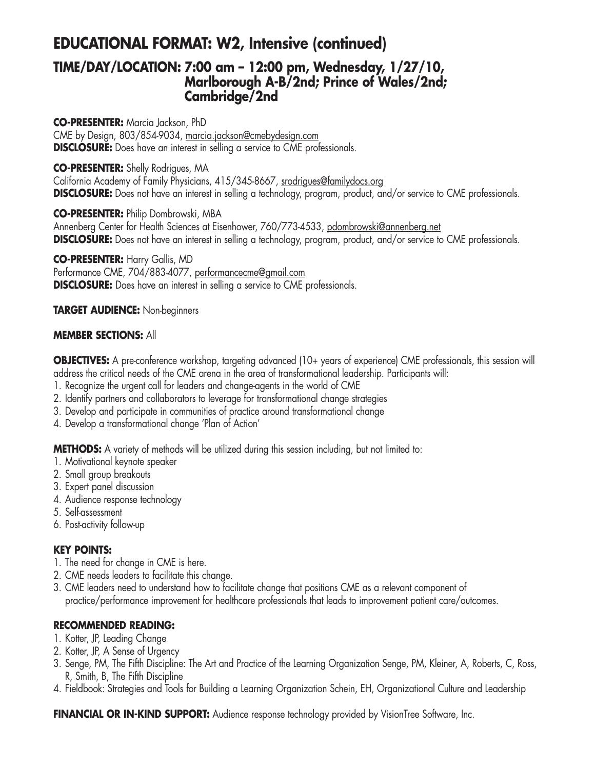# EDUCATIONAL FORMAT: W2, Intensive (continued)

## TIME/DAY/LOCATION: 7:00 am – 12:00 pm, Wednesday, 1/27/10, Marlborough A-B/2nd; Prince of Wales/2nd; Cambridge/2nd

**CO-PRESENTER:** Marcia Jackson, PhD
CME by Design, 803/854-9034, marcia.jackson@cmebydesign.com
**DISCLOSURE:** Does have an interest in selling a service to CME professionals.

**CO-PRESENTER:** Shelly Rodrigues, MA
California Academy of Family Physicians, 415/345-8667, srodrigues@familydocs.org
**DISCLOSURE:** Does not have an interest in selling a technology, program, product, and/or service to CME professionals.

**CO-PRESENTER:** Philip Dombrowski, MBA
Annenberg Center for Health Sciences at Eisenhower, 760/773-4533, pdombrowski@annenberg.net
**DISCLOSURE:** Does not have an interest in selling a technology, program, product, and/or service to CME professionals.

**CO-PRESENTER:** Harry Gallis, MD
Performance CME, 704/883-4077, performancecme@gmail.com
**DISCLOSURE:** Does have an interest in selling a service to CME professionals.

**TARGET AUDIENCE:** Non-beginners

**MEMBER SECTIONS:** All

**OBJECTIVES:** A pre-conference workshop, targeting advanced (10+ years of experience) CME professionals, this session will address the critical needs of the CME arena in the area of transformational leadership. Participants will:

1. Recognize the urgent call for leaders and change-agents in the world of CME
2. Identify partners and collaborators to leverage for transformational change strategies
3. Develop and participate in communities of practice around transformational change
4. Develop a transformational change 'Plan of Action'

**METHODS:** A variety of methods will be utilized during this session including, but not limited to:

1. Motivational keynote speaker
2. Small group breakouts
3. Expert panel discussion
4. Audience response technology
5. Self-assessment
6. Post-activity follow-up

**KEY POINTS:**

1. The need for change in CME is here.
2. CME needs leaders to facilitate this change.
3. CME leaders need to understand how to facilitate change that positions CME as a relevant component of practice/performance improvement for healthcare professionals that leads to improvement patient care/outcomes.

**RECOMMENDED READING:**

1. Kotter, JP, Leading Change
2. Kotter, JP, A Sense of Urgency
3. Senge, PM, The Fifth Discipline: The Art and Practice of the Learning Organization Senge, PM, Kleiner, A, Roberts, C, Ross, R, Smith, B, The Fifth Discipline
4. Fieldbook: Strategies and Tools for Building a Learning Organization Schein, EH, Organizational Culture and Leadership

**FINANCIAL OR IN-KIND SUPPORT:** Audience response technology provided by VisionTree Software, Inc.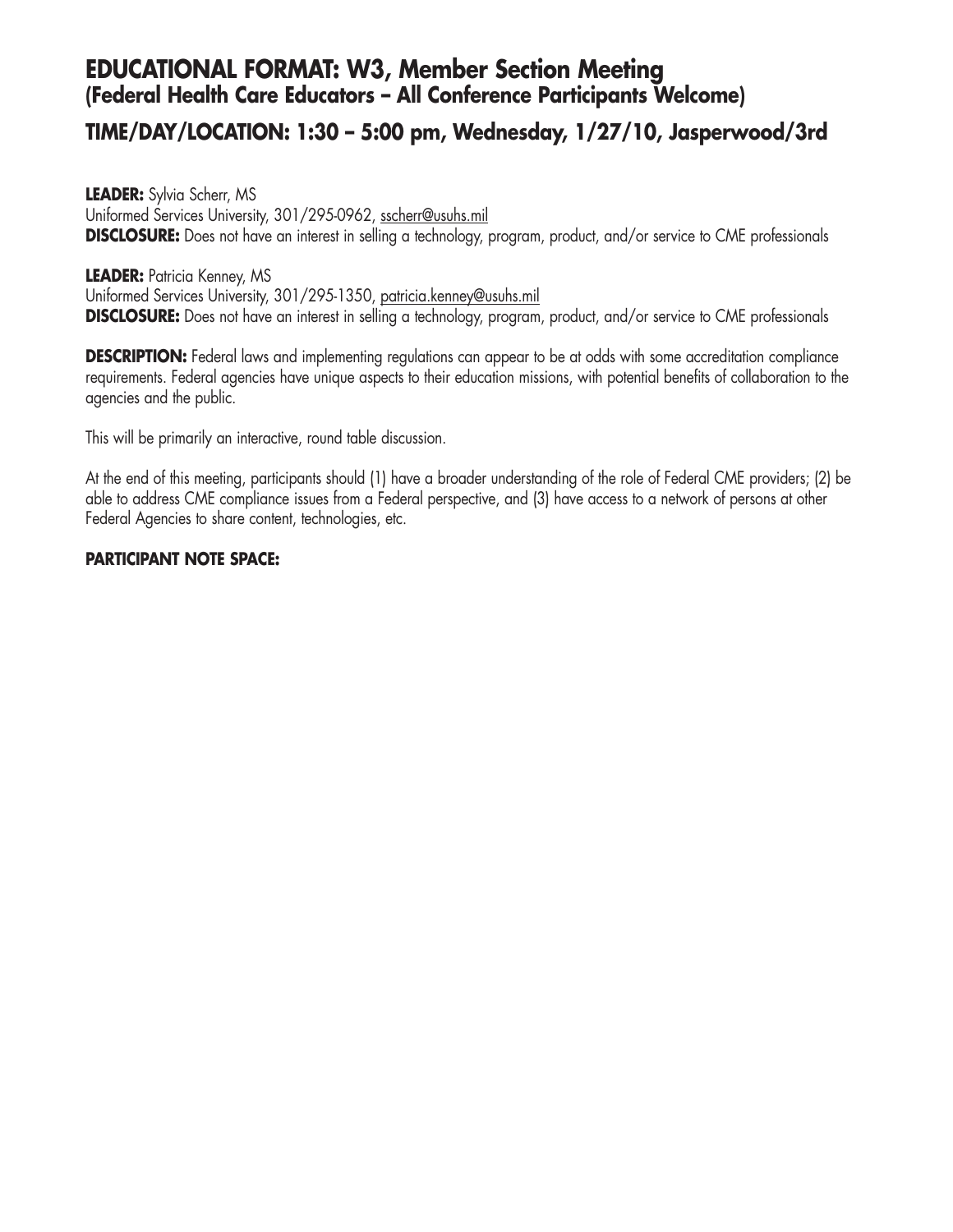## EDUCATIONAL FORMAT: W3, Member Section Meeting
### (Federal Health Care Educators – All Conference Participants Welcome)
## TIME/DAY/LOCATION: 1:30 – 5:00 pm, Wednesday, 1/27/10, Jasperwood/3rd

**LEADER:** Sylvia Scherr, MS
Uniformed Services University, 301/295-0962, sscherr@usuhs.mil
**DISCLOSURE:** Does not have an interest in selling a technology, program, product, and/or service to CME professionals

**LEADER:** Patricia Kenney, MS
Uniformed Services University, 301/295-1350, patricia.kenney@usuhs.mil
**DISCLOSURE:** Does not have an interest in selling a technology, program, product, and/or service to CME professionals

**DESCRIPTION:** Federal laws and implementing regulations can appear to be at odds with some accreditation compliance requirements. Federal agencies have unique aspects to their education missions, with potential benefits of collaboration to the agencies and the public.

This will be primarily an interactive, round table discussion.

At the end of this meeting, participants should (1) have a broader understanding of the role of Federal CME providers; (2) be able to address CME compliance issues from a Federal perspective, and (3) have access to a network of persons at other Federal Agencies to share content, technologies, etc.

**PARTICIPANT NOTE SPACE:**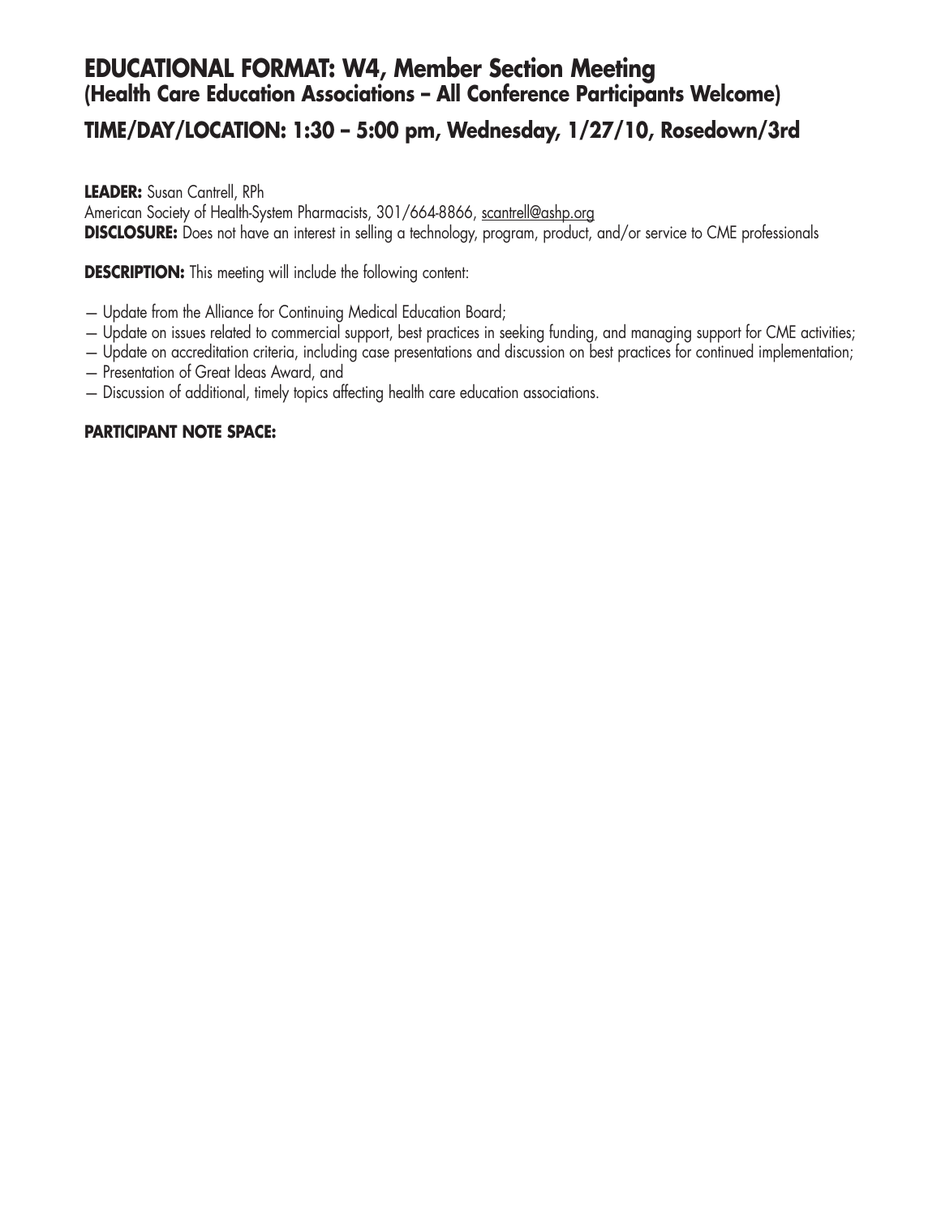## EDUCATIONAL FORMAT: W4, Member Section Meeting
### (Health Care Education Associations – All Conference Participants Welcome)

## TIME/DAY/LOCATION: 1:30 – 5:00 pm, Wednesday, 1/27/10, Rosedown/3rd

**LEADER:** Susan Cantrell, RPh
American Society of Health-System Pharmacists, 301/664-8866, scantrell@ashp.org
**DISCLOSURE:** Does not have an interest in selling a technology, program, product, and/or service to CME professionals

**DESCRIPTION:** This meeting will include the following content:

— Update from the Alliance for Continuing Medical Education Board;
— Update on issues related to commercial support, best practices in seeking funding, and managing support for CME activities;
— Update on accreditation criteria, including case presentations and discussion on best practices for continued implementation;
— Presentation of Great Ideas Award, and
— Discussion of additional, timely topics affecting health care education associations.

**PARTICIPANT NOTE SPACE:**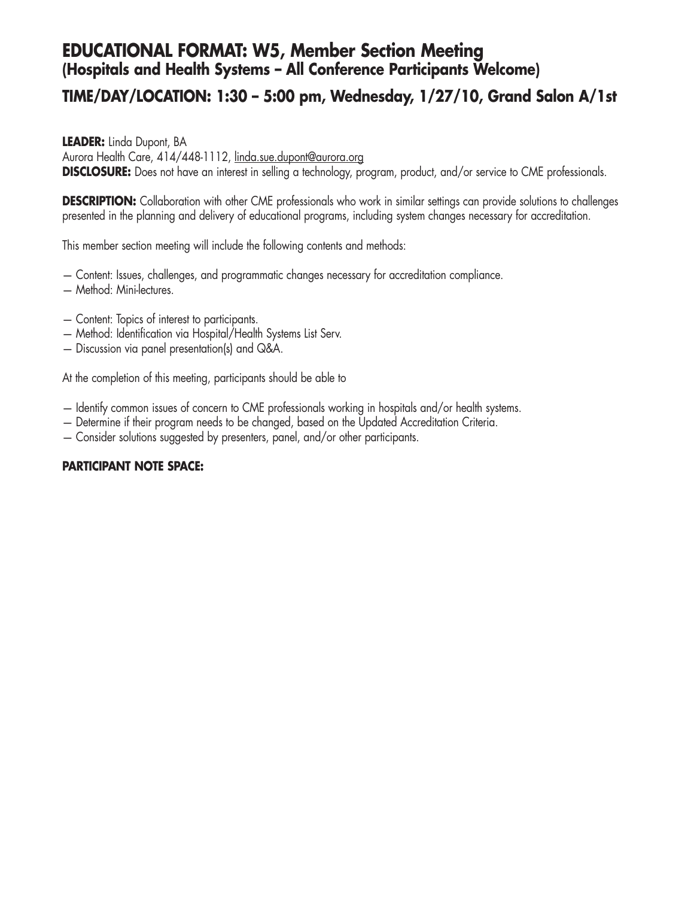# EDUCATIONAL FORMAT: W5, Member Section Meeting
## (Hospitals and Health Systems – All Conference Participants Welcome)

## TIME/DAY/LOCATION: 1:30 – 5:00 pm, Wednesday, 1/27/10, Grand Salon A/1st

**LEADER:** Linda Dupont, BA
Aurora Health Care, 414/448-1112, linda.sue.dupont@aurora.org
**DISCLOSURE:** Does not have an interest in selling a technology, program, product, and/or service to CME professionals.

**DESCRIPTION:** Collaboration with other CME professionals who work in similar settings can provide solutions to challenges presented in the planning and delivery of educational programs, including system changes necessary for accreditation.

This member section meeting will include the following contents and methods:

— Content: Issues, challenges, and programmatic changes necessary for accreditation compliance.
— Method: Mini-lectures.

— Content: Topics of interest to participants.
— Method: Identification via Hospital/Health Systems List Serv.
— Discussion via panel presentation(s) and Q&A.

At the completion of this meeting, participants should be able to

— Identify common issues of concern to CME professionals working in hospitals and/or health systems.
— Determine if their program needs to be changed, based on the Updated Accreditation Criteria.
— Consider solutions suggested by presenters, panel, and/or other participants.

**PARTICIPANT NOTE SPACE:**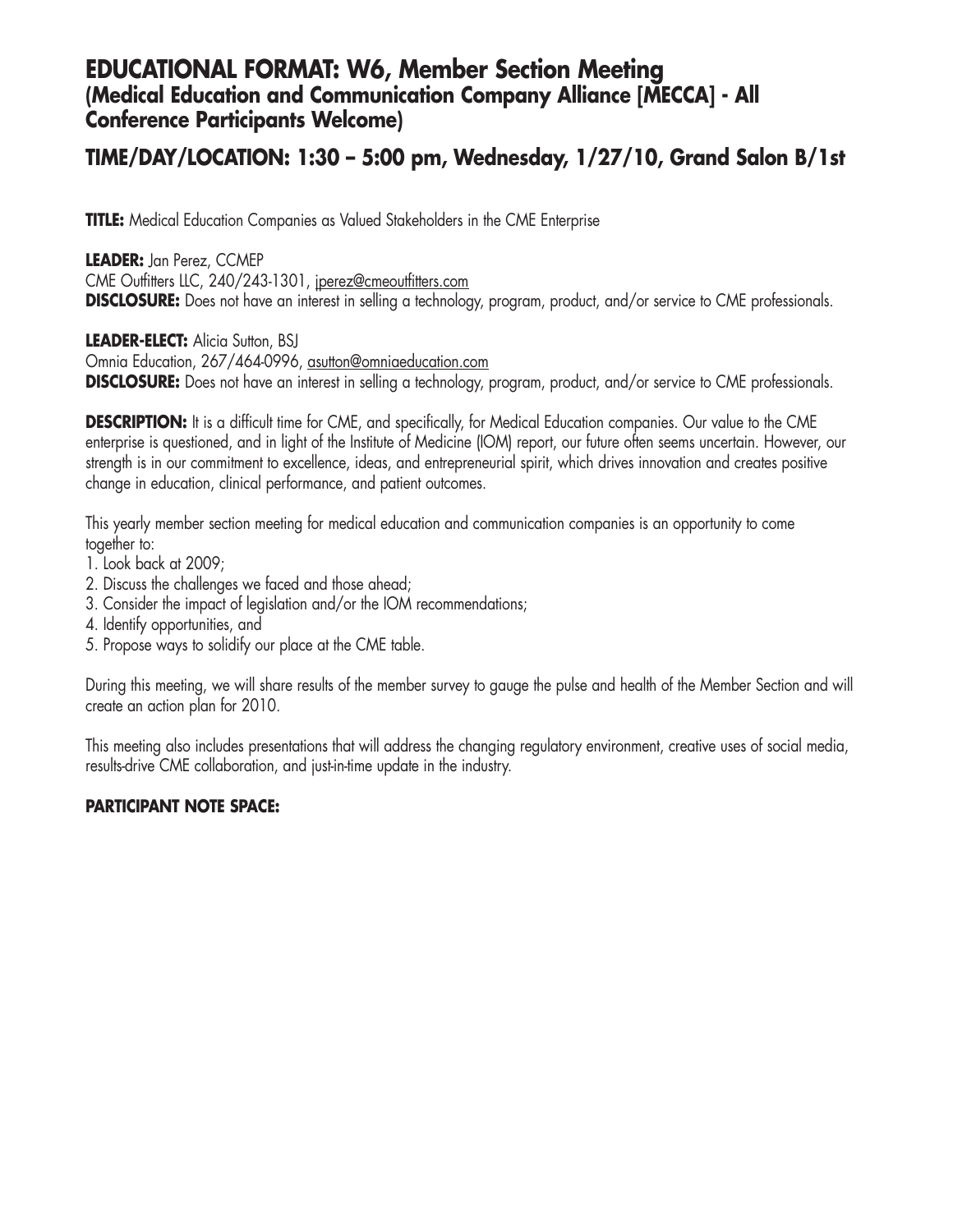# EDUCATIONAL FORMAT: W6, Member Section Meeting
## (Medical Education and Communication Company Alliance [MECCA] - All Conference Participants Welcome)

## TIME/DAY/LOCATION: 1:30 – 5:00 pm, Wednesday, 1/27/10, Grand Salon B/1st

**TITLE:** Medical Education Companies as Valued Stakeholders in the CME Enterprise

**LEADER:** Jan Perez, CCMEP
CME Outfitters LLC, 240/243-1301, jperez@cmeoutfitters.com
**DISCLOSURE:** Does not have an interest in selling a technology, program, product, and/or service to CME professionals.

**LEADER-ELECT:** Alicia Sutton, BSJ
Omnia Education, 267/464-0996, asutton@omniaeducation.com
**DISCLOSURE:** Does not have an interest in selling a technology, program, product, and/or service to CME professionals.

**DESCRIPTION:** It is a difficult time for CME, and specifically, for Medical Education companies. Our value to the CME enterprise is questioned, and in light of the Institute of Medicine (IOM) report, our future often seems uncertain. However, our strength is in our commitment to excellence, ideas, and entrepreneurial spirit, which drives innovation and creates positive change in education, clinical performance, and patient outcomes.

This yearly member section meeting for medical education and communication companies is an opportunity to come together to:

1. Look back at 2009;
2. Discuss the challenges we faced and those ahead;
3. Consider the impact of legislation and/or the IOM recommendations;
4. Identify opportunities, and
5. Propose ways to solidify our place at the CME table.

During this meeting, we will share results of the member survey to gauge the pulse and health of the Member Section and will create an action plan for 2010.

This meeting also includes presentations that will address the changing regulatory environment, creative uses of social media, results-drive CME collaboration, and just-in-time update in the industry.

**PARTICIPANT NOTE SPACE:**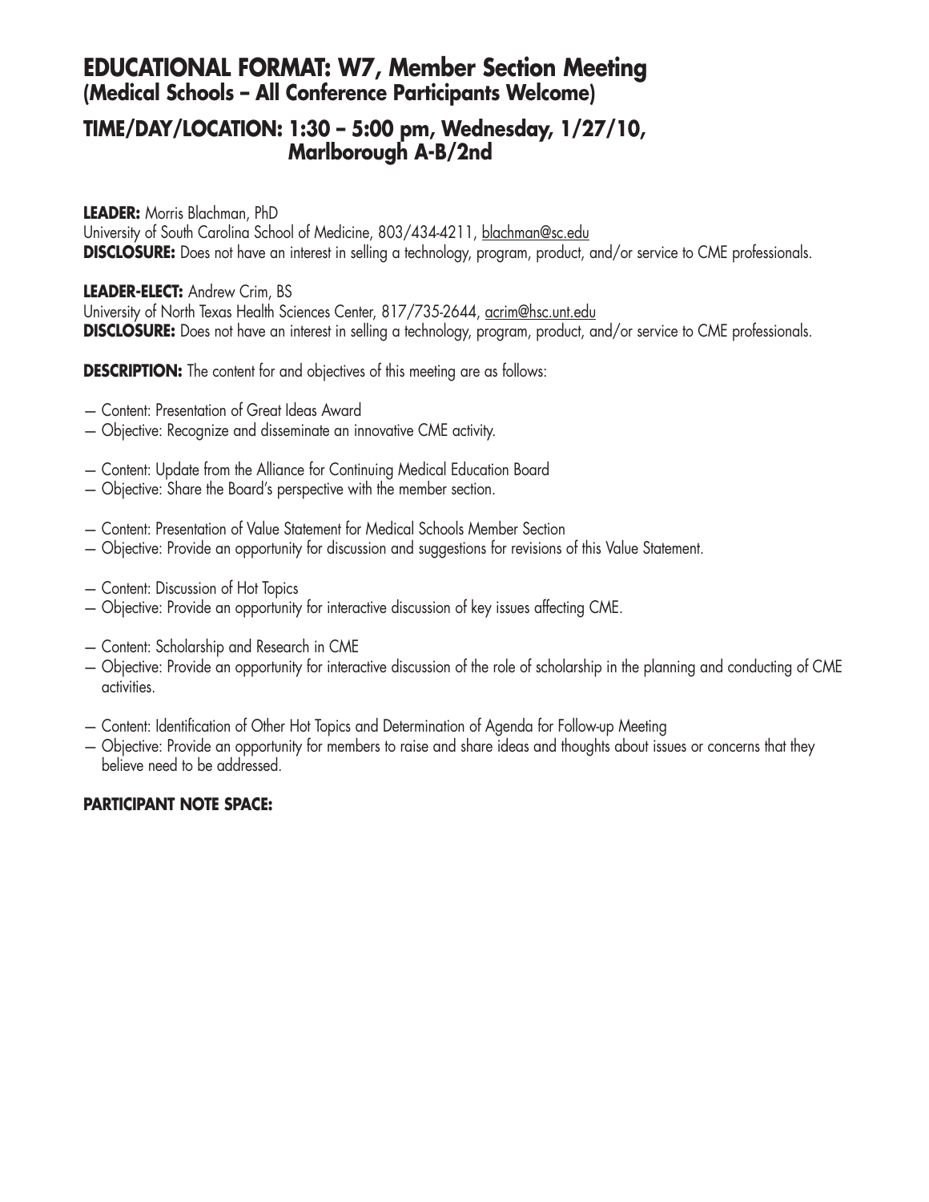# EDUCATIONAL FORMAT: W7, Member Section Meeting
## (Medical Schools – All Conference Participants Welcome)

## TIME/DAY/LOCATION: 1:30 – 5:00 pm, Wednesday, 1/27/10, Marlborough A-B/2nd

**LEADER:** Morris Blachman, PhD
University of South Carolina School of Medicine, 803/434-4211, blachman@sc.edu
**DISCLOSURE:** Does not have an interest in selling a technology, program, product, and/or service to CME professionals.

**LEADER-ELECT:** Andrew Crim, BS
University of North Texas Health Sciences Center, 817/735-2644, acrim@hsc.unt.edu
**DISCLOSURE:** Does not have an interest in selling a technology, program, product, and/or service to CME professionals.

**DESCRIPTION:** The content for and objectives of this meeting are as follows:

— Content: Presentation of Great Ideas Award
— Objective: Recognize and disseminate an innovative CME activity.

— Content: Update from the Alliance for Continuing Medical Education Board
— Objective: Share the Board's perspective with the member section.

— Content: Presentation of Value Statement for Medical Schools Member Section
— Objective: Provide an opportunity for discussion and suggestions for revisions of this Value Statement.

— Content: Discussion of Hot Topics
— Objective: Provide an opportunity for interactive discussion of key issues affecting CME.

— Content: Scholarship and Research in CME
— Objective: Provide an opportunity for interactive discussion of the role of scholarship in the planning and conducting of CME activities.

— Content: Identification of Other Hot Topics and Determination of Agenda for Follow-up Meeting
— Objective: Provide an opportunity for members to raise and share ideas and thoughts about issues or concerns that they believe need to be addressed.

**PARTICIPANT NOTE SPACE:**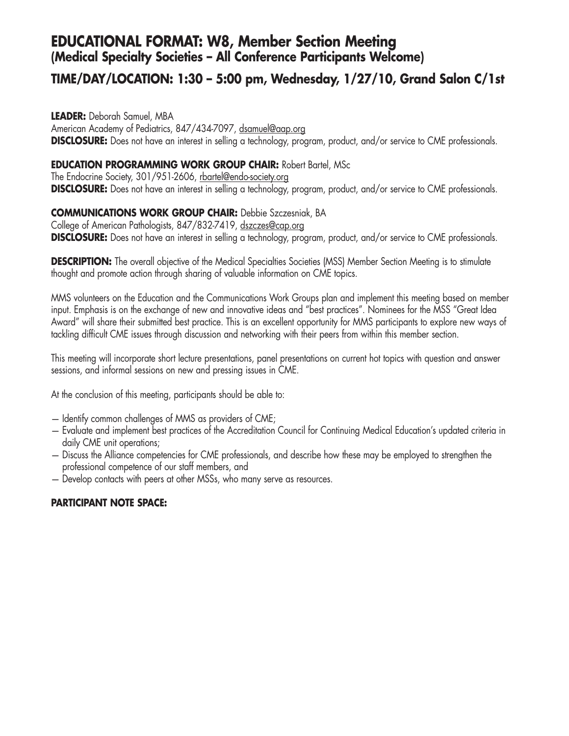# EDUCATIONAL FORMAT: W8, Member Section Meeting
## (Medical Specialty Societies – All Conference Participants Welcome)
## TIME/DAY/LOCATION: 1:30 – 5:00 pm, Wednesday, 1/27/10, Grand Salon C/1st

**LEADER:** Deborah Samuel, MBA
American Academy of Pediatrics, 847/434-7097, dsamuel@aap.org
**DISCLOSURE:** Does not have an interest in selling a technology, program, product, and/or service to CME professionals.

**EDUCATION PROGRAMMING WORK GROUP CHAIR:** Robert Bartel, MSc
The Endocrine Society, 301/951-2606, rbartel@endo-society.org
**DISCLOSURE:** Does not have an interest in selling a technology, program, product, and/or service to CME professionals.

**COMMUNICATIONS WORK GROUP CHAIR:** Debbie Szczesniak, BA
College of American Pathologists, 847/832-7419, dszczes@cap.org
**DISCLOSURE:** Does not have an interest in selling a technology, program, product, and/or service to CME professionals.

**DESCRIPTION:** The overall objective of the Medical Specialties Societies (MSS) Member Section Meeting is to stimulate thought and promote action through sharing of valuable information on CME topics.

MMS volunteers on the Education and the Communications Work Groups plan and implement this meeting based on member input. Emphasis is on the exchange of new and innovative ideas and "best practices". Nominees for the MSS "Great Idea Award" will share their submitted best practice. This is an excellent opportunity for MMS participants to explore new ways of tackling difficult CME issues through discussion and networking with their peers from within this member section.

This meeting will incorporate short lecture presentations, panel presentations on current hot topics with question and answer sessions, and informal sessions on new and pressing issues in CME.

At the conclusion of this meeting, participants should be able to:

- Identify common challenges of MMS as providers of CME;
- Evaluate and implement best practices of the Accreditation Council for Continuing Medical Education's updated criteria in daily CME unit operations;
- Discuss the Alliance competencies for CME professionals, and describe how these may be employed to strengthen the professional competence of our staff members, and
- Develop contacts with peers at other MSSs, who many serve as resources.

**PARTICIPANT NOTE SPACE:**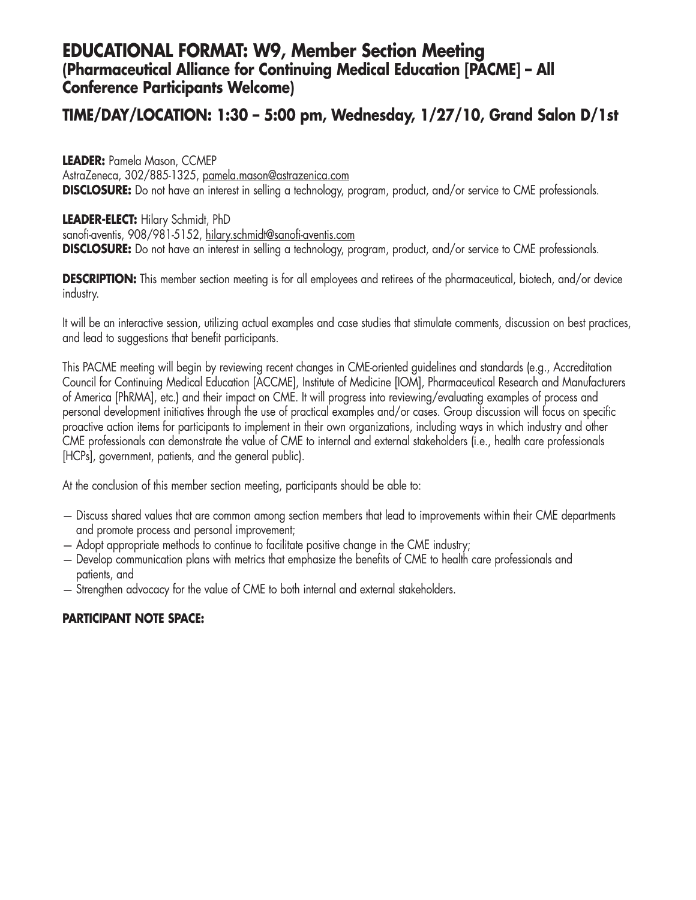# EDUCATIONAL FORMAT: W9, Member Section Meeting (Pharmaceutical Alliance for Continuing Medical Education [PACME] – All Conference Participants Welcome)

## TIME/DAY/LOCATION: 1:30 – 5:00 pm, Wednesday, 1/27/10, Grand Salon D/1st

**LEADER:** Pamela Mason, CCMEP
AstraZeneca, 302/885-1325, pamela.mason@astrazenica.com
**DISCLOSURE:** Do not have an interest in selling a technology, program, product, and/or service to CME professionals.

**LEADER-ELECT:** Hilary Schmidt, PhD
sanofi-aventis, 908/981-5152, hilary.schmidt@sanofi-aventis.com
**DISCLOSURE:** Do not have an interest in selling a technology, program, product, and/or service to CME professionals.

**DESCRIPTION:** This member section meeting is for all employees and retirees of the pharmaceutical, biotech, and/or device industry.

It will be an interactive session, utilizing actual examples and case studies that stimulate comments, discussion on best practices, and lead to suggestions that benefit participants.

This PACME meeting will begin by reviewing recent changes in CME-oriented guidelines and standards (e.g., Accreditation Council for Continuing Medical Education [ACCME], Institute of Medicine [IOM], Pharmaceutical Research and Manufacturers of America [PhRMA], etc.) and their impact on CME. It will progress into reviewing/evaluating examples of process and personal development initiatives through the use of practical examples and/or cases. Group discussion will focus on specific proactive action items for participants to implement in their own organizations, including ways in which industry and other CME professionals can demonstrate the value of CME to internal and external stakeholders (i.e., health care professionals [HCPs], government, patients, and the general public).

At the conclusion of this member section meeting, participants should be able to:

— Discuss shared values that are common among section members that lead to improvements within their CME departments and promote process and personal improvement;
— Adopt appropriate methods to continue to facilitate positive change in the CME industry;
— Develop communication plans with metrics that emphasize the benefits of CME to health care professionals and patients, and
— Strengthen advocacy for the value of CME to both internal and external stakeholders.

**PARTICIPANT NOTE SPACE:**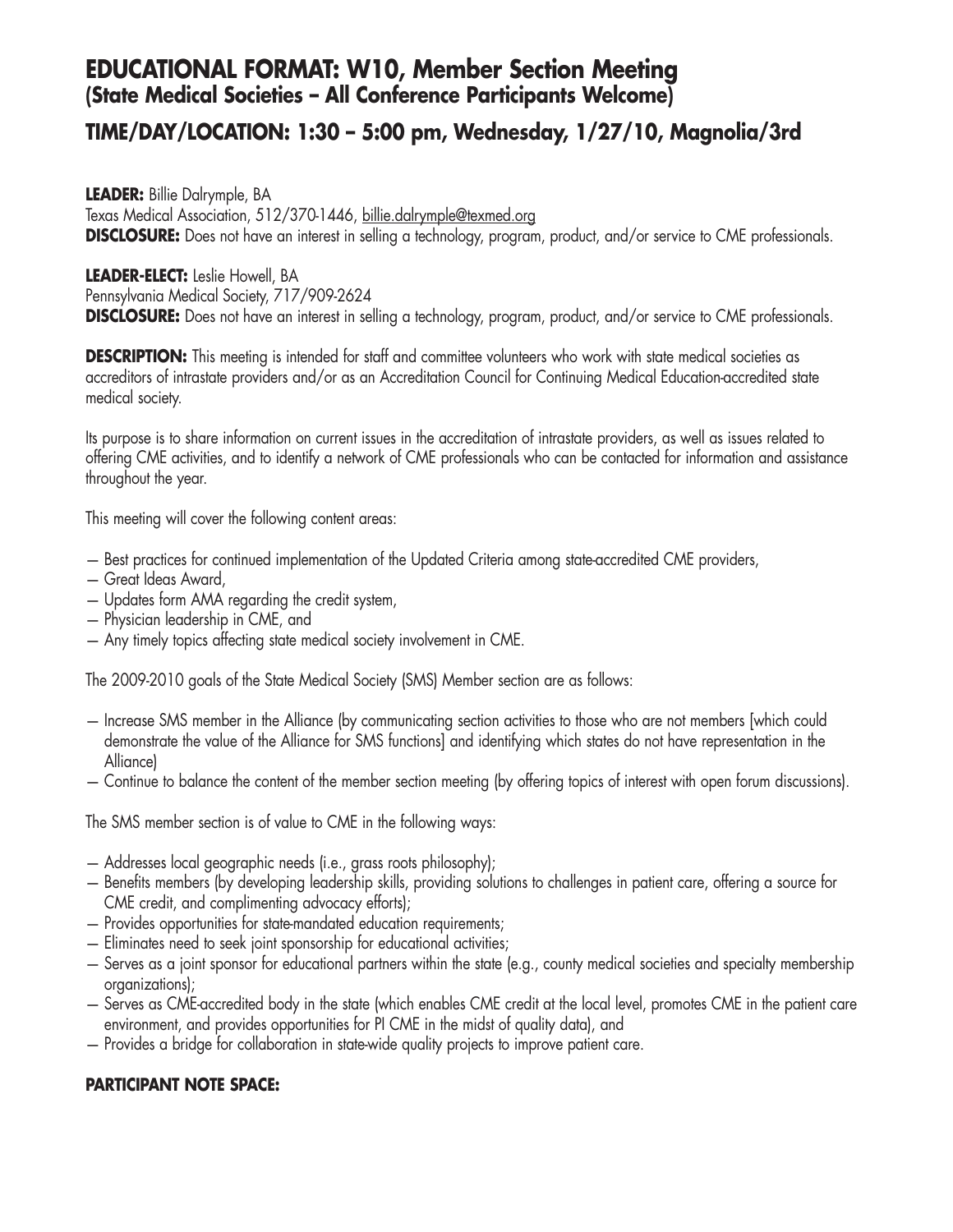# EDUCATIONAL FORMAT: W10, Member Section Meeting
## (State Medical Societies – All Conference Participants Welcome)

## TIME/DAY/LOCATION: 1:30 – 5:00 pm, Wednesday, 1/27/10, Magnolia/3rd

**LEADER:** Billie Dalrymple, BA
Texas Medical Association, 512/370-1446, billie.dalrymple@texmed.org
**DISCLOSURE:** Does not have an interest in selling a technology, program, product, and/or service to CME professionals.

**LEADER-ELECT:** Leslie Howell, BA
Pennsylvania Medical Society, 717/909-2624
**DISCLOSURE:** Does not have an interest in selling a technology, program, product, and/or service to CME professionals.

**DESCRIPTION:** This meeting is intended for staff and committee volunteers who work with state medical societies as accreditors of intrastate providers and/or as an Accreditation Council for Continuing Medical Education-accredited state medical society.

Its purpose is to share information on current issues in the accreditation of intrastate providers, as well as issues related to offering CME activities, and to identify a network of CME professionals who can be contacted for information and assistance throughout the year.

This meeting will cover the following content areas:

- Best practices for continued implementation of the Updated Criteria among state-accredited CME providers,
- Great Ideas Award,
- Updates form AMA regarding the credit system,
- Physician leadership in CME, and
- Any timely topics affecting state medical society involvement in CME.

The 2009-2010 goals of the State Medical Society (SMS) Member section are as follows:

- Increase SMS member in the Alliance (by communicating section activities to those who are not members [which could demonstrate the value of the Alliance for SMS functions] and identifying which states do not have representation in the Alliance)
- Continue to balance the content of the member section meeting (by offering topics of interest with open forum discussions).

The SMS member section is of value to CME in the following ways:

- Addresses local geographic needs (i.e., grass roots philosophy);
- Benefits members (by developing leadership skills, providing solutions to challenges in patient care, offering a source for CME credit, and complimenting advocacy efforts);
- Provides opportunities for state-mandated education requirements;
- Eliminates need to seek joint sponsorship for educational activities;
- Serves as a joint sponsor for educational partners within the state (e.g., county medical societies and specialty membership organizations);
- Serves as CME-accredited body in the state (which enables CME credit at the local level, promotes CME in the patient care environment, and provides opportunities for PI CME in the midst of quality data), and
- Provides a bridge for collaboration in state-wide quality projects to improve patient care.

**PARTICIPANT NOTE SPACE:**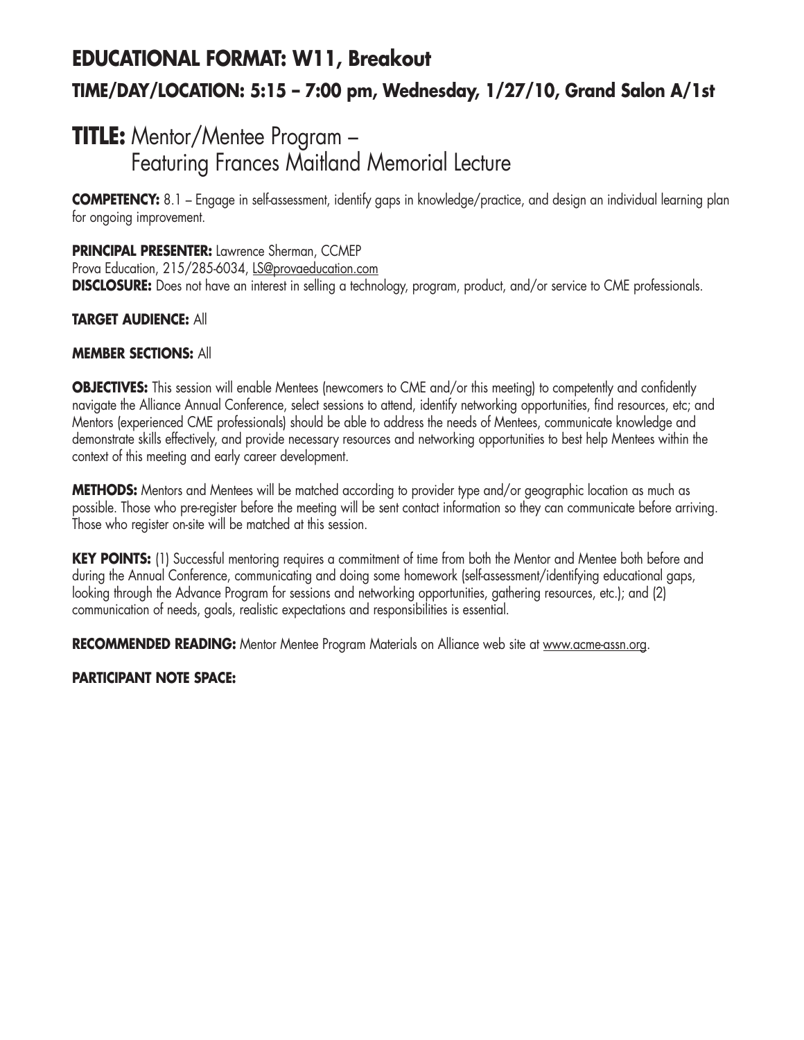## EDUCATIONAL FORMAT: W11, Breakout

### TIME/DAY/LOCATION: 5:15 – 7:00 pm, Wednesday, 1/27/10, Grand Salon A/1st

# TITLE: Mentor/Mentee Program – Featuring Frances Maitland Memorial Lecture

**COMPETENCY:** 8.1 – Engage in self-assessment, identify gaps in knowledge/practice, and design an individual learning plan for ongoing improvement.

**PRINCIPAL PRESENTER:** Lawrence Sherman, CCMEP
Prova Education, 215/285-6034, LS@provaeducation.com
**DISCLOSURE:** Does not have an interest in selling a technology, program, product, and/or service to CME professionals.

**TARGET AUDIENCE:** All

**MEMBER SECTIONS:** All

**OBJECTIVES:** This session will enable Mentees (newcomers to CME and/or this meeting) to competently and confidently navigate the Alliance Annual Conference, select sessions to attend, identify networking opportunities, find resources, etc; and Mentors (experienced CME professionals) should be able to address the needs of Mentees, communicate knowledge and demonstrate skills effectively, and provide necessary resources and networking opportunities to best help Mentees within the context of this meeting and early career development.

**METHODS:** Mentors and Mentees will be matched according to provider type and/or geographic location as much as possible. Those who pre-register before the meeting will be sent contact information so they can communicate before arriving. Those who register on-site will be matched at this session.

**KEY POINTS:** (1) Successful mentoring requires a commitment of time from both the Mentor and Mentee both before and during the Annual Conference, communicating and doing some homework (self-assessment/identifying educational gaps, looking through the Advance Program for sessions and networking opportunities, gathering resources, etc.); and (2) communication of needs, goals, realistic expectations and responsibilities is essential.

**RECOMMENDED READING:** Mentor Mentee Program Materials on Alliance web site at www.acme-assn.org.

**PARTICIPANT NOTE SPACE:**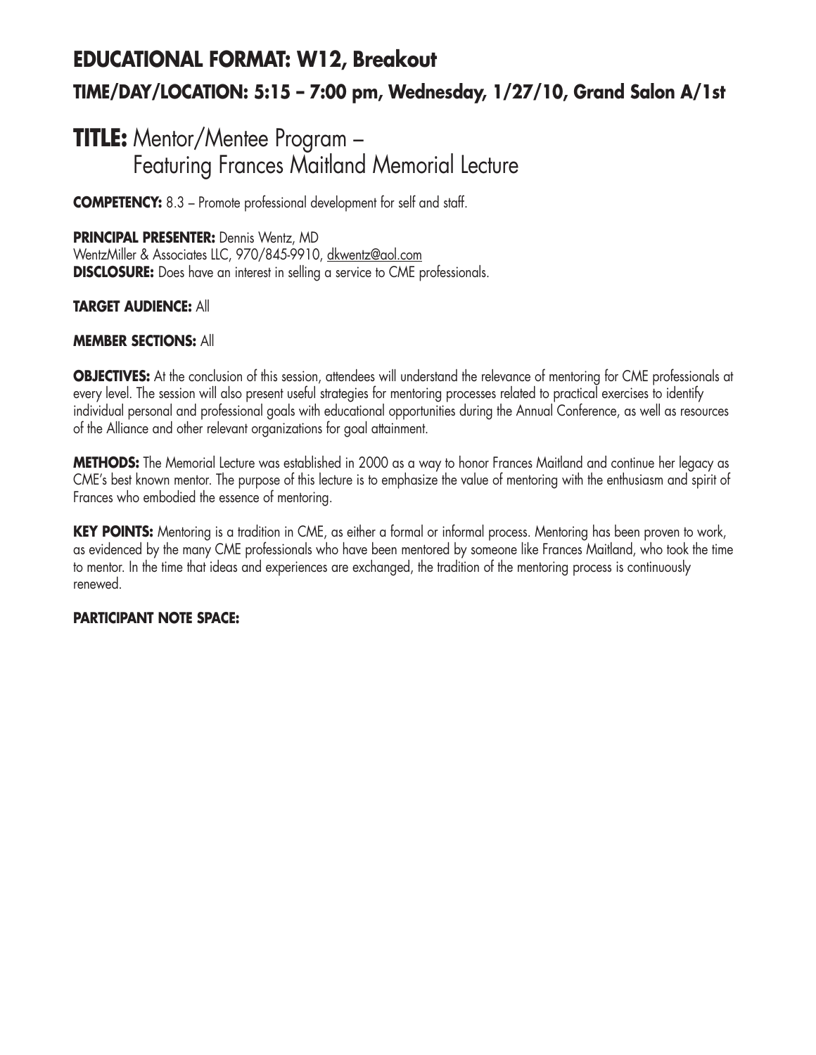## EDUCATIONAL FORMAT: W12, Breakout

### TIME/DAY/LOCATION: 5:15 – 7:00 pm, Wednesday, 1/27/10, Grand Salon A/1st

# TITLE: Mentor/Mentee Program – Featuring Frances Maitland Memorial Lecture

**COMPETENCY:** 8.3 – Promote professional development for self and staff.

**PRINCIPAL PRESENTER:** Dennis Wentz, MD
WentzMiller & Associates LLC, 970/845-9910, dkwentz@aol.com
**DISCLOSURE:** Does have an interest in selling a service to CME professionals.

**TARGET AUDIENCE:** All

**MEMBER SECTIONS:** All

**OBJECTIVES:** At the conclusion of this session, attendees will understand the relevance of mentoring for CME professionals at every level. The session will also present useful strategies for mentoring processes related to practical exercises to identify individual personal and professional goals with educational opportunities during the Annual Conference, as well as resources of the Alliance and other relevant organizations for goal attainment.

**METHODS:** The Memorial Lecture was established in 2000 as a way to honor Frances Maitland and continue her legacy as CME's best known mentor. The purpose of this lecture is to emphasize the value of mentoring with the enthusiasm and spirit of Frances who embodied the essence of mentoring.

**KEY POINTS:** Mentoring is a tradition in CME, as either a formal or informal process. Mentoring has been proven to work, as evidenced by the many CME professionals who have been mentored by someone like Frances Maitland, who took the time to mentor. In the time that ideas and experiences are exchanged, the tradition of the mentoring process is continuously renewed.

**PARTICIPANT NOTE SPACE:**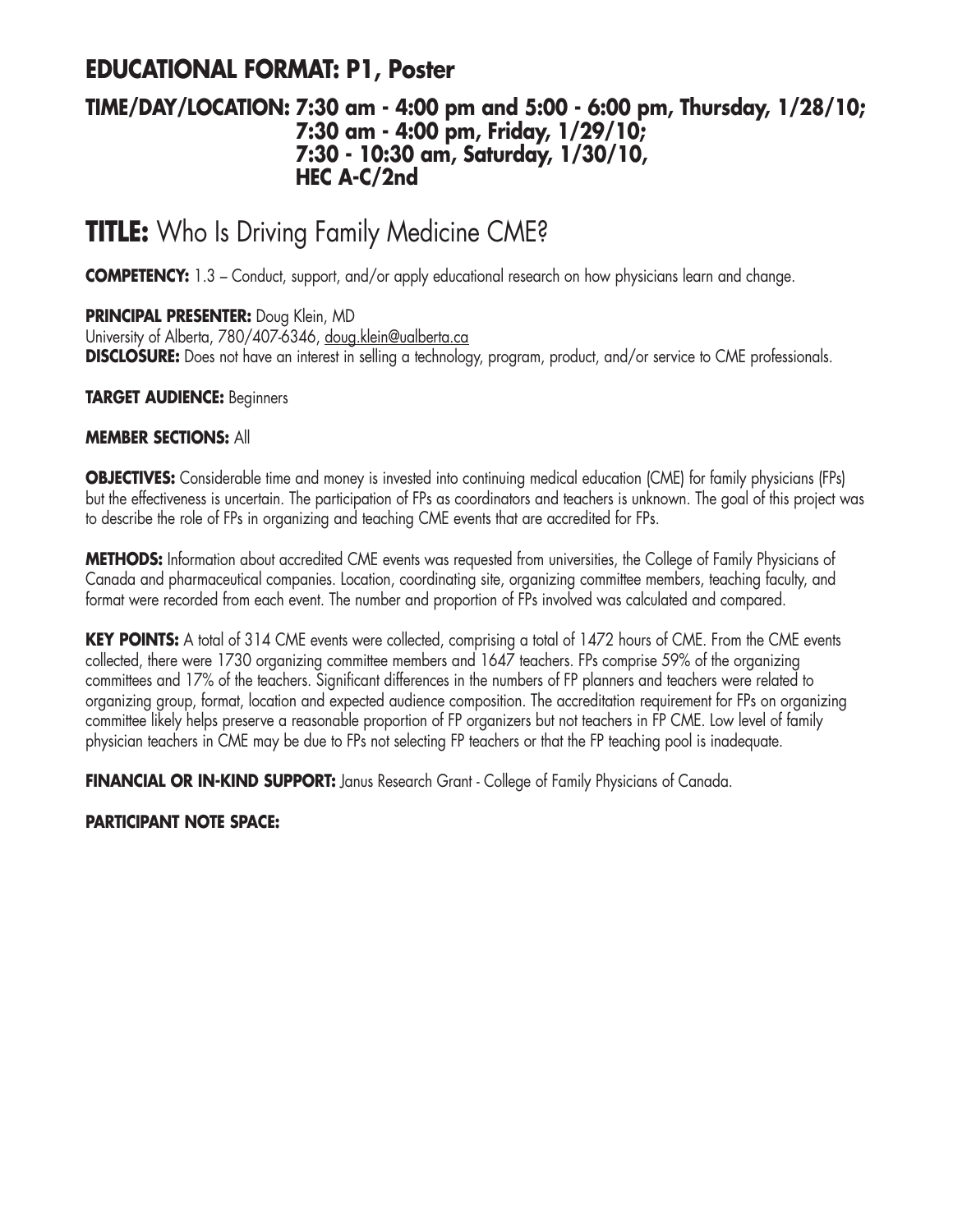## EDUCATIONAL FORMAT: P1, Poster

### TIME/DAY/LOCATION: 7:30 am - 4:00 pm and 5:00 - 6:00 pm, Thursday, 1/28/10; 7:30 am - 4:00 pm, Friday, 1/29/10; 7:30 - 10:30 am, Saturday, 1/30/10, HEC A-C/2nd

# TITLE: Who Is Driving Family Medicine CME?

**COMPETENCY:** 1.3 – Conduct, support, and/or apply educational research on how physicians learn and change.

**PRINCIPAL PRESENTER:** Doug Klein, MD
University of Alberta, 780/407-6346, doug.klein@ualberta.ca
**DISCLOSURE:** Does not have an interest in selling a technology, program, product, and/or service to CME professionals.

**TARGET AUDIENCE:** Beginners

**MEMBER SECTIONS:** All

**OBJECTIVES:** Considerable time and money is invested into continuing medical education (CME) for family physicians (FPs) but the effectiveness is uncertain. The participation of FPs as coordinators and teachers is unknown. The goal of this project was to describe the role of FPs in organizing and teaching CME events that are accredited for FPs.

**METHODS:** Information about accredited CME events was requested from universities, the College of Family Physicians of Canada and pharmaceutical companies. Location, coordinating site, organizing committee members, teaching faculty, and format were recorded from each event. The number and proportion of FPs involved was calculated and compared.

**KEY POINTS:** A total of 314 CME events were collected, comprising a total of 1472 hours of CME. From the CME events collected, there were 1730 organizing committee members and 1647 teachers. FPs comprise 59% of the organizing committees and 17% of the teachers. Significant differences in the numbers of FP planners and teachers were related to organizing group, format, location and expected audience composition. The accreditation requirement for FPs on organizing committee likely helps preserve a reasonable proportion of FP organizers but not teachers in FP CME. Low level of family physician teachers in CME may be due to FPs not selecting FP teachers or that the FP teaching pool is inadequate.

**FINANCIAL OR IN-KIND SUPPORT:** Janus Research Grant - College of Family Physicians of Canada.

**PARTICIPANT NOTE SPACE:**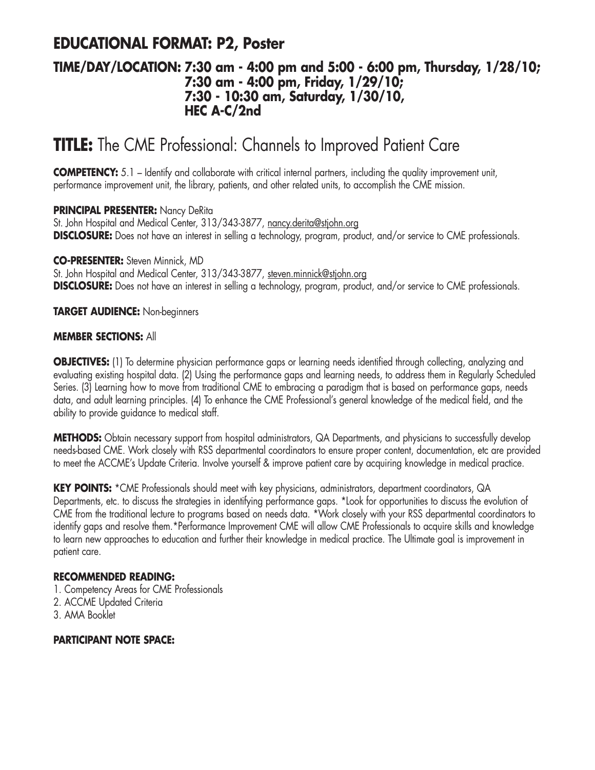## EDUCATIONAL FORMAT: P2, Poster

### TIME/DAY/LOCATION: 7:30 am - 4:00 pm and 5:00 - 6:00 pm, Thursday, 1/28/10; 7:30 am - 4:00 pm, Friday, 1/29/10; 7:30 - 10:30 am, Saturday, 1/30/10, HEC A-C/2nd

# TITLE: The CME Professional: Channels to Improved Patient Care

**COMPETENCY:** 5.1 – Identify and collaborate with critical internal partners, including the quality improvement unit, performance improvement unit, the library, patients, and other related units, to accomplish the CME mission.

**PRINCIPAL PRESENTER:** Nancy DeRita
St. John Hospital and Medical Center, 313/343-3877, nancy.derita@stjohn.org
**DISCLOSURE:** Does not have an interest in selling a technology, program, product, and/or service to CME professionals.

**CO-PRESENTER:** Steven Minnick, MD
St. John Hospital and Medical Center, 313/343-3877, steven.minnick@stjohn.org
**DISCLOSURE:** Does not have an interest in selling a technology, program, product, and/or service to CME professionals.

**TARGET AUDIENCE:** Non-beginners

**MEMBER SECTIONS:** All

**OBJECTIVES:** (1) To determine physician performance gaps or learning needs identified through collecting, analyzing and evaluating existing hospital data. (2) Using the performance gaps and learning needs, to address them in Regularly Scheduled Series. (3) Learning how to move from traditional CME to embracing a paradigm that is based on performance gaps, needs data, and adult learning principles. (4) To enhance the CME Professional's general knowledge of the medical field, and the ability to provide guidance to medical staff.

**METHODS:** Obtain necessary support from hospital administrators, QA Departments, and physicians to successfully develop needs-based CME. Work closely with RSS departmental coordinators to ensure proper content, documentation, etc are provided to meet the ACCME's Update Criteria. Involve yourself & improve patient care by acquiring knowledge in medical practice.

**KEY POINTS:** *CME Professionals should meet with key physicians, administrators, department coordinators, QA Departments, etc. to discuss the strategies in identifying performance gaps. *Look for opportunities to discuss the evolution of CME from the traditional lecture to programs based on needs data. *Work closely with your RSS departmental coordinators to identify gaps and resolve them.*Performance Improvement CME will allow CME Professionals to acquire skills and knowledge to learn new approaches to education and further their knowledge in medical practice. The Ultimate goal is improvement in patient care.

**RECOMMENDED READING:**
1. Competency Areas for CME Professionals
2. ACCME Updated Criteria
3. AMA Booklet

**PARTICIPANT NOTE SPACE:**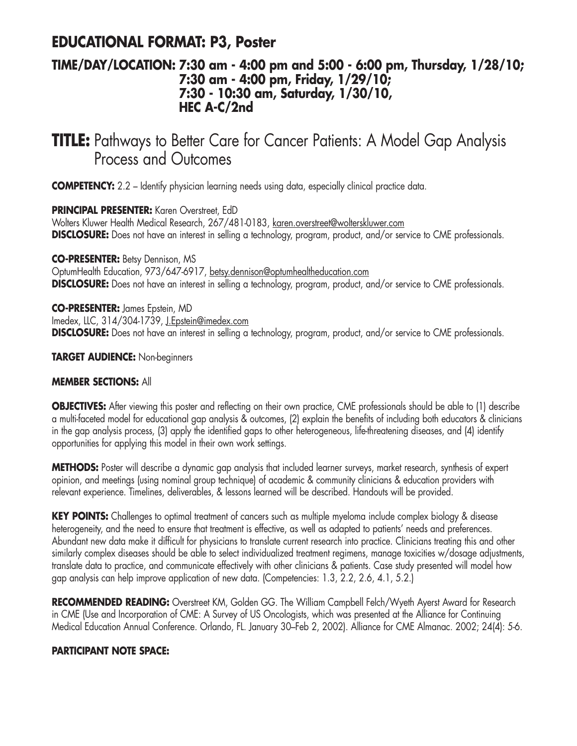## EDUCATIONAL FORMAT: P3, Poster

### TIME/DAY/LOCATION: 7:30 am - 4:00 pm and 5:00 - 6:00 pm, Thursday, 1/28/10; 7:30 am - 4:00 pm, Friday, 1/29/10; 7:30 - 10:30 am, Saturday, 1/30/10, HEC A-C/2nd

# TITLE: Pathways to Better Care for Cancer Patients: A Model Gap Analysis Process and Outcomes

**COMPETENCY:** 2.2 – Identify physician learning needs using data, especially clinical practice data.

**PRINCIPAL PRESENTER:** Karen Overstreet, EdD
Wolters Kluwer Health Medical Research, 267/481-0183, karen.overstreet@wolterskluwer.com
**DISCLOSURE:** Does not have an interest in selling a technology, program, product, and/or service to CME professionals.

**CO-PRESENTER:** Betsy Dennison, MS
OptumHealth Education, 973/647-6917, betsy.dennison@optumhealtheducation.com
**DISCLOSURE:** Does not have an interest in selling a technology, program, product, and/or service to CME professionals.

**CO-PRESENTER:** James Epstein, MD
Imedex, LLC, 314/304-1739, J.Epstein@imedex.com
**DISCLOSURE:** Does not have an interest in selling a technology, program, product, and/or service to CME professionals.

**TARGET AUDIENCE:** Non-beginners

**MEMBER SECTIONS:** All

**OBJECTIVES:** After viewing this poster and reflecting on their own practice, CME professionals should be able to (1) describe a multi-faceted model for educational gap analysis & outcomes, (2) explain the benefits of including both educators & clinicians in the gap analysis process, (3) apply the identified gaps to other heterogeneous, life-threatening diseases, and (4) identify opportunities for applying this model in their own work settings.

**METHODS:** Poster will describe a dynamic gap analysis that included learner surveys, market research, synthesis of expert opinion, and meetings (using nominal group technique) of academic & community clinicians & education providers with relevant experience. Timelines, deliverables, & lessons learned will be described. Handouts will be provided.

**KEY POINTS:** Challenges to optimal treatment of cancers such as multiple myeloma include complex biology & disease heterogeneity, and the need to ensure that treatment is effective, as well as adapted to patients' needs and preferences. Abundant new data make it difficult for physicians to translate current research into practice. Clinicians treating this and other similarly complex diseases should be able to select individualized treatment regimens, manage toxicities w/dosage adjustments, translate data to practice, and communicate effectively with other clinicians & patients. Case study presented will model how gap analysis can help improve application of new data. (Competencies: 1.3, 2.2, 2.6, 4.1, 5.2.)

**RECOMMENDED READING:** Overstreet KM, Golden GG. The William Campbell Felch/Wyeth Ayerst Award for Research in CME (Use and Incorporation of CME: A Survey of US Oncologists, which was presented at the Alliance for Continuing Medical Education Annual Conference. Orlando, FL. January 30–Feb 2, 2002). Alliance for CME Almanac. 2002; 24(4): 5-6.

**PARTICIPANT NOTE SPACE:**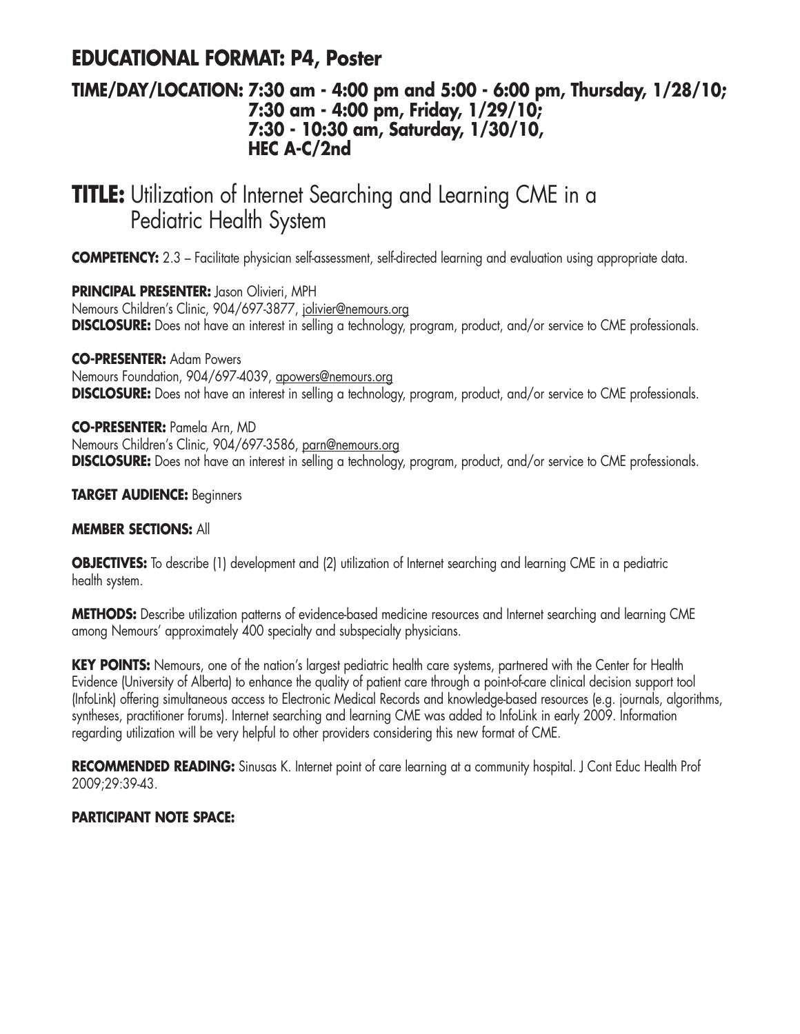## EDUCATIONAL FORMAT: P4, Poster

### TIME/DAY/LOCATION: 7:30 am - 4:00 pm and 5:00 - 6:00 pm, Thursday, 1/28/10; 7:30 am - 4:00 pm, Friday, 1/29/10; 7:30 - 10:30 am, Saturday, 1/30/10, HEC A-C/2nd

# TITLE: Utilization of Internet Searching and Learning CME in a Pediatric Health System

**COMPETENCY:** 2.3 – Facilitate physician self-assessment, self-directed learning and evaluation using appropriate data.

**PRINCIPAL PRESENTER:** Jason Olivieri, MPH
Nemours Children's Clinic, 904/697-3877, jolivier@nemours.org
**DISCLOSURE:** Does not have an interest in selling a technology, program, product, and/or service to CME professionals.

**CO-PRESENTER:** Adam Powers
Nemours Foundation, 904/697-4039, apowers@nemours.org
**DISCLOSURE:** Does not have an interest in selling a technology, program, product, and/or service to CME professionals.

**CO-PRESENTER:** Pamela Arn, MD
Nemours Children's Clinic, 904/697-3586, parn@nemours.org
**DISCLOSURE:** Does not have an interest in selling a technology, program, product, and/or service to CME professionals.

**TARGET AUDIENCE:** Beginners

**MEMBER SECTIONS:** All

**OBJECTIVES:** To describe (1) development and (2) utilization of Internet searching and learning CME in a pediatric health system.

**METHODS:** Describe utilization patterns of evidence-based medicine resources and Internet searching and learning CME among Nemours' approximately 400 specialty and subspecialty physicians.

**KEY POINTS:** Nemours, one of the nation's largest pediatric health care systems, partnered with the Center for Health Evidence (University of Alberta) to enhance the quality of patient care through a point-of-care clinical decision support tool (InfoLink) offering simultaneous access to Electronic Medical Records and knowledge-based resources (e.g. journals, algorithms, syntheses, practitioner forums). Internet searching and learning CME was added to InfoLink in early 2009. Information regarding utilization will be very helpful to other providers considering this new format of CME.

**RECOMMENDED READING:** Sinusas K. Internet point of care learning at a community hospital. J Cont Educ Health Prof 2009;29:39-43.

**PARTICIPANT NOTE SPACE:**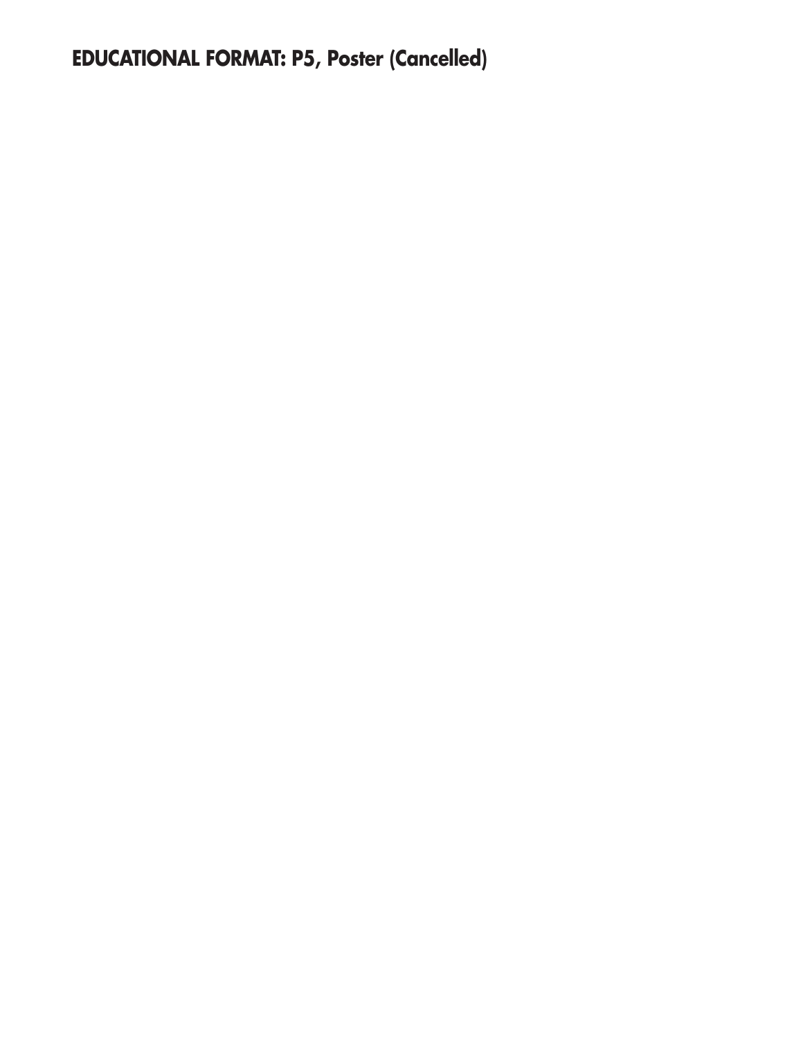**EDUCATIONAL FORMAT: P5, Poster (Cancelled)**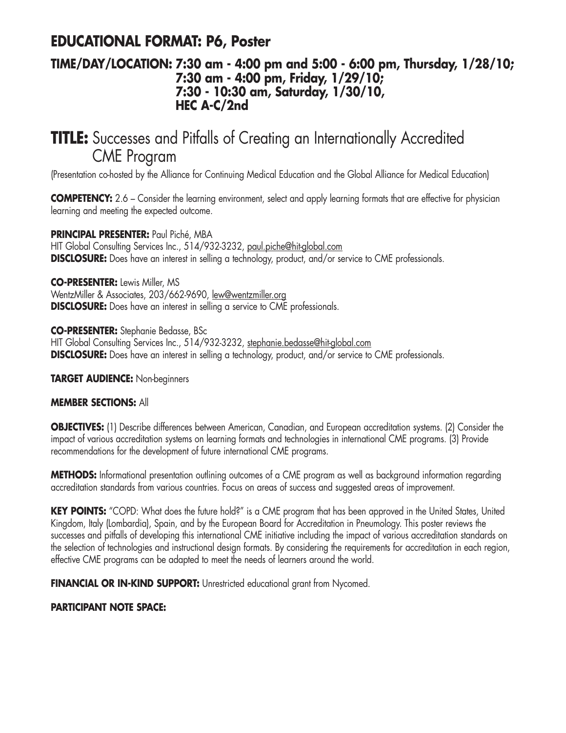## EDUCATIONAL FORMAT: P6, Poster

**TIME/DAY/LOCATION: 7:30 am - 4:00 pm and 5:00 - 6:00 pm, Thursday, 1/28/10; 7:30 am - 4:00 pm, Friday, 1/29/10; 7:30 - 10:30 am, Saturday, 1/30/10, HEC A-C/2nd**

# TITLE: Successes and Pitfalls of Creating an Internationally Accredited CME Program

(Presentation co-hosted by the Alliance for Continuing Medical Education and the Global Alliance for Medical Education)

**COMPETENCY:** 2.6 – Consider the learning environment, select and apply learning formats that are effective for physician learning and meeting the expected outcome.

**PRINCIPAL PRESENTER:** Paul Piché, MBA
HIT Global Consulting Services Inc., 514/932-3232, paul.piche@hit-global.com
**DISCLOSURE:** Does have an interest in selling a technology, product, and/or service to CME professionals.

**CO-PRESENTER:** Lewis Miller, MS
WentzMiller & Associates, 203/662-9690, lew@wentzmiller.org
**DISCLOSURE:** Does have an interest in selling a service to CME professionals.

**CO-PRESENTER:** Stephanie Bedasse, BSc
HIT Global Consulting Services Inc., 514/932-3232, stephanie.bedasse@hit-global.com
**DISCLOSURE:** Does have an interest in selling a technology, product, and/or service to CME professionals.

**TARGET AUDIENCE:** Non-beginners

**MEMBER SECTIONS:** All

**OBJECTIVES:** (1) Describe differences between American, Canadian, and European accreditation systems. (2) Consider the impact of various accreditation systems on learning formats and technologies in international CME programs. (3) Provide recommendations for the development of future international CME programs.

**METHODS:** Informational presentation outlining outcomes of a CME program as well as background information regarding accreditation standards from various countries. Focus on areas of success and suggested areas of improvement.

**KEY POINTS:** "COPD: What does the future hold?" is a CME program that has been approved in the United States, United Kingdom, Italy (Lombardia), Spain, and by the European Board for Accreditation in Pneumology. This poster reviews the successes and pitfalls of developing this international CME initiative including the impact of various accreditation standards on the selection of technologies and instructional design formats. By considering the requirements for accreditation in each region, effective CME programs can be adapted to meet the needs of learners around the world.

**FINANCIAL OR IN-KIND SUPPORT:** Unrestricted educational grant from Nycomed.

**PARTICIPANT NOTE SPACE:**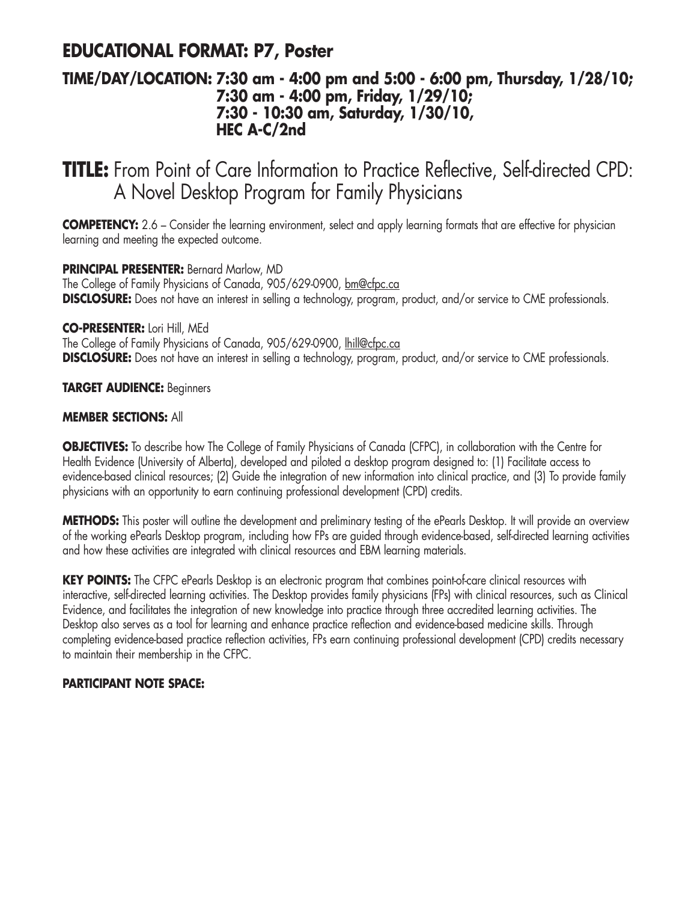## EDUCATIONAL FORMAT: P7, Poster

**TIME/DAY/LOCATION: 7:30 am - 4:00 pm and 5:00 - 6:00 pm, Thursday, 1/28/10; 7:30 am - 4:00 pm, Friday, 1/29/10; 7:30 - 10:30 am, Saturday, 1/30/10, HEC A-C/2nd**

# TITLE: From Point of Care Information to Practice Reflective, Self-directed CPD: A Novel Desktop Program for Family Physicians

**COMPETENCY:** 2.6 – Consider the learning environment, select and apply learning formats that are effective for physician learning and meeting the expected outcome.

**PRINCIPAL PRESENTER:** Bernard Marlow, MD
The College of Family Physicians of Canada, 905/629-0900, bm@cfpc.ca
**DISCLOSURE:** Does not have an interest in selling a technology, program, product, and/or service to CME professionals.

**CO-PRESENTER:** Lori Hill, MEd
The College of Family Physicians of Canada, 905/629-0900, lhill@cfpc.ca
**DISCLOSURE:** Does not have an interest in selling a technology, program, product, and/or service to CME professionals.

**TARGET AUDIENCE:** Beginners

**MEMBER SECTIONS:** All

**OBJECTIVES:** To describe how The College of Family Physicians of Canada (CFPC), in collaboration with the Centre for Health Evidence (University of Alberta), developed and piloted a desktop program designed to: (1) Facilitate access to evidence-based clinical resources; (2) Guide the integration of new information into clinical practice, and (3) To provide family physicians with an opportunity to earn continuing professional development (CPD) credits.

**METHODS:** This poster will outline the development and preliminary testing of the ePearls Desktop. It will provide an overview of the working ePearls Desktop program, including how FPs are guided through evidence-based, self-directed learning activities and how these activities are integrated with clinical resources and EBM learning materials.

**KEY POINTS:** The CFPC ePearls Desktop is an electronic program that combines point-of-care clinical resources with interactive, self-directed learning activities. The Desktop provides family physicians (FPs) with clinical resources, such as Clinical Evidence, and facilitates the integration of new knowledge into practice through three accredited learning activities. The Desktop also serves as a tool for learning and enhance practice reflection and evidence-based medicine skills. Through completing evidence-based practice reflection activities, FPs earn continuing professional development (CPD) credits necessary to maintain their membership in the CFPC.

**PARTICIPANT NOTE SPACE:**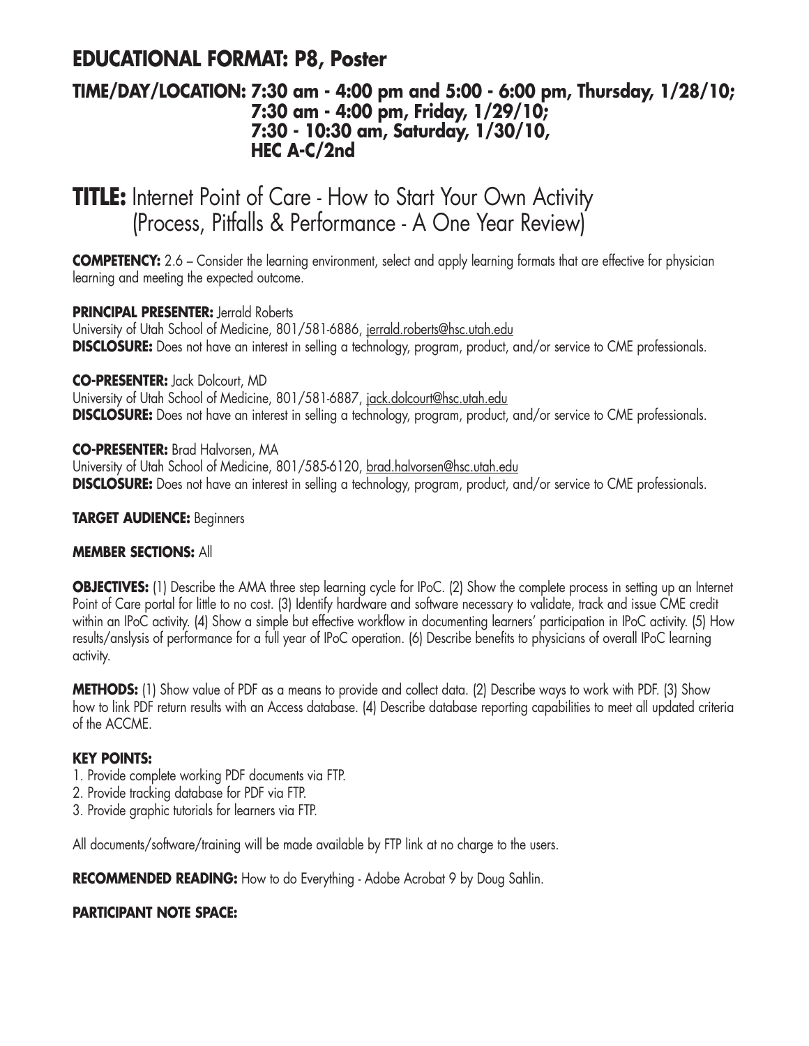## EDUCATIONAL FORMAT: P8, Poster

### TIME/DAY/LOCATION: 7:30 am - 4:00 pm and 5:00 - 6:00 pm, Thursday, 1/28/10; 7:30 am - 4:00 pm, Friday, 1/29/10; 7:30 - 10:30 am, Saturday, 1/30/10, HEC A-C/2nd

# TITLE: Internet Point of Care - How to Start Your Own Activity (Process, Pitfalls & Performance - A One Year Review)

**COMPETENCY:** 2.6 – Consider the learning environment, select and apply learning formats that are effective for physician learning and meeting the expected outcome.

**PRINCIPAL PRESENTER:** Jerrald Roberts
University of Utah School of Medicine, 801/581-6886, jerrald.roberts@hsc.utah.edu
**DISCLOSURE:** Does not have an interest in selling a technology, program, product, and/or service to CME professionals.

**CO-PRESENTER:** Jack Dolcourt, MD
University of Utah School of Medicine, 801/581-6887, jack.dolcourt@hsc.utah.edu
**DISCLOSURE:** Does not have an interest in selling a technology, program, product, and/or service to CME professionals.

**CO-PRESENTER:** Brad Halvorsen, MA
University of Utah School of Medicine, 801/585-6120, brad.halvorsen@hsc.utah.edu
**DISCLOSURE:** Does not have an interest in selling a technology, program, product, and/or service to CME professionals.

**TARGET AUDIENCE:** Beginners

**MEMBER SECTIONS:** All

**OBJECTIVES:** (1) Describe the AMA three step learning cycle for IPoC. (2) Show the complete process in setting up an Internet Point of Care portal for little to no cost. (3) Identify hardware and software necessary to validate, track and issue CME credit within an IPoC activity. (4) Show a simple but effective workflow in documenting learners' participation in IPoC activity. (5) How results/anslysis of performance for a full year of IPoC operation. (6) Describe benefits to physicians of overall IPoC learning activity.

**METHODS:** (1) Show value of PDF as a means to provide and collect data. (2) Describe ways to work with PDF. (3) Show how to link PDF return results with an Access database. (4) Describe database reporting capabilities to meet all updated criteria of the ACCME.

**KEY POINTS:**

1. Provide complete working PDF documents via FTP.
2. Provide tracking database for PDF via FTP.
3. Provide graphic tutorials for learners via FTP.

All documents/software/training will be made available by FTP link at no charge to the users.

**RECOMMENDED READING:** How to do Everything - Adobe Acrobat 9 by Doug Sahlin.

**PARTICIPANT NOTE SPACE:**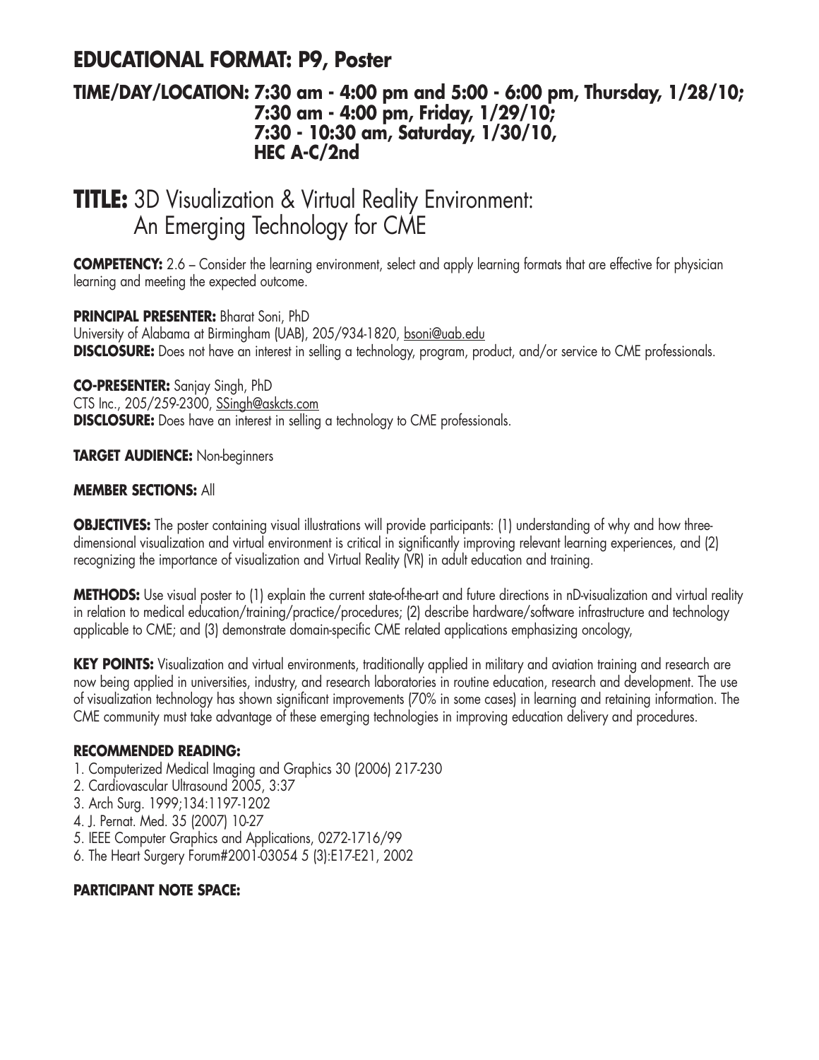## EDUCATIONAL FORMAT: P9, Poster

### TIME/DAY/LOCATION: 7:30 am - 4:00 pm and 5:00 - 6:00 pm, Thursday, 1/28/10; 7:30 am - 4:00 pm, Friday, 1/29/10; 7:30 - 10:30 am, Saturday, 1/30/10, HEC A-C/2nd

# TITLE: 3D Visualization & Virtual Reality Environment: An Emerging Technology for CME

**COMPETENCY:** 2.6 – Consider the learning environment, select and apply learning formats that are effective for physician learning and meeting the expected outcome.

**PRINCIPAL PRESENTER:** Bharat Soni, PhD
University of Alabama at Birmingham (UAB), 205/934-1820, bsoni@uab.edu
**DISCLOSURE:** Does not have an interest in selling a technology, program, product, and/or service to CME professionals.

**CO-PRESENTER:** Sanjay Singh, PhD
CTS Inc., 205/259-2300, SSingh@askcts.com
**DISCLOSURE:** Does have an interest in selling a technology to CME professionals.

**TARGET AUDIENCE:** Non-beginners

**MEMBER SECTIONS:** All

**OBJECTIVES:** The poster containing visual illustrations will provide participants: (1) understanding of why and how three-dimensional visualization and virtual environment is critical in significantly improving relevant learning experiences, and (2) recognizing the importance of visualization and Virtual Reality (VR) in adult education and training.

**METHODS:** Use visual poster to (1) explain the current state-of-the-art and future directions in nD-visualization and virtual reality in relation to medical education/training/practice/procedures; (2) describe hardware/software infrastructure and technology applicable to CME; and (3) demonstrate domain-specific CME related applications emphasizing oncology,

**KEY POINTS:** Visualization and virtual environments, traditionally applied in military and aviation training and research are now being applied in universities, industry, and research laboratories in routine education, research and development. The use of visualization technology has shown significant improvements (70% in some cases) in learning and retaining information. The CME community must take advantage of these emerging technologies in improving education delivery and procedures.

**RECOMMENDED READING:**

1. Computerized Medical Imaging and Graphics 30 (2006) 217-230
2. Cardiovascular Ultrasound 2005, 3:37
3. Arch Surg. 1999;134:1197-1202
4. J. Pernat. Med. 35 (2007) 10-27
5. IEEE Computer Graphics and Applications, 0272-1716/99
6. The Heart Surgery Forum#2001-03054 5 (3):E17-E21, 2002

**PARTICIPANT NOTE SPACE:**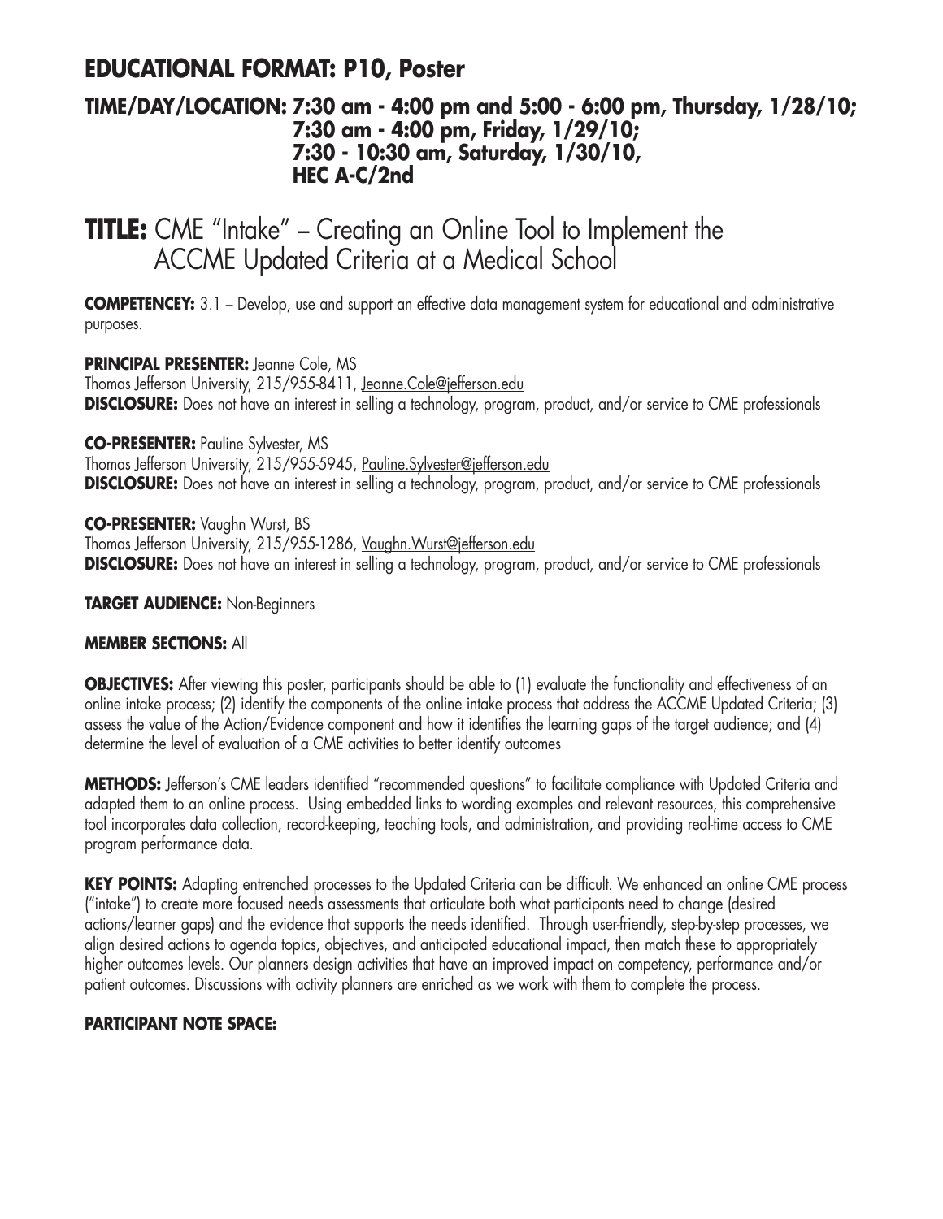## EDUCATIONAL FORMAT: P10, Poster

### TIME/DAY/LOCATION: 7:30 am - 4:00 pm and 5:00 - 6:00 pm, Thursday, 1/28/10; 7:30 am - 4:00 pm, Friday, 1/29/10; 7:30 - 10:30 am, Saturday, 1/30/10, HEC A-C/2nd

# TITLE: CME "Intake" – Creating an Online Tool to Implement the ACCME Updated Criteria at a Medical School

**COMPETENCEY:** 3.1 – Develop, use and support an effective data management system for educational and administrative purposes.

**PRINCIPAL PRESENTER:** Jeanne Cole, MS
Thomas Jefferson University, 215/955-8411, Jeanne.Cole@jefferson.edu
**DISCLOSURE:** Does not have an interest in selling a technology, program, product, and/or service to CME professionals

**CO-PRESENTER:** Pauline Sylvester, MS
Thomas Jefferson University, 215/955-5945, Pauline.Sylvester@jefferson.edu
**DISCLOSURE:** Does not have an interest in selling a technology, program, product, and/or service to CME professionals

**CO-PRESENTER:** Vaughn Wurst, BS
Thomas Jefferson University, 215/955-1286, Vaughn.Wurst@jefferson.edu
**DISCLOSURE:** Does not have an interest in selling a technology, program, product, and/or service to CME professionals

**TARGET AUDIENCE:** Non-Beginners

**MEMBER SECTIONS:** All

**OBJECTIVES:** After viewing this poster, participants should be able to (1) evaluate the functionality and effectiveness of an online intake process; (2) identify the components of the online intake process that address the ACCME Updated Criteria; (3) assess the value of the Action/Evidence component and how it identifies the learning gaps of the target audience; and (4) determine the level of evaluation of a CME activities to better identify outcomes

**METHODS:** Jefferson's CME leaders identified "recommended questions" to facilitate compliance with Updated Criteria and adapted them to an online process. Using embedded links to wording examples and relevant resources, this comprehensive tool incorporates data collection, record-keeping, teaching tools, and administration, and providing real-time access to CME program performance data.

**KEY POINTS:** Adapting entrenched processes to the Updated Criteria can be difficult. We enhanced an online CME process ("intake") to create more focused needs assessments that articulate both what participants need to change (desired actions/learner gaps) and the evidence that supports the needs identified. Through user-friendly, step-by-step processes, we align desired actions to agenda topics, objectives, and anticipated educational impact, then match these to appropriately higher outcomes levels. Our planners design activities that have an improved impact on competency, performance and/or patient outcomes. Discussions with activity planners are enriched as we work with them to complete the process.

**PARTICIPANT NOTE SPACE:**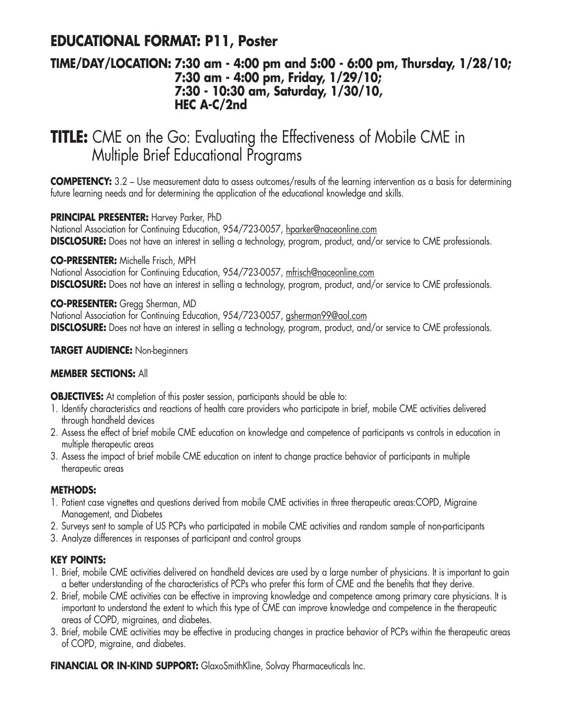## EDUCATIONAL FORMAT: P11, Poster

### TIME/DAY/LOCATION: 7:30 am - 4:00 pm and 5:00 - 6:00 pm, Thursday, 1/28/10; 7:30 am - 4:00 pm, Friday, 1/29/10; 7:30 - 10:30 am, Saturday, 1/30/10, HEC A-C/2nd

# TITLE: CME on the Go: Evaluating the Effectiveness of Mobile CME in Multiple Brief Educational Programs

**COMPETENCY:** 3.2 – Use measurement data to assess outcomes/results of the learning intervention as a basis for determining future learning needs and for determining the application of the educational knowledge and skills.

**PRINCIPAL PRESENTER:** Harvey Parker, PhD
National Association for Continuing Education, 954/723-0057, hparker@naceonline.com
**DISCLOSURE:** Does not have an interest in selling a technology, program, product, and/or service to CME professionals.

**CO-PRESENTER:** Michelle Frisch, MPH
National Association for Continuing Education, 954/723-0057, mfrisch@naceonline.com
**DISCLOSURE:** Does not have an interest in selling a technology, program, product, and/or service to CME professionals.

**CO-PRESENTER:** Gregg Sherman, MD
National Association for Continuing Education, 954/723-0057, gsherman99@aol.com
**DISCLOSURE:** Does not have an interest in selling a technology, program, product, and/or service to CME professionals.

**TARGET AUDIENCE:** Non-beginners

**MEMBER SECTIONS:** All

**OBJECTIVES:** At completion of this poster session, participants should be able to:

1. Identify characteristics and reactions of health care providers who participate in brief, mobile CME activities delivered through handheld devices
2. Assess the effect of brief mobile CME education on knowledge and competence of participants vs controls in education in multiple therapeutic areas
3. Assess the impact of brief mobile CME education on intent to change practice behavior of participants in multiple therapeutic areas

**METHODS:**

1. Patient case vignettes and questions derived from mobile CME activities in three therapeutic areas:COPD, Migraine Management, and Diabetes
2. Surveys sent to sample of US PCPs who participated in mobile CME activities and random sample of non-participants
3. Analyze differences in responses of participant and control groups

**KEY POINTS:**

1. Brief, mobile CME activities delivered on handheld devices are used by a large number of physicians. It is important to gain a better understanding of the characteristics of PCPs who prefer this form of CME and the benefits that they derive.
2. Brief, mobile CME activities can be effective in improving knowledge and competence among primary care physicians. It is important to understand the extent to which this type of CME can improve knowledge and competence in the therapeutic areas of COPD, migraines, and diabetes.
3. Brief, mobile CME activities may be effective in producing changes in practice behavior of PCPs within the therapeutic areas of COPD, migraine, and diabetes.

**FINANCIAL OR IN-KIND SUPPORT:** GlaxoSmithKline, Solvay Pharmaceuticals Inc.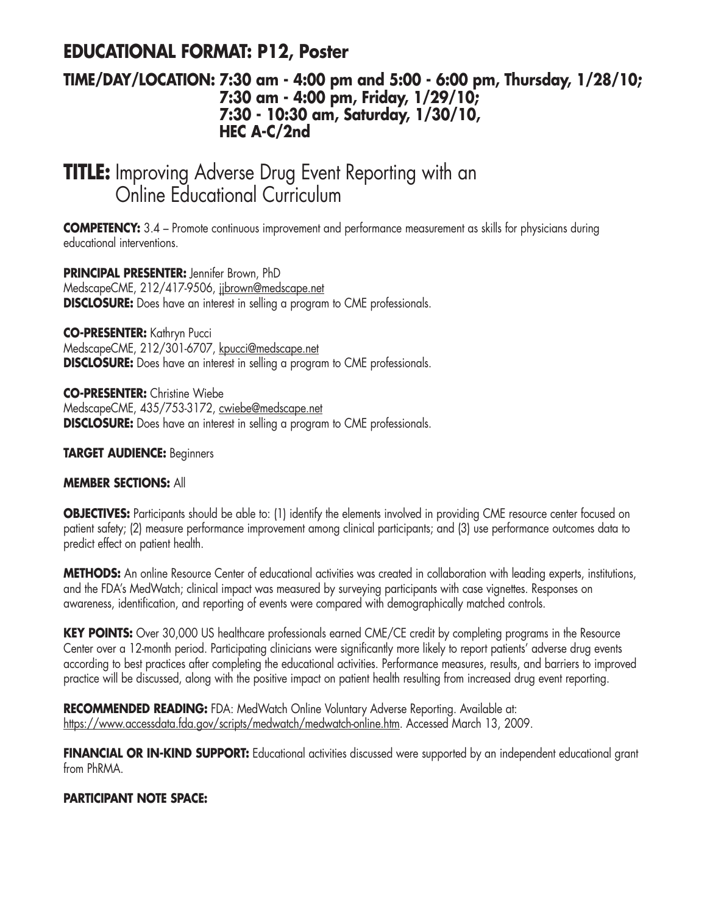## EDUCATIONAL FORMAT: P12, Poster

### TIME/DAY/LOCATION: 7:30 am - 4:00 pm and 5:00 - 6:00 pm, Thursday, 1/28/10; 7:30 am - 4:00 pm, Friday, 1/29/10; 7:30 - 10:30 am, Saturday, 1/30/10, HEC A-C/2nd

# TITLE: Improving Adverse Drug Event Reporting with an Online Educational Curriculum

**COMPETENCY:** 3.4 – Promote continuous improvement and performance measurement as skills for physicians during educational interventions.

**PRINCIPAL PRESENTER:** Jennifer Brown, PhD
MedscapeCME, 212/417-9506, jjbrown@medscape.net
**DISCLOSURE:** Does have an interest in selling a program to CME professionals.

**CO-PRESENTER:** Kathryn Pucci
MedscapeCME, 212/301-6707, kpucci@medscape.net
**DISCLOSURE:** Does have an interest in selling a program to CME professionals.

**CO-PRESENTER:** Christine Wiebe
MedscapeCME, 435/753-3172, cwiebe@medscape.net
**DISCLOSURE:** Does have an interest in selling a program to CME professionals.

**TARGET AUDIENCE:** Beginners

**MEMBER SECTIONS:** All

**OBJECTIVES:** Participants should be able to: (1) identify the elements involved in providing CME resource center focused on patient safety; (2) measure performance improvement among clinical participants; and (3) use performance outcomes data to predict effect on patient health.

**METHODS:** An online Resource Center of educational activities was created in collaboration with leading experts, institutions, and the FDA's MedWatch; clinical impact was measured by surveying participants with case vignettes. Responses on awareness, identification, and reporting of events were compared with demographically matched controls.

**KEY POINTS:** Over 30,000 US healthcare professionals earned CME/CE credit by completing programs in the Resource Center over a 12-month period. Participating clinicians were significantly more likely to report patients' adverse drug events according to best practices after completing the educational activities. Performance measures, results, and barriers to improved practice will be discussed, along with the positive impact on patient health resulting from increased drug event reporting.

**RECOMMENDED READING:** FDA: MedWatch Online Voluntary Adverse Reporting. Available at: https://www.accessdata.fda.gov/scripts/medwatch/medwatch-online.htm. Accessed March 13, 2009.

**FINANCIAL OR IN-KIND SUPPORT:** Educational activities discussed were supported by an independent educational grant from PhRMA.

**PARTICIPANT NOTE SPACE:**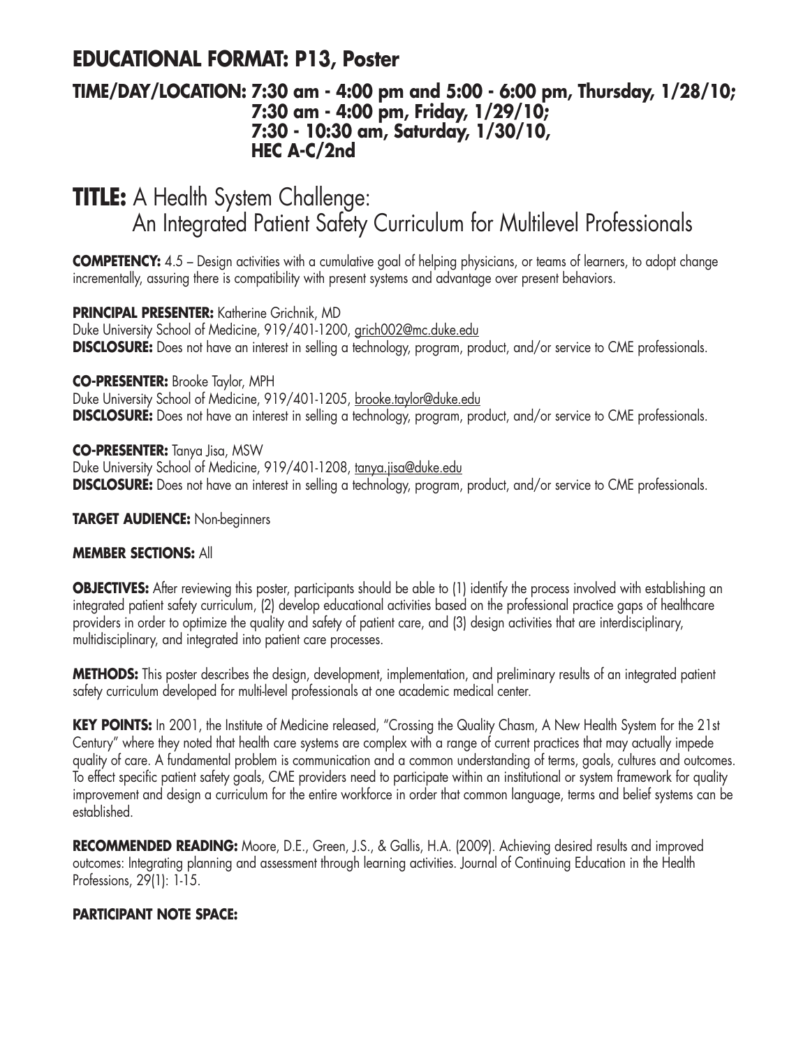## EDUCATIONAL FORMAT: P13, Poster

### TIME/DAY/LOCATION: 7:30 am - 4:00 pm and 5:00 - 6:00 pm, Thursday, 1/28/10; 7:30 am - 4:00 pm, Friday, 1/29/10; 7:30 - 10:30 am, Saturday, 1/30/10, HEC A-C/2nd

# TITLE: A Health System Challenge: An Integrated Patient Safety Curriculum for Multilevel Professionals

**COMPETENCY:** 4.5 – Design activities with a cumulative goal of helping physicians, or teams of learners, to adopt change incrementally, assuring there is compatibility with present systems and advantage over present behaviors.

**PRINCIPAL PRESENTER:** Katherine Grichnik, MD
Duke University School of Medicine, 919/401-1200, grich002@mc.duke.edu
**DISCLOSURE:** Does not have an interest in selling a technology, program, product, and/or service to CME professionals.

**CO-PRESENTER:** Brooke Taylor, MPH
Duke University School of Medicine, 919/401-1205, brooke.taylor@duke.edu
**DISCLOSURE:** Does not have an interest in selling a technology, program, product, and/or service to CME professionals.

**CO-PRESENTER:** Tanya Jisa, MSW
Duke University School of Medicine, 919/401-1208, tanya.jisa@duke.edu
**DISCLOSURE:** Does not have an interest in selling a technology, program, product, and/or service to CME professionals.

**TARGET AUDIENCE:** Non-beginners

**MEMBER SECTIONS:** All

**OBJECTIVES:** After reviewing this poster, participants should be able to (1) identify the process involved with establishing an integrated patient safety curriculum, (2) develop educational activities based on the professional practice gaps of healthcare providers in order to optimize the quality and safety of patient care, and (3) design activities that are interdisciplinary, multidisciplinary, and integrated into patient care processes.

**METHODS:** This poster describes the design, development, implementation, and preliminary results of an integrated patient safety curriculum developed for multi-level professionals at one academic medical center.

**KEY POINTS:** In 2001, the Institute of Medicine released, "Crossing the Quality Chasm, A New Health System for the 21st Century" where they noted that health care systems are complex with a range of current practices that may actually impede quality of care. A fundamental problem is communication and a common understanding of terms, goals, cultures and outcomes. To effect specific patient safety goals, CME providers need to participate within an institutional or system framework for quality improvement and design a curriculum for the entire workforce in order that common language, terms and belief systems can be established.

**RECOMMENDED READING:** Moore, D.E., Green, J.S., & Gallis, H.A. (2009). Achieving desired results and improved outcomes: Integrating planning and assessment through learning activities. Journal of Continuing Education in the Health Professions, 29(1): 1-15.

**PARTICIPANT NOTE SPACE:**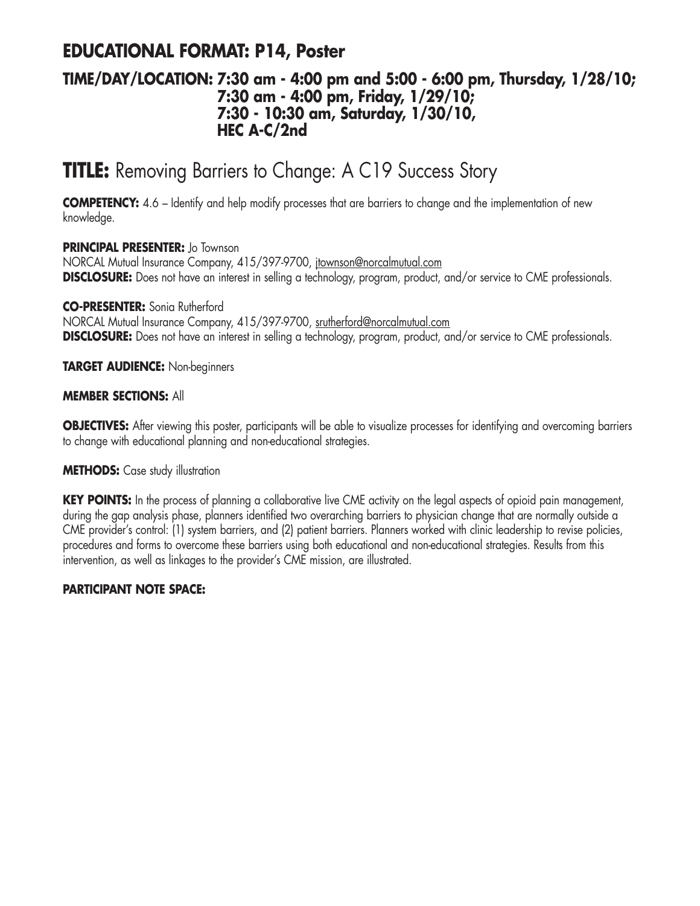## EDUCATIONAL FORMAT: P14, Poster

### TIME/DAY/LOCATION: 7:30 am - 4:00 pm and 5:00 - 6:00 pm, Thursday, 1/28/10; 7:30 am - 4:00 pm, Friday, 1/29/10; 7:30 - 10:30 am, Saturday, 1/30/10, HEC A-C/2nd

# TITLE: Removing Barriers to Change: A C19 Success Story

**COMPETENCY:** 4.6 – Identify and help modify processes that are barriers to change and the implementation of new knowledge.

**PRINCIPAL PRESENTER:** Jo Townson
NORCAL Mutual Insurance Company, 415/397-9700, jtownson@norcalmutual.com
**DISCLOSURE:** Does not have an interest in selling a technology, program, product, and/or service to CME professionals.

**CO-PRESENTER:** Sonia Rutherford
NORCAL Mutual Insurance Company, 415/397-9700, srutherford@norcalmutual.com
**DISCLOSURE:** Does not have an interest in selling a technology, program, product, and/or service to CME professionals.

**TARGET AUDIENCE:** Non-beginners

**MEMBER SECTIONS:** All

**OBJECTIVES:** After viewing this poster, participants will be able to visualize processes for identifying and overcoming barriers to change with educational planning and non-educational strategies.

**METHODS:** Case study illustration

**KEY POINTS:** In the process of planning a collaborative live CME activity on the legal aspects of opioid pain management, during the gap analysis phase, planners identified two overarching barriers to physician change that are normally outside a CME provider's control: (1) system barriers, and (2) patient barriers. Planners worked with clinic leadership to revise policies, procedures and forms to overcome these barriers using both educational and non-educational strategies. Results from this intervention, as well as linkages to the provider's CME mission, are illustrated.

**PARTICIPANT NOTE SPACE:**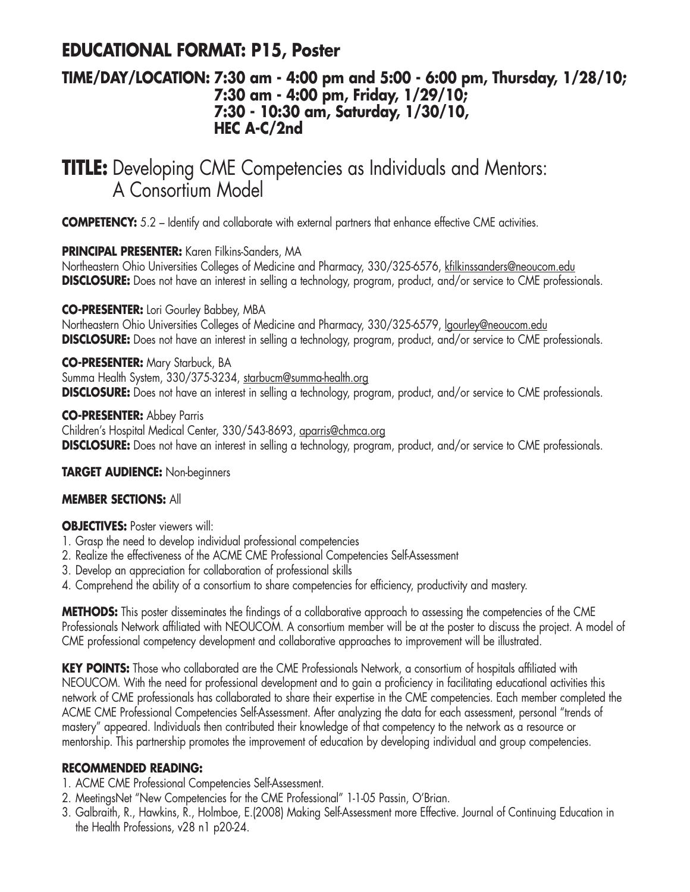## EDUCATIONAL FORMAT: P15, Poster

### TIME/DAY/LOCATION: 7:30 am - 4:00 pm and 5:00 - 6:00 pm, Thursday, 1/28/10; 7:30 am - 4:00 pm, Friday, 1/29/10; 7:30 - 10:30 am, Saturday, 1/30/10, HEC A-C/2nd

# TITLE: Developing CME Competencies as Individuals and Mentors: A Consortium Model

**COMPETENCY:** 5.2 – Identify and collaborate with external partners that enhance effective CME activities.

**PRINCIPAL PRESENTER:** Karen Filkins-Sanders, MA
Northeastern Ohio Universities Colleges of Medicine and Pharmacy, 330/325-6576, kfilkinssanders@neoucom.edu
**DISCLOSURE:** Does not have an interest in selling a technology, program, product, and/or service to CME professionals.

**CO-PRESENTER:** Lori Gourley Babbey, MBA
Northeastern Ohio Universities Colleges of Medicine and Pharmacy, 330/325-6579, lgourley@neoucom.edu
**DISCLOSURE:** Does not have an interest in selling a technology, program, product, and/or service to CME professionals.

**CO-PRESENTER:** Mary Starbuck, BA
Summa Health System, 330/375-3234, starbucm@summa-health.org
**DISCLOSURE:** Does not have an interest in selling a technology, program, product, and/or service to CME professionals.

**CO-PRESENTER:** Abbey Parris
Children's Hospital Medical Center, 330/543-8693, aparris@chmca.org
**DISCLOSURE:** Does not have an interest in selling a technology, program, product, and/or service to CME professionals.

**TARGET AUDIENCE:** Non-beginners

**MEMBER SECTIONS:** All

**OBJECTIVES:** Poster viewers will:

1. Grasp the need to develop individual professional competencies
2. Realize the effectiveness of the ACME CME Professional Competencies Self-Assessment
3. Develop an appreciation for collaboration of professional skills
4. Comprehend the ability of a consortium to share competencies for efficiency, productivity and mastery.

**METHODS:** This poster disseminates the findings of a collaborative approach to assessing the competencies of the CME Professionals Network affiliated with NEOUCOM. A consortium member will be at the poster to discuss the project. A model of CME professional competency development and collaborative approaches to improvement will be illustrated.

**KEY POINTS:** Those who collaborated are the CME Professionals Network, a consortium of hospitals affiliated with NEOUCOM. With the need for professional development and to gain a proficiency in facilitating educational activities this network of CME professionals has collaborated to share their expertise in the CME competencies. Each member completed the ACME CME Professional Competencies Self-Assessment. After analyzing the data for each assessment, personal "trends of mastery" appeared. Individuals then contributed their knowledge of that competency to the network as a resource or mentorship. This partnership promotes the improvement of education by developing individual and group competencies.

**RECOMMENDED READING:**

1. ACME CME Professional Competencies Self-Assessment.
2. MeetingsNet "New Competencies for the CME Professional" 1-1-05 Passin, O'Brian.
3. Galbraith, R., Hawkins, R., Holmboe, E.(2008) Making Self-Assessment more Effective. Journal of Continuing Education in the Health Professions, v28 n1 p20-24.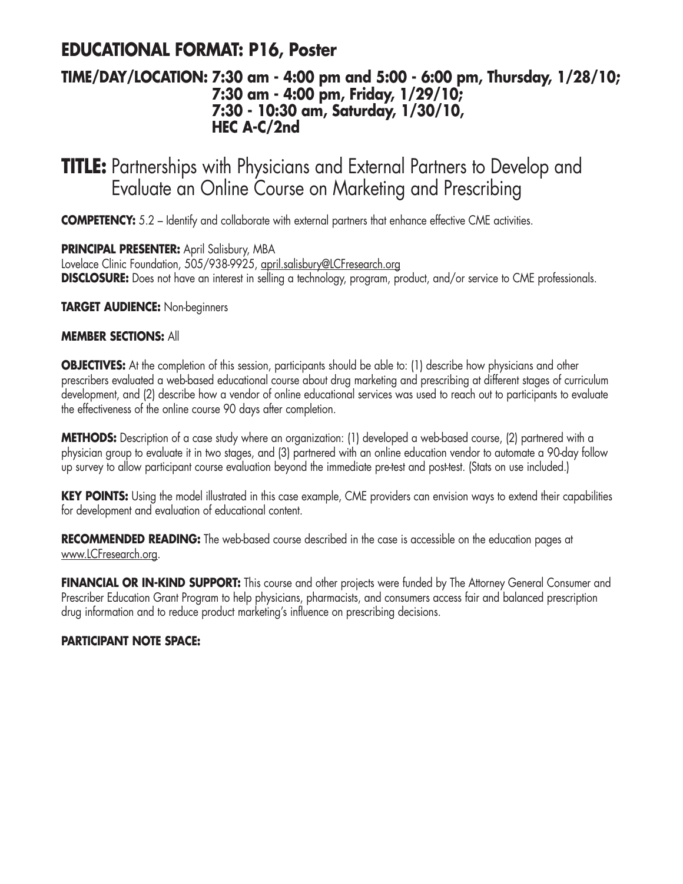## EDUCATIONAL FORMAT: P16, Poster

### TIME/DAY/LOCATION: 7:30 am - 4:00 pm and 5:00 - 6:00 pm, Thursday, 1/28/10; 7:30 am - 4:00 pm, Friday, 1/29/10; 7:30 - 10:30 am, Saturday, 1/30/10, HEC A-C/2nd

# TITLE: Partnerships with Physicians and External Partners to Develop and Evaluate an Online Course on Marketing and Prescribing

**COMPETENCY:** 5.2 – Identify and collaborate with external partners that enhance effective CME activities.

**PRINCIPAL PRESENTER:** April Salisbury, MBA
Lovelace Clinic Foundation, 505/938-9925, april.salisbury@LCFresearch.org
**DISCLOSURE:** Does not have an interest in selling a technology, program, product, and/or service to CME professionals.

**TARGET AUDIENCE:** Non-beginners

**MEMBER SECTIONS:** All

**OBJECTIVES:** At the completion of this session, participants should be able to: (1) describe how physicians and other prescribers evaluated a web-based educational course about drug marketing and prescribing at different stages of curriculum development, and (2) describe how a vendor of online educational services was used to reach out to participants to evaluate the effectiveness of the online course 90 days after completion.

**METHODS:** Description of a case study where an organization: (1) developed a web-based course, (2) partnered with a physician group to evaluate it in two stages, and (3) partnered with an online education vendor to automate a 90-day follow up survey to allow participant course evaluation beyond the immediate pre-test and post-test. (Stats on use included.)

**KEY POINTS:** Using the model illustrated in this case example, CME providers can envision ways to extend their capabilities for development and evaluation of educational content.

**RECOMMENDED READING:** The web-based course described in the case is accessible on the education pages at www.LCFresearch.org.

**FINANCIAL OR IN-KIND SUPPORT:** This course and other projects were funded by The Attorney General Consumer and Prescriber Education Grant Program to help physicians, pharmacists, and consumers access fair and balanced prescription drug information and to reduce product marketing's influence on prescribing decisions.

**PARTICIPANT NOTE SPACE:**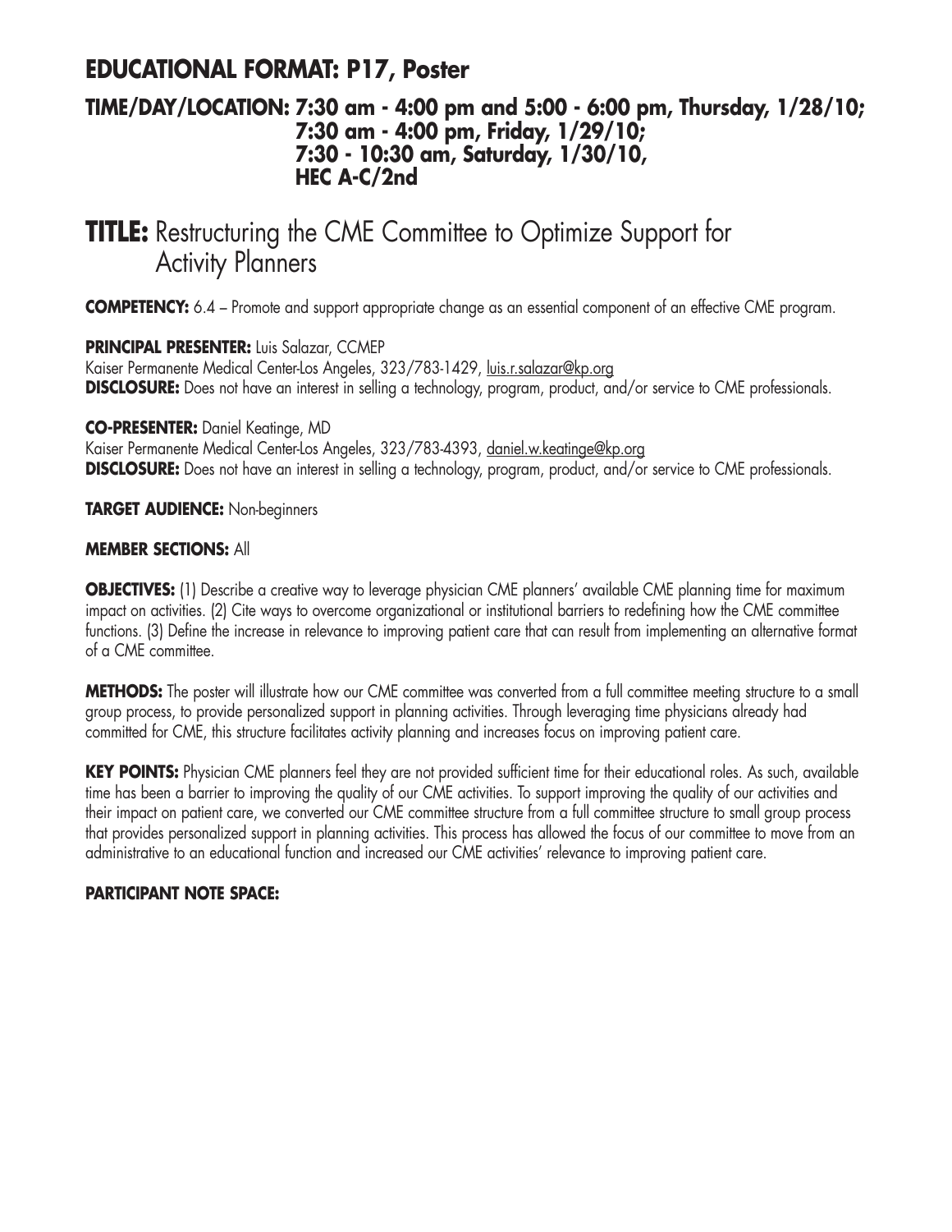## EDUCATIONAL FORMAT: P17, Poster

### TIME/DAY/LOCATION: 7:30 am - 4:00 pm and 5:00 - 6:00 pm, Thursday, 1/28/10; 7:30 am - 4:00 pm, Friday, 1/29/10; 7:30 - 10:30 am, Saturday, 1/30/10, HEC A-C/2nd

# TITLE: Restructuring the CME Committee to Optimize Support for Activity Planners

**COMPETENCY:** 6.4 – Promote and support appropriate change as an essential component of an effective CME program.

**PRINCIPAL PRESENTER:** Luis Salazar, CCMEP
Kaiser Permanente Medical Center-Los Angeles, 323/783-1429, luis.r.salazar@kp.org
**DISCLOSURE:** Does not have an interest in selling a technology, program, product, and/or service to CME professionals.

**CO-PRESENTER:** Daniel Keatinge, MD
Kaiser Permanente Medical Center-Los Angeles, 323/783-4393, daniel.w.keatinge@kp.org
**DISCLOSURE:** Does not have an interest in selling a technology, program, product, and/or service to CME professionals.

**TARGET AUDIENCE:** Non-beginners

**MEMBER SECTIONS:** All

**OBJECTIVES:** (1) Describe a creative way to leverage physician CME planners' available CME planning time for maximum impact on activities. (2) Cite ways to overcome organizational or institutional barriers to redefining how the CME committee functions. (3) Define the increase in relevance to improving patient care that can result from implementing an alternative format of a CME committee.

**METHODS:** The poster will illustrate how our CME committee was converted from a full committee meeting structure to a small group process, to provide personalized support in planning activities. Through leveraging time physicians already had committed for CME, this structure facilitates activity planning and increases focus on improving patient care.

**KEY POINTS:** Physician CME planners feel they are not provided sufficient time for their educational roles. As such, available time has been a barrier to improving the quality of our CME activities. To support improving the quality of our activities and their impact on patient care, we converted our CME committee structure from a full committee structure to small group process that provides personalized support in planning activities. This process has allowed the focus of our committee to move from an administrative to an educational function and increased our CME activities' relevance to improving patient care.

**PARTICIPANT NOTE SPACE:**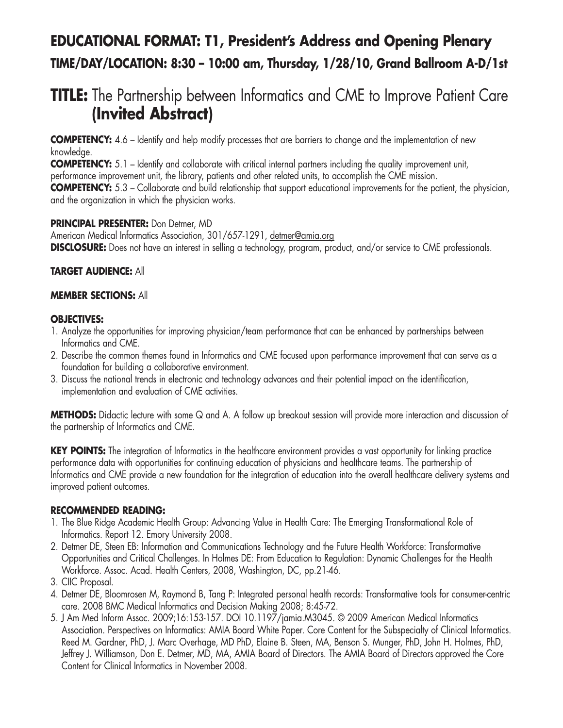## EDUCATIONAL FORMAT: T1, President's Address and Opening Plenary
### TIME/DAY/LOCATION: 8:30 – 10:00 am, Thursday, 1/28/10, Grand Ballroom A-D/1st

# TITLE: The Partnership between Informatics and CME to Improve Patient Care (Invited Abstract)

**COMPETENCY:** 4.6 – Identify and help modify processes that are barriers to change and the implementation of new knowledge.
**COMPETENCY:** 5.1 – Identify and collaborate with critical internal partners including the quality improvement unit, performance improvement unit, the library, patients and other related units, to accomplish the CME mission.
**COMPETENCY:** 5.3 – Collaborate and build relationship that support educational improvements for the patient, the physician, and the organization in which the physician works.

**PRINCIPAL PRESENTER:** Don Detmer, MD
American Medical Informatics Association, 301/657-1291, detmer@amia.org
**DISCLOSURE:** Does not have an interest in selling a technology, program, product, and/or service to CME professionals.

**TARGET AUDIENCE:** All

**MEMBER SECTIONS:** All

**OBJECTIVES:**
1. Analyze the opportunities for improving physician/team performance that can be enhanced by partnerships between Informatics and CME.
2. Describe the common themes found in Informatics and CME focused upon performance improvement that can serve as a foundation for building a collaborative environment.
3. Discuss the national trends in electronic and technology advances and their potential impact on the identification, implementation and evaluation of CME activities.

**METHODS:** Didactic lecture with some Q and A. A follow up breakout session will provide more interaction and discussion of the partnership of Informatics and CME.

**KEY POINTS:** The integration of Informatics in the healthcare environment provides a vast opportunity for linking practice performance data with opportunities for continuing education of physicians and healthcare teams. The partnership of Informatics and CME provide a new foundation for the integration of education into the overall healthcare delivery systems and improved patient outcomes.

**RECOMMENDED READING:**
1. The Blue Ridge Academic Health Group: Advancing Value in Health Care: The Emerging Transformational Role of Informatics. Report 12. Emory University 2008.
2. Detmer DE, Steen EB: Information and Communications Technology and the Future Health Workforce: Transformative Opportunities and Critical Challenges. In Holmes DE: From Education to Regulation: Dynamic Challenges for the Health Workforce. Assoc. Acad. Health Centers, 2008, Washington, DC, pp.21-46.
3. CIIC Proposal.
4. Detmer DE, Bloomrosen M, Raymond B, Tang P: Integrated personal health records: Transformative tools for consumer-centric care. 2008 BMC Medical Informatics and Decision Making 2008; 8:45-72.
5. J Am Med Inform Assoc. 2009;16:153-157. DOI 10.1197/jamia.M3045. © 2009 American Medical Informatics Association. Perspectives on Informatics: AMIA Board White Paper. Core Content for the Subspecialty of Clinical Informatics. Reed M. Gardner, PhD, J. Marc Overhage, MD PhD, Elaine B. Steen, MA, Benson S. Munger, PhD, John H. Holmes, PhD, Jeffrey J. Williamson, Don E. Detmer, MD, MA, AMIA Board of Directors. The AMIA Board of Directors approved the Core Content for Clinical Informatics in November 2008.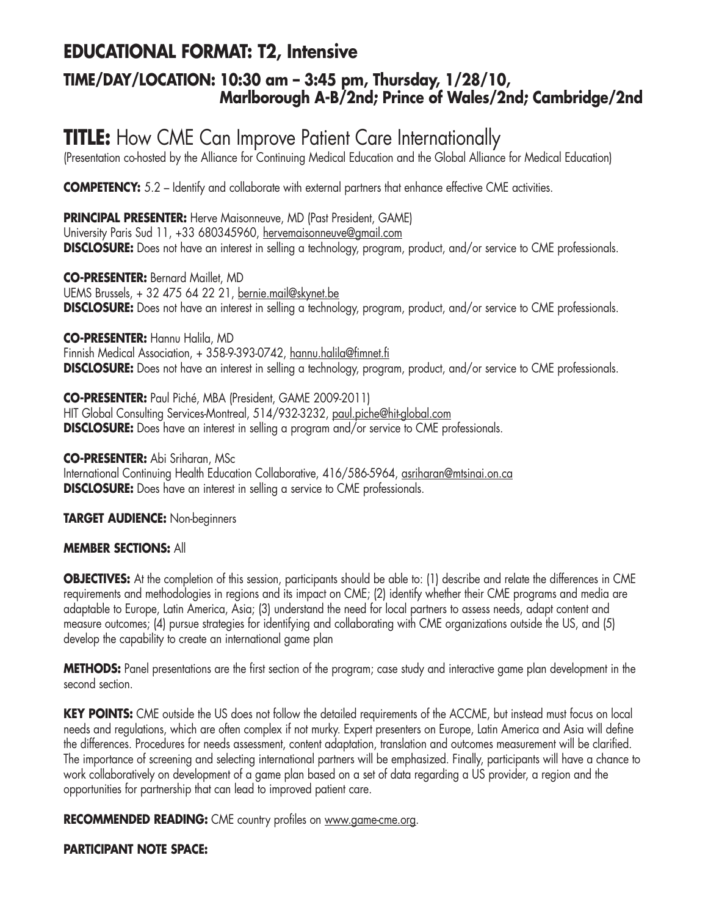## EDUCATIONAL FORMAT: T2, Intensive

### TIME/DAY/LOCATION: 10:30 am – 3:45 pm, Thursday, 1/28/10, Marlborough A-B/2nd; Prince of Wales/2nd; Cambridge/2nd

# TITLE: How CME Can Improve Patient Care Internationally

(Presentation co-hosted by the Alliance for Continuing Medical Education and the Global Alliance for Medical Education)

**COMPETENCY:** 5.2 – Identify and collaborate with external partners that enhance effective CME activities.

**PRINCIPAL PRESENTER:** Herve Maisonneuve, MD (Past President, GAME)
University Paris Sud 11, +33 680345960, hervemaisonneuve@gmail.com
**DISCLOSURE:** Does not have an interest in selling a technology, program, product, and/or service to CME professionals.

**CO-PRESENTER:** Bernard Maillet, MD
UEMS Brussels, + 32 475 64 22 21, bernie.mail@skynet.be
**DISCLOSURE:** Does not have an interest in selling a technology, program, product, and/or service to CME professionals.

**CO-PRESENTER:** Hannu Halila, MD
Finnish Medical Association, + 358-9-393-0742, hannu.halila@fimnet.fi
**DISCLOSURE:** Does not have an interest in selling a technology, program, product, and/or service to CME professionals.

**CO-PRESENTER:** Paul Piché, MBA (President, GAME 2009-2011)
HIT Global Consulting Services-Montreal, 514/932-3232, paul.piche@hit-global.com
**DISCLOSURE:** Does have an interest in selling a program and/or service to CME professionals.

**CO-PRESENTER:** Abi Sriharan, MSc
International Continuing Health Education Collaborative, 416/586-5964, asriharan@mtsinai.on.ca
**DISCLOSURE:** Does have an interest in selling a service to CME professionals.

**TARGET AUDIENCE:** Non-beginners

**MEMBER SECTIONS:** All

**OBJECTIVES:** At the completion of this session, participants should be able to: (1) describe and relate the differences in CME requirements and methodologies in regions and its impact on CME; (2) identify whether their CME programs and media are adaptable to Europe, Latin America, Asia; (3) understand the need for local partners to assess needs, adapt content and measure outcomes; (4) pursue strategies for identifying and collaborating with CME organizations outside the US, and (5) develop the capability to create an international game plan

**METHODS:** Panel presentations are the first section of the program; case study and interactive game plan development in the second section.

**KEY POINTS:** CME outside the US does not follow the detailed requirements of the ACCME, but instead must focus on local needs and regulations, which are often complex if not murky. Expert presenters on Europe, Latin America and Asia will define the differences. Procedures for needs assessment, content adaptation, translation and outcomes measurement will be clarified. The importance of screening and selecting international partners will be emphasized. Finally, participants will have a chance to work collaboratively on development of a game plan based on a set of data regarding a US provider, a region and the opportunities for partnership that can lead to improved patient care.

**RECOMMENDED READING:** CME country profiles on www.game-cme.org.

**PARTICIPANT NOTE SPACE:**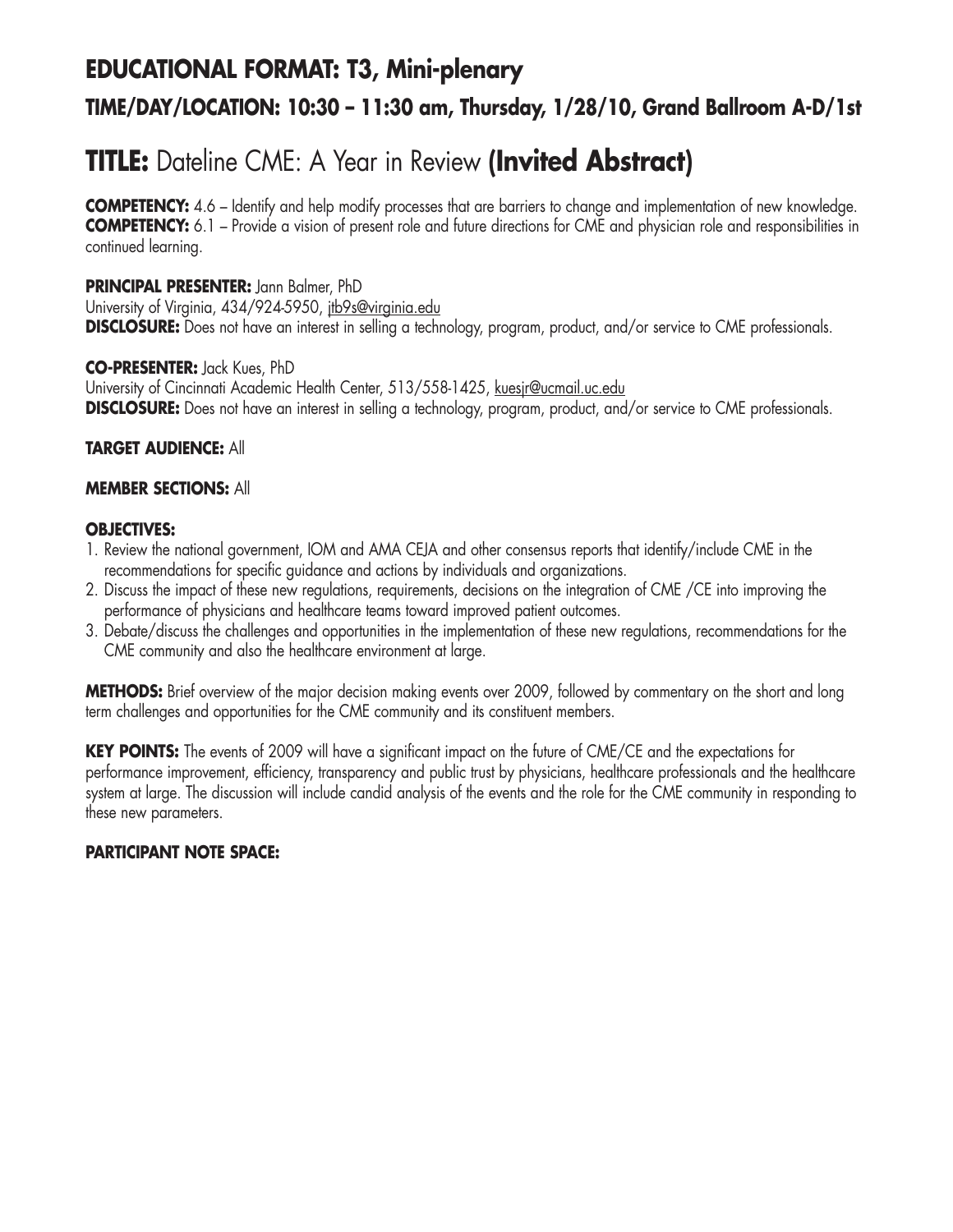## EDUCATIONAL FORMAT: T3, Mini-plenary

### TIME/DAY/LOCATION: 10:30 – 11:30 am, Thursday, 1/28/10, Grand Ballroom A-D/1st

# TITLE: Dateline CME: A Year in Review **(Invited Abstract)**

**COMPETENCY:** 4.6 – Identify and help modify processes that are barriers to change and implementation of new knowledge.
**COMPETENCY:** 6.1 – Provide a vision of present role and future directions for CME and physician role and responsibilities in continued learning.

**PRINCIPAL PRESENTER:** Jann Balmer, PhD
University of Virginia, 434/924-5950, jtb9s@virginia.edu
**DISCLOSURE:** Does not have an interest in selling a technology, program, product, and/or service to CME professionals.

**CO-PRESENTER:** Jack Kues, PhD
University of Cincinnati Academic Health Center, 513/558-1425, kuesjr@ucmail.uc.edu
**DISCLOSURE:** Does not have an interest in selling a technology, program, product, and/or service to CME professionals.

**TARGET AUDIENCE:** All

**MEMBER SECTIONS:** All

**OBJECTIVES:**

1. Review the national government, IOM and AMA CEJA and other consensus reports that identify/include CME in the recommendations for specific guidance and actions by individuals and organizations.
2. Discuss the impact of these new regulations, requirements, decisions on the integration of CME /CE into improving the performance of physicians and healthcare teams toward improved patient outcomes.
3. Debate/discuss the challenges and opportunities in the implementation of these new regulations, recommendations for the CME community and also the healthcare environment at large.

**METHODS:** Brief overview of the major decision making events over 2009, followed by commentary on the short and long term challenges and opportunities for the CME community and its constituent members.

**KEY POINTS:** The events of 2009 will have a significant impact on the future of CME/CE and the expectations for performance improvement, efficiency, transparency and public trust by physicians, healthcare professionals and the healthcare system at large. The discussion will include candid analysis of the events and the role for the CME community in responding to these new parameters.

**PARTICIPANT NOTE SPACE:**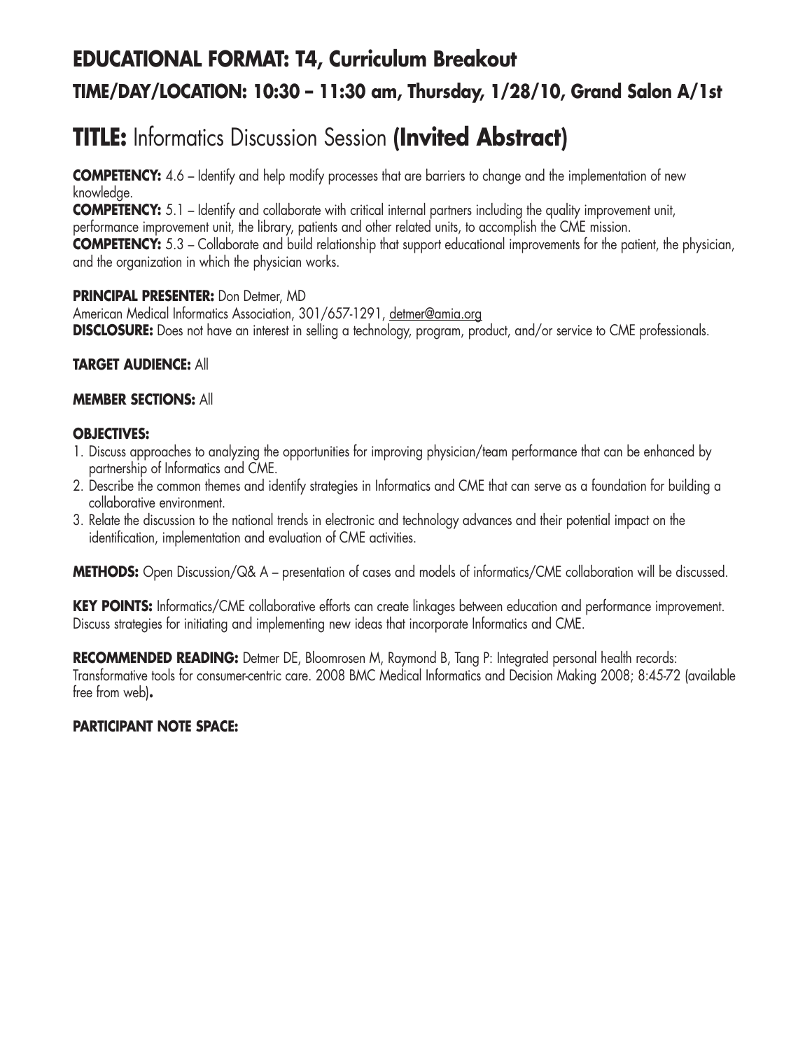## EDUCATIONAL FORMAT: T4, Curriculum Breakout

### TIME/DAY/LOCATION: 10:30 – 11:30 am, Thursday, 1/28/10, Grand Salon A/1st

# TITLE: Informatics Discussion Session **(Invited Abstract)**

**COMPETENCY:** 4.6 – Identify and help modify processes that are barriers to change and the implementation of new knowledge.
**COMPETENCY:** 5.1 – Identify and collaborate with critical internal partners including the quality improvement unit, performance improvement unit, the library, patients and other related units, to accomplish the CME mission.
**COMPETENCY:** 5.3 – Collaborate and build relationship that support educational improvements for the patient, the physician, and the organization in which the physician works.

**PRINCIPAL PRESENTER:** Don Detmer, MD
American Medical Informatics Association, 301/657-1291, detmer@amia.org
**DISCLOSURE:** Does not have an interest in selling a technology, program, product, and/or service to CME professionals.

**TARGET AUDIENCE:** All

**MEMBER SECTIONS:** All

**OBJECTIVES:**

1. Discuss approaches to analyzing the opportunities for improving physician/team performance that can be enhanced by partnership of Informatics and CME.
2. Describe the common themes and identify strategies in Informatics and CME that can serve as a foundation for building a collaborative environment.
3. Relate the discussion to the national trends in electronic and technology advances and their potential impact on the identification, implementation and evaluation of CME activities.

**METHODS:** Open Discussion/Q& A – presentation of cases and models of informatics/CME collaboration will be discussed.

**KEY POINTS:** Informatics/CME collaborative efforts can create linkages between education and performance improvement. Discuss strategies for initiating and implementing new ideas that incorporate Informatics and CME.

**RECOMMENDED READING:** Detmer DE, Bloomrosen M, Raymond B, Tang P: Integrated personal health records: Transformative tools for consumer-centric care. 2008 BMC Medical Informatics and Decision Making 2008; 8:45-72 (available free from web)**.**

**PARTICIPANT NOTE SPACE:**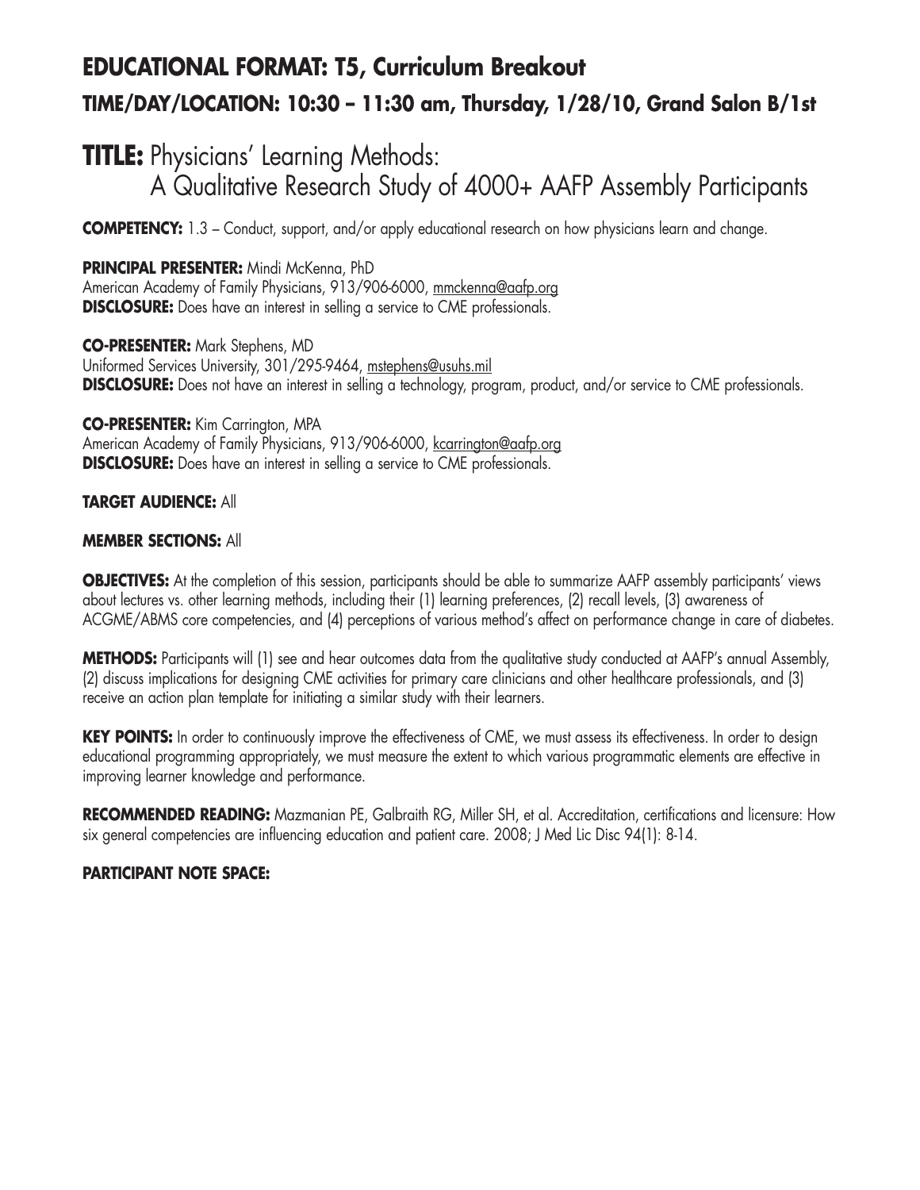## EDUCATIONAL FORMAT: T5, Curriculum Breakout

### TIME/DAY/LOCATION: 10:30 – 11:30 am, Thursday, 1/28/10, Grand Salon B/1st

# TITLE: Physicians' Learning Methods: A Qualitative Research Study of 4000+ AAFP Assembly Participants

**COMPETENCY:** 1.3 – Conduct, support, and/or apply educational research on how physicians learn and change.

**PRINCIPAL PRESENTER:** Mindi McKenna, PhD
American Academy of Family Physicians, 913/906-6000, mmckenna@aafp.org
**DISCLOSURE:** Does have an interest in selling a service to CME professionals.

**CO-PRESENTER:** Mark Stephens, MD
Uniformed Services University, 301/295-9464, mstephens@usuhs.mil
**DISCLOSURE:** Does not have an interest in selling a technology, program, product, and/or service to CME professionals.

**CO-PRESENTER:** Kim Carrington, MPA
American Academy of Family Physicians, 913/906-6000, kcarrington@aafp.org
**DISCLOSURE:** Does have an interest in selling a service to CME professionals.

**TARGET AUDIENCE:** All

**MEMBER SECTIONS:** All

**OBJECTIVES:** At the completion of this session, participants should be able to summarize AAFP assembly participants' views about lectures vs. other learning methods, including their (1) learning preferences, (2) recall levels, (3) awareness of ACGME/ABMS core competencies, and (4) perceptions of various method's affect on performance change in care of diabetes.

**METHODS:** Participants will (1) see and hear outcomes data from the qualitative study conducted at AAFP's annual Assembly, (2) discuss implications for designing CME activities for primary care clinicians and other healthcare professionals, and (3) receive an action plan template for initiating a similar study with their learners.

**KEY POINTS:** In order to continuously improve the effectiveness of CME, we must assess its effectiveness. In order to design educational programming appropriately, we must measure the extent to which various programmatic elements are effective in improving learner knowledge and performance.

**RECOMMENDED READING:** Mazmanian PE, Galbraith RG, Miller SH, et al. Accreditation, certifications and licensure: How six general competencies are influencing education and patient care. 2008; J Med Lic Disc 94(1): 8-14.

**PARTICIPANT NOTE SPACE:**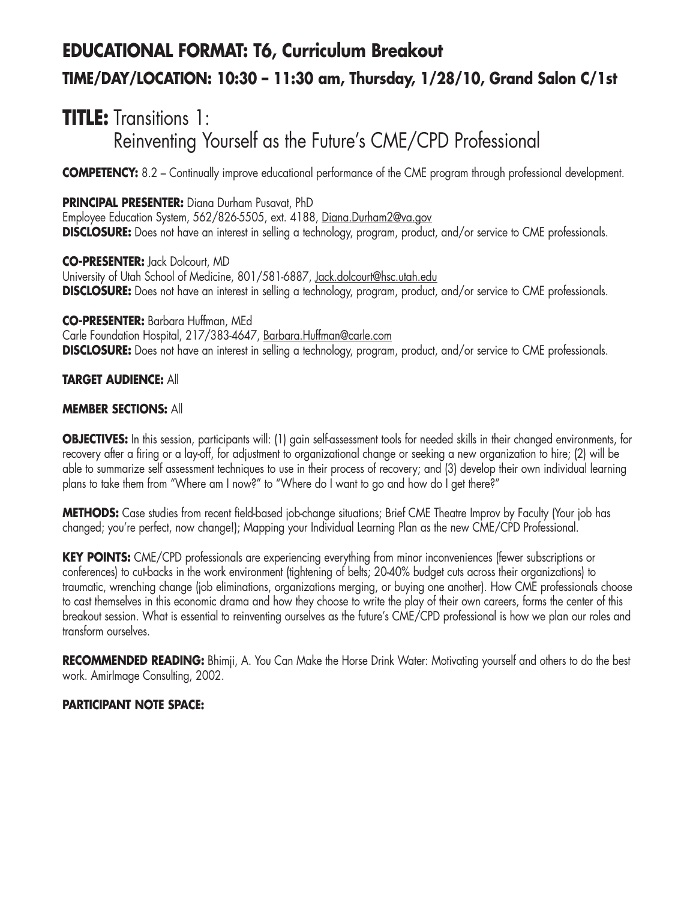## EDUCATIONAL FORMAT: T6, Curriculum Breakout

### TIME/DAY/LOCATION: 10:30 – 11:30 am, Thursday, 1/28/10, Grand Salon C/1st

# TITLE: Transitions 1: Reinventing Yourself as the Future's CME/CPD Professional

**COMPETENCY:** 8.2 – Continually improve educational performance of the CME program through professional development.

**PRINCIPAL PRESENTER:** Diana Durham Pusavat, PhD
Employee Education System, 562/826-5505, ext. 4188, Diana.Durham2@va.gov
**DISCLOSURE:** Does not have an interest in selling a technology, program, product, and/or service to CME professionals.

**CO-PRESENTER:** Jack Dolcourt, MD
University of Utah School of Medicine, 801/581-6887, Jack.dolcourt@hsc.utah.edu
**DISCLOSURE:** Does not have an interest in selling a technology, program, product, and/or service to CME professionals.

**CO-PRESENTER:** Barbara Huffman, MEd
Carle Foundation Hospital, 217/383-4647, Barbara.Huffman@carle.com
**DISCLOSURE:** Does not have an interest in selling a technology, program, product, and/or service to CME professionals.

**TARGET AUDIENCE:** All

**MEMBER SECTIONS:** All

**OBJECTIVES:** In this session, participants will: (1) gain self-assessment tools for needed skills in their changed environments, for recovery after a firing or a lay-off, for adjustment to organizational change or seeking a new organization to hire; (2) will be able to summarize self assessment techniques to use in their process of recovery; and (3) develop their own individual learning plans to take them from "Where am I now?" to "Where do I want to go and how do I get there?"

**METHODS:** Case studies from recent field-based job-change situations; Brief CME Theatre Improv by Faculty (Your job has changed; you're perfect, now change!); Mapping your Individual Learning Plan as the new CME/CPD Professional.

**KEY POINTS:** CME/CPD professionals are experiencing everything from minor inconveniences (fewer subscriptions or conferences) to cut-backs in the work environment (tightening of belts; 20-40% budget cuts across their organizations) to traumatic, wrenching change (job eliminations, organizations merging, or buying one another). How CME professionals choose to cast themselves in this economic drama and how they choose to write the play of their own careers, forms the center of this breakout session. What is essential to reinventing ourselves as the future's CME/CPD professional is how we plan our roles and transform ourselves.

**RECOMMENDED READING:** Bhimji, A. You Can Make the Horse Drink Water: Motivating yourself and others to do the best work. AmirImage Consulting, 2002.

**PARTICIPANT NOTE SPACE:**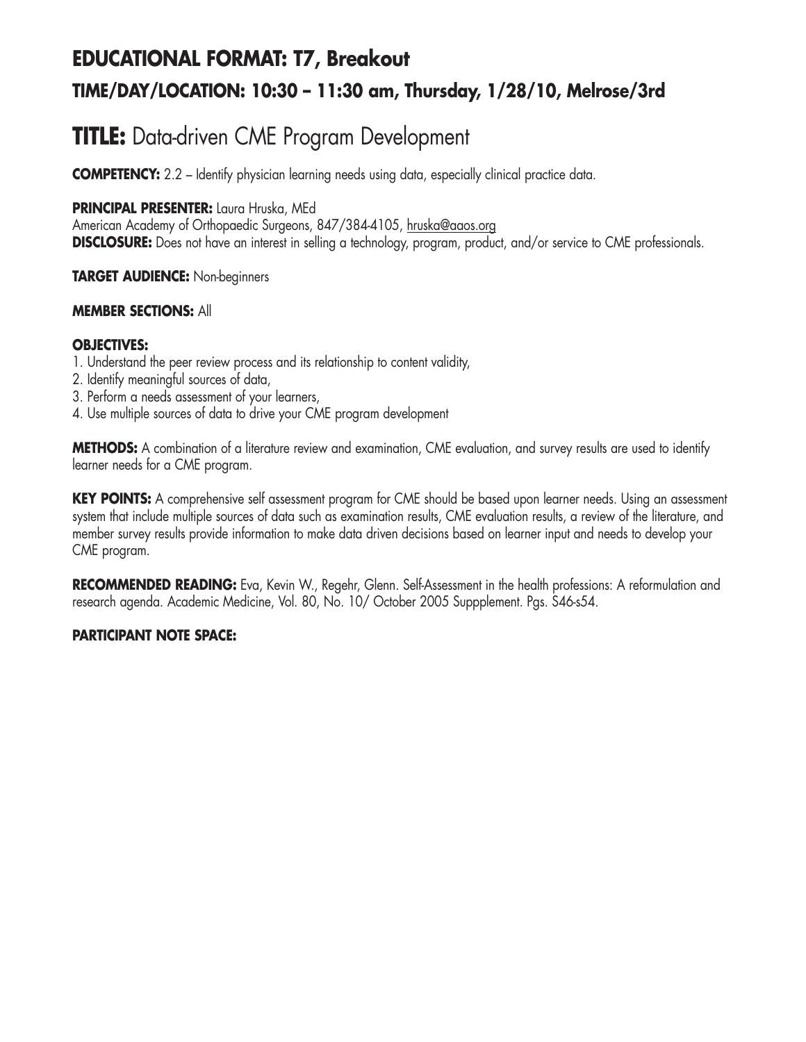## EDUCATIONAL FORMAT: T7, Breakout

### TIME/DAY/LOCATION: 10:30 – 11:30 am, Thursday, 1/28/10, Melrose/3rd

# TITLE: Data-driven CME Program Development

**COMPETENCY:** 2.2 – Identify physician learning needs using data, especially clinical practice data.

**PRINCIPAL PRESENTER:** Laura Hruska, MEd
American Academy of Orthopaedic Surgeons, 847/384-4105, hruska@aaos.org
**DISCLOSURE:** Does not have an interest in selling a technology, program, product, and/or service to CME professionals.

**TARGET AUDIENCE:** Non-beginners

**MEMBER SECTIONS:** All

**OBJECTIVES:**

1. Understand the peer review process and its relationship to content validity,
2. Identify meaningful sources of data,
3. Perform a needs assessment of your learners,
4. Use multiple sources of data to drive your CME program development

**METHODS:** A combination of a literature review and examination, CME evaluation, and survey results are used to identify learner needs for a CME program.

**KEY POINTS:** A comprehensive self assessment program for CME should be based upon learner needs. Using an assessment system that include multiple sources of data such as examination results, CME evaluation results, a review of the literature, and member survey results provide information to make data driven decisions based on learner input and needs to develop your CME program.

**RECOMMENDED READING:** Eva, Kevin W., Regehr, Glenn. Self-Assessment in the health professions: A reformulation and research agenda. Academic Medicine, Vol. 80, No. 10/ October 2005 Suppplement. Pgs. S46-s54.

**PARTICIPANT NOTE SPACE:**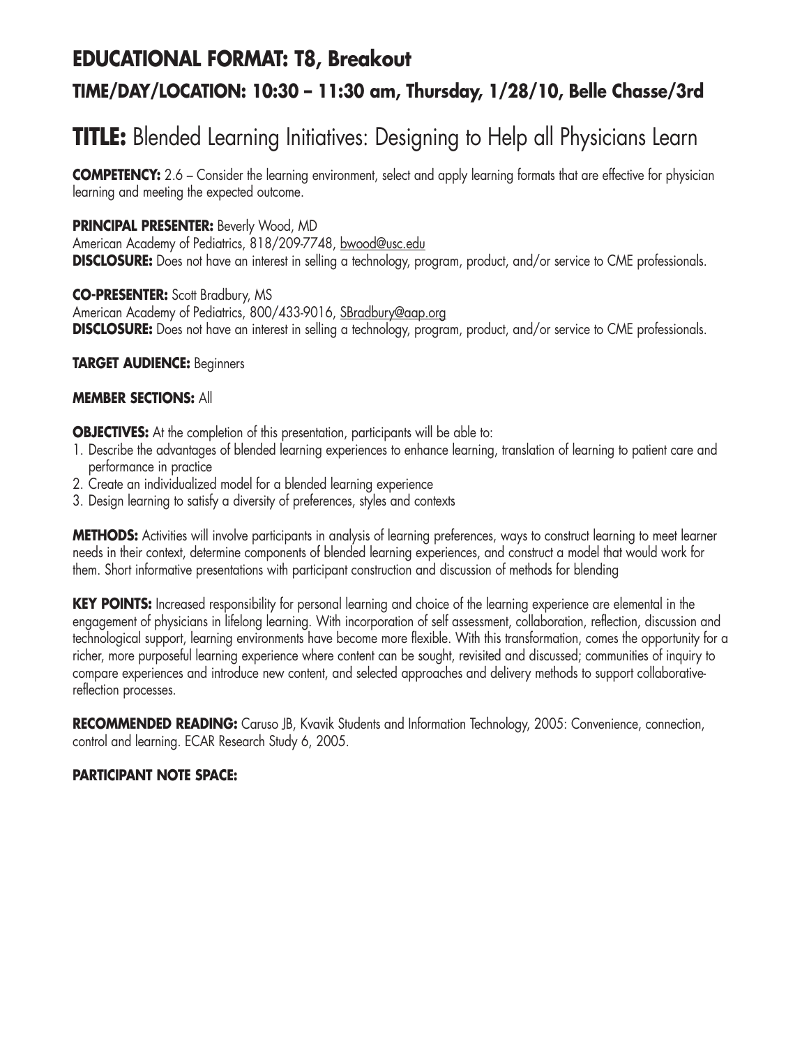## EDUCATIONAL FORMAT: T8, Breakout

### TIME/DAY/LOCATION: 10:30 – 11:30 am, Thursday, 1/28/10, Belle Chasse/3rd

# TITLE: Blended Learning Initiatives: Designing to Help all Physicians Learn

**COMPETENCY:** 2.6 – Consider the learning environment, select and apply learning formats that are effective for physician learning and meeting the expected outcome.

**PRINCIPAL PRESENTER:** Beverly Wood, MD
American Academy of Pediatrics, 818/209-7748, bwood@usc.edu
**DISCLOSURE:** Does not have an interest in selling a technology, program, product, and/or service to CME professionals.

**CO-PRESENTER:** Scott Bradbury, MS
American Academy of Pediatrics, 800/433-9016, SBradbury@aap.org
**DISCLOSURE:** Does not have an interest in selling a technology, program, product, and/or service to CME professionals.

**TARGET AUDIENCE:** Beginners

**MEMBER SECTIONS:** All

**OBJECTIVES:** At the completion of this presentation, participants will be able to:

1. Describe the advantages of blended learning experiences to enhance learning, translation of learning to patient care and performance in practice
2. Create an individualized model for a blended learning experience
3. Design learning to satisfy a diversity of preferences, styles and contexts

**METHODS:** Activities will involve participants in analysis of learning preferences, ways to construct learning to meet learner needs in their context, determine components of blended learning experiences, and construct a model that would work for them. Short informative presentations with participant construction and discussion of methods for blending

**KEY POINTS:** Increased responsibility for personal learning and choice of the learning experience are elemental in the engagement of physicians in lifelong learning. With incorporation of self assessment, collaboration, reflection, discussion and technological support, learning environments have become more flexible. With this transformation, comes the opportunity for a richer, more purposeful learning experience where content can be sought, revisited and discussed; communities of inquiry to compare experiences and introduce new content, and selected approaches and delivery methods to support collaborative-reflection processes.

**RECOMMENDED READING:** Caruso JB, Kvavik Students and Information Technology, 2005: Convenience, connection, control and learning. ECAR Research Study 6, 2005.

**PARTICIPANT NOTE SPACE:**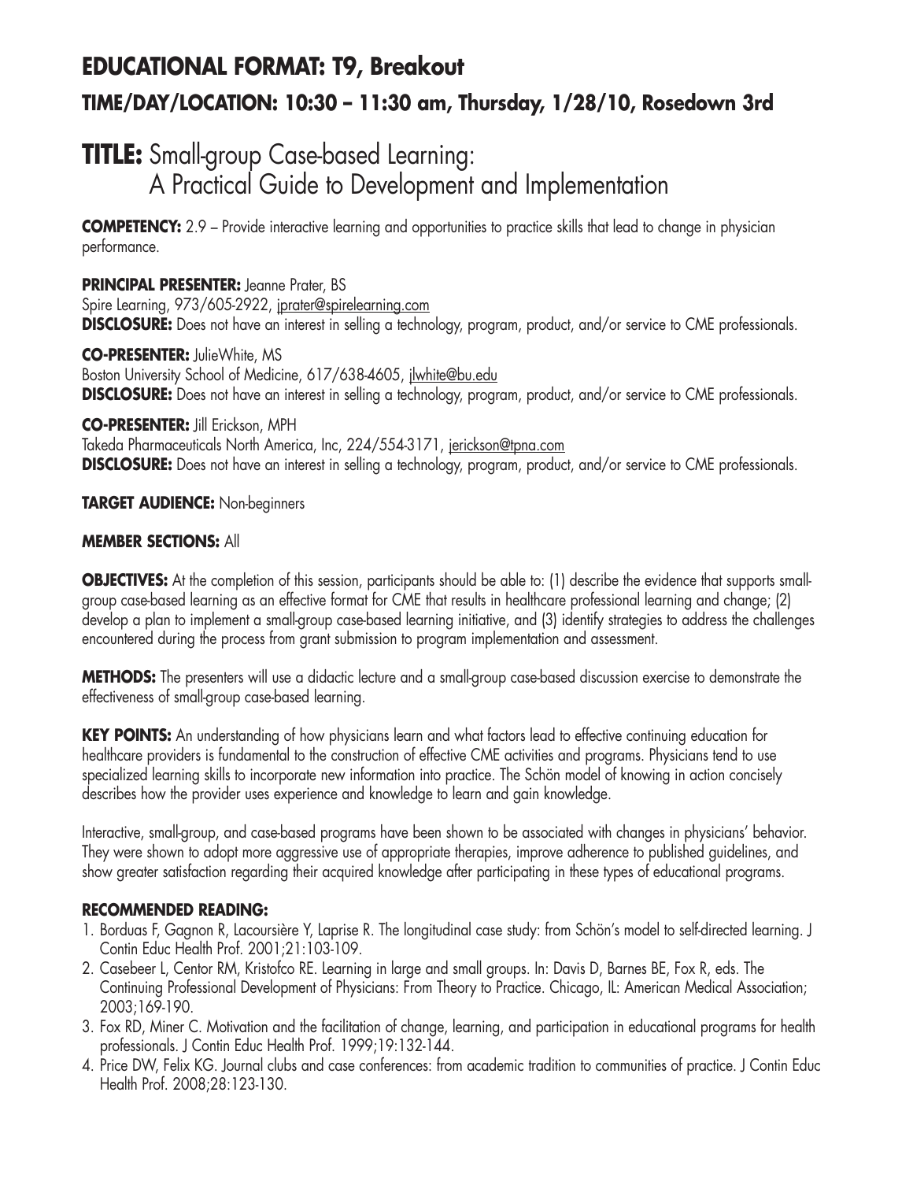# EDUCATIONAL FORMAT: T9, Breakout

## TIME/DAY/LOCATION: 10:30 – 11:30 am, Thursday, 1/28/10, Rosedown 3rd

# TITLE: Small-group Case-based Learning: A Practical Guide to Development and Implementation

**COMPETENCY:** 2.9 – Provide interactive learning and opportunities to practice skills that lead to change in physician performance.

**PRINCIPAL PRESENTER:** Jeanne Prater, BS
Spire Learning, 973/605-2922, jprater@spirelearning.com
**DISCLOSURE:** Does not have an interest in selling a technology, program, product, and/or service to CME professionals.

**CO-PRESENTER:** JulieWhite, MS
Boston University School of Medicine, 617/638-4605, jlwhite@bu.edu
**DISCLOSURE:** Does not have an interest in selling a technology, program, product, and/or service to CME professionals.

**CO-PRESENTER:** Jill Erickson, MPH
Takeda Pharmaceuticals North America, Inc, 224/554-3171, jerickson@tpna.com
**DISCLOSURE:** Does not have an interest in selling a technology, program, product, and/or service to CME professionals.

**TARGET AUDIENCE:** Non-beginners

**MEMBER SECTIONS:** All

**OBJECTIVES:** At the completion of this session, participants should be able to: (1) describe the evidence that supports small-group case-based learning as an effective format for CME that results in healthcare professional learning and change; (2) develop a plan to implement a small-group case-based learning initiative, and (3) identify strategies to address the challenges encountered during the process from grant submission to program implementation and assessment.

**METHODS:** The presenters will use a didactic lecture and a small-group case-based discussion exercise to demonstrate the effectiveness of small-group case-based learning.

**KEY POINTS:** An understanding of how physicians learn and what factors lead to effective continuing education for healthcare providers is fundamental to the construction of effective CME activities and programs. Physicians tend to use specialized learning skills to incorporate new information into practice. The Schön model of knowing in action concisely describes how the provider uses experience and knowledge to learn and gain knowledge.

Interactive, small-group, and case-based programs have been shown to be associated with changes in physicians' behavior. They were shown to adopt more aggressive use of appropriate therapies, improve adherence to published guidelines, and show greater satisfaction regarding their acquired knowledge after participating in these types of educational programs.

**RECOMMENDED READING:**

1. Borduas F, Gagnon R, Lacoursière Y, Laprise R. The longitudinal case study: from Schön's model to self-directed learning. J Contin Educ Health Prof. 2001;21:103-109.
2. Casebeer L, Centor RM, Kristofco RE. Learning in large and small groups. In: Davis D, Barnes BE, Fox R, eds. The Continuing Professional Development of Physicians: From Theory to Practice. Chicago, IL: American Medical Association; 2003;169-190.
3. Fox RD, Miner C. Motivation and the facilitation of change, learning, and participation in educational programs for health professionals. J Contin Educ Health Prof. 1999;19:132-144.
4. Price DW, Felix KG. Journal clubs and case conferences: from academic tradition to communities of practice. J Contin Educ Health Prof. 2008;28:123-130.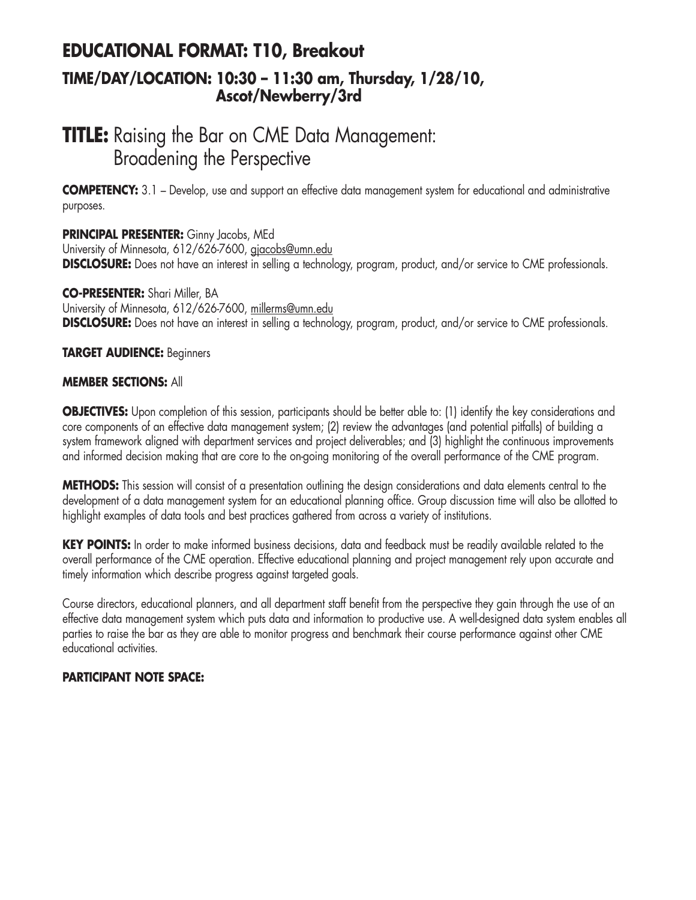## EDUCATIONAL FORMAT: T10, Breakout

### TIME/DAY/LOCATION: 10:30 – 11:30 am, Thursday, 1/28/10, Ascot/Newberry/3rd

# TITLE: Raising the Bar on CME Data Management: Broadening the Perspective

**COMPETENCY:** 3.1 – Develop, use and support an effective data management system for educational and administrative purposes.

**PRINCIPAL PRESENTER:** Ginny Jacobs, MEd
University of Minnesota, 612/626-7600, gjacobs@umn.edu
**DISCLOSURE:** Does not have an interest in selling a technology, program, product, and/or service to CME professionals.

**CO-PRESENTER:** Shari Miller, BA
University of Minnesota, 612/626-7600, millerms@umn.edu
**DISCLOSURE:** Does not have an interest in selling a technology, program, product, and/or service to CME professionals.

**TARGET AUDIENCE:** Beginners

**MEMBER SECTIONS:** All

**OBJECTIVES:** Upon completion of this session, participants should be better able to: (1) identify the key considerations and core components of an effective data management system; (2) review the advantages (and potential pitfalls) of building a system framework aligned with department services and project deliverables; and (3) highlight the continuous improvements and informed decision making that are core to the on-going monitoring of the overall performance of the CME program.

**METHODS:** This session will consist of a presentation outlining the design considerations and data elements central to the development of a data management system for an educational planning office. Group discussion time will also be allotted to highlight examples of data tools and best practices gathered from across a variety of institutions.

**KEY POINTS:** In order to make informed business decisions, data and feedback must be readily available related to the overall performance of the CME operation. Effective educational planning and project management rely upon accurate and timely information which describe progress against targeted goals.

Course directors, educational planners, and all department staff benefit from the perspective they gain through the use of an effective data management system which puts data and information to productive use. A well-designed data system enables all parties to raise the bar as they are able to monitor progress and benchmark their course performance against other CME educational activities.

**PARTICIPANT NOTE SPACE:**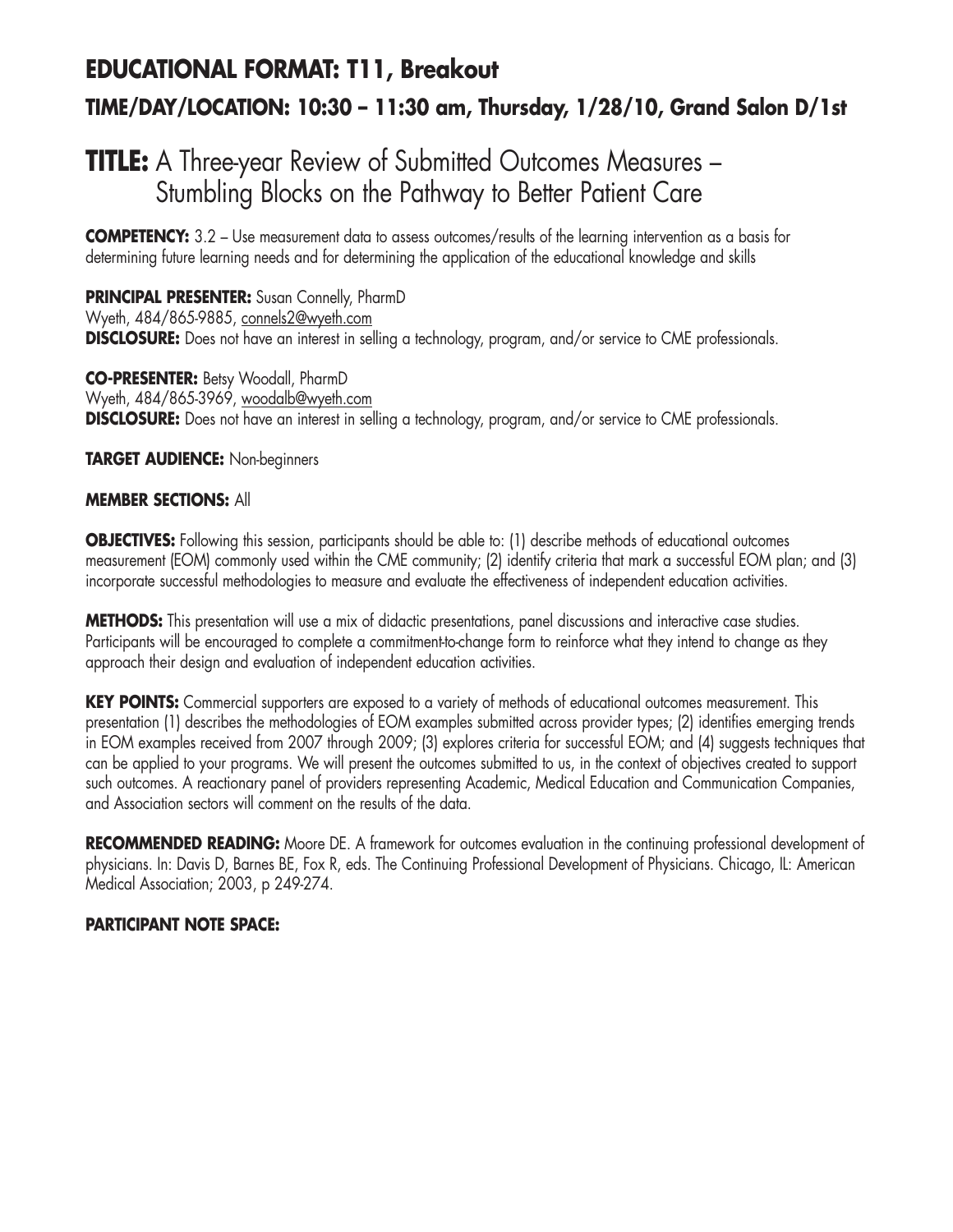## EDUCATIONAL FORMAT: T11, Breakout

### TIME/DAY/LOCATION: 10:30 – 11:30 am, Thursday, 1/28/10, Grand Salon D/1st

# TITLE: A Three-year Review of Submitted Outcomes Measures – Stumbling Blocks on the Pathway to Better Patient Care

**COMPETENCY:** 3.2 – Use measurement data to assess outcomes/results of the learning intervention as a basis for determining future learning needs and for determining the application of the educational knowledge and skills

**PRINCIPAL PRESENTER:** Susan Connelly, PharmD
Wyeth, 484/865-9885, connels2@wyeth.com
**DISCLOSURE:** Does not have an interest in selling a technology, program, and/or service to CME professionals.

**CO-PRESENTER:** Betsy Woodall, PharmD
Wyeth, 484/865-3969, woodalb@wyeth.com
**DISCLOSURE:** Does not have an interest in selling a technology, program, and/or service to CME professionals.

**TARGET AUDIENCE:** Non-beginners

**MEMBER SECTIONS:** All

**OBJECTIVES:** Following this session, participants should be able to: (1) describe methods of educational outcomes measurement (EOM) commonly used within the CME community; (2) identify criteria that mark a successful EOM plan; and (3) incorporate successful methodologies to measure and evaluate the effectiveness of independent education activities.

**METHODS:** This presentation will use a mix of didactic presentations, panel discussions and interactive case studies. Participants will be encouraged to complete a commitment-to-change form to reinforce what they intend to change as they approach their design and evaluation of independent education activities.

**KEY POINTS:** Commercial supporters are exposed to a variety of methods of educational outcomes measurement. This presentation (1) describes the methodologies of EOM examples submitted across provider types; (2) identifies emerging trends in EOM examples received from 2007 through 2009; (3) explores criteria for successful EOM; and (4) suggests techniques that can be applied to your programs. We will present the outcomes submitted to us, in the context of objectives created to support such outcomes. A reactionary panel of providers representing Academic, Medical Education and Communication Companies, and Association sectors will comment on the results of the data.

**RECOMMENDED READING:** Moore DE. A framework for outcomes evaluation in the continuing professional development of physicians. In: Davis D, Barnes BE, Fox R, eds. The Continuing Professional Development of Physicians. Chicago, IL: American Medical Association; 2003, p 249-274.

**PARTICIPANT NOTE SPACE:**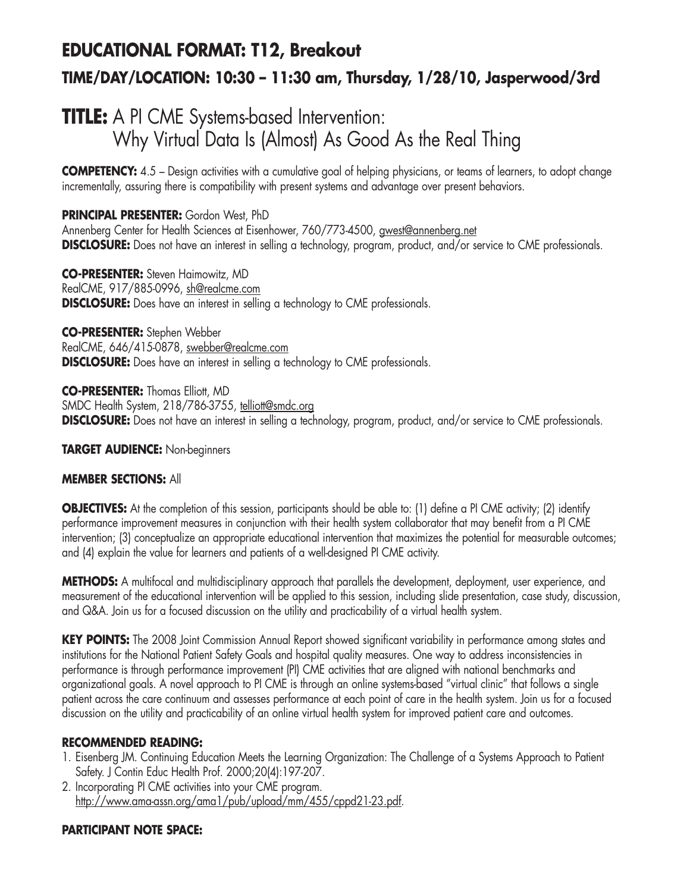## EDUCATIONAL FORMAT: T12, Breakout

### TIME/DAY/LOCATION: 10:30 – 11:30 am, Thursday, 1/28/10, Jasperwood/3rd

# TITLE: A PI CME Systems-based Intervention: Why Virtual Data Is (Almost) As Good As the Real Thing

**COMPETENCY:** 4.5 – Design activities with a cumulative goal of helping physicians, or teams of learners, to adopt change incrementally, assuring there is compatibility with present systems and advantage over present behaviors.

**PRINCIPAL PRESENTER:** Gordon West, PhD
Annenberg Center for Health Sciences at Eisenhower, 760/773-4500, gwest@annenberg.net
**DISCLOSURE:** Does not have an interest in selling a technology, program, product, and/or service to CME professionals.

**CO-PRESENTER:** Steven Haimowitz, MD
RealCME, 917/885-0996, sh@realcme.com
**DISCLOSURE:** Does have an interest in selling a technology to CME professionals.

**CO-PRESENTER:** Stephen Webber
RealCME, 646/415-0878, swebber@realcme.com
**DISCLOSURE:** Does have an interest in selling a technology to CME professionals.

**CO-PRESENTER:** Thomas Elliott, MD
SMDC Health System, 218/786-3755, telliott@smdc.org
**DISCLOSURE:** Does not have an interest in selling a technology, program, product, and/or service to CME professionals.

**TARGET AUDIENCE:** Non-beginners

**MEMBER SECTIONS:** All

**OBJECTIVES:** At the completion of this session, participants should be able to: (1) define a PI CME activity; (2) identify performance improvement measures in conjunction with their health system collaborator that may benefit from a PI CME intervention; (3) conceptualize an appropriate educational intervention that maximizes the potential for measurable outcomes; and (4) explain the value for learners and patients of a well-designed PI CME activity.

**METHODS:** A multifocal and multidisciplinary approach that parallels the development, deployment, user experience, and measurement of the educational intervention will be applied to this session, including slide presentation, case study, discussion, and Q&A. Join us for a focused discussion on the utility and practicability of a virtual health system.

**KEY POINTS:** The 2008 Joint Commission Annual Report showed significant variability in performance among states and institutions for the National Patient Safety Goals and hospital quality measures. One way to address inconsistencies in performance is through performance improvement (PI) CME activities that are aligned with national benchmarks and organizational goals. A novel approach to PI CME is through an online systems-based "virtual clinic" that follows a single patient across the care continuum and assesses performance at each point of care in the health system. Join us for a focused discussion on the utility and practicability of an online virtual health system for improved patient care and outcomes.

**RECOMMENDED READING:**

1. Eisenberg JM. Continuing Education Meets the Learning Organization: The Challenge of a Systems Approach to Patient Safety. J Contin Educ Health Prof. 2000;20(4):197-207.
2. Incorporating PI CME activities into your CME program. http://www.ama-assn.org/ama1/pub/upload/mm/455/cppd21-23.pdf.

**PARTICIPANT NOTE SPACE:**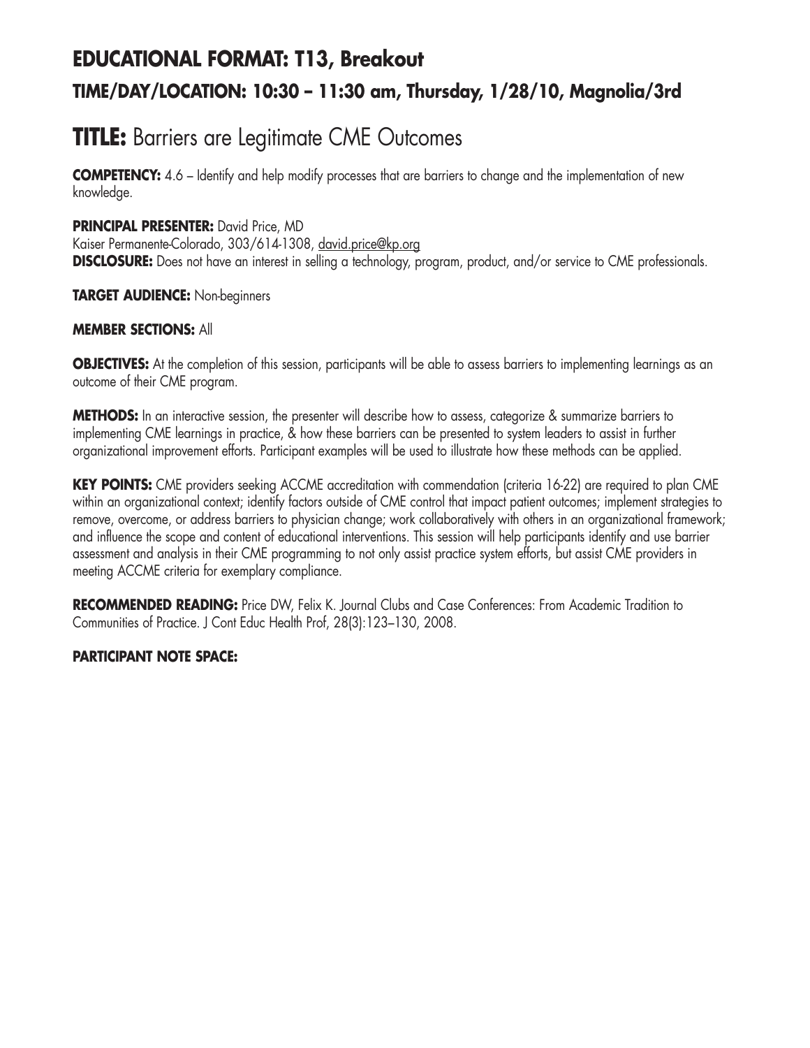## EDUCATIONAL FORMAT: T13, Breakout

### TIME/DAY/LOCATION: 10:30 – 11:30 am, Thursday, 1/28/10, Magnolia/3rd

# TITLE: Barriers are Legitimate CME Outcomes

**COMPETENCY:** 4.6 – Identify and help modify processes that are barriers to change and the implementation of new knowledge.

**PRINCIPAL PRESENTER:** David Price, MD
Kaiser Permanente-Colorado, 303/614-1308, david.price@kp.org
**DISCLOSURE:** Does not have an interest in selling a technology, program, product, and/or service to CME professionals.

**TARGET AUDIENCE:** Non-beginners

**MEMBER SECTIONS:** All

**OBJECTIVES:** At the completion of this session, participants will be able to assess barriers to implementing learnings as an outcome of their CME program.

**METHODS:** In an interactive session, the presenter will describe how to assess, categorize & summarize barriers to implementing CME learnings in practice, & how these barriers can be presented to system leaders to assist in further organizational improvement efforts. Participant examples will be used to illustrate how these methods can be applied.

**KEY POINTS:** CME providers seeking ACCME accreditation with commendation (criteria 16-22) are required to plan CME within an organizational context; identify factors outside of CME control that impact patient outcomes; implement strategies to remove, overcome, or address barriers to physician change; work collaboratively with others in an organizational framework; and influence the scope and content of educational interventions. This session will help participants identify and use barrier assessment and analysis in their CME programming to not only assist practice system efforts, but assist CME providers in meeting ACCME criteria for exemplary compliance.

**RECOMMENDED READING:** Price DW, Felix K. Journal Clubs and Case Conferences: From Academic Tradition to Communities of Practice. J Cont Educ Health Prof, 28(3):123–130, 2008.

**PARTICIPANT NOTE SPACE:**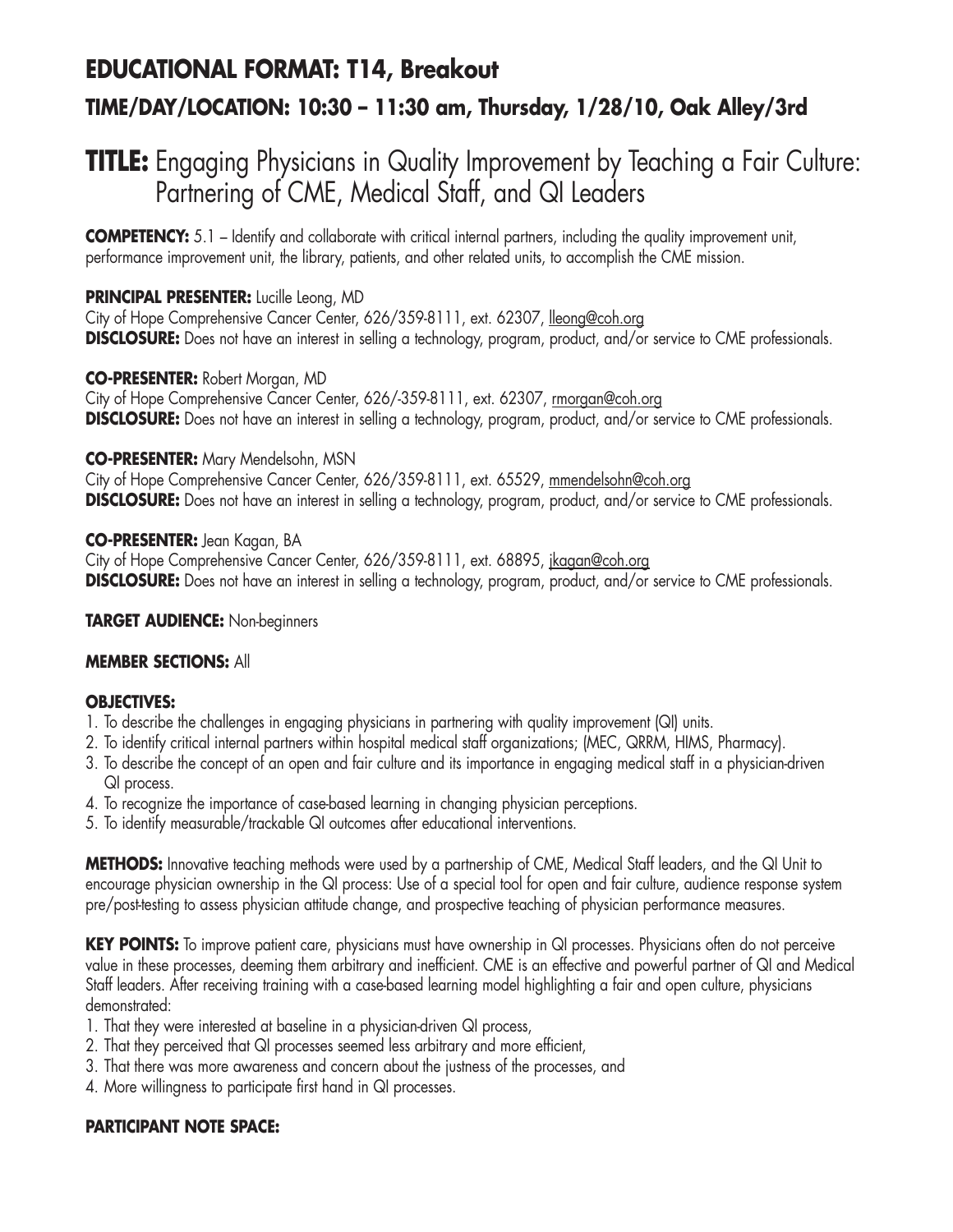## EDUCATIONAL FORMAT: T14, Breakout

### TIME/DAY/LOCATION: 10:30 – 11:30 am, Thursday, 1/28/10, Oak Alley/3rd

# TITLE: Engaging Physicians in Quality Improvement by Teaching a Fair Culture: Partnering of CME, Medical Staff, and QI Leaders

**COMPETENCY:** 5.1 – Identify and collaborate with critical internal partners, including the quality improvement unit, performance improvement unit, the library, patients, and other related units, to accomplish the CME mission.

**PRINCIPAL PRESENTER:** Lucille Leong, MD
City of Hope Comprehensive Cancer Center, 626/359-8111, ext. 62307, lleong@coh.org
**DISCLOSURE:** Does not have an interest in selling a technology, program, product, and/or service to CME professionals.

**CO-PRESENTER:** Robert Morgan, MD
City of Hope Comprehensive Cancer Center, 626/-359-8111, ext. 62307, rmorgan@coh.org
**DISCLOSURE:** Does not have an interest in selling a technology, program, product, and/or service to CME professionals.

**CO-PRESENTER:** Mary Mendelsohn, MSN
City of Hope Comprehensive Cancer Center, 626/359-8111, ext. 65529, mmendelsohn@coh.org
**DISCLOSURE:** Does not have an interest in selling a technology, program, product, and/or service to CME professionals.

**CO-PRESENTER:** Jean Kagan, BA
City of Hope Comprehensive Cancer Center, 626/359-8111, ext. 68895, jkagan@coh.org
**DISCLOSURE:** Does not have an interest in selling a technology, program, product, and/or service to CME professionals.

**TARGET AUDIENCE:** Non-beginners

**MEMBER SECTIONS:** All

**OBJECTIVES:**
1. To describe the challenges in engaging physicians in partnering with quality improvement (QI) units.
2. To identify critical internal partners within hospital medical staff organizations; (MEC, QRRM, HIMS, Pharmacy).
3. To describe the concept of an open and fair culture and its importance in engaging medical staff in a physician-driven QI process.
4. To recognize the importance of case-based learning in changing physician perceptions.
5. To identify measurable/trackable QI outcomes after educational interventions.

**METHODS:** Innovative teaching methods were used by a partnership of CME, Medical Staff leaders, and the QI Unit to encourage physician ownership in the QI process: Use of a special tool for open and fair culture, audience response system pre/post-testing to assess physician attitude change, and prospective teaching of physician performance measures.

**KEY POINTS:** To improve patient care, physicians must have ownership in QI processes. Physicians often do not perceive value in these processes, deeming them arbitrary and inefficient. CME is an effective and powerful partner of QI and Medical Staff leaders. After receiving training with a case-based learning model highlighting a fair and open culture, physicians demonstrated:
1. That they were interested at baseline in a physician-driven QI process,
2. That they perceived that QI processes seemed less arbitrary and more efficient,
3. That there was more awareness and concern about the justness of the processes, and
4. More willingness to participate first hand in QI processes.

**PARTICIPANT NOTE SPACE:**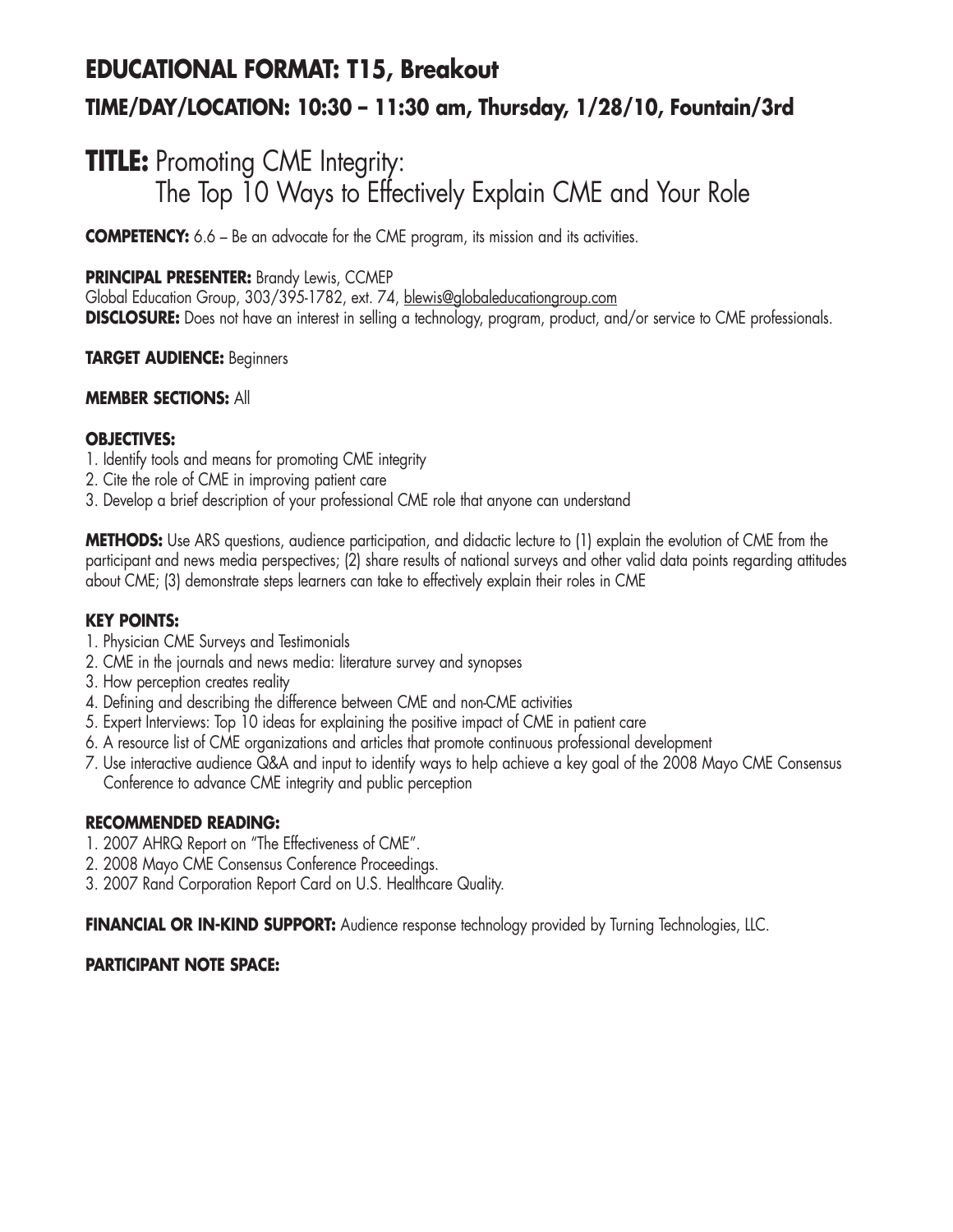# EDUCATIONAL FORMAT: T15, Breakout

## TIME/DAY/LOCATION: 10:30 – 11:30 am, Thursday, 1/28/10, Fountain/3rd

# TITLE: Promoting CME Integrity: The Top 10 Ways to Effectively Explain CME and Your Role

**COMPETENCY:** 6.6 – Be an advocate for the CME program, its mission and its activities.

**PRINCIPAL PRESENTER:** Brandy Lewis, CCMEP
Global Education Group, 303/395-1782, ext. 74, blewis@globaleducationgroup.com
**DISCLOSURE:** Does not have an interest in selling a technology, program, product, and/or service to CME professionals.

**TARGET AUDIENCE:** Beginners

**MEMBER SECTIONS:** All

**OBJECTIVES:**

1. Identify tools and means for promoting CME integrity
2. Cite the role of CME in improving patient care
3. Develop a brief description of your professional CME role that anyone can understand

**METHODS:** Use ARS questions, audience participation, and didactic lecture to (1) explain the evolution of CME from the participant and news media perspectives; (2) share results of national surveys and other valid data points regarding attitudes about CME; (3) demonstrate steps learners can take to effectively explain their roles in CME

**KEY POINTS:**

1. Physician CME Surveys and Testimonials
2. CME in the journals and news media: literature survey and synopses
3. How perception creates reality
4. Defining and describing the difference between CME and non-CME activities
5. Expert Interviews: Top 10 ideas for explaining the positive impact of CME in patient care
6. A resource list of CME organizations and articles that promote continuous professional development
7. Use interactive audience Q&A and input to identify ways to help achieve a key goal of the 2008 Mayo CME Consensus Conference to advance CME integrity and public perception

**RECOMMENDED READING:**

1. 2007 AHRQ Report on "The Effectiveness of CME".
2. 2008 Mayo CME Consensus Conference Proceedings.
3. 2007 Rand Corporation Report Card on U.S. Healthcare Quality.

**FINANCIAL OR IN-KIND SUPPORT:** Audience response technology provided by Turning Technologies, LLC.

**PARTICIPANT NOTE SPACE:**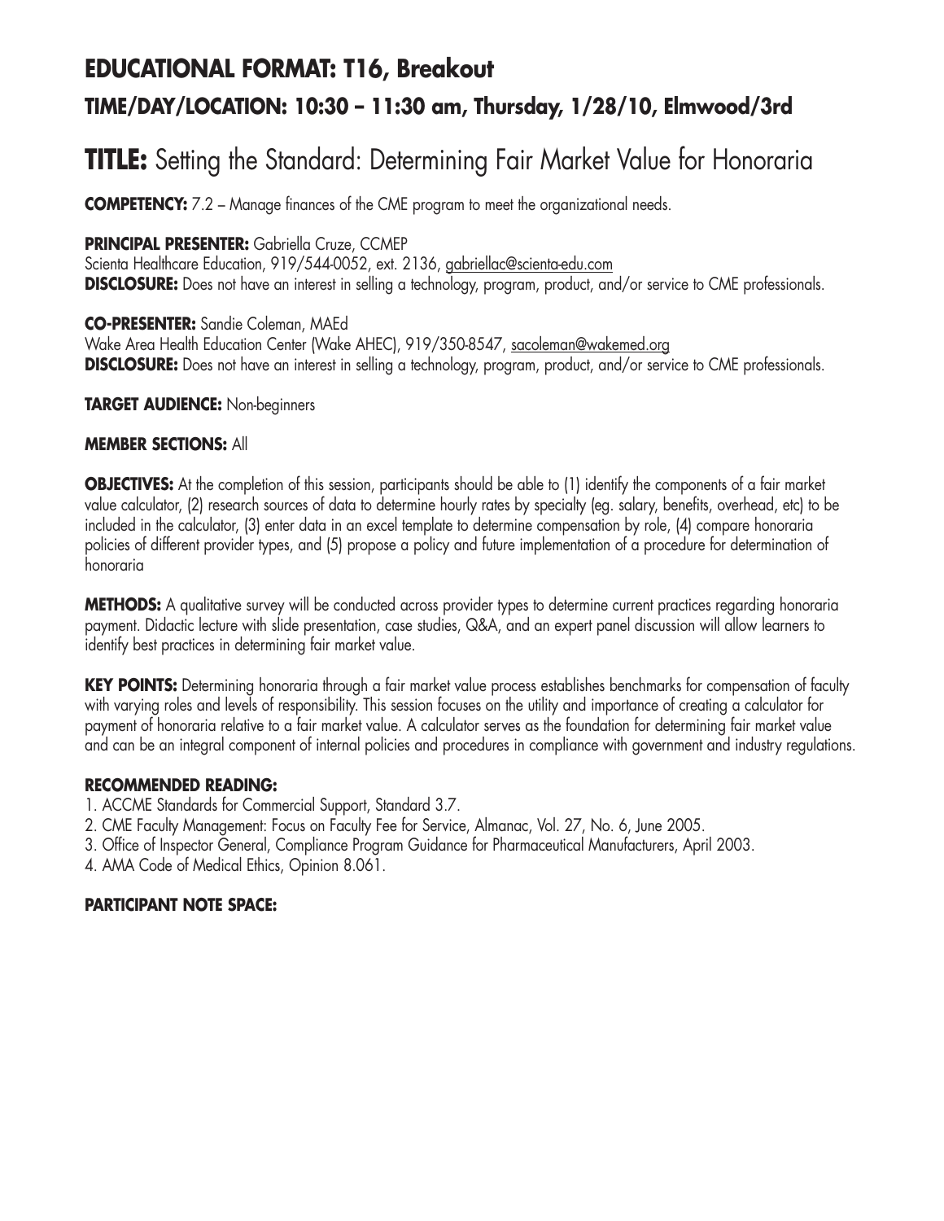## EDUCATIONAL FORMAT: T16, Breakout

### TIME/DAY/LOCATION: 10:30 – 11:30 am, Thursday, 1/28/10, Elmwood/3rd

# TITLE: Setting the Standard: Determining Fair Market Value for Honoraria

**COMPETENCY:** 7.2 – Manage finances of the CME program to meet the organizational needs.

**PRINCIPAL PRESENTER:** Gabriella Cruze, CCMEP
Scienta Healthcare Education, 919/544-0052, ext. 2136, gabriellac@scienta-edu.com
**DISCLOSURE:** Does not have an interest in selling a technology, program, product, and/or service to CME professionals.

**CO-PRESENTER:** Sandie Coleman, MAEd
Wake Area Health Education Center (Wake AHEC), 919/350-8547, sacoleman@wakemed.org
**DISCLOSURE:** Does not have an interest in selling a technology, program, product, and/or service to CME professionals.

**TARGET AUDIENCE:** Non-beginners

**MEMBER SECTIONS:** All

**OBJECTIVES:** At the completion of this session, participants should be able to (1) identify the components of a fair market value calculator, (2) research sources of data to determine hourly rates by specialty (eg. salary, benefits, overhead, etc) to be included in the calculator, (3) enter data in an excel template to determine compensation by role, (4) compare honoraria policies of different provider types, and (5) propose a policy and future implementation of a procedure for determination of honoraria

**METHODS:** A qualitative survey will be conducted across provider types to determine current practices regarding honoraria payment. Didactic lecture with slide presentation, case studies, Q&A, and an expert panel discussion will allow learners to identify best practices in determining fair market value.

**KEY POINTS:** Determining honoraria through a fair market value process establishes benchmarks for compensation of faculty with varying roles and levels of responsibility. This session focuses on the utility and importance of creating a calculator for payment of honoraria relative to a fair market value. A calculator serves as the foundation for determining fair market value and can be an integral component of internal policies and procedures in compliance with government and industry regulations.

**RECOMMENDED READING:**

1. ACCME Standards for Commercial Support, Standard 3.7.
2. CME Faculty Management: Focus on Faculty Fee for Service, Almanac, Vol. 27, No. 6, June 2005.
3. Office of Inspector General, Compliance Program Guidance for Pharmaceutical Manufacturers, April 2003.
4. AMA Code of Medical Ethics, Opinion 8.061.

**PARTICIPANT NOTE SPACE:**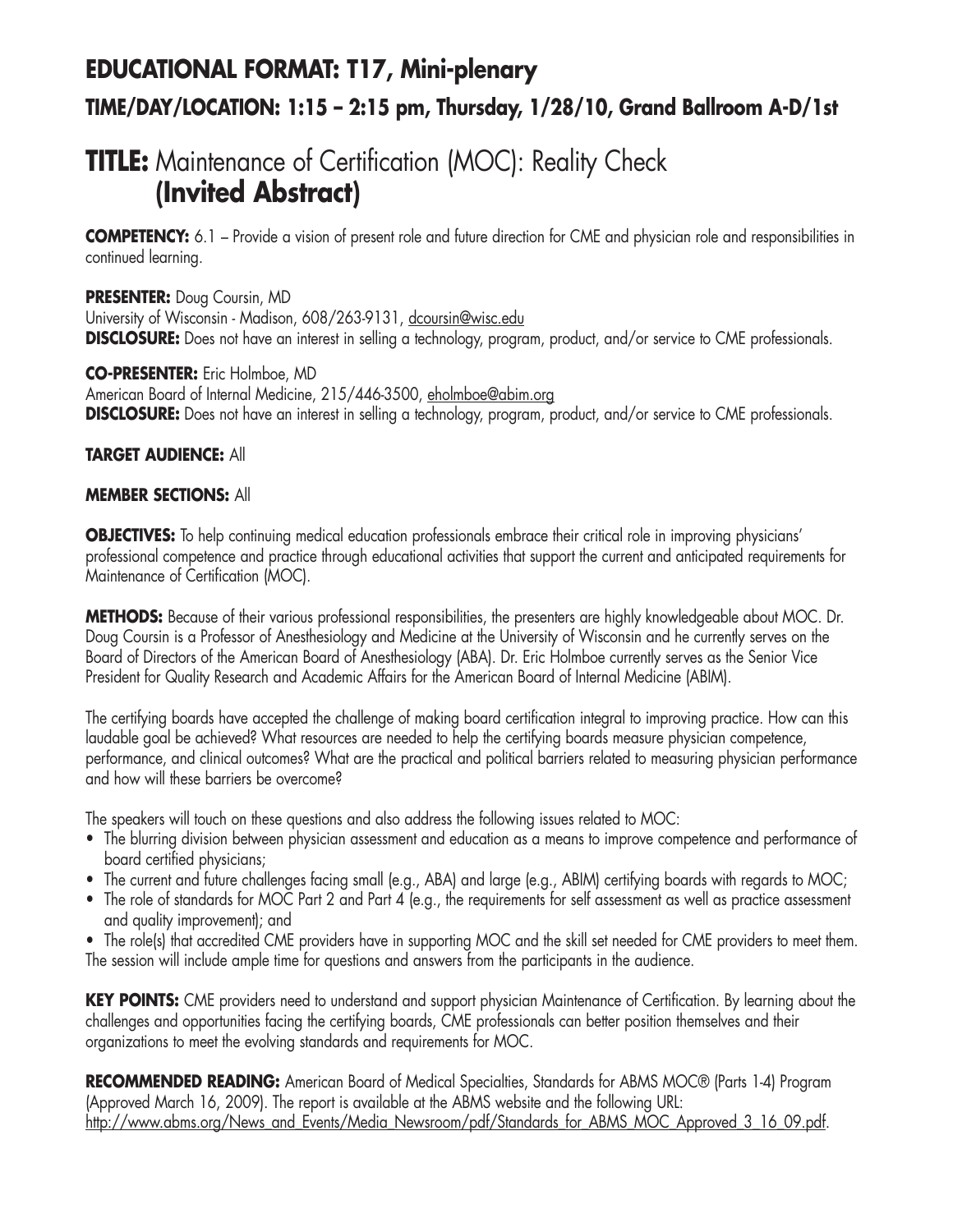# EDUCATIONAL FORMAT: T17, Mini-plenary

## TIME/DAY/LOCATION: 1:15 – 2:15 pm, Thursday, 1/28/10, Grand Ballroom A-D/1st

# TITLE: Maintenance of Certification (MOC): Reality Check **(Invited Abstract)**

**COMPETENCY:** 6.1 – Provide a vision of present role and future direction for CME and physician role and responsibilities in continued learning.

**PRESENTER:** Doug Coursin, MD
University of Wisconsin - Madison, 608/263-9131, dcoursin@wisc.edu
**DISCLOSURE:** Does not have an interest in selling a technology, program, product, and/or service to CME professionals.

**CO-PRESENTER:** Eric Holmboe, MD
American Board of Internal Medicine, 215/446-3500, eholmboe@abim.org
**DISCLOSURE:** Does not have an interest in selling a technology, program, product, and/or service to CME professionals.

**TARGET AUDIENCE:** All

**MEMBER SECTIONS:** All

**OBJECTIVES:** To help continuing medical education professionals embrace their critical role in improving physicians' professional competence and practice through educational activities that support the current and anticipated requirements for Maintenance of Certification (MOC).

**METHODS:** Because of their various professional responsibilities, the presenters are highly knowledgeable about MOC. Dr. Doug Coursin is a Professor of Anesthesiology and Medicine at the University of Wisconsin and he currently serves on the Board of Directors of the American Board of Anesthesiology (ABA). Dr. Eric Holmboe currently serves as the Senior Vice President for Quality Research and Academic Affairs for the American Board of Internal Medicine (ABIM).

The certifying boards have accepted the challenge of making board certification integral to improving practice. How can this laudable goal be achieved? What resources are needed to help the certifying boards measure physician competence, performance, and clinical outcomes? What are the practical and political barriers related to measuring physician performance and how will these barriers be overcome?

The speakers will touch on these questions and also address the following issues related to MOC:

- The blurring division between physician assessment and education as a means to improve competence and performance of board certified physicians;
- The current and future challenges facing small (e.g., ABA) and large (e.g., ABIM) certifying boards with regards to MOC;
- The role of standards for MOC Part 2 and Part 4 (e.g., the requirements for self assessment as well as practice assessment and quality improvement); and
- The role(s) that accredited CME providers have in supporting MOC and the skill set needed for CME providers to meet them.

The session will include ample time for questions and answers from the participants in the audience.

**KEY POINTS:** CME providers need to understand and support physician Maintenance of Certification. By learning about the challenges and opportunities facing the certifying boards, CME professionals can better position themselves and their organizations to meet the evolving standards and requirements for MOC.

**RECOMMENDED READING:** American Board of Medical Specialties, Standards for ABMS MOC® (Parts 1-4) Program (Approved March 16, 2009). The report is available at the ABMS website and the following URL: http://www.abms.org/News_and_Events/Media_Newsroom/pdf/Standards_for_ABMS_MOC_Approved_3_16_09.pdf.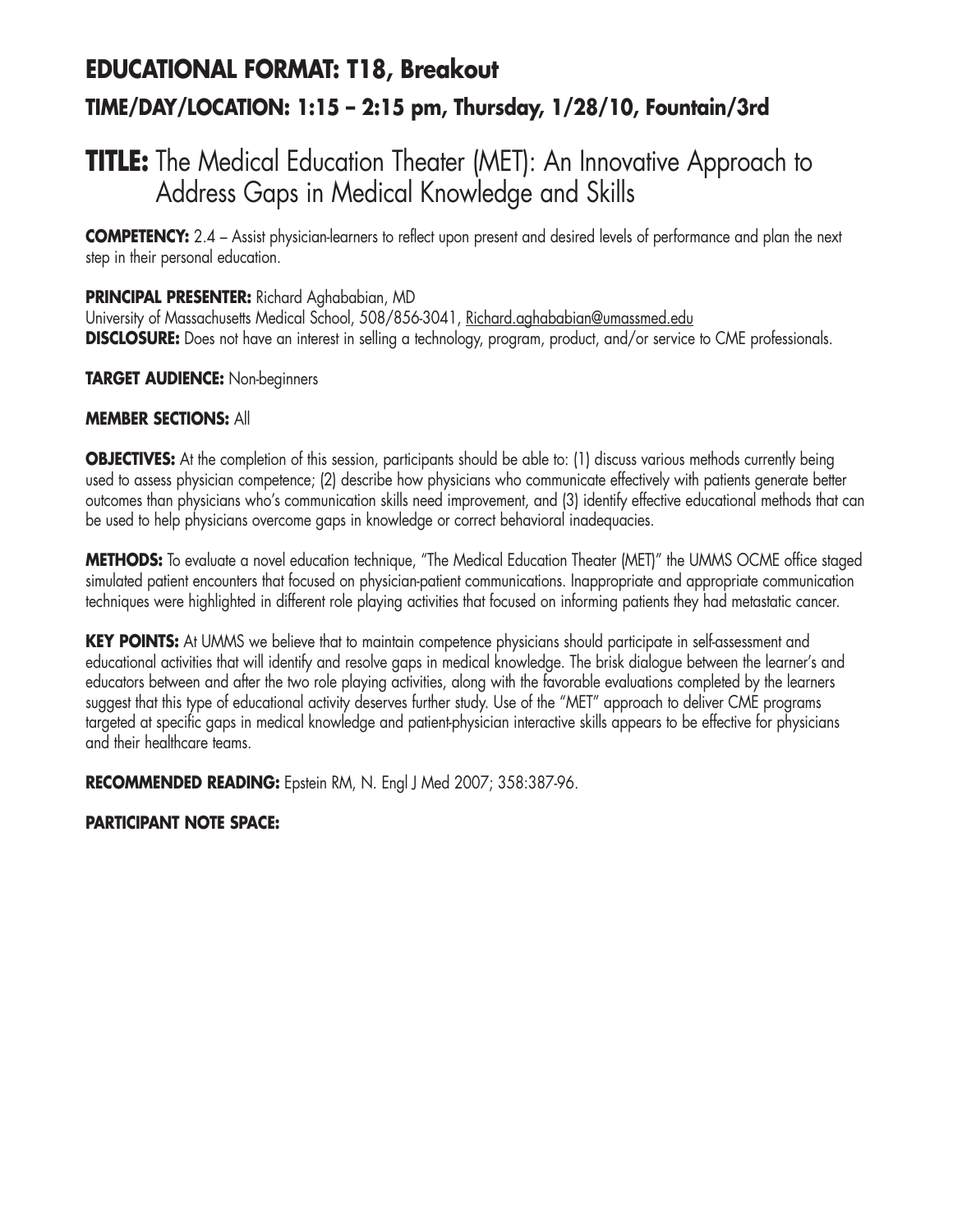## EDUCATIONAL FORMAT: T18, Breakout

### TIME/DAY/LOCATION: 1:15 – 2:15 pm, Thursday, 1/28/10, Fountain/3rd

# TITLE: The Medical Education Theater (MET): An Innovative Approach to Address Gaps in Medical Knowledge and Skills

**COMPETENCY:** 2.4 – Assist physician-learners to reflect upon present and desired levels of performance and plan the next step in their personal education.

**PRINCIPAL PRESENTER:** Richard Aghababian, MD
University of Massachusetts Medical School, 508/856-3041, Richard.aghababian@umassmed.edu
**DISCLOSURE:** Does not have an interest in selling a technology, program, product, and/or service to CME professionals.

**TARGET AUDIENCE:** Non-beginners

**MEMBER SECTIONS:** All

**OBJECTIVES:** At the completion of this session, participants should be able to: (1) discuss various methods currently being used to assess physician competence; (2) describe how physicians who communicate effectively with patients generate better outcomes than physicians who's communication skills need improvement, and (3) identify effective educational methods that can be used to help physicians overcome gaps in knowledge or correct behavioral inadequacies.

**METHODS:** To evaluate a novel education technique, "The Medical Education Theater (MET)" the UMMS OCME office staged simulated patient encounters that focused on physician-patient communications. Inappropriate and appropriate communication techniques were highlighted in different role playing activities that focused on informing patients they had metastatic cancer.

**KEY POINTS:** At UMMS we believe that to maintain competence physicians should participate in self-assessment and educational activities that will identify and resolve gaps in medical knowledge. The brisk dialogue between the learner's and educators between and after the two role playing activities, along with the favorable evaluations completed by the learners suggest that this type of educational activity deserves further study. Use of the "MET" approach to deliver CME programs targeted at specific gaps in medical knowledge and patient-physician interactive skills appears to be effective for physicians and their healthcare teams.

**RECOMMENDED READING:** Epstein RM, N. Engl J Med 2007; 358:387-96.

**PARTICIPANT NOTE SPACE:**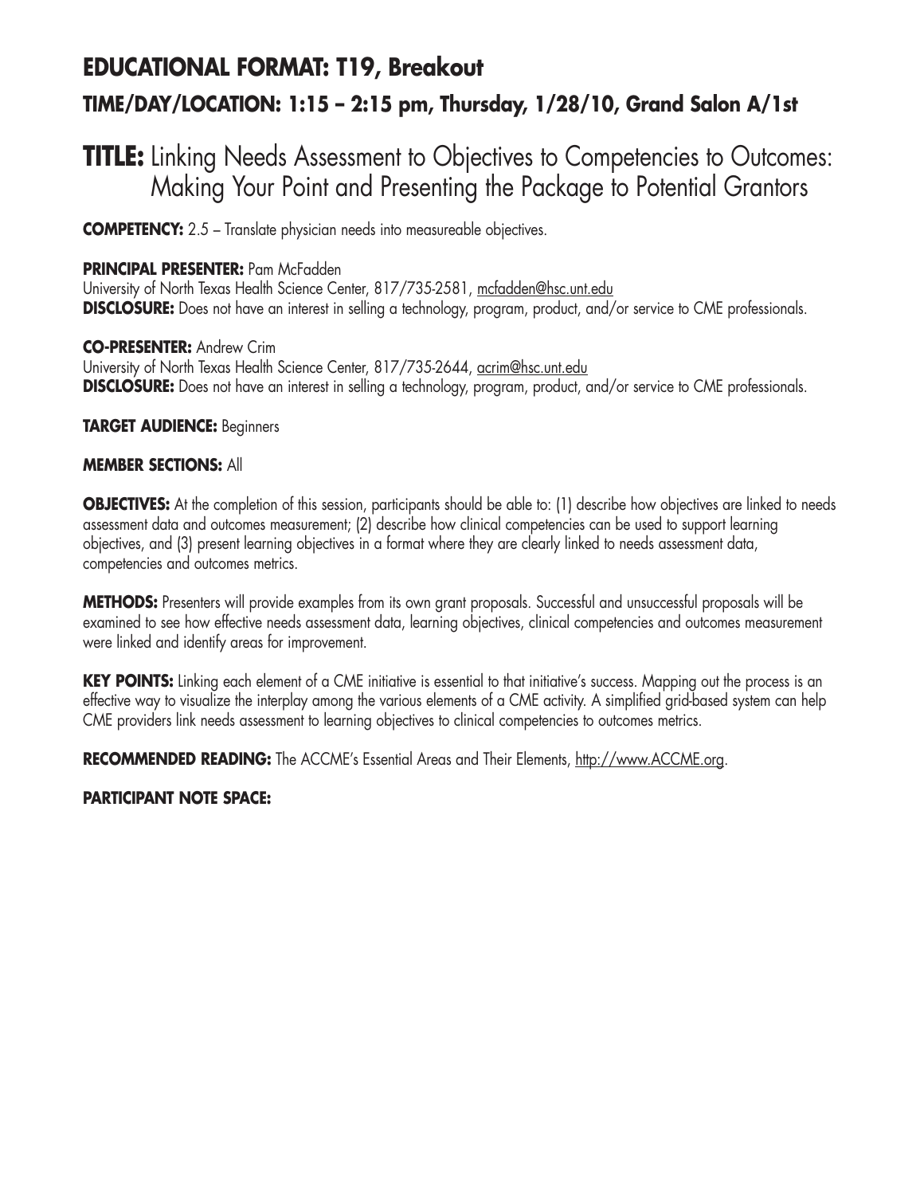## EDUCATIONAL FORMAT: T19, Breakout

### TIME/DAY/LOCATION: 1:15 – 2:15 pm, Thursday, 1/28/10, Grand Salon A/1st

# TITLE: Linking Needs Assessment to Objectives to Competencies to Outcomes: Making Your Point and Presenting the Package to Potential Grantors

**COMPETENCY:** 2.5 – Translate physician needs into measureable objectives.

**PRINCIPAL PRESENTER:** Pam McFadden
University of North Texas Health Science Center, 817/735-2581, mcfadden@hsc.unt.edu
**DISCLOSURE:** Does not have an interest in selling a technology, program, product, and/or service to CME professionals.

**CO-PRESENTER:** Andrew Crim
University of North Texas Health Science Center, 817/735-2644, acrim@hsc.unt.edu
**DISCLOSURE:** Does not have an interest in selling a technology, program, product, and/or service to CME professionals.

**TARGET AUDIENCE:** Beginners

**MEMBER SECTIONS:** All

**OBJECTIVES:** At the completion of this session, participants should be able to: (1) describe how objectives are linked to needs assessment data and outcomes measurement; (2) describe how clinical competencies can be used to support learning objectives, and (3) present learning objectives in a format where they are clearly linked to needs assessment data, competencies and outcomes metrics.

**METHODS:** Presenters will provide examples from its own grant proposals. Successful and unsuccessful proposals will be examined to see how effective needs assessment data, learning objectives, clinical competencies and outcomes measurement were linked and identify areas for improvement.

**KEY POINTS:** Linking each element of a CME initiative is essential to that initiative's success. Mapping out the process is an effective way to visualize the interplay among the various elements of a CME activity. A simplified grid-based system can help CME providers link needs assessment to learning objectives to clinical competencies to outcomes metrics.

**RECOMMENDED READING:** The ACCME's Essential Areas and Their Elements, http://www.ACCME.org.

**PARTICIPANT NOTE SPACE:**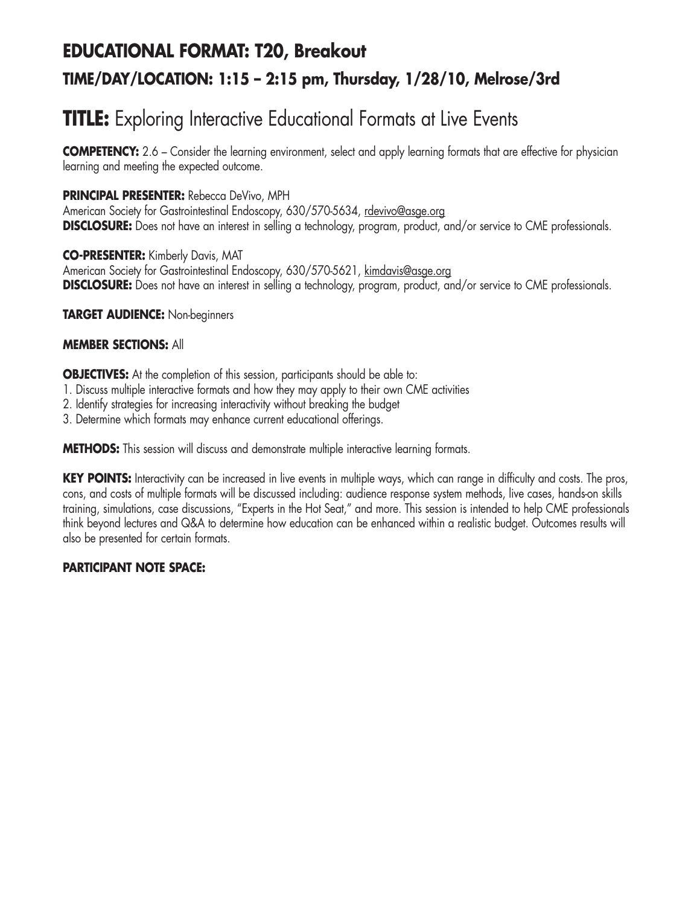## EDUCATIONAL FORMAT: T20, Breakout

### TIME/DAY/LOCATION: 1:15 – 2:15 pm, Thursday, 1/28/10, Melrose/3rd

# TITLE: Exploring Interactive Educational Formats at Live Events

**COMPETENCY:** 2.6 – Consider the learning environment, select and apply learning formats that are effective for physician learning and meeting the expected outcome.

**PRINCIPAL PRESENTER:** Rebecca DeVivo, MPH
American Society for Gastrointestinal Endoscopy, 630/570-5634, rdevivo@asge.org
**DISCLOSURE:** Does not have an interest in selling a technology, program, product, and/or service to CME professionals.

**CO-PRESENTER:** Kimberly Davis, MAT
American Society for Gastrointestinal Endoscopy, 630/570-5621, kimdavis@asge.org
**DISCLOSURE:** Does not have an interest in selling a technology, program, product, and/or service to CME professionals.

**TARGET AUDIENCE:** Non-beginners

**MEMBER SECTIONS:** All

**OBJECTIVES:** At the completion of this session, participants should be able to:

1. Discuss multiple interactive formats and how they may apply to their own CME activities
2. Identify strategies for increasing interactivity without breaking the budget
3. Determine which formats may enhance current educational offerings.

**METHODS:** This session will discuss and demonstrate multiple interactive learning formats.

**KEY POINTS:** Interactivity can be increased in live events in multiple ways, which can range in difficulty and costs. The pros, cons, and costs of multiple formats will be discussed including: audience response system methods, live cases, hands-on skills training, simulations, case discussions, "Experts in the Hot Seat," and more. This session is intended to help CME professionals think beyond lectures and Q&A to determine how education can be enhanced within a realistic budget. Outcomes results will also be presented for certain formats.

**PARTICIPANT NOTE SPACE:**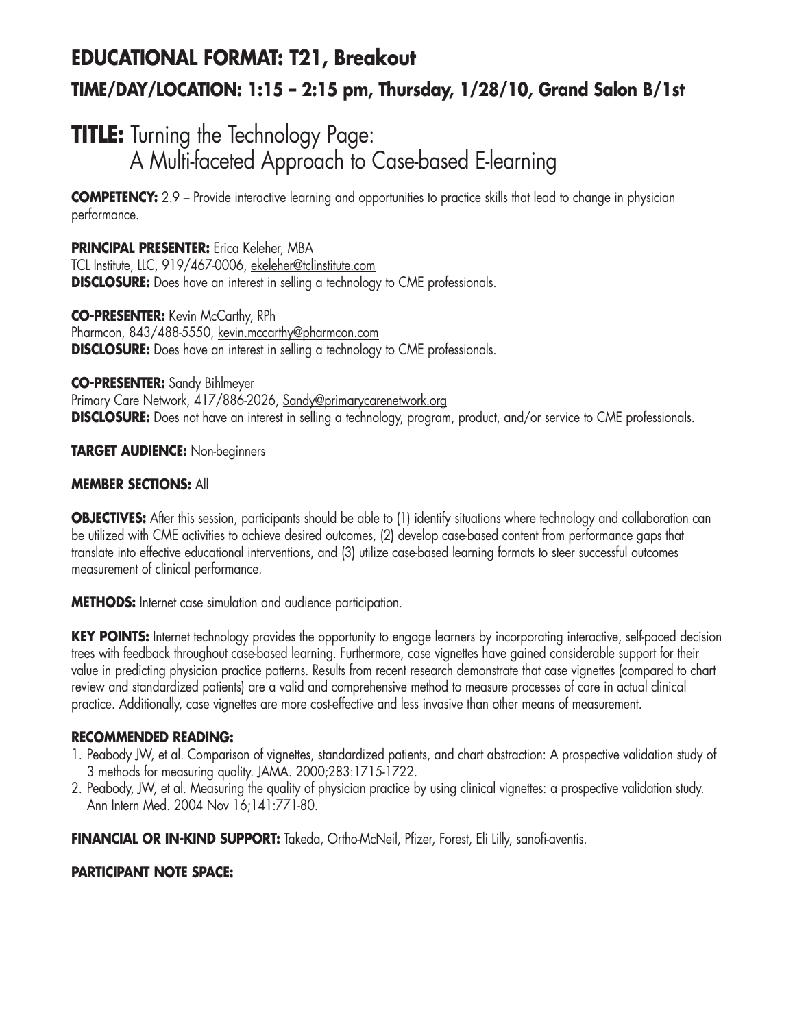## EDUCATIONAL FORMAT: T21, Breakout

### TIME/DAY/LOCATION: 1:15 – 2:15 pm, Thursday, 1/28/10, Grand Salon B/1st

# TITLE: Turning the Technology Page: A Multi-faceted Approach to Case-based E-learning

**COMPETENCY:** 2.9 – Provide interactive learning and opportunities to practice skills that lead to change in physician performance.

**PRINCIPAL PRESENTER:** Erica Keleher, MBA
TCL Institute, LLC, 919/467-0006, ekeleher@tclinstitute.com
**DISCLOSURE:** Does have an interest in selling a technology to CME professionals.

**CO-PRESENTER:** Kevin McCarthy, RPh
Pharmcon, 843/488-5550, kevin.mccarthy@pharmcon.com
**DISCLOSURE:** Does have an interest in selling a technology to CME professionals.

**CO-PRESENTER:** Sandy Bihlmeyer
Primary Care Network, 417/886-2026, Sandy@primarycarenetwork.org
**DISCLOSURE:** Does not have an interest in selling a technology, program, product, and/or service to CME professionals.

**TARGET AUDIENCE:** Non-beginners

**MEMBER SECTIONS:** All

**OBJECTIVES:** After this session, participants should be able to (1) identify situations where technology and collaboration can be utilized with CME activities to achieve desired outcomes, (2) develop case-based content from performance gaps that translate into effective educational interventions, and (3) utilize case-based learning formats to steer successful outcomes measurement of clinical performance.

**METHODS:** Internet case simulation and audience participation.

**KEY POINTS:** Internet technology provides the opportunity to engage learners by incorporating interactive, self-paced decision trees with feedback throughout case-based learning. Furthermore, case vignettes have gained considerable support for their value in predicting physician practice patterns. Results from recent research demonstrate that case vignettes (compared to chart review and standardized patients) are a valid and comprehensive method to measure processes of care in actual clinical practice. Additionally, case vignettes are more cost-effective and less invasive than other means of measurement.

**RECOMMENDED READING:**

1. Peabody JW, et al. Comparison of vignettes, standardized patients, and chart abstraction: A prospective validation study of 3 methods for measuring quality. JAMA. 2000;283:1715-1722.
2. Peabody, JW, et al. Measuring the quality of physician practice by using clinical vignettes: a prospective validation study. Ann Intern Med. 2004 Nov 16;141:771-80.

**FINANCIAL OR IN-KIND SUPPORT:** Takeda, Ortho-McNeil, Pfizer, Forest, Eli Lilly, sanofi-aventis.

**PARTICIPANT NOTE SPACE:**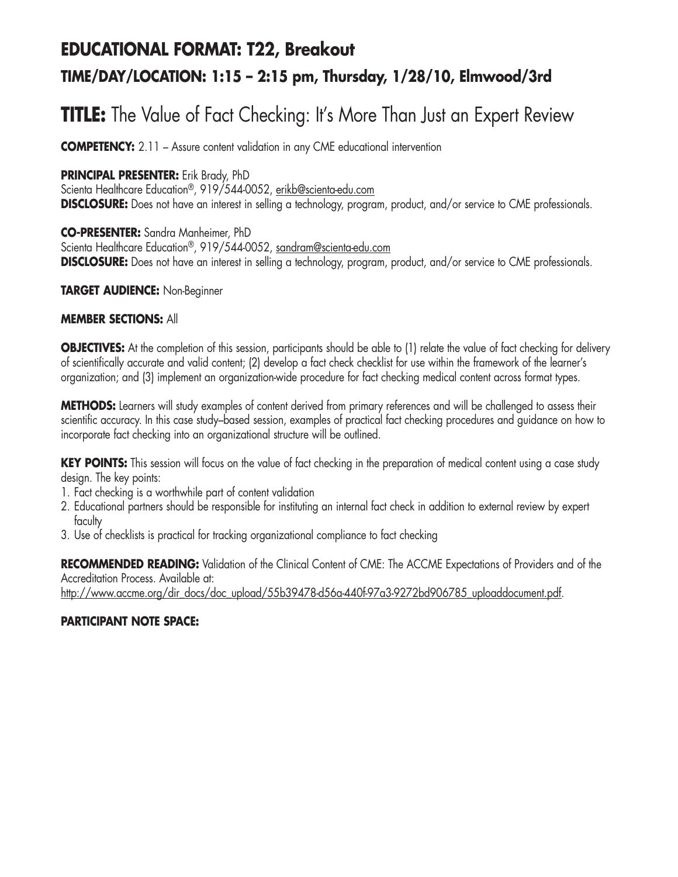## EDUCATIONAL FORMAT: T22, Breakout

### TIME/DAY/LOCATION: 1:15 – 2:15 pm, Thursday, 1/28/10, Elmwood/3rd

# TITLE: The Value of Fact Checking: It's More Than Just an Expert Review

**COMPETENCY:** 2.11 – Assure content validation in any CME educational intervention

**PRINCIPAL PRESENTER:** Erik Brady, PhD
Scienta Healthcare Education®, 919/544-0052, erikb@scienta-edu.com
**DISCLOSURE:** Does not have an interest in selling a technology, program, product, and/or service to CME professionals.

**CO-PRESENTER:** Sandra Manheimer, PhD
Scienta Healthcare Education®, 919/544-0052, sandram@scienta-edu.com
**DISCLOSURE:** Does not have an interest in selling a technology, program, product, and/or service to CME professionals.

**TARGET AUDIENCE:** Non-Beginner

**MEMBER SECTIONS:** All

**OBJECTIVES:** At the completion of this session, participants should be able to (1) relate the value of fact checking for delivery of scientifically accurate and valid content; (2) develop a fact check checklist for use within the framework of the learner's organization; and (3) implement an organization-wide procedure for fact checking medical content across format types.

**METHODS:** Learners will study examples of content derived from primary references and will be challenged to assess their scientific accuracy. In this case study–based session, examples of practical fact checking procedures and guidance on how to incorporate fact checking into an organizational structure will be outlined.

**KEY POINTS:** This session will focus on the value of fact checking in the preparation of medical content using a case study design. The key points:

1. Fact checking is a worthwhile part of content validation
2. Educational partners should be responsible for instituting an internal fact check in addition to external review by expert faculty
3. Use of checklists is practical for tracking organizational compliance to fact checking

**RECOMMENDED READING:** Validation of the Clinical Content of CME: The ACCME Expectations of Providers and of the Accreditation Process. Available at: http://www.accme.org/dir_docs/doc_upload/55b39478-d56a-440f-97a3-9272bd906785_uploaddocument.pdf.

**PARTICIPANT NOTE SPACE:**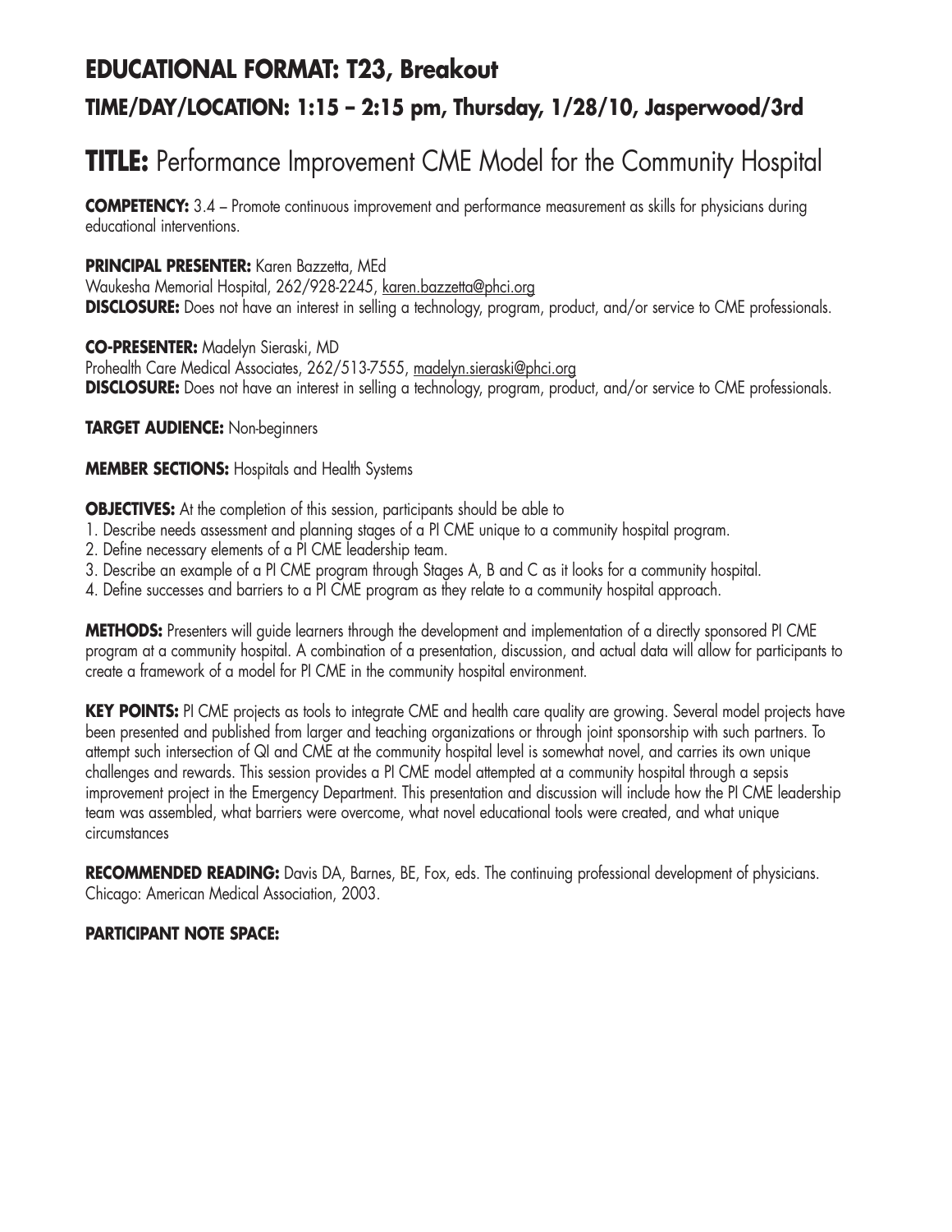## EDUCATIONAL FORMAT: T23, Breakout

### TIME/DAY/LOCATION: 1:15 – 2:15 pm, Thursday, 1/28/10, Jasperwood/3rd

# TITLE: Performance Improvement CME Model for the Community Hospital

**COMPETENCY:** 3.4 – Promote continuous improvement and performance measurement as skills for physicians during educational interventions.

**PRINCIPAL PRESENTER:** Karen Bazzetta, MEd
Waukesha Memorial Hospital, 262/928-2245, karen.bazzetta@phci.org
**DISCLOSURE:** Does not have an interest in selling a technology, program, product, and/or service to CME professionals.

**CO-PRESENTER:** Madelyn Sieraski, MD
Prohealth Care Medical Associates, 262/513-7555, madelyn.sieraski@phci.org
**DISCLOSURE:** Does not have an interest in selling a technology, program, product, and/or service to CME professionals.

**TARGET AUDIENCE:** Non-beginners

**MEMBER SECTIONS:** Hospitals and Health Systems

**OBJECTIVES:** At the completion of this session, participants should be able to

1. Describe needs assessment and planning stages of a PI CME unique to a community hospital program.
2. Define necessary elements of a PI CME leadership team.
3. Describe an example of a PI CME program through Stages A, B and C as it looks for a community hospital.
4. Define successes and barriers to a PI CME program as they relate to a community hospital approach.

**METHODS:** Presenters will guide learners through the development and implementation of a directly sponsored PI CME program at a community hospital. A combination of a presentation, discussion, and actual data will allow for participants to create a framework of a model for PI CME in the community hospital environment.

**KEY POINTS:** PI CME projects as tools to integrate CME and health care quality are growing. Several model projects have been presented and published from larger and teaching organizations or through joint sponsorship with such partners. To attempt such intersection of QI and CME at the community hospital level is somewhat novel, and carries its own unique challenges and rewards. This session provides a PI CME model attempted at a community hospital through a sepsis improvement project in the Emergency Department. This presentation and discussion will include how the PI CME leadership team was assembled, what barriers were overcome, what novel educational tools were created, and what unique circumstances

**RECOMMENDED READING:** Davis DA, Barnes, BE, Fox, eds. The continuing professional development of physicians. Chicago: American Medical Association, 2003.

**PARTICIPANT NOTE SPACE:**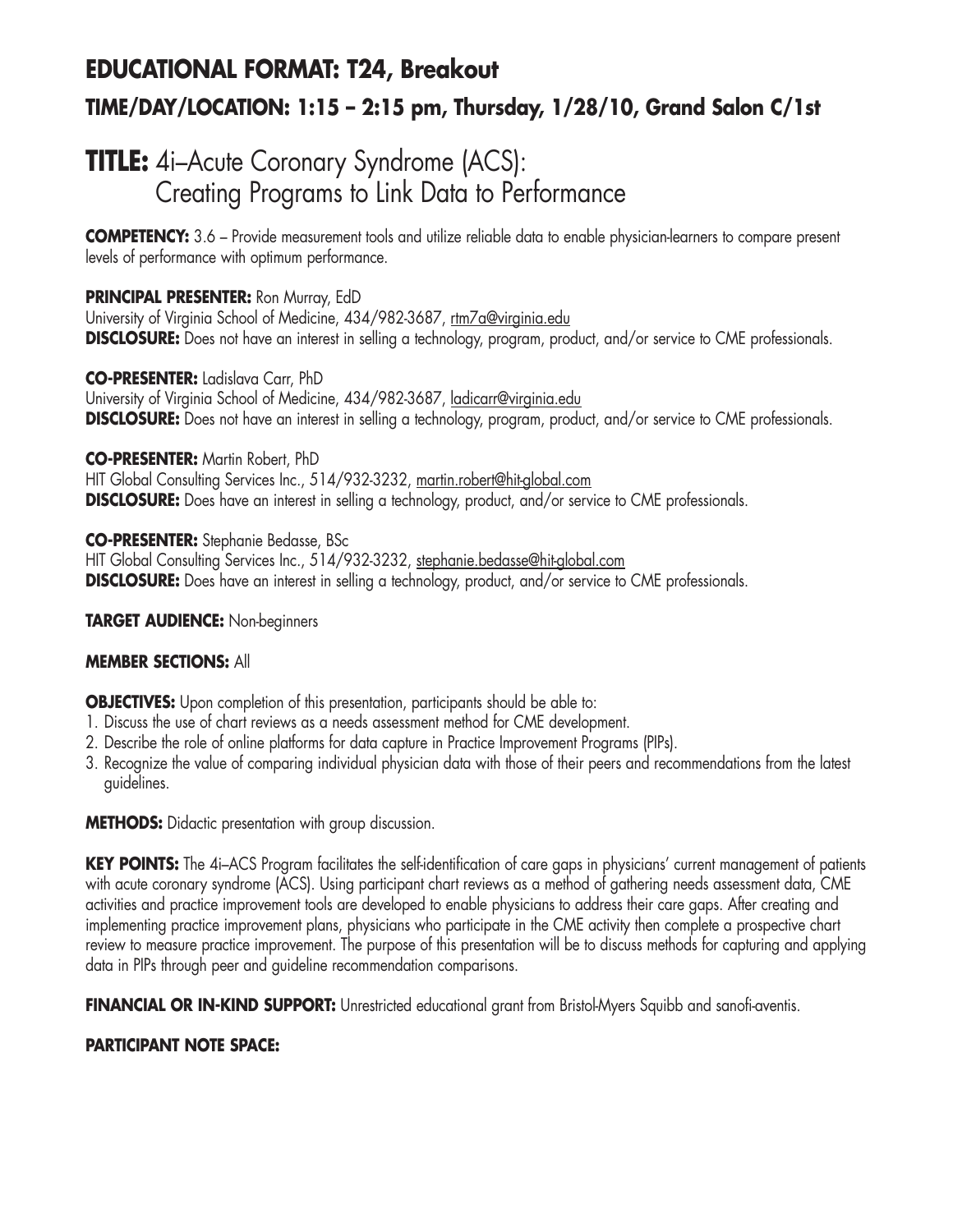## EDUCATIONAL FORMAT: T24, Breakout

### TIME/DAY/LOCATION: 1:15 – 2:15 pm, Thursday, 1/28/10, Grand Salon C/1st

# TITLE: 4i–Acute Coronary Syndrome (ACS): Creating Programs to Link Data to Performance

**COMPETENCY:** 3.6 – Provide measurement tools and utilize reliable data to enable physician-learners to compare present levels of performance with optimum performance.

**PRINCIPAL PRESENTER:** Ron Murray, EdD
University of Virginia School of Medicine, 434/982-3687, rtm7a@virginia.edu
**DISCLOSURE:** Does not have an interest in selling a technology, program, product, and/or service to CME professionals.

**CO-PRESENTER:** Ladislava Carr, PhD
University of Virginia School of Medicine, 434/982-3687, ladicarr@virginia.edu
**DISCLOSURE:** Does not have an interest in selling a technology, program, product, and/or service to CME professionals.

**CO-PRESENTER:** Martin Robert, PhD
HIT Global Consulting Services Inc., 514/932-3232, martin.robert@hit-global.com
**DISCLOSURE:** Does have an interest in selling a technology, product, and/or service to CME professionals.

**CO-PRESENTER:** Stephanie Bedasse, BSc
HIT Global Consulting Services Inc., 514/932-3232, stephanie.bedasse@hit-global.com
**DISCLOSURE:** Does have an interest in selling a technology, product, and/or service to CME professionals.

**TARGET AUDIENCE:** Non-beginners

**MEMBER SECTIONS:** All

**OBJECTIVES:** Upon completion of this presentation, participants should be able to:

1. Discuss the use of chart reviews as a needs assessment method for CME development.
2. Describe the role of online platforms for data capture in Practice Improvement Programs (PIPs).
3. Recognize the value of comparing individual physician data with those of their peers and recommendations from the latest guidelines.

**METHODS:** Didactic presentation with group discussion.

**KEY POINTS:** The 4i–ACS Program facilitates the self-identification of care gaps in physicians' current management of patients with acute coronary syndrome (ACS). Using participant chart reviews as a method of gathering needs assessment data, CME activities and practice improvement tools are developed to enable physicians to address their care gaps. After creating and implementing practice improvement plans, physicians who participate in the CME activity then complete a prospective chart review to measure practice improvement. The purpose of this presentation will be to discuss methods for capturing and applying data in PIPs through peer and guideline recommendation comparisons.

**FINANCIAL OR IN-KIND SUPPORT:** Unrestricted educational grant from Bristol-Myers Squibb and sanofi-aventis.

**PARTICIPANT NOTE SPACE:**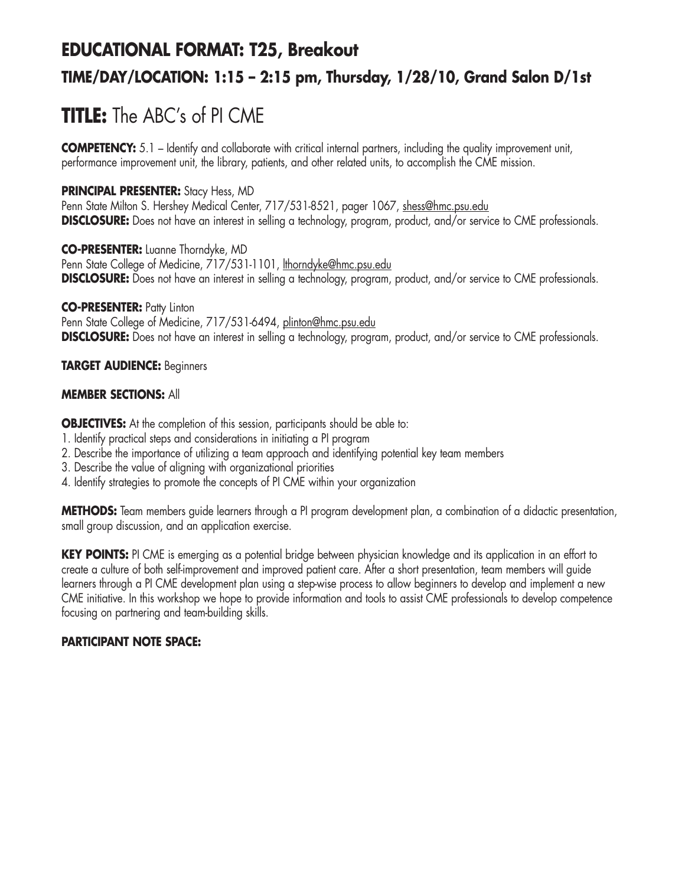## EDUCATIONAL FORMAT: T25, Breakout

### TIME/DAY/LOCATION: 1:15 – 2:15 pm, Thursday, 1/28/10, Grand Salon D/1st

# TITLE: The ABC's of PI CME

**COMPETENCY:** 5.1 – Identify and collaborate with critical internal partners, including the quality improvement unit, performance improvement unit, the library, patients, and other related units, to accomplish the CME mission.

**PRINCIPAL PRESENTER:** Stacy Hess, MD
Penn State Milton S. Hershey Medical Center, 717/531-8521, pager 1067, shess@hmc.psu.edu
**DISCLOSURE:** Does not have an interest in selling a technology, program, product, and/or service to CME professionals.

**CO-PRESENTER:** Luanne Thorndyke, MD
Penn State College of Medicine, 717/531-1101, lthorndyke@hmc.psu.edu
**DISCLOSURE:** Does not have an interest in selling a technology, program, product, and/or service to CME professionals.

**CO-PRESENTER:** Patty Linton
Penn State College of Medicine, 717/531-6494, plinton@hmc.psu.edu
**DISCLOSURE:** Does not have an interest in selling a technology, program, product, and/or service to CME professionals.

**TARGET AUDIENCE:** Beginners

**MEMBER SECTIONS:** All

**OBJECTIVES:** At the completion of this session, participants should be able to:

1. Identify practical steps and considerations in initiating a PI program
2. Describe the importance of utilizing a team approach and identifying potential key team members
3. Describe the value of aligning with organizational priorities
4. Identify strategies to promote the concepts of PI CME within your organization

**METHODS:** Team members guide learners through a PI program development plan, a combination of a didactic presentation, small group discussion, and an application exercise.

**KEY POINTS:** PI CME is emerging as a potential bridge between physician knowledge and its application in an effort to create a culture of both self-improvement and improved patient care. After a short presentation, team members will guide learners through a PI CME development plan using a step-wise process to allow beginners to develop and implement a new CME initiative. In this workshop we hope to provide information and tools to assist CME professionals to develop competence focusing on partnering and team-building skills.

**PARTICIPANT NOTE SPACE:**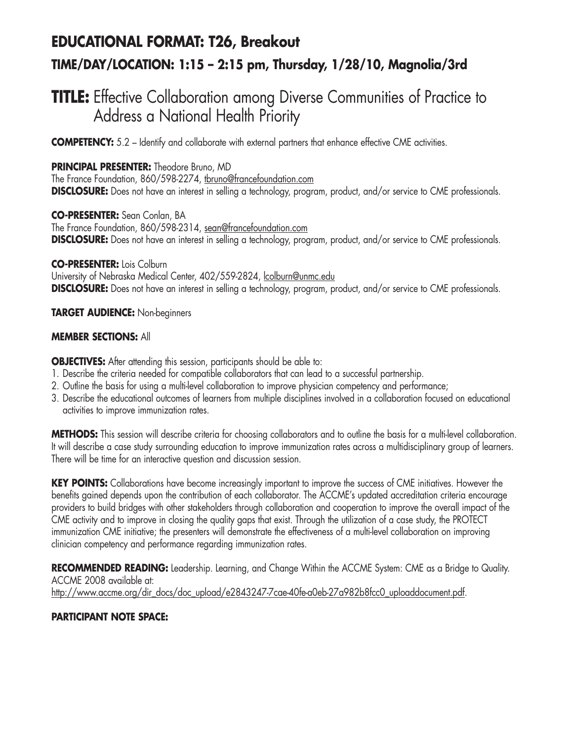## EDUCATIONAL FORMAT: T26, Breakout

### TIME/DAY/LOCATION: 1:15 – 2:15 pm, Thursday, 1/28/10, Magnolia/3rd

# TITLE: Effective Collaboration among Diverse Communities of Practice to Address a National Health Priority

**COMPETENCY:** 5.2 – Identify and collaborate with external partners that enhance effective CME activities.

**PRINCIPAL PRESENTER:** Theodore Bruno, MD
The France Foundation, 860/598-2274, tbruno@francefoundation.com
**DISCLOSURE:** Does not have an interest in selling a technology, program, product, and/or service to CME professionals.

**CO-PRESENTER:** Sean Conlan, BA
The France Foundation, 860/598-2314, sean@francefoundation.com
**DISCLOSURE:** Does not have an interest in selling a technology, program, product, and/or service to CME professionals.

**CO-PRESENTER:** Lois Colburn
University of Nebraska Medical Center, 402/559-2824, lcolburn@unmc.edu
**DISCLOSURE:** Does not have an interest in selling a technology, program, product, and/or service to CME professionals.

**TARGET AUDIENCE:** Non-beginners

**MEMBER SECTIONS:** All

**OBJECTIVES:** After attending this session, participants should be able to:

1. Describe the criteria needed for compatible collaborators that can lead to a successful partnership.
2. Outline the basis for using a multi-level collaboration to improve physician competency and performance;
3. Describe the educational outcomes of learners from multiple disciplines involved in a collaboration focused on educational activities to improve immunization rates.

**METHODS:** This session will describe criteria for choosing collaborators and to outline the basis for a multi-level collaboration. It will describe a case study surrounding education to improve immunization rates across a multidisciplinary group of learners. There will be time for an interactive question and discussion session.

**KEY POINTS:** Collaborations have become increasingly important to improve the success of CME initiatives. However the benefits gained depends upon the contribution of each collaborator. The ACCME's updated accreditation criteria encourage providers to build bridges with other stakeholders through collaboration and cooperation to improve the overall impact of the CME activity and to improve in closing the quality gaps that exist. Through the utilization of a case study, the PROTECT immunization CME initiative; the presenters will demonstrate the effectiveness of a multi-level collaboration on improving clinician competency and performance regarding immunization rates.

**RECOMMENDED READING:** Leadership. Learning, and Change Within the ACCME System: CME as a Bridge to Quality. ACCME 2008 available at:
http://www.accme.org/dir_docs/doc_upload/e2843247-7cae-40fe-a0eb-27a982b8fcc0_uploaddocument.pdf.

**PARTICIPANT NOTE SPACE:**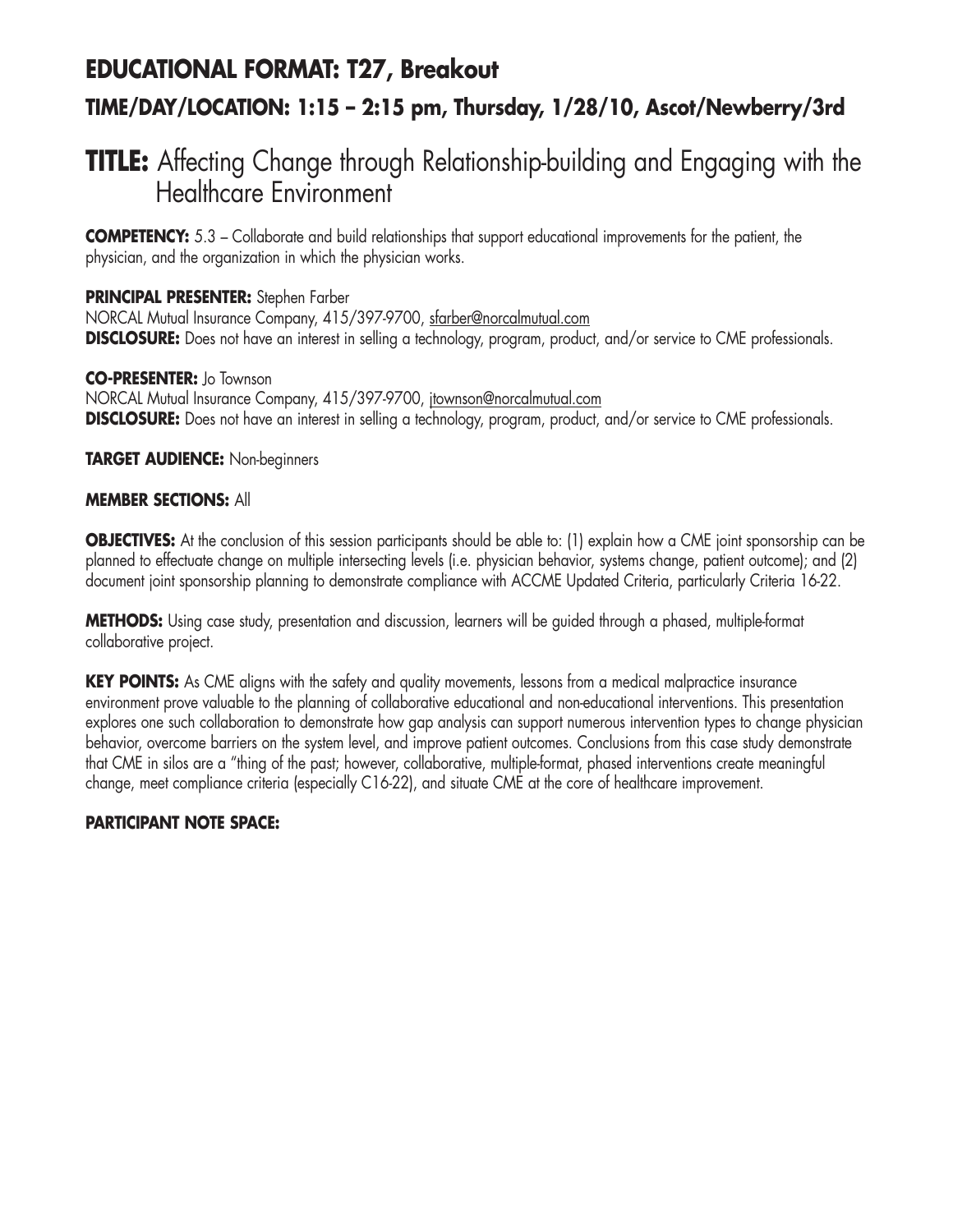# EDUCATIONAL FORMAT: T27, Breakout

## TIME/DAY/LOCATION: 1:15 – 2:15 pm, Thursday, 1/28/10, Ascot/Newberry/3rd

# TITLE: Affecting Change through Relationship-building and Engaging with the Healthcare Environment

**COMPETENCY:** 5.3 – Collaborate and build relationships that support educational improvements for the patient, the physician, and the organization in which the physician works.

**PRINCIPAL PRESENTER:** Stephen Farber
NORCAL Mutual Insurance Company, 415/397-9700, sfarber@norcalmutual.com
**DISCLOSURE:** Does not have an interest in selling a technology, program, product, and/or service to CME professionals.

**CO-PRESENTER:** Jo Townson
NORCAL Mutual Insurance Company, 415/397-9700, jtownson@norcalmutual.com
**DISCLOSURE:** Does not have an interest in selling a technology, program, product, and/or service to CME professionals.

**TARGET AUDIENCE:** Non-beginners

**MEMBER SECTIONS:** All

**OBJECTIVES:** At the conclusion of this session participants should be able to: (1) explain how a CME joint sponsorship can be planned to effectuate change on multiple intersecting levels (i.e. physician behavior, systems change, patient outcome); and (2) document joint sponsorship planning to demonstrate compliance with ACCME Updated Criteria, particularly Criteria 16-22.

**METHODS:** Using case study, presentation and discussion, learners will be guided through a phased, multiple-format collaborative project.

**KEY POINTS:** As CME aligns with the safety and quality movements, lessons from a medical malpractice insurance environment prove valuable to the planning of collaborative educational and non-educational interventions. This presentation explores one such collaboration to demonstrate how gap analysis can support numerous intervention types to change physician behavior, overcome barriers on the system level, and improve patient outcomes. Conclusions from this case study demonstrate that CME in silos are a "thing of the past; however, collaborative, multiple-format, phased interventions create meaningful change, meet compliance criteria (especially C16-22), and situate CME at the core of healthcare improvement.

**PARTICIPANT NOTE SPACE:**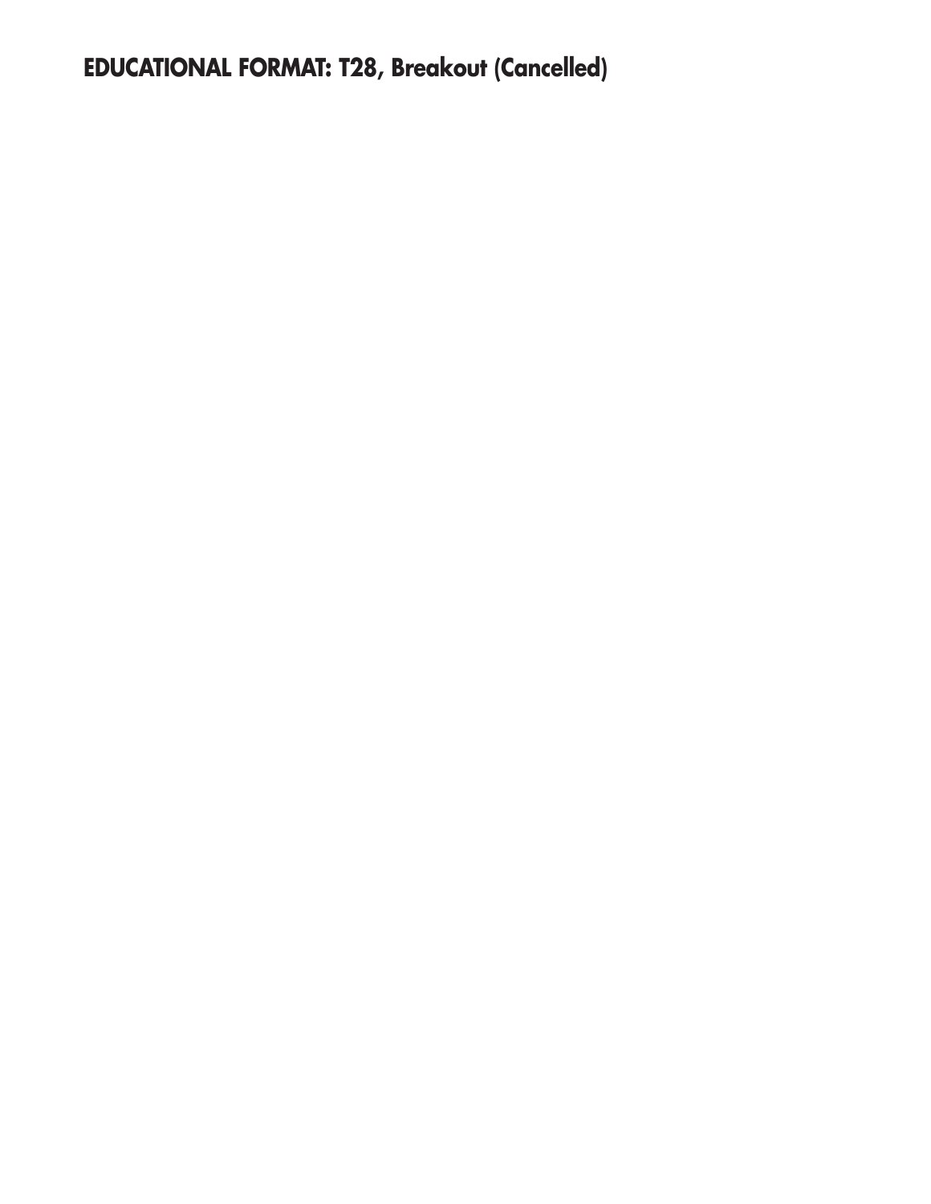**EDUCATIONAL FORMAT: T28, Breakout (Cancelled)**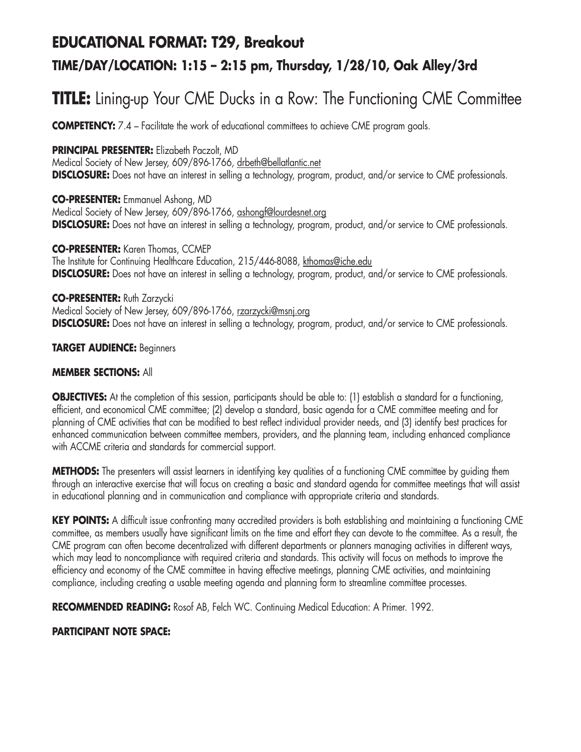## EDUCATIONAL FORMAT: T29, Breakout

### TIME/DAY/LOCATION: 1:15 – 2:15 pm, Thursday, 1/28/10, Oak Alley/3rd

# TITLE: Lining-up Your CME Ducks in a Row: The Functioning CME Committee

**COMPETENCY:** 7.4 – Facilitate the work of educational committees to achieve CME program goals.

**PRINCIPAL PRESENTER:** Elizabeth Paczolt, MD
Medical Society of New Jersey, 609/896-1766, drbeth@bellatlantic.net
**DISCLOSURE:** Does not have an interest in selling a technology, program, product, and/or service to CME professionals.

**CO-PRESENTER:** Emmanuel Ashong, MD
Medical Society of New Jersey, 609/896-1766, ashongf@lourdesnet.org
**DISCLOSURE:** Does not have an interest in selling a technology, program, product, and/or service to CME professionals.

**CO-PRESENTER:** Karen Thomas, CCMEP
The Institute for Continuing Healthcare Education, 215/446-8088, kthomas@iche.edu
**DISCLOSURE:** Does not have an interest in selling a technology, program, product, and/or service to CME professionals.

**CO-PRESENTER:** Ruth Zarzycki
Medical Society of New Jersey, 609/896-1766, rzarzycki@msnj.org
**DISCLOSURE:** Does not have an interest in selling a technology, program, product, and/or service to CME professionals.

**TARGET AUDIENCE:** Beginners

**MEMBER SECTIONS:** All

**OBJECTIVES:** At the completion of this session, participants should be able to: (1) establish a standard for a functioning, efficient, and economical CME committee; (2) develop a standard, basic agenda for a CME committee meeting and for planning of CME activities that can be modified to best reflect individual provider needs, and (3) identify best practices for enhanced communication between committee members, providers, and the planning team, including enhanced compliance with ACCME criteria and standards for commercial support.

**METHODS:** The presenters will assist learners in identifying key qualities of a functioning CME committee by guiding them through an interactive exercise that will focus on creating a basic and standard agenda for committee meetings that will assist in educational planning and in communication and compliance with appropriate criteria and standards.

**KEY POINTS:** A difficult issue confronting many accredited providers is both establishing and maintaining a functioning CME committee, as members usually have significant limits on the time and effort they can devote to the committee. As a result, the CME program can often become decentralized with different departments or planners managing activities in different ways, which may lead to noncompliance with required criteria and standards. This activity will focus on methods to improve the efficiency and economy of the CME committee in having effective meetings, planning CME activities, and maintaining compliance, including creating a usable meeting agenda and planning form to streamline committee processes.

**RECOMMENDED READING:** Rosof AB, Felch WC. Continuing Medical Education: A Primer. 1992.

**PARTICIPANT NOTE SPACE:**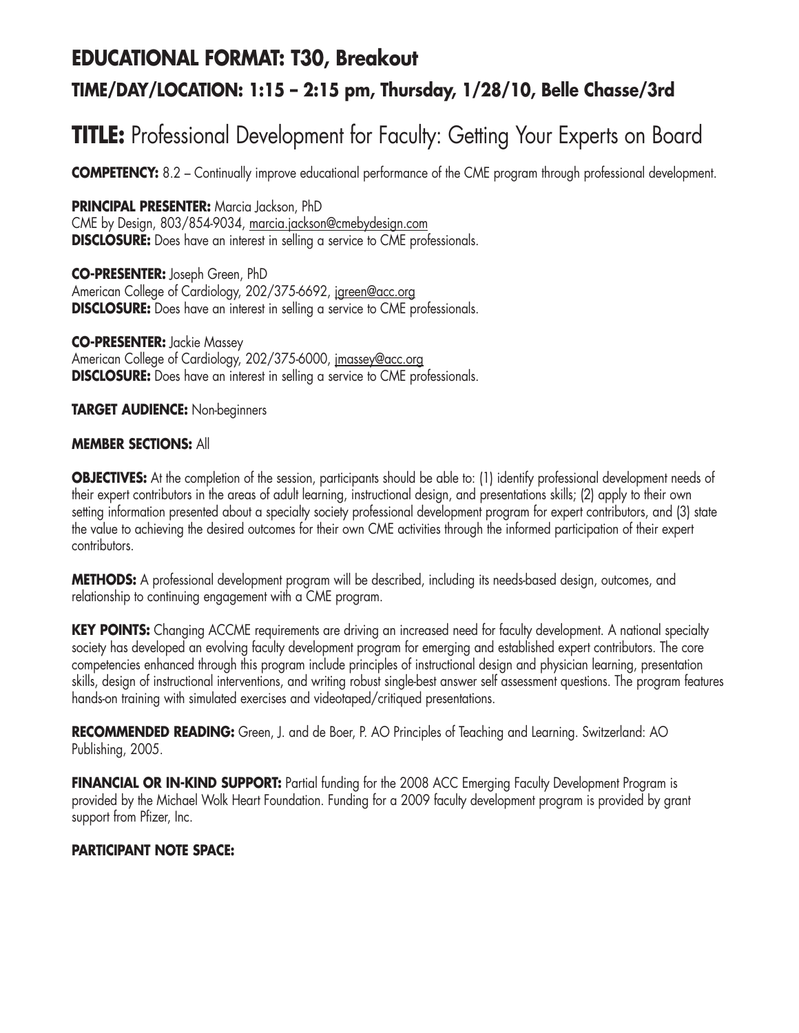## EDUCATIONAL FORMAT: T30, Breakout

### TIME/DAY/LOCATION: 1:15 – 2:15 pm, Thursday, 1/28/10, Belle Chasse/3rd

# TITLE: Professional Development for Faculty: Getting Your Experts on Board

**COMPETENCY:** 8.2 – Continually improve educational performance of the CME program through professional development.

**PRINCIPAL PRESENTER:** Marcia Jackson, PhD
CME by Design, 803/854-9034, marcia.jackson@cmebydesign.com
**DISCLOSURE:** Does have an interest in selling a service to CME professionals.

**CO-PRESENTER:** Joseph Green, PhD
American College of Cardiology, 202/375-6692, jgreen@acc.org
**DISCLOSURE:** Does have an interest in selling a service to CME professionals.

**CO-PRESENTER:** Jackie Massey
American College of Cardiology, 202/375-6000, jmassey@acc.org
**DISCLOSURE:** Does have an interest in selling a service to CME professionals.

**TARGET AUDIENCE:** Non-beginners

**MEMBER SECTIONS:** All

**OBJECTIVES:** At the completion of the session, participants should be able to: (1) identify professional development needs of their expert contributors in the areas of adult learning, instructional design, and presentations skills; (2) apply to their own setting information presented about a specialty society professional development program for expert contributors, and (3) state the value to achieving the desired outcomes for their own CME activities through the informed participation of their expert contributors.

**METHODS:** A professional development program will be described, including its needs-based design, outcomes, and relationship to continuing engagement with a CME program.

**KEY POINTS:** Changing ACCME requirements are driving an increased need for faculty development. A national specialty society has developed an evolving faculty development program for emerging and established expert contributors. The core competencies enhanced through this program include principles of instructional design and physician learning, presentation skills, design of instructional interventions, and writing robust single-best answer self assessment questions. The program features hands-on training with simulated exercises and videotaped/critiqued presentations.

**RECOMMENDED READING:** Green, J. and de Boer, P. AO Principles of Teaching and Learning. Switzerland: AO Publishing, 2005.

**FINANCIAL OR IN-KIND SUPPORT:** Partial funding for the 2008 ACC Emerging Faculty Development Program is provided by the Michael Wolk Heart Foundation. Funding for a 2009 faculty development program is provided by grant support from Pfizer, Inc.

**PARTICIPANT NOTE SPACE:**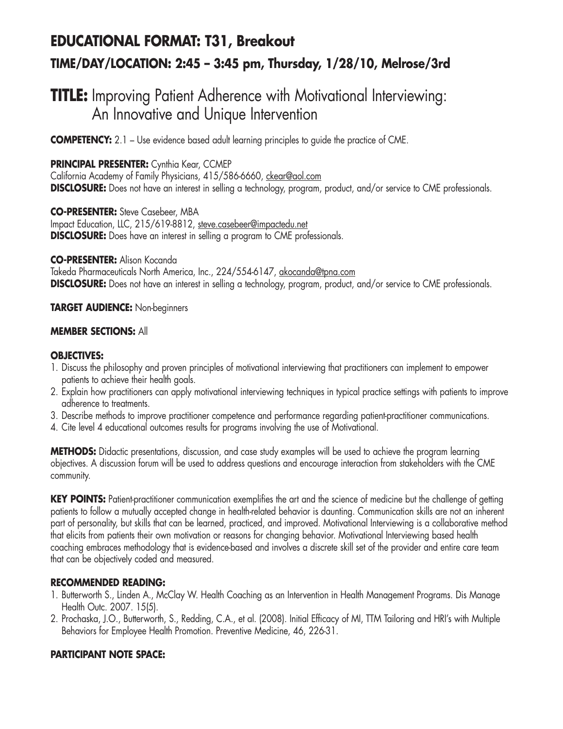## EDUCATIONAL FORMAT: T31, Breakout

### TIME/DAY/LOCATION: 2:45 – 3:45 pm, Thursday, 1/28/10, Melrose/3rd

# TITLE: Improving Patient Adherence with Motivational Interviewing: An Innovative and Unique Intervention

**COMPETENCY:** 2.1 – Use evidence based adult learning principles to guide the practice of CME.

**PRINCIPAL PRESENTER:** Cynthia Kear, CCMEP
California Academy of Family Physicians, 415/586-6660, ckear@aol.com
**DISCLOSURE:** Does not have an interest in selling a technology, program, product, and/or service to CME professionals.

**CO-PRESENTER:** Steve Casebeer, MBA
Impact Education, LLC, 215/619-8812, steve.casebeer@impactedu.net
**DISCLOSURE:** Does have an interest in selling a program to CME professionals.

**CO-PRESENTER:** Alison Kocanda
Takeda Pharmaceuticals North America, Inc., 224/554-6147, akocanda@tpna.com
**DISCLOSURE:** Does not have an interest in selling a technology, program, product, and/or service to CME professionals.

**TARGET AUDIENCE:** Non-beginners

**MEMBER SECTIONS:** All

**OBJECTIVES:**

1. Discuss the philosophy and proven principles of motivational interviewing that practitioners can implement to empower patients to achieve their health goals.
2. Explain how practitioners can apply motivational interviewing techniques in typical practice settings with patients to improve adherence to treatments.
3. Describe methods to improve practitioner competence and performance regarding patient-practitioner communications.
4. Cite level 4 educational outcomes results for programs involving the use of Motivational.

**METHODS:** Didactic presentations, discussion, and case study examples will be used to achieve the program learning objectives. A discussion forum will be used to address questions and encourage interaction from stakeholders with the CME community.

**KEY POINTS:** Patient-practitioner communication exemplifies the art and the science of medicine but the challenge of getting patients to follow a mutually accepted change in health-related behavior is daunting. Communication skills are not an inherent part of personality, but skills that can be learned, practiced, and improved. Motivational Interviewing is a collaborative method that elicits from patients their own motivation or reasons for changing behavior. Motivational Interviewing based health coaching embraces methodology that is evidence-based and involves a discrete skill set of the provider and entire care team that can be objectively coded and measured.

**RECOMMENDED READING:**

1. Butterworth S., Linden A., McClay W. Health Coaching as an Intervention in Health Management Programs. Dis Manage Health Outc. 2007. 15(5).
2. Prochaska, J.O., Butterworth, S., Redding, C.A., et al. (2008). Initial Efficacy of MI, TTM Tailoring and HRI's with Multiple Behaviors for Employee Health Promotion. Preventive Medicine, 46, 226-31.

**PARTICIPANT NOTE SPACE:**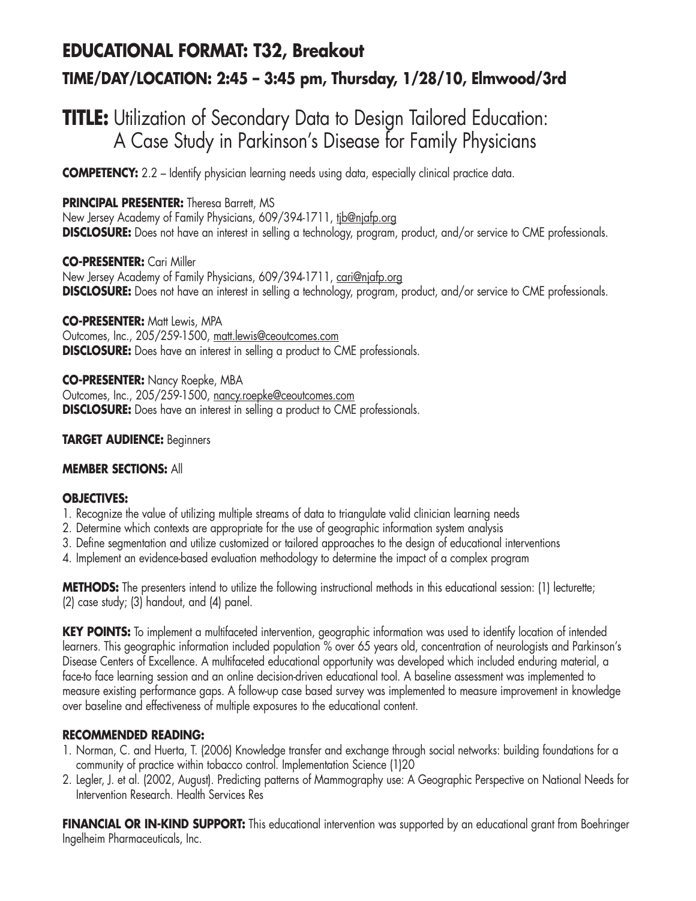## EDUCATIONAL FORMAT: T32, Breakout

### TIME/DAY/LOCATION: 2:45 – 3:45 pm, Thursday, 1/28/10, Elmwood/3rd

# TITLE: Utilization of Secondary Data to Design Tailored Education: A Case Study in Parkinson's Disease for Family Physicians

**COMPETENCY:** 2.2 – Identify physician learning needs using data, especially clinical practice data.

**PRINCIPAL PRESENTER:** Theresa Barrett, MS
New Jersey Academy of Family Physicians, 609/394-1711, tjb@njafp.org
**DISCLOSURE:** Does not have an interest in selling a technology, program, product, and/or service to CME professionals.

**CO-PRESENTER:** Cari Miller
New Jersey Academy of Family Physicians, 609/394-1711, cari@njafp.org
**DISCLOSURE:** Does not have an interest in selling a technology, program, product, and/or service to CME professionals.

**CO-PRESENTER:** Matt Lewis, MPA
Outcomes, Inc., 205/259-1500, matt.lewis@ceoutcomes.com
**DISCLOSURE:** Does have an interest in selling a product to CME professionals.

**CO-PRESENTER:** Nancy Roepke, MBA
Outcomes, Inc., 205/259-1500, nancy.roepke@ceoutcomes.com
**DISCLOSURE:** Does have an interest in selling a product to CME professionals.

**TARGET AUDIENCE:** Beginners

**MEMBER SECTIONS:** All

**OBJECTIVES:**

1. Recognize the value of utilizing multiple streams of data to triangulate valid clinician learning needs
2. Determine which contexts are appropriate for the use of geographic information system analysis
3. Define segmentation and utilize customized or tailored approaches to the design of educational interventions
4. Implement an evidence-based evaluation methodology to determine the impact of a complex program

**METHODS:** The presenters intend to utilize the following instructional methods in this educational session: (1) lecturette; (2) case study; (3) handout, and (4) panel.

**KEY POINTS:** To implement a multifaceted intervention, geographic information was used to identify location of intended learners. This geographic information included population % over 65 years old, concentration of neurologists and Parkinson's Disease Centers of Excellence. A multifaceted educational opportunity was developed which included enduring material, a face-to face learning session and an online decision-driven educational tool. A baseline assessment was implemented to measure existing performance gaps. A follow-up case based survey was implemented to measure improvement in knowledge over baseline and effectiveness of multiple exposures to the educational content.

**RECOMMENDED READING:**

1. Norman, C. and Huerta, T. (2006) Knowledge transfer and exchange through social networks: building foundations for a community of practice within tobacco control. Implementation Science (1)20
2. Legler, J. et al. (2002, August). Predicting patterns of Mammography use: A Geographic Perspective on National Needs for Intervention Research. Health Services Res

**FINANCIAL OR IN-KIND SUPPORT:** This educational intervention was supported by an educational grant from Boehringer Ingelheim Pharmaceuticals, Inc.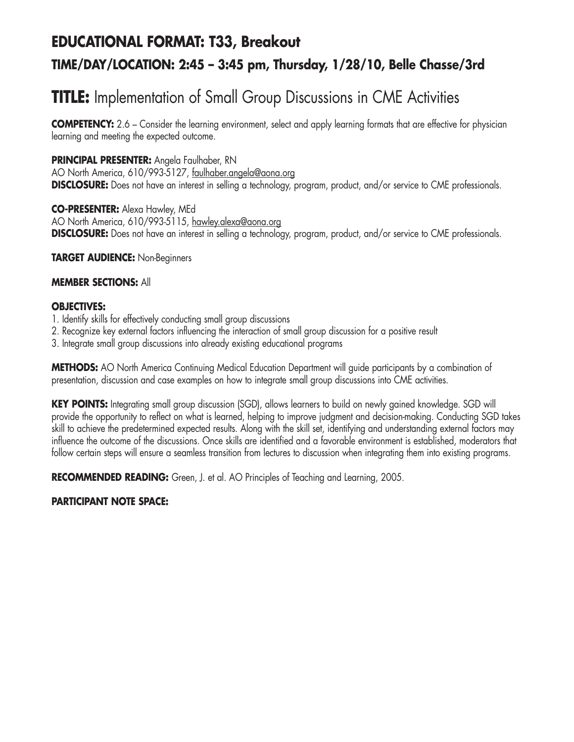## EDUCATIONAL FORMAT: T33, Breakout

### TIME/DAY/LOCATION: 2:45 – 3:45 pm, Thursday, 1/28/10, Belle Chasse/3rd

# TITLE: Implementation of Small Group Discussions in CME Activities

**COMPETENCY:** 2.6 – Consider the learning environment, select and apply learning formats that are effective for physician learning and meeting the expected outcome.

**PRINCIPAL PRESENTER:** Angela Faulhaber, RN
AO North America, 610/993-5127, faulhaber.angela@aona.org
**DISCLOSURE:** Does not have an interest in selling a technology, program, product, and/or service to CME professionals.

**CO-PRESENTER:** Alexa Hawley, MEd
AO North America, 610/993-5115, hawley.alexa@aona.org
**DISCLOSURE:** Does not have an interest in selling a technology, program, product, and/or service to CME professionals.

**TARGET AUDIENCE:** Non-Beginners

**MEMBER SECTIONS:** All

**OBJECTIVES:**
1. Identify skills for effectively conducting small group discussions
2. Recognize key external factors influencing the interaction of small group discussion for a positive result
3. Integrate small group discussions into already existing educational programs

**METHODS:** AO North America Continuing Medical Education Department will guide participants by a combination of presentation, discussion and case examples on how to integrate small group discussions into CME activities.

**KEY POINTS:** Integrating small group discussion (SGD), allows learners to build on newly gained knowledge. SGD will provide the opportunity to reflect on what is learned, helping to improve judgment and decision-making. Conducting SGD takes skill to achieve the predetermined expected results. Along with the skill set, identifying and understanding external factors may influence the outcome of the discussions. Once skills are identified and a favorable environment is established, moderators that follow certain steps will ensure a seamless transition from lectures to discussion when integrating them into existing programs.

**RECOMMENDED READING:** Green, J. et al. AO Principles of Teaching and Learning, 2005.

**PARTICIPANT NOTE SPACE:**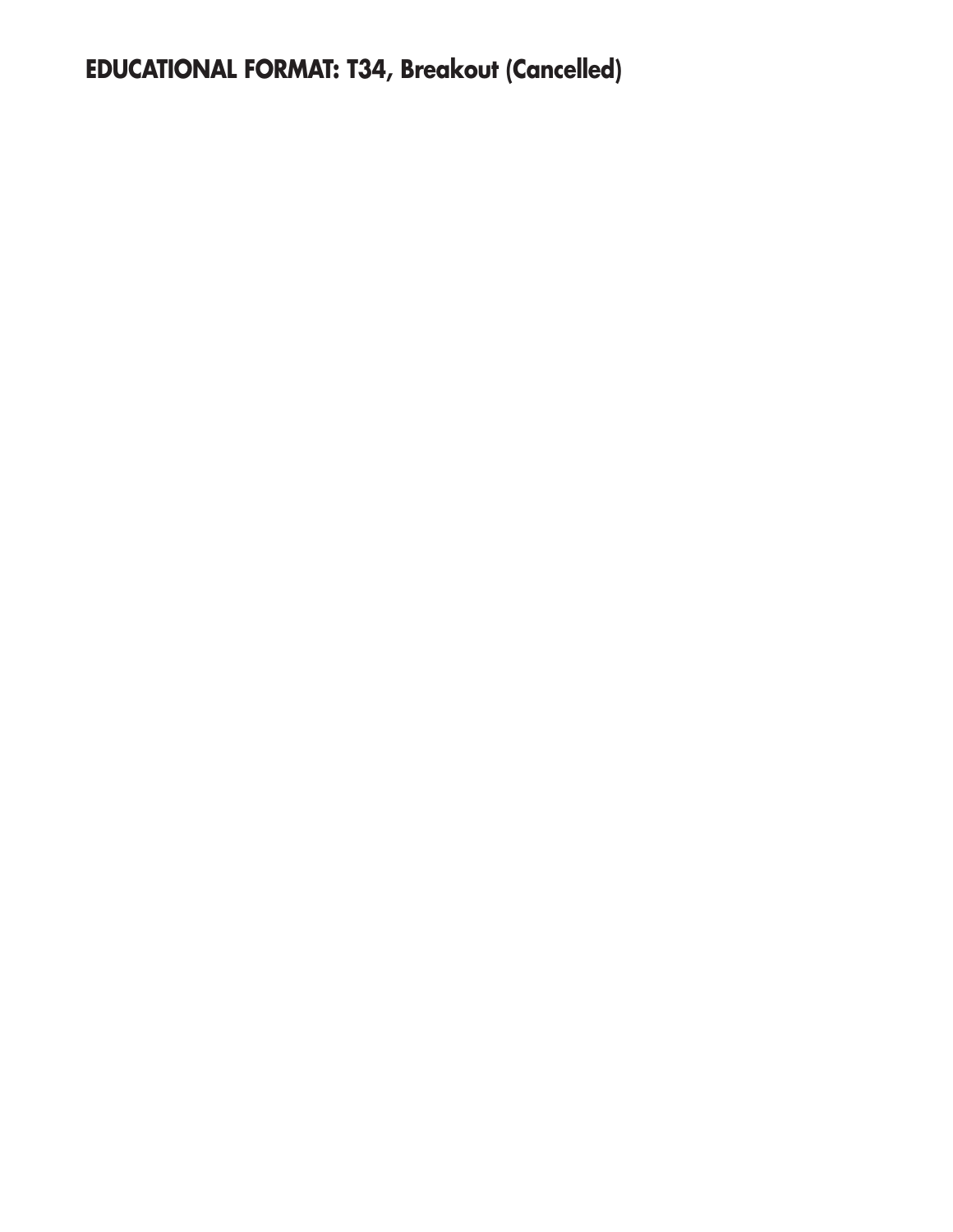**EDUCATIONAL FORMAT: T34, Breakout (Cancelled)**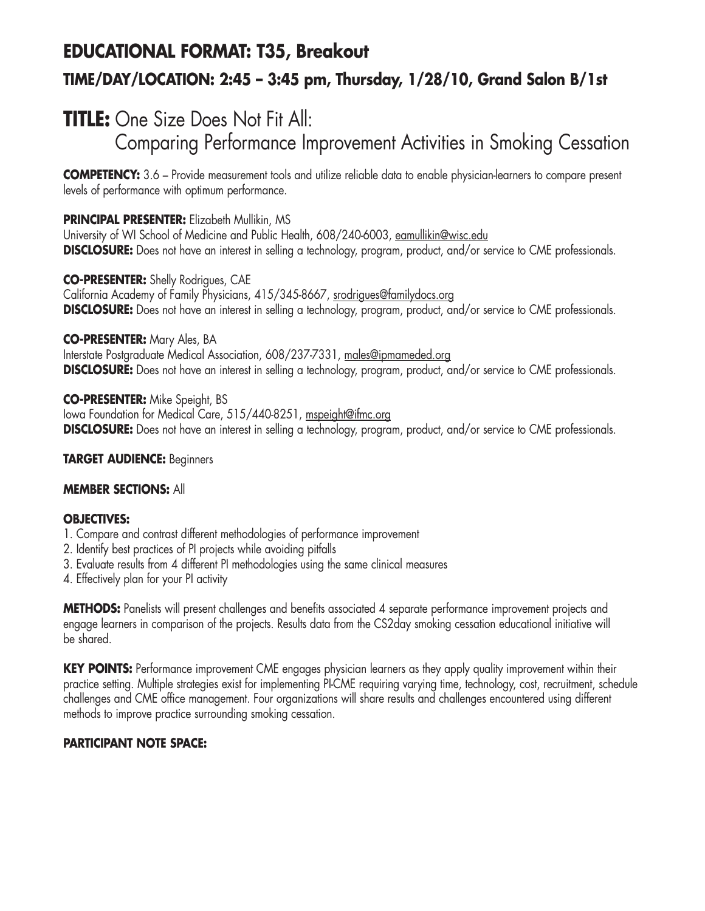## EDUCATIONAL FORMAT: T35, Breakout

### TIME/DAY/LOCATION: 2:45 – 3:45 pm, Thursday, 1/28/10, Grand Salon B/1st

# TITLE: One Size Does Not Fit All: Comparing Performance Improvement Activities in Smoking Cessation

**COMPETENCY:** 3.6 – Provide measurement tools and utilize reliable data to enable physician-learners to compare present levels of performance with optimum performance.

**PRINCIPAL PRESENTER:** Elizabeth Mullikin, MS
University of WI School of Medicine and Public Health, 608/240-6003, eamullikin@wisc.edu
**DISCLOSURE:** Does not have an interest in selling a technology, program, product, and/or service to CME professionals.

**CO-PRESENTER:** Shelly Rodrigues, CAE
California Academy of Family Physicians, 415/345-8667, srodrigues@familydocs.org
**DISCLOSURE:** Does not have an interest in selling a technology, program, product, and/or service to CME professionals.

**CO-PRESENTER:** Mary Ales, BA
Interstate Postgraduate Medical Association, 608/237-7331, males@ipmameded.org
**DISCLOSURE:** Does not have an interest in selling a technology, program, product, and/or service to CME professionals.

**CO-PRESENTER:** Mike Speight, BS
Iowa Foundation for Medical Care, 515/440-8251, mspeight@ifmc.org
**DISCLOSURE:** Does not have an interest in selling a technology, program, product, and/or service to CME professionals.

**TARGET AUDIENCE:** Beginners

**MEMBER SECTIONS:** All

**OBJECTIVES:**
1. Compare and contrast different methodologies of performance improvement
2. Identify best practices of PI projects while avoiding pitfalls
3. Evaluate results from 4 different PI methodologies using the same clinical measures
4. Effectively plan for your PI activity

**METHODS:** Panelists will present challenges and benefits associated 4 separate performance improvement projects and engage learners in comparison of the projects. Results data from the CS2day smoking cessation educational initiative will be shared.

**KEY POINTS:** Performance improvement CME engages physician learners as they apply quality improvement within their practice setting. Multiple strategies exist for implementing PI-CME requiring varying time, technology, cost, recruitment, schedule challenges and CME office management. Four organizations will share results and challenges encountered using different methods to improve practice surrounding smoking cessation.

**PARTICIPANT NOTE SPACE:**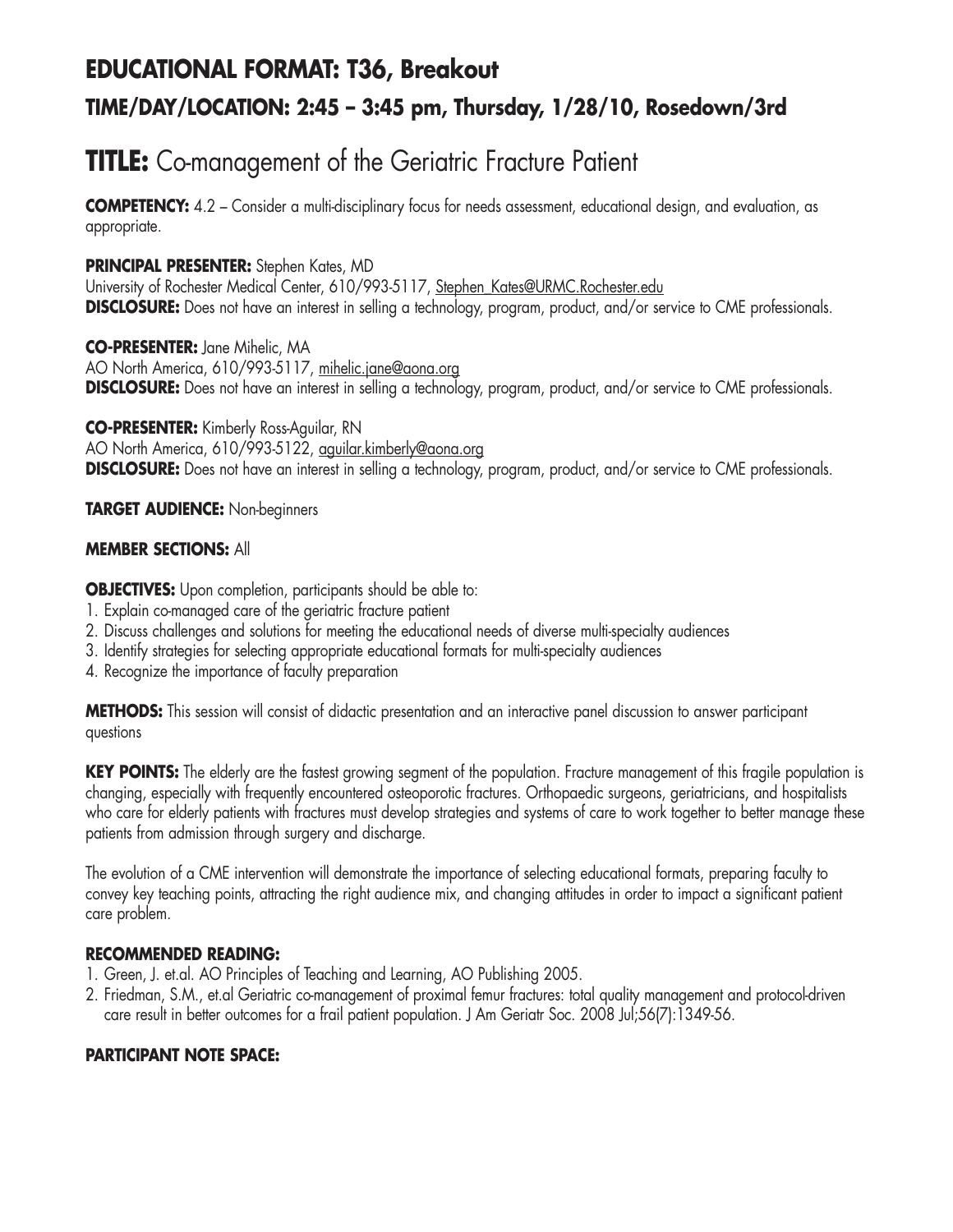## EDUCATIONAL FORMAT: T36, Breakout

### TIME/DAY/LOCATION: 2:45 – 3:45 pm, Thursday, 1/28/10, Rosedown/3rd

# TITLE: Co-management of the Geriatric Fracture Patient

**COMPETENCY:** 4.2 – Consider a multi-disciplinary focus for needs assessment, educational design, and evaluation, as appropriate.

**PRINCIPAL PRESENTER:** Stephen Kates, MD
University of Rochester Medical Center, 610/993-5117, Stephen_Kates@URMC.Rochester.edu
**DISCLOSURE:** Does not have an interest in selling a technology, program, product, and/or service to CME professionals.

**CO-PRESENTER:** Jane Mihelic, MA
AO North America, 610/993-5117, mihelic.jane@aona.org
**DISCLOSURE:** Does not have an interest in selling a technology, program, product, and/or service to CME professionals.

**CO-PRESENTER:** Kimberly Ross-Aguilar, RN
AO North America, 610/993-5122, aguilar.kimberly@aona.org
**DISCLOSURE:** Does not have an interest in selling a technology, program, product, and/or service to CME professionals.

**TARGET AUDIENCE:** Non-beginners

**MEMBER SECTIONS:** All

**OBJECTIVES:** Upon completion, participants should be able to:

1. Explain co-managed care of the geriatric fracture patient
2. Discuss challenges and solutions for meeting the educational needs of diverse multi-specialty audiences
3. Identify strategies for selecting appropriate educational formats for multi-specialty audiences
4. Recognize the importance of faculty preparation

**METHODS:** This session will consist of didactic presentation and an interactive panel discussion to answer participant questions

**KEY POINTS:** The elderly are the fastest growing segment of the population. Fracture management of this fragile population is changing, especially with frequently encountered osteoporotic fractures. Orthopaedic surgeons, geriatricians, and hospitalists who care for elderly patients with fractures must develop strategies and systems of care to work together to better manage these patients from admission through surgery and discharge.

The evolution of a CME intervention will demonstrate the importance of selecting educational formats, preparing faculty to convey key teaching points, attracting the right audience mix, and changing attitudes in order to impact a significant patient care problem.

**RECOMMENDED READING:**

1. Green, J. et.al. AO Principles of Teaching and Learning, AO Publishing 2005.
2. Friedman, S.M., et.al Geriatric co-management of proximal femur fractures: total quality management and protocol-driven care result in better outcomes for a frail patient population. J Am Geriatr Soc. 2008 Jul;56(7):1349-56.

**PARTICIPANT NOTE SPACE:**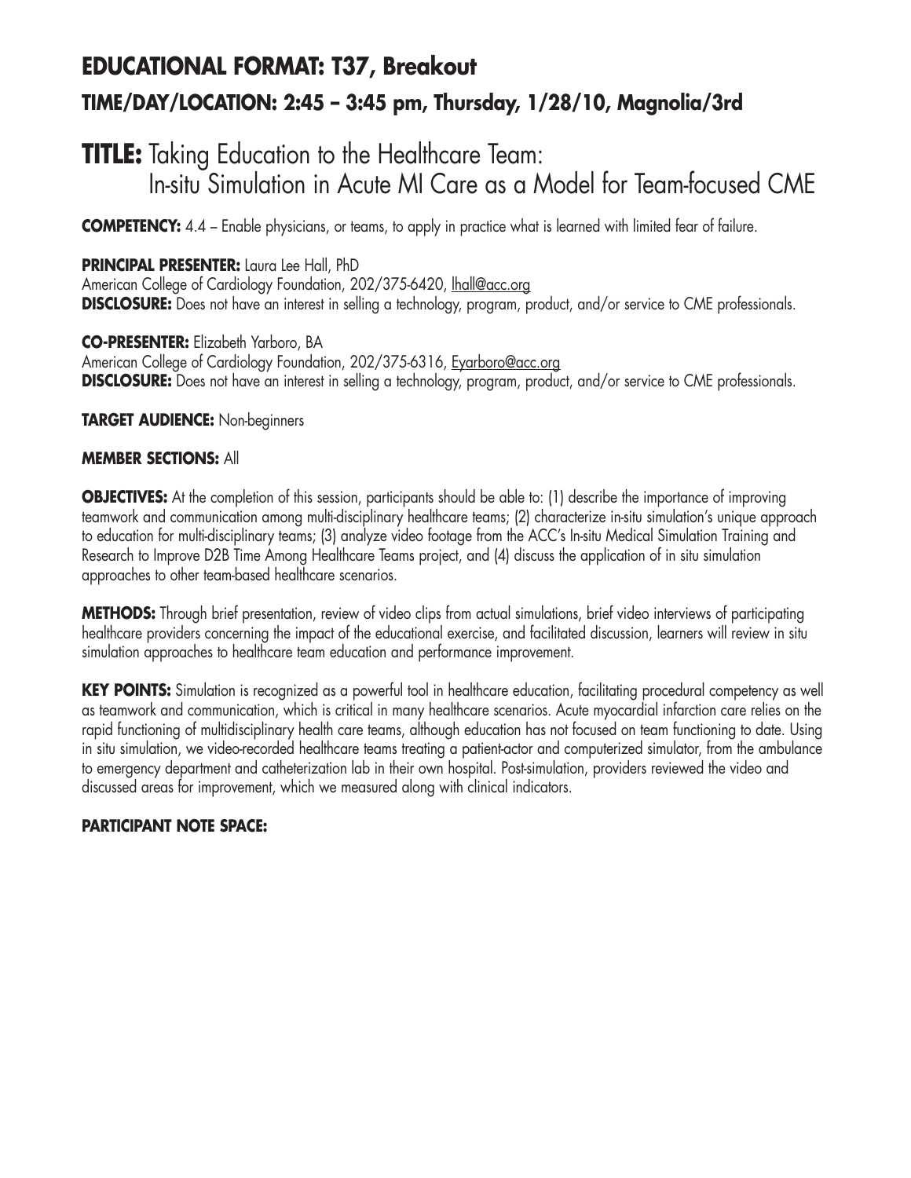## EDUCATIONAL FORMAT: T37, Breakout

### TIME/DAY/LOCATION: 2:45 – 3:45 pm, Thursday, 1/28/10, Magnolia/3rd

# TITLE: Taking Education to the Healthcare Team: In-situ Simulation in Acute MI Care as a Model for Team-focused CME

**COMPETENCY:** 4.4 – Enable physicians, or teams, to apply in practice what is learned with limited fear of failure.

**PRINCIPAL PRESENTER:** Laura Lee Hall, PhD
American College of Cardiology Foundation, 202/375-6420, lhall@acc.org
**DISCLOSURE:** Does not have an interest in selling a technology, program, product, and/or service to CME professionals.

**CO-PRESENTER:** Elizabeth Yarboro, BA
American College of Cardiology Foundation, 202/375-6316, Eyarboro@acc.org
**DISCLOSURE:** Does not have an interest in selling a technology, program, product, and/or service to CME professionals.

**TARGET AUDIENCE:** Non-beginners

**MEMBER SECTIONS:** All

**OBJECTIVES:** At the completion of this session, participants should be able to: (1) describe the importance of improving teamwork and communication among multi-disciplinary healthcare teams; (2) characterize in-situ simulation's unique approach to education for multi-disciplinary teams; (3) analyze video footage from the ACC's In-situ Medical Simulation Training and Research to Improve D2B Time Among Healthcare Teams project, and (4) discuss the application of in situ simulation approaches to other team-based healthcare scenarios.

**METHODS:** Through brief presentation, review of video clips from actual simulations, brief video interviews of participating healthcare providers concerning the impact of the educational exercise, and facilitated discussion, learners will review in situ simulation approaches to healthcare team education and performance improvement.

**KEY POINTS:** Simulation is recognized as a powerful tool in healthcare education, facilitating procedural competency as well as teamwork and communication, which is critical in many healthcare scenarios. Acute myocardial infarction care relies on the rapid functioning of multidisciplinary health care teams, although education has not focused on team functioning to date. Using in situ simulation, we video-recorded healthcare teams treating a patient-actor and computerized simulator, from the ambulance to emergency department and catheterization lab in their own hospital. Post-simulation, providers reviewed the video and discussed areas for improvement, which we measured along with clinical indicators.

**PARTICIPANT NOTE SPACE:**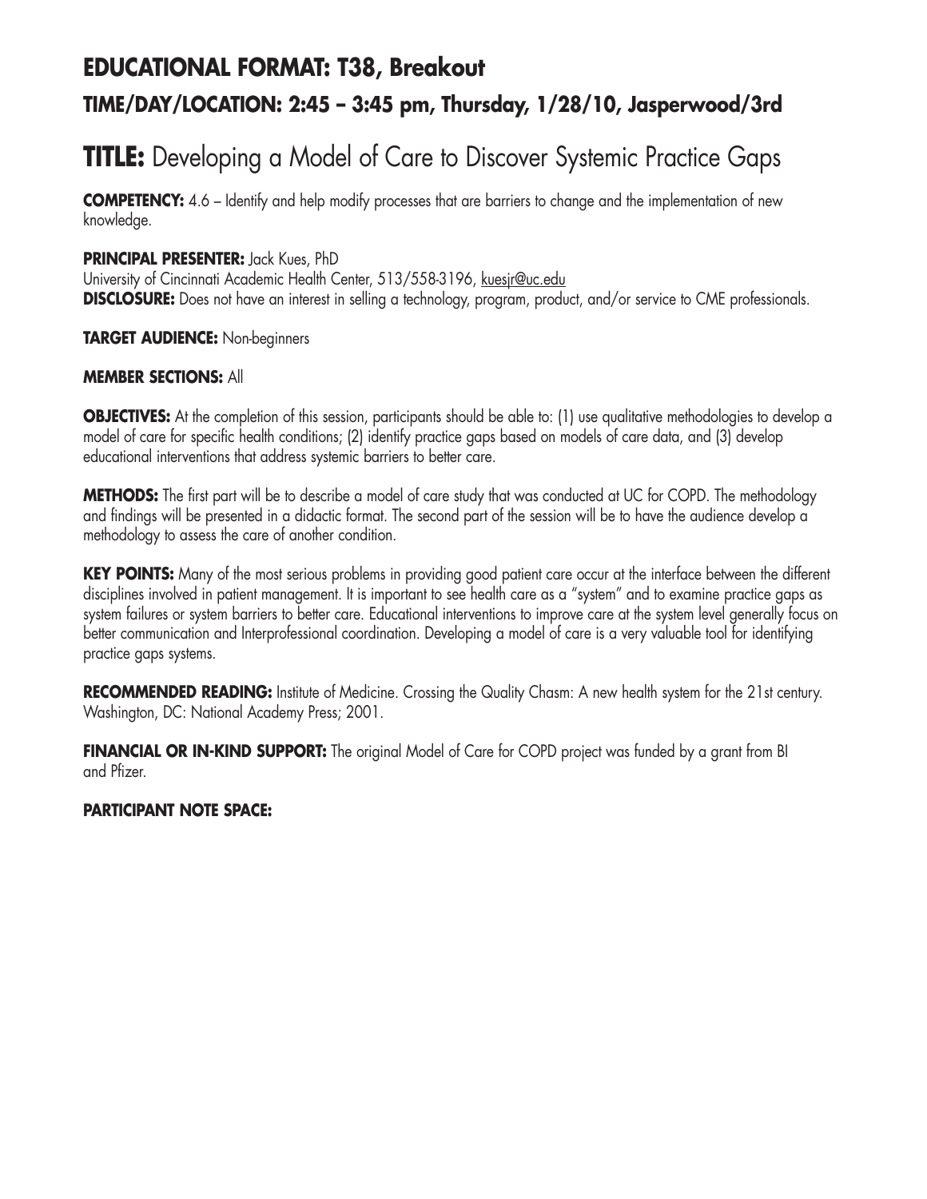## EDUCATIONAL FORMAT: T38, Breakout

### TIME/DAY/LOCATION: 2:45 – 3:45 pm, Thursday, 1/28/10, Jasperwood/3rd

# TITLE: Developing a Model of Care to Discover Systemic Practice Gaps

**COMPETENCY:** 4.6 – Identify and help modify processes that are barriers to change and the implementation of new knowledge.

**PRINCIPAL PRESENTER:** Jack Kues, PhD
University of Cincinnati Academic Health Center, 513/558-3196, kuesjr@uc.edu
**DISCLOSURE:** Does not have an interest in selling a technology, program, product, and/or service to CME professionals.

**TARGET AUDIENCE:** Non-beginners

**MEMBER SECTIONS:** All

**OBJECTIVES:** At the completion of this session, participants should be able to: (1) use qualitative methodologies to develop a model of care for specific health conditions; (2) identify practice gaps based on models of care data, and (3) develop educational interventions that address systemic barriers to better care.

**METHODS:** The first part will be to describe a model of care study that was conducted at UC for COPD. The methodology and findings will be presented in a didactic format. The second part of the session will be to have the audience develop a methodology to assess the care of another condition.

**KEY POINTS:** Many of the most serious problems in providing good patient care occur at the interface between the different disciplines involved in patient management. It is important to see health care as a "system" and to examine practice gaps as system failures or system barriers to better care. Educational interventions to improve care at the system level generally focus on better communication and Interprofessional coordination. Developing a model of care is a very valuable tool for identifying practice gaps systems.

**RECOMMENDED READING:** Institute of Medicine. Crossing the Quality Chasm: A new health system for the 21st century. Washington, DC: National Academy Press; 2001.

**FINANCIAL OR IN-KIND SUPPORT:** The original Model of Care for COPD project was funded by a grant from BI and Pfizer.

**PARTICIPANT NOTE SPACE:**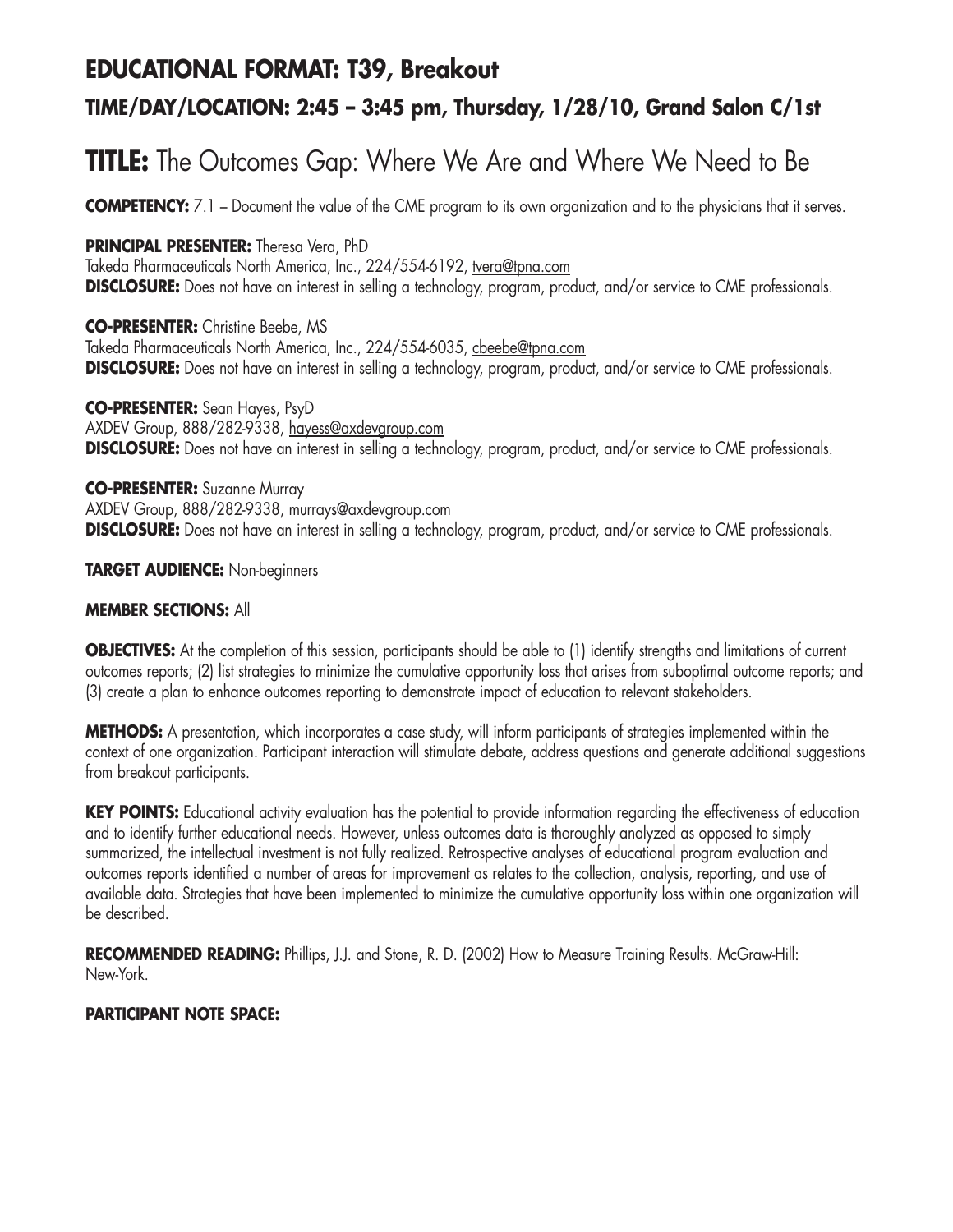## EDUCATIONAL FORMAT: T39, Breakout

### TIME/DAY/LOCATION: 2:45 – 3:45 pm, Thursday, 1/28/10, Grand Salon C/1st

# TITLE: The Outcomes Gap: Where We Are and Where We Need to Be

**COMPETENCY:** 7.1 – Document the value of the CME program to its own organization and to the physicians that it serves.

**PRINCIPAL PRESENTER:** Theresa Vera, PhD
Takeda Pharmaceuticals North America, Inc., 224/554-6192, tvera@tpna.com
**DISCLOSURE:** Does not have an interest in selling a technology, program, product, and/or service to CME professionals.

**CO-PRESENTER:** Christine Beebe, MS
Takeda Pharmaceuticals North America, Inc., 224/554-6035, cbeebe@tpna.com
**DISCLOSURE:** Does not have an interest in selling a technology, program, product, and/or service to CME professionals.

**CO-PRESENTER:** Sean Hayes, PsyD
AXDEV Group, 888/282-9338, hayess@axdevgroup.com
**DISCLOSURE:** Does not have an interest in selling a technology, program, product, and/or service to CME professionals.

**CO-PRESENTER:** Suzanne Murray
AXDEV Group, 888/282-9338, murrays@axdevgroup.com
**DISCLOSURE:** Does not have an interest in selling a technology, program, product, and/or service to CME professionals.

**TARGET AUDIENCE:** Non-beginners

**MEMBER SECTIONS:** All

**OBJECTIVES:** At the completion of this session, participants should be able to (1) identify strengths and limitations of current outcomes reports; (2) list strategies to minimize the cumulative opportunity loss that arises from suboptimal outcome reports; and (3) create a plan to enhance outcomes reporting to demonstrate impact of education to relevant stakeholders.

**METHODS:** A presentation, which incorporates a case study, will inform participants of strategies implemented within the context of one organization. Participant interaction will stimulate debate, address questions and generate additional suggestions from breakout participants.

**KEY POINTS:** Educational activity evaluation has the potential to provide information regarding the effectiveness of education and to identify further educational needs. However, unless outcomes data is thoroughly analyzed as opposed to simply summarized, the intellectual investment is not fully realized. Retrospective analyses of educational program evaluation and outcomes reports identified a number of areas for improvement as relates to the collection, analysis, reporting, and use of available data. Strategies that have been implemented to minimize the cumulative opportunity loss within one organization will be described.

**RECOMMENDED READING:** Phillips, J.J. and Stone, R. D. (2002) How to Measure Training Results. McGraw-Hill: New-York.

**PARTICIPANT NOTE SPACE:**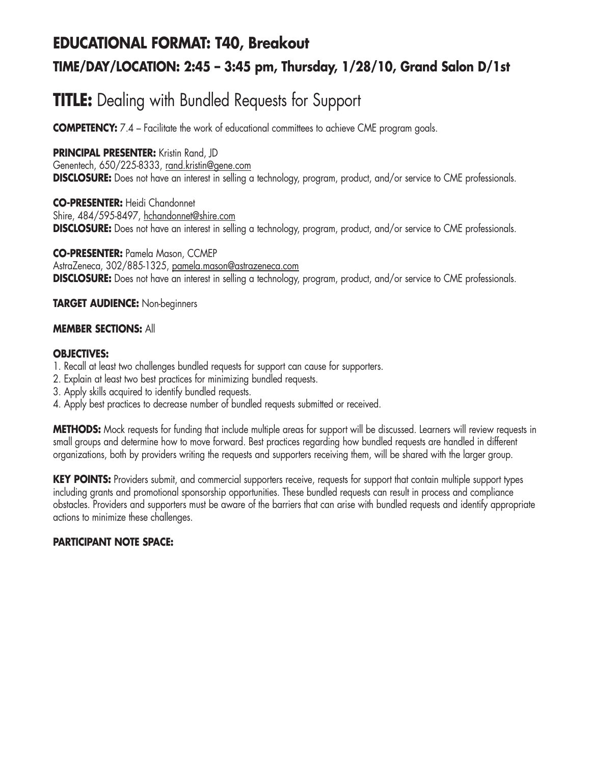## EDUCATIONAL FORMAT: T40, Breakout

### TIME/DAY/LOCATION: 2:45 – 3:45 pm, Thursday, 1/28/10, Grand Salon D/1st

# TITLE: Dealing with Bundled Requests for Support

**COMPETENCY:** 7.4 – Facilitate the work of educational committees to achieve CME program goals.

**PRINCIPAL PRESENTER:** Kristin Rand, JD
Genentech, 650/225-8333, rand.kristin@gene.com
**DISCLOSURE:** Does not have an interest in selling a technology, program, product, and/or service to CME professionals.

**CO-PRESENTER:** Heidi Chandonnet
Shire, 484/595-8497, hchandonnet@shire.com
**DISCLOSURE:** Does not have an interest in selling a technology, program, product, and/or service to CME professionals.

**CO-PRESENTER:** Pamela Mason, CCMEP
AstraZeneca, 302/885-1325, pamela.mason@astrazeneca.com
**DISCLOSURE:** Does not have an interest in selling a technology, program, product, and/or service to CME professionals.

**TARGET AUDIENCE:** Non-beginners

**MEMBER SECTIONS:** All

**OBJECTIVES:**

1. Recall at least two challenges bundled requests for support can cause for supporters.
2. Explain at least two best practices for minimizing bundled requests.
3. Apply skills acquired to identify bundled requests.
4. Apply best practices to decrease number of bundled requests submitted or received.

**METHODS:** Mock requests for funding that include multiple areas for support will be discussed. Learners will review requests in small groups and determine how to move forward. Best practices regarding how bundled requests are handled in different organizations, both by providers writing the requests and supporters receiving them, will be shared with the larger group.

**KEY POINTS:** Providers submit, and commercial supporters receive, requests for support that contain multiple support types including grants and promotional sponsorship opportunities. These bundled requests can result in process and compliance obstacles. Providers and supporters must be aware of the barriers that can arise with bundled requests and identify appropriate actions to minimize these challenges.

**PARTICIPANT NOTE SPACE:**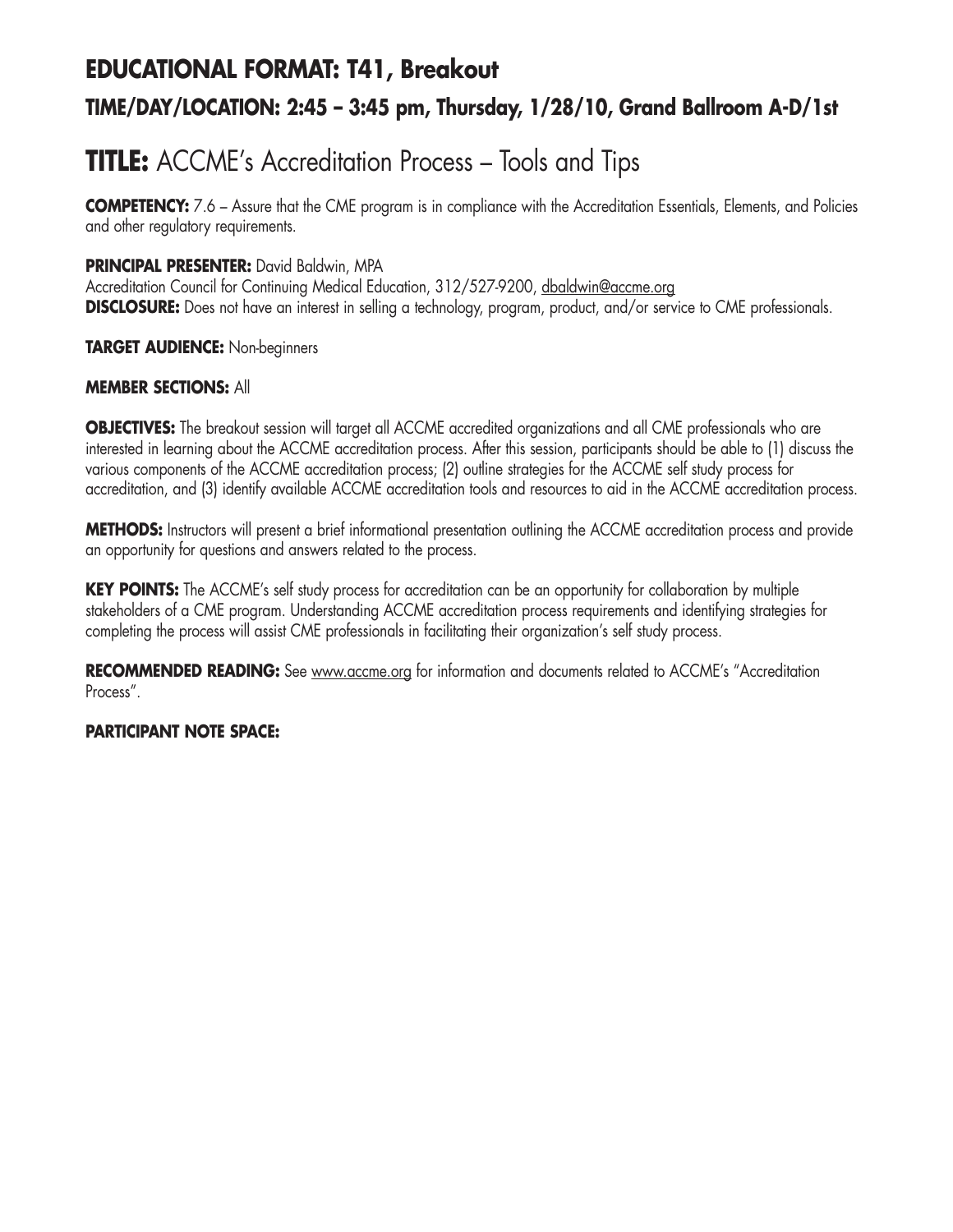## EDUCATIONAL FORMAT: T41, Breakout

### TIME/DAY/LOCATION: 2:45 – 3:45 pm, Thursday, 1/28/10, Grand Ballroom A-D/1st

# TITLE: ACCME's Accreditation Process – Tools and Tips

**COMPETENCY:** 7.6 – Assure that the CME program is in compliance with the Accreditation Essentials, Elements, and Policies and other regulatory requirements.

**PRINCIPAL PRESENTER:** David Baldwin, MPA
Accreditation Council for Continuing Medical Education, 312/527-9200, dbaldwin@accme.org
**DISCLOSURE:** Does not have an interest in selling a technology, program, product, and/or service to CME professionals.

**TARGET AUDIENCE:** Non-beginners

**MEMBER SECTIONS:** All

**OBJECTIVES:** The breakout session will target all ACCME accredited organizations and all CME professionals who are interested in learning about the ACCME accreditation process. After this session, participants should be able to (1) discuss the various components of the ACCME accreditation process; (2) outline strategies for the ACCME self study process for accreditation, and (3) identify available ACCME accreditation tools and resources to aid in the ACCME accreditation process.

**METHODS:** Instructors will present a brief informational presentation outlining the ACCME accreditation process and provide an opportunity for questions and answers related to the process.

**KEY POINTS:** The ACCME's self study process for accreditation can be an opportunity for collaboration by multiple stakeholders of a CME program. Understanding ACCME accreditation process requirements and identifying strategies for completing the process will assist CME professionals in facilitating their organization's self study process.

**RECOMMENDED READING:** See www.accme.org for information and documents related to ACCME's "Accreditation Process".

**PARTICIPANT NOTE SPACE:**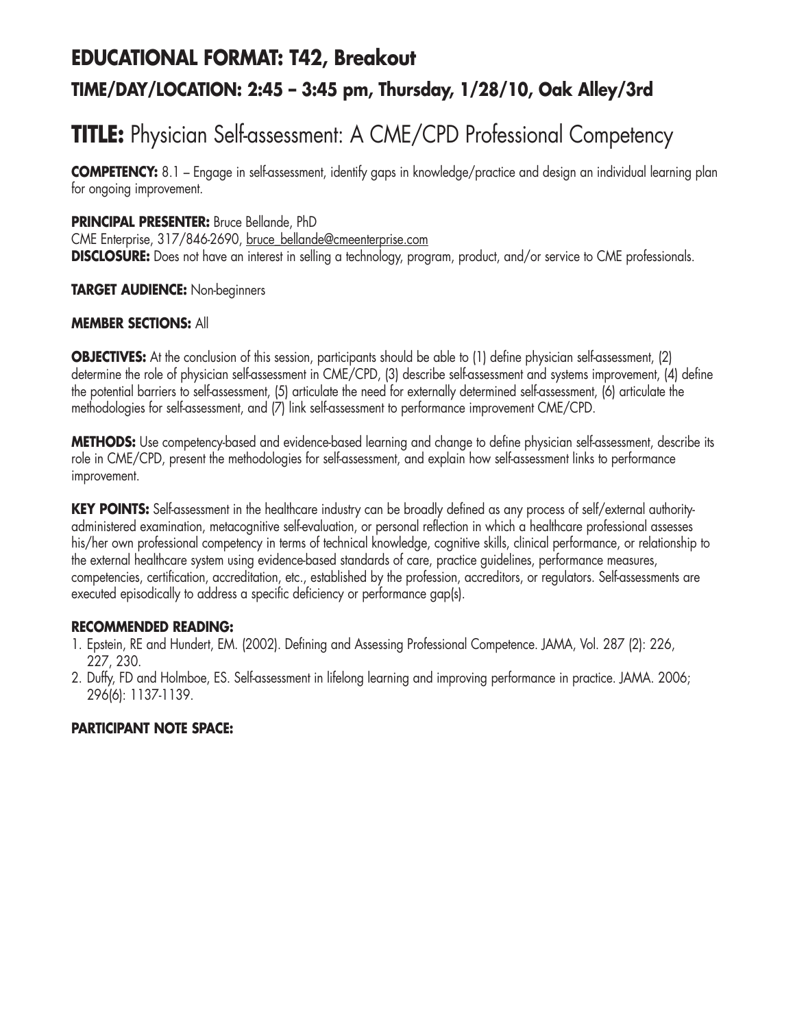## EDUCATIONAL FORMAT: T42, Breakout

### TIME/DAY/LOCATION: 2:45 – 3:45 pm, Thursday, 1/28/10, Oak Alley/3rd

# TITLE: Physician Self-assessment: A CME/CPD Professional Competency

**COMPETENCY:** 8.1 – Engage in self-assessment, identify gaps in knowledge/practice and design an individual learning plan for ongoing improvement.

**PRINCIPAL PRESENTER:** Bruce Bellande, PhD
CME Enterprise, 317/846-2690, bruce_bellande@cmeenterprise.com
**DISCLOSURE:** Does not have an interest in selling a technology, program, product, and/or service to CME professionals.

**TARGET AUDIENCE:** Non-beginners

**MEMBER SECTIONS:** All

**OBJECTIVES:** At the conclusion of this session, participants should be able to (1) define physician self-assessment, (2) determine the role of physician self-assessment in CME/CPD, (3) describe self-assessment and systems improvement, (4) define the potential barriers to self-assessment, (5) articulate the need for externally determined self-assessment, (6) articulate the methodologies for self-assessment, and (7) link self-assessment to performance improvement CME/CPD.

**METHODS:** Use competency-based and evidence-based learning and change to define physician self-assessment, describe its role in CME/CPD, present the methodologies for self-assessment, and explain how self-assessment links to performance improvement.

**KEY POINTS:** Self-assessment in the healthcare industry can be broadly defined as any process of self/external authority-administered examination, metacognitive self-evaluation, or personal reflection in which a healthcare professional assesses his/her own professional competency in terms of technical knowledge, cognitive skills, clinical performance, or relationship to the external healthcare system using evidence-based standards of care, practice guidelines, performance measures, competencies, certification, accreditation, etc., established by the profession, accreditors, or regulators. Self-assessments are executed episodically to address a specific deficiency or performance gap(s).

**RECOMMENDED READING:**

1. Epstein, RE and Hundert, EM. (2002). Defining and Assessing Professional Competence. JAMA, Vol. 287 (2): 226, 227, 230.
2. Duffy, FD and Holmboe, ES. Self-assessment in lifelong learning and improving performance in practice. JAMA. 2006; 296(6): 1137-1139.

**PARTICIPANT NOTE SPACE:**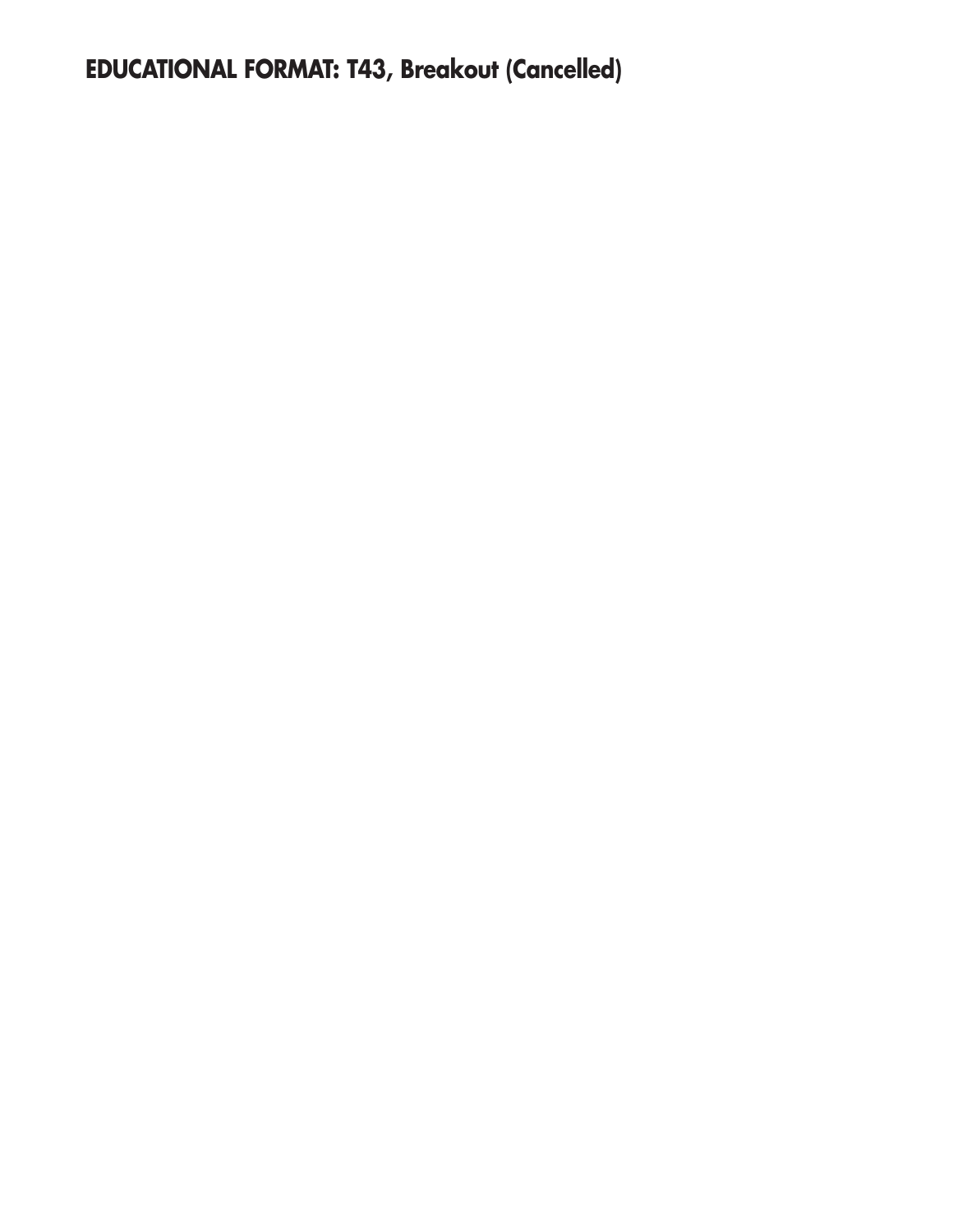**EDUCATIONAL FORMAT: T43, Breakout (Cancelled)**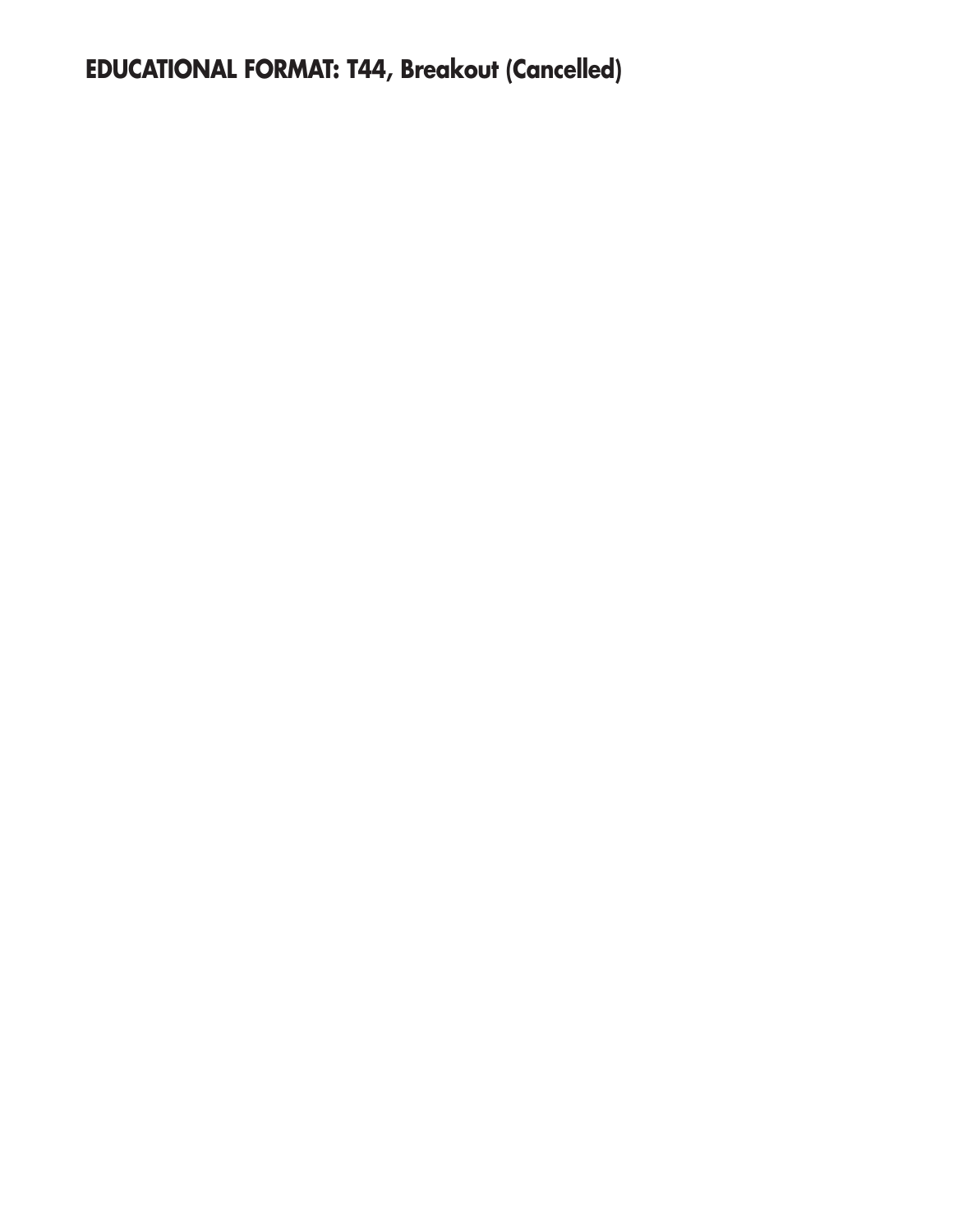**EDUCATIONAL FORMAT: T44, Breakout (Cancelled)**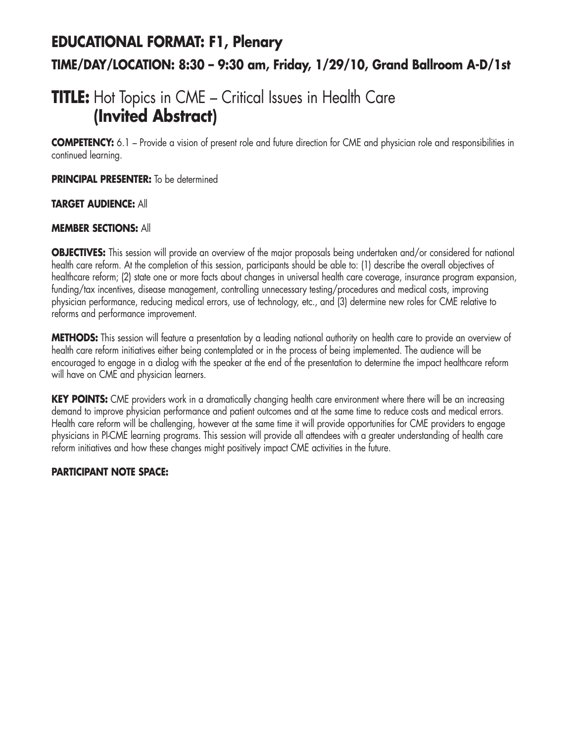## EDUCATIONAL FORMAT: F1, Plenary

### TIME/DAY/LOCATION: 8:30 – 9:30 am, Friday, 1/29/10, Grand Ballroom A-D/1st

# TITLE: Hot Topics in CME – Critical Issues in Health Care **(Invited Abstract)**

**COMPETENCY:** 6.1 – Provide a vision of present role and future direction for CME and physician role and responsibilities in continued learning.

**PRINCIPAL PRESENTER:** To be determined

**TARGET AUDIENCE:** All

**MEMBER SECTIONS:** All

**OBJECTIVES:** This session will provide an overview of the major proposals being undertaken and/or considered for national health care reform. At the completion of this session, participants should be able to: (1) describe the overall objectives of healthcare reform; (2) state one or more facts about changes in universal health care coverage, insurance program expansion, funding/tax incentives, disease management, controlling unnecessary testing/procedures and medical costs, improving physician performance, reducing medical errors, use of technology, etc., and (3) determine new roles for CME relative to reforms and performance improvement.

**METHODS:** This session will feature a presentation by a leading national authority on health care to provide an overview of health care reform initiatives either being contemplated or in the process of being implemented. The audience will be encouraged to engage in a dialog with the speaker at the end of the presentation to determine the impact healthcare reform will have on CME and physician learners.

**KEY POINTS:** CME providers work in a dramatically changing health care environment where there will be an increasing demand to improve physician performance and patient outcomes and at the same time to reduce costs and medical errors. Health care reform will be challenging, however at the same time it will provide opportunities for CME providers to engage physicians in PI-CME learning programs. This session will provide all attendees with a greater understanding of health care reform initiatives and how these changes might positively impact CME activities in the future.

**PARTICIPANT NOTE SPACE:**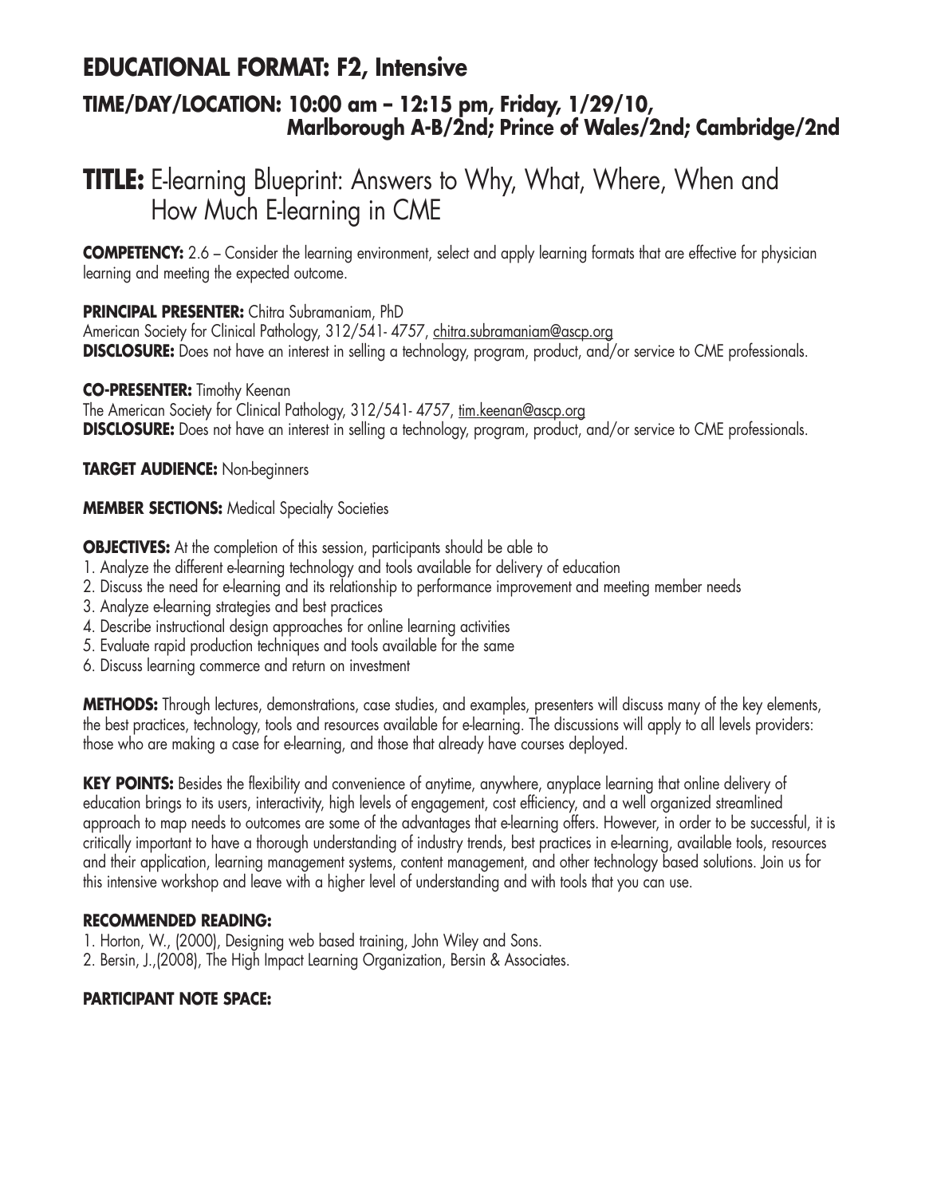## EDUCATIONAL FORMAT: F2, Intensive

### TIME/DAY/LOCATION: 10:00 am – 12:15 pm, Friday, 1/29/10, Marlborough A-B/2nd; Prince of Wales/2nd; Cambridge/2nd

# TITLE: E-learning Blueprint: Answers to Why, What, Where, When and How Much E-learning in CME

**COMPETENCY:** 2.6 – Consider the learning environment, select and apply learning formats that are effective for physician learning and meeting the expected outcome.

**PRINCIPAL PRESENTER:** Chitra Subramaniam, PhD
American Society for Clinical Pathology, 312/541- 4757, chitra.subramaniam@ascp.org
**DISCLOSURE:** Does not have an interest in selling a technology, program, product, and/or service to CME professionals.

**CO-PRESENTER:** Timothy Keenan
The American Society for Clinical Pathology, 312/541- 4757, tim.keenan@ascp.org
**DISCLOSURE:** Does not have an interest in selling a technology, program, product, and/or service to CME professionals.

**TARGET AUDIENCE:** Non-beginners

**MEMBER SECTIONS:** Medical Specialty Societies

**OBJECTIVES:** At the completion of this session, participants should be able to

1. Analyze the different e-learning technology and tools available for delivery of education
2. Discuss the need for e-learning and its relationship to performance improvement and meeting member needs
3. Analyze e-learning strategies and best practices
4. Describe instructional design approaches for online learning activities
5. Evaluate rapid production techniques and tools available for the same
6. Discuss learning commerce and return on investment

**METHODS:** Through lectures, demonstrations, case studies, and examples, presenters will discuss many of the key elements, the best practices, technology, tools and resources available for e-learning. The discussions will apply to all levels providers: those who are making a case for e-learning, and those that already have courses deployed.

**KEY POINTS:** Besides the flexibility and convenience of anytime, anywhere, anyplace learning that online delivery of education brings to its users, interactivity, high levels of engagement, cost efficiency, and a well organized streamlined approach to map needs to outcomes are some of the advantages that e-learning offers. However, in order to be successful, it is critically important to have a thorough understanding of industry trends, best practices in e-learning, available tools, resources and their application, learning management systems, content management, and other technology based solutions. Join us for this intensive workshop and leave with a higher level of understanding and with tools that you can use.

**RECOMMENDED READING:**

1. Horton, W., (2000), Designing web based training, John Wiley and Sons.
2. Bersin, J.,(2008), The High Impact Learning Organization, Bersin & Associates.

**PARTICIPANT NOTE SPACE:**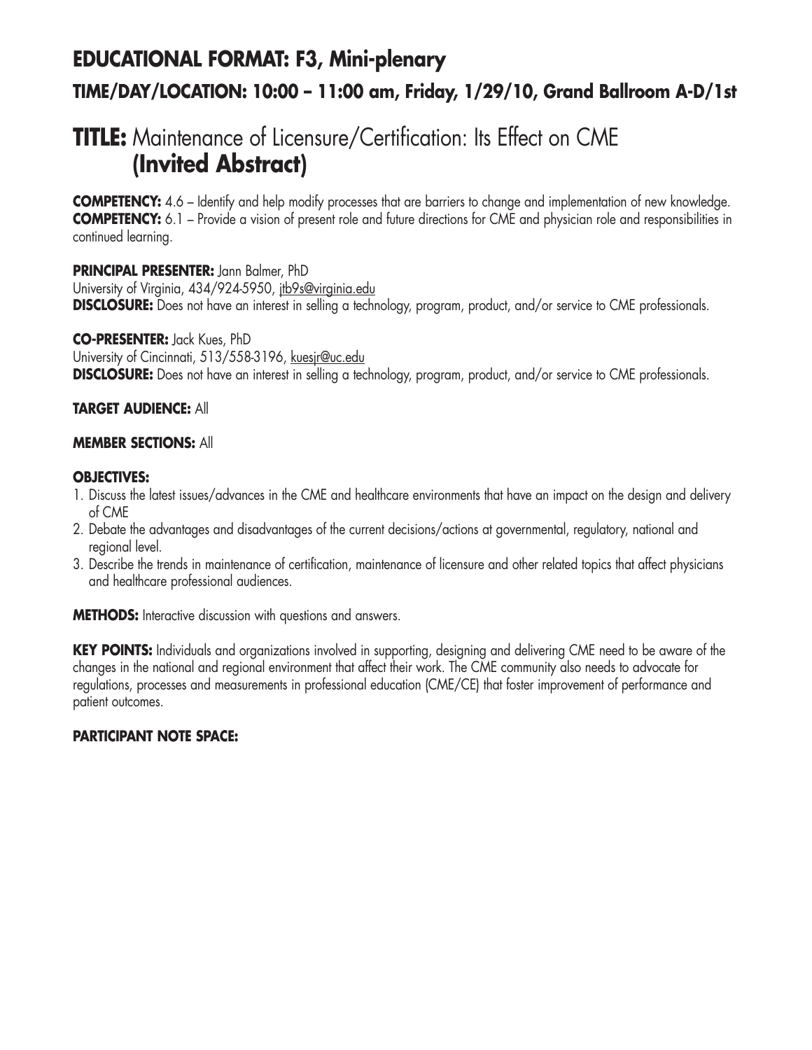# EDUCATIONAL FORMAT: F3, Mini-plenary

## TIME/DAY/LOCATION: 10:00 – 11:00 am, Friday, 1/29/10, Grand Ballroom A-D/1st

# TITLE: Maintenance of Licensure/Certification: Its Effect on CME **(Invited Abstract)**

**COMPETENCY:** 4.6 – Identify and help modify processes that are barriers to change and implementation of new knowledge.
**COMPETENCY:** 6.1 – Provide a vision of present role and future directions for CME and physician role and responsibilities in continued learning.

**PRINCIPAL PRESENTER:** Jann Balmer, PhD
University of Virginia, 434/924-5950, jtb9s@virginia.edu
**DISCLOSURE:** Does not have an interest in selling a technology, program, product, and/or service to CME professionals.

**CO-PRESENTER:** Jack Kues, PhD
University of Cincinnati, 513/558-3196, kuesjr@uc.edu
**DISCLOSURE:** Does not have an interest in selling a technology, program, product, and/or service to CME professionals.

**TARGET AUDIENCE:** All

**MEMBER SECTIONS:** All

**OBJECTIVES:**

1. Discuss the latest issues/advances in the CME and healthcare environments that have an impact on the design and delivery of CME
2. Debate the advantages and disadvantages of the current decisions/actions at governmental, regulatory, national and regional level.
3. Describe the trends in maintenance of certification, maintenance of licensure and other related topics that affect physicians and healthcare professional audiences.

**METHODS:** Interactive discussion with questions and answers.

**KEY POINTS:** Individuals and organizations involved in supporting, designing and delivering CME need to be aware of the changes in the national and regional environment that affect their work. The CME community also needs to advocate for regulations, processes and measurements in professional education (CME/CE) that foster improvement of performance and patient outcomes.

**PARTICIPANT NOTE SPACE:**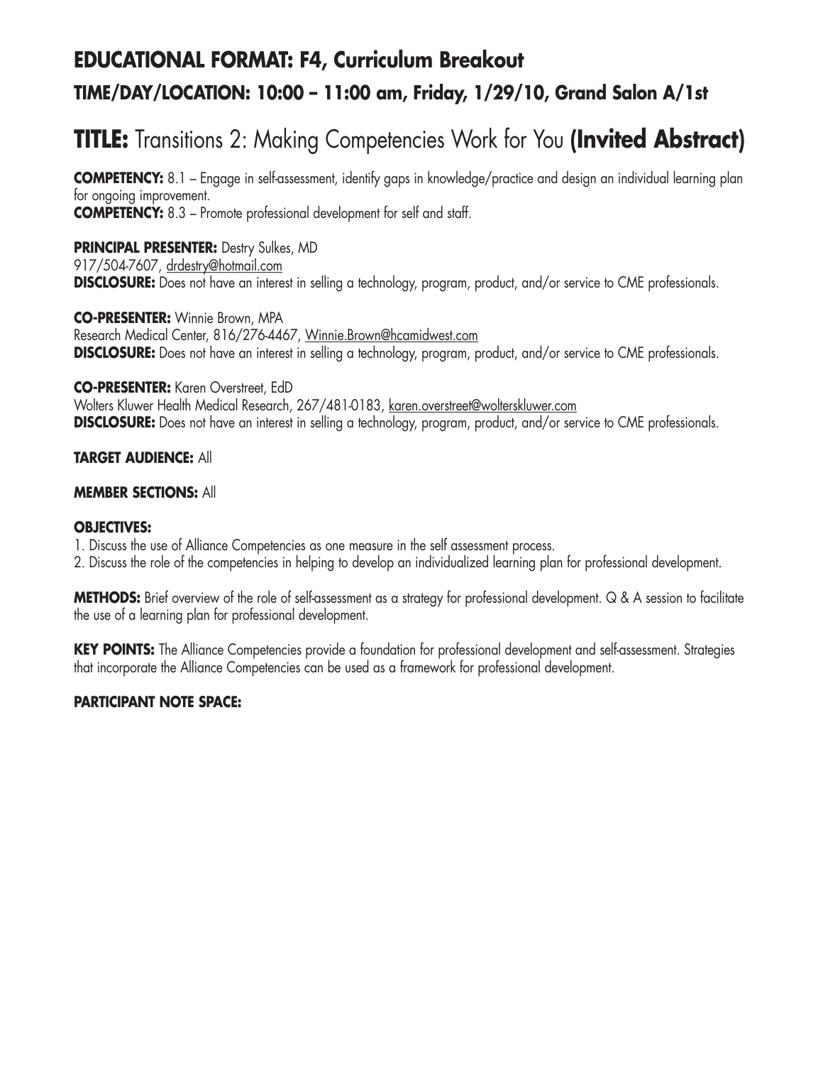## EDUCATIONAL FORMAT: F4, Curriculum Breakout

### TIME/DAY/LOCATION: 10:00 – 11:00 am, Friday, 1/29/10, Grand Salon A/1st

# TITLE: Transitions 2: Making Competencies Work for You **(Invited Abstract)**

**COMPETENCY:** 8.1 – Engage in self-assessment, identify gaps in knowledge/practice and design an individual learning plan for ongoing improvement.
**COMPETENCY:** 8.3 – Promote professional development for self and staff.

**PRINCIPAL PRESENTER:** Destry Sulkes, MD
917/504-7607, drdestry@hotmail.com
**DISCLOSURE:** Does not have an interest in selling a technology, program, product, and/or service to CME professionals.

**CO-PRESENTER:** Winnie Brown, MPA
Research Medical Center, 816/276-4467, Winnie.Brown@hcamidwest.com
**DISCLOSURE:** Does not have an interest in selling a technology, program, product, and/or service to CME professionals.

**CO-PRESENTER:** Karen Overstreet, EdD
Wolters Kluwer Health Medical Research, 267/481-0183, karen.overstreet@wolterskluwer.com
**DISCLOSURE:** Does not have an interest in selling a technology, program, product, and/or service to CME professionals.

**TARGET AUDIENCE:** All

**MEMBER SECTIONS:** All

**OBJECTIVES:**

1. Discuss the use of Alliance Competencies as one measure in the self assessment process.
2. Discuss the role of the competencies in helping to develop an individualized learning plan for professional development.

**METHODS:** Brief overview of the role of self-assessment as a strategy for professional development. Q & A session to facilitate the use of a learning plan for professional development.

**KEY POINTS:** The Alliance Competencies provide a foundation for professional development and self-assessment. Strategies that incorporate the Alliance Competencies can be used as a framework for professional development.

**PARTICIPANT NOTE SPACE:**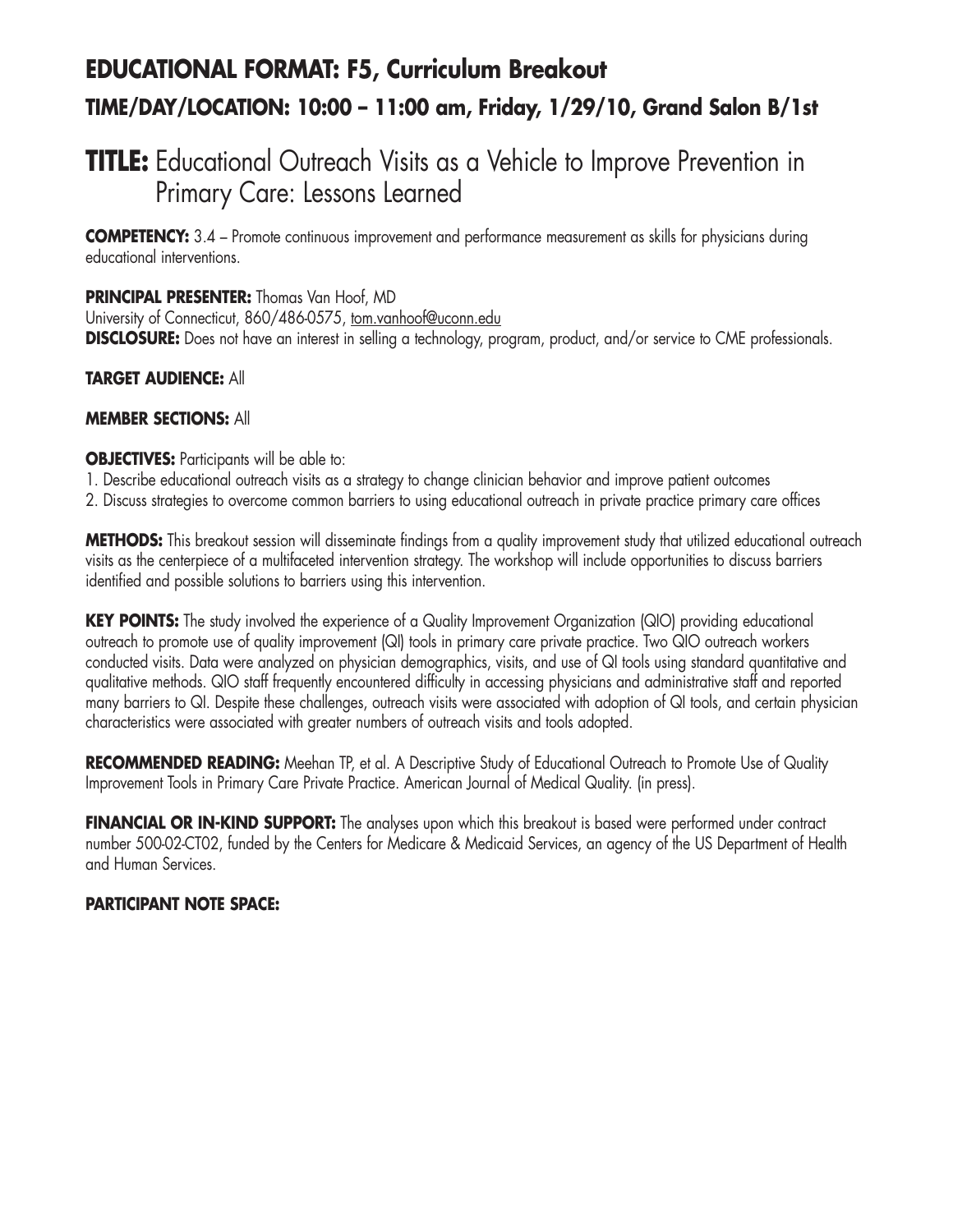## EDUCATIONAL FORMAT: F5, Curriculum Breakout

### TIME/DAY/LOCATION: 10:00 – 11:00 am, Friday, 1/29/10, Grand Salon B/1st

# TITLE: Educational Outreach Visits as a Vehicle to Improve Prevention in Primary Care: Lessons Learned

**COMPETENCY:** 3.4 – Promote continuous improvement and performance measurement as skills for physicians during educational interventions.

**PRINCIPAL PRESENTER:** Thomas Van Hoof, MD
University of Connecticut, 860/486-0575, tom.vanhoof@uconn.edu
**DISCLOSURE:** Does not have an interest in selling a technology, program, product, and/or service to CME professionals.

**TARGET AUDIENCE:** All

**MEMBER SECTIONS:** All

**OBJECTIVES:** Participants will be able to:
1. Describe educational outreach visits as a strategy to change clinician behavior and improve patient outcomes
2. Discuss strategies to overcome common barriers to using educational outreach in private practice primary care offices

**METHODS:** This breakout session will disseminate findings from a quality improvement study that utilized educational outreach visits as the centerpiece of a multifaceted intervention strategy. The workshop will include opportunities to discuss barriers identified and possible solutions to barriers using this intervention.

**KEY POINTS:** The study involved the experience of a Quality Improvement Organization (QIO) providing educational outreach to promote use of quality improvement (QI) tools in primary care private practice. Two QIO outreach workers conducted visits. Data were analyzed on physician demographics, visits, and use of QI tools using standard quantitative and qualitative methods. QIO staff frequently encountered difficulty in accessing physicians and administrative staff and reported many barriers to QI. Despite these challenges, outreach visits were associated with adoption of QI tools, and certain physician characteristics were associated with greater numbers of outreach visits and tools adopted.

**RECOMMENDED READING:** Meehan TP, et al. A Descriptive Study of Educational Outreach to Promote Use of Quality Improvement Tools in Primary Care Private Practice. American Journal of Medical Quality. (in press).

**FINANCIAL OR IN-KIND SUPPORT:** The analyses upon which this breakout is based were performed under contract number 500-02-CT02, funded by the Centers for Medicare & Medicaid Services, an agency of the US Department of Health and Human Services.

**PARTICIPANT NOTE SPACE:**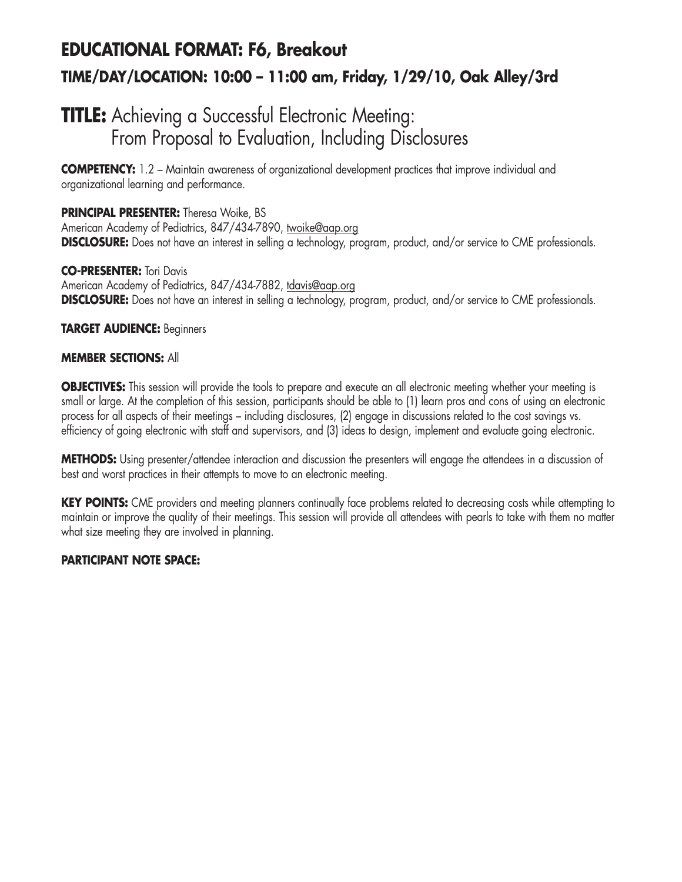## EDUCATIONAL FORMAT: F6, Breakout

### TIME/DAY/LOCATION: 10:00 – 11:00 am, Friday, 1/29/10, Oak Alley/3rd

# TITLE: Achieving a Successful Electronic Meeting: From Proposal to Evaluation, Including Disclosures

**COMPETENCY:** 1.2 – Maintain awareness of organizational development practices that improve individual and organizational learning and performance.

**PRINCIPAL PRESENTER:** Theresa Woike, BS
American Academy of Pediatrics, 847/434-7890, twoike@aap.org
**DISCLOSURE:** Does not have an interest in selling a technology, program, product, and/or service to CME professionals.

**CO-PRESENTER:** Tori Davis
American Academy of Pediatrics, 847/434-7882, tdavis@aap.org
**DISCLOSURE:** Does not have an interest in selling a technology, program, product, and/or service to CME professionals.

**TARGET AUDIENCE:** Beginners

**MEMBER SECTIONS:** All

**OBJECTIVES:** This session will provide the tools to prepare and execute an all electronic meeting whether your meeting is small or large. At the completion of this session, participants should be able to (1) learn pros and cons of using an electronic process for all aspects of their meetings – including disclosures, (2) engage in discussions related to the cost savings vs. efficiency of going electronic with staff and supervisors, and (3) ideas to design, implement and evaluate going electronic.

**METHODS:** Using presenter/attendee interaction and discussion the presenters will engage the attendees in a discussion of best and worst practices in their attempts to move to an electronic meeting.

**KEY POINTS:** CME providers and meeting planners continually face problems related to decreasing costs while attempting to maintain or improve the quality of their meetings. This session will provide all attendees with pearls to take with them no matter what size meeting they are involved in planning.

**PARTICIPANT NOTE SPACE:**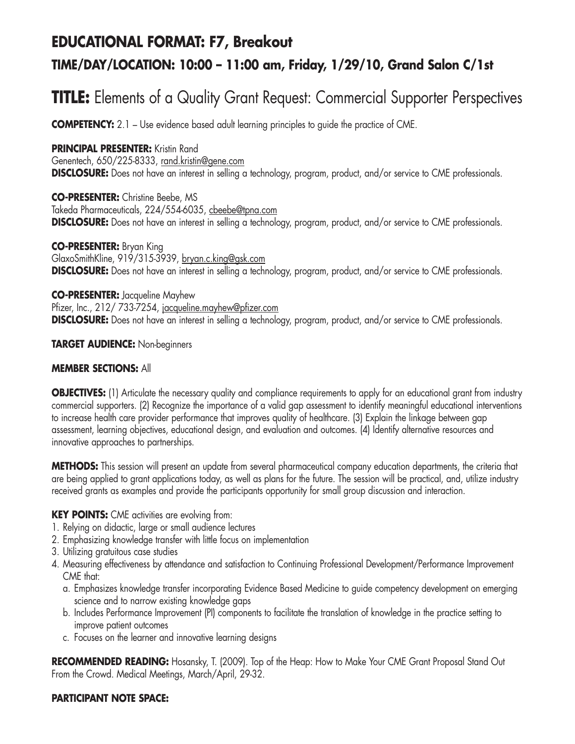## EDUCATIONAL FORMAT: F7, Breakout

### TIME/DAY/LOCATION: 10:00 – 11:00 am, Friday, 1/29/10, Grand Salon C/1st

# TITLE: Elements of a Quality Grant Request: Commercial Supporter Perspectives

**COMPETENCY:** 2.1 – Use evidence based adult learning principles to guide the practice of CME.

**PRINCIPAL PRESENTER:** Kristin Rand
Genentech, 650/225-8333, rand.kristin@gene.com
**DISCLOSURE:** Does not have an interest in selling a technology, program, product, and/or service to CME professionals.

**CO-PRESENTER:** Christine Beebe, MS
Takeda Pharmaceuticals, 224/554-6035, cbeebe@tpna.com
**DISCLOSURE:** Does not have an interest in selling a technology, program, product, and/or service to CME professionals.

**CO-PRESENTER:** Bryan King
GlaxoSmithKline, 919/315-3939, bryan.c.king@gsk.com
**DISCLOSURE:** Does not have an interest in selling a technology, program, product, and/or service to CME professionals.

**CO-PRESENTER:** Jacqueline Mayhew
Pfizer, Inc., 212/ 733-7254, jacqueline.mayhew@pfizer.com
**DISCLOSURE:** Does not have an interest in selling a technology, program, product, and/or service to CME professionals.

**TARGET AUDIENCE:** Non-beginners

**MEMBER SECTIONS:** All

**OBJECTIVES:** (1) Articulate the necessary quality and compliance requirements to apply for an educational grant from industry commercial supporters. (2) Recognize the importance of a valid gap assessment to identify meaningful educational interventions to increase health care provider performance that improves quality of healthcare. (3) Explain the linkage between gap assessment, learning objectives, educational design, and evaluation and outcomes. (4) Identify alternative resources and innovative approaches to partnerships.

**METHODS:** This session will present an update from several pharmaceutical company education departments, the criteria that are being applied to grant applications today, as well as plans for the future. The session will be practical, and, utilize industry received grants as examples and provide the participants opportunity for small group discussion and interaction.

**KEY POINTS:** CME activities are evolving from:

1. Relying on didactic, large or small audience lectures
2. Emphasizing knowledge transfer with little focus on implementation
3. Utilizing gratuitous case studies
4. Measuring effectiveness by attendance and satisfaction to Continuing Professional Development/Performance Improvement CME that:
   a. Emphasizes knowledge transfer incorporating Evidence Based Medicine to guide competency development on emerging science and to narrow existing knowledge gaps
   b. Includes Performance Improvement (PI) components to facilitate the translation of knowledge in the practice setting to improve patient outcomes
   c. Focuses on the learner and innovative learning designs

**RECOMMENDED READING:** Hosansky, T. (2009). Top of the Heap: How to Make Your CME Grant Proposal Stand Out From the Crowd. Medical Meetings, March/April, 29-32.

**PARTICIPANT NOTE SPACE:**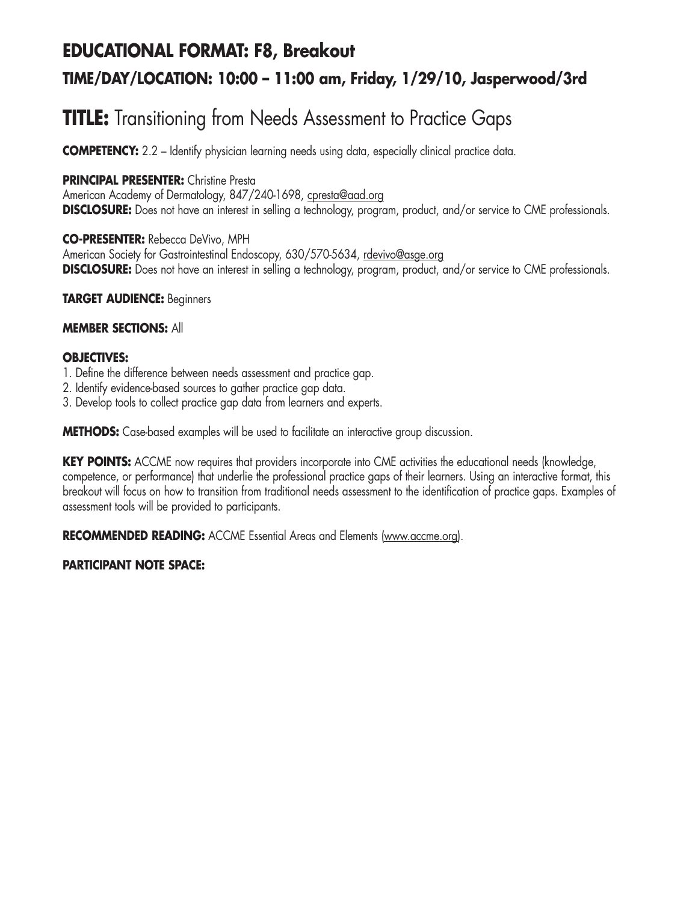## EDUCATIONAL FORMAT: F8, Breakout

### TIME/DAY/LOCATION: 10:00 – 11:00 am, Friday, 1/29/10, Jasperwood/3rd

# TITLE: Transitioning from Needs Assessment to Practice Gaps

**COMPETENCY:** 2.2 – Identify physician learning needs using data, especially clinical practice data.

**PRINCIPAL PRESENTER:** Christine Presta
American Academy of Dermatology, 847/240-1698, cpresta@aad.org
**DISCLOSURE:** Does not have an interest in selling a technology, program, product, and/or service to CME professionals.

**CO-PRESENTER:** Rebecca DeVivo, MPH
American Society for Gastrointestinal Endoscopy, 630/570-5634, rdevivo@asge.org
**DISCLOSURE:** Does not have an interest in selling a technology, program, product, and/or service to CME professionals.

**TARGET AUDIENCE:** Beginners

**MEMBER SECTIONS:** All

**OBJECTIVES:**

1. Define the difference between needs assessment and practice gap.
2. Identify evidence-based sources to gather practice gap data.
3. Develop tools to collect practice gap data from learners and experts.

**METHODS:** Case-based examples will be used to facilitate an interactive group discussion.

**KEY POINTS:** ACCME now requires that providers incorporate into CME activities the educational needs (knowledge, competence, or performance) that underlie the professional practice gaps of their learners. Using an interactive format, this breakout will focus on how to transition from traditional needs assessment to the identification of practice gaps. Examples of assessment tools will be provided to participants.

**RECOMMENDED READING:** ACCME Essential Areas and Elements (www.accme.org).

**PARTICIPANT NOTE SPACE:**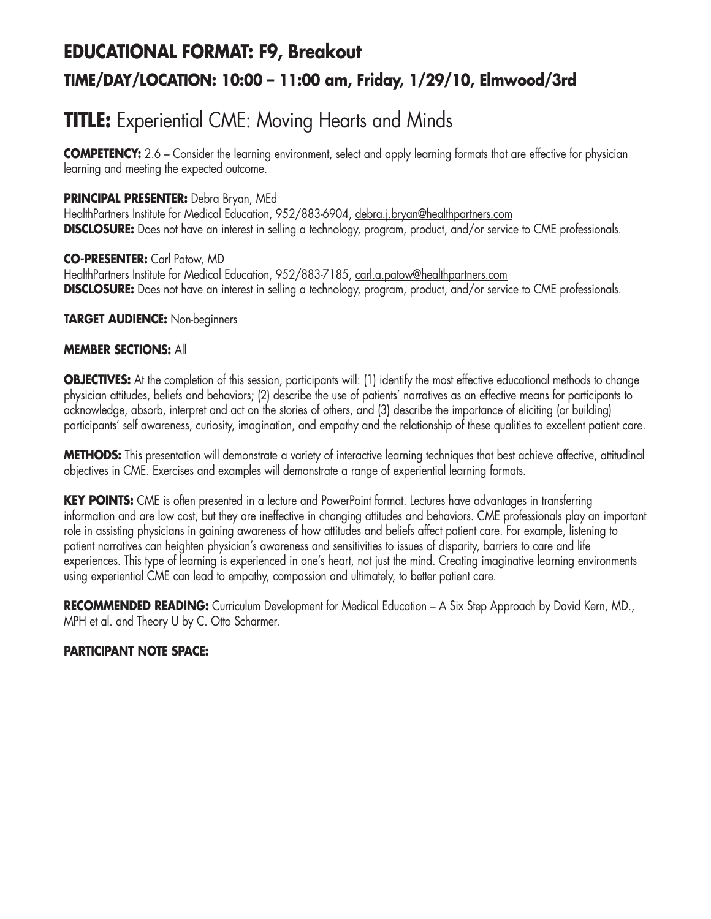## EDUCATIONAL FORMAT: F9, Breakout

### TIME/DAY/LOCATION: 10:00 – 11:00 am, Friday, 1/29/10, Elmwood/3rd

# TITLE: Experiential CME: Moving Hearts and Minds

**COMPETENCY:** 2.6 – Consider the learning environment, select and apply learning formats that are effective for physician learning and meeting the expected outcome.

**PRINCIPAL PRESENTER:** Debra Bryan, MEd
HealthPartners Institute for Medical Education, 952/883-6904, debra.j.bryan@healthpartners.com
**DISCLOSURE:** Does not have an interest in selling a technology, program, product, and/or service to CME professionals.

**CO-PRESENTER:** Carl Patow, MD
HealthPartners Institute for Medical Education, 952/883-7185, carl.a.patow@healthpartners.com
**DISCLOSURE:** Does not have an interest in selling a technology, program, product, and/or service to CME professionals.

**TARGET AUDIENCE:** Non-beginners

**MEMBER SECTIONS:** All

**OBJECTIVES:** At the completion of this session, participants will: (1) identify the most effective educational methods to change physician attitudes, beliefs and behaviors; (2) describe the use of patients' narratives as an effective means for participants to acknowledge, absorb, interpret and act on the stories of others, and (3) describe the importance of eliciting (or building) participants' self awareness, curiosity, imagination, and empathy and the relationship of these qualities to excellent patient care.

**METHODS:** This presentation will demonstrate a variety of interactive learning techniques that best achieve affective, attitudinal objectives in CME. Exercises and examples will demonstrate a range of experiential learning formats.

**KEY POINTS:** CME is often presented in a lecture and PowerPoint format. Lectures have advantages in transferring information and are low cost, but they are ineffective in changing attitudes and behaviors. CME professionals play an important role in assisting physicians in gaining awareness of how attitudes and beliefs affect patient care. For example, listening to patient narratives can heighten physician's awareness and sensitivities to issues of disparity, barriers to care and life experiences. This type of learning is experienced in one's heart, not just the mind. Creating imaginative learning environments using experiential CME can lead to empathy, compassion and ultimately, to better patient care.

**RECOMMENDED READING:** Curriculum Development for Medical Education – A Six Step Approach by David Kern, MD., MPH et al. and Theory U by C. Otto Scharmer.

**PARTICIPANT NOTE SPACE:**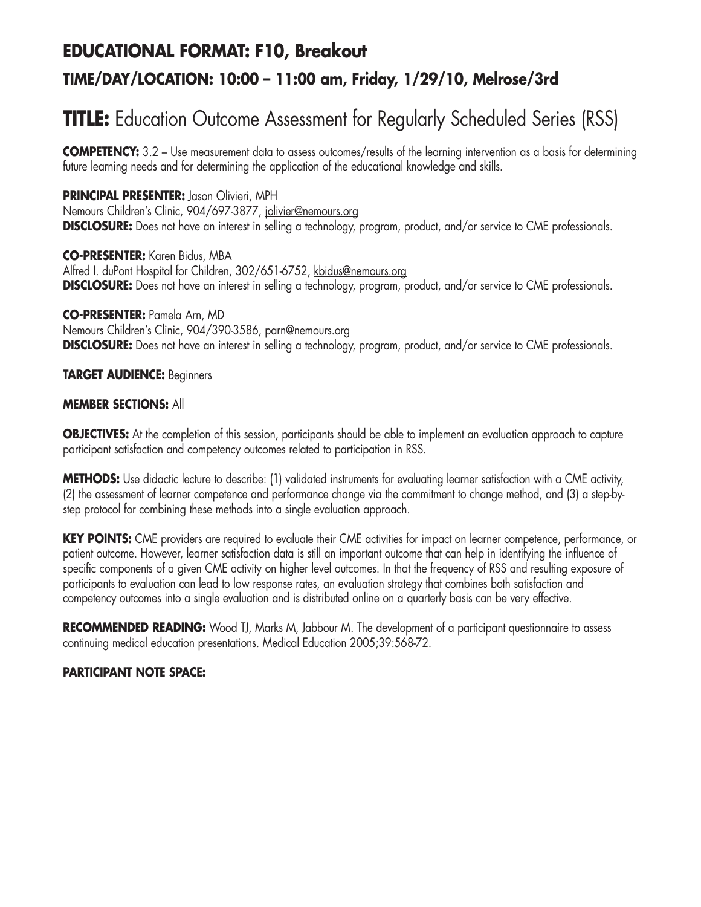## EDUCATIONAL FORMAT: F10, Breakout
### TIME/DAY/LOCATION: 10:00 – 11:00 am, Friday, 1/29/10, Melrose/3rd

# TITLE: Education Outcome Assessment for Regularly Scheduled Series (RSS)

**COMPETENCY:** 3.2 – Use measurement data to assess outcomes/results of the learning intervention as a basis for determining future learning needs and for determining the application of the educational knowledge and skills.

**PRINCIPAL PRESENTER:** Jason Olivieri, MPH
Nemours Children's Clinic, 904/697-3877, jolivier@nemours.org
**DISCLOSURE:** Does not have an interest in selling a technology, program, product, and/or service to CME professionals.

**CO-PRESENTER:** Karen Bidus, MBA
Alfred I. duPont Hospital for Children, 302/651-6752, kbidus@nemours.org
**DISCLOSURE:** Does not have an interest in selling a technology, program, product, and/or service to CME professionals.

**CO-PRESENTER:** Pamela Arn, MD
Nemours Children's Clinic, 904/390-3586, parn@nemours.org
**DISCLOSURE:** Does not have an interest in selling a technology, program, product, and/or service to CME professionals.

**TARGET AUDIENCE:** Beginners

**MEMBER SECTIONS:** All

**OBJECTIVES:** At the completion of this session, participants should be able to implement an evaluation approach to capture participant satisfaction and competency outcomes related to participation in RSS.

**METHODS:** Use didactic lecture to describe: (1) validated instruments for evaluating learner satisfaction with a CME activity, (2) the assessment of learner competence and performance change via the commitment to change method, and (3) a step-by-step protocol for combining these methods into a single evaluation approach.

**KEY POINTS:** CME providers are required to evaluate their CME activities for impact on learner competence, performance, or patient outcome. However, learner satisfaction data is still an important outcome that can help in identifying the influence of specific components of a given CME activity on higher level outcomes. In that the frequency of RSS and resulting exposure of participants to evaluation can lead to low response rates, an evaluation strategy that combines both satisfaction and competency outcomes into a single evaluation and is distributed online on a quarterly basis can be very effective.

**RECOMMENDED READING:** Wood TJ, Marks M, Jabbour M. The development of a participant questionnaire to assess continuing medical education presentations. Medical Education 2005;39:568-72.

**PARTICIPANT NOTE SPACE:**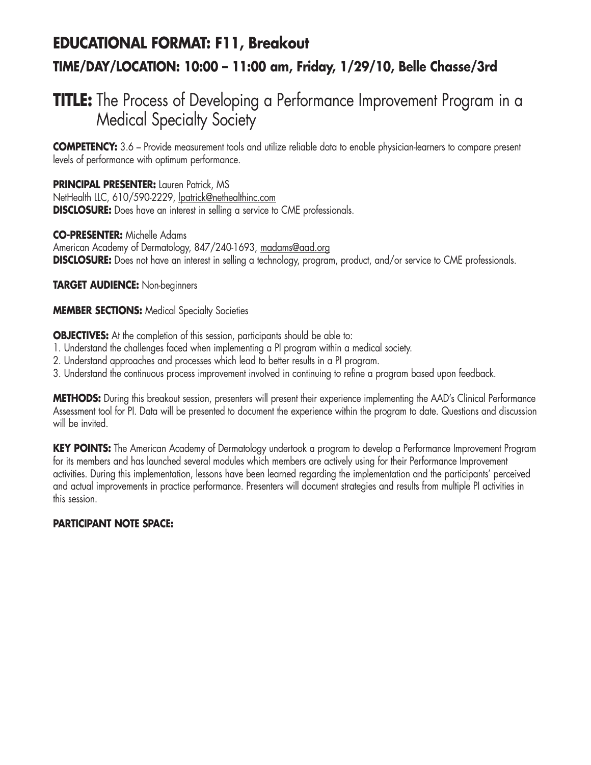## EDUCATIONAL FORMAT: F11, Breakout

### TIME/DAY/LOCATION: 10:00 – 11:00 am, Friday, 1/29/10, Belle Chasse/3rd

# TITLE: The Process of Developing a Performance Improvement Program in a Medical Specialty Society

**COMPETENCY:** 3.6 – Provide measurement tools and utilize reliable data to enable physician-learners to compare present levels of performance with optimum performance.

**PRINCIPAL PRESENTER:** Lauren Patrick, MS
NetHealth LLC, 610/590-2229, lpatrick@nethealthinc.com
**DISCLOSURE:** Does have an interest in selling a service to CME professionals.

**CO-PRESENTER:** Michelle Adams
American Academy of Dermatology, 847/240-1693, madams@aad.org
**DISCLOSURE:** Does not have an interest in selling a technology, program, product, and/or service to CME professionals.

**TARGET AUDIENCE:** Non-beginners

**MEMBER SECTIONS:** Medical Specialty Societies

**OBJECTIVES:** At the completion of this session, participants should be able to:
1. Understand the challenges faced when implementing a PI program within a medical society.
2. Understand approaches and processes which lead to better results in a PI program.
3. Understand the continuous process improvement involved in continuing to refine a program based upon feedback.

**METHODS:** During this breakout session, presenters will present their experience implementing the AAD's Clinical Performance Assessment tool for PI. Data will be presented to document the experience within the program to date. Questions and discussion will be invited.

**KEY POINTS:** The American Academy of Dermatology undertook a program to develop a Performance Improvement Program for its members and has launched several modules which members are actively using for their Performance Improvement activities. During this implementation, lessons have been learned regarding the implementation and the participants' perceived and actual improvements in practice performance. Presenters will document strategies and results from multiple PI activities in this session.

**PARTICIPANT NOTE SPACE:**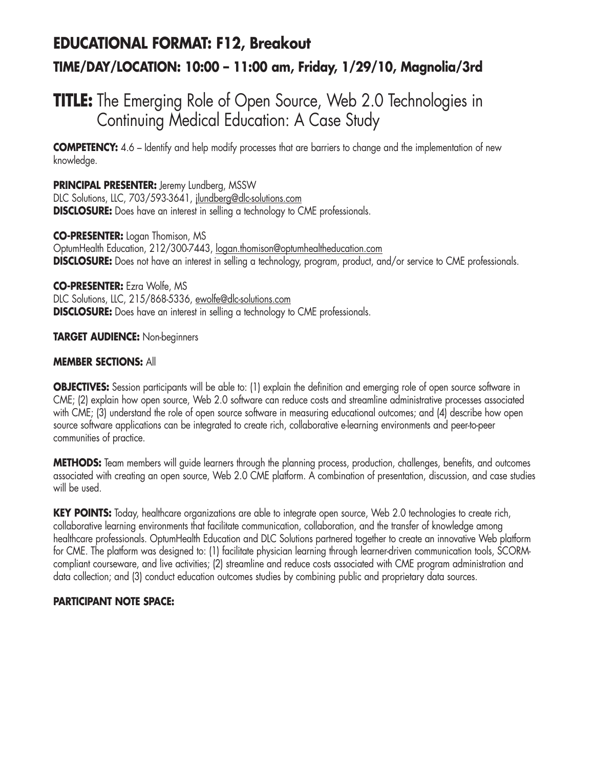## EDUCATIONAL FORMAT: F12, Breakout

### TIME/DAY/LOCATION: 10:00 – 11:00 am, Friday, 1/29/10, Magnolia/3rd

# TITLE: The Emerging Role of Open Source, Web 2.0 Technologies in Continuing Medical Education: A Case Study

**COMPETENCY:** 4.6 – Identify and help modify processes that are barriers to change and the implementation of new knowledge.

**PRINCIPAL PRESENTER:** Jeremy Lundberg, MSSW
DLC Solutions, LLC, 703/593-3641, jlundberg@dlc-solutions.com
**DISCLOSURE:** Does have an interest in selling a technology to CME professionals.

**CO-PRESENTER:** Logan Thomison, MS
OptumHealth Education, 212/300-7443, logan.thomison@optumhealtheducation.com
**DISCLOSURE:** Does not have an interest in selling a technology, program, product, and/or service to CME professionals.

**CO-PRESENTER:** Ezra Wolfe, MS
DLC Solutions, LLC, 215/868-5336, ewolfe@dlc-solutions.com
**DISCLOSURE:** Does have an interest in selling a technology to CME professionals.

**TARGET AUDIENCE:** Non-beginners

**MEMBER SECTIONS:** All

**OBJECTIVES:** Session participants will be able to: (1) explain the definition and emerging role of open source software in CME; (2) explain how open source, Web 2.0 software can reduce costs and streamline administrative processes associated with CME; (3) understand the role of open source software in measuring educational outcomes; and (4) describe how open source software applications can be integrated to create rich, collaborative e-learning environments and peer-to-peer communities of practice.

**METHODS:** Team members will guide learners through the planning process, production, challenges, benefits, and outcomes associated with creating an open source, Web 2.0 CME platform. A combination of presentation, discussion, and case studies will be used.

**KEY POINTS:** Today, healthcare organizations are able to integrate open source, Web 2.0 technologies to create rich, collaborative learning environments that facilitate communication, collaboration, and the transfer of knowledge among healthcare professionals. OptumHealth Education and DLC Solutions partnered together to create an innovative Web platform for CME. The platform was designed to: (1) facilitate physician learning through learner-driven communication tools, SCORM-compliant courseware, and live activities; (2) streamline and reduce costs associated with CME program administration and data collection; and (3) conduct education outcomes studies by combining public and proprietary data sources.

**PARTICIPANT NOTE SPACE:**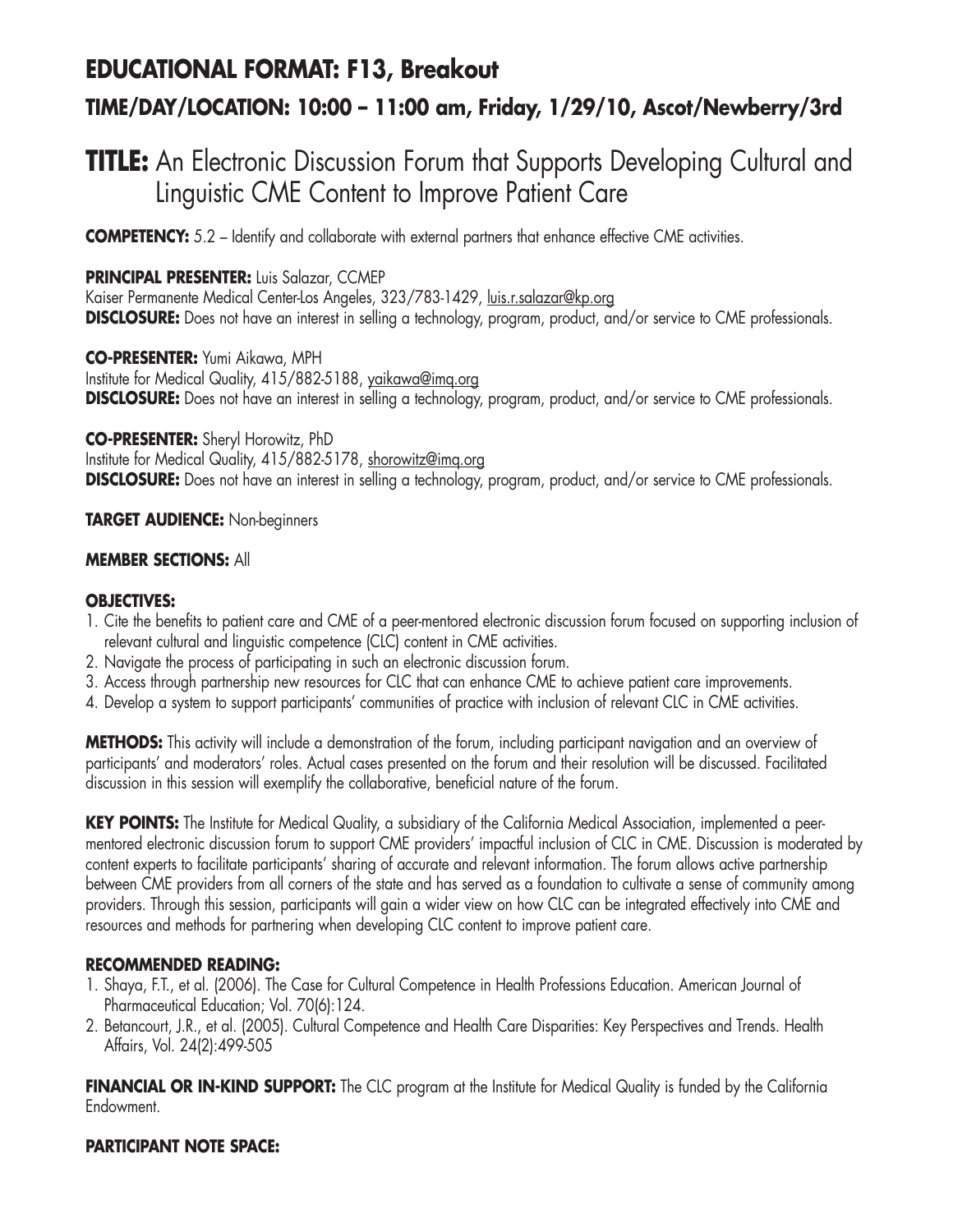## EDUCATIONAL FORMAT: F13, Breakout

### TIME/DAY/LOCATION: 10:00 – 11:00 am, Friday, 1/29/10, Ascot/Newberry/3rd

# TITLE: An Electronic Discussion Forum that Supports Developing Cultural and Linguistic CME Content to Improve Patient Care

**COMPETENCY:** 5.2 – Identify and collaborate with external partners that enhance effective CME activities.

**PRINCIPAL PRESENTER:** Luis Salazar, CCMEP
Kaiser Permanente Medical Center-Los Angeles, 323/783-1429, luis.r.salazar@kp.org
**DISCLOSURE:** Does not have an interest in selling a technology, program, product, and/or service to CME professionals.

**CO-PRESENTER:** Yumi Aikawa, MPH
Institute for Medical Quality, 415/882-5188, yaikawa@imq.org
**DISCLOSURE:** Does not have an interest in selling a technology, program, product, and/or service to CME professionals.

**CO-PRESENTER:** Sheryl Horowitz, PhD
Institute for Medical Quality, 415/882-5178, shorowitz@imq.org
**DISCLOSURE:** Does not have an interest in selling a technology, program, product, and/or service to CME professionals.

**TARGET AUDIENCE:** Non-beginners

**MEMBER SECTIONS:** All

**OBJECTIVES:**

1. Cite the benefits to patient care and CME of a peer-mentored electronic discussion forum focused on supporting inclusion of relevant cultural and linguistic competence (CLC) content in CME activities.
2. Navigate the process of participating in such an electronic discussion forum.
3. Access through partnership new resources for CLC that can enhance CME to achieve patient care improvements.
4. Develop a system to support participants' communities of practice with inclusion of relevant CLC in CME activities.

**METHODS:** This activity will include a demonstration of the forum, including participant navigation and an overview of participants' and moderators' roles. Actual cases presented on the forum and their resolution will be discussed. Facilitated discussion in this session will exemplify the collaborative, beneficial nature of the forum.

**KEY POINTS:** The Institute for Medical Quality, a subsidiary of the California Medical Association, implemented a peer-mentored electronic discussion forum to support CME providers' impactful inclusion of CLC in CME. Discussion is moderated by content experts to facilitate participants' sharing of accurate and relevant information. The forum allows active partnership between CME providers from all corners of the state and has served as a foundation to cultivate a sense of community among providers. Through this session, participants will gain a wider view on how CLC can be integrated effectively into CME and resources and methods for partnering when developing CLC content to improve patient care.

**RECOMMENDED READING:**

1. Shaya, F.T., et al. (2006). The Case for Cultural Competence in Health Professions Education. American Journal of Pharmaceutical Education; Vol. 70(6):124.
2. Betancourt, J.R., et al. (2005). Cultural Competence and Health Care Disparities: Key Perspectives and Trends. Health Affairs, Vol. 24(2):499-505

**FINANCIAL OR IN-KIND SUPPORT:** The CLC program at the Institute for Medical Quality is funded by the California Endowment.

**PARTICIPANT NOTE SPACE:**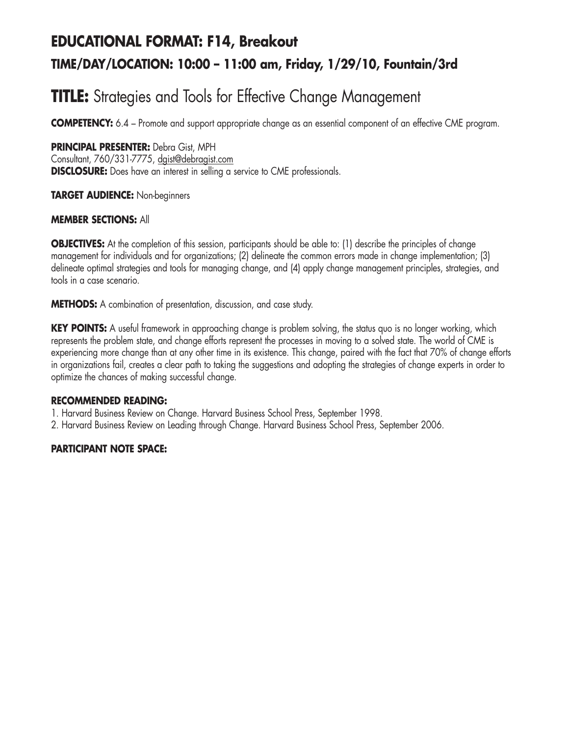## EDUCATIONAL FORMAT: F14, Breakout

### TIME/DAY/LOCATION: 10:00 – 11:00 am, Friday, 1/29/10, Fountain/3rd

# TITLE: Strategies and Tools for Effective Change Management

**COMPETENCY:** 6.4 – Promote and support appropriate change as an essential component of an effective CME program.

**PRINCIPAL PRESENTER:** Debra Gist, MPH
Consultant, 760/331-7775, dgist@debragist.com
**DISCLOSURE:** Does have an interest in selling a service to CME professionals.

**TARGET AUDIENCE:** Non-beginners

**MEMBER SECTIONS:** All

**OBJECTIVES:** At the completion of this session, participants should be able to: (1) describe the principles of change management for individuals and for organizations; (2) delineate the common errors made in change implementation; (3) delineate optimal strategies and tools for managing change, and (4) apply change management principles, strategies, and tools in a case scenario.

**METHODS:** A combination of presentation, discussion, and case study.

**KEY POINTS:** A useful framework in approaching change is problem solving, the status quo is no longer working, which represents the problem state, and change efforts represent the processes in moving to a solved state. The world of CME is experiencing more change than at any other time in its existence. This change, paired with the fact that 70% of change efforts in organizations fail, creates a clear path to taking the suggestions and adopting the strategies of change experts in order to optimize the chances of making successful change.

**RECOMMENDED READING:**

1. Harvard Business Review on Change. Harvard Business School Press, September 1998.
2. Harvard Business Review on Leading through Change. Harvard Business School Press, September 2006.

**PARTICIPANT NOTE SPACE:**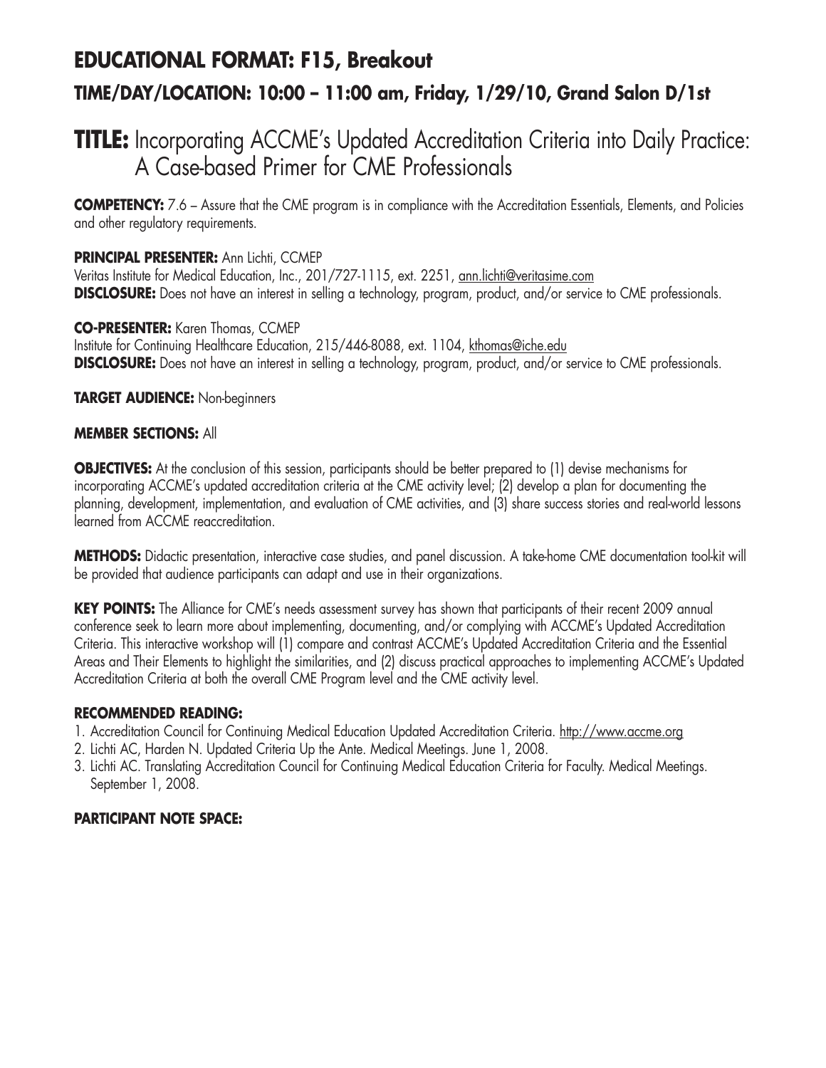## EDUCATIONAL FORMAT: F15, Breakout

### TIME/DAY/LOCATION: 10:00 – 11:00 am, Friday, 1/29/10, Grand Salon D/1st

# TITLE: Incorporating ACCME's Updated Accreditation Criteria into Daily Practice: A Case-based Primer for CME Professionals

**COMPETENCY:** 7.6 – Assure that the CME program is in compliance with the Accreditation Essentials, Elements, and Policies and other regulatory requirements.

**PRINCIPAL PRESENTER:** Ann Lichti, CCMEP
Veritas Institute for Medical Education, Inc., 201/727-1115, ext. 2251, ann.lichti@veritasime.com
**DISCLOSURE:** Does not have an interest in selling a technology, program, product, and/or service to CME professionals.

**CO-PRESENTER:** Karen Thomas, CCMEP
Institute for Continuing Healthcare Education, 215/446-8088, ext. 1104, kthomas@iche.edu
**DISCLOSURE:** Does not have an interest in selling a technology, program, product, and/or service to CME professionals.

**TARGET AUDIENCE:** Non-beginners

**MEMBER SECTIONS:** All

**OBJECTIVES:** At the conclusion of this session, participants should be better prepared to (1) devise mechanisms for incorporating ACCME's updated accreditation criteria at the CME activity level; (2) develop a plan for documenting the planning, development, implementation, and evaluation of CME activities, and (3) share success stories and real-world lessons learned from ACCME reaccreditation.

**METHODS:** Didactic presentation, interactive case studies, and panel discussion. A take-home CME documentation tool-kit will be provided that audience participants can adapt and use in their organizations.

**KEY POINTS:** The Alliance for CME's needs assessment survey has shown that participants of their recent 2009 annual conference seek to learn more about implementing, documenting, and/or complying with ACCME's Updated Accreditation Criteria. This interactive workshop will (1) compare and contrast ACCME's Updated Accreditation Criteria and the Essential Areas and Their Elements to highlight the similarities, and (2) discuss practical approaches to implementing ACCME's Updated Accreditation Criteria at both the overall CME Program level and the CME activity level.

**RECOMMENDED READING:**
1. Accreditation Council for Continuing Medical Education Updated Accreditation Criteria. http://www.accme.org
2. Lichti AC, Harden N. Updated Criteria Up the Ante. Medical Meetings. June 1, 2008.
3. Lichti AC. Translating Accreditation Council for Continuing Medical Education Criteria for Faculty. Medical Meetings. September 1, 2008.

**PARTICIPANT NOTE SPACE:**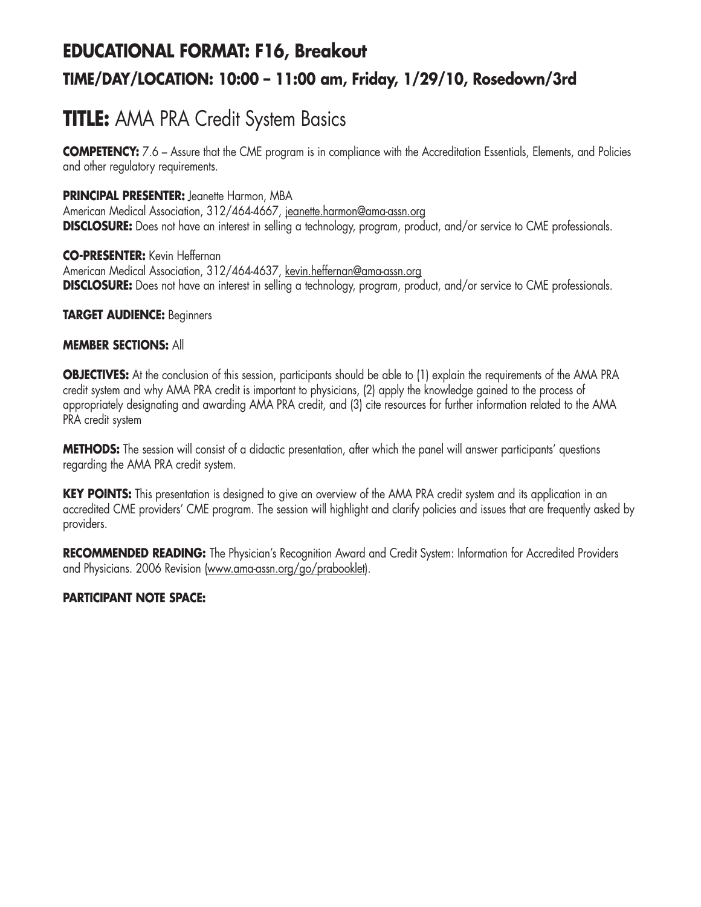## EDUCATIONAL FORMAT: F16, Breakout
### TIME/DAY/LOCATION: 10:00 – 11:00 am, Friday, 1/29/10, Rosedown/3rd

# TITLE: AMA PRA Credit System Basics

**COMPETENCY:** 7.6 – Assure that the CME program is in compliance with the Accreditation Essentials, Elements, and Policies and other regulatory requirements.

**PRINCIPAL PRESENTER:** Jeanette Harmon, MBA
American Medical Association, 312/464-4667, jeanette.harmon@ama-assn.org
**DISCLOSURE:** Does not have an interest in selling a technology, program, product, and/or service to CME professionals.

**CO-PRESENTER:** Kevin Heffernan
American Medical Association, 312/464-4637, kevin.heffernan@ama-assn.org
**DISCLOSURE:** Does not have an interest in selling a technology, program, product, and/or service to CME professionals.

**TARGET AUDIENCE:** Beginners

**MEMBER SECTIONS:** All

**OBJECTIVES:** At the conclusion of this session, participants should be able to (1) explain the requirements of the AMA PRA credit system and why AMA PRA credit is important to physicians, (2) apply the knowledge gained to the process of appropriately designating and awarding AMA PRA credit, and (3) cite resources for further information related to the AMA PRA credit system

**METHODS:** The session will consist of a didactic presentation, after which the panel will answer participants' questions regarding the AMA PRA credit system.

**KEY POINTS:** This presentation is designed to give an overview of the AMA PRA credit system and its application in an accredited CME providers' CME program. The session will highlight and clarify policies and issues that are frequently asked by providers.

**RECOMMENDED READING:** The Physician's Recognition Award and Credit System: Information for Accredited Providers and Physicians. 2006 Revision (www.ama-assn.org/go/prabooklet).

**PARTICIPANT NOTE SPACE:**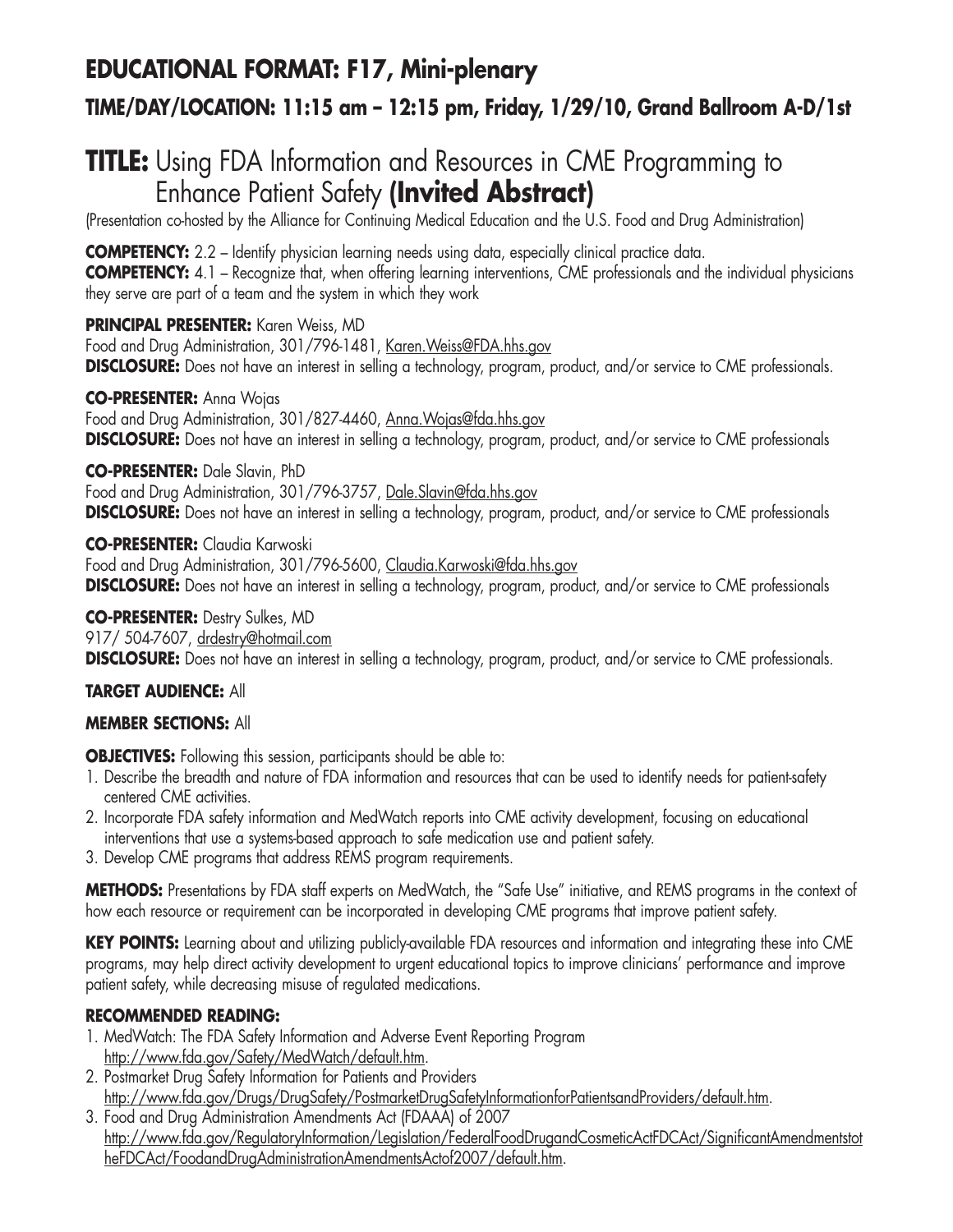## EDUCATIONAL FORMAT: F17, Mini-plenary

### TIME/DAY/LOCATION: 11:15 am – 12:15 pm, Friday, 1/29/10, Grand Ballroom A-D/1st

# TITLE: Using FDA Information and Resources in CME Programming to Enhance Patient Safety **(Invited Abstract)**

(Presentation co-hosted by the Alliance for Continuing Medical Education and the U.S. Food and Drug Administration)

**COMPETENCY:** 2.2 – Identify physician learning needs using data, especially clinical practice data.
**COMPETENCY:** 4.1 – Recognize that, when offering learning interventions, CME professionals and the individual physicians they serve are part of a team and the system in which they work

**PRINCIPAL PRESENTER:** Karen Weiss, MD
Food and Drug Administration, 301/796-1481, Karen.Weiss@FDA.hhs.gov
**DISCLOSURE:** Does not have an interest in selling a technology, program, product, and/or service to CME professionals.

**CO-PRESENTER:** Anna Wojas
Food and Drug Administration, 301/827-4460, Anna.Wojas@fda.hhs.gov
**DISCLOSURE:** Does not have an interest in selling a technology, program, product, and/or service to CME professionals

**CO-PRESENTER:** Dale Slavin, PhD
Food and Drug Administration, 301/796-3757, Dale.Slavin@fda.hhs.gov
**DISCLOSURE:** Does not have an interest in selling a technology, program, product, and/or service to CME professionals

**CO-PRESENTER:** Claudia Karwoski
Food and Drug Administration, 301/796-5600, Claudia.Karwoski@fda.hhs.gov
**DISCLOSURE:** Does not have an interest in selling a technology, program, product, and/or service to CME professionals

**CO-PRESENTER:** Destry Sulkes, MD
917/ 504-7607, drdestry@hotmail.com
**DISCLOSURE:** Does not have an interest in selling a technology, program, product, and/or service to CME professionals.

**TARGET AUDIENCE:** All

**MEMBER SECTIONS:** All

**OBJECTIVES:** Following this session, participants should be able to:

1. Describe the breadth and nature of FDA information and resources that can be used to identify needs for patient-safety centered CME activities.
2. Incorporate FDA safety information and MedWatch reports into CME activity development, focusing on educational interventions that use a systems-based approach to safe medication use and patient safety.
3. Develop CME programs that address REMS program requirements.

**METHODS:** Presentations by FDA staff experts on MedWatch, the "Safe Use" initiative, and REMS programs in the context of how each resource or requirement can be incorporated in developing CME programs that improve patient safety.

**KEY POINTS:** Learning about and utilizing publicly-available FDA resources and information and integrating these into CME programs, may help direct activity development to urgent educational topics to improve clinicians' performance and improve patient safety, while decreasing misuse of regulated medications.

**RECOMMENDED READING:**

1. MedWatch: The FDA Safety Information and Adverse Event Reporting Program http://www.fda.gov/Safety/MedWatch/default.htm.
2. Postmarket Drug Safety Information for Patients and Providers http://www.fda.gov/Drugs/DrugSafety/PostmarketDrugSafetyInformationforPatientsandProviders/default.htm.
3. Food and Drug Administration Amendments Act (FDAAA) of 2007 http://www.fda.gov/RegulatoryInformation/Legislation/FederalFoodDrugandCosmeticActFDCAct/SignificantAmendmentstotheFDCAct/FoodandDrugAdministrationAmendmentsActof2007/default.htm.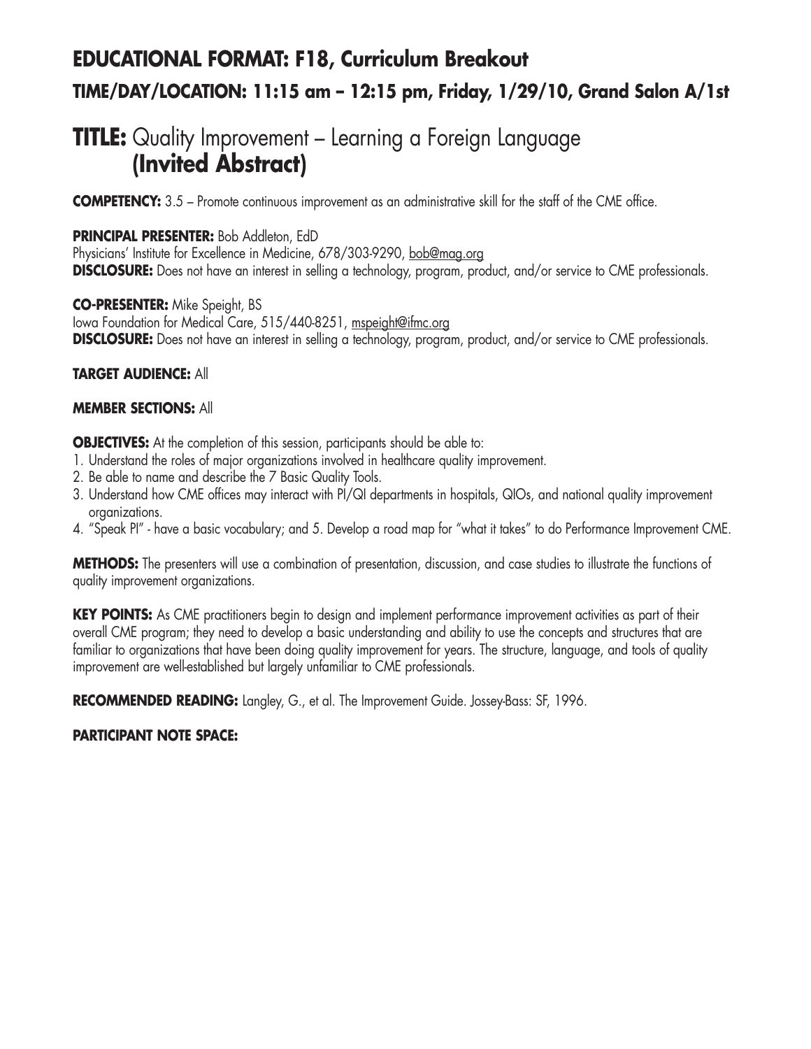## EDUCATIONAL FORMAT: F18, Curriculum Breakout

### TIME/DAY/LOCATION: 11:15 am – 12:15 pm, Friday, 1/29/10, Grand Salon A/1st

# TITLE: Quality Improvement – Learning a Foreign Language (Invited Abstract)

**COMPETENCY:** 3.5 – Promote continuous improvement as an administrative skill for the staff of the CME office.

**PRINCIPAL PRESENTER:** Bob Addleton, EdD
Physicians' Institute for Excellence in Medicine, 678/303-9290, bob@mag.org
**DISCLOSURE:** Does not have an interest in selling a technology, program, product, and/or service to CME professionals.

**CO-PRESENTER:** Mike Speight, BS
Iowa Foundation for Medical Care, 515/440-8251, mspeight@ifmc.org
**DISCLOSURE:** Does not have an interest in selling a technology, program, product, and/or service to CME professionals.

**TARGET AUDIENCE:** All

**MEMBER SECTIONS:** All

**OBJECTIVES:** At the completion of this session, participants should be able to:

1. Understand the roles of major organizations involved in healthcare quality improvement.
2. Be able to name and describe the 7 Basic Quality Tools.
3. Understand how CME offices may interact with PI/QI departments in hospitals, QIOs, and national quality improvement organizations.
4. "Speak PI" - have a basic vocabulary; and 5. Develop a road map for "what it takes" to do Performance Improvement CME.

**METHODS:** The presenters will use a combination of presentation, discussion, and case studies to illustrate the functions of quality improvement organizations.

**KEY POINTS:** As CME practitioners begin to design and implement performance improvement activities as part of their overall CME program; they need to develop a basic understanding and ability to use the concepts and structures that are familiar to organizations that have been doing quality improvement for years. The structure, language, and tools of quality improvement are well-established but largely unfamiliar to CME professionals.

**RECOMMENDED READING:** Langley, G., et al. The Improvement Guide. Jossey-Bass: SF, 1996.

**PARTICIPANT NOTE SPACE:**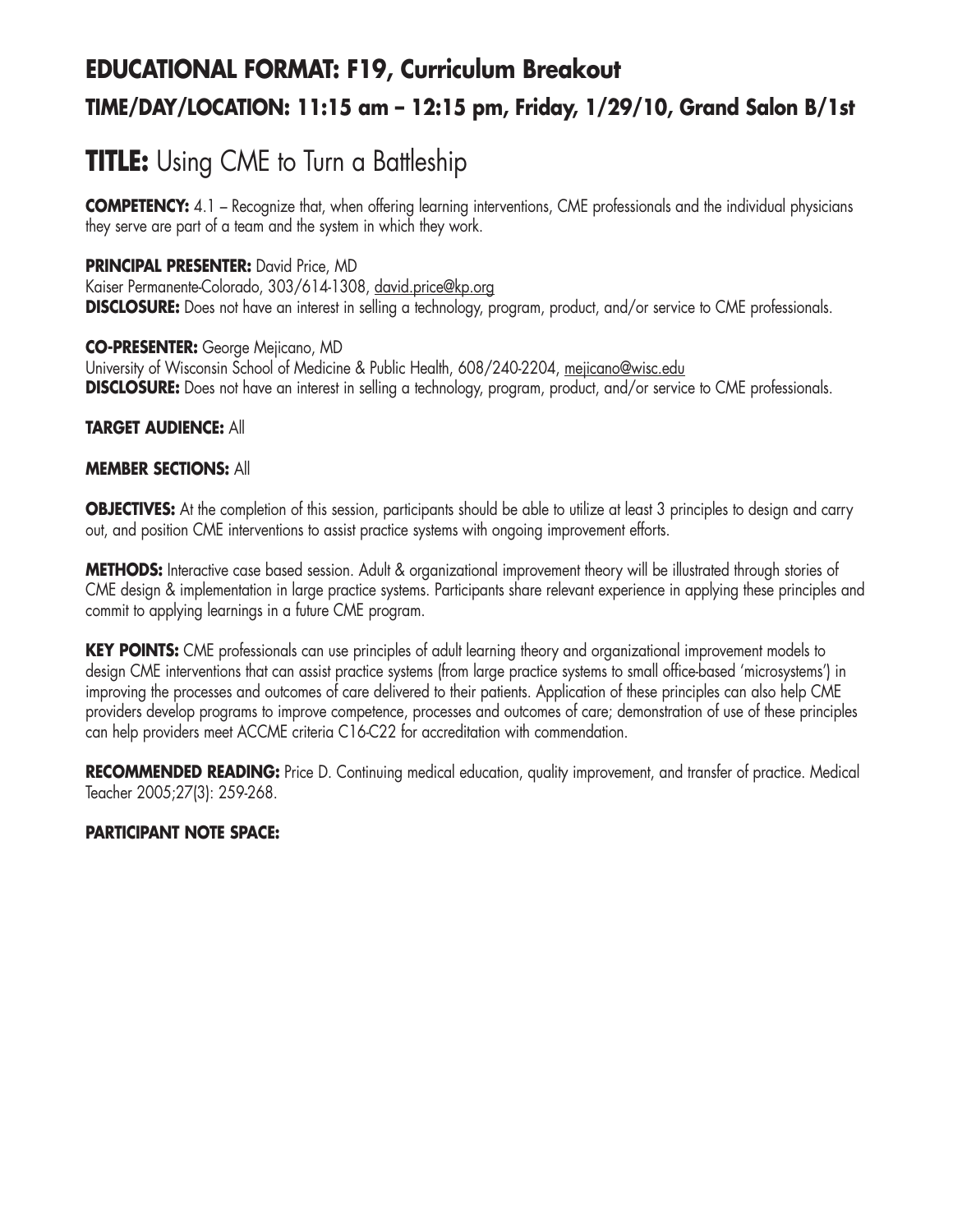## EDUCATIONAL FORMAT: F19, Curriculum Breakout

### TIME/DAY/LOCATION: 11:15 am – 12:15 pm, Friday, 1/29/10, Grand Salon B/1st

# TITLE: Using CME to Turn a Battleship

**COMPETENCY:** 4.1 – Recognize that, when offering learning interventions, CME professionals and the individual physicians they serve are part of a team and the system in which they work.

**PRINCIPAL PRESENTER:** David Price, MD
Kaiser Permanente-Colorado, 303/614-1308, david.price@kp.org
**DISCLOSURE:** Does not have an interest in selling a technology, program, product, and/or service to CME professionals.

**CO-PRESENTER:** George Mejicano, MD
University of Wisconsin School of Medicine & Public Health, 608/240-2204, mejicano@wisc.edu
**DISCLOSURE:** Does not have an interest in selling a technology, program, product, and/or service to CME professionals.

**TARGET AUDIENCE:** All

**MEMBER SECTIONS:** All

**OBJECTIVES:** At the completion of this session, participants should be able to utilize at least 3 principles to design and carry out, and position CME interventions to assist practice systems with ongoing improvement efforts.

**METHODS:** Interactive case based session. Adult & organizational improvement theory will be illustrated through stories of CME design & implementation in large practice systems. Participants share relevant experience in applying these principles and commit to applying learnings in a future CME program.

**KEY POINTS:** CME professionals can use principles of adult learning theory and organizational improvement models to design CME interventions that can assist practice systems (from large practice systems to small office-based 'microsystems') in improving the processes and outcomes of care delivered to their patients. Application of these principles can also help CME providers develop programs to improve competence, processes and outcomes of care; demonstration of use of these principles can help providers meet ACCME criteria C16-C22 for accreditation with commendation.

**RECOMMENDED READING:** Price D. Continuing medical education, quality improvement, and transfer of practice. Medical Teacher 2005;27(3): 259-268.

**PARTICIPANT NOTE SPACE:**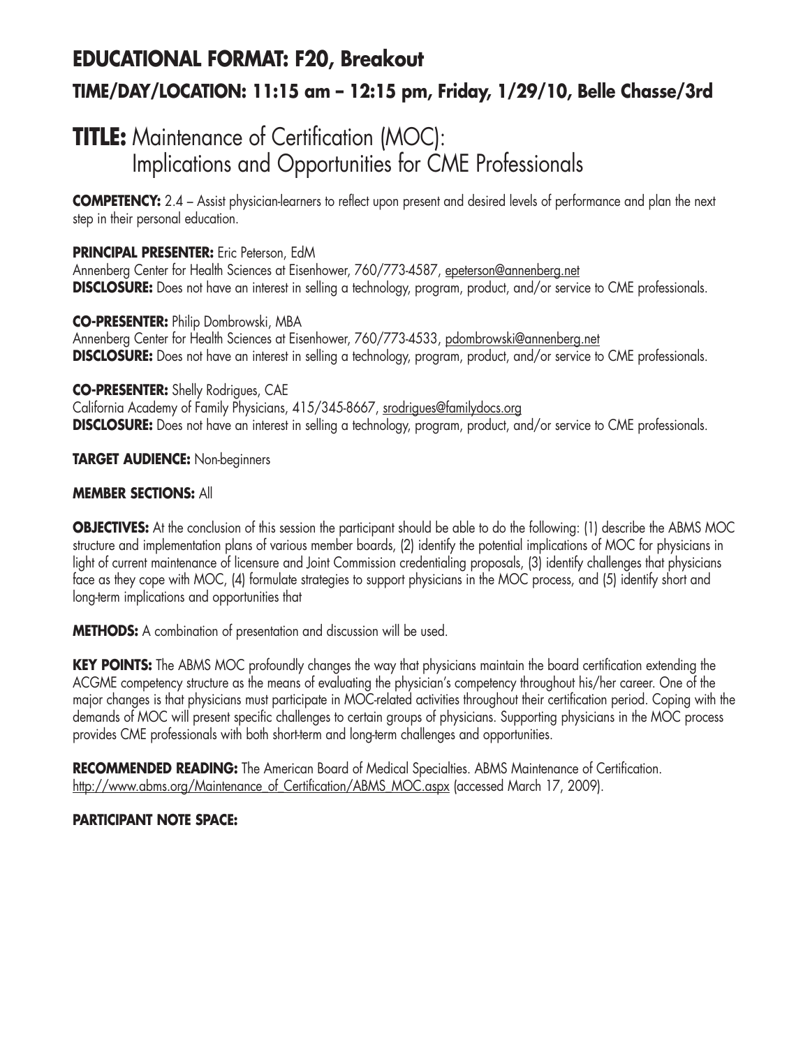## EDUCATIONAL FORMAT: F20, Breakout

### TIME/DAY/LOCATION: 11:15 am – 12:15 pm, Friday, 1/29/10, Belle Chasse/3rd

# TITLE: Maintenance of Certification (MOC): Implications and Opportunities for CME Professionals

**COMPETENCY:** 2.4 – Assist physician-learners to reflect upon present and desired levels of performance and plan the next step in their personal education.

**PRINCIPAL PRESENTER:** Eric Peterson, EdM
Annenberg Center for Health Sciences at Eisenhower, 760/773-4587, epeterson@annenberg.net
**DISCLOSURE:** Does not have an interest in selling a technology, program, product, and/or service to CME professionals.

**CO-PRESENTER:** Philip Dombrowski, MBA
Annenberg Center for Health Sciences at Eisenhower, 760/773-4533, pdombrowski@annenberg.net
**DISCLOSURE:** Does not have an interest in selling a technology, program, product, and/or service to CME professionals.

**CO-PRESENTER:** Shelly Rodrigues, CAE
California Academy of Family Physicians, 415/345-8667, srodrigues@familydocs.org
**DISCLOSURE:** Does not have an interest in selling a technology, program, product, and/or service to CME professionals.

**TARGET AUDIENCE:** Non-beginners

**MEMBER SECTIONS:** All

**OBJECTIVES:** At the conclusion of this session the participant should be able to do the following: (1) describe the ABMS MOC structure and implementation plans of various member boards, (2) identify the potential implications of MOC for physicians in light of current maintenance of licensure and Joint Commission credentialing proposals, (3) identify challenges that physicians face as they cope with MOC, (4) formulate strategies to support physicians in the MOC process, and (5) identify short and long-term implications and opportunities that

**METHODS:** A combination of presentation and discussion will be used.

**KEY POINTS:** The ABMS MOC profoundly changes the way that physicians maintain the board certification extending the ACGME competency structure as the means of evaluating the physician's competency throughout his/her career. One of the major changes is that physicians must participate in MOC-related activities throughout their certification period. Coping with the demands of MOC will present specific challenges to certain groups of physicians. Supporting physicians in the MOC process provides CME professionals with both short-term and long-term challenges and opportunities.

**RECOMMENDED READING:** The American Board of Medical Specialties. ABMS Maintenance of Certification. http://www.abms.org/Maintenance_of_Certification/ABMS_MOC.aspx (accessed March 17, 2009).

**PARTICIPANT NOTE SPACE:**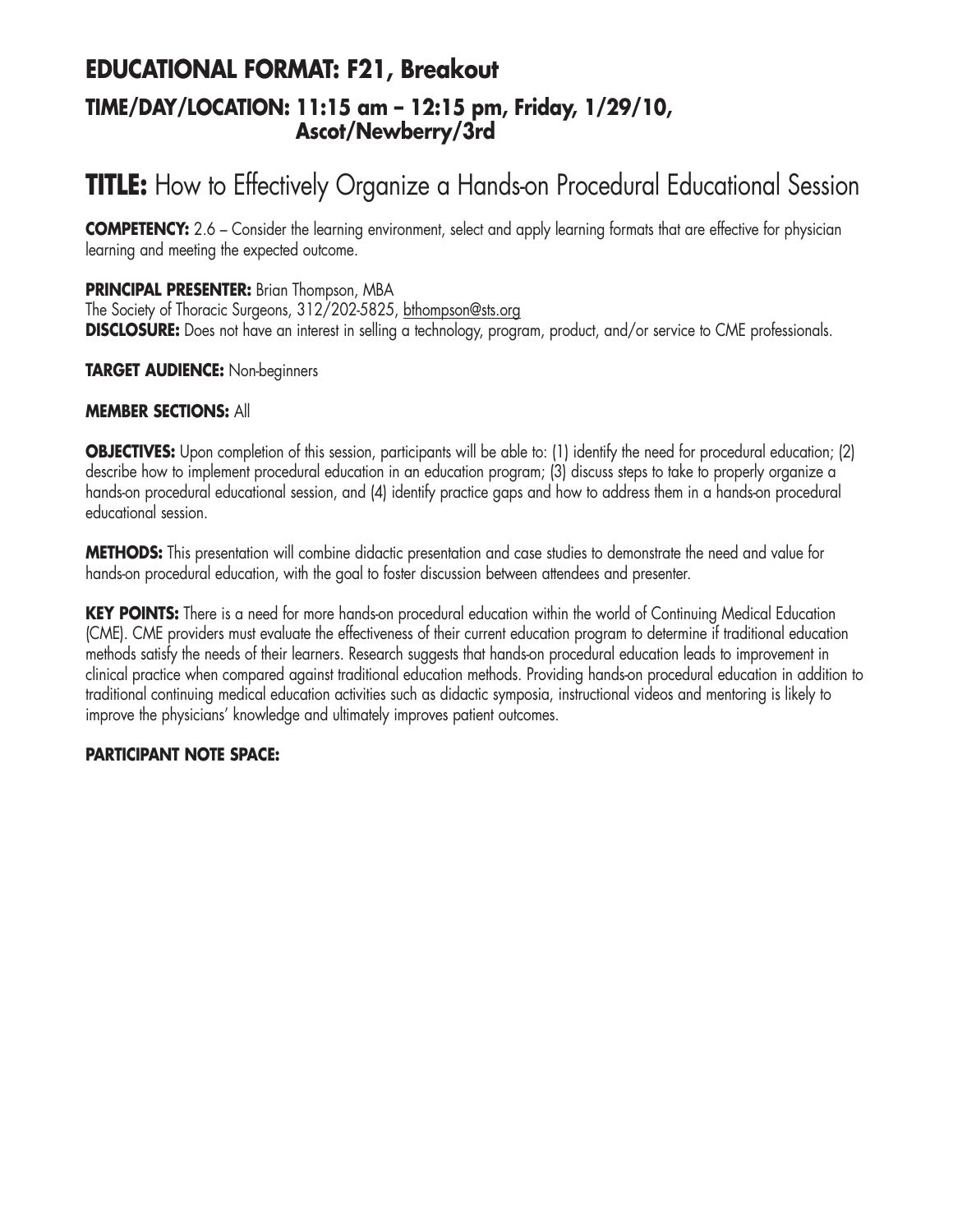## EDUCATIONAL FORMAT: F21, Breakout
### TIME/DAY/LOCATION: 11:15 am – 12:15 pm, Friday, 1/29/10, Ascot/Newberry/3rd

# TITLE: How to Effectively Organize a Hands-on Procedural Educational Session

**COMPETENCY:** 2.6 – Consider the learning environment, select and apply learning formats that are effective for physician learning and meeting the expected outcome.

**PRINCIPAL PRESENTER:** Brian Thompson, MBA
The Society of Thoracic Surgeons, 312/202-5825, bthompson@sts.org
**DISCLOSURE:** Does not have an interest in selling a technology, program, product, and/or service to CME professionals.

**TARGET AUDIENCE:** Non-beginners

**MEMBER SECTIONS:** All

**OBJECTIVES:** Upon completion of this session, participants will be able to: (1) identify the need for procedural education; (2) describe how to implement procedural education in an education program; (3) discuss steps to take to properly organize a hands-on procedural educational session, and (4) identify practice gaps and how to address them in a hands-on procedural educational session.

**METHODS:** This presentation will combine didactic presentation and case studies to demonstrate the need and value for hands-on procedural education, with the goal to foster discussion between attendees and presenter.

**KEY POINTS:** There is a need for more hands-on procedural education within the world of Continuing Medical Education (CME). CME providers must evaluate the effectiveness of their current education program to determine if traditional education methods satisfy the needs of their learners. Research suggests that hands-on procedural education leads to improvement in clinical practice when compared against traditional education methods. Providing hands-on procedural education in addition to traditional continuing medical education activities such as didactic symposia, instructional videos and mentoring is likely to improve the physicians' knowledge and ultimately improves patient outcomes.

**PARTICIPANT NOTE SPACE:**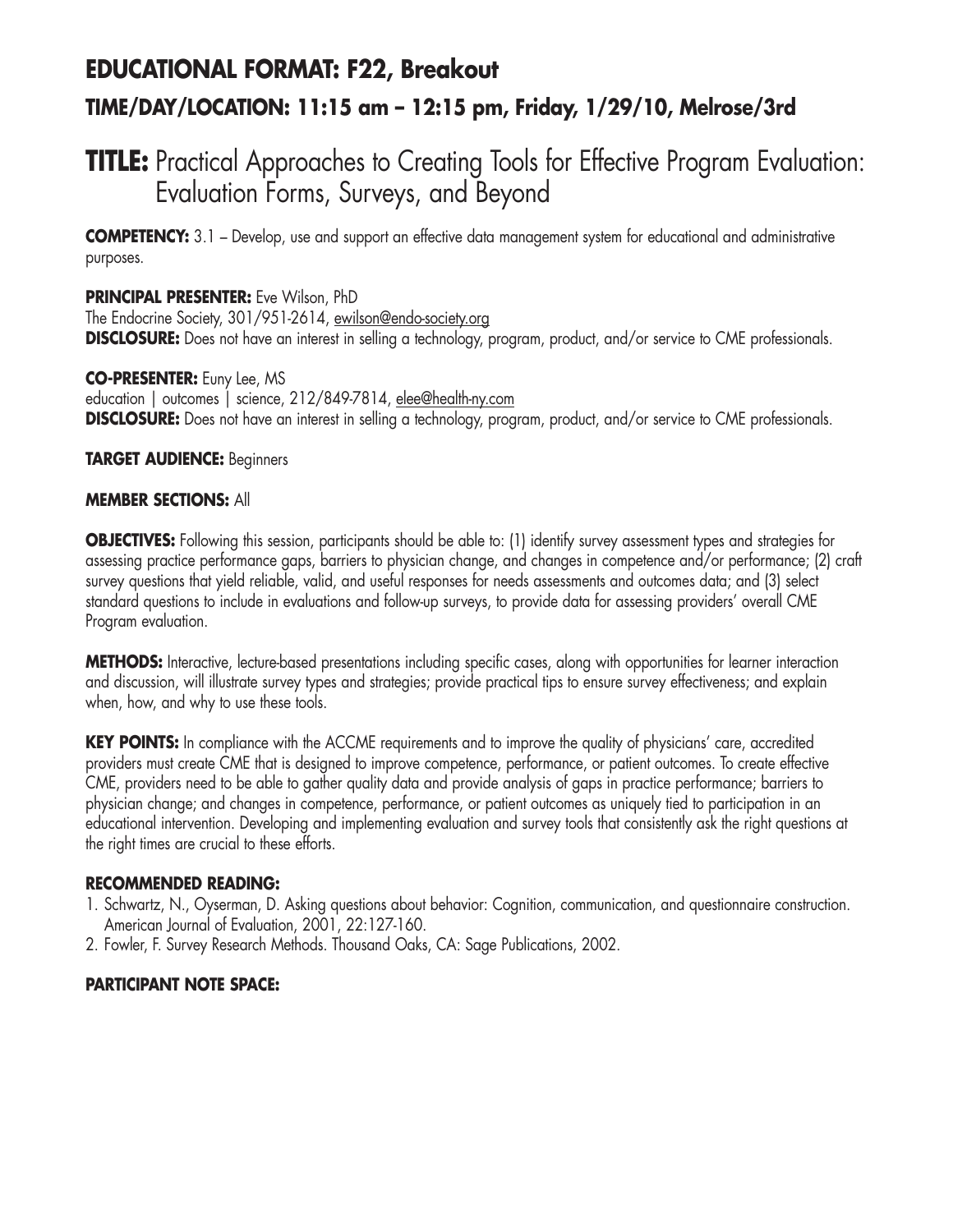# EDUCATIONAL FORMAT: F22, Breakout

## TIME/DAY/LOCATION: 11:15 am – 12:15 pm, Friday, 1/29/10, Melrose/3rd

# TITLE: Practical Approaches to Creating Tools for Effective Program Evaluation: Evaluation Forms, Surveys, and Beyond

**COMPETENCY:** 3.1 – Develop, use and support an effective data management system for educational and administrative purposes.

**PRINCIPAL PRESENTER:** Eve Wilson, PhD
The Endocrine Society, 301/951-2614, ewilson@endo-society.org
**DISCLOSURE:** Does not have an interest in selling a technology, program, product, and/or service to CME professionals.

**CO-PRESENTER:** Euny Lee, MS
education | outcomes | science, 212/849-7814, elee@health-ny.com
**DISCLOSURE:** Does not have an interest in selling a technology, program, product, and/or service to CME professionals.

**TARGET AUDIENCE:** Beginners

**MEMBER SECTIONS:** All

**OBJECTIVES:** Following this session, participants should be able to: (1) identify survey assessment types and strategies for assessing practice performance gaps, barriers to physician change, and changes in competence and/or performance; (2) craft survey questions that yield reliable, valid, and useful responses for needs assessments and outcomes data; and (3) select standard questions to include in evaluations and follow-up surveys, to provide data for assessing providers' overall CME Program evaluation.

**METHODS:** Interactive, lecture-based presentations including specific cases, along with opportunities for learner interaction and discussion, will illustrate survey types and strategies; provide practical tips to ensure survey effectiveness; and explain when, how, and why to use these tools.

**KEY POINTS:** In compliance with the ACCME requirements and to improve the quality of physicians' care, accredited providers must create CME that is designed to improve competence, performance, or patient outcomes. To create effective CME, providers need to be able to gather quality data and provide analysis of gaps in practice performance; barriers to physician change; and changes in competence, performance, or patient outcomes as uniquely tied to participation in an educational intervention. Developing and implementing evaluation and survey tools that consistently ask the right questions at the right times are crucial to these efforts.

**RECOMMENDED READING:**

1. Schwartz, N., Oyserman, D. Asking questions about behavior: Cognition, communication, and questionnaire construction. American Journal of Evaluation, 2001, 22:127-160.
2. Fowler, F. Survey Research Methods. Thousand Oaks, CA: Sage Publications, 2002.

**PARTICIPANT NOTE SPACE:**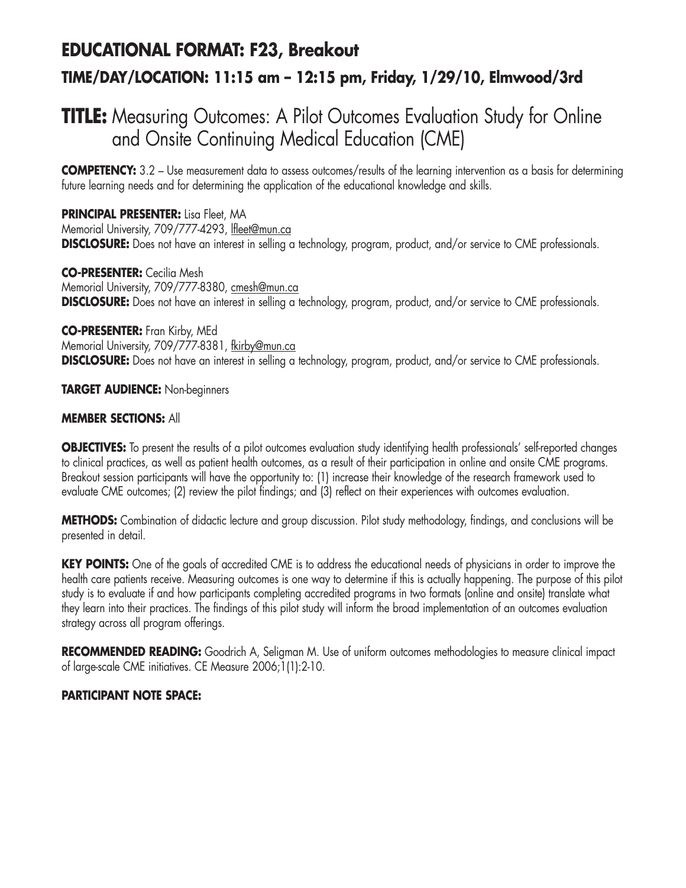## EDUCATIONAL FORMAT: F23, Breakout

### TIME/DAY/LOCATION: 11:15 am – 12:15 pm, Friday, 1/29/10, Elmwood/3rd

# TITLE: Measuring Outcomes: A Pilot Outcomes Evaluation Study for Online and Onsite Continuing Medical Education (CME)

**COMPETENCY:** 3.2 – Use measurement data to assess outcomes/results of the learning intervention as a basis for determining future learning needs and for determining the application of the educational knowledge and skills.

**PRINCIPAL PRESENTER:** Lisa Fleet, MA
Memorial University, 709/777-4293, lfleet@mun.ca
**DISCLOSURE:** Does not have an interest in selling a technology, program, product, and/or service to CME professionals.

**CO-PRESENTER:** Cecilia Mesh
Memorial University, 709/777-8380, cmesh@mun.ca
**DISCLOSURE:** Does not have an interest in selling a technology, program, product, and/or service to CME professionals.

**CO-PRESENTER:** Fran Kirby, MEd
Memorial University, 709/777-8381, fkirby@mun.ca
**DISCLOSURE:** Does not have an interest in selling a technology, program, product, and/or service to CME professionals.

**TARGET AUDIENCE:** Non-beginners

**MEMBER SECTIONS:** All

**OBJECTIVES:** To present the results of a pilot outcomes evaluation study identifying health professionals' self-reported changes to clinical practices, as well as patient health outcomes, as a result of their participation in online and onsite CME programs. Breakout session participants will have the opportunity to: (1) increase their knowledge of the research framework used to evaluate CME outcomes; (2) review the pilot findings; and (3) reflect on their experiences with outcomes evaluation.

**METHODS:** Combination of didactic lecture and group discussion. Pilot study methodology, findings, and conclusions will be presented in detail.

**KEY POINTS:** One of the goals of accredited CME is to address the educational needs of physicians in order to improve the health care patients receive. Measuring outcomes is one way to determine if this is actually happening. The purpose of this pilot study is to evaluate if and how participants completing accredited programs in two formats (online and onsite) translate what they learn into their practices. The findings of this pilot study will inform the broad implementation of an outcomes evaluation strategy across all program offerings.

**RECOMMENDED READING:** Goodrich A, Seligman M. Use of uniform outcomes methodologies to measure clinical impact of large-scale CME initiatives. CE Measure 2006;1(1):2-10.

**PARTICIPANT NOTE SPACE:**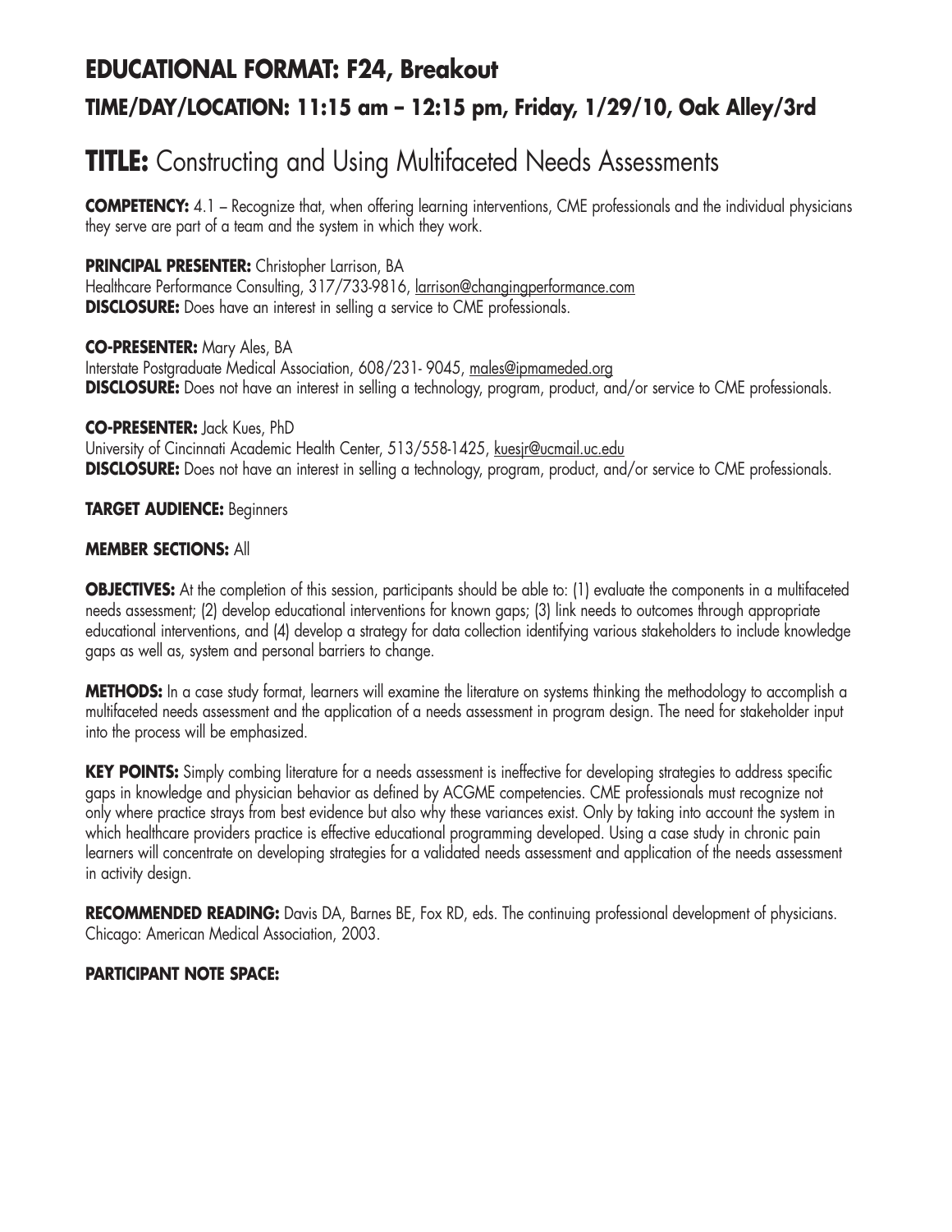## EDUCATIONAL FORMAT: F24, Breakout

### TIME/DAY/LOCATION: 11:15 am – 12:15 pm, Friday, 1/29/10, Oak Alley/3rd

# TITLE: Constructing and Using Multifaceted Needs Assessments

**COMPETENCY:** 4.1 – Recognize that, when offering learning interventions, CME professionals and the individual physicians they serve are part of a team and the system in which they work.

**PRINCIPAL PRESENTER:** Christopher Larrison, BA
Healthcare Performance Consulting, 317/733-9816, larrison@changingperformance.com
**DISCLOSURE:** Does have an interest in selling a service to CME professionals.

**CO-PRESENTER:** Mary Ales, BA
Interstate Postgraduate Medical Association, 608/231- 9045, males@ipmameded.org
**DISCLOSURE:** Does not have an interest in selling a technology, program, product, and/or service to CME professionals.

**CO-PRESENTER:** Jack Kues, PhD
University of Cincinnati Academic Health Center, 513/558-1425, kuesjr@ucmail.uc.edu
**DISCLOSURE:** Does not have an interest in selling a technology, program, product, and/or service to CME professionals.

**TARGET AUDIENCE:** Beginners

**MEMBER SECTIONS:** All

**OBJECTIVES:** At the completion of this session, participants should be able to: (1) evaluate the components in a multifaceted needs assessment; (2) develop educational interventions for known gaps; (3) link needs to outcomes through appropriate educational interventions, and (4) develop a strategy for data collection identifying various stakeholders to include knowledge gaps as well as, system and personal barriers to change.

**METHODS:** In a case study format, learners will examine the literature on systems thinking the methodology to accomplish a multifaceted needs assessment and the application of a needs assessment in program design. The need for stakeholder input into the process will be emphasized.

**KEY POINTS:** Simply combing literature for a needs assessment is ineffective for developing strategies to address specific gaps in knowledge and physician behavior as defined by ACGME competencies. CME professionals must recognize not only where practice strays from best evidence but also why these variances exist. Only by taking into account the system in which healthcare providers practice is effective educational programming developed. Using a case study in chronic pain learners will concentrate on developing strategies for a validated needs assessment and application of the needs assessment in activity design.

**RECOMMENDED READING:** Davis DA, Barnes BE, Fox RD, eds. The continuing professional development of physicians. Chicago: American Medical Association, 2003.

**PARTICIPANT NOTE SPACE:**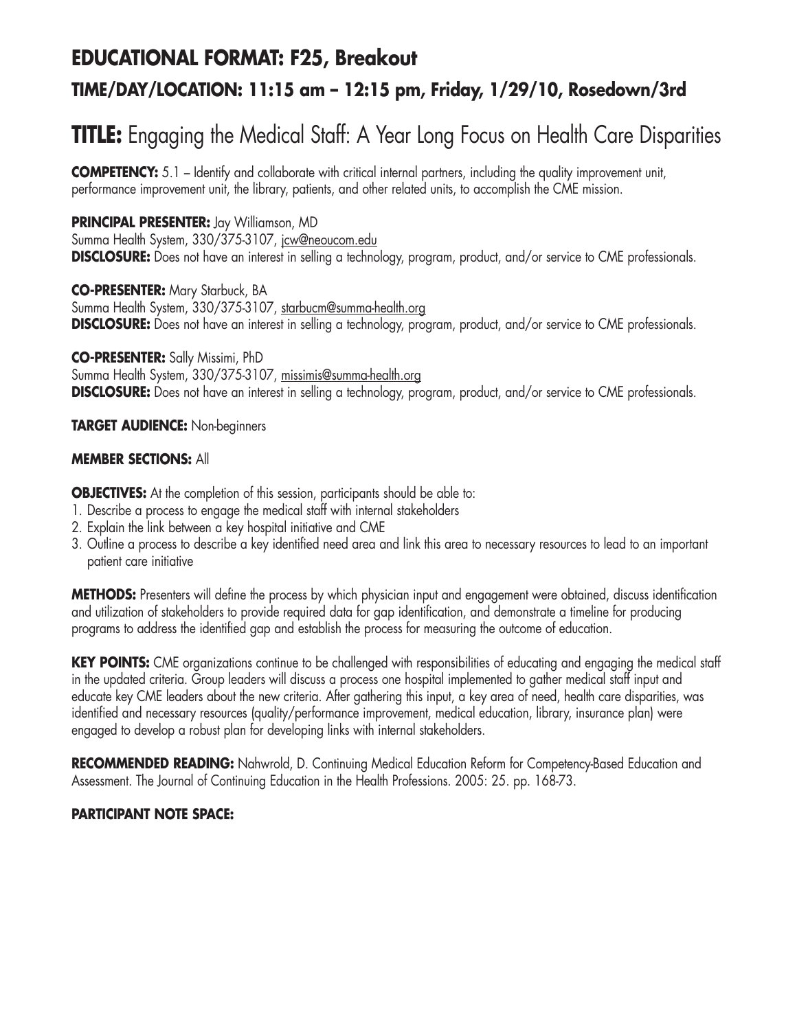## EDUCATIONAL FORMAT: F25, Breakout

### TIME/DAY/LOCATION: 11:15 am – 12:15 pm, Friday, 1/29/10, Rosedown/3rd

# TITLE: Engaging the Medical Staff: A Year Long Focus on Health Care Disparities

**COMPETENCY:** 5.1 – Identify and collaborate with critical internal partners, including the quality improvement unit, performance improvement unit, the library, patients, and other related units, to accomplish the CME mission.

**PRINCIPAL PRESENTER:** Jay Williamson, MD
Summa Health System, 330/375-3107, jcw@neoucom.edu
**DISCLOSURE:** Does not have an interest in selling a technology, program, product, and/or service to CME professionals.

**CO-PRESENTER:** Mary Starbuck, BA
Summa Health System, 330/375-3107, starbucm@summa-health.org
**DISCLOSURE:** Does not have an interest in selling a technology, program, product, and/or service to CME professionals.

**CO-PRESENTER:** Sally Missimi, PhD
Summa Health System, 330/375-3107, missimis@summa-health.org
**DISCLOSURE:** Does not have an interest in selling a technology, program, product, and/or service to CME professionals.

**TARGET AUDIENCE:** Non-beginners

**MEMBER SECTIONS:** All

**OBJECTIVES:** At the completion of this session, participants should be able to:
1. Describe a process to engage the medical staff with internal stakeholders
2. Explain the link between a key hospital initiative and CME
3. Outline a process to describe a key identified need area and link this area to necessary resources to lead to an important patient care initiative

**METHODS:** Presenters will define the process by which physician input and engagement were obtained, discuss identification and utilization of stakeholders to provide required data for gap identification, and demonstrate a timeline for producing programs to address the identified gap and establish the process for measuring the outcome of education.

**KEY POINTS:** CME organizations continue to be challenged with responsibilities of educating and engaging the medical staff in the updated criteria. Group leaders will discuss a process one hospital implemented to gather medical staff input and educate key CME leaders about the new criteria. After gathering this input, a key area of need, health care disparities, was identified and necessary resources (quality/performance improvement, medical education, library, insurance plan) were engaged to develop a robust plan for developing links with internal stakeholders.

**RECOMMENDED READING:** Nahwrold, D. Continuing Medical Education Reform for Competency-Based Education and Assessment. The Journal of Continuing Education in the Health Professions. 2005: 25. pp. 168-73.

**PARTICIPANT NOTE SPACE:**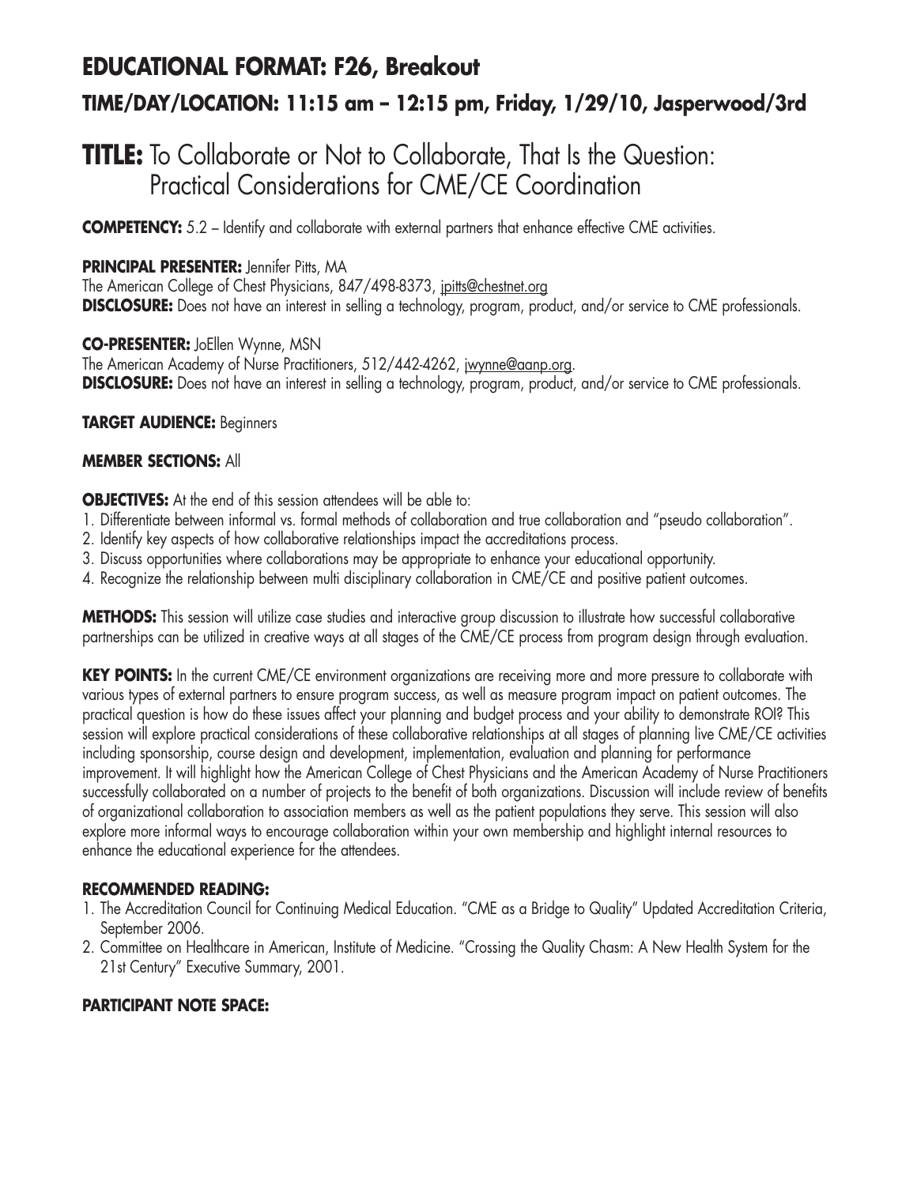## EDUCATIONAL FORMAT: F26, Breakout

### TIME/DAY/LOCATION: 11:15 am – 12:15 pm, Friday, 1/29/10, Jasperwood/3rd

# TITLE: To Collaborate or Not to Collaborate, That Is the Question: Practical Considerations for CME/CE Coordination

**COMPETENCY:** 5.2 – Identify and collaborate with external partners that enhance effective CME activities.

**PRINCIPAL PRESENTER:** Jennifer Pitts, MA
The American College of Chest Physicians, 847/498-8373, jpitts@chestnet.org
**DISCLOSURE:** Does not have an interest in selling a technology, program, product, and/or service to CME professionals.

**CO-PRESENTER:** JoEllen Wynne, MSN
The American Academy of Nurse Practitioners, 512/442-4262, jwynne@aanp.org.
**DISCLOSURE:** Does not have an interest in selling a technology, program, product, and/or service to CME professionals.

**TARGET AUDIENCE:** Beginners

**MEMBER SECTIONS:** All

**OBJECTIVES:** At the end of this session attendees will be able to:

1. Differentiate between informal vs. formal methods of collaboration and true collaboration and "pseudo collaboration".
2. Identify key aspects of how collaborative relationships impact the accreditations process.
3. Discuss opportunities where collaborations may be appropriate to enhance your educational opportunity.
4. Recognize the relationship between multi disciplinary collaboration in CME/CE and positive patient outcomes.

**METHODS:** This session will utilize case studies and interactive group discussion to illustrate how successful collaborative partnerships can be utilized in creative ways at all stages of the CME/CE process from program design through evaluation.

**KEY POINTS:** In the current CME/CE environment organizations are receiving more and more pressure to collaborate with various types of external partners to ensure program success, as well as measure program impact on patient outcomes. The practical question is how do these issues affect your planning and budget process and your ability to demonstrate ROI? This session will explore practical considerations of these collaborative relationships at all stages of planning live CME/CE activities including sponsorship, course design and development, implementation, evaluation and planning for performance improvement. It will highlight how the American College of Chest Physicians and the American Academy of Nurse Practitioners successfully collaborated on a number of projects to the benefit of both organizations. Discussion will include review of benefits of organizational collaboration to association members as well as the patient populations they serve. This session will also explore more informal ways to encourage collaboration within your own membership and highlight internal resources to enhance the educational experience for the attendees.

**RECOMMENDED READING:**

1. The Accreditation Council for Continuing Medical Education. "CME as a Bridge to Quality" Updated Accreditation Criteria, September 2006.
2. Committee on Healthcare in American, Institute of Medicine. "Crossing the Quality Chasm: A New Health System for the 21st Century" Executive Summary, 2001.

**PARTICIPANT NOTE SPACE:**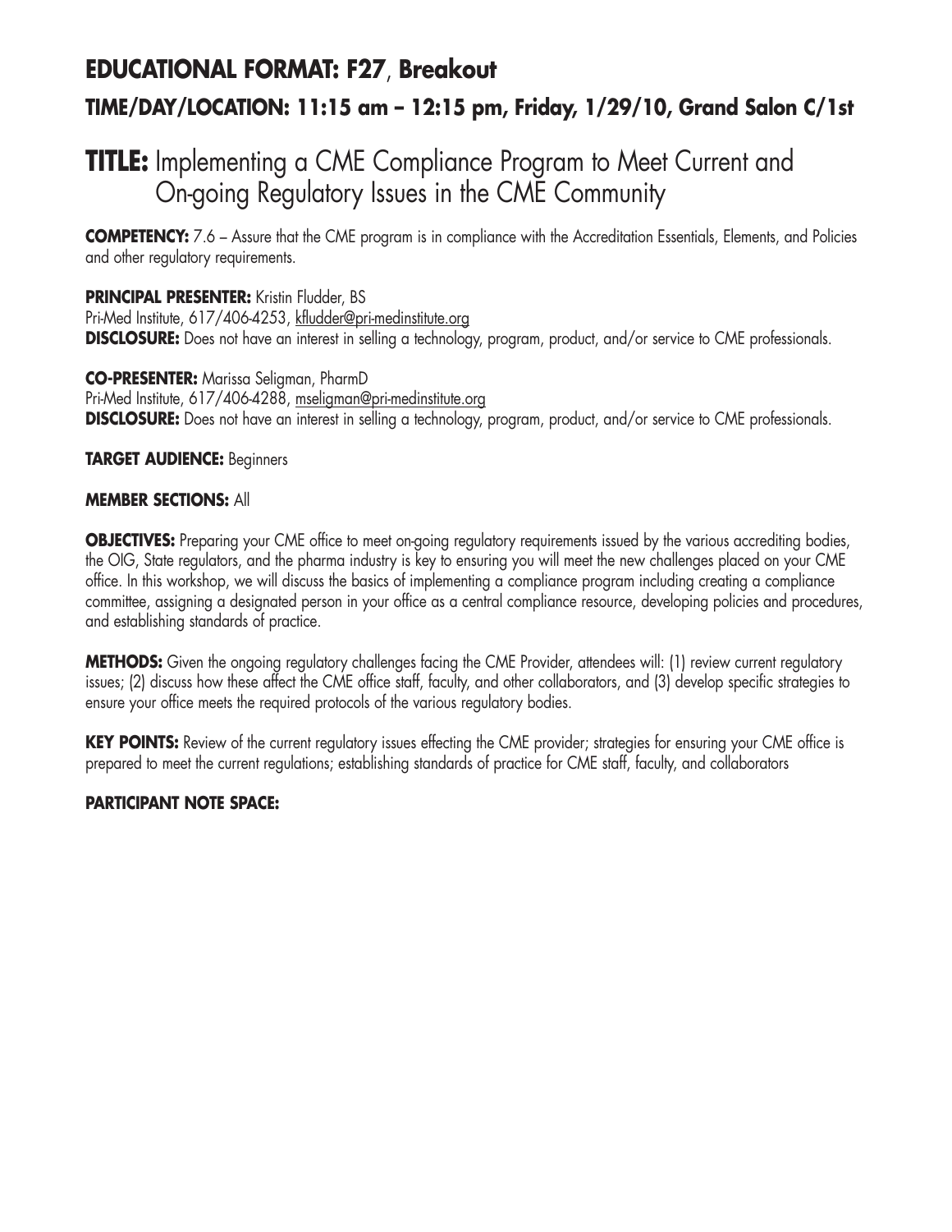## EDUCATIONAL FORMAT: F27, Breakout

### TIME/DAY/LOCATION: 11:15 am – 12:15 pm, Friday, 1/29/10, Grand Salon C/1st

# TITLE: Implementing a CME Compliance Program to Meet Current and On-going Regulatory Issues in the CME Community

**COMPETENCY:** 7.6 – Assure that the CME program is in compliance with the Accreditation Essentials, Elements, and Policies and other regulatory requirements.

**PRINCIPAL PRESENTER:** Kristin Fludder, BS
Pri-Med Institute, 617/406-4253, kfludder@pri-medinstitute.org
**DISCLOSURE:** Does not have an interest in selling a technology, program, product, and/or service to CME professionals.

**CO-PRESENTER:** Marissa Seligman, PharmD
Pri-Med Institute, 617/406-4288, mseligman@pri-medinstitute.org
**DISCLOSURE:** Does not have an interest in selling a technology, program, product, and/or service to CME professionals.

**TARGET AUDIENCE:** Beginners

**MEMBER SECTIONS:** All

**OBJECTIVES:** Preparing your CME office to meet on-going regulatory requirements issued by the various accrediting bodies, the OIG, State regulators, and the pharma industry is key to ensuring you will meet the new challenges placed on your CME office. In this workshop, we will discuss the basics of implementing a compliance program including creating a compliance committee, assigning a designated person in your office as a central compliance resource, developing policies and procedures, and establishing standards of practice.

**METHODS:** Given the ongoing regulatory challenges facing the CME Provider, attendees will: (1) review current regulatory issues; (2) discuss how these affect the CME office staff, faculty, and other collaborators, and (3) develop specific strategies to ensure your office meets the required protocols of the various regulatory bodies.

**KEY POINTS:** Review of the current regulatory issues effecting the CME provider; strategies for ensuring your CME office is prepared to meet the current regulations; establishing standards of practice for CME staff, faculty, and collaborators

**PARTICIPANT NOTE SPACE:**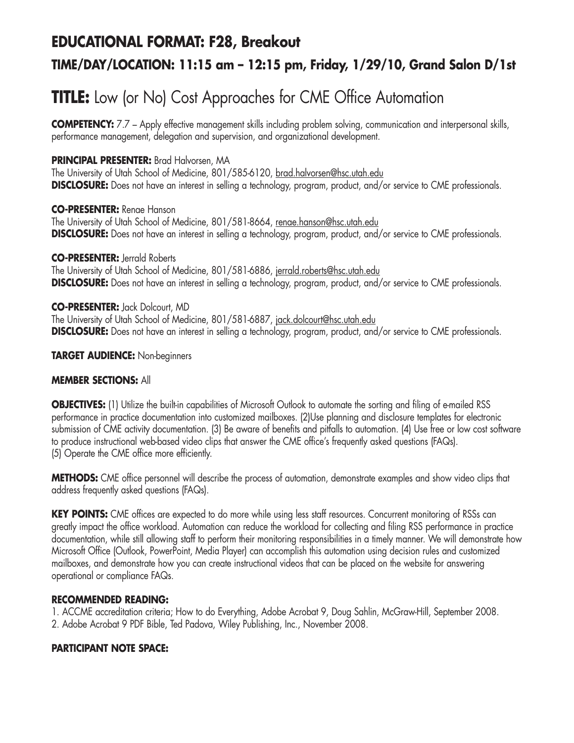## EDUCATIONAL FORMAT: F28, Breakout

### TIME/DAY/LOCATION: 11:15 am – 12:15 pm, Friday, 1/29/10, Grand Salon D/1st

# TITLE: Low (or No) Cost Approaches for CME Office Automation

**COMPETENCY:** 7.7 – Apply effective management skills including problem solving, communication and interpersonal skills, performance management, delegation and supervision, and organizational development.

**PRINCIPAL PRESENTER:** Brad Halvorsen, MA
The University of Utah School of Medicine, 801/585-6120, brad.halvorsen@hsc.utah.edu
**DISCLOSURE:** Does not have an interest in selling a technology, program, product, and/or service to CME professionals.

**CO-PRESENTER:** Renae Hanson
The University of Utah School of Medicine, 801/581-8664, renae.hanson@hsc.utah.edu
**DISCLOSURE:** Does not have an interest in selling a technology, program, product, and/or service to CME professionals.

**CO-PRESENTER:** Jerrald Roberts
The University of Utah School of Medicine, 801/581-6886, jerrald.roberts@hsc.utah.edu
**DISCLOSURE:** Does not have an interest in selling a technology, program, product, and/or service to CME professionals.

**CO-PRESENTER:** Jack Dolcourt, MD
The University of Utah School of Medicine, 801/581-6887, jack.dolcourt@hsc.utah.edu
**DISCLOSURE:** Does not have an interest in selling a technology, program, product, and/or service to CME professionals.

**TARGET AUDIENCE:** Non-beginners

**MEMBER SECTIONS:** All

**OBJECTIVES:** (1) Utilize the built-in capabilities of Microsoft Outlook to automate the sorting and filing of e-mailed RSS performance in practice documentation into customized mailboxes. (2)Use planning and disclosure templates for electronic submission of CME activity documentation. (3) Be aware of benefits and pitfalls to automation. (4) Use free or low cost software to produce instructional web-based video clips that answer the CME office's frequently asked questions (FAQs). (5) Operate the CME office more efficiently.

**METHODS:** CME office personnel will describe the process of automation, demonstrate examples and show video clips that address frequently asked questions (FAQs).

**KEY POINTS:** CME offices are expected to do more while using less staff resources. Concurrent monitoring of RSSs can greatly impact the office workload. Automation can reduce the workload for collecting and filing RSS performance in practice documentation, while still allowing staff to perform their monitoring responsibilities in a timely manner. We will demonstrate how Microsoft Office (Outlook, PowerPoint, Media Player) can accomplish this automation using decision rules and customized mailboxes, and demonstrate how you can create instructional videos that can be placed on the website for answering operational or compliance FAQs.

**RECOMMENDED READING:**

1. ACCME accreditation criteria; How to do Everything, Adobe Acrobat 9, Doug Sahlin, McGraw-Hill, September 2008.
2. Adobe Acrobat 9 PDF Bible, Ted Padova, Wiley Publishing, Inc., November 2008.

**PARTICIPANT NOTE SPACE:**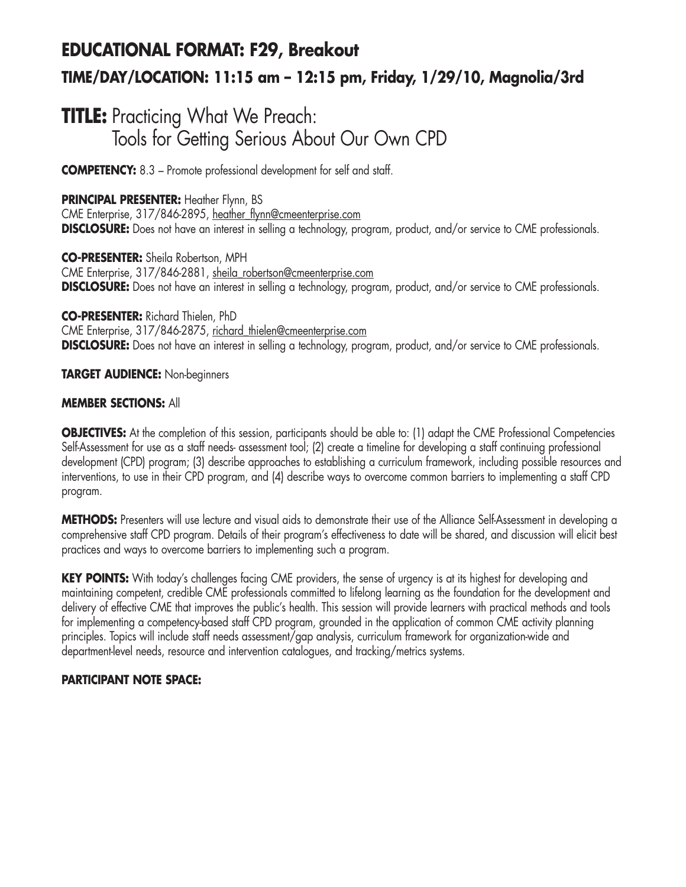# EDUCATIONAL FORMAT: F29, Breakout

## TIME/DAY/LOCATION: 11:15 am – 12:15 pm, Friday, 1/29/10, Magnolia/3rd

# TITLE: Practicing What We Preach: Tools for Getting Serious About Our Own CPD

**COMPETENCY:** 8.3 – Promote professional development for self and staff.

**PRINCIPAL PRESENTER:** Heather Flynn, BS
CME Enterprise, 317/846-2895, heather_flynn@cmeenterprise.com
**DISCLOSURE:** Does not have an interest in selling a technology, program, product, and/or service to CME professionals.

**CO-PRESENTER:** Sheila Robertson, MPH
CME Enterprise, 317/846-2881, sheila_robertson@cmeenterprise.com
**DISCLOSURE:** Does not have an interest in selling a technology, program, product, and/or service to CME professionals.

**CO-PRESENTER:** Richard Thielen, PhD
CME Enterprise, 317/846-2875, richard_thielen@cmeenterprise.com
**DISCLOSURE:** Does not have an interest in selling a technology, program, product, and/or service to CME professionals.

**TARGET AUDIENCE:** Non-beginners

**MEMBER SECTIONS:** All

**OBJECTIVES:** At the completion of this session, participants should be able to: (1) adapt the CME Professional Competencies Self-Assessment for use as a staff needs- assessment tool; (2) create a timeline for developing a staff continuing professional development (CPD) program; (3) describe approaches to establishing a curriculum framework, including possible resources and interventions, to use in their CPD program, and (4) describe ways to overcome common barriers to implementing a staff CPD program.

**METHODS:** Presenters will use lecture and visual aids to demonstrate their use of the Alliance Self-Assessment in developing a comprehensive staff CPD program. Details of their program's effectiveness to date will be shared, and discussion will elicit best practices and ways to overcome barriers to implementing such a program.

**KEY POINTS:** With today's challenges facing CME providers, the sense of urgency is at its highest for developing and maintaining competent, credible CME professionals committed to lifelong learning as the foundation for the development and delivery of effective CME that improves the public's health. This session will provide learners with practical methods and tools for implementing a competency-based staff CPD program, grounded in the application of common CME activity planning principles. Topics will include staff needs assessment/gap analysis, curriculum framework for organization-wide and department-level needs, resource and intervention catalogues, and tracking/metrics systems.

**PARTICIPANT NOTE SPACE:**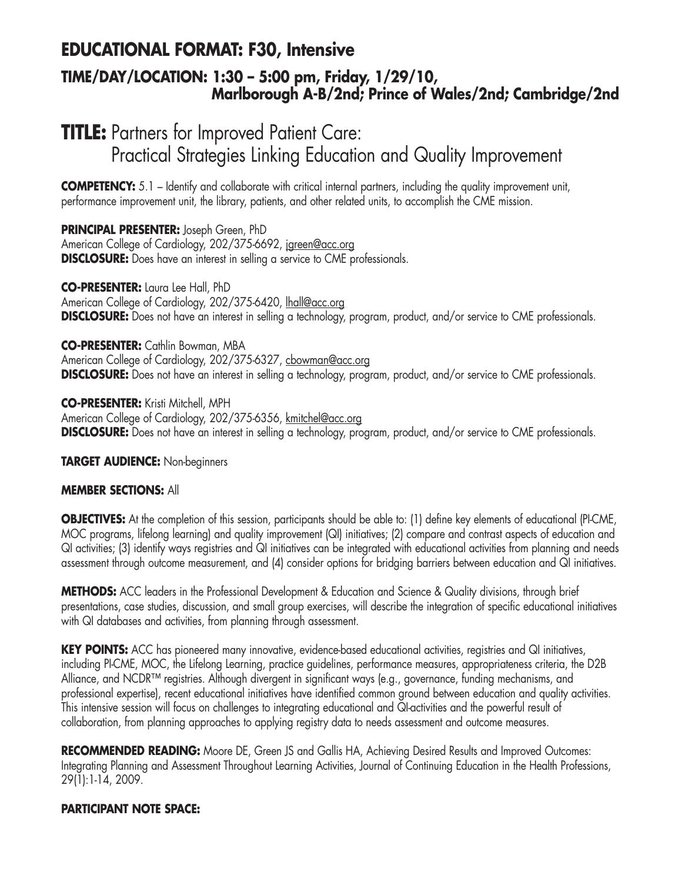## EDUCATIONAL FORMAT: F30, Intensive

### TIME/DAY/LOCATION: 1:30 – 5:00 pm, Friday, 1/29/10, Marlborough A-B/2nd; Prince of Wales/2nd; Cambridge/2nd

# TITLE: Partners for Improved Patient Care: Practical Strategies Linking Education and Quality Improvement

**COMPETENCY:** 5.1 – Identify and collaborate with critical internal partners, including the quality improvement unit, performance improvement unit, the library, patients, and other related units, to accomplish the CME mission.

**PRINCIPAL PRESENTER:** Joseph Green, PhD
American College of Cardiology, 202/375-6692, jgreen@acc.org
**DISCLOSURE:** Does have an interest in selling a service to CME professionals.

**CO-PRESENTER:** Laura Lee Hall, PhD
American College of Cardiology, 202/375-6420, lhall@acc.org
**DISCLOSURE:** Does not have an interest in selling a technology, program, product, and/or service to CME professionals.

**CO-PRESENTER:** Cathlin Bowman, MBA
American College of Cardiology, 202/375-6327, cbowman@acc.org
**DISCLOSURE:** Does not have an interest in selling a technology, program, product, and/or service to CME professionals.

**CO-PRESENTER:** Kristi Mitchell, MPH
American College of Cardiology, 202/375-6356, kmitchel@acc.org
**DISCLOSURE:** Does not have an interest in selling a technology, program, product, and/or service to CME professionals.

**TARGET AUDIENCE:** Non-beginners

**MEMBER SECTIONS:** All

**OBJECTIVES:** At the completion of this session, participants should be able to: (1) define key elements of educational (PI-CME, MOC programs, lifelong learning) and quality improvement (QI) initiatives; (2) compare and contrast aspects of education and QI activities; (3) identify ways registries and QI initiatives can be integrated with educational activities from planning and needs assessment through outcome measurement, and (4) consider options for bridging barriers between education and QI initiatives.

**METHODS:** ACC leaders in the Professional Development & Education and Science & Quality divisions, through brief presentations, case studies, discussion, and small group exercises, will describe the integration of specific educational initiatives with QI databases and activities, from planning through assessment.

**KEY POINTS:** ACC has pioneered many innovative, evidence-based educational activities, registries and QI initiatives, including PI-CME, MOC, the Lifelong Learning, practice guidelines, performance measures, appropriateness criteria, the D2B Alliance, and NCDR™ registries. Although divergent in significant ways (e.g., governance, funding mechanisms, and professional expertise), recent educational initiatives have identified common ground between education and quality activities. This intensive session will focus on challenges to integrating educational and QI-activities and the powerful result of collaboration, from planning approaches to applying registry data to needs assessment and outcome measures.

**RECOMMENDED READING:** Moore DE, Green JS and Gallis HA, Achieving Desired Results and Improved Outcomes: Integrating Planning and Assessment Throughout Learning Activities, Journal of Continuing Education in the Health Professions, 29(1):1-14, 2009.

**PARTICIPANT NOTE SPACE:**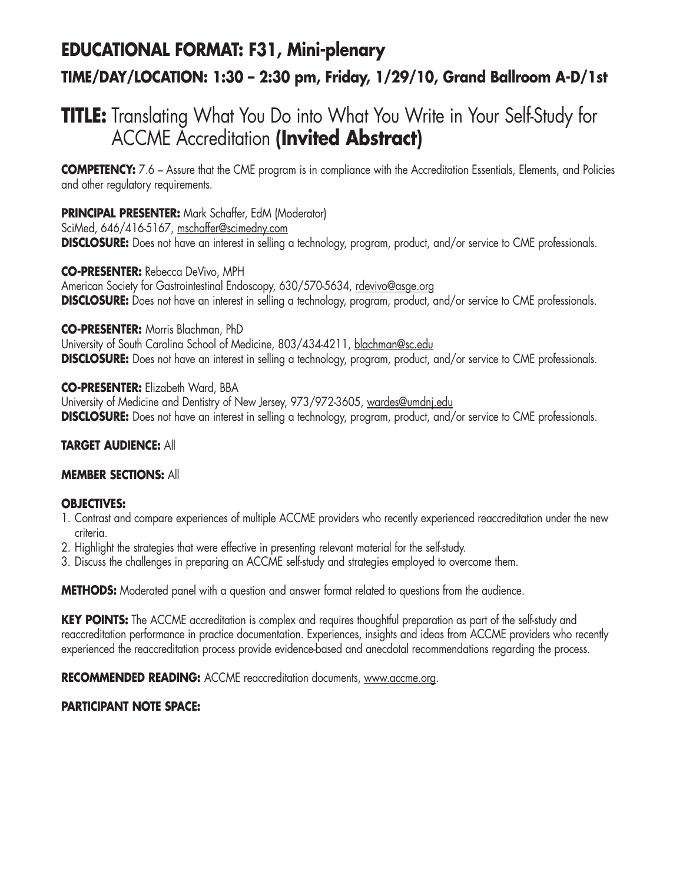## EDUCATIONAL FORMAT: F31, Mini-plenary

### TIME/DAY/LOCATION: 1:30 – 2:30 pm, Friday, 1/29/10, Grand Ballroom A-D/1st

# TITLE: Translating What You Do into What You Write in Your Self-Study for ACCME Accreditation **(Invited Abstract)**

**COMPETENCY:** 7.6 – Assure that the CME program is in compliance with the Accreditation Essentials, Elements, and Policies and other regulatory requirements.

**PRINCIPAL PRESENTER:** Mark Schaffer, EdM (Moderator)
SciMed, 646/416-5167, mschaffer@scimedny.com
**DISCLOSURE:** Does not have an interest in selling a technology, program, product, and/or service to CME professionals.

**CO-PRESENTER:** Rebecca DeVivo, MPH
American Society for Gastrointestinal Endoscopy, 630/570-5634, rdevivo@asge.org
**DISCLOSURE:** Does not have an interest in selling a technology, program, product, and/or service to CME professionals.

**CO-PRESENTER:** Morris Blachman, PhD
University of South Carolina School of Medicine, 803/434-4211, blachman@sc.edu
**DISCLOSURE:** Does not have an interest in selling a technology, program, product, and/or service to CME professionals.

**CO-PRESENTER:** Elizabeth Ward, BBA
University of Medicine and Dentistry of New Jersey, 973/972-3605, wardes@umdnj.edu
**DISCLOSURE:** Does not have an interest in selling a technology, program, product, and/or service to CME professionals.

**TARGET AUDIENCE:** All

**MEMBER SECTIONS:** All

**OBJECTIVES:**

1. Contrast and compare experiences of multiple ACCME providers who recently experienced reaccreditation under the new criteria.
2. Highlight the strategies that were effective in presenting relevant material for the self-study.
3. Discuss the challenges in preparing an ACCME self-study and strategies employed to overcome them.

**METHODS:** Moderated panel with a question and answer format related to questions from the audience.

**KEY POINTS:** The ACCME accreditation is complex and requires thoughtful preparation as part of the self-study and reaccreditation performance in practice documentation. Experiences, insights and ideas from ACCME providers who recently experienced the reaccreditation process provide evidence-based and anecdotal recommendations regarding the process.

**RECOMMENDED READING:** ACCME reaccreditation documents, www.accme.org.

**PARTICIPANT NOTE SPACE:**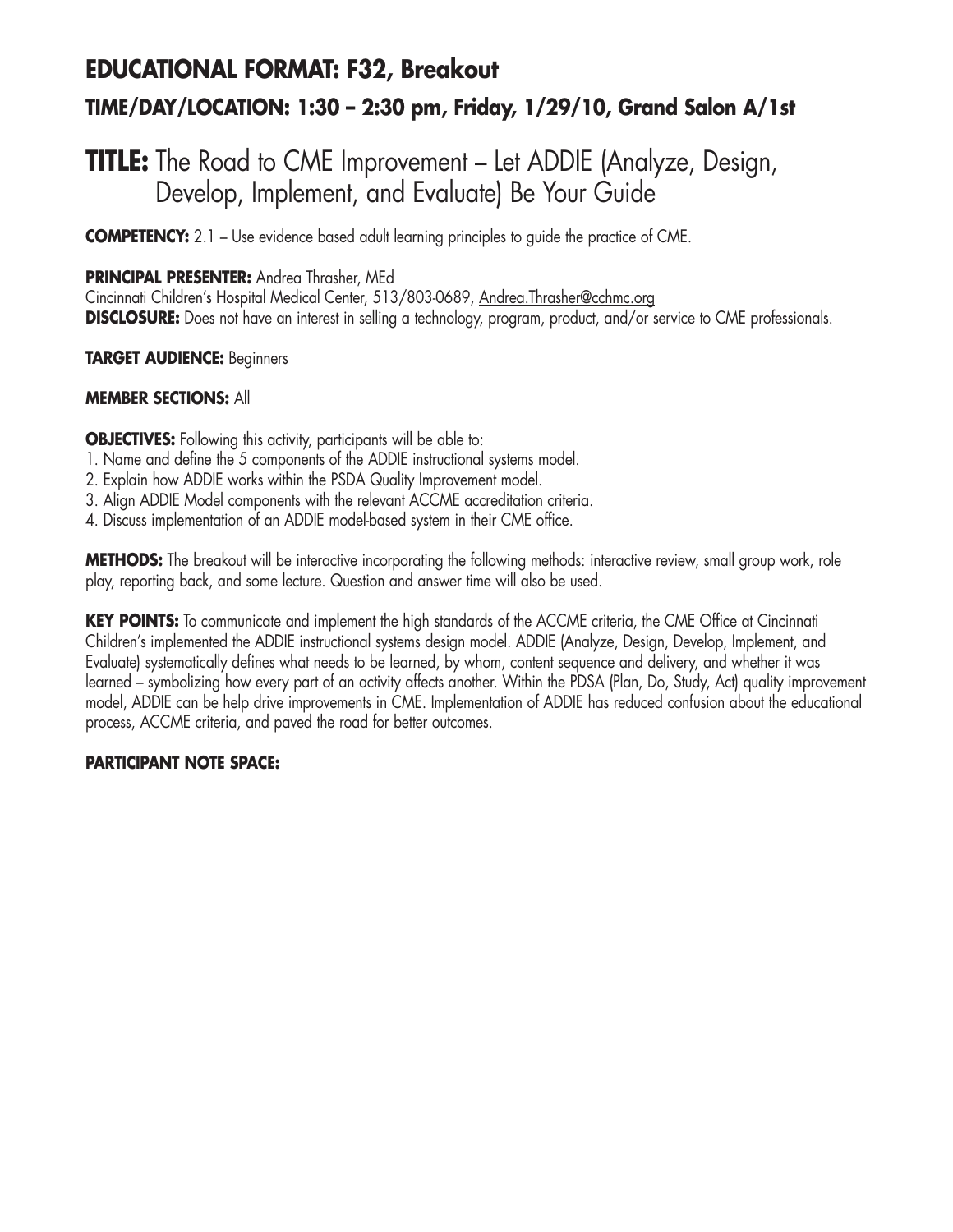# EDUCATIONAL FORMAT: F32, Breakout

## TIME/DAY/LOCATION: 1:30 – 2:30 pm, Friday, 1/29/10, Grand Salon A/1st

# TITLE: The Road to CME Improvement – Let ADDIE (Analyze, Design, Develop, Implement, and Evaluate) Be Your Guide

**COMPETENCY:** 2.1 – Use evidence based adult learning principles to guide the practice of CME.

**PRINCIPAL PRESENTER:** Andrea Thrasher, MEd
Cincinnati Children's Hospital Medical Center, 513/803-0689, Andrea.Thrasher@cchmc.org
**DISCLOSURE:** Does not have an interest in selling a technology, program, product, and/or service to CME professionals.

**TARGET AUDIENCE:** Beginners

**MEMBER SECTIONS:** All

**OBJECTIVES:** Following this activity, participants will be able to:
1. Name and define the 5 components of the ADDIE instructional systems model.
2. Explain how ADDIE works within the PSDA Quality Improvement model.
3. Align ADDIE Model components with the relevant ACCME accreditation criteria.
4. Discuss implementation of an ADDIE model-based system in their CME office.

**METHODS:** The breakout will be interactive incorporating the following methods: interactive review, small group work, role play, reporting back, and some lecture. Question and answer time will also be used.

**KEY POINTS:** To communicate and implement the high standards of the ACCME criteria, the CME Office at Cincinnati Children's implemented the ADDIE instructional systems design model. ADDIE (Analyze, Design, Develop, Implement, and Evaluate) systematically defines what needs to be learned, by whom, content sequence and delivery, and whether it was learned – symbolizing how every part of an activity affects another. Within the PDSA (Plan, Do, Study, Act) quality improvement model, ADDIE can be help drive improvements in CME. Implementation of ADDIE has reduced confusion about the educational process, ACCME criteria, and paved the road for better outcomes.

**PARTICIPANT NOTE SPACE:**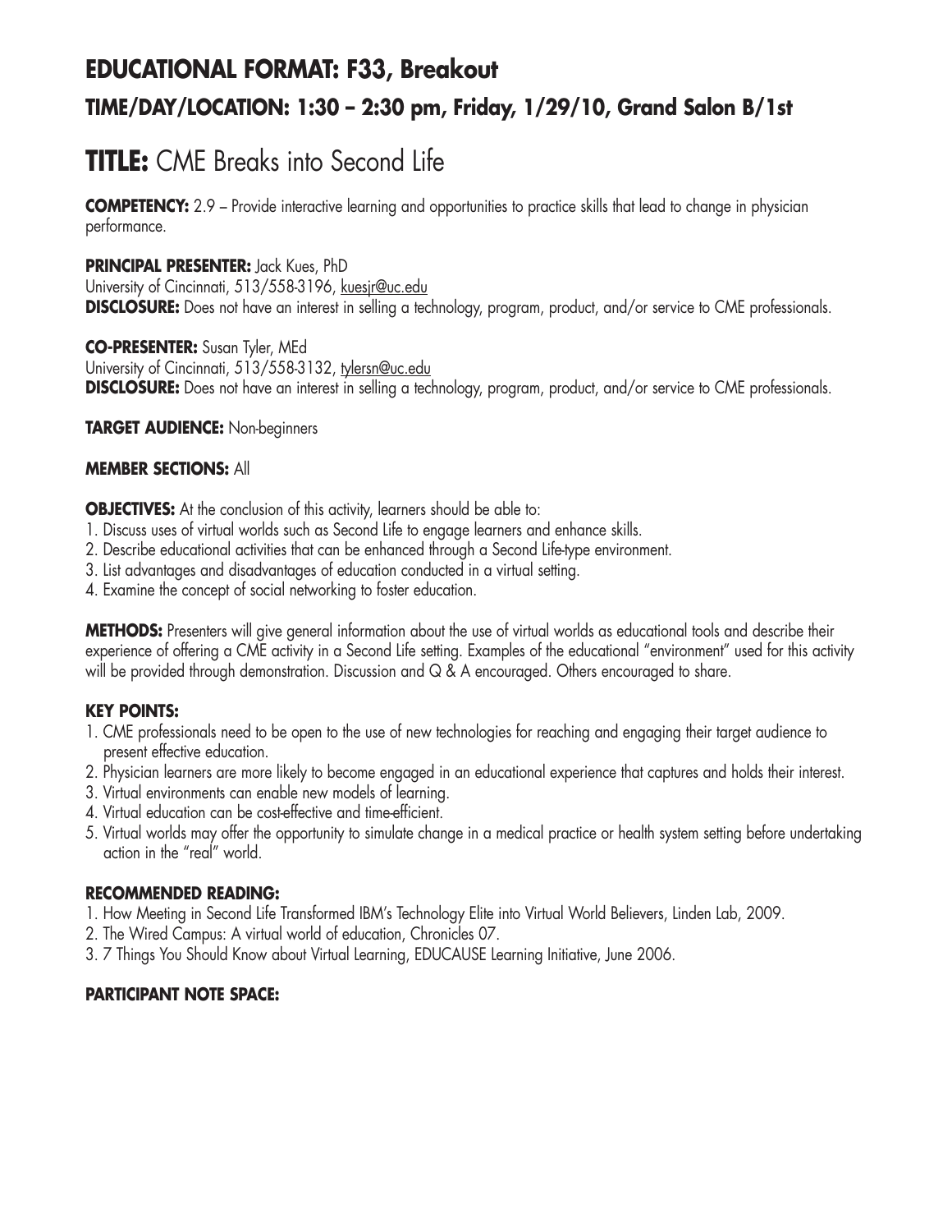## EDUCATIONAL FORMAT: F33, Breakout

### TIME/DAY/LOCATION: 1:30 – 2:30 pm, Friday, 1/29/10, Grand Salon B/1st

# TITLE: CME Breaks into Second Life

**COMPETENCY:** 2.9 – Provide interactive learning and opportunities to practice skills that lead to change in physician performance.

**PRINCIPAL PRESENTER:** Jack Kues, PhD
University of Cincinnati, 513/558-3196, kuesjr@uc.edu
**DISCLOSURE:** Does not have an interest in selling a technology, program, product, and/or service to CME professionals.

**CO-PRESENTER:** Susan Tyler, MEd
University of Cincinnati, 513/558-3132, tylersn@uc.edu
**DISCLOSURE:** Does not have an interest in selling a technology, program, product, and/or service to CME professionals.

**TARGET AUDIENCE:** Non-beginners

**MEMBER SECTIONS:** All

**OBJECTIVES:** At the conclusion of this activity, learners should be able to:

1. Discuss uses of virtual worlds such as Second Life to engage learners and enhance skills.
2. Describe educational activities that can be enhanced through a Second Life-type environment.
3. List advantages and disadvantages of education conducted in a virtual setting.
4. Examine the concept of social networking to foster education.

**METHODS:** Presenters will give general information about the use of virtual worlds as educational tools and describe their experience of offering a CME activity in a Second Life setting. Examples of the educational "environment" used for this activity will be provided through demonstration. Discussion and Q & A encouraged. Others encouraged to share.

**KEY POINTS:**

1. CME professionals need to be open to the use of new technologies for reaching and engaging their target audience to present effective education.
2. Physician learners are more likely to become engaged in an educational experience that captures and holds their interest.
3. Virtual environments can enable new models of learning.
4. Virtual education can be cost-effective and time-efficient.
5. Virtual worlds may offer the opportunity to simulate change in a medical practice or health system setting before undertaking action in the "real" world.

**RECOMMENDED READING:**

1. How Meeting in Second Life Transformed IBM's Technology Elite into Virtual World Believers, Linden Lab, 2009.
2. The Wired Campus: A virtual world of education, Chronicles 07.
3. 7 Things You Should Know about Virtual Learning, EDUCAUSE Learning Initiative, June 2006.

**PARTICIPANT NOTE SPACE:**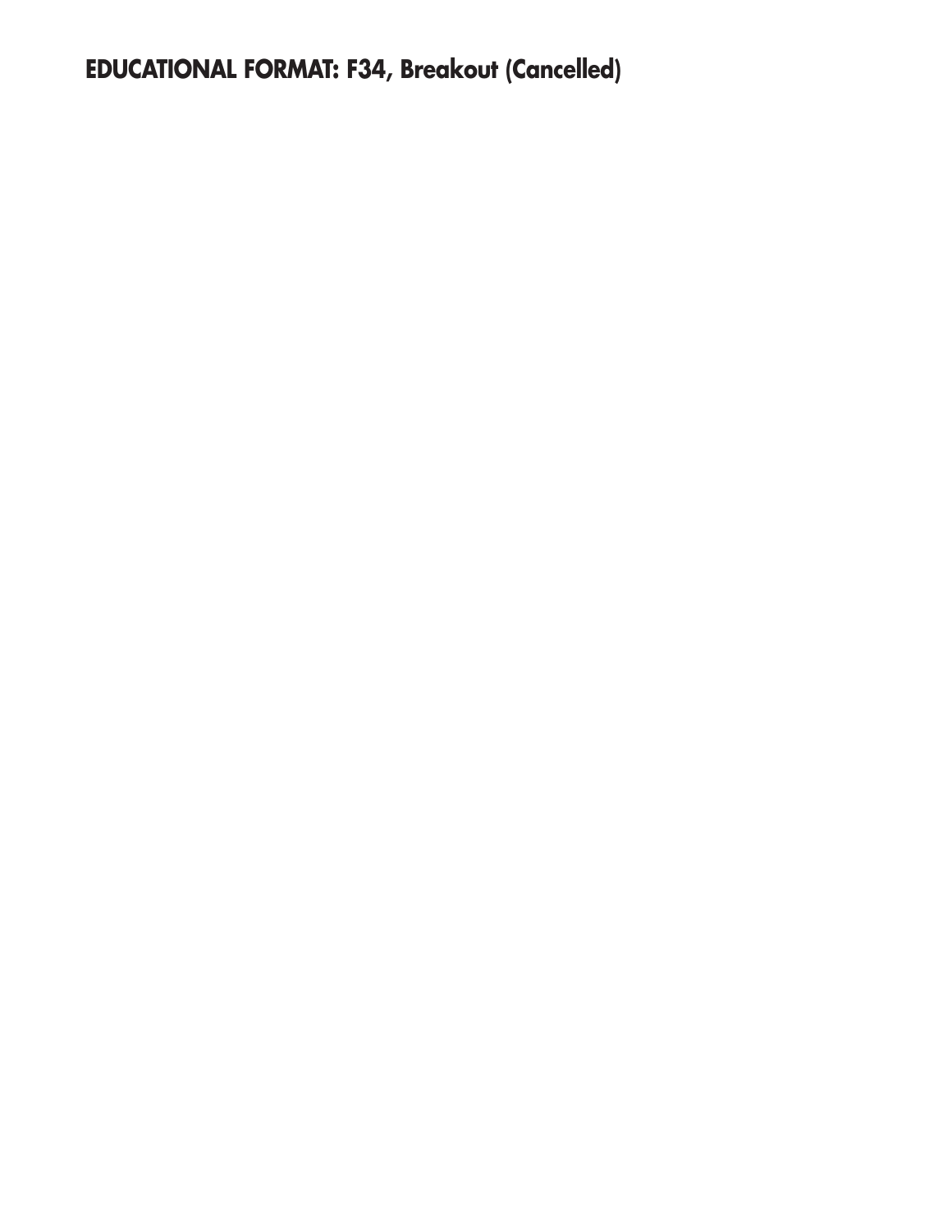**EDUCATIONAL FORMAT: F34, Breakout (Cancelled)**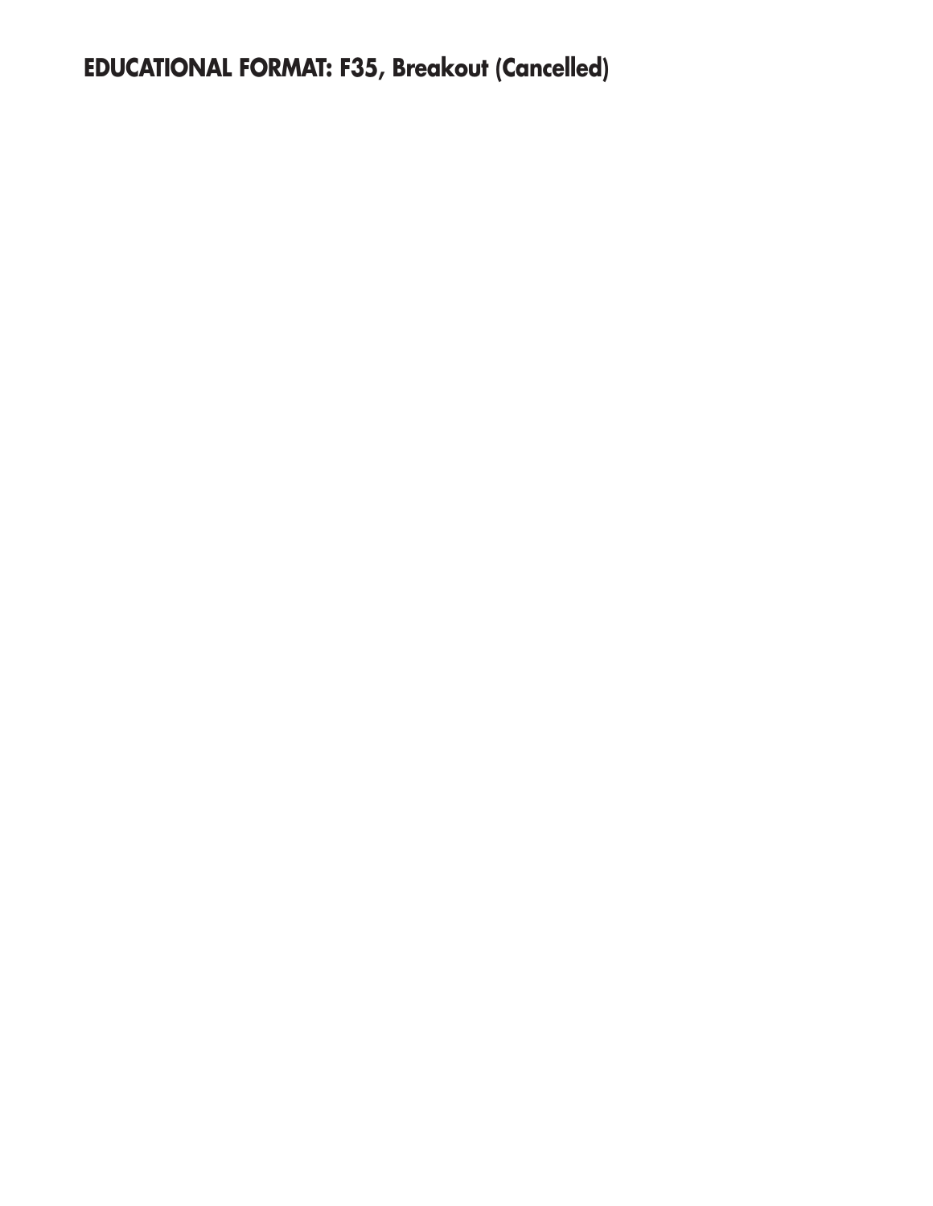**EDUCATIONAL FORMAT: F35, Breakout (Cancelled)**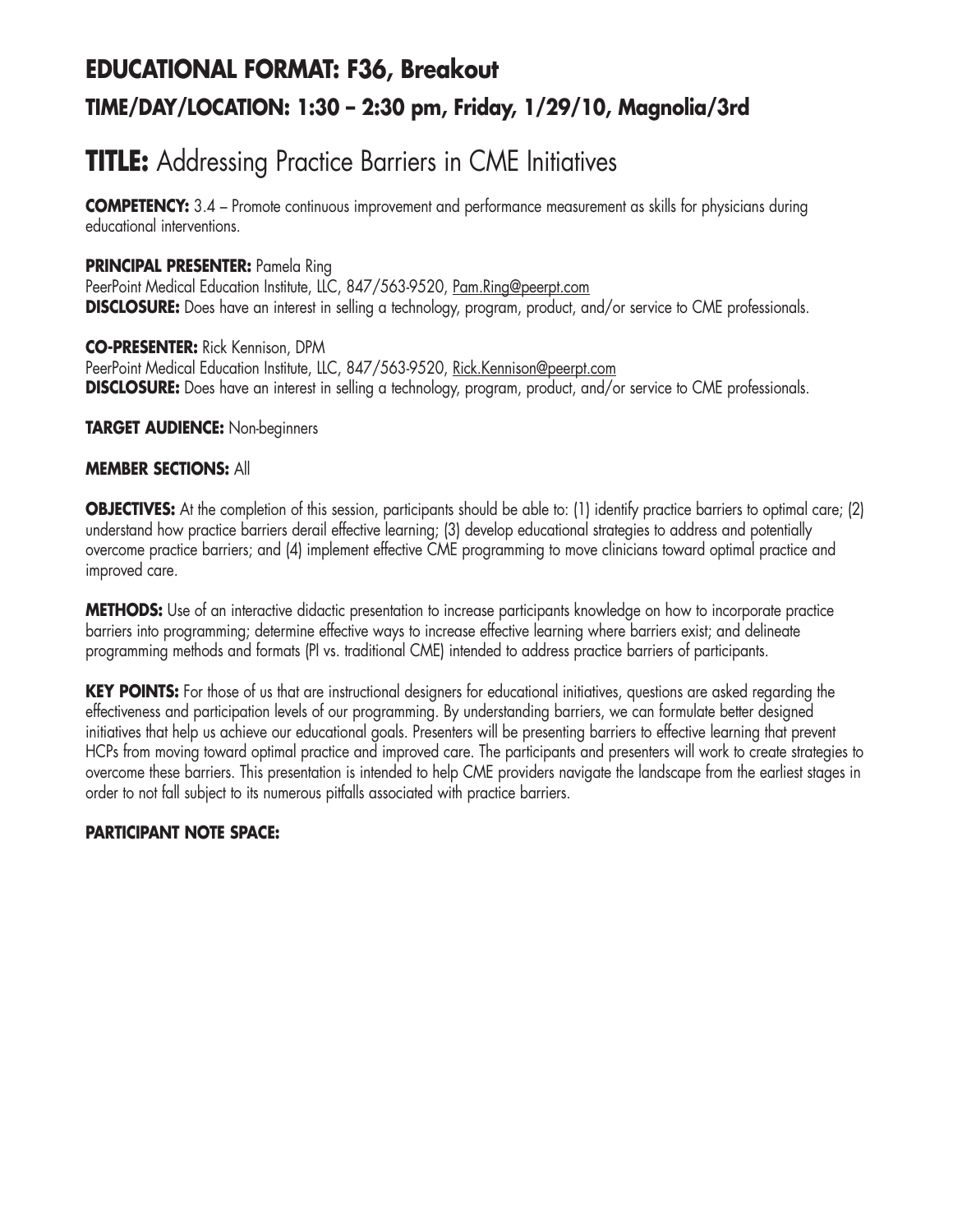## EDUCATIONAL FORMAT: F36, Breakout

### TIME/DAY/LOCATION: 1:30 – 2:30 pm, Friday, 1/29/10, Magnolia/3rd

# TITLE: Addressing Practice Barriers in CME Initiatives

**COMPETENCY:** 3.4 – Promote continuous improvement and performance measurement as skills for physicians during educational interventions.

**PRINCIPAL PRESENTER:** Pamela Ring
PeerPoint Medical Education Institute, LLC, 847/563-9520, Pam.Ring@peerpt.com
**DISCLOSURE:** Does have an interest in selling a technology, program, product, and/or service to CME professionals.

**CO-PRESENTER:** Rick Kennison, DPM
PeerPoint Medical Education Institute, LLC, 847/563-9520, Rick.Kennison@peerpt.com
**DISCLOSURE:** Does have an interest in selling a technology, program, product, and/or service to CME professionals.

**TARGET AUDIENCE:** Non-beginners

**MEMBER SECTIONS:** All

**OBJECTIVES:** At the completion of this session, participants should be able to: (1) identify practice barriers to optimal care; (2) understand how practice barriers derail effective learning; (3) develop educational strategies to address and potentially overcome practice barriers; and (4) implement effective CME programming to move clinicians toward optimal practice and improved care.

**METHODS:** Use of an interactive didactic presentation to increase participants knowledge on how to incorporate practice barriers into programming; determine effective ways to increase effective learning where barriers exist; and delineate programming methods and formats (PI vs. traditional CME) intended to address practice barriers of participants.

**KEY POINTS:** For those of us that are instructional designers for educational initiatives, questions are asked regarding the effectiveness and participation levels of our programming. By understanding barriers, we can formulate better designed initiatives that help us achieve our educational goals. Presenters will be presenting barriers to effective learning that prevent HCPs from moving toward optimal practice and improved care. The participants and presenters will work to create strategies to overcome these barriers. This presentation is intended to help CME providers navigate the landscape from the earliest stages in order to not fall subject to its numerous pitfalls associated with practice barriers.

**PARTICIPANT NOTE SPACE:**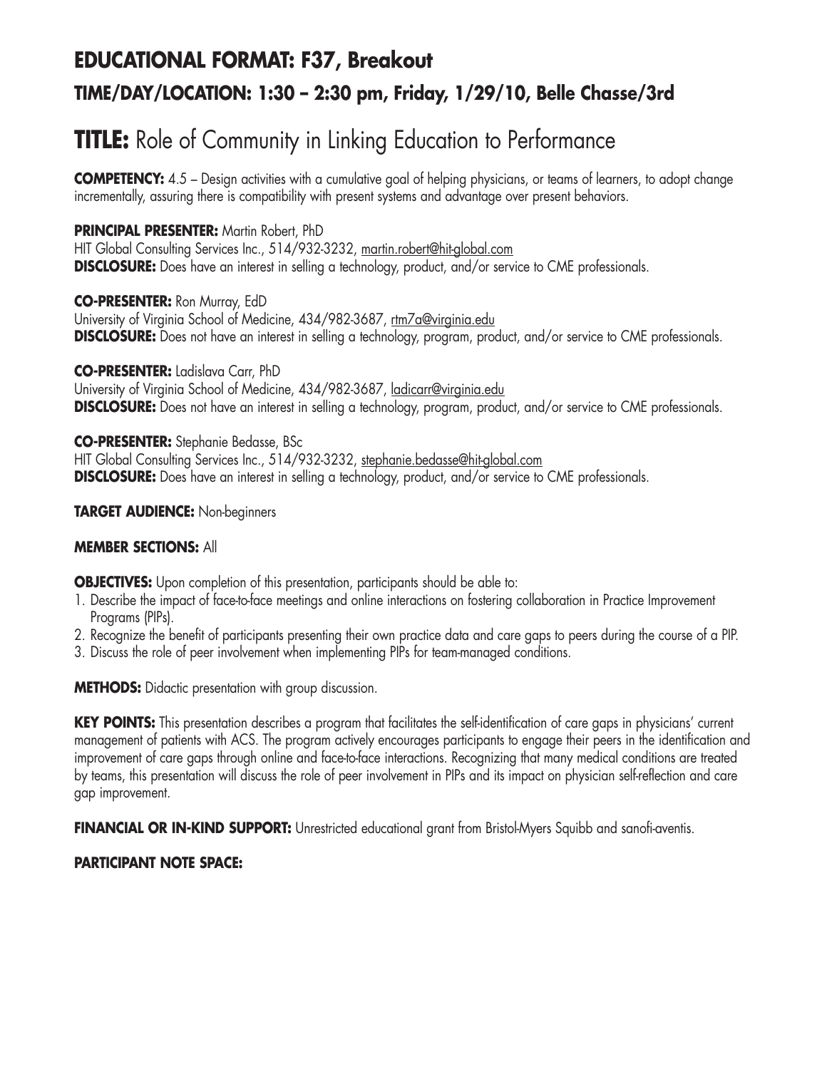## EDUCATIONAL FORMAT: F37, Breakout

### TIME/DAY/LOCATION: 1:30 – 2:30 pm, Friday, 1/29/10, Belle Chasse/3rd

# TITLE: Role of Community in Linking Education to Performance

**COMPETENCY:** 4.5 – Design activities with a cumulative goal of helping physicians, or teams of learners, to adopt change incrementally, assuring there is compatibility with present systems and advantage over present behaviors.

**PRINCIPAL PRESENTER:** Martin Robert, PhD
HIT Global Consulting Services Inc., 514/932-3232, martin.robert@hit-global.com
**DISCLOSURE:** Does have an interest in selling a technology, product, and/or service to CME professionals.

**CO-PRESENTER:** Ron Murray, EdD
University of Virginia School of Medicine, 434/982-3687, rtm7a@virginia.edu
**DISCLOSURE:** Does not have an interest in selling a technology, program, product, and/or service to CME professionals.

**CO-PRESENTER:** Ladislava Carr, PhD
University of Virginia School of Medicine, 434/982-3687, ladicarr@virginia.edu
**DISCLOSURE:** Does not have an interest in selling a technology, program, product, and/or service to CME professionals.

**CO-PRESENTER:** Stephanie Bedasse, BSc
HIT Global Consulting Services Inc., 514/932-3232, stephanie.bedasse@hit-global.com
**DISCLOSURE:** Does have an interest in selling a technology, product, and/or service to CME professionals.

**TARGET AUDIENCE:** Non-beginners

**MEMBER SECTIONS:** All

**OBJECTIVES:** Upon completion of this presentation, participants should be able to:

1. Describe the impact of face-to-face meetings and online interactions on fostering collaboration in Practice Improvement Programs (PIPs).
2. Recognize the benefit of participants presenting their own practice data and care gaps to peers during the course of a PIP.
3. Discuss the role of peer involvement when implementing PIPs for team-managed conditions.

**METHODS:** Didactic presentation with group discussion.

**KEY POINTS:** This presentation describes a program that facilitates the self-identification of care gaps in physicians' current management of patients with ACS. The program actively encourages participants to engage their peers in the identification and improvement of care gaps through online and face-to-face interactions. Recognizing that many medical conditions are treated by teams, this presentation will discuss the role of peer involvement in PIPs and its impact on physician self-reflection and care gap improvement.

**FINANCIAL OR IN-KIND SUPPORT:** Unrestricted educational grant from Bristol-Myers Squibb and sanofi-aventis.

**PARTICIPANT NOTE SPACE:**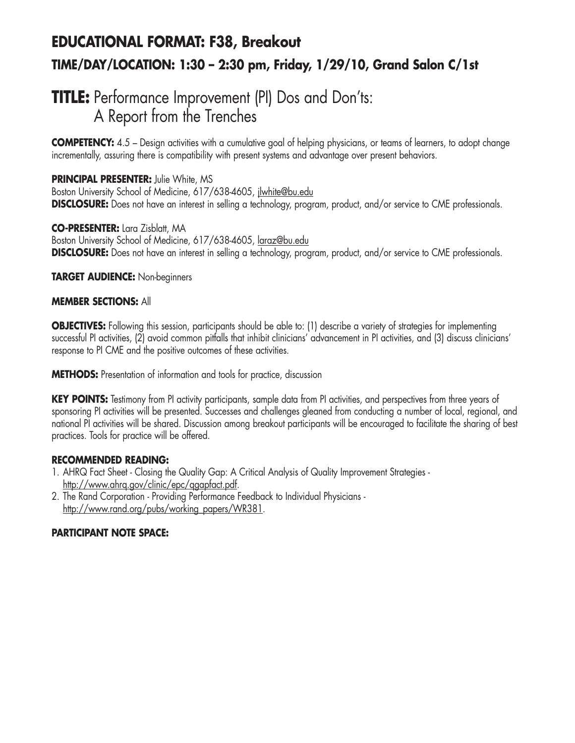## EDUCATIONAL FORMAT: F38, Breakout

### TIME/DAY/LOCATION: 1:30 – 2:30 pm, Friday, 1/29/10, Grand Salon C/1st

# TITLE: Performance Improvement (PI) Dos and Don'ts: A Report from the Trenches

**COMPETENCY:** 4.5 – Design activities with a cumulative goal of helping physicians, or teams of learners, to adopt change incrementally, assuring there is compatibility with present systems and advantage over present behaviors.

**PRINCIPAL PRESENTER:** Julie White, MS
Boston University School of Medicine, 617/638-4605, jlwhite@bu.edu
**DISCLOSURE:** Does not have an interest in selling a technology, program, product, and/or service to CME professionals.

**CO-PRESENTER:** Lara Zisblatt, MA
Boston University School of Medicine, 617/638-4605, laraz@bu.edu
**DISCLOSURE:** Does not have an interest in selling a technology, program, product, and/or service to CME professionals.

**TARGET AUDIENCE:** Non-beginners

**MEMBER SECTIONS:** All

**OBJECTIVES:** Following this session, participants should be able to: (1) describe a variety of strategies for implementing successful PI activities, (2) avoid common pitfalls that inhibit clinicians' advancement in PI activities, and (3) discuss clinicians' response to PI CME and the positive outcomes of these activities.

**METHODS:** Presentation of information and tools for practice, discussion

**KEY POINTS:** Testimony from PI activity participants, sample data from PI activities, and perspectives from three years of sponsoring PI activities will be presented. Successes and challenges gleaned from conducting a number of local, regional, and national PI activities will be shared. Discussion among breakout participants will be encouraged to facilitate the sharing of best practices. Tools for practice will be offered.

**RECOMMENDED READING:**

1. AHRQ Fact Sheet - Closing the Quality Gap: A Critical Analysis of Quality Improvement Strategies - http://www.ahrq.gov/clinic/epc/qgapfact.pdf.
2. The Rand Corporation - Providing Performance Feedback to Individual Physicians - http://www.rand.org/pubs/working_papers/WR381.

**PARTICIPANT NOTE SPACE:**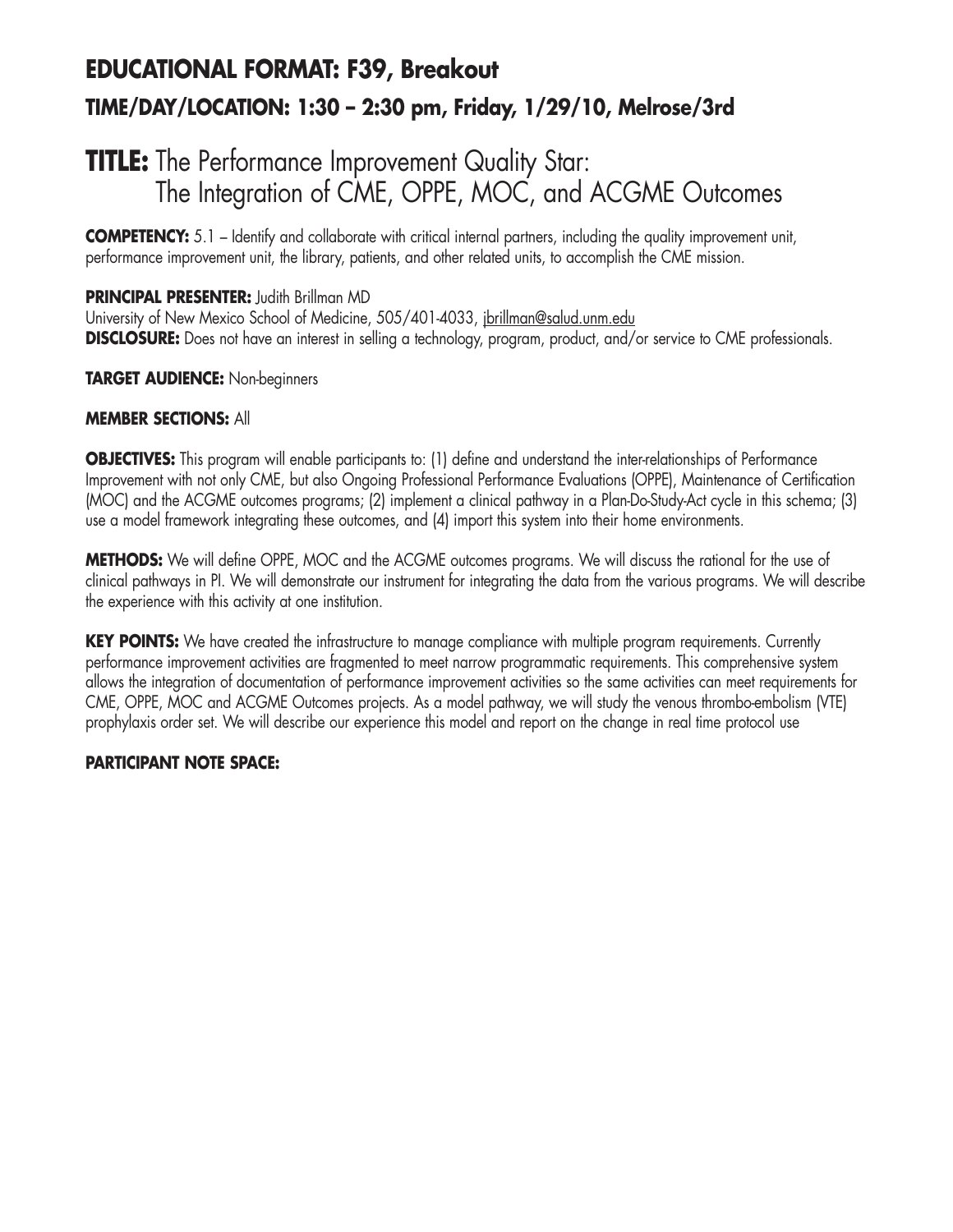## EDUCATIONAL FORMAT: F39, Breakout

### TIME/DAY/LOCATION: 1:30 – 2:30 pm, Friday, 1/29/10, Melrose/3rd

# TITLE: The Performance Improvement Quality Star: The Integration of CME, OPPE, MOC, and ACGME Outcomes

**COMPETENCY:** 5.1 – Identify and collaborate with critical internal partners, including the quality improvement unit, performance improvement unit, the library, patients, and other related units, to accomplish the CME mission.

**PRINCIPAL PRESENTER:** Judith Brillman MD
University of New Mexico School of Medicine, 505/401-4033, jbrillman@salud.unm.edu
**DISCLOSURE:** Does not have an interest in selling a technology, program, product, and/or service to CME professionals.

**TARGET AUDIENCE:** Non-beginners

**MEMBER SECTIONS:** All

**OBJECTIVES:** This program will enable participants to: (1) define and understand the inter-relationships of Performance Improvement with not only CME, but also Ongoing Professional Performance Evaluations (OPPE), Maintenance of Certification (MOC) and the ACGME outcomes programs; (2) implement a clinical pathway in a Plan-Do-Study-Act cycle in this schema; (3) use a model framework integrating these outcomes, and (4) import this system into their home environments.

**METHODS:** We will define OPPE, MOC and the ACGME outcomes programs. We will discuss the rational for the use of clinical pathways in PI. We will demonstrate our instrument for integrating the data from the various programs. We will describe the experience with this activity at one institution.

**KEY POINTS:** We have created the infrastructure to manage compliance with multiple program requirements. Currently performance improvement activities are fragmented to meet narrow programmatic requirements. This comprehensive system allows the integration of documentation of performance improvement activities so the same activities can meet requirements for CME, OPPE, MOC and ACGME Outcomes projects. As a model pathway, we will study the venous thrombo-embolism (VTE) prophylaxis order set. We will describe our experience this model and report on the change in real time protocol use

**PARTICIPANT NOTE SPACE:**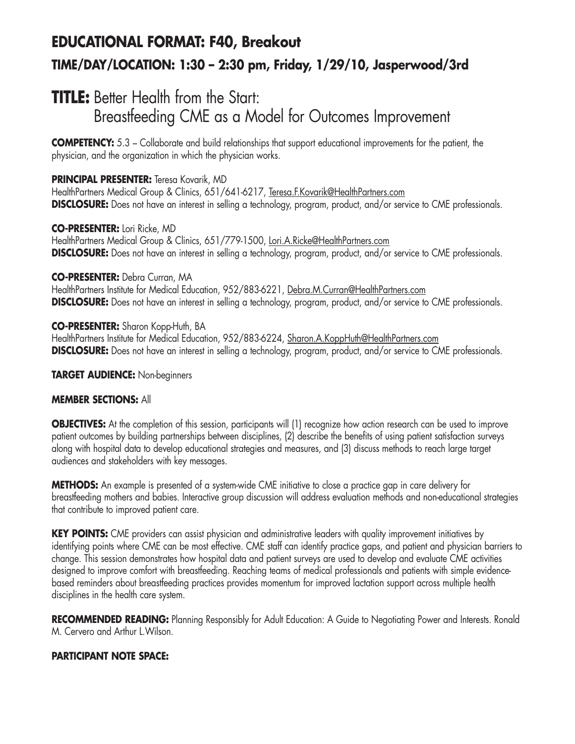## EDUCATIONAL FORMAT: F40, Breakout

### TIME/DAY/LOCATION: 1:30 – 2:30 pm, Friday, 1/29/10, Jasperwood/3rd

# TITLE: Better Health from the Start: Breastfeeding CME as a Model for Outcomes Improvement

**COMPETENCY:** 5.3 – Collaborate and build relationships that support educational improvements for the patient, the physician, and the organization in which the physician works.

**PRINCIPAL PRESENTER:** Teresa Kovarik, MD
HealthPartners Medical Group & Clinics, 651/641-6217, Teresa.F.Kovarik@HealthPartners.com
**DISCLOSURE:** Does not have an interest in selling a technology, program, product, and/or service to CME professionals.

**CO-PRESENTER:** Lori Ricke, MD
HealthPartners Medical Group & Clinics, 651/779-1500, Lori.A.Ricke@HealthPartners.com
**DISCLOSURE:** Does not have an interest in selling a technology, program, product, and/or service to CME professionals.

**CO-PRESENTER:** Debra Curran, MA
HealthPartners Institute for Medical Education, 952/883-6221, Debra.M.Curran@HealthPartners.com
**DISCLOSURE:** Does not have an interest in selling a technology, program, product, and/or service to CME professionals.

**CO-PRESENTER:** Sharon Kopp-Huth, BA
HealthPartners Institute for Medical Education, 952/883-6224, Sharon.A.KoppHuth@HealthPartners.com
**DISCLOSURE:** Does not have an interest in selling a technology, program, product, and/or service to CME professionals.

**TARGET AUDIENCE:** Non-beginners

**MEMBER SECTIONS:** All

**OBJECTIVES:** At the completion of this session, participants will (1) recognize how action research can be used to improve patient outcomes by building partnerships between disciplines, (2) describe the benefits of using patient satisfaction surveys along with hospital data to develop educational strategies and measures, and (3) discuss methods to reach large target audiences and stakeholders with key messages.

**METHODS:** An example is presented of a system-wide CME initiative to close a practice gap in care delivery for breastfeeding mothers and babies. Interactive group discussion will address evaluation methods and non-educational strategies that contribute to improved patient care.

**KEY POINTS:** CME providers can assist physician and administrative leaders with quality improvement initiatives by identifying points where CME can be most effective. CME staff can identify practice gaps, and patient and physician barriers to change. This session demonstrates how hospital data and patient surveys are used to develop and evaluate CME activities designed to improve comfort with breastfeeding. Reaching teams of medical professionals and patients with simple evidence-based reminders about breastfeeding practices provides momentum for improved lactation support across multiple health disciplines in the health care system.

**RECOMMENDED READING:** Planning Responsibly for Adult Education: A Guide to Negotiating Power and Interests. Ronald M. Cervero and Arthur L.Wilson.

**PARTICIPANT NOTE SPACE:**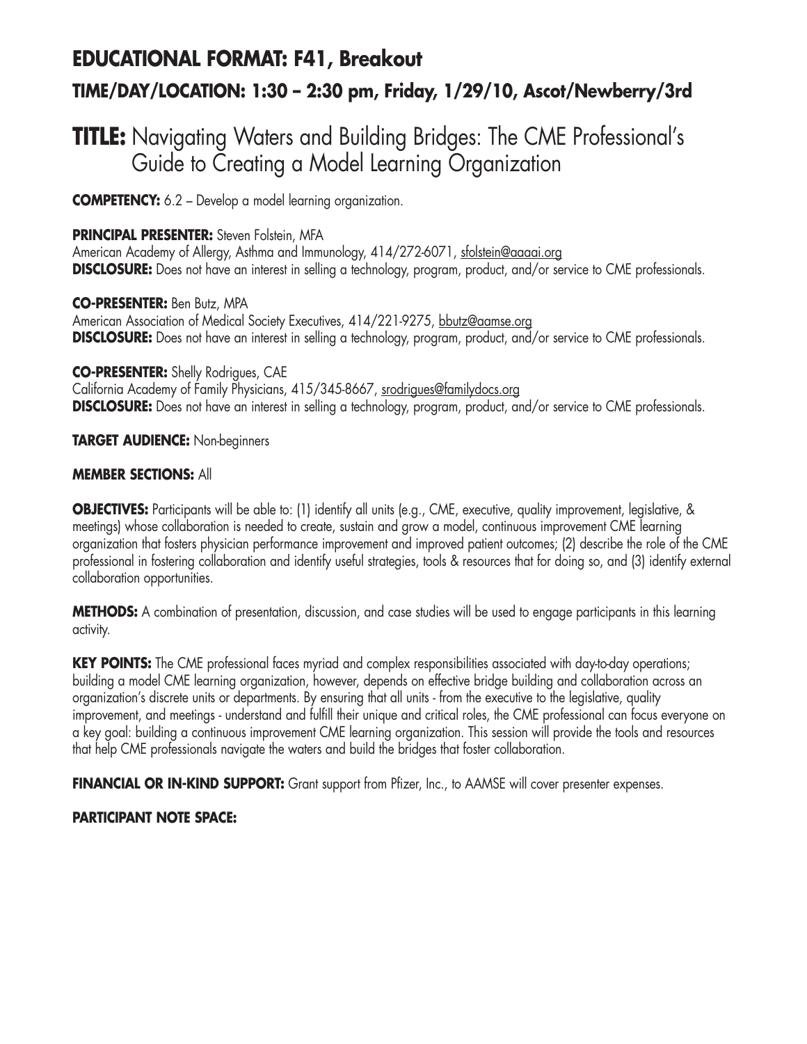## EDUCATIONAL FORMAT: F41, Breakout

### TIME/DAY/LOCATION: 1:30 – 2:30 pm, Friday, 1/29/10, Ascot/Newberry/3rd

# TITLE: Navigating Waters and Building Bridges: The CME Professional's Guide to Creating a Model Learning Organization

**COMPETENCY:** 6.2 – Develop a model learning organization.

**PRINCIPAL PRESENTER:** Steven Folstein, MFA
American Academy of Allergy, Asthma and Immunology, 414/272-6071, sfolstein@aaaai.org
**DISCLOSURE:** Does not have an interest in selling a technology, program, product, and/or service to CME professionals.

**CO-PRESENTER:** Ben Butz, MPA
American Association of Medical Society Executives, 414/221-9275, bbutz@aamse.org
**DISCLOSURE:** Does not have an interest in selling a technology, program, product, and/or service to CME professionals.

**CO-PRESENTER:** Shelly Rodrigues, CAE
California Academy of Family Physicians, 415/345-8667, srodrigues@familydocs.org
**DISCLOSURE:** Does not have an interest in selling a technology, program, product, and/or service to CME professionals.

**TARGET AUDIENCE:** Non-beginners

**MEMBER SECTIONS:** All

**OBJECTIVES:** Participants will be able to: (1) identify all units (e.g., CME, executive, quality improvement, legislative, & meetings) whose collaboration is needed to create, sustain and grow a model, continuous improvement CME learning organization that fosters physician performance improvement and improved patient outcomes; (2) describe the role of the CME professional in fostering collaboration and identify useful strategies, tools & resources that for doing so, and (3) identify external collaboration opportunities.

**METHODS:** A combination of presentation, discussion, and case studies will be used to engage participants in this learning activity.

**KEY POINTS:** The CME professional faces myriad and complex responsibilities associated with day-to-day operations; building a model CME learning organization, however, depends on effective bridge building and collaboration across an organization's discrete units or departments. By ensuring that all units - from the executive to the legislative, quality improvement, and meetings - understand and fulfill their unique and critical roles, the CME professional can focus everyone on a key goal: building a continuous improvement CME learning organization. This session will provide the tools and resources that help CME professionals navigate the waters and build the bridges that foster collaboration.

**FINANCIAL OR IN-KIND SUPPORT:** Grant support from Pfizer, Inc., to AAMSE will cover presenter expenses.

**PARTICIPANT NOTE SPACE:**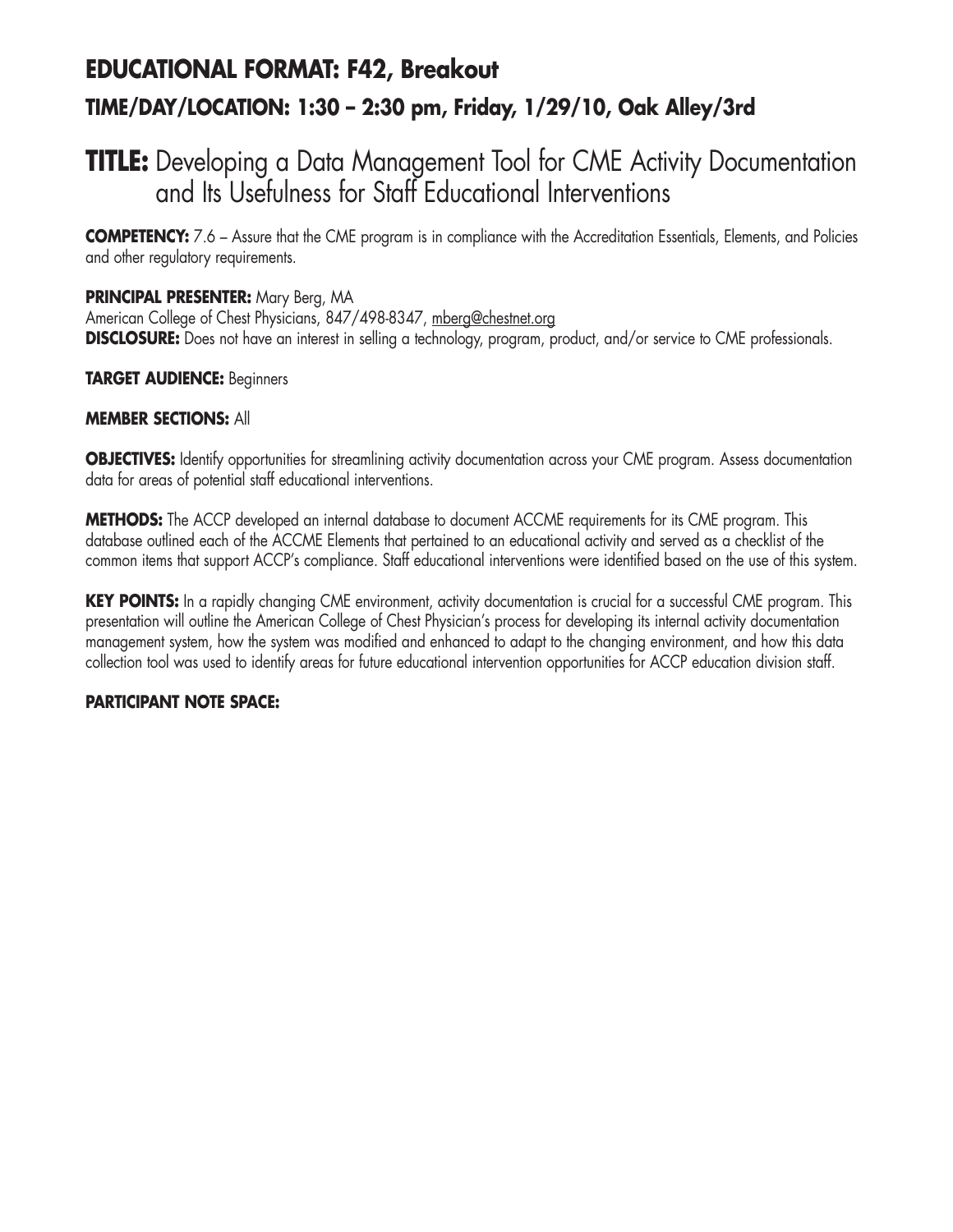## EDUCATIONAL FORMAT: F42, Breakout

### TIME/DAY/LOCATION: 1:30 – 2:30 pm, Friday, 1/29/10, Oak Alley/3rd

# TITLE: Developing a Data Management Tool for CME Activity Documentation and Its Usefulness for Staff Educational Interventions

**COMPETENCY:** 7.6 – Assure that the CME program is in compliance with the Accreditation Essentials, Elements, and Policies and other regulatory requirements.

**PRINCIPAL PRESENTER:** Mary Berg, MA
American College of Chest Physicians, 847/498-8347, mberg@chestnet.org
**DISCLOSURE:** Does not have an interest in selling a technology, program, product, and/or service to CME professionals.

**TARGET AUDIENCE:** Beginners

**MEMBER SECTIONS:** All

**OBJECTIVES:** Identify opportunities for streamlining activity documentation across your CME program. Assess documentation data for areas of potential staff educational interventions.

**METHODS:** The ACCP developed an internal database to document ACCME requirements for its CME program. This database outlined each of the ACCME Elements that pertained to an educational activity and served as a checklist of the common items that support ACCP's compliance. Staff educational interventions were identified based on the use of this system.

**KEY POINTS:** In a rapidly changing CME environment, activity documentation is crucial for a successful CME program. This presentation will outline the American College of Chest Physician's process for developing its internal activity documentation management system, how the system was modified and enhanced to adapt to the changing environment, and how this data collection tool was used to identify areas for future educational intervention opportunities for ACCP education division staff.

**PARTICIPANT NOTE SPACE:**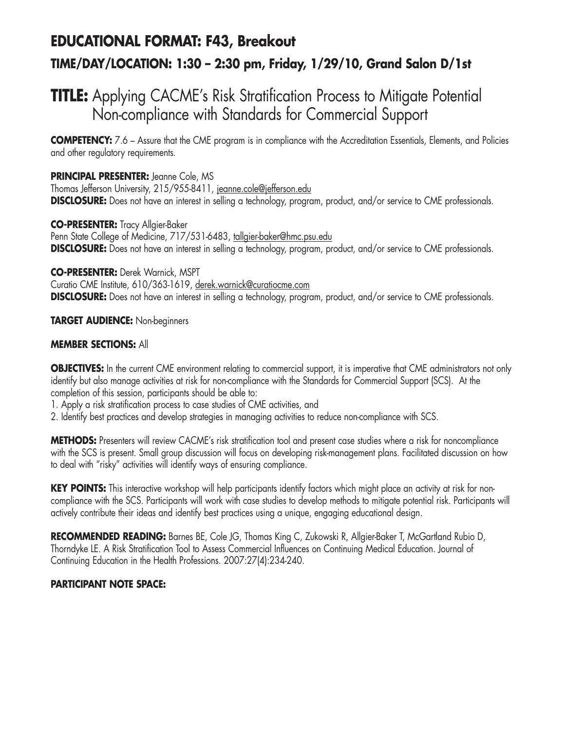## EDUCATIONAL FORMAT: F43, Breakout

### TIME/DAY/LOCATION: 1:30 – 2:30 pm, Friday, 1/29/10, Grand Salon D/1st

# TITLE: Applying CACME's Risk Stratification Process to Mitigate Potential Non-compliance with Standards for Commercial Support

**COMPETENCY:** 7.6 – Assure that the CME program is in compliance with the Accreditation Essentials, Elements, and Policies and other regulatory requirements.

**PRINCIPAL PRESENTER:** Jeanne Cole, MS
Thomas Jefferson University, 215/955-8411, jeanne.cole@jefferson.edu
**DISCLOSURE:** Does not have an interest in selling a technology, program, product, and/or service to CME professionals.

**CO-PRESENTER:** Tracy Allgier-Baker
Penn State College of Medicine, 717/531-6483, tallgier-baker@hmc.psu.edu
**DISCLOSURE:** Does not have an interest in selling a technology, program, product, and/or service to CME professionals.

**CO-PRESENTER:** Derek Warnick, MSPT
Curatio CME Institute, 610/363-1619, derek.warnick@curatiocme.com
**DISCLOSURE:** Does not have an interest in selling a technology, program, product, and/or service to CME professionals.

**TARGET AUDIENCE:** Non-beginners

**MEMBER SECTIONS:** All

**OBJECTIVES:** In the current CME environment relating to commercial support, it is imperative that CME administrators not only identify but also manage activities at risk for non-compliance with the Standards for Commercial Support (SCS). At the completion of this session, participants should be able to:

1. Apply a risk stratification process to case studies of CME activities, and
2. Identify best practices and develop strategies in managing activities to reduce non-compliance with SCS.

**METHODS:** Presenters will review CACME's risk stratification tool and present case studies where a risk for noncompliance with the SCS is present. Small group discussion will focus on developing risk-management plans. Facilitated discussion on how to deal with "risky" activities will identify ways of ensuring compliance.

**KEY POINTS:** This interactive workshop will help participants identify factors which might place an activity at risk for non-compliance with the SCS. Participants will work with case studies to develop methods to mitigate potential risk. Participants will actively contribute their ideas and identify best practices using a unique, engaging educational design.

**RECOMMENDED READING:** Barnes BE, Cole JG, Thomas King C, Zukowski R, Allgier-Baker T, McGartland Rubio D, Thorndyke LE. A Risk Stratification Tool to Assess Commercial Influences on Continuing Medical Education. Journal of Continuing Education in the Health Professions. 2007:27(4):234-240.

**PARTICIPANT NOTE SPACE:**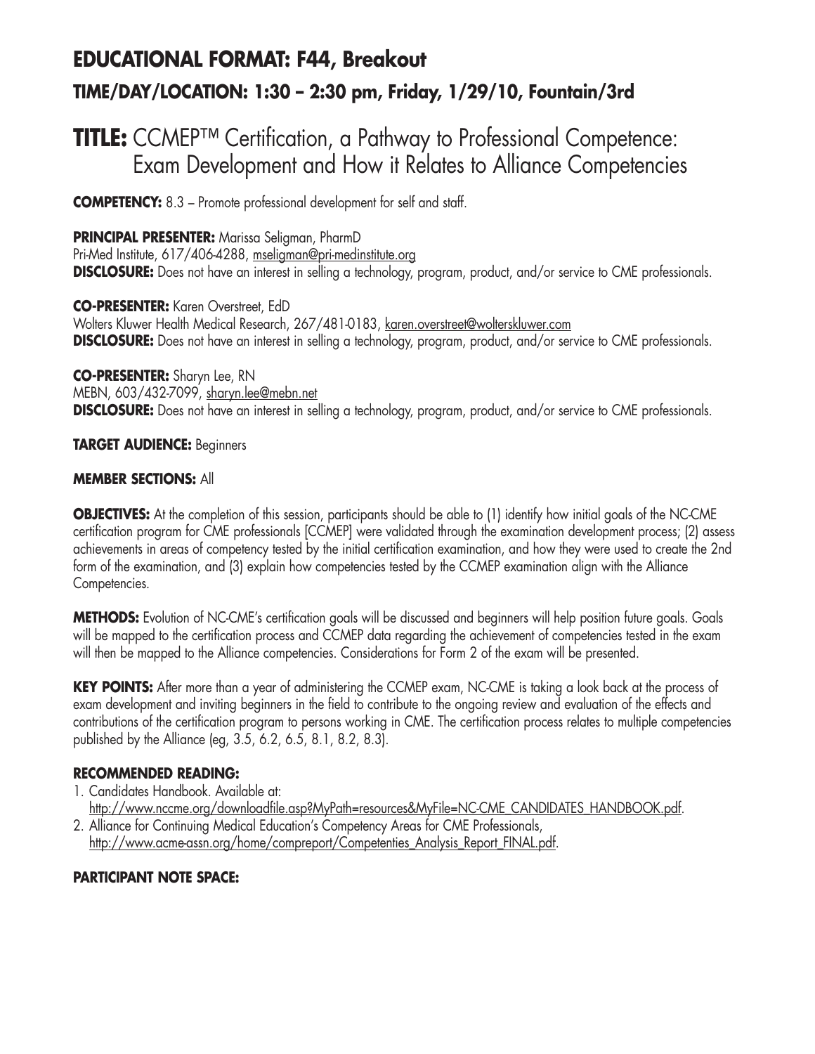## EDUCATIONAL FORMAT: F44, Breakout

### TIME/DAY/LOCATION: 1:30 – 2:30 pm, Friday, 1/29/10, Fountain/3rd

# TITLE: CCMEP™ Certification, a Pathway to Professional Competence: Exam Development and How it Relates to Alliance Competencies

**COMPETENCY:** 8.3 – Promote professional development for self and staff.

**PRINCIPAL PRESENTER:** Marissa Seligman, PharmD
Pri-Med Institute, 617/406-4288, mseligman@pri-medinstitute.org
**DISCLOSURE:** Does not have an interest in selling a technology, program, product, and/or service to CME professionals.

**CO-PRESENTER:** Karen Overstreet, EdD
Wolters Kluwer Health Medical Research, 267/481-0183, karen.overstreet@wolterskluwer.com
**DISCLOSURE:** Does not have an interest in selling a technology, program, product, and/or service to CME professionals.

**CO-PRESENTER:** Sharyn Lee, RN
MEBN, 603/432-7099, sharyn.lee@mebn.net
**DISCLOSURE:** Does not have an interest in selling a technology, program, product, and/or service to CME professionals.

**TARGET AUDIENCE:** Beginners

**MEMBER SECTIONS:** All

**OBJECTIVES:** At the completion of this session, participants should be able to (1) identify how initial goals of the NC-CME certification program for CME professionals [CCMEP] were validated through the examination development process; (2) assess achievements in areas of competency tested by the initial certification examination, and how they were used to create the 2nd form of the examination, and (3) explain how competencies tested by the CCMEP examination align with the Alliance Competencies.

**METHODS:** Evolution of NC-CME's certification goals will be discussed and beginners will help position future goals. Goals will be mapped to the certification process and CCMEP data regarding the achievement of competencies tested in the exam will then be mapped to the Alliance competencies. Considerations for Form 2 of the exam will be presented.

**KEY POINTS:** After more than a year of administering the CCMEP exam, NC-CME is taking a look back at the process of exam development and inviting beginners in the field to contribute to the ongoing review and evaluation of the effects and contributions of the certification program to persons working in CME. The certification process relates to multiple competencies published by the Alliance (eg, 3.5, 6.2, 6.5, 8.1, 8.2, 8.3).

**RECOMMENDED READING:**

1. Candidates Handbook. Available at: http://www.nccme.org/downloadfile.asp?MyPath=resources&MyFile=NC-CME_CANDIDATES_HANDBOOK.pdf.
2. Alliance for Continuing Medical Education's Competency Areas for CME Professionals, http://www.acme-assn.org/home/compreport/Competenties_Analysis_Report_FINAL.pdf.

**PARTICIPANT NOTE SPACE:**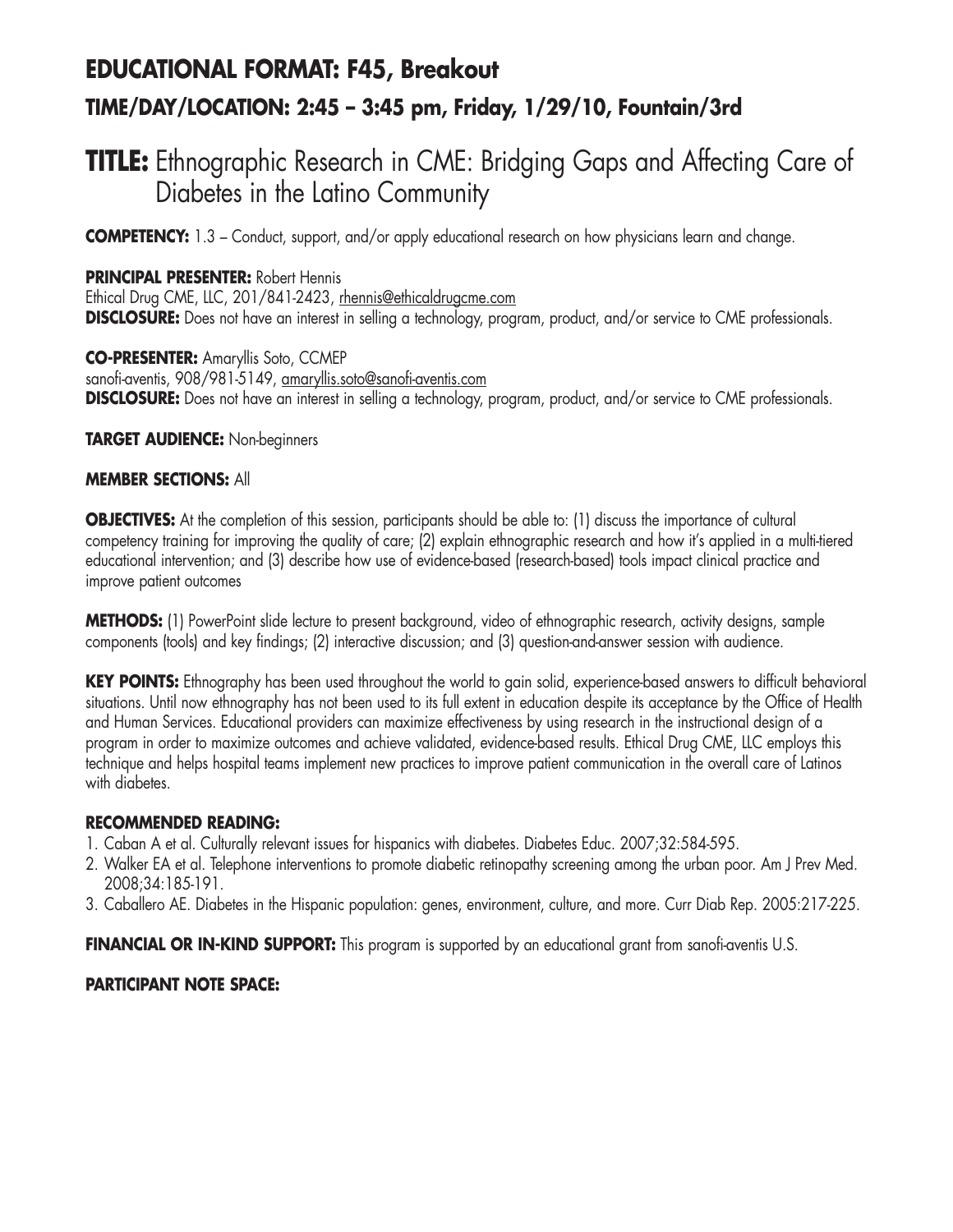# EDUCATIONAL FORMAT: F45, Breakout

## TIME/DAY/LOCATION: 2:45 – 3:45 pm, Friday, 1/29/10, Fountain/3rd

# TITLE: Ethnographic Research in CME: Bridging Gaps and Affecting Care of Diabetes in the Latino Community

**COMPETENCY:** 1.3 – Conduct, support, and/or apply educational research on how physicians learn and change.

**PRINCIPAL PRESENTER:** Robert Hennis
Ethical Drug CME, LLC, 201/841-2423, rhennis@ethicaldrugcme.com
**DISCLOSURE:** Does not have an interest in selling a technology, program, product, and/or service to CME professionals.

**CO-PRESENTER:** Amaryllis Soto, CCMEP
sanofi-aventis, 908/981-5149, amaryllis.soto@sanofi-aventis.com
**DISCLOSURE:** Does not have an interest in selling a technology, program, product, and/or service to CME professionals.

**TARGET AUDIENCE:** Non-beginners

**MEMBER SECTIONS:** All

**OBJECTIVES:** At the completion of this session, participants should be able to: (1) discuss the importance of cultural competency training for improving the quality of care; (2) explain ethnographic research and how it's applied in a multi-tiered educational intervention; and (3) describe how use of evidence-based (research-based) tools impact clinical practice and improve patient outcomes

**METHODS:** (1) PowerPoint slide lecture to present background, video of ethnographic research, activity designs, sample components (tools) and key findings; (2) interactive discussion; and (3) question-and-answer session with audience.

**KEY POINTS:** Ethnography has been used throughout the world to gain solid, experience-based answers to difficult behavioral situations. Until now ethnography has not been used to its full extent in education despite its acceptance by the Office of Health and Human Services. Educational providers can maximize effectiveness by using research in the instructional design of a program in order to maximize outcomes and achieve validated, evidence-based results. Ethical Drug CME, LLC employs this technique and helps hospital teams implement new practices to improve patient communication in the overall care of Latinos with diabetes.

**RECOMMENDED READING:**

1. Caban A et al. Culturally relevant issues for hispanics with diabetes. Diabetes Educ. 2007;32:584-595.
2. Walker EA et al. Telephone interventions to promote diabetic retinopathy screening among the urban poor. Am J Prev Med. 2008;34:185-191.
3. Caballero AE. Diabetes in the Hispanic population: genes, environment, culture, and more. Curr Diab Rep. 2005:217-225.

**FINANCIAL OR IN-KIND SUPPORT:** This program is supported by an educational grant from sanofi-aventis U.S.

**PARTICIPANT NOTE SPACE:**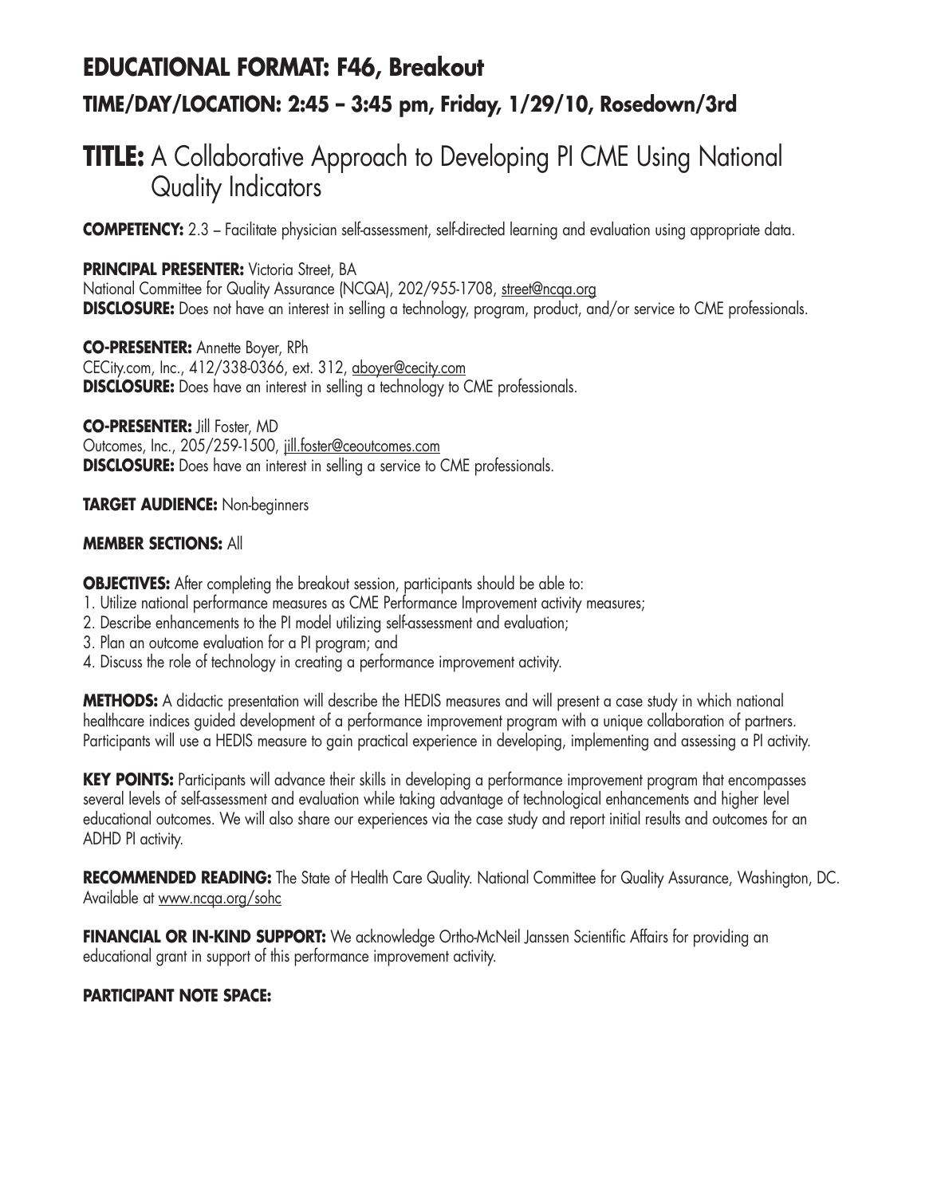## EDUCATIONAL FORMAT: F46, Breakout

### TIME/DAY/LOCATION: 2:45 – 3:45 pm, Friday, 1/29/10, Rosedown/3rd

# TITLE: A Collaborative Approach to Developing PI CME Using National Quality Indicators

**COMPETENCY:** 2.3 – Facilitate physician self-assessment, self-directed learning and evaluation using appropriate data.

**PRINCIPAL PRESENTER:** Victoria Street, BA
National Committee for Quality Assurance (NCQA), 202/955-1708, street@ncqa.org
**DISCLOSURE:** Does not have an interest in selling a technology, program, product, and/or service to CME professionals.

**CO-PRESENTER:** Annette Boyer, RPh
CECity.com, Inc., 412/338-0366, ext. 312, aboyer@cecity.com
**DISCLOSURE:** Does have an interest in selling a technology to CME professionals.

**CO-PRESENTER:** Jill Foster, MD
Outcomes, Inc., 205/259-1500, jill.foster@ceoutcomes.com
**DISCLOSURE:** Does have an interest in selling a service to CME professionals.

**TARGET AUDIENCE:** Non-beginners

**MEMBER SECTIONS:** All

**OBJECTIVES:** After completing the breakout session, participants should be able to:

1. Utilize national performance measures as CME Performance Improvement activity measures;
2. Describe enhancements to the PI model utilizing self-assessment and evaluation;
3. Plan an outcome evaluation for a PI program; and
4. Discuss the role of technology in creating a performance improvement activity.

**METHODS:** A didactic presentation will describe the HEDIS measures and will present a case study in which national healthcare indices guided development of a performance improvement program with a unique collaboration of partners. Participants will use a HEDIS measure to gain practical experience in developing, implementing and assessing a PI activity.

**KEY POINTS:** Participants will advance their skills in developing a performance improvement program that encompasses several levels of self-assessment and evaluation while taking advantage of technological enhancements and higher level educational outcomes. We will also share our experiences via the case study and report initial results and outcomes for an ADHD PI activity.

**RECOMMENDED READING:** The State of Health Care Quality. National Committee for Quality Assurance, Washington, DC. Available at www.ncqa.org/sohc

**FINANCIAL OR IN-KIND SUPPORT:** We acknowledge Ortho-McNeil Janssen Scientific Affairs for providing an educational grant in support of this performance improvement activity.

**PARTICIPANT NOTE SPACE:**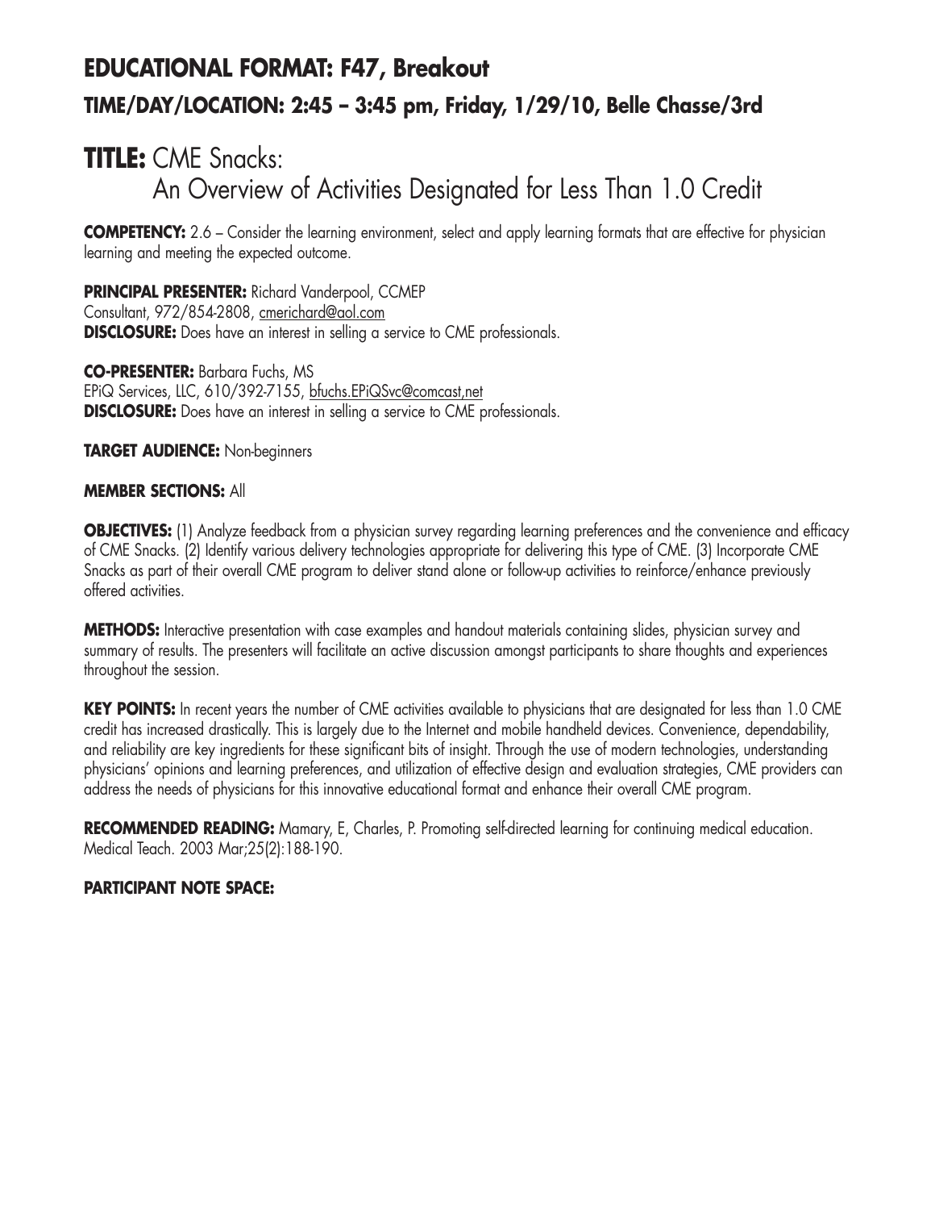## EDUCATIONAL FORMAT: F47, Breakout

### TIME/DAY/LOCATION: 2:45 – 3:45 pm, Friday, 1/29/10, Belle Chasse/3rd

# TITLE: CME Snacks: An Overview of Activities Designated for Less Than 1.0 Credit

**COMPETENCY:** 2.6 – Consider the learning environment, select and apply learning formats that are effective for physician learning and meeting the expected outcome.

**PRINCIPAL PRESENTER:** Richard Vanderpool, CCMEP
Consultant, 972/854-2808, cmerichard@aol.com
**DISCLOSURE:** Does have an interest in selling a service to CME professionals.

**CO-PRESENTER:** Barbara Fuchs, MS
EPiQ Services, LLC, 610/392-7155, bfuchs.EPiQSvc@comcast,net
**DISCLOSURE:** Does have an interest in selling a service to CME professionals.

**TARGET AUDIENCE:** Non-beginners

**MEMBER SECTIONS:** All

**OBJECTIVES:** (1) Analyze feedback from a physician survey regarding learning preferences and the convenience and efficacy of CME Snacks. (2) Identify various delivery technologies appropriate for delivering this type of CME. (3) Incorporate CME Snacks as part of their overall CME program to deliver stand alone or follow-up activities to reinforce/enhance previously offered activities.

**METHODS:** Interactive presentation with case examples and handout materials containing slides, physician survey and summary of results. The presenters will facilitate an active discussion amongst participants to share thoughts and experiences throughout the session.

**KEY POINTS:** In recent years the number of CME activities available to physicians that are designated for less than 1.0 CME credit has increased drastically. This is largely due to the Internet and mobile handheld devices. Convenience, dependability, and reliability are key ingredients for these significant bits of insight. Through the use of modern technologies, understanding physicians' opinions and learning preferences, and utilization of effective design and evaluation strategies, CME providers can address the needs of physicians for this innovative educational format and enhance their overall CME program.

**RECOMMENDED READING:** Mamary, E, Charles, P. Promoting self-directed learning for continuing medical education. Medical Teach. 2003 Mar;25(2):188-190.

**PARTICIPANT NOTE SPACE:**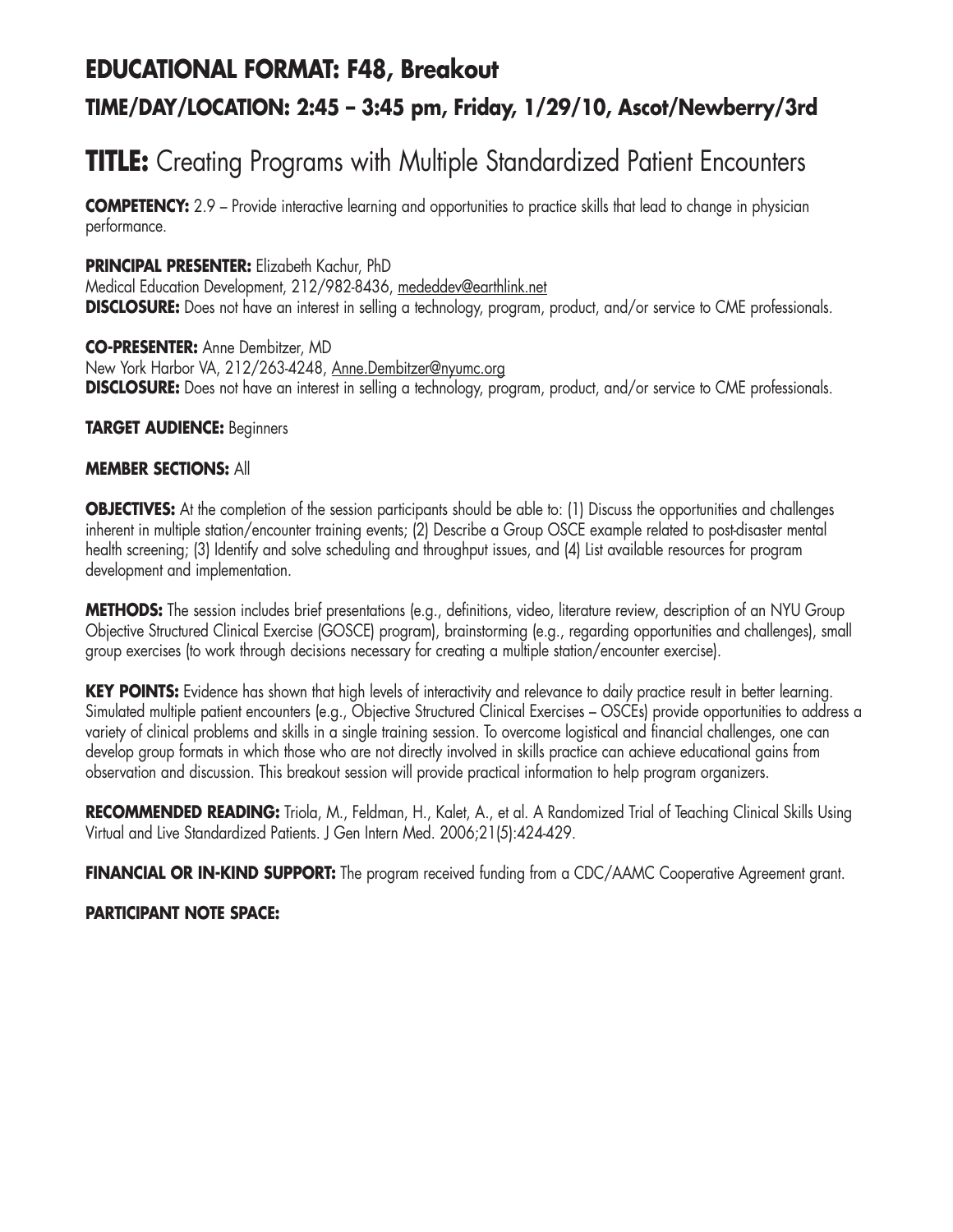## EDUCATIONAL FORMAT: F48, Breakout

### TIME/DAY/LOCATION: 2:45 – 3:45 pm, Friday, 1/29/10, Ascot/Newberry/3rd

# TITLE: Creating Programs with Multiple Standardized Patient Encounters

**COMPETENCY:** 2.9 – Provide interactive learning and opportunities to practice skills that lead to change in physician performance.

**PRINCIPAL PRESENTER:** Elizabeth Kachur, PhD
Medical Education Development, 212/982-8436, mededdev@earthlink.net
**DISCLOSURE:** Does not have an interest in selling a technology, program, product, and/or service to CME professionals.

**CO-PRESENTER:** Anne Dembitzer, MD
New York Harbor VA, 212/263-4248, Anne.Dembitzer@nyumc.org
**DISCLOSURE:** Does not have an interest in selling a technology, program, product, and/or service to CME professionals.

**TARGET AUDIENCE:** Beginners

**MEMBER SECTIONS:** All

**OBJECTIVES:** At the completion of the session participants should be able to: (1) Discuss the opportunities and challenges inherent in multiple station/encounter training events; (2) Describe a Group OSCE example related to post-disaster mental health screening; (3) Identify and solve scheduling and throughput issues, and (4) List available resources for program development and implementation.

**METHODS:** The session includes brief presentations (e.g., definitions, video, literature review, description of an NYU Group Objective Structured Clinical Exercise (GOSCE) program), brainstorming (e.g., regarding opportunities and challenges), small group exercises (to work through decisions necessary for creating a multiple station/encounter exercise).

**KEY POINTS:** Evidence has shown that high levels of interactivity and relevance to daily practice result in better learning. Simulated multiple patient encounters (e.g., Objective Structured Clinical Exercises – OSCEs) provide opportunities to address a variety of clinical problems and skills in a single training session. To overcome logistical and financial challenges, one can develop group formats in which those who are not directly involved in skills practice can achieve educational gains from observation and discussion. This breakout session will provide practical information to help program organizers.

**RECOMMENDED READING:** Triola, M., Feldman, H., Kalet, A., et al. A Randomized Trial of Teaching Clinical Skills Using Virtual and Live Standardized Patients. J Gen Intern Med. 2006;21(5):424-429.

**FINANCIAL OR IN-KIND SUPPORT:** The program received funding from a CDC/AAMC Cooperative Agreement grant.

**PARTICIPANT NOTE SPACE:**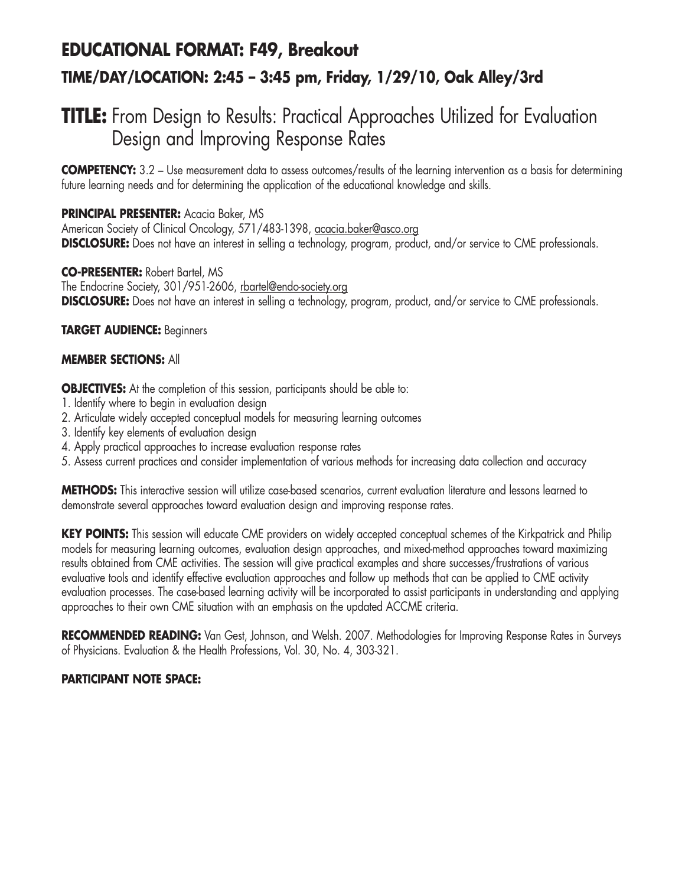## EDUCATIONAL FORMAT: F49, Breakout

### TIME/DAY/LOCATION: 2:45 – 3:45 pm, Friday, 1/29/10, Oak Alley/3rd

# TITLE: From Design to Results: Practical Approaches Utilized for Evaluation Design and Improving Response Rates

**COMPETENCY:** 3.2 – Use measurement data to assess outcomes/results of the learning intervention as a basis for determining future learning needs and for determining the application of the educational knowledge and skills.

**PRINCIPAL PRESENTER:** Acacia Baker, MS
American Society of Clinical Oncology, 571/483-1398, acacia.baker@asco.org
**DISCLOSURE:** Does not have an interest in selling a technology, program, product, and/or service to CME professionals.

**CO-PRESENTER:** Robert Bartel, MS
The Endocrine Society, 301/951-2606, rbartel@endo-society.org
**DISCLOSURE:** Does not have an interest in selling a technology, program, product, and/or service to CME professionals.

**TARGET AUDIENCE:** Beginners

**MEMBER SECTIONS:** All

**OBJECTIVES:** At the completion of this session, participants should be able to:
1. Identify where to begin in evaluation design
2. Articulate widely accepted conceptual models for measuring learning outcomes
3. Identify key elements of evaluation design
4. Apply practical approaches to increase evaluation response rates
5. Assess current practices and consider implementation of various methods for increasing data collection and accuracy

**METHODS:** This interactive session will utilize case-based scenarios, current evaluation literature and lessons learned to demonstrate several approaches toward evaluation design and improving response rates.

**KEY POINTS:** This session will educate CME providers on widely accepted conceptual schemes of the Kirkpatrick and Philip models for measuring learning outcomes, evaluation design approaches, and mixed-method approaches toward maximizing results obtained from CME activities. The session will give practical examples and share successes/frustrations of various evaluative tools and identify effective evaluation approaches and follow up methods that can be applied to CME activity evaluation processes. The case-based learning activity will be incorporated to assist participants in understanding and applying approaches to their own CME situation with an emphasis on the updated ACCME criteria.

**RECOMMENDED READING:** Van Gest, Johnson, and Welsh. 2007. Methodologies for Improving Response Rates in Surveys of Physicians. Evaluation & the Health Professions, Vol. 30, No. 4, 303-321.

**PARTICIPANT NOTE SPACE:**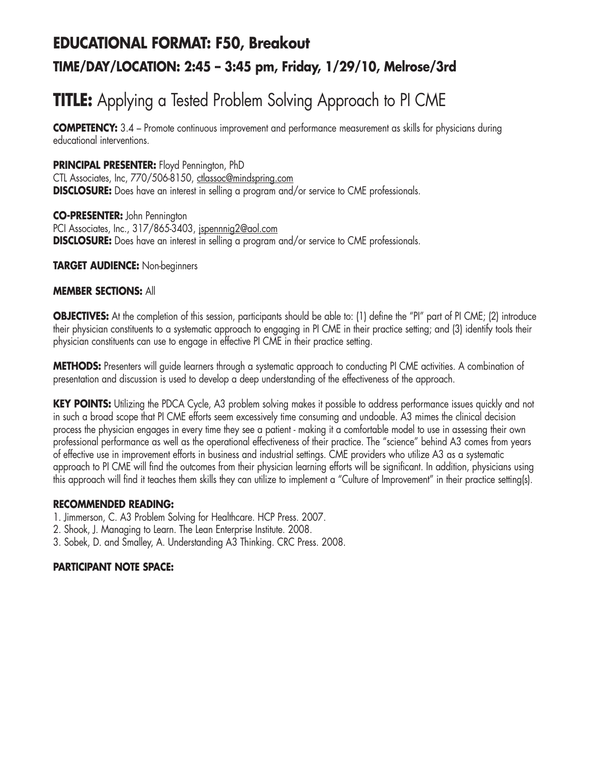## EDUCATIONAL FORMAT: F50, Breakout

### TIME/DAY/LOCATION: 2:45 – 3:45 pm, Friday, 1/29/10, Melrose/3rd

# TITLE: Applying a Tested Problem Solving Approach to PI CME

**COMPETENCY:** 3.4 – Promote continuous improvement and performance measurement as skills for physicians during educational interventions.

**PRINCIPAL PRESENTER:** Floyd Pennington, PhD
CTL Associates, Inc, 770/506-8150, ctlassoc@mindspring.com
**DISCLOSURE:** Does have an interest in selling a program and/or service to CME professionals.

**CO-PRESENTER:** John Pennington
PCI Associates, Inc., 317/865-3403, jspennnig2@aol.com
**DISCLOSURE:** Does have an interest in selling a program and/or service to CME professionals.

**TARGET AUDIENCE:** Non-beginners

**MEMBER SECTIONS:** All

**OBJECTIVES:** At the completion of this session, participants should be able to: (1) define the "PI" part of PI CME; (2) introduce their physician constituents to a systematic approach to engaging in PI CME in their practice setting; and (3) identify tools their physician constituents can use to engage in effective PI CME in their practice setting.

**METHODS:** Presenters will guide learners through a systematic approach to conducting PI CME activities. A combination of presentation and discussion is used to develop a deep understanding of the effectiveness of the approach.

**KEY POINTS:** Utilizing the PDCA Cycle, A3 problem solving makes it possible to address performance issues quickly and not in such a broad scope that PI CME efforts seem excessively time consuming and undoable. A3 mimes the clinical decision process the physician engages in every time they see a patient - making it a comfortable model to use in assessing their own professional performance as well as the operational effectiveness of their practice. The "science" behind A3 comes from years of effective use in improvement efforts in business and industrial settings. CME providers who utilize A3 as a systematic approach to PI CME will find the outcomes from their physician learning efforts will be significant. In addition, physicians using this approach will find it teaches them skills they can utilize to implement a "Culture of Improvement" in their practice setting(s).

**RECOMMENDED READING:**

1. Jimmerson, C. A3 Problem Solving for Healthcare. HCP Press. 2007.
2. Shook, J. Managing to Learn. The Lean Enterprise Institute. 2008.
3. Sobek, D. and Smalley, A. Understanding A3 Thinking. CRC Press. 2008.

**PARTICIPANT NOTE SPACE:**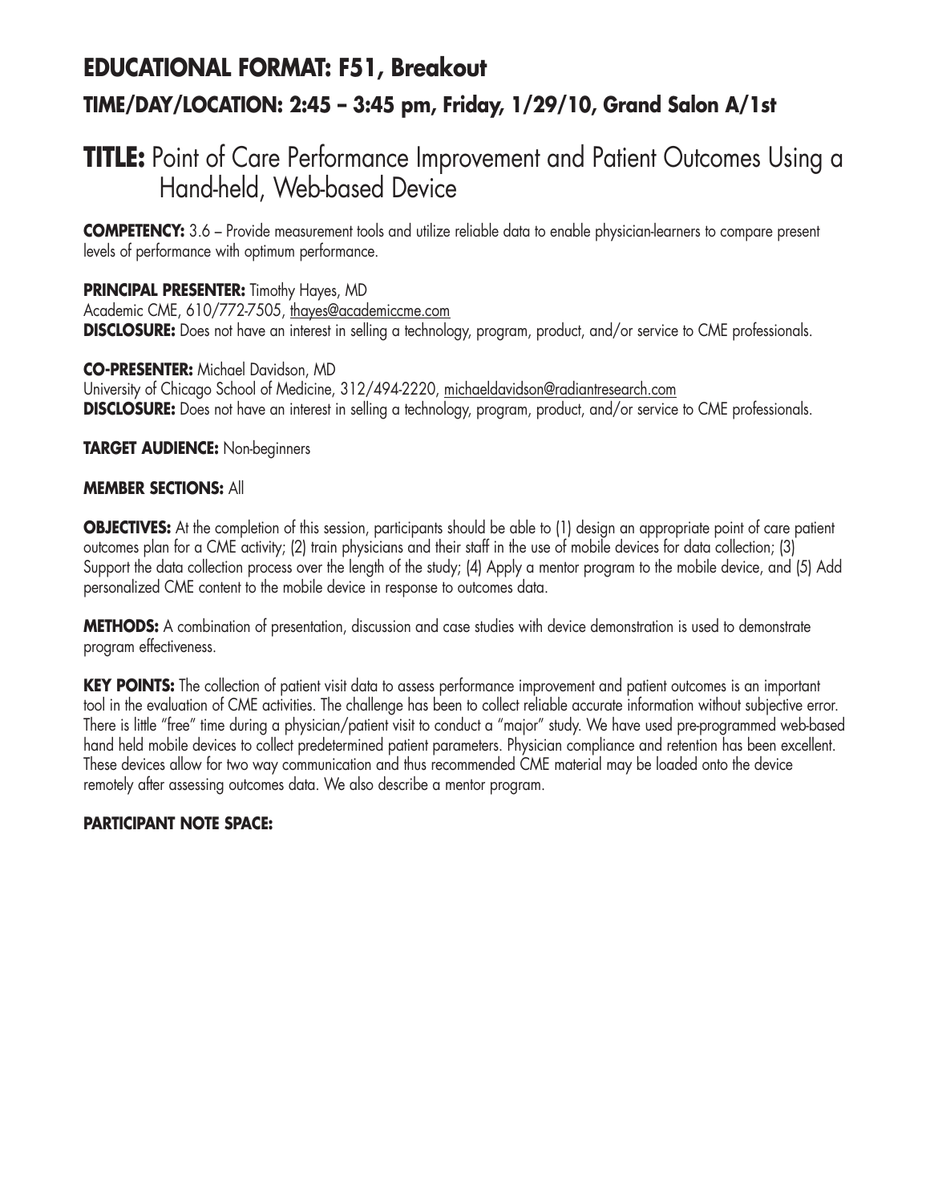## EDUCATIONAL FORMAT: F51, Breakout

### TIME/DAY/LOCATION: 2:45 – 3:45 pm, Friday, 1/29/10, Grand Salon A/1st

# TITLE: Point of Care Performance Improvement and Patient Outcomes Using a Hand-held, Web-based Device

**COMPETENCY:** 3.6 – Provide measurement tools and utilize reliable data to enable physician-learners to compare present levels of performance with optimum performance.

**PRINCIPAL PRESENTER:** Timothy Hayes, MD
Academic CME, 610/772-7505, thayes@academiccme.com
**DISCLOSURE:** Does not have an interest in selling a technology, program, product, and/or service to CME professionals.

**CO-PRESENTER:** Michael Davidson, MD
University of Chicago School of Medicine, 312/494-2220, michaeldavidson@radiantresearch.com
**DISCLOSURE:** Does not have an interest in selling a technology, program, product, and/or service to CME professionals.

**TARGET AUDIENCE:** Non-beginners

**MEMBER SECTIONS:** All

**OBJECTIVES:** At the completion of this session, participants should be able to (1) design an appropriate point of care patient outcomes plan for a CME activity; (2) train physicians and their staff in the use of mobile devices for data collection; (3) Support the data collection process over the length of the study; (4) Apply a mentor program to the mobile device, and (5) Add personalized CME content to the mobile device in response to outcomes data.

**METHODS:** A combination of presentation, discussion and case studies with device demonstration is used to demonstrate program effectiveness.

**KEY POINTS:** The collection of patient visit data to assess performance improvement and patient outcomes is an important tool in the evaluation of CME activities. The challenge has been to collect reliable accurate information without subjective error. There is little "free" time during a physician/patient visit to conduct a "major" study. We have used pre-programmed web-based hand held mobile devices to collect predetermined patient parameters. Physician compliance and retention has been excellent. These devices allow for two way communication and thus recommended CME material may be loaded onto the device remotely after assessing outcomes data. We also describe a mentor program.

**PARTICIPANT NOTE SPACE:**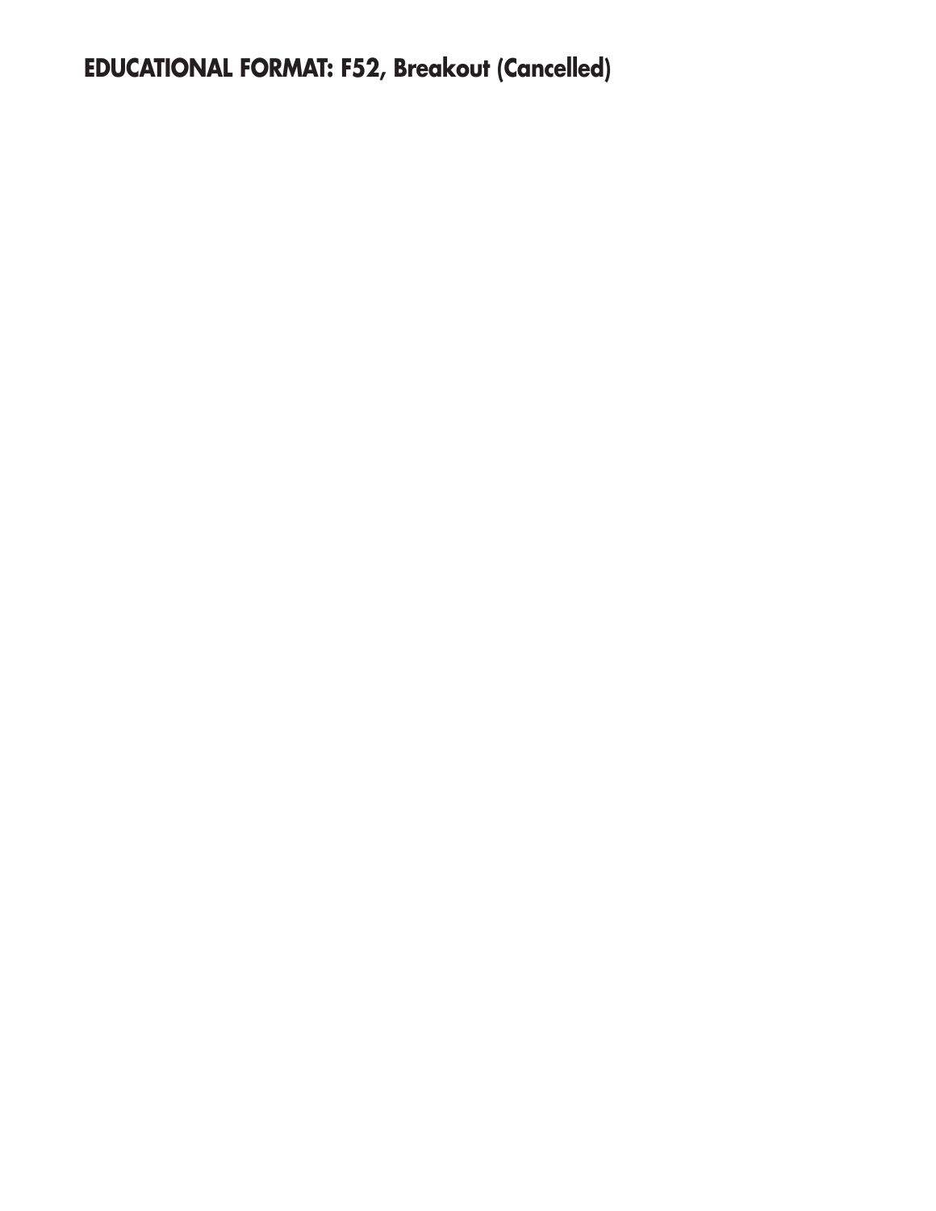**EDUCATIONAL FORMAT: F52, Breakout (Cancelled)**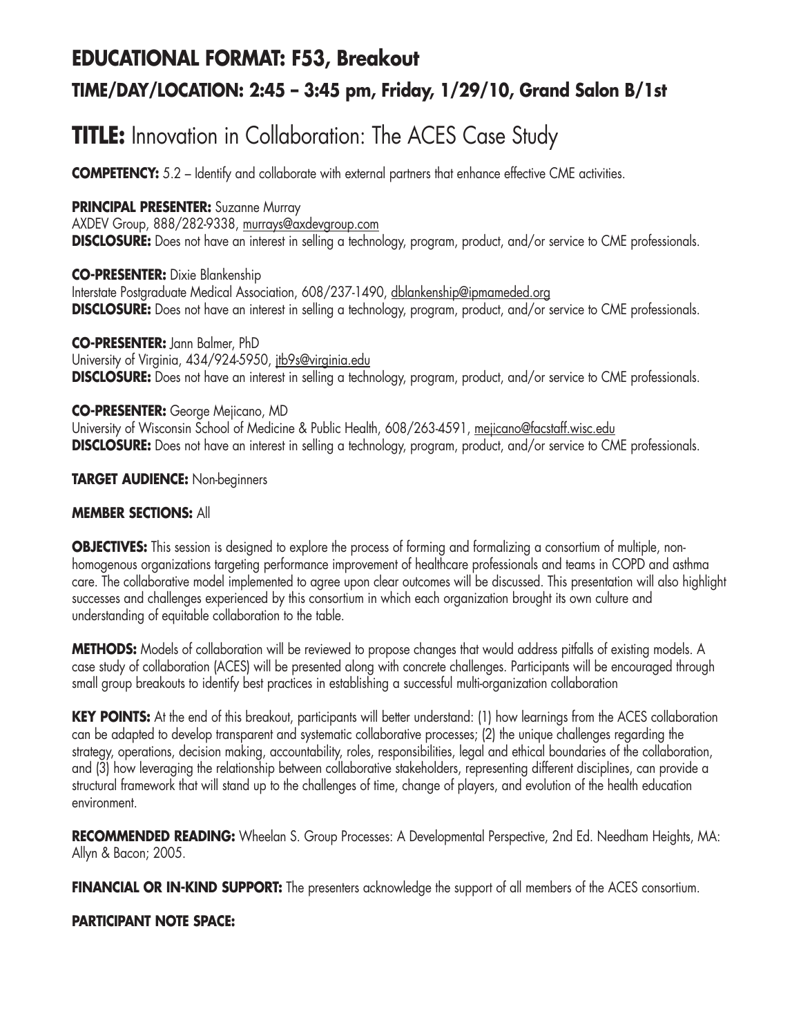## EDUCATIONAL FORMAT: F53, Breakout

### TIME/DAY/LOCATION: 2:45 – 3:45 pm, Friday, 1/29/10, Grand Salon B/1st

# TITLE: Innovation in Collaboration: The ACES Case Study

**COMPETENCY:** 5.2 – Identify and collaborate with external partners that enhance effective CME activities.

**PRINCIPAL PRESENTER:** Suzanne Murray
AXDEV Group, 888/282-9338, murrays@axdevgroup.com
**DISCLOSURE:** Does not have an interest in selling a technology, program, product, and/or service to CME professionals.

**CO-PRESENTER:** Dixie Blankenship
Interstate Postgraduate Medical Association, 608/237-1490, dblankenship@ipmameded.org
**DISCLOSURE:** Does not have an interest in selling a technology, program, product, and/or service to CME professionals.

**CO-PRESENTER:** Jann Balmer, PhD
University of Virginia, 434/924-5950, jtb9s@virginia.edu
**DISCLOSURE:** Does not have an interest in selling a technology, program, product, and/or service to CME professionals.

**CO-PRESENTER:** George Mejicano, MD
University of Wisconsin School of Medicine & Public Health, 608/263-4591, mejicano@facstaff.wisc.edu
**DISCLOSURE:** Does not have an interest in selling a technology, program, product, and/or service to CME professionals.

**TARGET AUDIENCE:** Non-beginners

**MEMBER SECTIONS:** All

**OBJECTIVES:** This session is designed to explore the process of forming and formalizing a consortium of multiple, non-homogenous organizations targeting performance improvement of healthcare professionals and teams in COPD and asthma care. The collaborative model implemented to agree upon clear outcomes will be discussed. This presentation will also highlight successes and challenges experienced by this consortium in which each organization brought its own culture and understanding of equitable collaboration to the table.

**METHODS:** Models of collaboration will be reviewed to propose changes that would address pitfalls of existing models. A case study of collaboration (ACES) will be presented along with concrete challenges. Participants will be encouraged through small group breakouts to identify best practices in establishing a successful multi-organization collaboration

**KEY POINTS:** At the end of this breakout, participants will better understand: (1) how learnings from the ACES collaboration can be adapted to develop transparent and systematic collaborative processes; (2) the unique challenges regarding the strategy, operations, decision making, accountability, roles, responsibilities, legal and ethical boundaries of the collaboration, and (3) how leveraging the relationship between collaborative stakeholders, representing different disciplines, can provide a structural framework that will stand up to the challenges of time, change of players, and evolution of the health education environment.

**RECOMMENDED READING:** Wheelan S. Group Processes: A Developmental Perspective, 2nd Ed. Needham Heights, MA: Allyn & Bacon; 2005.

**FINANCIAL OR IN-KIND SUPPORT:** The presenters acknowledge the support of all members of the ACES consortium.

**PARTICIPANT NOTE SPACE:**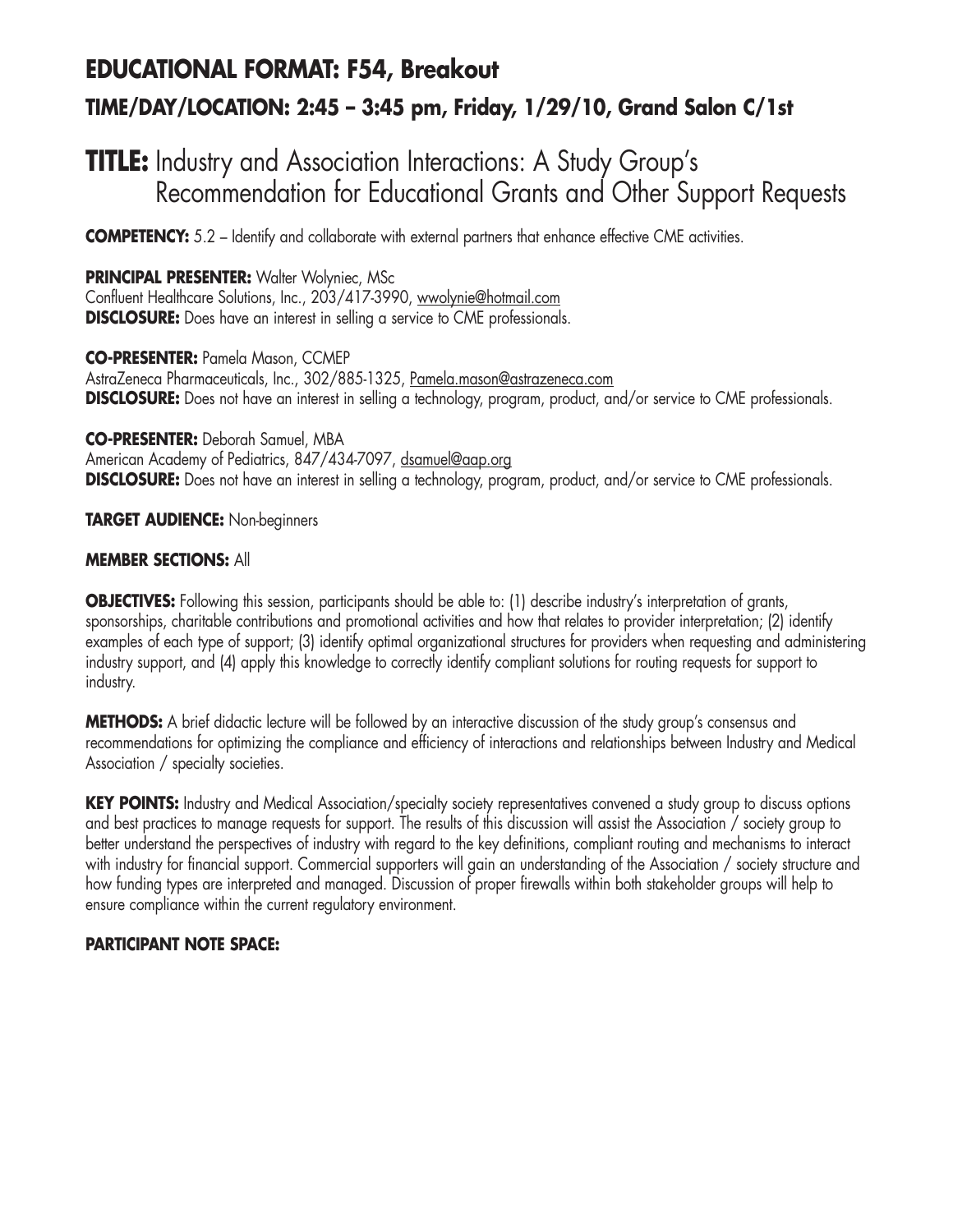# EDUCATIONAL FORMAT: F54, Breakout

## TIME/DAY/LOCATION: 2:45 – 3:45 pm, Friday, 1/29/10, Grand Salon C/1st

# TITLE: Industry and Association Interactions: A Study Group's Recommendation for Educational Grants and Other Support Requests

**COMPETENCY:** 5.2 – Identify and collaborate with external partners that enhance effective CME activities.

**PRINCIPAL PRESENTER:** Walter Wolyniec, MSc
Confluent Healthcare Solutions, Inc., 203/417-3990, wwolynie@hotmail.com
**DISCLOSURE:** Does have an interest in selling a service to CME professionals.

**CO-PRESENTER:** Pamela Mason, CCMEP
AstraZeneca Pharmaceuticals, Inc., 302/885-1325, Pamela.mason@astrazeneca.com
**DISCLOSURE:** Does not have an interest in selling a technology, program, product, and/or service to CME professionals.

**CO-PRESENTER:** Deborah Samuel, MBA
American Academy of Pediatrics, 847/434-7097, dsamuel@aap.org
**DISCLOSURE:** Does not have an interest in selling a technology, program, product, and/or service to CME professionals.

**TARGET AUDIENCE:** Non-beginners

**MEMBER SECTIONS:** All

**OBJECTIVES:** Following this session, participants should be able to: (1) describe industry's interpretation of grants, sponsorships, charitable contributions and promotional activities and how that relates to provider interpretation; (2) identify examples of each type of support; (3) identify optimal organizational structures for providers when requesting and administering industry support, and (4) apply this knowledge to correctly identify compliant solutions for routing requests for support to industry.

**METHODS:** A brief didactic lecture will be followed by an interactive discussion of the study group's consensus and recommendations for optimizing the compliance and efficiency of interactions and relationships between Industry and Medical Association / specialty societies.

**KEY POINTS:** Industry and Medical Association/specialty society representatives convened a study group to discuss options and best practices to manage requests for support. The results of this discussion will assist the Association / society group to better understand the perspectives of industry with regard to the key definitions, compliant routing and mechanisms to interact with industry for financial support. Commercial supporters will gain an understanding of the Association / society structure and how funding types are interpreted and managed. Discussion of proper firewalls within both stakeholder groups will help to ensure compliance within the current regulatory environment.

**PARTICIPANT NOTE SPACE:**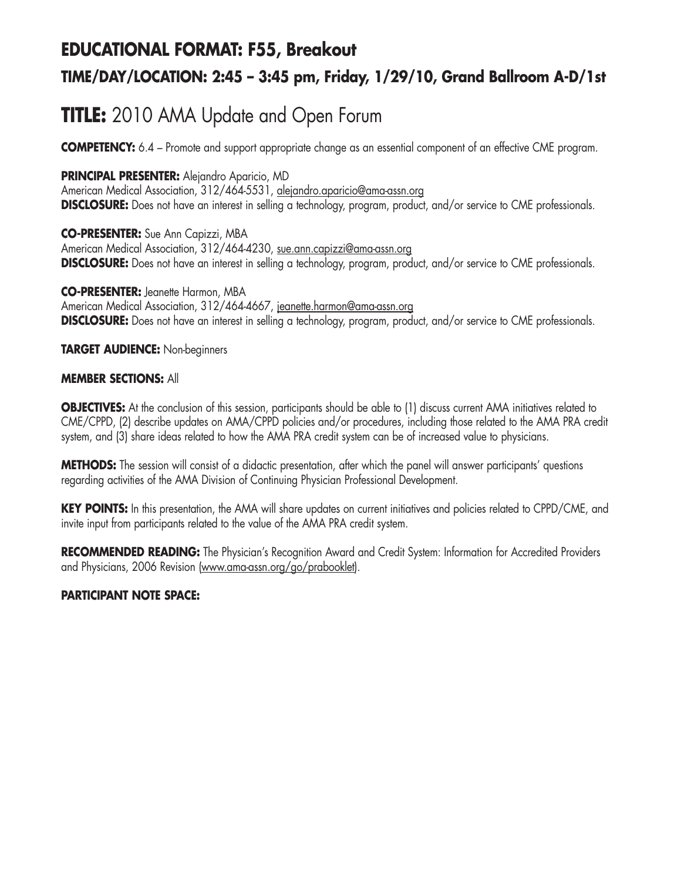## EDUCATIONAL FORMAT: F55, Breakout

### TIME/DAY/LOCATION: 2:45 – 3:45 pm, Friday, 1/29/10, Grand Ballroom A-D/1st

# TITLE: 2010 AMA Update and Open Forum

**COMPETENCY:** 6.4 – Promote and support appropriate change as an essential component of an effective CME program.

**PRINCIPAL PRESENTER:** Alejandro Aparicio, MD
American Medical Association, 312/464-5531, alejandro.aparicio@ama-assn.org
**DISCLOSURE:** Does not have an interest in selling a technology, program, product, and/or service to CME professionals.

**CO-PRESENTER:** Sue Ann Capizzi, MBA
American Medical Association, 312/464-4230, sue.ann.capizzi@ama-assn.org
**DISCLOSURE:** Does not have an interest in selling a technology, program, product, and/or service to CME professionals.

**CO-PRESENTER:** Jeanette Harmon, MBA
American Medical Association, 312/464-4667, jeanette.harmon@ama-assn.org
**DISCLOSURE:** Does not have an interest in selling a technology, program, product, and/or service to CME professionals.

**TARGET AUDIENCE:** Non-beginners

**MEMBER SECTIONS:** All

**OBJECTIVES:** At the conclusion of this session, participants should be able to (1) discuss current AMA initiatives related to CME/CPPD, (2) describe updates on AMA/CPPD policies and/or procedures, including those related to the AMA PRA credit system, and (3) share ideas related to how the AMA PRA credit system can be of increased value to physicians.

**METHODS:** The session will consist of a didactic presentation, after which the panel will answer participants' questions regarding activities of the AMA Division of Continuing Physician Professional Development.

**KEY POINTS:** In this presentation, the AMA will share updates on current initiatives and policies related to CPPD/CME, and invite input from participants related to the value of the AMA PRA credit system.

**RECOMMENDED READING:** The Physician's Recognition Award and Credit System: Information for Accredited Providers and Physicians, 2006 Revision (www.ama-assn.org/go/prabooklet).

**PARTICIPANT NOTE SPACE:**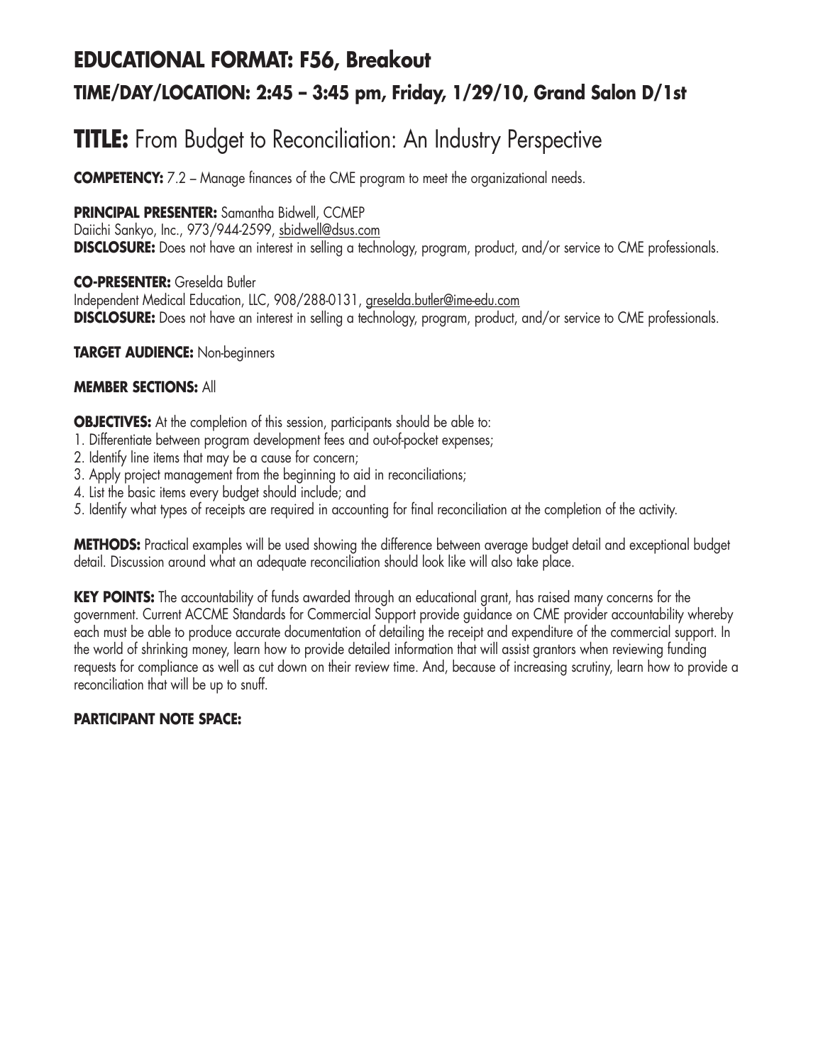## EDUCATIONAL FORMAT: F56, Breakout

### TIME/DAY/LOCATION: 2:45 – 3:45 pm, Friday, 1/29/10, Grand Salon D/1st

# TITLE: From Budget to Reconciliation: An Industry Perspective

**COMPETENCY:** 7.2 – Manage finances of the CME program to meet the organizational needs.

**PRINCIPAL PRESENTER:** Samantha Bidwell, CCMEP
Daiichi Sankyo, Inc., 973/944-2599, sbidwell@dsus.com
**DISCLOSURE:** Does not have an interest in selling a technology, program, product, and/or service to CME professionals.

**CO-PRESENTER:** Greselda Butler
Independent Medical Education, LLC, 908/288-0131, greselda.butler@ime-edu.com
**DISCLOSURE:** Does not have an interest in selling a technology, program, product, and/or service to CME professionals.

**TARGET AUDIENCE:** Non-beginners

**MEMBER SECTIONS:** All

**OBJECTIVES:** At the completion of this session, participants should be able to:
1. Differentiate between program development fees and out-of-pocket expenses;
2. Identify line items that may be a cause for concern;
3. Apply project management from the beginning to aid in reconciliations;
4. List the basic items every budget should include; and
5. Identify what types of receipts are required in accounting for final reconciliation at the completion of the activity.

**METHODS:** Practical examples will be used showing the difference between average budget detail and exceptional budget detail. Discussion around what an adequate reconciliation should look like will also take place.

**KEY POINTS:** The accountability of funds awarded through an educational grant, has raised many concerns for the government. Current ACCME Standards for Commercial Support provide guidance on CME provider accountability whereby each must be able to produce accurate documentation of detailing the receipt and expenditure of the commercial support. In the world of shrinking money, learn how to provide detailed information that will assist grantors when reviewing funding requests for compliance as well as cut down on their review time. And, because of increasing scrutiny, learn how to provide a reconciliation that will be up to snuff.

**PARTICIPANT NOTE SPACE:**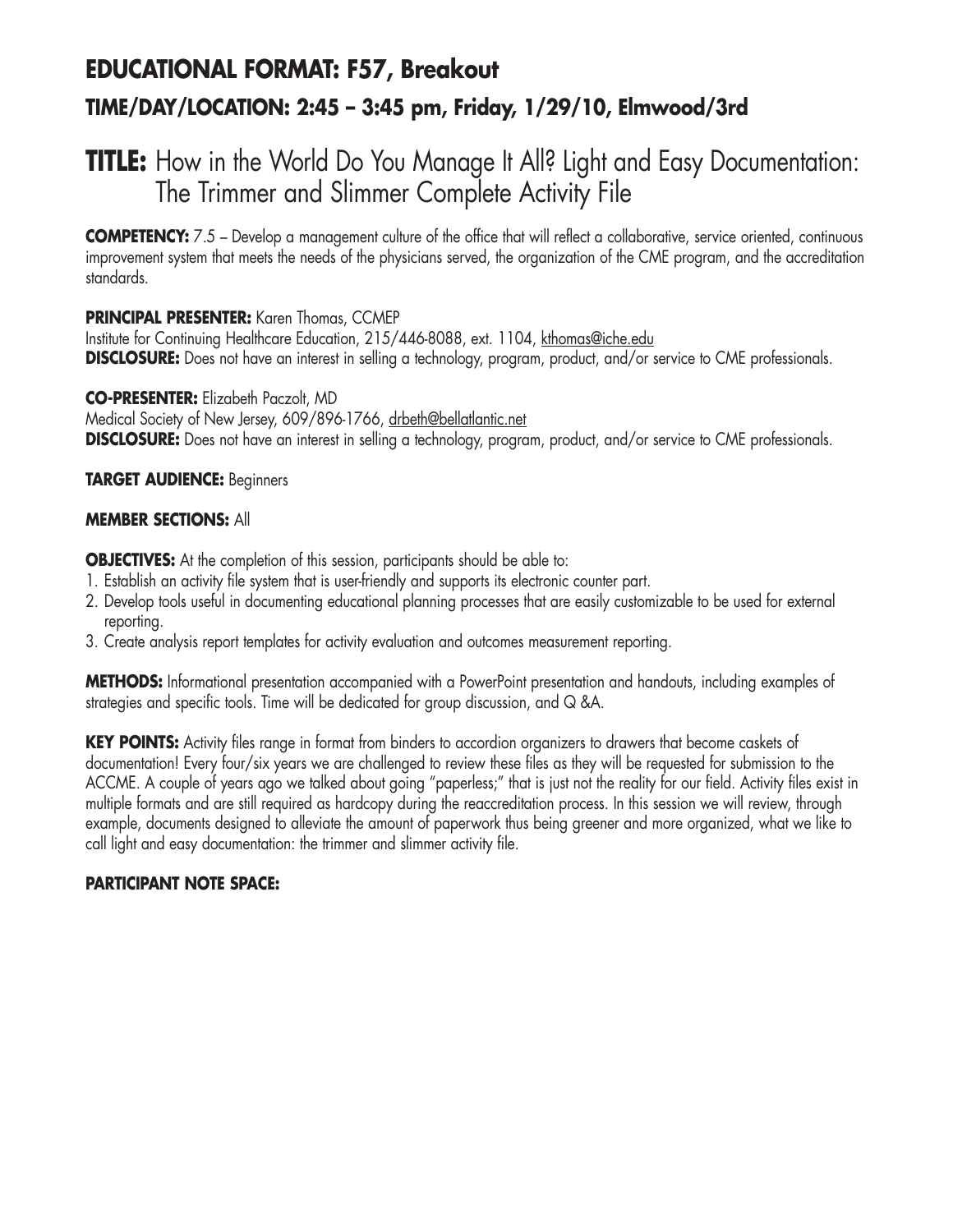## EDUCATIONAL FORMAT: F57, Breakout

### TIME/DAY/LOCATION: 2:45 – 3:45 pm, Friday, 1/29/10, Elmwood/3rd

## TITLE: How in the World Do You Manage It All? Light and Easy Documentation: The Trimmer and Slimmer Complete Activity File

**COMPETENCY:** 7.5 – Develop a management culture of the office that will reflect a collaborative, service oriented, continuous improvement system that meets the needs of the physicians served, the organization of the CME program, and the accreditation standards.

**PRINCIPAL PRESENTER:** Karen Thomas, CCMEP
Institute for Continuing Healthcare Education, 215/446-8088, ext. 1104, kthomas@iche.edu
**DISCLOSURE:** Does not have an interest in selling a technology, program, product, and/or service to CME professionals.

**CO-PRESENTER:** Elizabeth Paczolt, MD
Medical Society of New Jersey, 609/896-1766, drbeth@bellatlantic.net
**DISCLOSURE:** Does not have an interest in selling a technology, program, product, and/or service to CME professionals.

**TARGET AUDIENCE:** Beginners

**MEMBER SECTIONS:** All

**OBJECTIVES:** At the completion of this session, participants should be able to:

1. Establish an activity file system that is user-friendly and supports its electronic counter part.
2. Develop tools useful in documenting educational planning processes that are easily customizable to be used for external reporting.
3. Create analysis report templates for activity evaluation and outcomes measurement reporting.

**METHODS:** Informational presentation accompanied with a PowerPoint presentation and handouts, including examples of strategies and specific tools. Time will be dedicated for group discussion, and Q &A.

**KEY POINTS:** Activity files range in format from binders to accordion organizers to drawers that become caskets of documentation! Every four/six years we are challenged to review these files as they will be requested for submission to the ACCME. A couple of years ago we talked about going "paperless;" that is just not the reality for our field. Activity files exist in multiple formats and are still required as hardcopy during the reaccreditation process. In this session we will review, through example, documents designed to alleviate the amount of paperwork thus being greener and more organized, what we like to call light and easy documentation: the trimmer and slimmer activity file.

**PARTICIPANT NOTE SPACE:**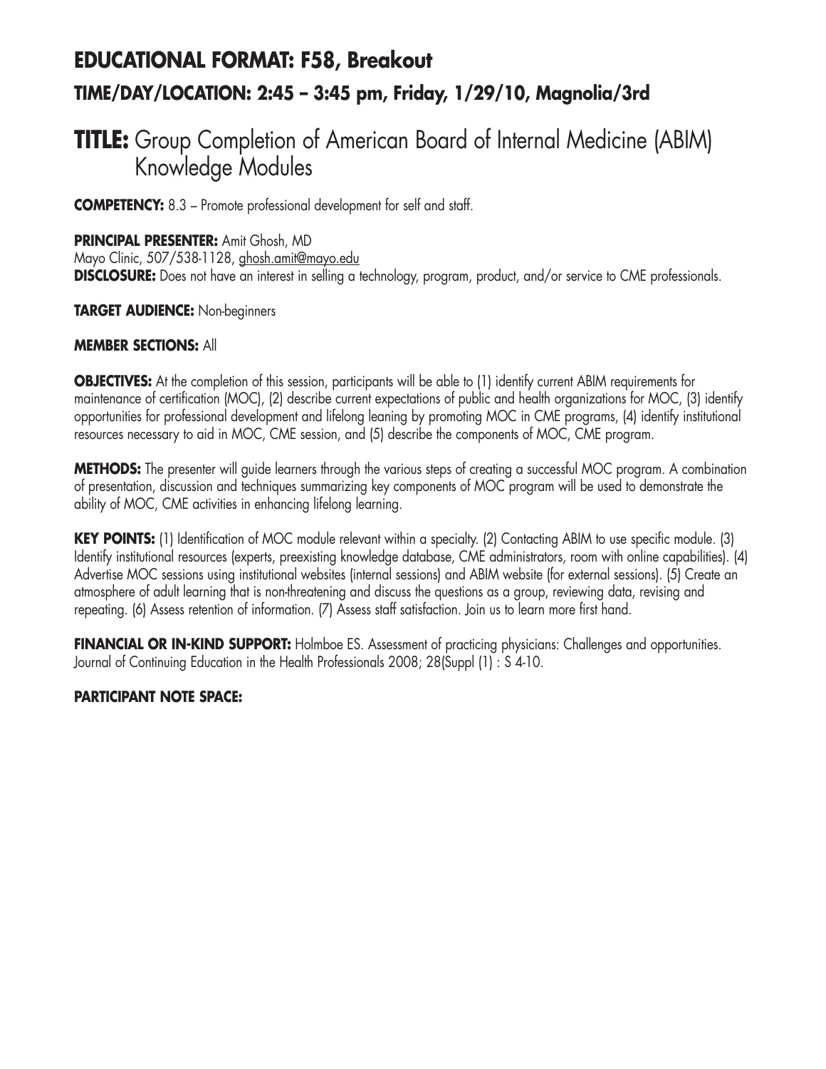## EDUCATIONAL FORMAT: F58, Breakout

### TIME/DAY/LOCATION: 2:45 – 3:45 pm, Friday, 1/29/10, Magnolia/3rd

# TITLE: Group Completion of American Board of Internal Medicine (ABIM) Knowledge Modules

**COMPETENCY:** 8.3 – Promote professional development for self and staff.

**PRINCIPAL PRESENTER:** Amit Ghosh, MD
Mayo Clinic, 507/538-1128, ghosh.amit@mayo.edu
**DISCLOSURE:** Does not have an interest in selling a technology, program, product, and/or service to CME professionals.

**TARGET AUDIENCE:** Non-beginners

**MEMBER SECTIONS:** All

**OBJECTIVES:** At the completion of this session, participants will be able to (1) identify current ABIM requirements for maintenance of certification (MOC), (2) describe current expectations of public and health organizations for MOC, (3) identify opportunities for professional development and lifelong leaning by promoting MOC in CME programs, (4) identify institutional resources necessary to aid in MOC, CME session, and (5) describe the components of MOC, CME program.

**METHODS:** The presenter will guide learners through the various steps of creating a successful MOC program. A combination of presentation, discussion and techniques summarizing key components of MOC program will be used to demonstrate the ability of MOC, CME activities in enhancing lifelong learning.

**KEY POINTS:** (1) Identification of MOC module relevant within a specialty. (2) Contacting ABIM to use specific module. (3) Identify institutional resources (experts, preexisting knowledge database, CME administrators, room with online capabilities). (4) Advertise MOC sessions using institutional websites (internal sessions) and ABIM website (for external sessions). (5) Create an atmosphere of adult learning that is non-threatening and discuss the questions as a group, reviewing data, revising and repeating. (6) Assess retention of information. (7) Assess staff satisfaction. Join us to learn more first hand.

**FINANCIAL OR IN-KIND SUPPORT:** Holmboe ES. Assessment of practicing physicians: Challenges and opportunities. Journal of Continuing Education in the Health Professionals 2008; 28(Suppl (1) : S 4-10.

**PARTICIPANT NOTE SPACE:**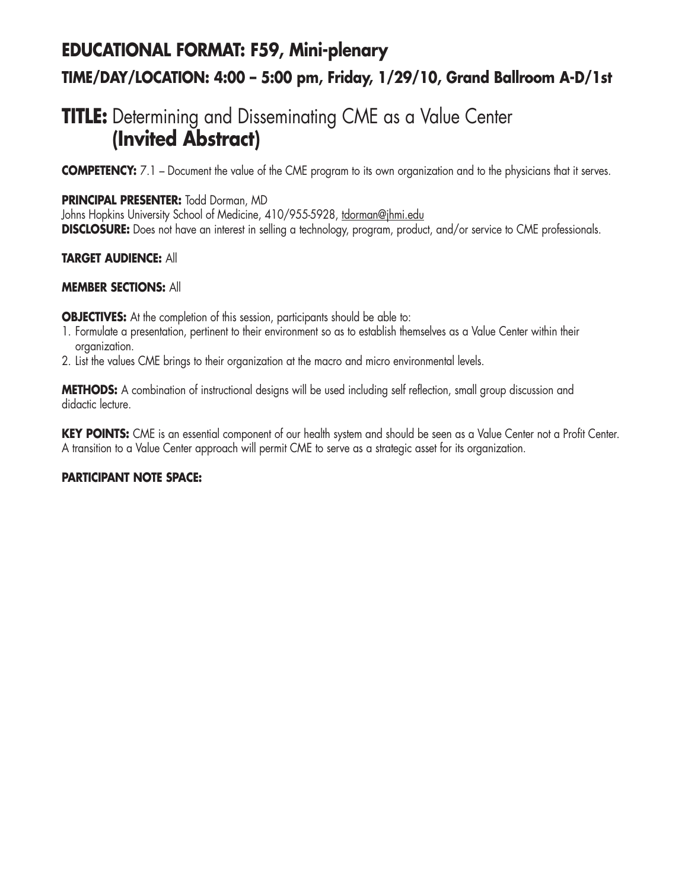# EDUCATIONAL FORMAT: F59, Mini-plenary

## TIME/DAY/LOCATION: 4:00 – 5:00 pm, Friday, 1/29/10, Grand Ballroom A-D/1st

# TITLE: Determining and Disseminating CME as a Value Center **(Invited Abstract)**

**COMPETENCY:** 7.1 – Document the value of the CME program to its own organization and to the physicians that it serves.

**PRINCIPAL PRESENTER:** Todd Dorman, MD
Johns Hopkins University School of Medicine, 410/955-5928, tdorman@jhmi.edu
**DISCLOSURE:** Does not have an interest in selling a technology, program, product, and/or service to CME professionals.

**TARGET AUDIENCE:** All

**MEMBER SECTIONS:** All

**OBJECTIVES:** At the completion of this session, participants should be able to:

1. Formulate a presentation, pertinent to their environment so as to establish themselves as a Value Center within their organization.
2. List the values CME brings to their organization at the macro and micro environmental levels.

**METHODS:** A combination of instructional designs will be used including self reflection, small group discussion and didactic lecture.

**KEY POINTS:** CME is an essential component of our health system and should be seen as a Value Center not a Profit Center. A transition to a Value Center approach will permit CME to serve as a strategic asset for its organization.

**PARTICIPANT NOTE SPACE:**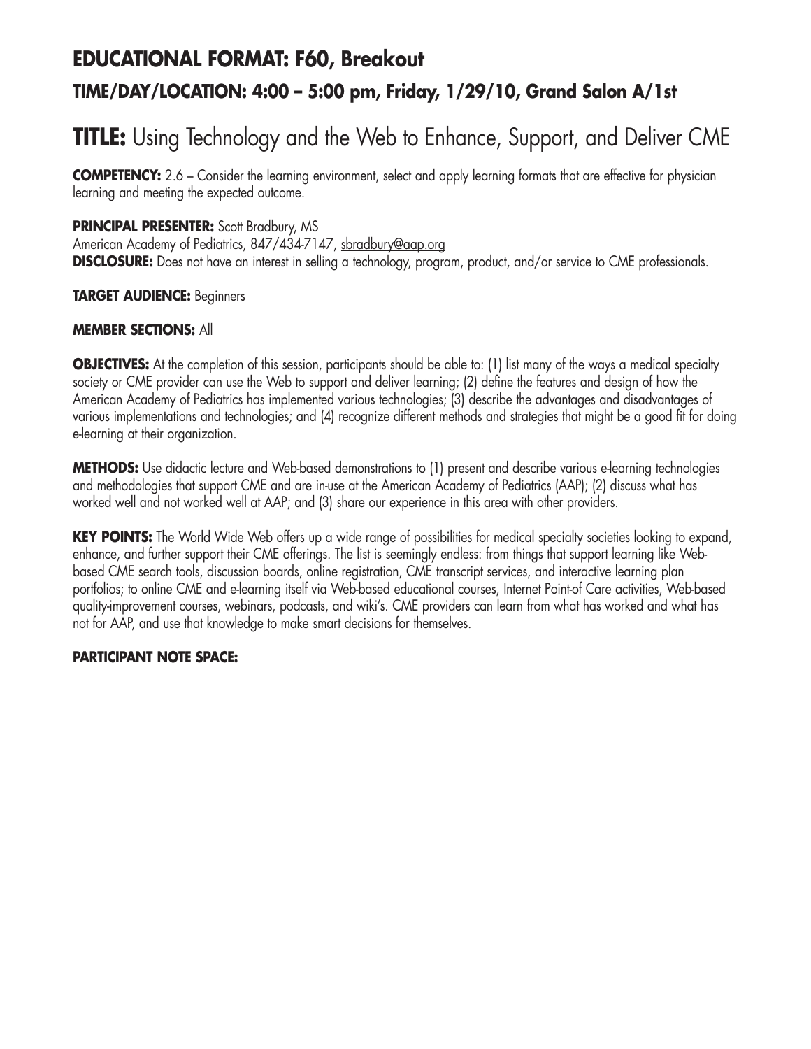## EDUCATIONAL FORMAT: F60, Breakout

### TIME/DAY/LOCATION: 4:00 – 5:00 pm, Friday, 1/29/10, Grand Salon A/1st

# TITLE: Using Technology and the Web to Enhance, Support, and Deliver CME

**COMPETENCY:** 2.6 – Consider the learning environment, select and apply learning formats that are effective for physician learning and meeting the expected outcome.

**PRINCIPAL PRESENTER:** Scott Bradbury, MS
American Academy of Pediatrics, 847/434-7147, sbradbury@aap.org
**DISCLOSURE:** Does not have an interest in selling a technology, program, product, and/or service to CME professionals.

**TARGET AUDIENCE:** Beginners

**MEMBER SECTIONS:** All

**OBJECTIVES:** At the completion of this session, participants should be able to: (1) list many of the ways a medical specialty society or CME provider can use the Web to support and deliver learning; (2) define the features and design of how the American Academy of Pediatrics has implemented various technologies; (3) describe the advantages and disadvantages of various implementations and technologies; and (4) recognize different methods and strategies that might be a good fit for doing e-learning at their organization.

**METHODS:** Use didactic lecture and Web-based demonstrations to (1) present and describe various e-learning technologies and methodologies that support CME and are in-use at the American Academy of Pediatrics (AAP); (2) discuss what has worked well and not worked well at AAP; and (3) share our experience in this area with other providers.

**KEY POINTS:** The World Wide Web offers up a wide range of possibilities for medical specialty societies looking to expand, enhance, and further support their CME offerings. The list is seemingly endless: from things that support learning like Web-based CME search tools, discussion boards, online registration, CME transcript services, and interactive learning plan portfolios; to online CME and e-learning itself via Web-based educational courses, Internet Point-of Care activities, Web-based quality-improvement courses, webinars, podcasts, and wiki's. CME providers can learn from what has worked and what has not for AAP, and use that knowledge to make smart decisions for themselves.

**PARTICIPANT NOTE SPACE:**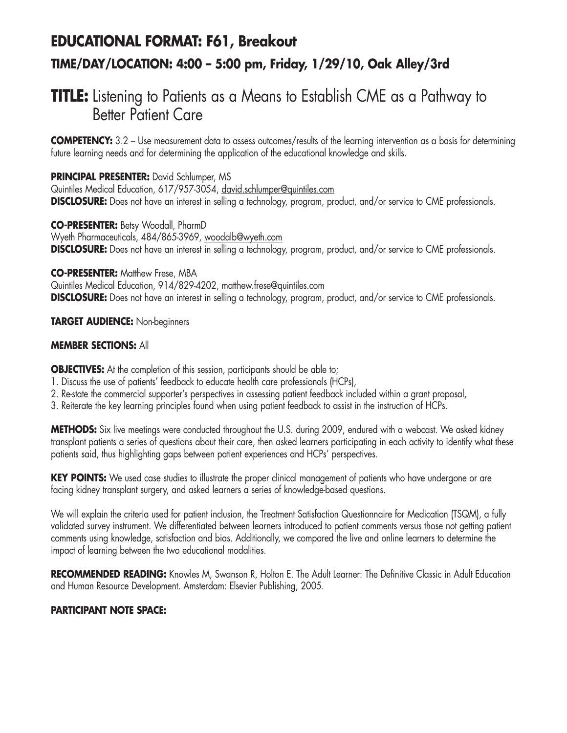## EDUCATIONAL FORMAT: F61, Breakout

### TIME/DAY/LOCATION: 4:00 – 5:00 pm, Friday, 1/29/10, Oak Alley/3rd

# TITLE: Listening to Patients as a Means to Establish CME as a Pathway to Better Patient Care

**COMPETENCY:** 3.2 – Use measurement data to assess outcomes/results of the learning intervention as a basis for determining future learning needs and for determining the application of the educational knowledge and skills.

**PRINCIPAL PRESENTER:** David Schlumper, MS
Quintiles Medical Education, 617/957-3054, david.schlumper@quintiles.com
**DISCLOSURE:** Does not have an interest in selling a technology, program, product, and/or service to CME professionals.

**CO-PRESENTER:** Betsy Woodall, PharmD
Wyeth Pharmaceuticals, 484/865-3969, woodalb@wyeth.com
**DISCLOSURE:** Does not have an interest in selling a technology, program, product, and/or service to CME professionals.

**CO-PRESENTER:** Matthew Frese, MBA
Quintiles Medical Education, 914/829-4202, matthew.frese@quintiles.com
**DISCLOSURE:** Does not have an interest in selling a technology, program, product, and/or service to CME professionals.

**TARGET AUDIENCE:** Non-beginners

**MEMBER SECTIONS:** All

**OBJECTIVES:** At the completion of this session, participants should be able to;

1. Discuss the use of patients' feedback to educate health care professionals (HCPs),
2. Re-state the commercial supporter's perspectives in assessing patient feedback included within a grant proposal,
3. Reiterate the key learning principles found when using patient feedback to assist in the instruction of HCPs.

**METHODS:** Six live meetings were conducted throughout the U.S. during 2009, endured with a webcast. We asked kidney transplant patients a series of questions about their care, then asked learners participating in each activity to identify what these patients said, thus highlighting gaps between patient experiences and HCPs' perspectives.

**KEY POINTS:** We used case studies to illustrate the proper clinical management of patients who have undergone or are facing kidney transplant surgery, and asked learners a series of knowledge-based questions.

We will explain the criteria used for patient inclusion, the Treatment Satisfaction Questionnaire for Medication (TSQM), a fully validated survey instrument. We differentiated between learners introduced to patient comments versus those not getting patient comments using knowledge, satisfaction and bias. Additionally, we compared the live and online learners to determine the impact of learning between the two educational modalities.

**RECOMMENDED READING:** Knowles M, Swanson R, Holton E. The Adult Learner: The Definitive Classic in Adult Education and Human Resource Development. Amsterdam: Elsevier Publishing, 2005.

**PARTICIPANT NOTE SPACE:**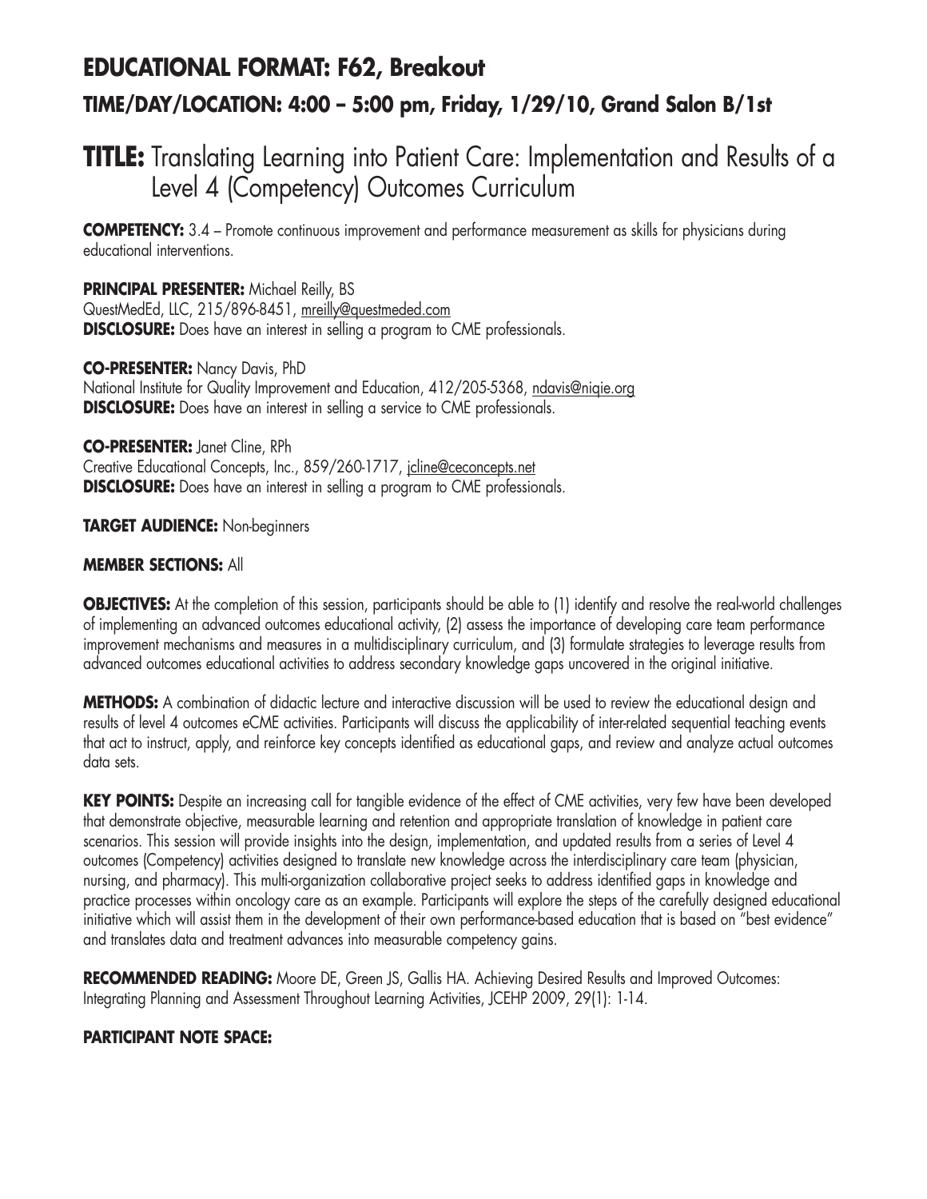## EDUCATIONAL FORMAT: F62, Breakout

### TIME/DAY/LOCATION: 4:00 – 5:00 pm, Friday, 1/29/10, Grand Salon B/1st

# TITLE: Translating Learning into Patient Care: Implementation and Results of a Level 4 (Competency) Outcomes Curriculum

**COMPETENCY:** 3.4 – Promote continuous improvement and performance measurement as skills for physicians during educational interventions.

**PRINCIPAL PRESENTER:** Michael Reilly, BS
QuestMedEd, LLC, 215/896-8451, mreilly@questmeded.com
**DISCLOSURE:** Does have an interest in selling a program to CME professionals.

**CO-PRESENTER:** Nancy Davis, PhD
National Institute for Quality Improvement and Education, 412/205-5368, ndavis@niqie.org
**DISCLOSURE:** Does have an interest in selling a service to CME professionals.

**CO-PRESENTER:** Janet Cline, RPh
Creative Educational Concepts, Inc., 859/260-1717, jcline@ceconcepts.net
**DISCLOSURE:** Does have an interest in selling a program to CME professionals.

**TARGET AUDIENCE:** Non-beginners

**MEMBER SECTIONS:** All

**OBJECTIVES:** At the completion of this session, participants should be able to (1) identify and resolve the real-world challenges of implementing an advanced outcomes educational activity, (2) assess the importance of developing care team performance improvement mechanisms and measures in a multidisciplinary curriculum, and (3) formulate strategies to leverage results from advanced outcomes educational activities to address secondary knowledge gaps uncovered in the original initiative.

**METHODS:** A combination of didactic lecture and interactive discussion will be used to review the educational design and results of level 4 outcomes eCME activities. Participants will discuss the applicability of inter-related sequential teaching events that act to instruct, apply, and reinforce key concepts identified as educational gaps, and review and analyze actual outcomes data sets.

**KEY POINTS:** Despite an increasing call for tangible evidence of the effect of CME activities, very few have been developed that demonstrate objective, measurable learning and retention and appropriate translation of knowledge in patient care scenarios. This session will provide insights into the design, implementation, and updated results from a series of Level 4 outcomes (Competency) activities designed to translate new knowledge across the interdisciplinary care team (physician, nursing, and pharmacy). This multi-organization collaborative project seeks to address identified gaps in knowledge and practice processes within oncology care as an example. Participants will explore the steps of the carefully designed educational initiative which will assist them in the development of their own performance-based education that is based on "best evidence" and translates data and treatment advances into measurable competency gains.

**RECOMMENDED READING:** Moore DE, Green JS, Gallis HA. Achieving Desired Results and Improved Outcomes: Integrating Planning and Assessment Throughout Learning Activities, JCEHP 2009, 29(1): 1-14.

**PARTICIPANT NOTE SPACE:**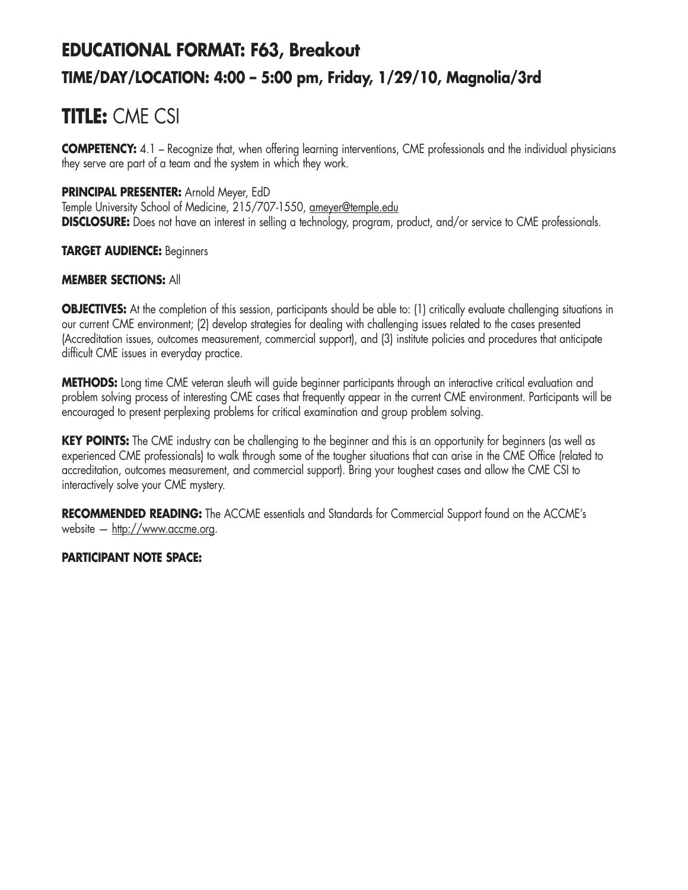## EDUCATIONAL FORMAT: F63, Breakout
### TIME/DAY/LOCATION: 4:00 – 5:00 pm, Friday, 1/29/10, Magnolia/3rd

# TITLE: CME CSI

**COMPETENCY:** 4.1 – Recognize that, when offering learning interventions, CME professionals and the individual physicians they serve are part of a team and the system in which they work.

**PRINCIPAL PRESENTER:** Arnold Meyer, EdD
Temple University School of Medicine, 215/707-1550, ameyer@temple.edu
**DISCLOSURE:** Does not have an interest in selling a technology, program, product, and/or service to CME professionals.

**TARGET AUDIENCE:** Beginners

**MEMBER SECTIONS:** All

**OBJECTIVES:** At the completion of this session, participants should be able to: (1) critically evaluate challenging situations in our current CME environment; (2) develop strategies for dealing with challenging issues related to the cases presented (Accreditation issues, outcomes measurement, commercial support), and (3) institute policies and procedures that anticipate difficult CME issues in everyday practice.

**METHODS:** Long time CME veteran sleuth will guide beginner participants through an interactive critical evaluation and problem solving process of interesting CME cases that frequently appear in the current CME environment. Participants will be encouraged to present perplexing problems for critical examination and group problem solving.

**KEY POINTS:** The CME industry can be challenging to the beginner and this is an opportunity for beginners (as well as experienced CME professionals) to walk through some of the tougher situations that can arise in the CME Office (related to accreditation, outcomes measurement, and commercial support). Bring your toughest cases and allow the CME CSI to interactively solve your CME mystery.

**RECOMMENDED READING:** The ACCME essentials and Standards for Commercial Support found on the ACCME's website — http://www.accme.org.

**PARTICIPANT NOTE SPACE:**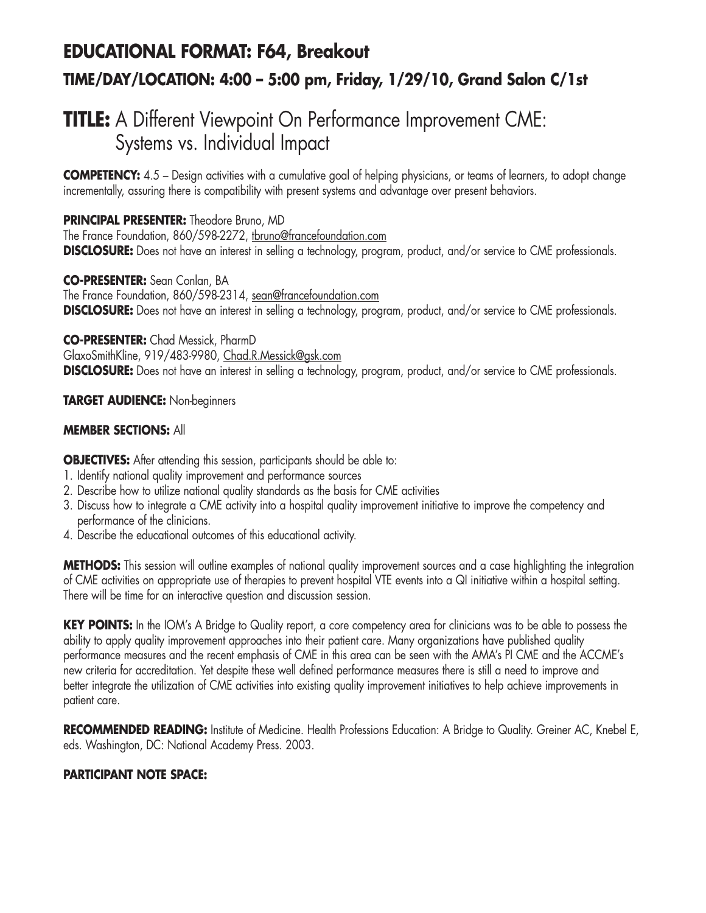## EDUCATIONAL FORMAT: F64, Breakout

### TIME/DAY/LOCATION: 4:00 – 5:00 pm, Friday, 1/29/10, Grand Salon C/1st

# TITLE: A Different Viewpoint On Performance Improvement CME: Systems vs. Individual Impact

**COMPETENCY:** 4.5 – Design activities with a cumulative goal of helping physicians, or teams of learners, to adopt change incrementally, assuring there is compatibility with present systems and advantage over present behaviors.

**PRINCIPAL PRESENTER:** Theodore Bruno, MD
The France Foundation, 860/598-2272, tbruno@francefoundation.com
**DISCLOSURE:** Does not have an interest in selling a technology, program, product, and/or service to CME professionals.

**CO-PRESENTER:** Sean Conlan, BA
The France Foundation, 860/598-2314, sean@francefoundation.com
**DISCLOSURE:** Does not have an interest in selling a technology, program, product, and/or service to CME professionals.

**CO-PRESENTER:** Chad Messick, PharmD
GlaxoSmithKline, 919/483-9980, Chad.R.Messick@gsk.com
**DISCLOSURE:** Does not have an interest in selling a technology, program, product, and/or service to CME professionals.

**TARGET AUDIENCE:** Non-beginners

**MEMBER SECTIONS:** All

**OBJECTIVES:** After attending this session, participants should be able to:

1. Identify national quality improvement and performance sources
2. Describe how to utilize national quality standards as the basis for CME activities
3. Discuss how to integrate a CME activity into a hospital quality improvement initiative to improve the competency and performance of the clinicians.
4. Describe the educational outcomes of this educational activity.

**METHODS:** This session will outline examples of national quality improvement sources and a case highlighting the integration of CME activities on appropriate use of therapies to prevent hospital VTE events into a QI initiative within a hospital setting. There will be time for an interactive question and discussion session.

**KEY POINTS:** In the IOM's A Bridge to Quality report, a core competency area for clinicians was to be able to possess the ability to apply quality improvement approaches into their patient care. Many organizations have published quality performance measures and the recent emphasis of CME in this area can be seen with the AMA's PI CME and the ACCME's new criteria for accreditation. Yet despite these well defined performance measures there is still a need to improve and better integrate the utilization of CME activities into existing quality improvement initiatives to help achieve improvements in patient care.

**RECOMMENDED READING:** Institute of Medicine. Health Professions Education: A Bridge to Quality. Greiner AC, Knebel E, eds. Washington, DC: National Academy Press. 2003.

**PARTICIPANT NOTE SPACE:**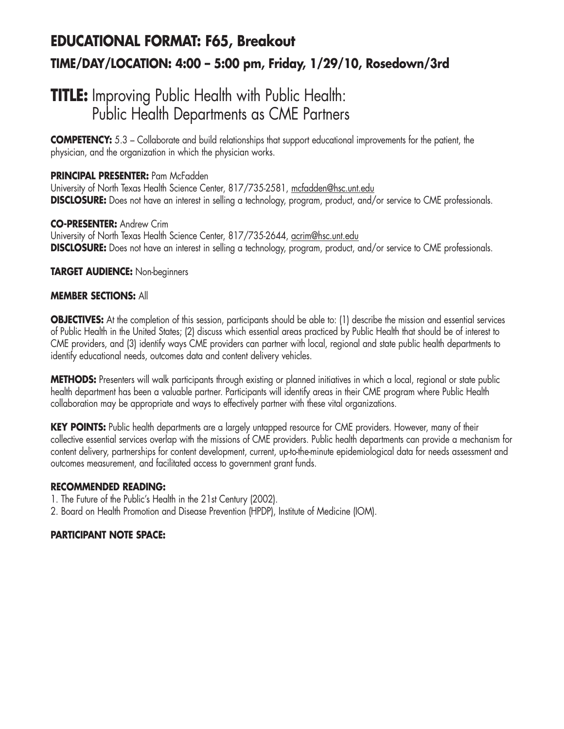## EDUCATIONAL FORMAT: F65, Breakout

### TIME/DAY/LOCATION: 4:00 – 5:00 pm, Friday, 1/29/10, Rosedown/3rd

# TITLE: Improving Public Health with Public Health: Public Health Departments as CME Partners

**COMPETENCY:** 5.3 – Collaborate and build relationships that support educational improvements for the patient, the physician, and the organization in which the physician works.

**PRINCIPAL PRESENTER:** Pam McFadden
University of North Texas Health Science Center, 817/735-2581, mcfadden@hsc.unt.edu
**DISCLOSURE:** Does not have an interest in selling a technology, program, product, and/or service to CME professionals.

**CO-PRESENTER:** Andrew Crim
University of North Texas Health Science Center, 817/735-2644, acrim@hsc.unt.edu
**DISCLOSURE:** Does not have an interest in selling a technology, program, product, and/or service to CME professionals.

**TARGET AUDIENCE:** Non-beginners

**MEMBER SECTIONS:** All

**OBJECTIVES:** At the completion of this session, participants should be able to: (1) describe the mission and essential services of Public Health in the United States; (2) discuss which essential areas practiced by Public Health that should be of interest to CME providers, and (3) identify ways CME providers can partner with local, regional and state public health departments to identify educational needs, outcomes data and content delivery vehicles.

**METHODS:** Presenters will walk participants through existing or planned initiatives in which a local, regional or state public health department has been a valuable partner. Participants will identify areas in their CME program where Public Health collaboration may be appropriate and ways to effectively partner with these vital organizations.

**KEY POINTS:** Public health departments are a largely untapped resource for CME providers. However, many of their collective essential services overlap with the missions of CME providers. Public health departments can provide a mechanism for content delivery, partnerships for content development, current, up-to-the-minute epidemiological data for needs assessment and outcomes measurement, and facilitated access to government grant funds.

**RECOMMENDED READING:**

1. The Future of the Public's Health in the 21st Century (2002).
2. Board on Health Promotion and Disease Prevention (HPDP), Institute of Medicine (IOM).

**PARTICIPANT NOTE SPACE:**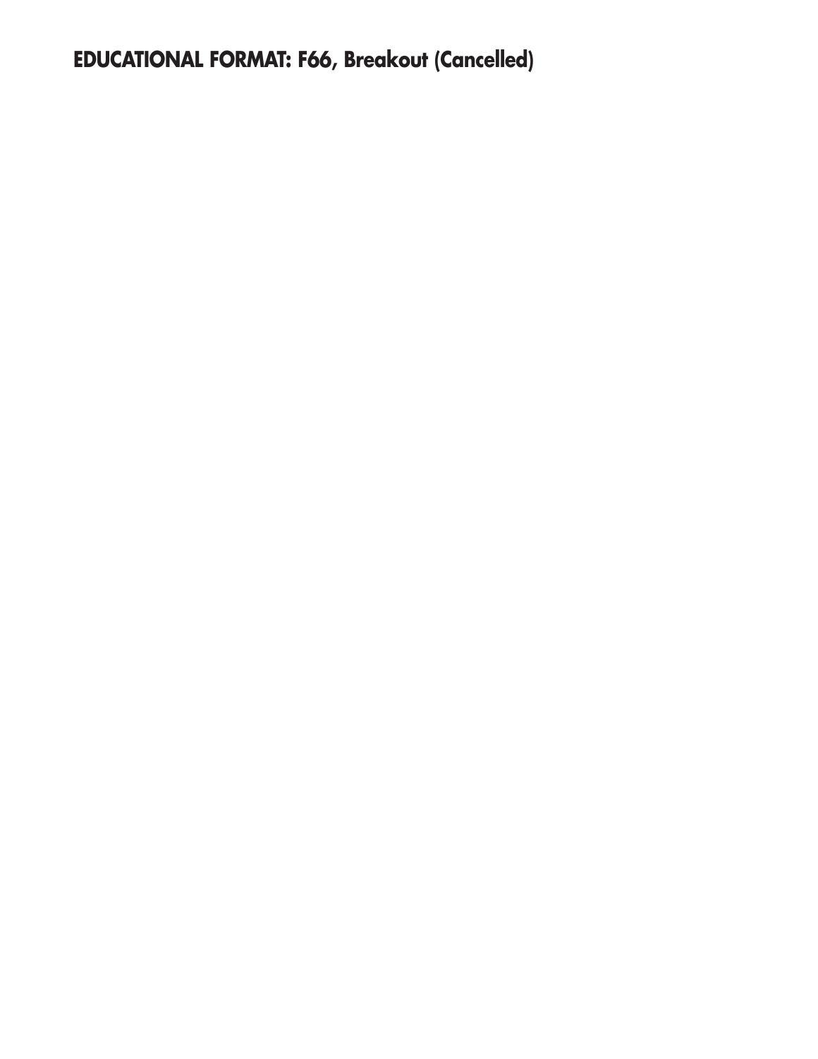**EDUCATIONAL FORMAT: F66, Breakout (Cancelled)**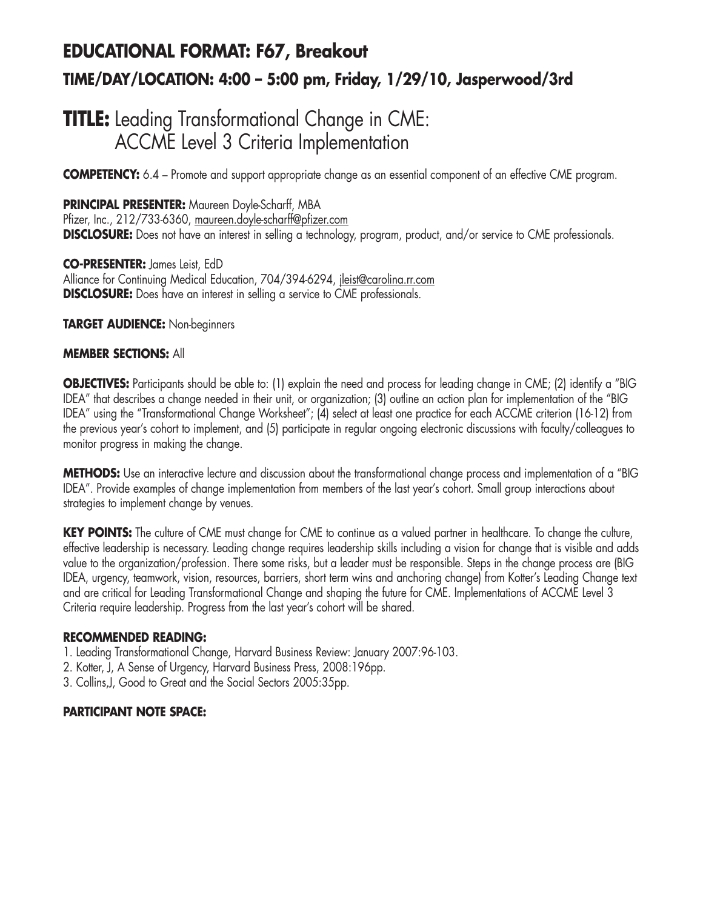## EDUCATIONAL FORMAT: F67, Breakout

### TIME/DAY/LOCATION: 4:00 – 5:00 pm, Friday, 1/29/10, Jasperwood/3rd

# TITLE: Leading Transformational Change in CME: ACCME Level 3 Criteria Implementation

**COMPETENCY:** 6.4 – Promote and support appropriate change as an essential component of an effective CME program.

**PRINCIPAL PRESENTER:** Maureen Doyle-Scharff, MBA
Pfizer, Inc., 212/733-6360, maureen.doyle-scharff@pfizer.com
**DISCLOSURE:** Does not have an interest in selling a technology, program, product, and/or service to CME professionals.

**CO-PRESENTER:** James Leist, EdD
Alliance for Continuing Medical Education, 704/394-6294, jleist@carolina.rr.com
**DISCLOSURE:** Does have an interest in selling a service to CME professionals.

**TARGET AUDIENCE:** Non-beginners

**MEMBER SECTIONS:** All

**OBJECTIVES:** Participants should be able to: (1) explain the need and process for leading change in CME; (2) identify a "BIG IDEA" that describes a change needed in their unit, or organization; (3) outline an action plan for implementation of the "BIG IDEA" using the "Transformational Change Worksheet"; (4) select at least one practice for each ACCME criterion (16-12) from the previous year's cohort to implement, and (5) participate in regular ongoing electronic discussions with faculty/colleagues to monitor progress in making the change.

**METHODS:** Use an interactive lecture and discussion about the transformational change process and implementation of a "BIG IDEA". Provide examples of change implementation from members of the last year's cohort. Small group interactions about strategies to implement change by venues.

**KEY POINTS:** The culture of CME must change for CME to continue as a valued partner in healthcare. To change the culture, effective leadership is necessary. Leading change requires leadership skills including a vision for change that is visible and adds value to the organization/profession. There some risks, but a leader must be responsible. Steps in the change process are (BIG IDEA, urgency, teamwork, vision, resources, barriers, short term wins and anchoring change) from Kotter's Leading Change text and are critical for Leading Transformational Change and shaping the future for CME. Implementations of ACCME Level 3 Criteria require leadership. Progress from the last year's cohort will be shared.

**RECOMMENDED READING:**

1. Leading Transformational Change, Harvard Business Review: January 2007:96-103.
2. Kotter, J, A Sense of Urgency, Harvard Business Press, 2008:196pp.
3. Collins,J, Good to Great and the Social Sectors 2005:35pp.

**PARTICIPANT NOTE SPACE:**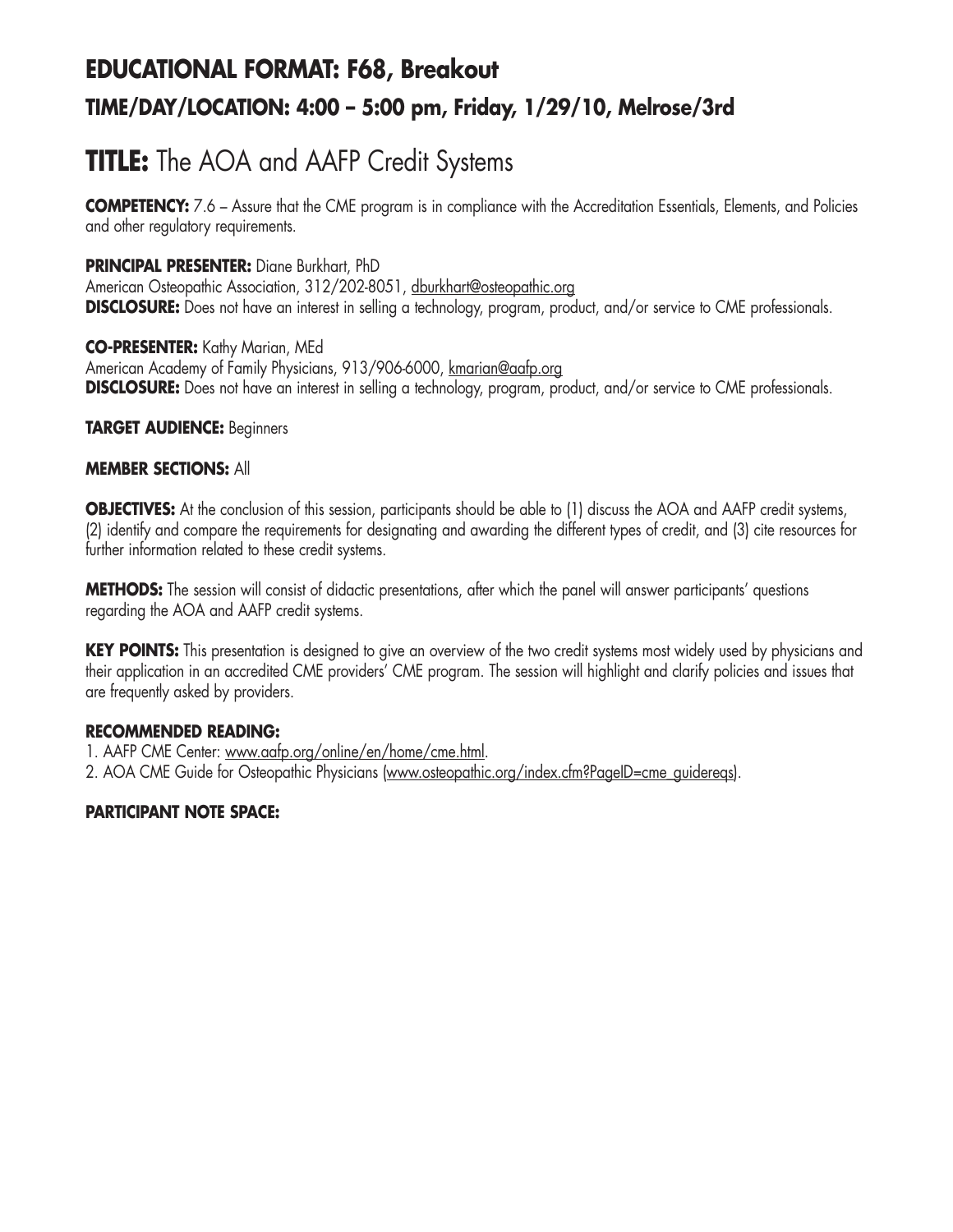## EDUCATIONAL FORMAT: F68, Breakout

### TIME/DAY/LOCATION: 4:00 – 5:00 pm, Friday, 1/29/10, Melrose/3rd

# TITLE: The AOA and AAFP Credit Systems

**COMPETENCY:** 7.6 – Assure that the CME program is in compliance with the Accreditation Essentials, Elements, and Policies and other regulatory requirements.

**PRINCIPAL PRESENTER:** Diane Burkhart, PhD
American Osteopathic Association, 312/202-8051, dburkhart@osteopathic.org
**DISCLOSURE:** Does not have an interest in selling a technology, program, product, and/or service to CME professionals.

**CO-PRESENTER:** Kathy Marian, MEd
American Academy of Family Physicians, 913/906-6000, kmarian@aafp.org
**DISCLOSURE:** Does not have an interest in selling a technology, program, product, and/or service to CME professionals.

**TARGET AUDIENCE:** Beginners

**MEMBER SECTIONS:** All

**OBJECTIVES:** At the conclusion of this session, participants should be able to (1) discuss the AOA and AAFP credit systems, (2) identify and compare the requirements for designating and awarding the different types of credit, and (3) cite resources for further information related to these credit systems.

**METHODS:** The session will consist of didactic presentations, after which the panel will answer participants' questions regarding the AOA and AAFP credit systems.

**KEY POINTS:** This presentation is designed to give an overview of the two credit systems most widely used by physicians and their application in an accredited CME providers' CME program. The session will highlight and clarify policies and issues that are frequently asked by providers.

**RECOMMENDED READING:**

1. AAFP CME Center: www.aafp.org/online/en/home/cme.html.
2. AOA CME Guide for Osteopathic Physicians (www.osteopathic.org/index.cfm?PageID=cme_guidereqs).

**PARTICIPANT NOTE SPACE:**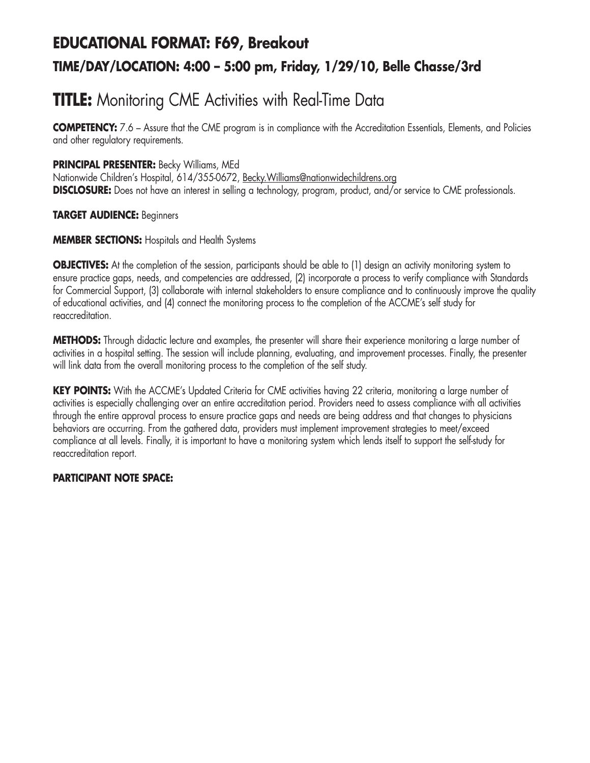## EDUCATIONAL FORMAT: F69, Breakout

### TIME/DAY/LOCATION: 4:00 – 5:00 pm, Friday, 1/29/10, Belle Chasse/3rd

# TITLE: Monitoring CME Activities with Real-Time Data

**COMPETENCY:** 7.6 – Assure that the CME program is in compliance with the Accreditation Essentials, Elements, and Policies and other regulatory requirements.

**PRINCIPAL PRESENTER:** Becky Williams, MEd
Nationwide Children's Hospital, 614/355-0672, Becky.Williams@nationwidechildrens.org
**DISCLOSURE:** Does not have an interest in selling a technology, program, product, and/or service to CME professionals.

**TARGET AUDIENCE:** Beginners

**MEMBER SECTIONS:** Hospitals and Health Systems

**OBJECTIVES:** At the completion of the session, participants should be able to (1) design an activity monitoring system to ensure practice gaps, needs, and competencies are addressed, (2) incorporate a process to verify compliance with Standards for Commercial Support, (3) collaborate with internal stakeholders to ensure compliance and to continuously improve the quality of educational activities, and (4) connect the monitoring process to the completion of the ACCME's self study for reaccreditation.

**METHODS:** Through didactic lecture and examples, the presenter will share their experience monitoring a large number of activities in a hospital setting. The session will include planning, evaluating, and improvement processes. Finally, the presenter will link data from the overall monitoring process to the completion of the self study.

**KEY POINTS:** With the ACCME's Updated Criteria for CME activities having 22 criteria, monitoring a large number of activities is especially challenging over an entire accreditation period. Providers need to assess compliance with all activities through the entire approval process to ensure practice gaps and needs are being address and that changes to physicians behaviors are occurring. From the gathered data, providers must implement improvement strategies to meet/exceed compliance at all levels. Finally, it is important to have a monitoring system which lends itself to support the self-study for reaccreditation report.

**PARTICIPANT NOTE SPACE:**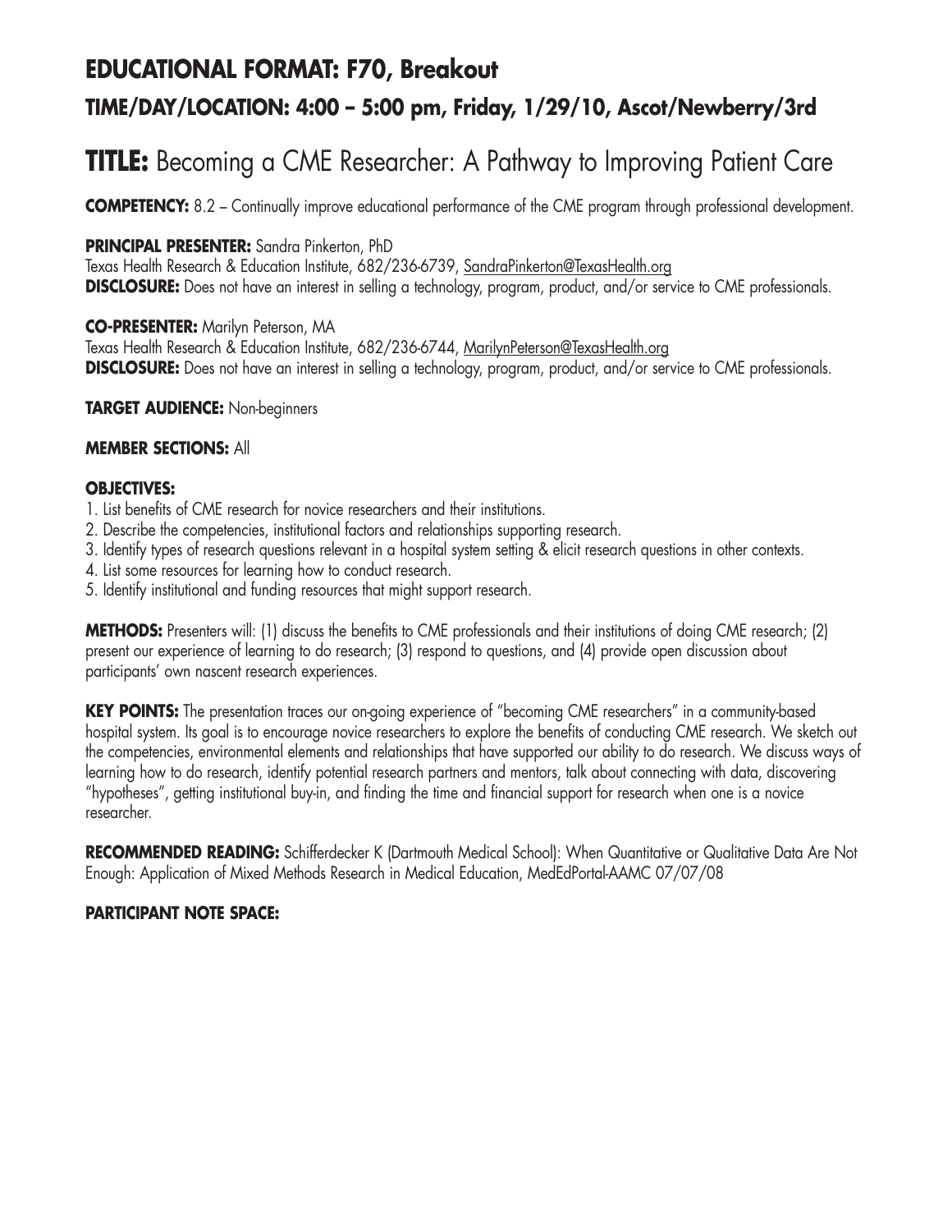## EDUCATIONAL FORMAT: F70, Breakout

### TIME/DAY/LOCATION: 4:00 – 5:00 pm, Friday, 1/29/10, Ascot/Newberry/3rd

# TITLE: Becoming a CME Researcher: A Pathway to Improving Patient Care

**COMPETENCY:** 8.2 – Continually improve educational performance of the CME program through professional development.

**PRINCIPAL PRESENTER:** Sandra Pinkerton, PhD
Texas Health Research & Education Institute, 682/236-6739, SandraPinkerton@TexasHealth.org
**DISCLOSURE:** Does not have an interest in selling a technology, program, product, and/or service to CME professionals.

**CO-PRESENTER:** Marilyn Peterson, MA
Texas Health Research & Education Institute, 682/236-6744, MarilynPeterson@TexasHealth.org
**DISCLOSURE:** Does not have an interest in selling a technology, program, product, and/or service to CME professionals.

**TARGET AUDIENCE:** Non-beginners

**MEMBER SECTIONS:** All

**OBJECTIVES:**

1. List benefits of CME research for novice researchers and their institutions.
2. Describe the competencies, institutional factors and relationships supporting research.
3. Identify types of research questions relevant in a hospital system setting & elicit research questions in other contexts.
4. List some resources for learning how to conduct research.
5. Identify institutional and funding resources that might support research.

**METHODS:** Presenters will: (1) discuss the benefits to CME professionals and their institutions of doing CME research; (2) present our experience of learning to do research; (3) respond to questions, and (4) provide open discussion about participants' own nascent research experiences.

**KEY POINTS:** The presentation traces our on-going experience of "becoming CME researchers" in a community-based hospital system. Its goal is to encourage novice researchers to explore the benefits of conducting CME research. We sketch out the competencies, environmental elements and relationships that have supported our ability to do research. We discuss ways of learning how to do research, identify potential research partners and mentors, talk about connecting with data, discovering "hypotheses", getting institutional buy-in, and finding the time and financial support for research when one is a novice researcher.

**RECOMMENDED READING:** Schifferdecker K (Dartmouth Medical School): When Quantitative or Qualitative Data Are Not Enough: Application of Mixed Methods Research in Medical Education, MedEdPortal-AAMC 07/07/08

**PARTICIPANT NOTE SPACE:**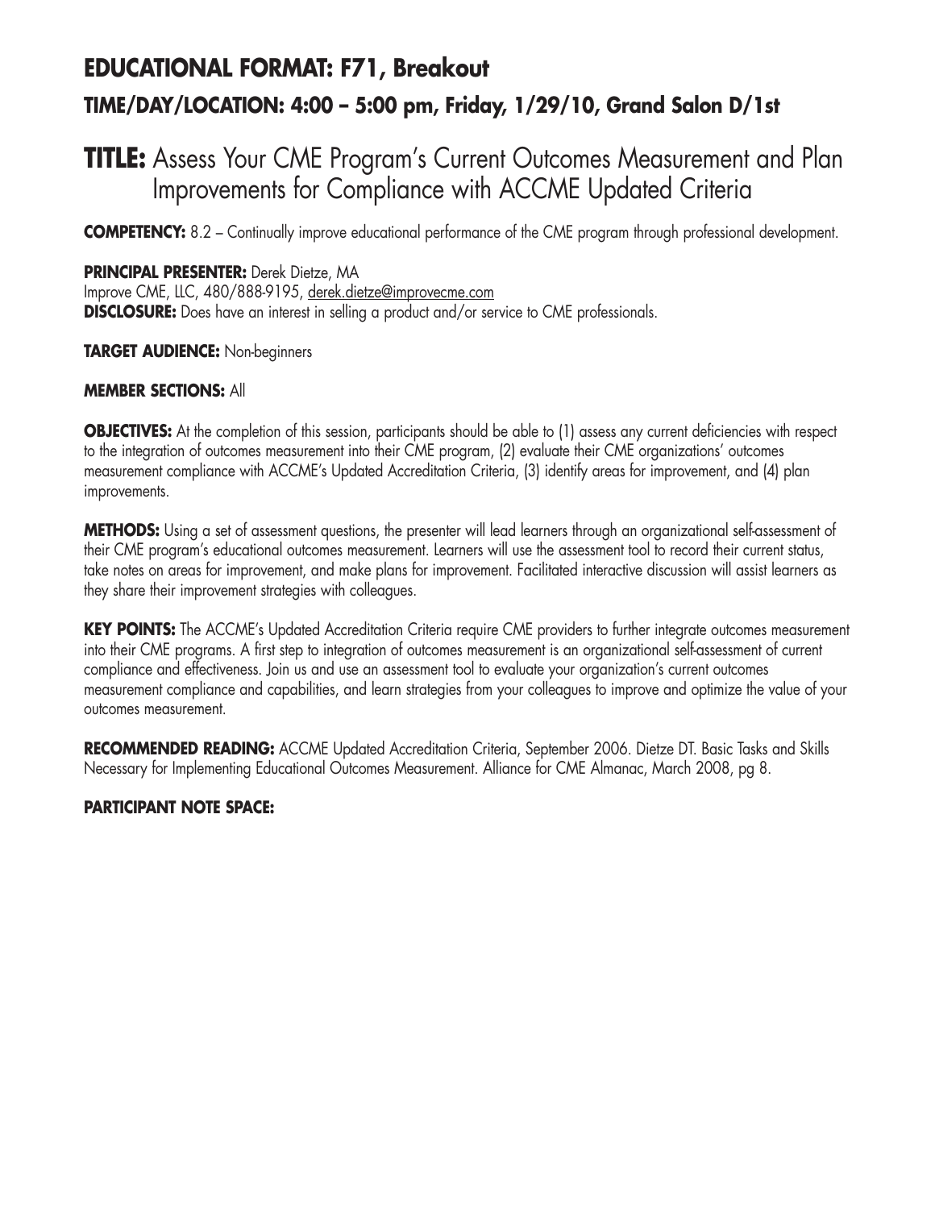## EDUCATIONAL FORMAT: F71, Breakout

### TIME/DAY/LOCATION: 4:00 – 5:00 pm, Friday, 1/29/10, Grand Salon D/1st

# TITLE: Assess Your CME Program's Current Outcomes Measurement and Plan Improvements for Compliance with ACCME Updated Criteria

**COMPETENCY:** 8.2 – Continually improve educational performance of the CME program through professional development.

**PRINCIPAL PRESENTER:** Derek Dietze, MA
Improve CME, LLC, 480/888-9195, derek.dietze@improvecme.com
**DISCLOSURE:** Does have an interest in selling a product and/or service to CME professionals.

**TARGET AUDIENCE:** Non-beginners

**MEMBER SECTIONS:** All

**OBJECTIVES:** At the completion of this session, participants should be able to (1) assess any current deficiencies with respect to the integration of outcomes measurement into their CME program, (2) evaluate their CME organizations' outcomes measurement compliance with ACCME's Updated Accreditation Criteria, (3) identify areas for improvement, and (4) plan improvements.

**METHODS:** Using a set of assessment questions, the presenter will lead learners through an organizational self-assessment of their CME program's educational outcomes measurement. Learners will use the assessment tool to record their current status, take notes on areas for improvement, and make plans for improvement. Facilitated interactive discussion will assist learners as they share their improvement strategies with colleagues.

**KEY POINTS:** The ACCME's Updated Accreditation Criteria require CME providers to further integrate outcomes measurement into their CME programs. A first step to integration of outcomes measurement is an organizational self-assessment of current compliance and effectiveness. Join us and use an assessment tool to evaluate your organization's current outcomes measurement compliance and capabilities, and learn strategies from your colleagues to improve and optimize the value of your outcomes measurement.

**RECOMMENDED READING:** ACCME Updated Accreditation Criteria, September 2006. Dietze DT. Basic Tasks and Skills Necessary for Implementing Educational Outcomes Measurement. Alliance for CME Almanac, March 2008, pg 8.

**PARTICIPANT NOTE SPACE:**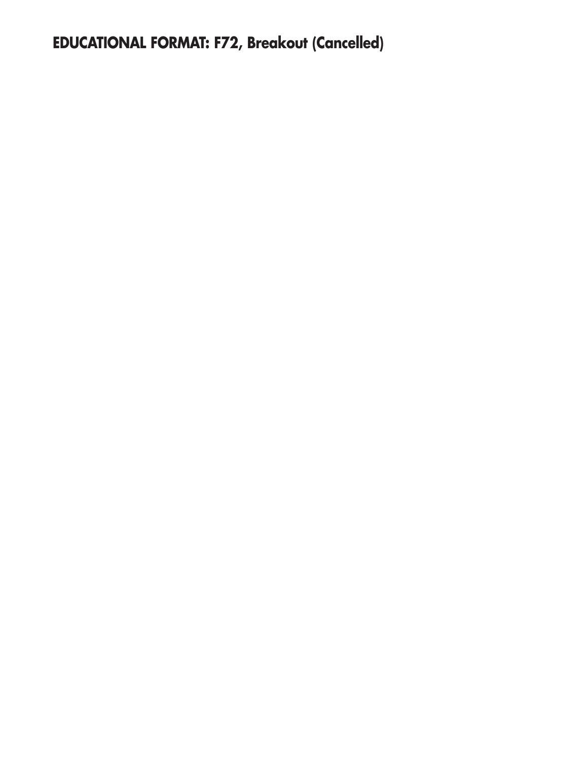**EDUCATIONAL FORMAT: F72, Breakout (Cancelled)**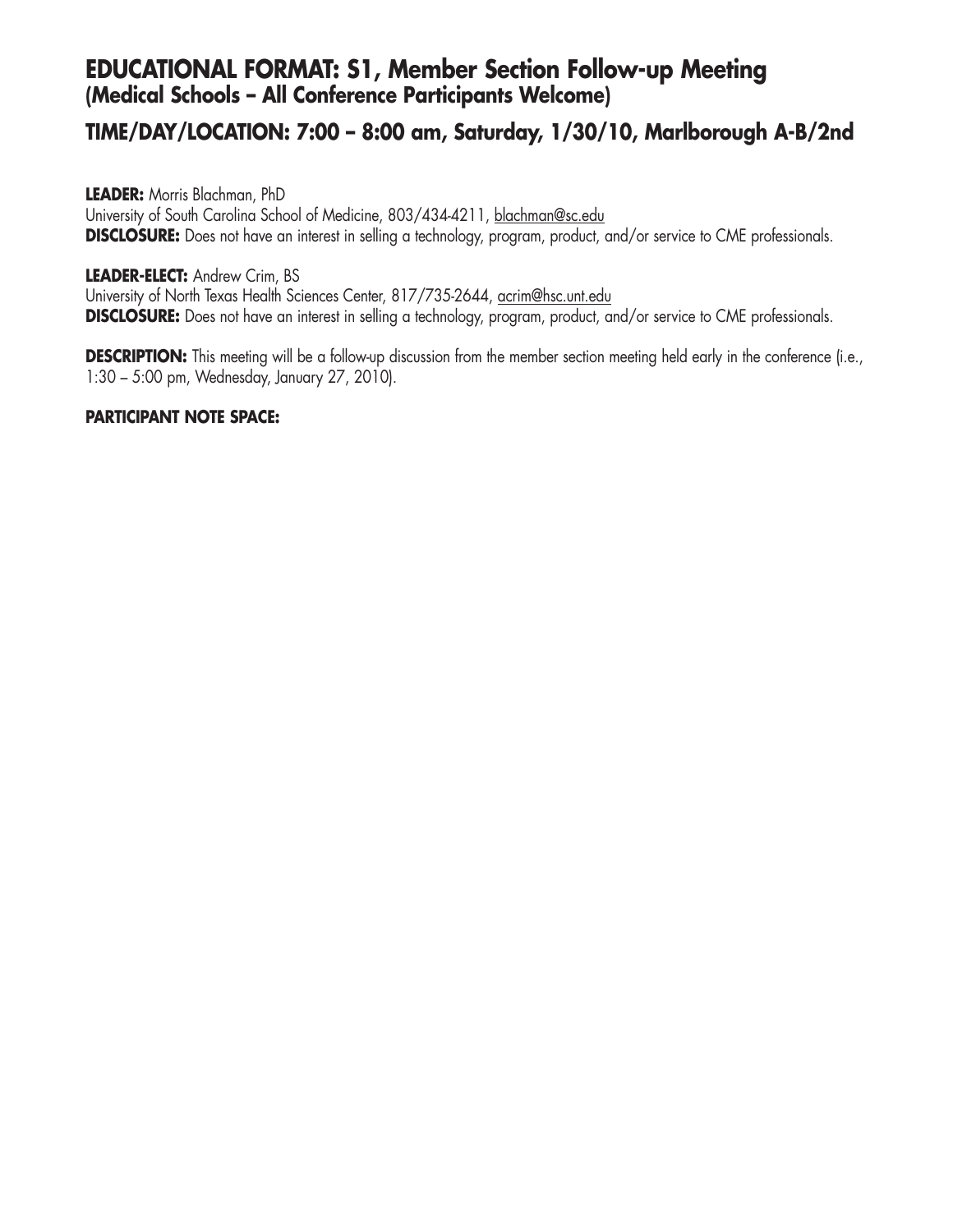# EDUCATIONAL FORMAT: S1, Member Section Follow-up Meeting
## (Medical Schools – All Conference Participants Welcome)

## TIME/DAY/LOCATION: 7:00 – 8:00 am, Saturday, 1/30/10, Marlborough A-B/2nd

**LEADER:** Morris Blachman, PhD
University of South Carolina School of Medicine, 803/434-4211, blachman@sc.edu
**DISCLOSURE:** Does not have an interest in selling a technology, program, product, and/or service to CME professionals.

**LEADER-ELECT:** Andrew Crim, BS
University of North Texas Health Sciences Center, 817/735-2644, acrim@hsc.unt.edu
**DISCLOSURE:** Does not have an interest in selling a technology, program, product, and/or service to CME professionals.

**DESCRIPTION:** This meeting will be a follow-up discussion from the member section meeting held early in the conference (i.e., 1:30 – 5:00 pm, Wednesday, January 27, 2010).

**PARTICIPANT NOTE SPACE:**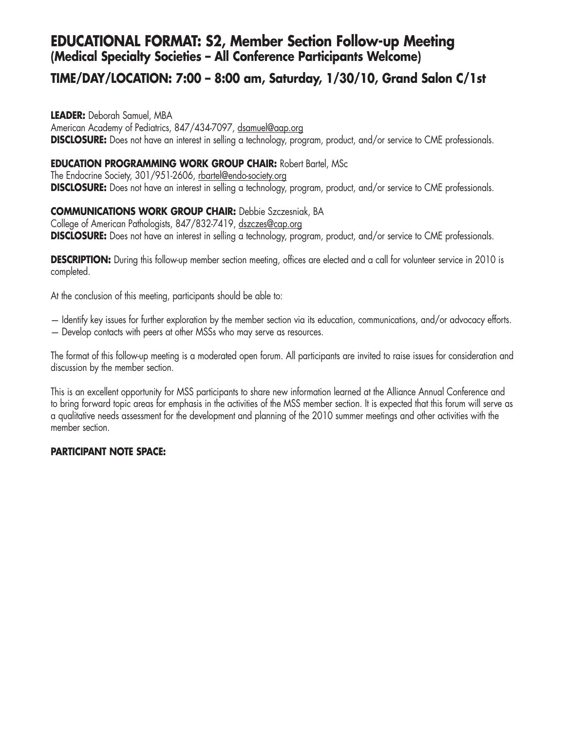# EDUCATIONAL FORMAT: S2, Member Section Follow-up Meeting (Medical Specialty Societies – All Conference Participants Welcome)

## TIME/DAY/LOCATION: 7:00 – 8:00 am, Saturday, 1/30/10, Grand Salon C/1st

**LEADER:** Deborah Samuel, MBA
American Academy of Pediatrics, 847/434-7097, dsamuel@aap.org
**DISCLOSURE:** Does not have an interest in selling a technology, program, product, and/or service to CME professionals.

**EDUCATION PROGRAMMING WORK GROUP CHAIR:** Robert Bartel, MSc
The Endocrine Society, 301/951-2606, rbartel@endo-society.org
**DISCLOSURE:** Does not have an interest in selling a technology, program, product, and/or service to CME professionals.

**COMMUNICATIONS WORK GROUP CHAIR:** Debbie Szczesniak, BA
College of American Pathologists, 847/832-7419, dszczes@cap.org
**DISCLOSURE:** Does not have an interest in selling a technology, program, product, and/or service to CME professionals.

**DESCRIPTION:** During this follow-up member section meeting, offices are elected and a call for volunteer service in 2010 is completed.

At the conclusion of this meeting, participants should be able to:

— Identify key issues for further exploration by the member section via its education, communications, and/or advocacy efforts.
— Develop contacts with peers at other MSSs who may serve as resources.

The format of this follow-up meeting is a moderated open forum. All participants are invited to raise issues for consideration and discussion by the member section.

This is an excellent opportunity for MSS participants to share new information learned at the Alliance Annual Conference and to bring forward topic areas for emphasis in the activities of the MSS member section. It is expected that this forum will serve as a qualitative needs assessment for the development and planning of the 2010 summer meetings and other activities with the member section.

**PARTICIPANT NOTE SPACE:**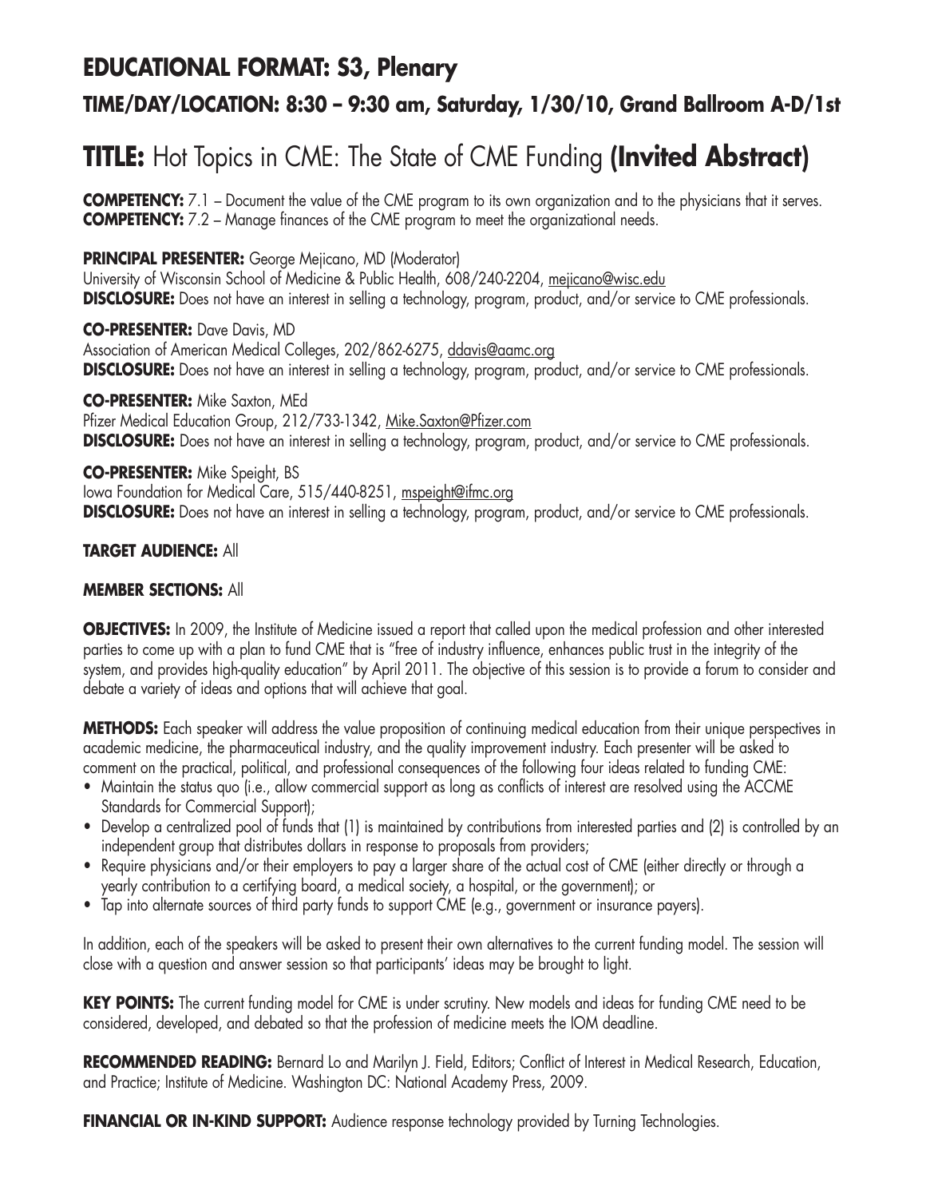## EDUCATIONAL FORMAT: S3, Plenary

### TIME/DAY/LOCATION: 8:30 – 9:30 am, Saturday, 1/30/10, Grand Ballroom A-D/1st

# TITLE: Hot Topics in CME: The State of CME Funding (Invited Abstract)

**COMPETENCY:** 7.1 – Document the value of the CME program to its own organization and to the physicians that it serves.
**COMPETENCY:** 7.2 – Manage finances of the CME program to meet the organizational needs.

**PRINCIPAL PRESENTER:** George Mejicano, MD (Moderator)
University of Wisconsin School of Medicine & Public Health, 608/240-2204, mejicano@wisc.edu
**DISCLOSURE:** Does not have an interest in selling a technology, program, product, and/or service to CME professionals.

**CO-PRESENTER:** Dave Davis, MD
Association of American Medical Colleges, 202/862-6275, ddavis@aamc.org
**DISCLOSURE:** Does not have an interest in selling a technology, program, product, and/or service to CME professionals.

**CO-PRESENTER:** Mike Saxton, MEd
Pfizer Medical Education Group, 212/733-1342, Mike.Saxton@Pfizer.com
**DISCLOSURE:** Does not have an interest in selling a technology, program, product, and/or service to CME professionals.

**CO-PRESENTER:** Mike Speight, BS
Iowa Foundation for Medical Care, 515/440-8251, mspeight@ifmc.org
**DISCLOSURE:** Does not have an interest in selling a technology, program, product, and/or service to CME professionals.

**TARGET AUDIENCE:** All

**MEMBER SECTIONS:** All

**OBJECTIVES:** In 2009, the Institute of Medicine issued a report that called upon the medical profession and other interested parties to come up with a plan to fund CME that is "free of industry influence, enhances public trust in the integrity of the system, and provides high-quality education" by April 2011. The objective of this session is to provide a forum to consider and debate a variety of ideas and options that will achieve that goal.

**METHODS:** Each speaker will address the value proposition of continuing medical education from their unique perspectives in academic medicine, the pharmaceutical industry, and the quality improvement industry. Each presenter will be asked to comment on the practical, political, and professional consequences of the following four ideas related to funding CME:

- Maintain the status quo (i.e., allow commercial support as long as conflicts of interest are resolved using the ACCME Standards for Commercial Support);
- Develop a centralized pool of funds that (1) is maintained by contributions from interested parties and (2) is controlled by an independent group that distributes dollars in response to proposals from providers;
- Require physicians and/or their employers to pay a larger share of the actual cost of CME (either directly or through a yearly contribution to a certifying board, a medical society, a hospital, or the government); or
- Tap into alternate sources of third party funds to support CME (e.g., government or insurance payers).

In addition, each of the speakers will be asked to present their own alternatives to the current funding model. The session will close with a question and answer session so that participants' ideas may be brought to light.

**KEY POINTS:** The current funding model for CME is under scrutiny. New models and ideas for funding CME need to be considered, developed, and debated so that the profession of medicine meets the IOM deadline.

**RECOMMENDED READING:** Bernard Lo and Marilyn J. Field, Editors; Conflict of Interest in Medical Research, Education, and Practice; Institute of Medicine. Washington DC: National Academy Press, 2009.

**FINANCIAL OR IN-KIND SUPPORT:** Audience response technology provided by Turning Technologies.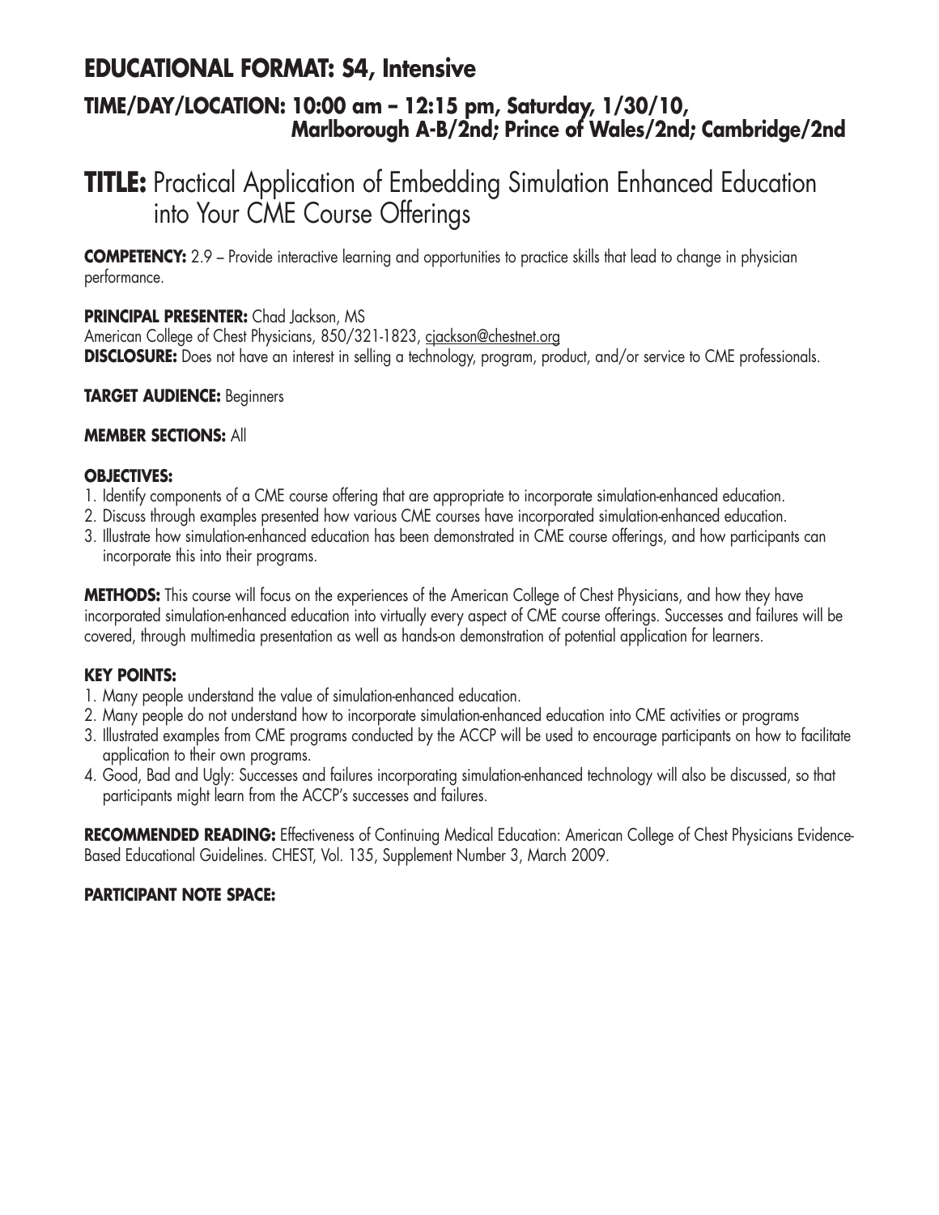## EDUCATIONAL FORMAT: S4, Intensive

### TIME/DAY/LOCATION: 10:00 am – 12:15 pm, Saturday, 1/30/10, Marlborough A-B/2nd; Prince of Wales/2nd; Cambridge/2nd

# TITLE: Practical Application of Embedding Simulation Enhanced Education into Your CME Course Offerings

**COMPETENCY:** 2.9 – Provide interactive learning and opportunities to practice skills that lead to change in physician performance.

**PRINCIPAL PRESENTER:** Chad Jackson, MS
American College of Chest Physicians, 850/321-1823, cjackson@chestnet.org
**DISCLOSURE:** Does not have an interest in selling a technology, program, product, and/or service to CME professionals.

**TARGET AUDIENCE:** Beginners

**MEMBER SECTIONS:** All

**OBJECTIVES:**

1. Identify components of a CME course offering that are appropriate to incorporate simulation-enhanced education.
2. Discuss through examples presented how various CME courses have incorporated simulation-enhanced education.
3. Illustrate how simulation-enhanced education has been demonstrated in CME course offerings, and how participants can incorporate this into their programs.

**METHODS:** This course will focus on the experiences of the American College of Chest Physicians, and how they have incorporated simulation-enhanced education into virtually every aspect of CME course offerings. Successes and failures will be covered, through multimedia presentation as well as hands-on demonstration of potential application for learners.

**KEY POINTS:**

1. Many people understand the value of simulation-enhanced education.
2. Many people do not understand how to incorporate simulation-enhanced education into CME activities or programs
3. Illustrated examples from CME programs conducted by the ACCP will be used to encourage participants on how to facilitate application to their own programs.
4. Good, Bad and Ugly: Successes and failures incorporating simulation-enhanced technology will also be discussed, so that participants might learn from the ACCP's successes and failures.

**RECOMMENDED READING:** Effectiveness of Continuing Medical Education: American College of Chest Physicians Evidence-Based Educational Guidelines. CHEST, Vol. 135, Supplement Number 3, March 2009.

**PARTICIPANT NOTE SPACE:**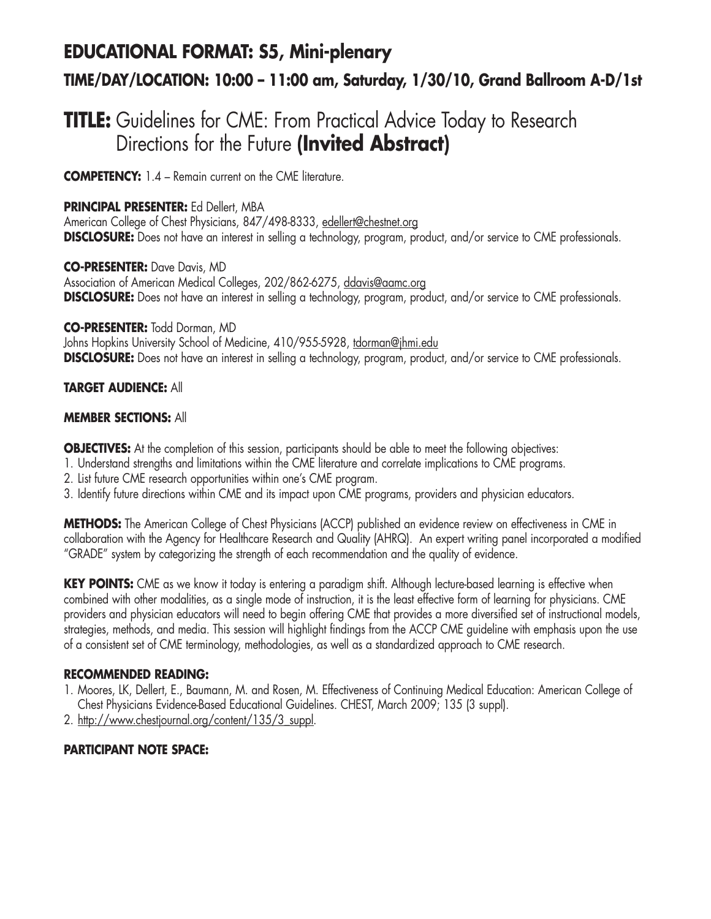# EDUCATIONAL FORMAT: S5, Mini-plenary

### TIME/DAY/LOCATION: 10:00 – 11:00 am, Saturday, 1/30/10, Grand Ballroom A-D/1st

## TITLE: Guidelines for CME: From Practical Advice Today to Research Directions for the Future (Invited Abstract)

**COMPETENCY:** 1.4 – Remain current on the CME literature.

**PRINCIPAL PRESENTER:** Ed Dellert, MBA
American College of Chest Physicians, 847/498-8333, edellert@chestnet.org
**DISCLOSURE:** Does not have an interest in selling a technology, program, product, and/or service to CME professionals.

**CO-PRESENTER:** Dave Davis, MD
Association of American Medical Colleges, 202/862-6275, ddavis@aamc.org
**DISCLOSURE:** Does not have an interest in selling a technology, program, product, and/or service to CME professionals.

**CO-PRESENTER:** Todd Dorman, MD
Johns Hopkins University School of Medicine, 410/955-5928, tdorman@jhmi.edu
**DISCLOSURE:** Does not have an interest in selling a technology, program, product, and/or service to CME professionals.

**TARGET AUDIENCE:** All

**MEMBER SECTIONS:** All

**OBJECTIVES:** At the completion of this session, participants should be able to meet the following objectives:

1. Understand strengths and limitations within the CME literature and correlate implications to CME programs.
2. List future CME research opportunities within one's CME program.
3. Identify future directions within CME and its impact upon CME programs, providers and physician educators.

**METHODS:** The American College of Chest Physicians (ACCP) published an evidence review on effectiveness in CME in collaboration with the Agency for Healthcare Research and Quality (AHRQ). An expert writing panel incorporated a modified "GRADE" system by categorizing the strength of each recommendation and the quality of evidence.

**KEY POINTS:** CME as we know it today is entering a paradigm shift. Although lecture-based learning is effective when combined with other modalities, as a single mode of instruction, it is the least effective form of learning for physicians. CME providers and physician educators will need to begin offering CME that provides a more diversified set of instructional models, strategies, methods, and media. This session will highlight findings from the ACCP CME guideline with emphasis upon the use of a consistent set of CME terminology, methodologies, as well as a standardized approach to CME research.

**RECOMMENDED READING:**

1. Moores, LK, Dellert, E., Baumann, M. and Rosen, M. Effectiveness of Continuing Medical Education: American College of Chest Physicians Evidence-Based Educational Guidelines. CHEST, March 2009; 135 (3 suppl).
2. http://www.chestjournal.org/content/135/3_suppl.

**PARTICIPANT NOTE SPACE:**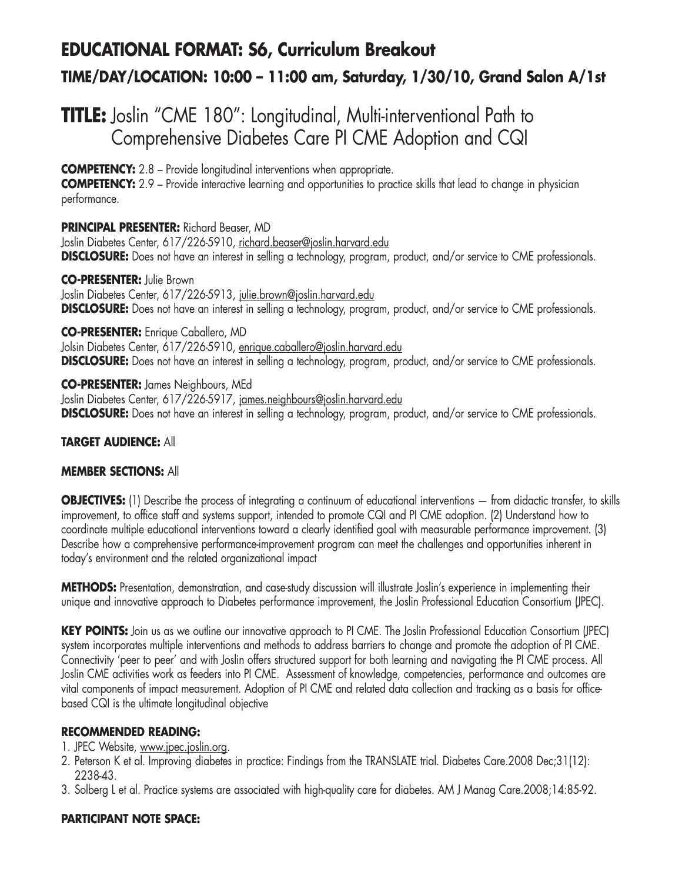# EDUCATIONAL FORMAT: S6, Curriculum Breakout

## TIME/DAY/LOCATION: 10:00 – 11:00 am, Saturday, 1/30/10, Grand Salon A/1st

# TITLE: Joslin "CME 180": Longitudinal, Multi-interventional Path to Comprehensive Diabetes Care PI CME Adoption and CQI

**COMPETENCY:** 2.8 – Provide longitudinal interventions when appropriate.
**COMPETENCY:** 2.9 – Provide interactive learning and opportunities to practice skills that lead to change in physician performance.

**PRINCIPAL PRESENTER:** Richard Beaser, MD
Joslin Diabetes Center, 617/226-5910, richard.beaser@joslin.harvard.edu
**DISCLOSURE:** Does not have an interest in selling a technology, program, product, and/or service to CME professionals.

**CO-PRESENTER:** Julie Brown
Joslin Diabetes Center, 617/226-5913, julie.brown@joslin.harvard.edu
**DISCLOSURE:** Does not have an interest in selling a technology, program, product, and/or service to CME professionals.

**CO-PRESENTER:** Enrique Caballero, MD
Jolsin Diabetes Center, 617/226-5910, enrique.caballero@joslin.harvard.edu
**DISCLOSURE:** Does not have an interest in selling a technology, program, product, and/or service to CME professionals.

**CO-PRESENTER:** James Neighbours, MEd
Joslin Diabetes Center, 617/226-5917, james.neighbours@joslin.harvard.edu
**DISCLOSURE:** Does not have an interest in selling a technology, program, product, and/or service to CME professionals.

**TARGET AUDIENCE:** All

**MEMBER SECTIONS:** All

**OBJECTIVES:** (1) Describe the process of integrating a continuum of educational interventions — from didactic transfer, to skills improvement, to office staff and systems support, intended to promote CQI and PI CME adoption. (2) Understand how to coordinate multiple educational interventions toward a clearly identified goal with measurable performance improvement. (3) Describe how a comprehensive performance-improvement program can meet the challenges and opportunities inherent in today's environment and the related organizational impact

**METHODS:** Presentation, demonstration, and case-study discussion will illustrate Joslin's experience in implementing their unique and innovative approach to Diabetes performance improvement, the Joslin Professional Education Consortium (JPEC).

**KEY POINTS:** Join us as we outline our innovative approach to PI CME. The Joslin Professional Education Consortium (JPEC) system incorporates multiple interventions and methods to address barriers to change and promote the adoption of PI CME. Connectivity 'peer to peer' and with Joslin offers structured support for both learning and navigating the PI CME process. All Joslin CME activities work as feeders into PI CME. Assessment of knowledge, competencies, performance and outcomes are vital components of impact measurement. Adoption of PI CME and related data collection and tracking as a basis for office-based CQI is the ultimate longitudinal objective

**RECOMMENDED READING:**

1. JPEC Website, www.jpec.joslin.org.
2. Peterson K et al. Improving diabetes in practice: Findings from the TRANSLATE trial. Diabetes Care.2008 Dec;31(12): 2238-43.
3. Solberg L et al. Practice systems are associated with high-quality care for diabetes. AM J Manag Care.2008;14:85-92.

**PARTICIPANT NOTE SPACE:**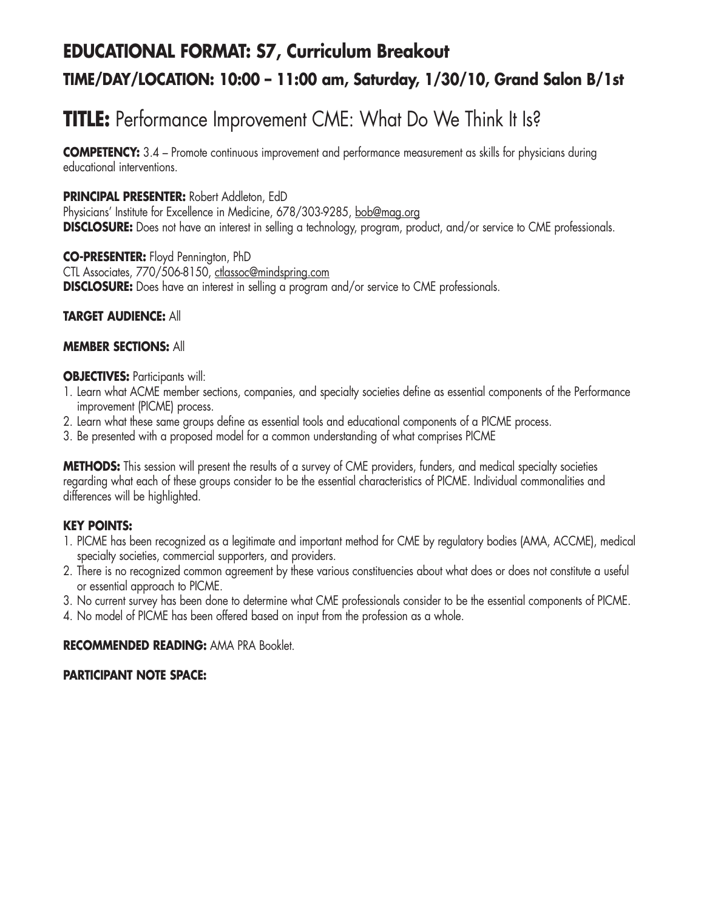## EDUCATIONAL FORMAT: S7, Curriculum Breakout

### TIME/DAY/LOCATION: 10:00 – 11:00 am, Saturday, 1/30/10, Grand Salon B/1st

# TITLE: Performance Improvement CME: What Do We Think It Is?

**COMPETENCY:** 3.4 – Promote continuous improvement and performance measurement as skills for physicians during educational interventions.

**PRINCIPAL PRESENTER:** Robert Addleton, EdD
Physicians' Institute for Excellence in Medicine, 678/303-9285, bob@mag.org
**DISCLOSURE:** Does not have an interest in selling a technology, program, product, and/or service to CME professionals.

**CO-PRESENTER:** Floyd Pennington, PhD
CTL Associates, 770/506-8150, ctlassoc@mindspring.com
**DISCLOSURE:** Does have an interest in selling a program and/or service to CME professionals.

**TARGET AUDIENCE:** All

**MEMBER SECTIONS:** All

**OBJECTIVES:** Participants will:

1. Learn what ACME member sections, companies, and specialty societies define as essential components of the Performance improvement (PICME) process.
2. Learn what these same groups define as essential tools and educational components of a PICME process.
3. Be presented with a proposed model for a common understanding of what comprises PICME

**METHODS:** This session will present the results of a survey of CME providers, funders, and medical specialty societies regarding what each of these groups consider to be the essential characteristics of PICME. Individual commonalities and differences will be highlighted.

**KEY POINTS:**

1. PICME has been recognized as a legitimate and important method for CME by regulatory bodies (AMA, ACCME), medical specialty societies, commercial supporters, and providers.
2. There is no recognized common agreement by these various constituencies about what does or does not constitute a useful or essential approach to PICME.
3. No current survey has been done to determine what CME professionals consider to be the essential components of PICME.
4. No model of PICME has been offered based on input from the profession as a whole.

**RECOMMENDED READING:** AMA PRA Booklet.

**PARTICIPANT NOTE SPACE:**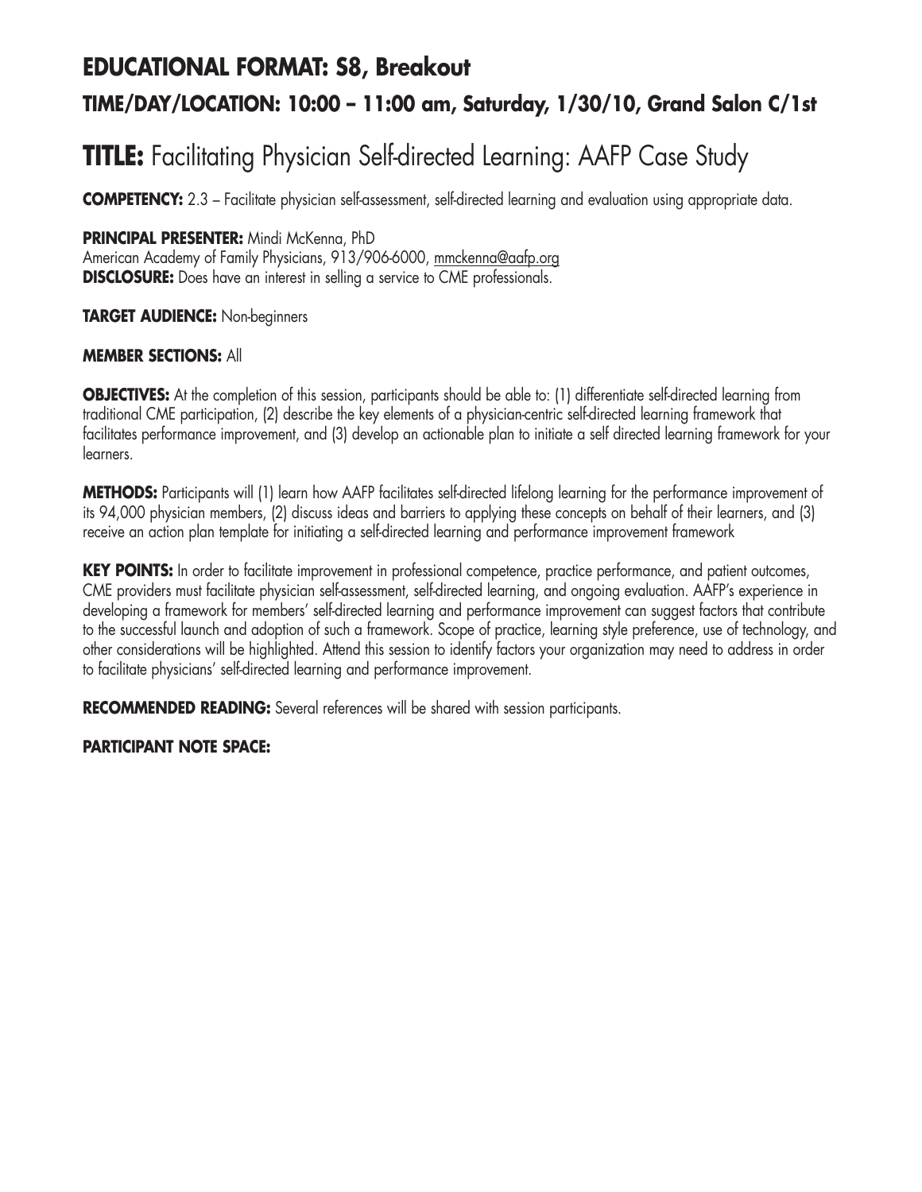## EDUCATIONAL FORMAT: S8, Breakout

### TIME/DAY/LOCATION: 10:00 – 11:00 am, Saturday, 1/30/10, Grand Salon C/1st

# TITLE: Facilitating Physician Self-directed Learning: AAFP Case Study

**COMPETENCY:** 2.3 – Facilitate physician self-assessment, self-directed learning and evaluation using appropriate data.

**PRINCIPAL PRESENTER:** Mindi McKenna, PhD
American Academy of Family Physicians, 913/906-6000, mmckenna@aafp.org
**DISCLOSURE:** Does have an interest in selling a service to CME professionals.

**TARGET AUDIENCE:** Non-beginners

**MEMBER SECTIONS:** All

**OBJECTIVES:** At the completion of this session, participants should be able to: (1) differentiate self-directed learning from traditional CME participation, (2) describe the key elements of a physician-centric self-directed learning framework that facilitates performance improvement, and (3) develop an actionable plan to initiate a self directed learning framework for your learners.

**METHODS:** Participants will (1) learn how AAFP facilitates self-directed lifelong learning for the performance improvement of its 94,000 physician members, (2) discuss ideas and barriers to applying these concepts on behalf of their learners, and (3) receive an action plan template for initiating a self-directed learning and performance improvement framework

**KEY POINTS:** In order to facilitate improvement in professional competence, practice performance, and patient outcomes, CME providers must facilitate physician self-assessment, self-directed learning, and ongoing evaluation. AAFP's experience in developing a framework for members' self-directed learning and performance improvement can suggest factors that contribute to the successful launch and adoption of such a framework. Scope of practice, learning style preference, use of technology, and other considerations will be highlighted. Attend this session to identify factors your organization may need to address in order to facilitate physicians' self-directed learning and performance improvement.

**RECOMMENDED READING:** Several references will be shared with session participants.

**PARTICIPANT NOTE SPACE:**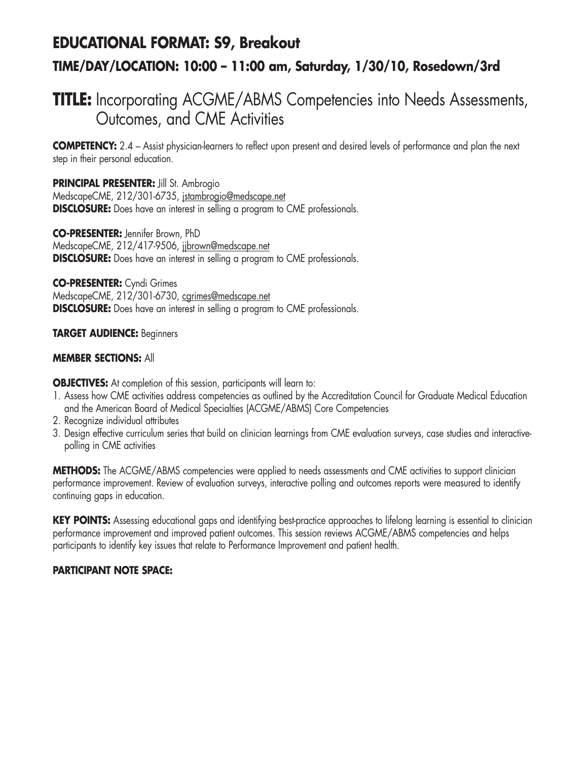## EDUCATIONAL FORMAT: S9, Breakout

### TIME/DAY/LOCATION: 10:00 – 11:00 am, Saturday, 1/30/10, Rosedown/3rd

# TITLE: Incorporating ACGME/ABMS Competencies into Needs Assessments, Outcomes, and CME Activities

**COMPETENCY:** 2.4 – Assist physician-learners to reflect upon present and desired levels of performance and plan the next step in their personal education.

**PRINCIPAL PRESENTER:** Jill St. Ambrogio
MedscapeCME, 212/301-6735, jstambrogio@medscape.net
**DISCLOSURE:** Does have an interest in selling a program to CME professionals.

**CO-PRESENTER:** Jennifer Brown, PhD
MedscapeCME, 212/417-9506, jjbrown@medscape.net
**DISCLOSURE:** Does have an interest in selling a program to CME professionals.

**CO-PRESENTER:** Cyndi Grimes
MedscapeCME, 212/301-6730, cgrimes@medscape.net
**DISCLOSURE:** Does have an interest in selling a program to CME professionals.

**TARGET AUDIENCE:** Beginners

**MEMBER SECTIONS:** All

**OBJECTIVES:** At completion of this session, participants will learn to:

1. Assess how CME activities address competencies as outlined by the Accreditation Council for Graduate Medical Education and the American Board of Medical Specialties (ACGME/ABMS) Core Competencies
2. Recognize individual attributes
3. Design effective curriculum series that build on clinician learnings from CME evaluation surveys, case studies and interactive-polling in CME activities

**METHODS:** The ACGME/ABMS competencies were applied to needs assessments and CME activities to support clinician performance improvement. Review of evaluation surveys, interactive polling and outcomes reports were measured to identify continuing gaps in education.

**KEY POINTS:** Assessing educational gaps and identifying best-practice approaches to lifelong learning is essential to clinician performance improvement and improved patient outcomes. This session reviews ACGME/ABMS competencies and helps participants to identify key issues that relate to Performance Improvement and patient health.

**PARTICIPANT NOTE SPACE:**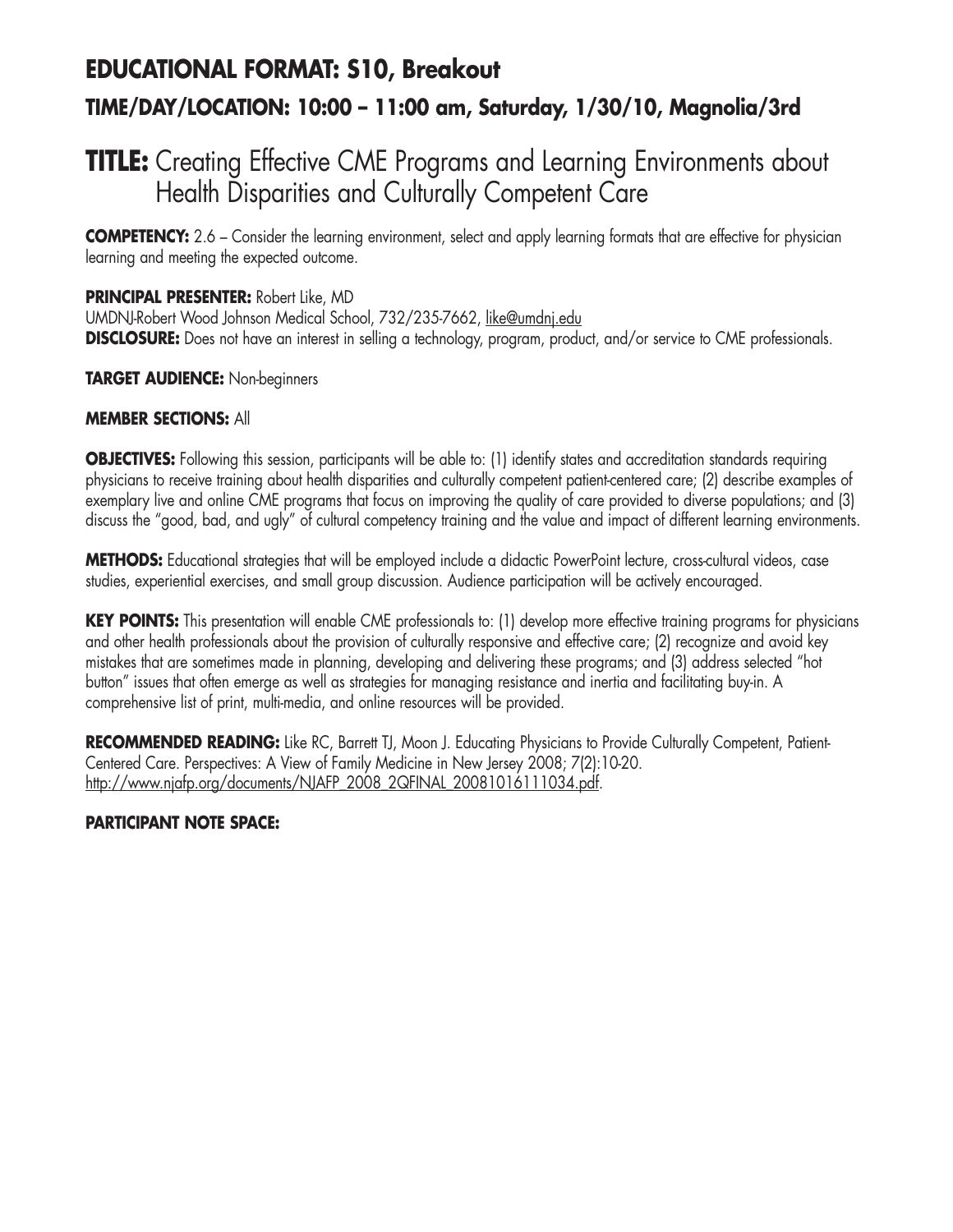## EDUCATIONAL FORMAT: S10, Breakout

### TIME/DAY/LOCATION: 10:00 – 11:00 am, Saturday, 1/30/10, Magnolia/3rd

# TITLE: Creating Effective CME Programs and Learning Environments about Health Disparities and Culturally Competent Care

**COMPETENCY:** 2.6 – Consider the learning environment, select and apply learning formats that are effective for physician learning and meeting the expected outcome.

**PRINCIPAL PRESENTER:** Robert Like, MD
UMDNJ-Robert Wood Johnson Medical School, 732/235-7662, like@umdnj.edu
**DISCLOSURE:** Does not have an interest in selling a technology, program, product, and/or service to CME professionals.

**TARGET AUDIENCE:** Non-beginners

**MEMBER SECTIONS:** All

**OBJECTIVES:** Following this session, participants will be able to: (1) identify states and accreditation standards requiring physicians to receive training about health disparities and culturally competent patient-centered care; (2) describe examples of exemplary live and online CME programs that focus on improving the quality of care provided to diverse populations; and (3) discuss the "good, bad, and ugly" of cultural competency training and the value and impact of different learning environments.

**METHODS:** Educational strategies that will be employed include a didactic PowerPoint lecture, cross-cultural videos, case studies, experiential exercises, and small group discussion. Audience participation will be actively encouraged.

**KEY POINTS:** This presentation will enable CME professionals to: (1) develop more effective training programs for physicians and other health professionals about the provision of culturally responsive and effective care; (2) recognize and avoid key mistakes that are sometimes made in planning, developing and delivering these programs; and (3) address selected "hot button" issues that often emerge as well as strategies for managing resistance and inertia and facilitating buy-in. A comprehensive list of print, multi-media, and online resources will be provided.

**RECOMMENDED READING:** Like RC, Barrett TJ, Moon J. Educating Physicians to Provide Culturally Competent, Patient-Centered Care. Perspectives: A View of Family Medicine in New Jersey 2008; 7(2):10-20. http://www.njafp.org/documents/NJAFP_2008_2QFINAL_20081016111034.pdf.

**PARTICIPANT NOTE SPACE:**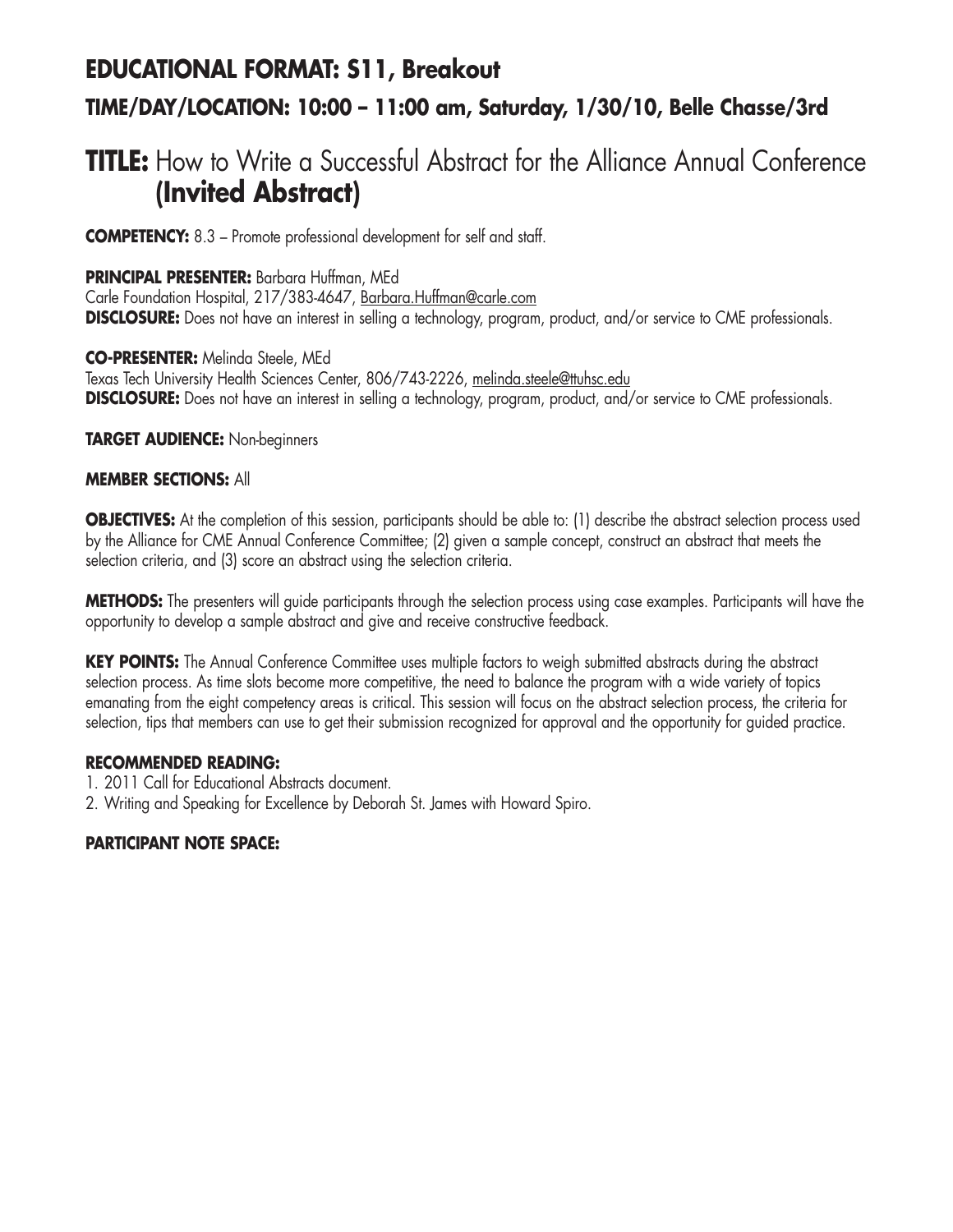## EDUCATIONAL FORMAT: S11, Breakout

### TIME/DAY/LOCATION: 10:00 – 11:00 am, Saturday, 1/30/10, Belle Chasse/3rd

# TITLE: How to Write a Successful Abstract for the Alliance Annual Conference **(Invited Abstract)**

**COMPETENCY:** 8.3 – Promote professional development for self and staff.

**PRINCIPAL PRESENTER:** Barbara Huffman, MEd
Carle Foundation Hospital, 217/383-4647, Barbara.Huffman@carle.com
**DISCLOSURE:** Does not have an interest in selling a technology, program, product, and/or service to CME professionals.

**CO-PRESENTER:** Melinda Steele, MEd
Texas Tech University Health Sciences Center, 806/743-2226, melinda.steele@ttuhsc.edu
**DISCLOSURE:** Does not have an interest in selling a technology, program, product, and/or service to CME professionals.

**TARGET AUDIENCE:** Non-beginners

**MEMBER SECTIONS:** All

**OBJECTIVES:** At the completion of this session, participants should be able to: (1) describe the abstract selection process used by the Alliance for CME Annual Conference Committee; (2) given a sample concept, construct an abstract that meets the selection criteria, and (3) score an abstract using the selection criteria.

**METHODS:** The presenters will guide participants through the selection process using case examples. Participants will have the opportunity to develop a sample abstract and give and receive constructive feedback.

**KEY POINTS:** The Annual Conference Committee uses multiple factors to weigh submitted abstracts during the abstract selection process. As time slots become more competitive, the need to balance the program with a wide variety of topics emanating from the eight competency areas is critical. This session will focus on the abstract selection process, the criteria for selection, tips that members can use to get their submission recognized for approval and the opportunity for guided practice.

**RECOMMENDED READING:**

1. 2011 Call for Educational Abstracts document.
2. Writing and Speaking for Excellence by Deborah St. James with Howard Spiro.

**PARTICIPANT NOTE SPACE:**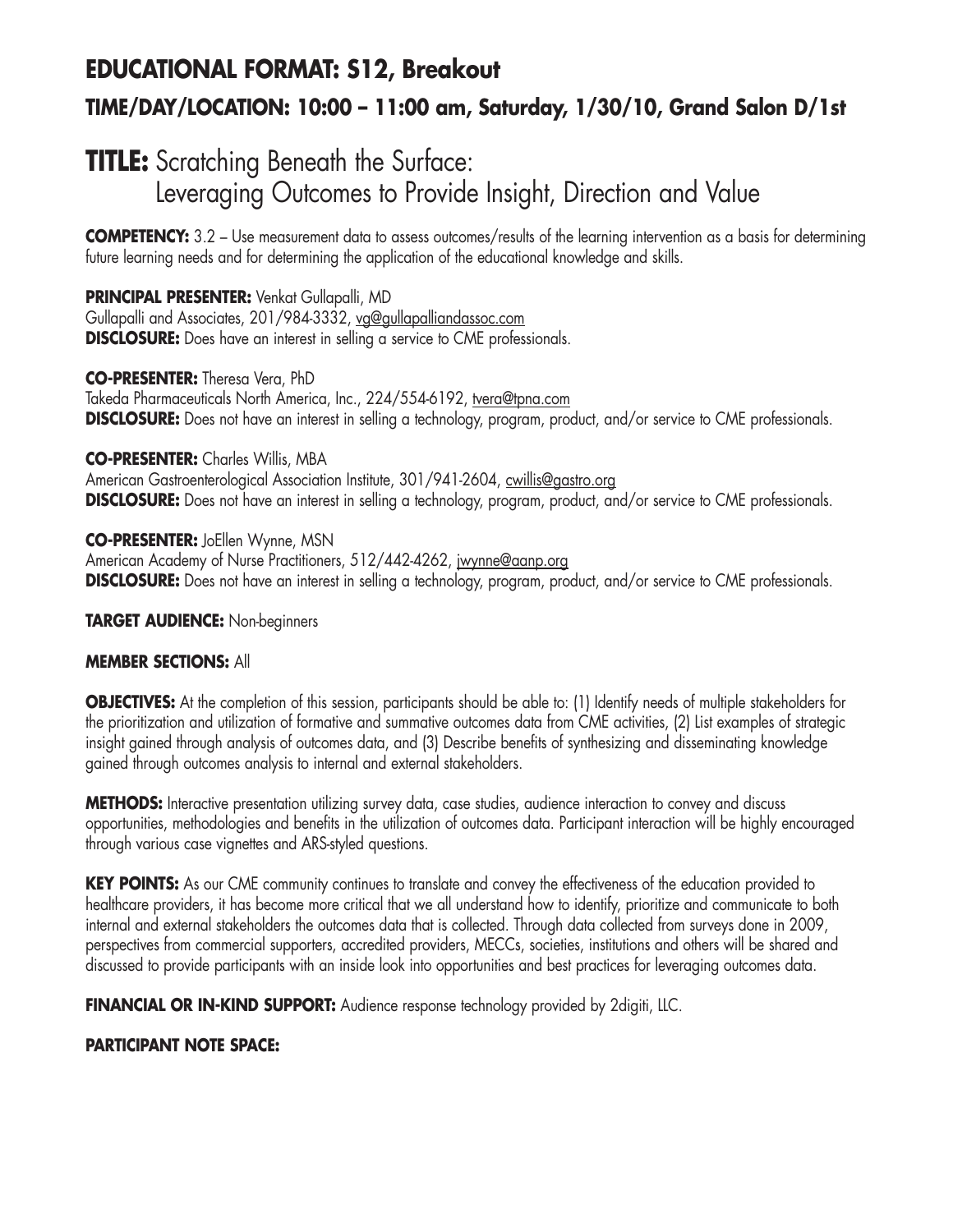## EDUCATIONAL FORMAT: S12, Breakout

### TIME/DAY/LOCATION: 10:00 – 11:00 am, Saturday, 1/30/10, Grand Salon D/1st

# TITLE: Scratching Beneath the Surface: Leveraging Outcomes to Provide Insight, Direction and Value

**COMPETENCY:** 3.2 – Use measurement data to assess outcomes/results of the learning intervention as a basis for determining future learning needs and for determining the application of the educational knowledge and skills.

**PRINCIPAL PRESENTER:** Venkat Gullapalli, MD
Gullapalli and Associates, 201/984-3332, vg@gullapalliandassoc.com
**DISCLOSURE:** Does have an interest in selling a service to CME professionals.

**CO-PRESENTER:** Theresa Vera, PhD
Takeda Pharmaceuticals North America, Inc., 224/554-6192, tvera@tpna.com
**DISCLOSURE:** Does not have an interest in selling a technology, program, product, and/or service to CME professionals.

**CO-PRESENTER:** Charles Willis, MBA
American Gastroenterological Association Institute, 301/941-2604, cwillis@gastro.org
**DISCLOSURE:** Does not have an interest in selling a technology, program, product, and/or service to CME professionals.

**CO-PRESENTER:** JoEllen Wynne, MSN
American Academy of Nurse Practitioners, 512/442-4262, jwynne@aanp.org
**DISCLOSURE:** Does not have an interest in selling a technology, program, product, and/or service to CME professionals.

**TARGET AUDIENCE:** Non-beginners

**MEMBER SECTIONS:** All

**OBJECTIVES:** At the completion of this session, participants should be able to: (1) Identify needs of multiple stakeholders for the prioritization and utilization of formative and summative outcomes data from CME activities, (2) List examples of strategic insight gained through analysis of outcomes data, and (3) Describe benefits of synthesizing and disseminating knowledge gained through outcomes analysis to internal and external stakeholders.

**METHODS:** Interactive presentation utilizing survey data, case studies, audience interaction to convey and discuss opportunities, methodologies and benefits in the utilization of outcomes data. Participant interaction will be highly encouraged through various case vignettes and ARS-styled questions.

**KEY POINTS:** As our CME community continues to translate and convey the effectiveness of the education provided to healthcare providers, it has become more critical that we all understand how to identify, prioritize and communicate to both internal and external stakeholders the outcomes data that is collected. Through data collected from surveys done in 2009, perspectives from commercial supporters, accredited providers, MECCs, societies, institutions and others will be shared and discussed to provide participants with an inside look into opportunities and best practices for leveraging outcomes data.

**FINANCIAL OR IN-KIND SUPPORT:** Audience response technology provided by 2digiti, LLC.

**PARTICIPANT NOTE SPACE:**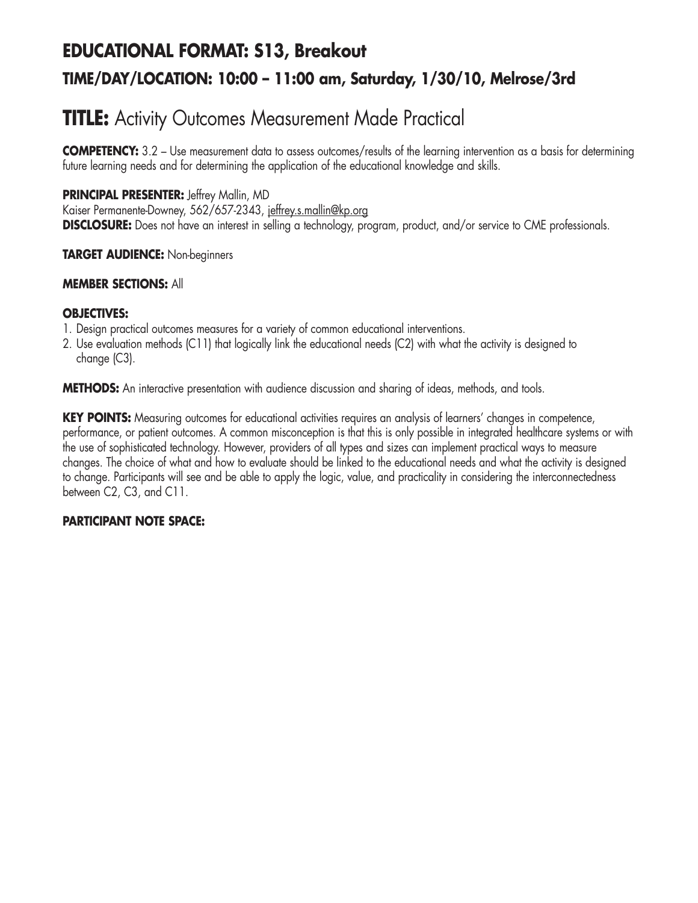## EDUCATIONAL FORMAT: S13, Breakout

### TIME/DAY/LOCATION: 10:00 – 11:00 am, Saturday, 1/30/10, Melrose/3rd

# TITLE: Activity Outcomes Measurement Made Practical

**COMPETENCY:** 3.2 – Use measurement data to assess outcomes/results of the learning intervention as a basis for determining future learning needs and for determining the application of the educational knowledge and skills.

**PRINCIPAL PRESENTER:** Jeffrey Mallin, MD
Kaiser Permanente-Downey, 562/657-2343, jeffrey.s.mallin@kp.org
**DISCLOSURE:** Does not have an interest in selling a technology, program, product, and/or service to CME professionals.

**TARGET AUDIENCE:** Non-beginners

**MEMBER SECTIONS:** All

**OBJECTIVES:**

1. Design practical outcomes measures for a variety of common educational interventions.
2. Use evaluation methods (C11) that logically link the educational needs (C2) with what the activity is designed to change (C3).

**METHODS:** An interactive presentation with audience discussion and sharing of ideas, methods, and tools.

**KEY POINTS:** Measuring outcomes for educational activities requires an analysis of learners' changes in competence, performance, or patient outcomes. A common misconception is that this is only possible in integrated healthcare systems or with the use of sophisticated technology. However, providers of all types and sizes can implement practical ways to measure changes. The choice of what and how to evaluate should be linked to the educational needs and what the activity is designed to change. Participants will see and be able to apply the logic, value, and practicality in considering the interconnectedness between C2, C3, and C11.

**PARTICIPANT NOTE SPACE:**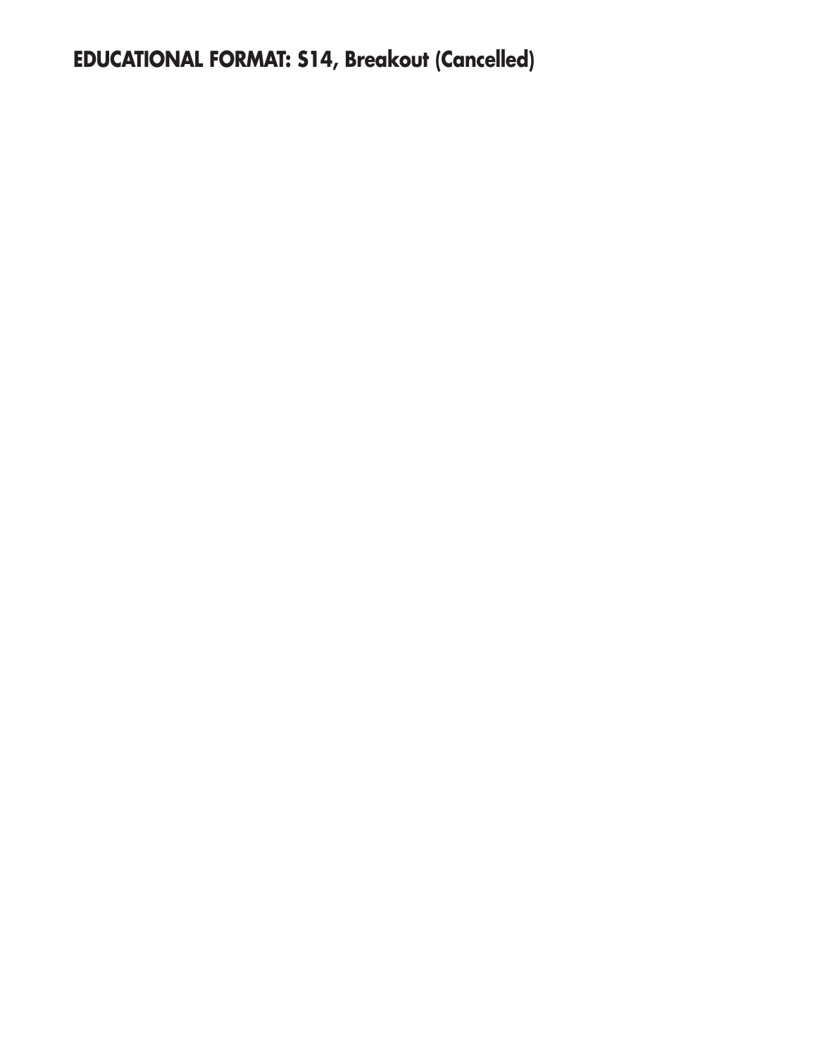**EDUCATIONAL FORMAT: S14, Breakout (Cancelled)**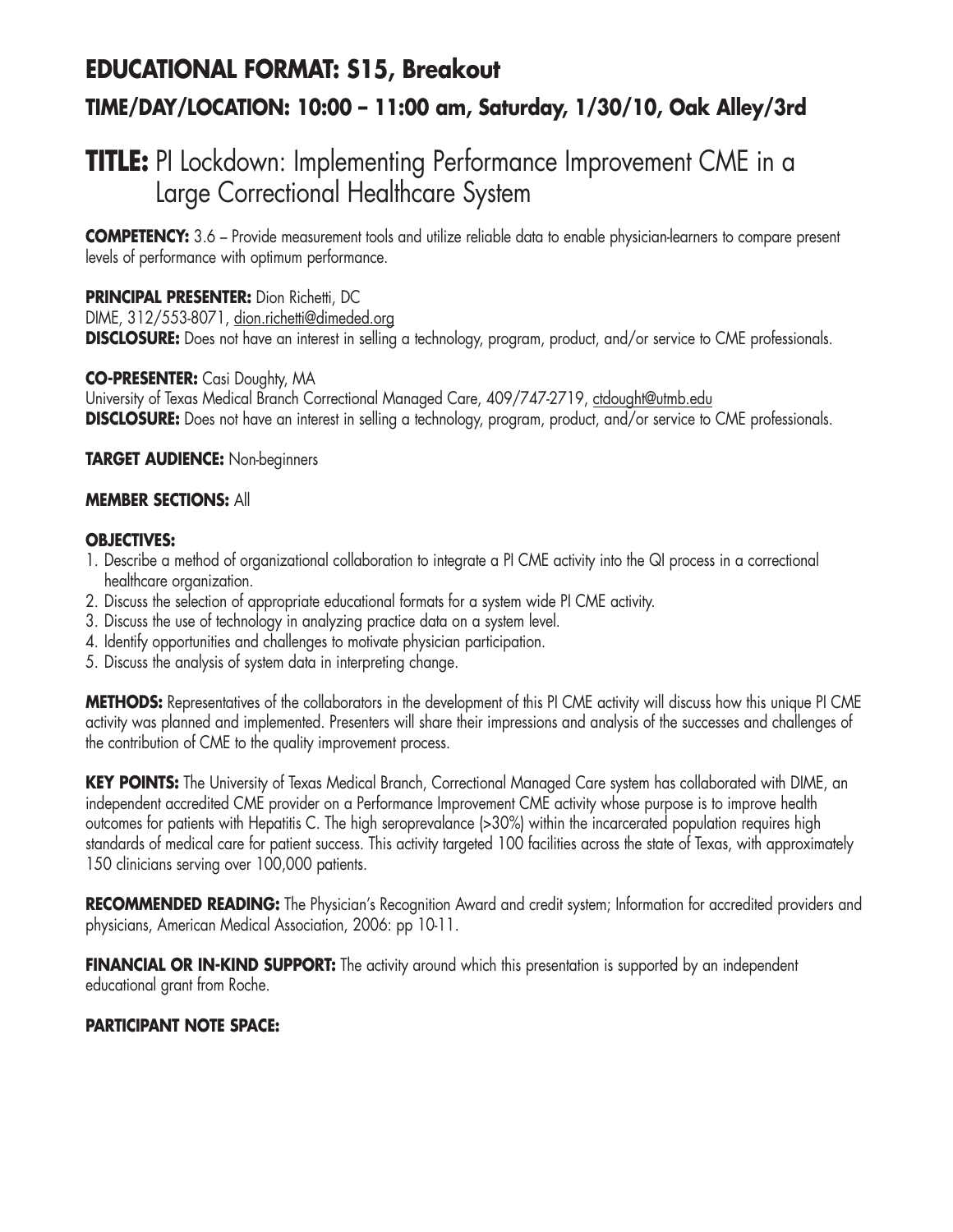# EDUCATIONAL FORMAT: S15, Breakout

## TIME/DAY/LOCATION: 10:00 – 11:00 am, Saturday, 1/30/10, Oak Alley/3rd

# TITLE: PI Lockdown: Implementing Performance Improvement CME in a Large Correctional Healthcare System

**COMPETENCY:** 3.6 – Provide measurement tools and utilize reliable data to enable physician-learners to compare present levels of performance with optimum performance.

**PRINCIPAL PRESENTER:** Dion Richetti, DC
DIME, 312/553-8071, dion.richetti@dimeded.org
**DISCLOSURE:** Does not have an interest in selling a technology, program, product, and/or service to CME professionals.

**CO-PRESENTER:** Casi Doughty, MA
University of Texas Medical Branch Correctional Managed Care, 409/747-2719, ctdought@utmb.edu
**DISCLOSURE:** Does not have an interest in selling a technology, program, product, and/or service to CME professionals.

**TARGET AUDIENCE:** Non-beginners

**MEMBER SECTIONS:** All

**OBJECTIVES:**

1. Describe a method of organizational collaboration to integrate a PI CME activity into the QI process in a correctional healthcare organization.
2. Discuss the selection of appropriate educational formats for a system wide PI CME activity.
3. Discuss the use of technology in analyzing practice data on a system level.
4. Identify opportunities and challenges to motivate physician participation.
5. Discuss the analysis of system data in interpreting change.

**METHODS:** Representatives of the collaborators in the development of this PI CME activity will discuss how this unique PI CME activity was planned and implemented. Presenters will share their impressions and analysis of the successes and challenges of the contribution of CME to the quality improvement process.

**KEY POINTS:** The University of Texas Medical Branch, Correctional Managed Care system has collaborated with DIME, an independent accredited CME provider on a Performance Improvement CME activity whose purpose is to improve health outcomes for patients with Hepatitis C. The high seroprevalance (>30%) within the incarcerated population requires high standards of medical care for patient success. This activity targeted 100 facilities across the state of Texas, with approximately 150 clinicians serving over 100,000 patients.

**RECOMMENDED READING:** The Physician's Recognition Award and credit system; Information for accredited providers and physicians, American Medical Association, 2006: pp 10-11.

**FINANCIAL OR IN-KIND SUPPORT:** The activity around which this presentation is supported by an independent educational grant from Roche.

**PARTICIPANT NOTE SPACE:**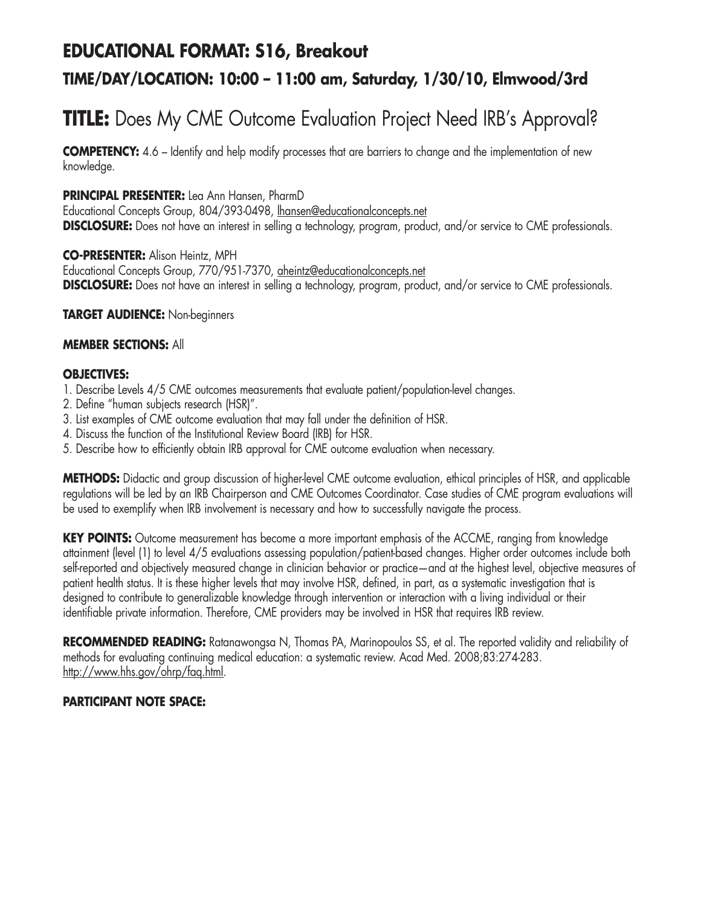## EDUCATIONAL FORMAT: S16, Breakout

### TIME/DAY/LOCATION: 10:00 – 11:00 am, Saturday, 1/30/10, Elmwood/3rd

# TITLE: Does My CME Outcome Evaluation Project Need IRB's Approval?

**COMPETENCY:** 4.6 – Identify and help modify processes that are barriers to change and the implementation of new knowledge.

**PRINCIPAL PRESENTER:** Lea Ann Hansen, PharmD
Educational Concepts Group, 804/393-0498, lhansen@educationalconcepts.net
**DISCLOSURE:** Does not have an interest in selling a technology, program, product, and/or service to CME professionals.

**CO-PRESENTER:** Alison Heintz, MPH
Educational Concepts Group, 770/951-7370, aheintz@educationalconcepts.net
**DISCLOSURE:** Does not have an interest in selling a technology, program, product, and/or service to CME professionals.

**TARGET AUDIENCE:** Non-beginners

**MEMBER SECTIONS:** All

**OBJECTIVES:**

1. Describe Levels 4/5 CME outcomes measurements that evaluate patient/population-level changes.
2. Define "human subjects research (HSR)".
3. List examples of CME outcome evaluation that may fall under the definition of HSR.
4. Discuss the function of the Institutional Review Board (IRB) for HSR.
5. Describe how to efficiently obtain IRB approval for CME outcome evaluation when necessary.

**METHODS:** Didactic and group discussion of higher-level CME outcome evaluation, ethical principles of HSR, and applicable regulations will be led by an IRB Chairperson and CME Outcomes Coordinator. Case studies of CME program evaluations will be used to exemplify when IRB involvement is necessary and how to successfully navigate the process.

**KEY POINTS:** Outcome measurement has become a more important emphasis of the ACCME, ranging from knowledge attainment (level (1) to level 4/5 evaluations assessing population/patient-based changes. Higher order outcomes include both self-reported and objectively measured change in clinician behavior or practice—and at the highest level, objective measures of patient health status. It is these higher levels that may involve HSR, defined, in part, as a systematic investigation that is designed to contribute to generalizable knowledge through intervention or interaction with a living individual or their identifiable private information. Therefore, CME providers may be involved in HSR that requires IRB review.

**RECOMMENDED READING:** Ratanawongsa N, Thomas PA, Marinopoulos SS, et al. The reported validity and reliability of methods for evaluating continuing medical education: a systematic review. Acad Med. 2008;83:274-283. http://www.hhs.gov/ohrp/faq.html.

**PARTICIPANT NOTE SPACE:**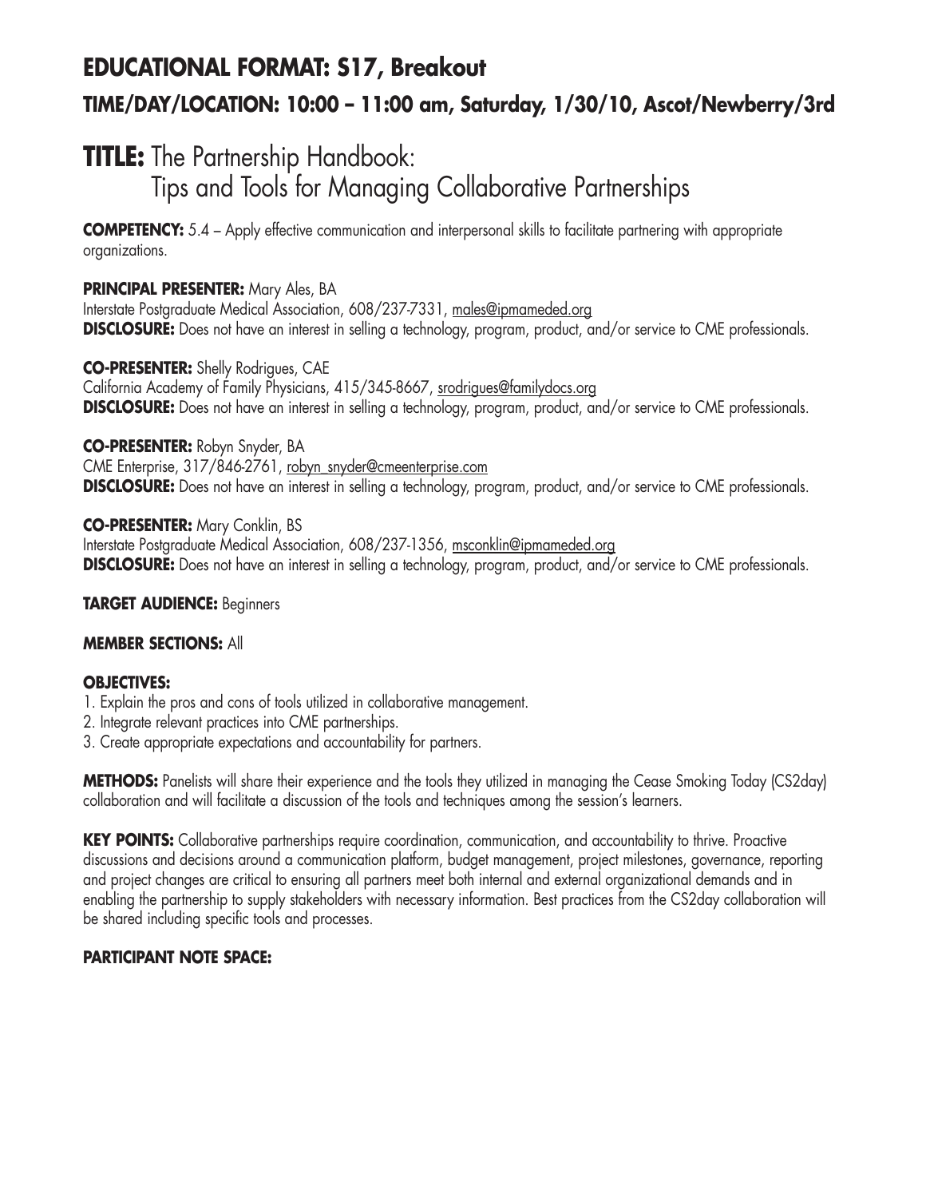## EDUCATIONAL FORMAT: S17, Breakout

### TIME/DAY/LOCATION: 10:00 – 11:00 am, Saturday, 1/30/10, Ascot/Newberry/3rd

# TITLE: The Partnership Handbook: Tips and Tools for Managing Collaborative Partnerships

**COMPETENCY:** 5.4 – Apply effective communication and interpersonal skills to facilitate partnering with appropriate organizations.

**PRINCIPAL PRESENTER:** Mary Ales, BA
Interstate Postgraduate Medical Association, 608/237-7331, males@ipmameded.org
**DISCLOSURE:** Does not have an interest in selling a technology, program, product, and/or service to CME professionals.

**CO-PRESENTER:** Shelly Rodrigues, CAE
California Academy of Family Physicians, 415/345-8667, srodrigues@familydocs.org
**DISCLOSURE:** Does not have an interest in selling a technology, program, product, and/or service to CME professionals.

**CO-PRESENTER:** Robyn Snyder, BA
CME Enterprise, 317/846-2761, robyn_snyder@cmeenterprise.com
**DISCLOSURE:** Does not have an interest in selling a technology, program, product, and/or service to CME professionals.

**CO-PRESENTER:** Mary Conklin, BS
Interstate Postgraduate Medical Association, 608/237-1356, msconklin@ipmameded.org
**DISCLOSURE:** Does not have an interest in selling a technology, program, product, and/or service to CME professionals.

**TARGET AUDIENCE:** Beginners

**MEMBER SECTIONS:** All

**OBJECTIVES:**

1. Explain the pros and cons of tools utilized in collaborative management.
2. Integrate relevant practices into CME partnerships.
3. Create appropriate expectations and accountability for partners.

**METHODS:** Panelists will share their experience and the tools they utilized in managing the Cease Smoking Today (CS2day) collaboration and will facilitate a discussion of the tools and techniques among the session's learners.

**KEY POINTS:** Collaborative partnerships require coordination, communication, and accountability to thrive. Proactive discussions and decisions around a communication platform, budget management, project milestones, governance, reporting and project changes are critical to ensuring all partners meet both internal and external organizational demands and in enabling the partnership to supply stakeholders with necessary information. Best practices from the CS2day collaboration will be shared including specific tools and processes.

**PARTICIPANT NOTE SPACE:**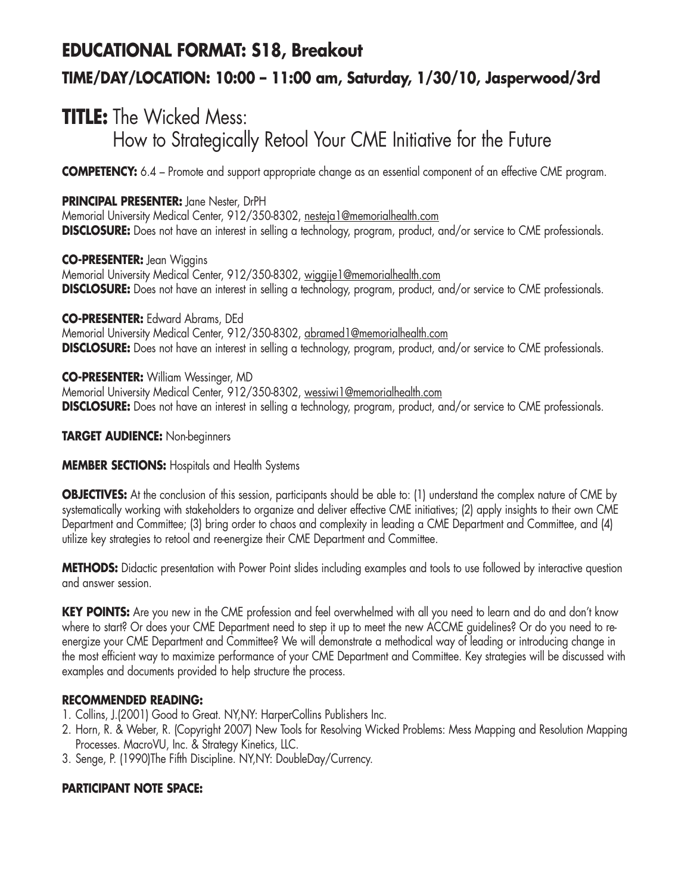## EDUCATIONAL FORMAT: S18, Breakout

### TIME/DAY/LOCATION: 10:00 – 11:00 am, Saturday, 1/30/10, Jasperwood/3rd

# TITLE: The Wicked Mess: How to Strategically Retool Your CME Initiative for the Future

**COMPETENCY:** 6.4 – Promote and support appropriate change as an essential component of an effective CME program.

**PRINCIPAL PRESENTER:** Jane Nester, DrPH
Memorial University Medical Center, 912/350-8302, nesteja1@memorialhealth.com
**DISCLOSURE:** Does not have an interest in selling a technology, program, product, and/or service to CME professionals.

**CO-PRESENTER:** Jean Wiggins
Memorial University Medical Center, 912/350-8302, wiggije1@memorialhealth.com
**DISCLOSURE:** Does not have an interest in selling a technology, program, product, and/or service to CME professionals.

**CO-PRESENTER:** Edward Abrams, DEd
Memorial University Medical Center, 912/350-8302, abramed1@memorialhealth.com
**DISCLOSURE:** Does not have an interest in selling a technology, program, product, and/or service to CME professionals.

**CO-PRESENTER:** William Wessinger, MD
Memorial University Medical Center, 912/350-8302, wessiwi1@memorialhealth.com
**DISCLOSURE:** Does not have an interest in selling a technology, program, product, and/or service to CME professionals.

**TARGET AUDIENCE:** Non-beginners

**MEMBER SECTIONS:** Hospitals and Health Systems

**OBJECTIVES:** At the conclusion of this session, participants should be able to: (1) understand the complex nature of CME by systematically working with stakeholders to organize and deliver effective CME initiatives; (2) apply insights to their own CME Department and Committee; (3) bring order to chaos and complexity in leading a CME Department and Committee, and (4) utilize key strategies to retool and re-energize their CME Department and Committee.

**METHODS:** Didactic presentation with Power Point slides including examples and tools to use followed by interactive question and answer session.

**KEY POINTS:** Are you new in the CME profession and feel overwhelmed with all you need to learn and do and don't know where to start? Or does your CME Department need to step it up to meet the new ACCME guidelines? Or do you need to re-energize your CME Department and Committee? We will demonstrate a methodical way of leading or introducing change in the most efficient way to maximize performance of your CME Department and Committee. Key strategies will be discussed with examples and documents provided to help structure the process.

**RECOMMENDED READING:**

1. Collins, J.(2001) Good to Great. NY,NY: HarperCollins Publishers Inc.
2. Horn, R. & Weber, R. (Copyright 2007) New Tools for Resolving Wicked Problems: Mess Mapping and Resolution Mapping Processes. MacroVU, Inc. & Strategy Kinetics, LLC.
3. Senge, P. (1990)The Fifth Discipline. NY,NY: DoubleDay/Currency.

**PARTICIPANT NOTE SPACE:**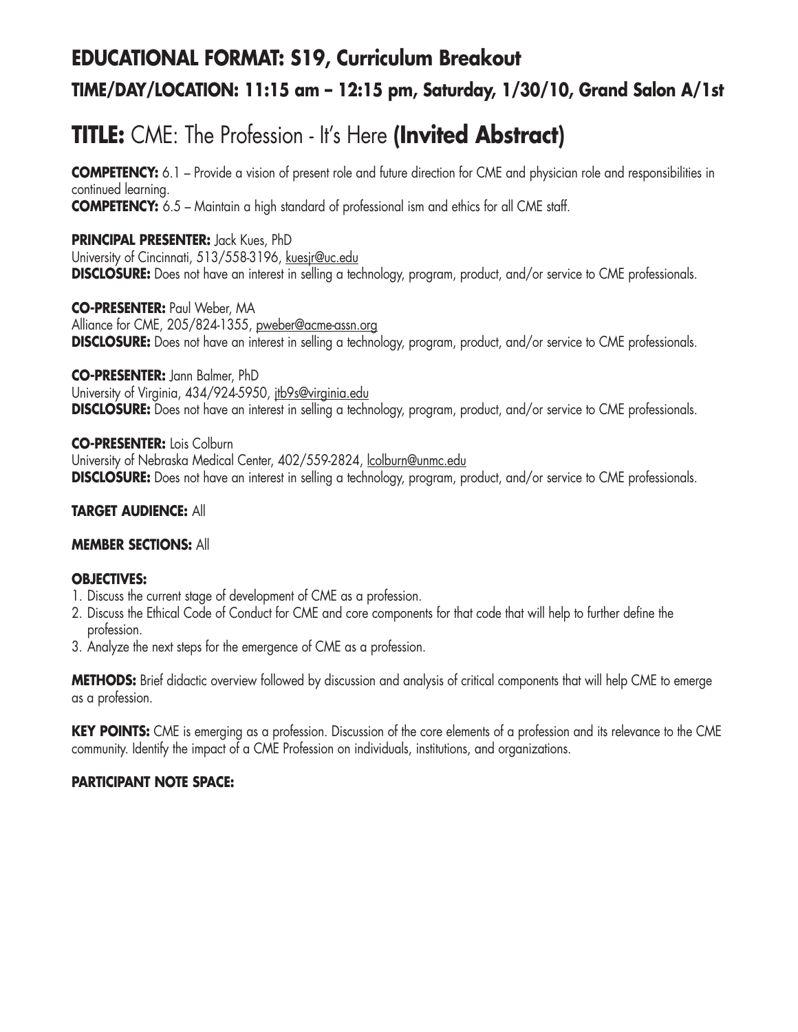## EDUCATIONAL FORMAT: S19, Curriculum Breakout

### TIME/DAY/LOCATION: 11:15 am – 12:15 pm, Saturday, 1/30/10, Grand Salon A/1st

# TITLE: CME: The Profession - It's Here (Invited Abstract)

**COMPETENCY:** 6.1 – Provide a vision of present role and future direction for CME and physician role and responsibilities in continued learning.
**COMPETENCY:** 6.5 – Maintain a high standard of professional ism and ethics for all CME staff.

**PRINCIPAL PRESENTER:** Jack Kues, PhD
University of Cincinnati, 513/558-3196, kuesjr@uc.edu
**DISCLOSURE:** Does not have an interest in selling a technology, program, product, and/or service to CME professionals.

**CO-PRESENTER:** Paul Weber, MA
Alliance for CME, 205/824-1355, pweber@acme-assn.org
**DISCLOSURE:** Does not have an interest in selling a technology, program, product, and/or service to CME professionals.

**CO-PRESENTER:** Jann Balmer, PhD
University of Virginia, 434/924-5950, jtb9s@virginia.edu
**DISCLOSURE:** Does not have an interest in selling a technology, program, product, and/or service to CME professionals.

**CO-PRESENTER:** Lois Colburn
University of Nebraska Medical Center, 402/559-2824, lcolburn@unmc.edu
**DISCLOSURE:** Does not have an interest in selling a technology, program, product, and/or service to CME professionals.

**TARGET AUDIENCE:** All

**MEMBER SECTIONS:** All

**OBJECTIVES:**

1. Discuss the current stage of development of CME as a profession.
2. Discuss the Ethical Code of Conduct for CME and core components for that code that will help to further define the profession.
3. Analyze the next steps for the emergence of CME as a profession.

**METHODS:** Brief didactic overview followed by discussion and analysis of critical components that will help CME to emerge as a profession.

**KEY POINTS:** CME is emerging as a profession. Discussion of the core elements of a profession and its relevance to the CME community. Identify the impact of a CME Profession on individuals, institutions, and organizations.

**PARTICIPANT NOTE SPACE:**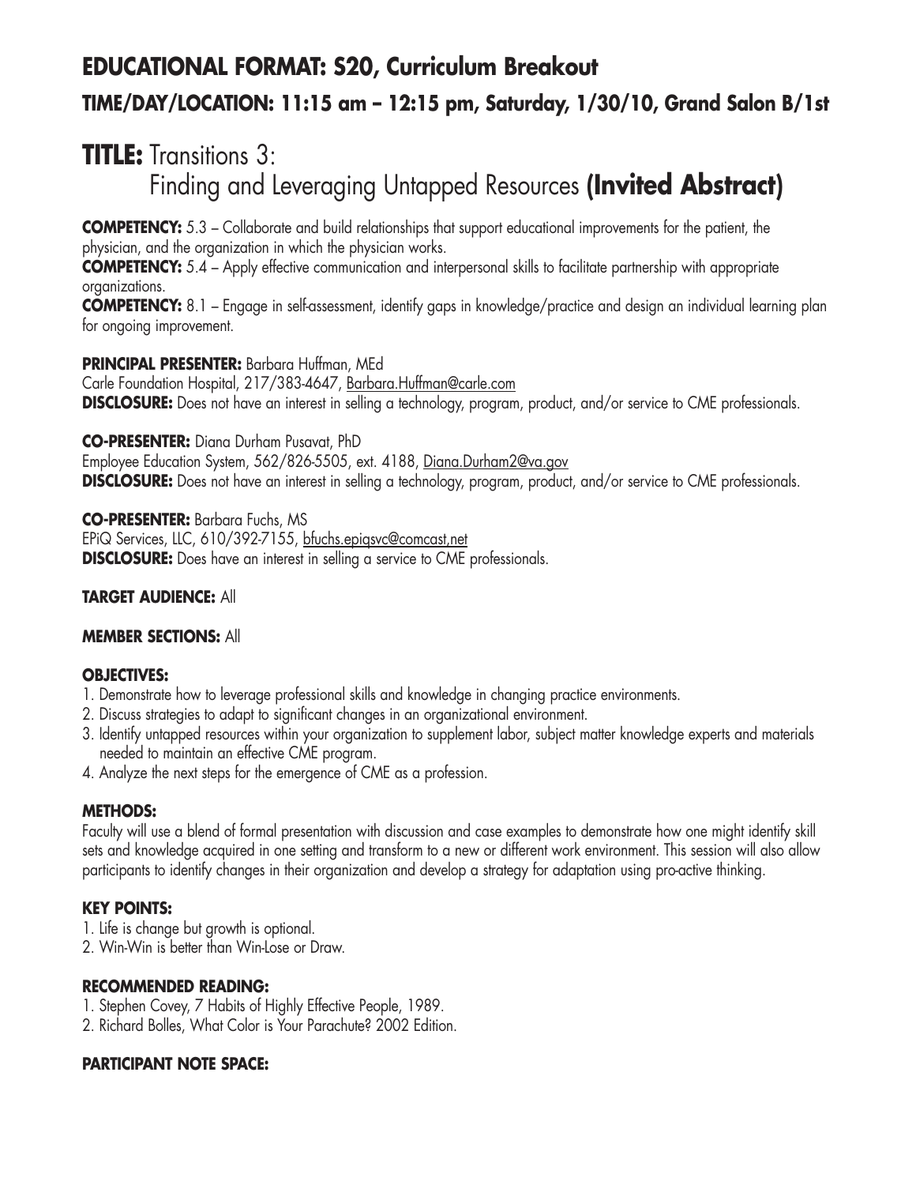# EDUCATIONAL FORMAT: S20, Curriculum Breakout

## TIME/DAY/LOCATION: 11:15 am – 12:15 pm, Saturday, 1/30/10, Grand Salon B/1st

# TITLE: Transitions 3: Finding and Leveraging Untapped Resources **(Invited Abstract)**

**COMPETENCY:** 5.3 – Collaborate and build relationships that support educational improvements for the patient, the physician, and the organization in which the physician works.

**COMPETENCY:** 5.4 – Apply effective communication and interpersonal skills to facilitate partnership with appropriate organizations.

**COMPETENCY:** 8.1 – Engage in self-assessment, identify gaps in knowledge/practice and design an individual learning plan for ongoing improvement.

**PRINCIPAL PRESENTER:** Barbara Huffman, MEd
Carle Foundation Hospital, 217/383-4647, Barbara.Huffman@carle.com
**DISCLOSURE:** Does not have an interest in selling a technology, program, product, and/or service to CME professionals.

**CO-PRESENTER:** Diana Durham Pusavat, PhD
Employee Education System, 562/826-5505, ext. 4188, Diana.Durham2@va.gov
**DISCLOSURE:** Does not have an interest in selling a technology, program, product, and/or service to CME professionals.

**CO-PRESENTER:** Barbara Fuchs, MS
EPiQ Services, LLC, 610/392-7155, bfuchs.epiqsvc@comcast,net
**DISCLOSURE:** Does have an interest in selling a service to CME professionals.

**TARGET AUDIENCE:** All

**MEMBER SECTIONS:** All

**OBJECTIVES:**

1. Demonstrate how to leverage professional skills and knowledge in changing practice environments.
2. Discuss strategies to adapt to significant changes in an organizational environment.
3. Identify untapped resources within your organization to supplement labor, subject matter knowledge experts and materials needed to maintain an effective CME program.
4. Analyze the next steps for the emergence of CME as a profession.

**METHODS:**

Faculty will use a blend of formal presentation with discussion and case examples to demonstrate how one might identify skill sets and knowledge acquired in one setting and transform to a new or different work environment. This session will also allow participants to identify changes in their organization and develop a strategy for adaptation using pro-active thinking.

**KEY POINTS:**

1. Life is change but growth is optional.
2. Win-Win is better than Win-Lose or Draw.

**RECOMMENDED READING:**

1. Stephen Covey, 7 Habits of Highly Effective People, 1989.
2. Richard Bolles, What Color is Your Parachute? 2002 Edition.

**PARTICIPANT NOTE SPACE:**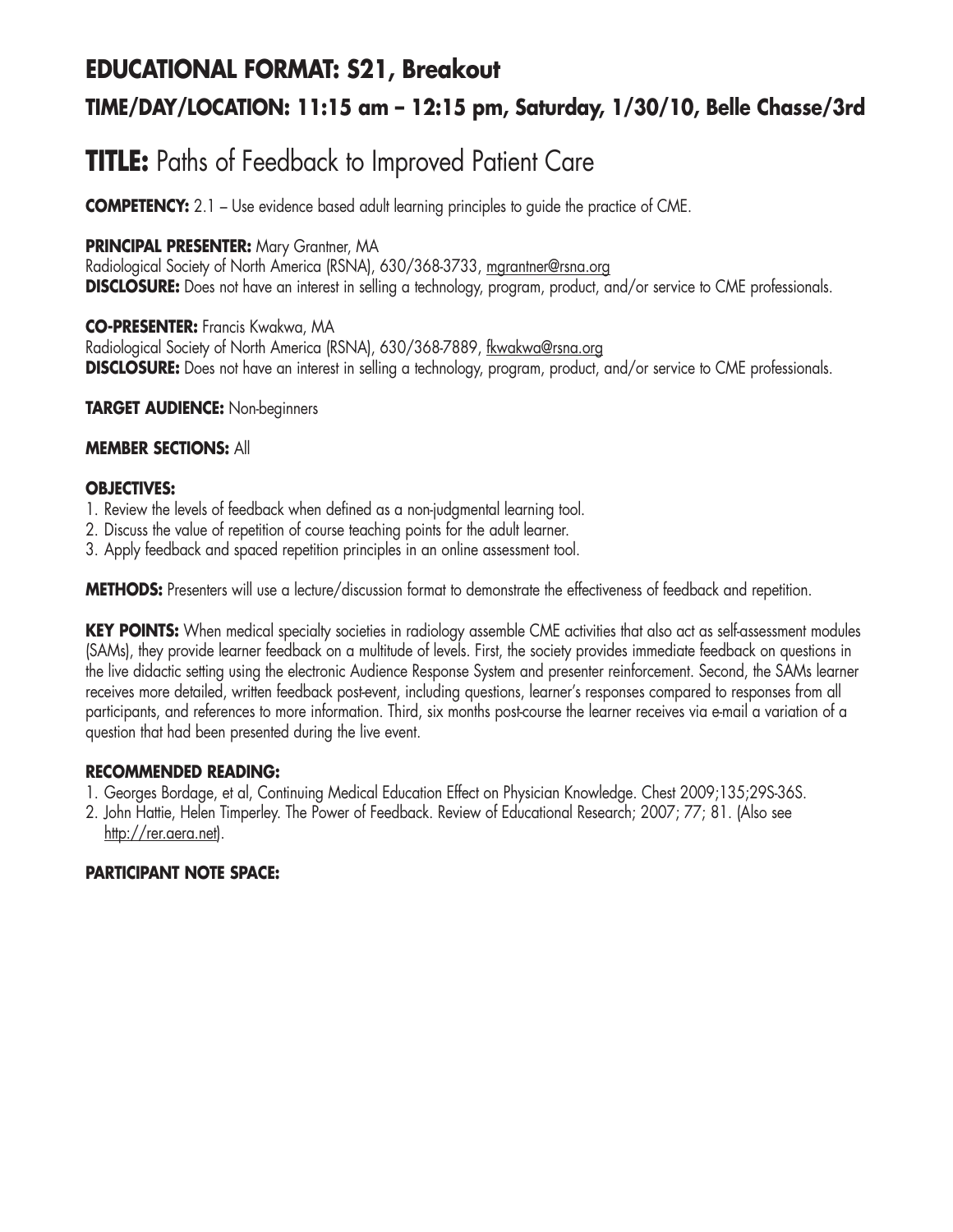## EDUCATIONAL FORMAT: S21, Breakout

### TIME/DAY/LOCATION: 11:15 am – 12:15 pm, Saturday, 1/30/10, Belle Chasse/3rd

# TITLE: Paths of Feedback to Improved Patient Care

**COMPETENCY:** 2.1 – Use evidence based adult learning principles to guide the practice of CME.

**PRINCIPAL PRESENTER:** Mary Grantner, MA
Radiological Society of North America (RSNA), 630/368-3733, mgrantner@rsna.org
**DISCLOSURE:** Does not have an interest in selling a technology, program, product, and/or service to CME professionals.

**CO-PRESENTER:** Francis Kwakwa, MA
Radiological Society of North America (RSNA), 630/368-7889, fkwakwa@rsna.org
**DISCLOSURE:** Does not have an interest in selling a technology, program, product, and/or service to CME professionals.

**TARGET AUDIENCE:** Non-beginners

**MEMBER SECTIONS:** All

**OBJECTIVES:**

1. Review the levels of feedback when defined as a non-judgmental learning tool.
2. Discuss the value of repetition of course teaching points for the adult learner.
3. Apply feedback and spaced repetition principles in an online assessment tool.

**METHODS:** Presenters will use a lecture/discussion format to demonstrate the effectiveness of feedback and repetition.

**KEY POINTS:** When medical specialty societies in radiology assemble CME activities that also act as self-assessment modules (SAMs), they provide learner feedback on a multitude of levels. First, the society provides immediate feedback on questions in the live didactic setting using the electronic Audience Response System and presenter reinforcement. Second, the SAMs learner receives more detailed, written feedback post-event, including questions, learner's responses compared to responses from all participants, and references to more information. Third, six months post-course the learner receives via e-mail a variation of a question that had been presented during the live event.

**RECOMMENDED READING:**

1. Georges Bordage, et al, Continuing Medical Education Effect on Physician Knowledge. Chest 2009;135;29S-36S.
2. John Hattie, Helen Timperley. The Power of Feedback. Review of Educational Research; 2007; 77; 81. (Also see http://rer.aera.net).

**PARTICIPANT NOTE SPACE:**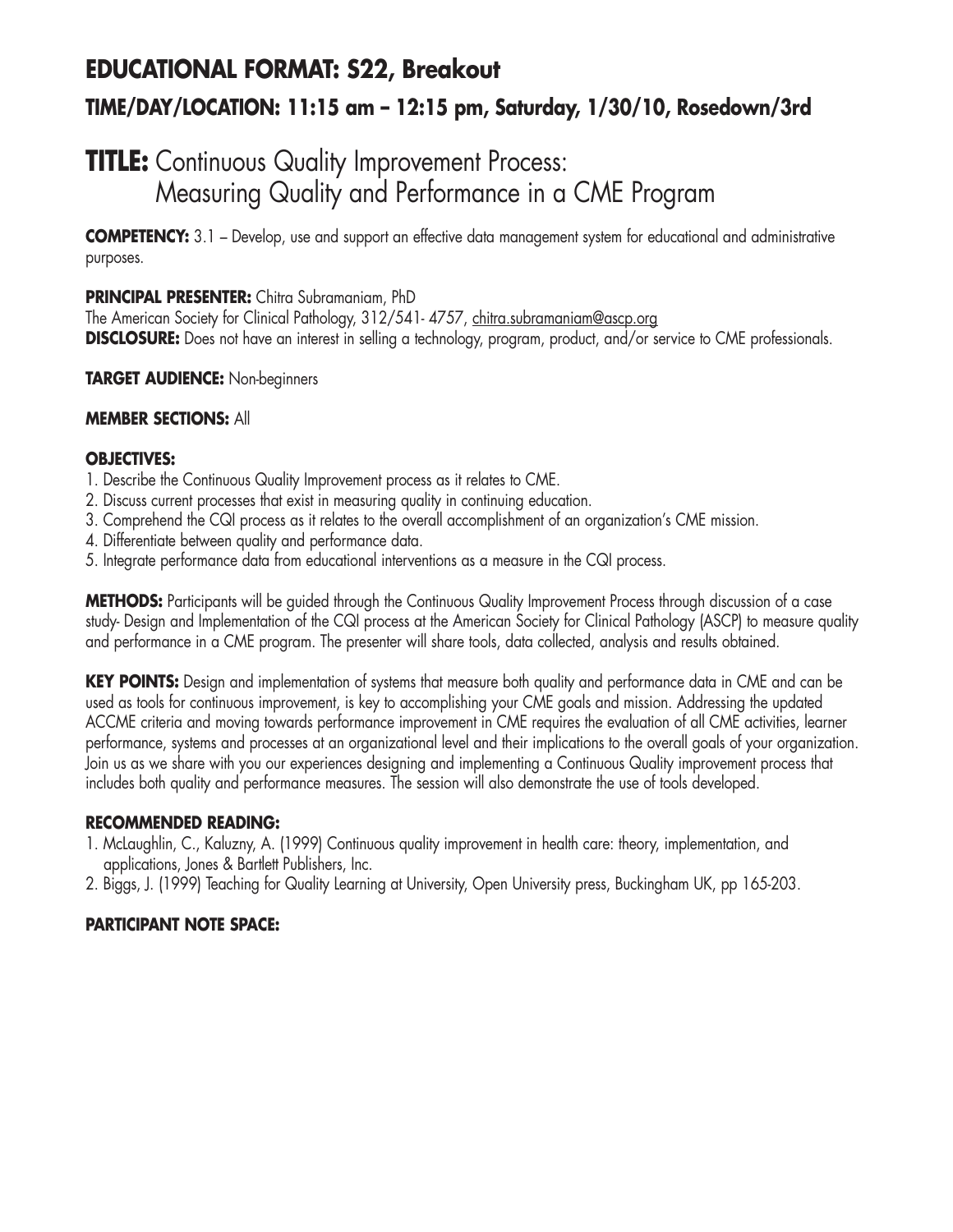## EDUCATIONAL FORMAT: S22, Breakout

### TIME/DAY/LOCATION: 11:15 am – 12:15 pm, Saturday, 1/30/10, Rosedown/3rd

# TITLE: Continuous Quality Improvement Process: Measuring Quality and Performance in a CME Program

**COMPETENCY:** 3.1 – Develop, use and support an effective data management system for educational and administrative purposes.

**PRINCIPAL PRESENTER:** Chitra Subramaniam, PhD
The American Society for Clinical Pathology, 312/541- 4757, chitra.subramaniam@ascp.org
**DISCLOSURE:** Does not have an interest in selling a technology, program, product, and/or service to CME professionals.

**TARGET AUDIENCE:** Non-beginners

**MEMBER SECTIONS:** All

**OBJECTIVES:**
1. Describe the Continuous Quality Improvement process as it relates to CME.
2. Discuss current processes that exist in measuring quality in continuing education.
3. Comprehend the CQI process as it relates to the overall accomplishment of an organization's CME mission.
4. Differentiate between quality and performance data.
5. Integrate performance data from educational interventions as a measure in the CQI process.

**METHODS:** Participants will be guided through the Continuous Quality Improvement Process through discussion of a case study- Design and Implementation of the CQI process at the American Society for Clinical Pathology (ASCP) to measure quality and performance in a CME program. The presenter will share tools, data collected, analysis and results obtained.

**KEY POINTS:** Design and implementation of systems that measure both quality and performance data in CME and can be used as tools for continuous improvement, is key to accomplishing your CME goals and mission. Addressing the updated ACCME criteria and moving towards performance improvement in CME requires the evaluation of all CME activities, learner performance, systems and processes at an organizational level and their implications to the overall goals of your organization. Join us as we share with you our experiences designing and implementing a Continuous Quality improvement process that includes both quality and performance measures. The session will also demonstrate the use of tools developed.

**RECOMMENDED READING:**
1. McLaughlin, C., Kaluzny, A. (1999) Continuous quality improvement in health care: theory, implementation, and applications, Jones & Bartlett Publishers, Inc.
2. Biggs, J. (1999) Teaching for Quality Learning at University, Open University press, Buckingham UK, pp 165-203.

**PARTICIPANT NOTE SPACE:**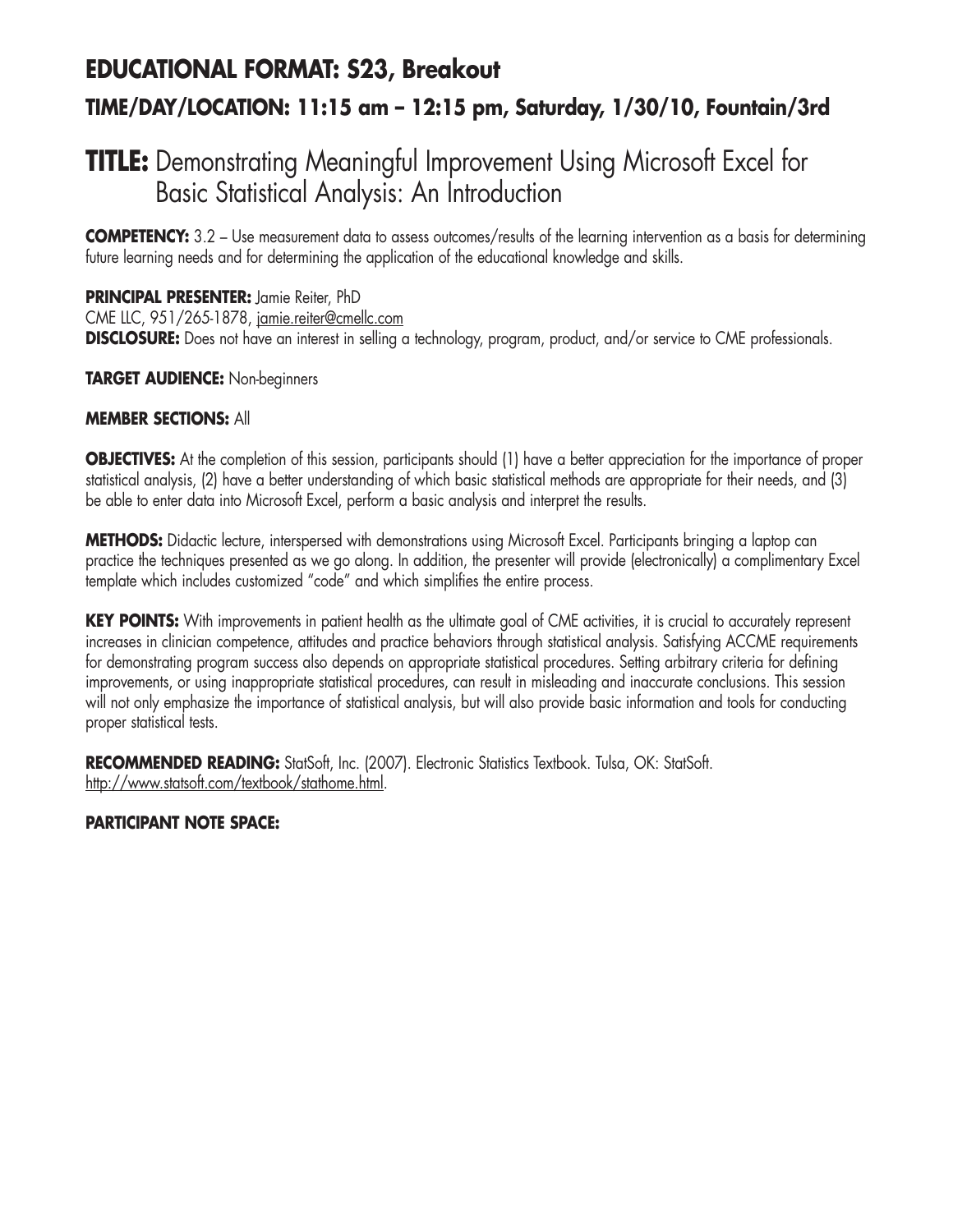## EDUCATIONAL FORMAT: S23, Breakout

### TIME/DAY/LOCATION: 11:15 am – 12:15 pm, Saturday, 1/30/10, Fountain/3rd

# TITLE: Demonstrating Meaningful Improvement Using Microsoft Excel for Basic Statistical Analysis: An Introduction

**COMPETENCY:** 3.2 – Use measurement data to assess outcomes/results of the learning intervention as a basis for determining future learning needs and for determining the application of the educational knowledge and skills.

**PRINCIPAL PRESENTER:** Jamie Reiter, PhD
CME LLC, 951/265-1878, jamie.reiter@cmellc.com
**DISCLOSURE:** Does not have an interest in selling a technology, program, product, and/or service to CME professionals.

**TARGET AUDIENCE:** Non-beginners

**MEMBER SECTIONS:** All

**OBJECTIVES:** At the completion of this session, participants should (1) have a better appreciation for the importance of proper statistical analysis, (2) have a better understanding of which basic statistical methods are appropriate for their needs, and (3) be able to enter data into Microsoft Excel, perform a basic analysis and interpret the results.

**METHODS:** Didactic lecture, interspersed with demonstrations using Microsoft Excel. Participants bringing a laptop can practice the techniques presented as we go along. In addition, the presenter will provide (electronically) a complimentary Excel template which includes customized "code" and which simplifies the entire process.

**KEY POINTS:** With improvements in patient health as the ultimate goal of CME activities, it is crucial to accurately represent increases in clinician competence, attitudes and practice behaviors through statistical analysis. Satisfying ACCME requirements for demonstrating program success also depends on appropriate statistical procedures. Setting arbitrary criteria for defining improvements, or using inappropriate statistical procedures, can result in misleading and inaccurate conclusions. This session will not only emphasize the importance of statistical analysis, but will also provide basic information and tools for conducting proper statistical tests.

**RECOMMENDED READING:** StatSoft, Inc. (2007). Electronic Statistics Textbook. Tulsa, OK: StatSoft. http://www.statsoft.com/textbook/stathome.html.

**PARTICIPANT NOTE SPACE:**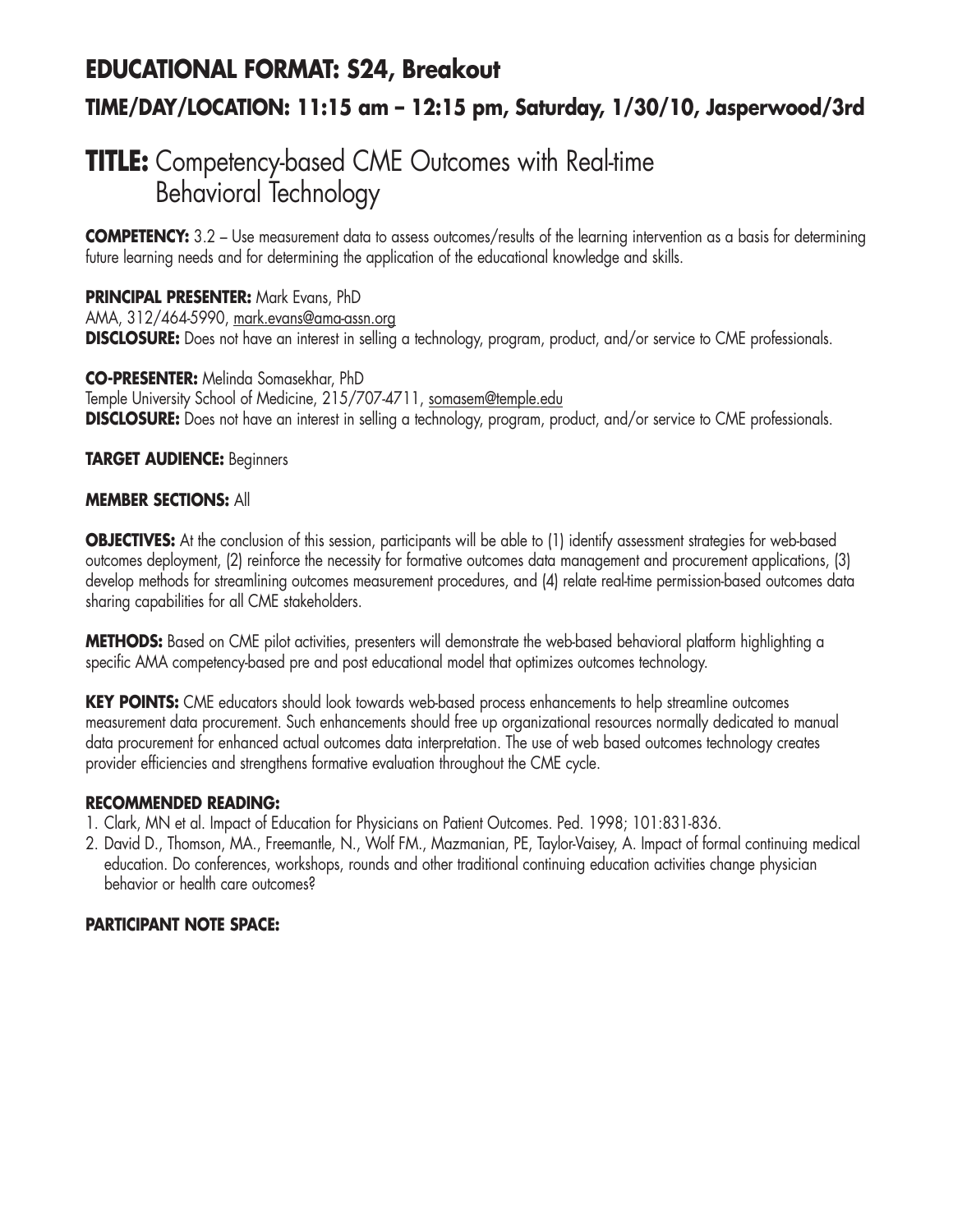# EDUCATIONAL FORMAT: S24, Breakout

## TIME/DAY/LOCATION: 11:15 am – 12:15 pm, Saturday, 1/30/10, Jasperwood/3rd

# TITLE: Competency-based CME Outcomes with Real-time Behavioral Technology

**COMPETENCY:** 3.2 – Use measurement data to assess outcomes/results of the learning intervention as a basis for determining future learning needs and for determining the application of the educational knowledge and skills.

**PRINCIPAL PRESENTER:** Mark Evans, PhD
AMA, 312/464-5990, mark.evans@ama-assn.org
**DISCLOSURE:** Does not have an interest in selling a technology, program, product, and/or service to CME professionals.

**CO-PRESENTER:** Melinda Somasekhar, PhD
Temple University School of Medicine, 215/707-4711, somasem@temple.edu
**DISCLOSURE:** Does not have an interest in selling a technology, program, product, and/or service to CME professionals.

**TARGET AUDIENCE:** Beginners

**MEMBER SECTIONS:** All

**OBJECTIVES:** At the conclusion of this session, participants will be able to (1) identify assessment strategies for web-based outcomes deployment, (2) reinforce the necessity for formative outcomes data management and procurement applications, (3) develop methods for streamlining outcomes measurement procedures, and (4) relate real-time permission-based outcomes data sharing capabilities for all CME stakeholders.

**METHODS:** Based on CME pilot activities, presenters will demonstrate the web-based behavioral platform highlighting a specific AMA competency-based pre and post educational model that optimizes outcomes technology.

**KEY POINTS:** CME educators should look towards web-based process enhancements to help streamline outcomes measurement data procurement. Such enhancements should free up organizational resources normally dedicated to manual data procurement for enhanced actual outcomes data interpretation. The use of web based outcomes technology creates provider efficiencies and strengthens formative evaluation throughout the CME cycle.

**RECOMMENDED READING:**

1. Clark, MN et al. Impact of Education for Physicians on Patient Outcomes. Ped. 1998; 101:831-836.
2. David D., Thomson, MA., Freemantle, N., Wolf FM., Mazmanian, PE, Taylor-Vaisey, A. Impact of formal continuing medical education. Do conferences, workshops, rounds and other traditional continuing education activities change physician behavior or health care outcomes?

**PARTICIPANT NOTE SPACE:**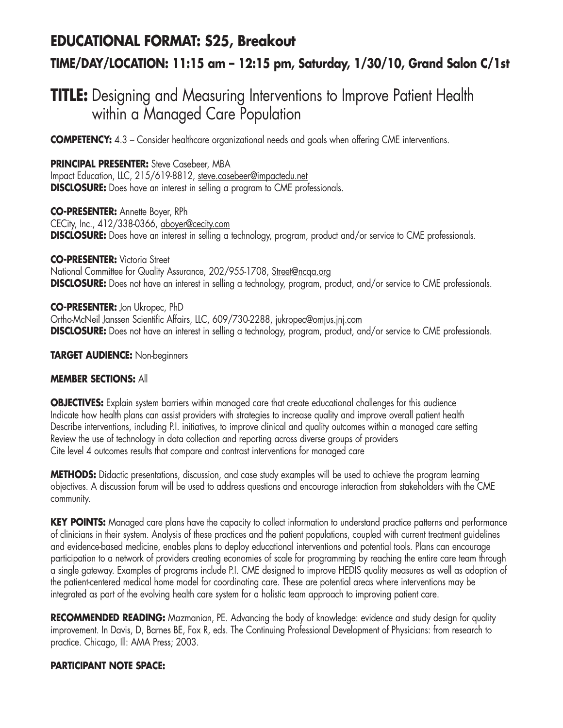## EDUCATIONAL FORMAT: S25, Breakout

### TIME/DAY/LOCATION: 11:15 am – 12:15 pm, Saturday, 1/30/10, Grand Salon C/1st

# TITLE: Designing and Measuring Interventions to Improve Patient Health within a Managed Care Population

**COMPETENCY:** 4.3 – Consider healthcare organizational needs and goals when offering CME interventions.

**PRINCIPAL PRESENTER:** Steve Casebeer, MBA
Impact Education, LLC, 215/619-8812, steve.casebeer@impactedu.net
**DISCLOSURE:** Does have an interest in selling a program to CME professionals.

**CO-PRESENTER:** Annette Boyer, RPh
CECity, Inc., 412/338-0366, aboyer@cecity.com
**DISCLOSURE:** Does have an interest in selling a technology, program, product and/or service to CME professionals.

**CO-PRESENTER:** Victoria Street
National Committee for Quality Assurance, 202/955-1708, Street@ncqa.org
**DISCLOSURE:** Does not have an interest in selling a technology, program, product, and/or service to CME professionals.

**CO-PRESENTER:** Jon Ukropec, PhD
Ortho-McNeil Janssen Scientific Affairs, LLC, 609/730-2288, jukropec@omjus.jnj.com
**DISCLOSURE:** Does not have an interest in selling a technology, program, product, and/or service to CME professionals.

**TARGET AUDIENCE:** Non-beginners

**MEMBER SECTIONS:** All

**OBJECTIVES:** Explain system barriers within managed care that create educational challenges for this audience
Indicate how health plans can assist providers with strategies to increase quality and improve overall patient health
Describe interventions, including P.I. initiatives, to improve clinical and quality outcomes within a managed care setting
Review the use of technology in data collection and reporting across diverse groups of providers
Cite level 4 outcomes results that compare and contrast interventions for managed care

**METHODS:** Didactic presentations, discussion, and case study examples will be used to achieve the program learning objectives. A discussion forum will be used to address questions and encourage interaction from stakeholders with the CME community.

**KEY POINTS:** Managed care plans have the capacity to collect information to understand practice patterns and performance of clinicians in their system. Analysis of these practices and the patient populations, coupled with current treatment guidelines and evidence-based medicine, enables plans to deploy educational interventions and potential tools. Plans can encourage participation to a network of providers creating economies of scale for programming by reaching the entire care team through a single gateway. Examples of programs include P.I. CME designed to improve HEDIS quality measures as well as adoption of the patient-centered medical home model for coordinating care. These are potential areas where interventions may be integrated as part of the evolving health care system for a holistic team approach to improving patient care.

**RECOMMENDED READING:** Mazmanian, PE. Advancing the body of knowledge: evidence and study design for quality improvement. In Davis, D, Barnes BE, Fox R, eds. The Continuing Professional Development of Physicians: from research to practice. Chicago, Ill: AMA Press; 2003.

**PARTICIPANT NOTE SPACE:**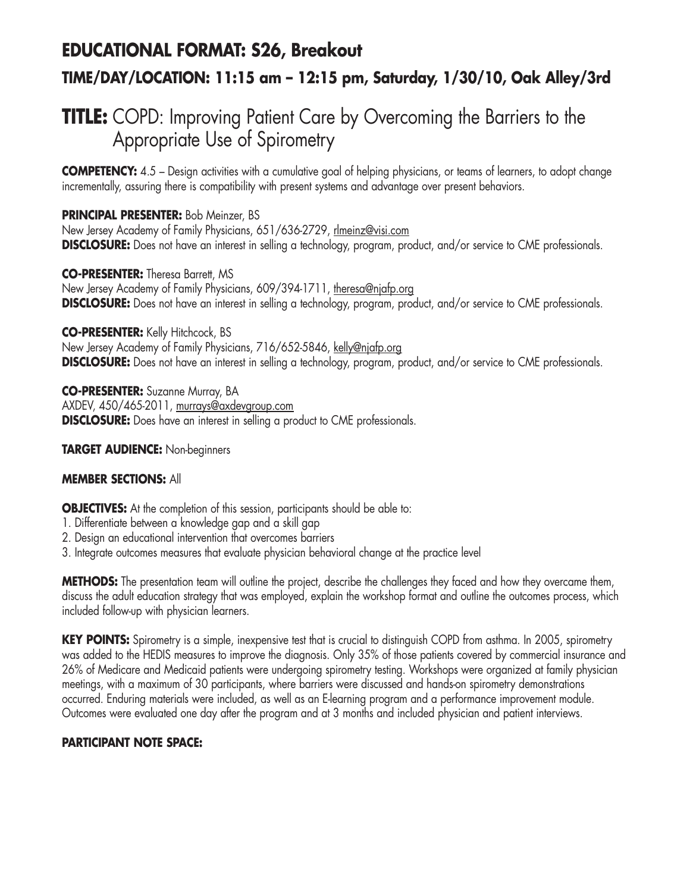# EDUCATIONAL FORMAT: S26, Breakout

## TIME/DAY/LOCATION: 11:15 am – 12:15 pm, Saturday, 1/30/10, Oak Alley/3rd

# TITLE: COPD: Improving Patient Care by Overcoming the Barriers to the Appropriate Use of Spirometry

**COMPETENCY:** 4.5 – Design activities with a cumulative goal of helping physicians, or teams of learners, to adopt change incrementally, assuring there is compatibility with present systems and advantage over present behaviors.

**PRINCIPAL PRESENTER:** Bob Meinzer, BS
New Jersey Academy of Family Physicians, 651/636-2729, rlmeinz@visi.com
**DISCLOSURE:** Does not have an interest in selling a technology, program, product, and/or service to CME professionals.

**CO-PRESENTER:** Theresa Barrett, MS
New Jersey Academy of Family Physicians, 609/394-1711, theresa@njafp.org
**DISCLOSURE:** Does not have an interest in selling a technology, program, product, and/or service to CME professionals.

**CO-PRESENTER:** Kelly Hitchcock, BS
New Jersey Academy of Family Physicians, 716/652-5846, kelly@njafp.org
**DISCLOSURE:** Does not have an interest in selling a technology, program, product, and/or service to CME professionals.

**CO-PRESENTER:** Suzanne Murray, BA
AXDEV, 450/465-2011, murrays@axdevgroup.com
**DISCLOSURE:** Does have an interest in selling a product to CME professionals.

**TARGET AUDIENCE:** Non-beginners

**MEMBER SECTIONS:** All

**OBJECTIVES:** At the completion of this session, participants should be able to:
1. Differentiate between a knowledge gap and a skill gap
2. Design an educational intervention that overcomes barriers
3. Integrate outcomes measures that evaluate physician behavioral change at the practice level

**METHODS:** The presentation team will outline the project, describe the challenges they faced and how they overcame them, discuss the adult education strategy that was employed, explain the workshop format and outline the outcomes process, which included follow-up with physician learners.

**KEY POINTS:** Spirometry is a simple, inexpensive test that is crucial to distinguish COPD from asthma. In 2005, spirometry was added to the HEDIS measures to improve the diagnosis. Only 35% of those patients covered by commercial insurance and 26% of Medicare and Medicaid patients were undergoing spirometry testing. Workshops were organized at family physician meetings, with a maximum of 30 participants, where barriers were discussed and hands-on spirometry demonstrations occurred. Enduring materials were included, as well as an E-learning program and a performance improvement module. Outcomes were evaluated one day after the program and at 3 months and included physician and patient interviews.

**PARTICIPANT NOTE SPACE:**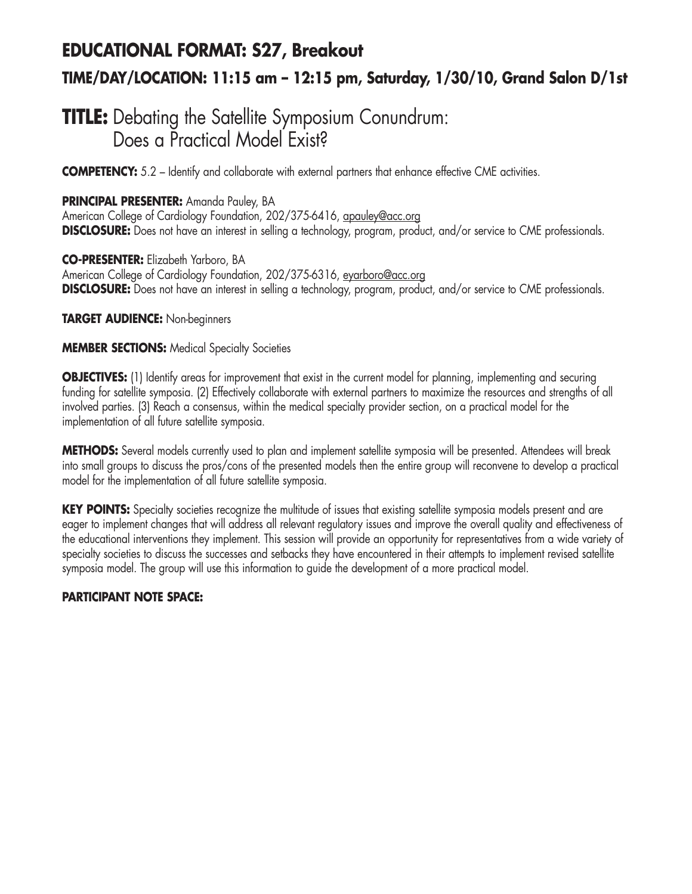## EDUCATIONAL FORMAT: S27, Breakout

### TIME/DAY/LOCATION: 11:15 am – 12:15 pm, Saturday, 1/30/10, Grand Salon D/1st

# TITLE: Debating the Satellite Symposium Conundrum: Does a Practical Model Exist?

**COMPETENCY:** 5.2 – Identify and collaborate with external partners that enhance effective CME activities.

**PRINCIPAL PRESENTER:** Amanda Pauley, BA
American College of Cardiology Foundation, 202/375-6416, apauley@acc.org
**DISCLOSURE:** Does not have an interest in selling a technology, program, product, and/or service to CME professionals.

**CO-PRESENTER:** Elizabeth Yarboro, BA
American College of Cardiology Foundation, 202/375-6316, eyarboro@acc.org
**DISCLOSURE:** Does not have an interest in selling a technology, program, product, and/or service to CME professionals.

**TARGET AUDIENCE:** Non-beginners

**MEMBER SECTIONS:** Medical Specialty Societies

**OBJECTIVES:** (1) Identify areas for improvement that exist in the current model for planning, implementing and securing funding for satellite symposia. (2) Effectively collaborate with external partners to maximize the resources and strengths of all involved parties. (3) Reach a consensus, within the medical specialty provider section, on a practical model for the implementation of all future satellite symposia.

**METHODS:** Several models currently used to plan and implement satellite symposia will be presented. Attendees will break into small groups to discuss the pros/cons of the presented models then the entire group will reconvene to develop a practical model for the implementation of all future satellite symposia.

**KEY POINTS:** Specialty societies recognize the multitude of issues that existing satellite symposia models present and are eager to implement changes that will address all relevant regulatory issues and improve the overall quality and effectiveness of the educational interventions they implement. This session will provide an opportunity for representatives from a wide variety of specialty societies to discuss the successes and setbacks they have encountered in their attempts to implement revised satellite symposia model. The group will use this information to guide the development of a more practical model.

**PARTICIPANT NOTE SPACE:**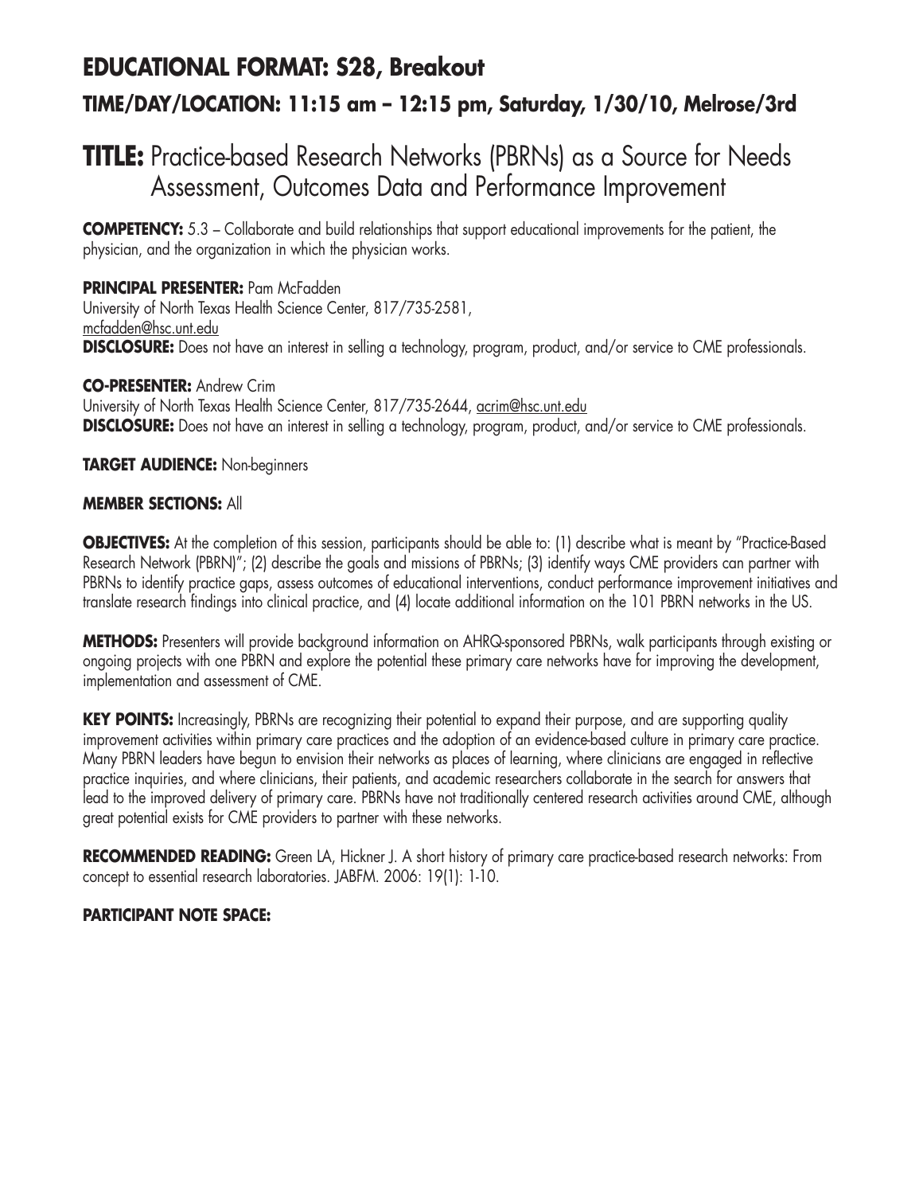## EDUCATIONAL FORMAT: S28, Breakout

### TIME/DAY/LOCATION: 11:15 am – 12:15 pm, Saturday, 1/30/10, Melrose/3rd

# TITLE: Practice-based Research Networks (PBRNs) as a Source for Needs Assessment, Outcomes Data and Performance Improvement

**COMPETENCY:** 5.3 – Collaborate and build relationships that support educational improvements for the patient, the physician, and the organization in which the physician works.

**PRINCIPAL PRESENTER:** Pam McFadden
University of North Texas Health Science Center, 817/735-2581,
mcfadden@hsc.unt.edu
**DISCLOSURE:** Does not have an interest in selling a technology, program, product, and/or service to CME professionals.

**CO-PRESENTER:** Andrew Crim
University of North Texas Health Science Center, 817/735-2644, acrim@hsc.unt.edu
**DISCLOSURE:** Does not have an interest in selling a technology, program, product, and/or service to CME professionals.

**TARGET AUDIENCE:** Non-beginners

**MEMBER SECTIONS:** All

**OBJECTIVES:** At the completion of this session, participants should be able to: (1) describe what is meant by "Practice-Based Research Network (PBRN)"; (2) describe the goals and missions of PBRNs; (3) identify ways CME providers can partner with PBRNs to identify practice gaps, assess outcomes of educational interventions, conduct performance improvement initiatives and translate research findings into clinical practice, and (4) locate additional information on the 101 PBRN networks in the US.

**METHODS:** Presenters will provide background information on AHRQ-sponsored PBRNs, walk participants through existing or ongoing projects with one PBRN and explore the potential these primary care networks have for improving the development, implementation and assessment of CME.

**KEY POINTS:** Increasingly, PBRNs are recognizing their potential to expand their purpose, and are supporting quality improvement activities within primary care practices and the adoption of an evidence-based culture in primary care practice. Many PBRN leaders have begun to envision their networks as places of learning, where clinicians are engaged in reflective practice inquiries, and where clinicians, their patients, and academic researchers collaborate in the search for answers that lead to the improved delivery of primary care. PBRNs have not traditionally centered research activities around CME, although great potential exists for CME providers to partner with these networks.

**RECOMMENDED READING:** Green LA, Hickner J. A short history of primary care practice-based research networks: From concept to essential research laboratories. JABFM. 2006: 19(1): 1-10.

**PARTICIPANT NOTE SPACE:**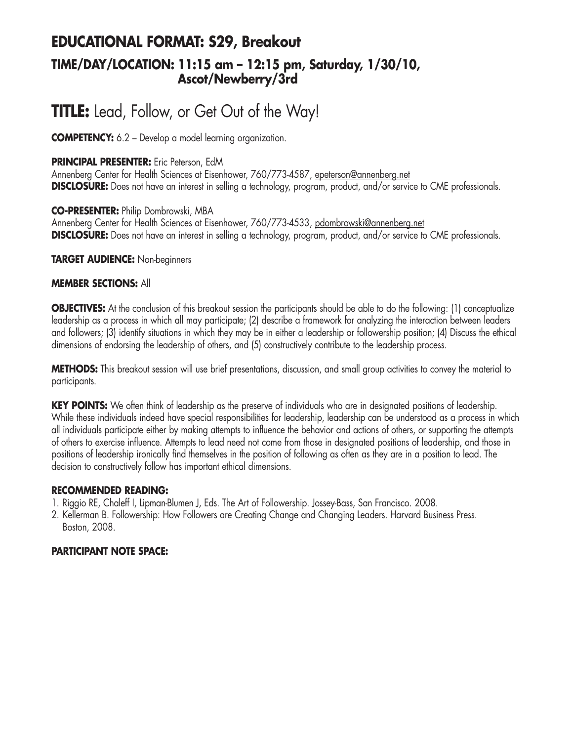## EDUCATIONAL FORMAT: S29, Breakout

### TIME/DAY/LOCATION: 11:15 am – 12:15 pm, Saturday, 1/30/10, Ascot/Newberry/3rd

# TITLE: Lead, Follow, or Get Out of the Way!

**COMPETENCY:** 6.2 – Develop a model learning organization.

**PRINCIPAL PRESENTER:** Eric Peterson, EdM
Annenberg Center for Health Sciences at Eisenhower, 760/773-4587, epeterson@annenberg.net
**DISCLOSURE:** Does not have an interest in selling a technology, program, product, and/or service to CME professionals.

**CO-PRESENTER:** Philip Dombrowski, MBA
Annenberg Center for Health Sciences at Eisenhower, 760/773-4533, pdombrowski@annenberg.net
**DISCLOSURE:** Does not have an interest in selling a technology, program, product, and/or service to CME professionals.

**TARGET AUDIENCE:** Non-beginners

**MEMBER SECTIONS:** All

**OBJECTIVES:** At the conclusion of this breakout session the participants should be able to do the following: (1) conceptualize leadership as a process in which all may participate; (2) describe a framework for analyzing the interaction between leaders and followers; (3) identify situations in which they may be in either a leadership or followership position; (4) Discuss the ethical dimensions of endorsing the leadership of others, and (5) constructively contribute to the leadership process.

**METHODS:** This breakout session will use brief presentations, discussion, and small group activities to convey the material to participants.

**KEY POINTS:** We often think of leadership as the preserve of individuals who are in designated positions of leadership. While these individuals indeed have special responsibilities for leadership, leadership can be understood as a process in which all individuals participate either by making attempts to influence the behavior and actions of others, or supporting the attempts of others to exercise influence. Attempts to lead need not come from those in designated positions of leadership, and those in positions of leadership ironically find themselves in the position of following as often as they are in a position to lead. The decision to constructively follow has important ethical dimensions.

**RECOMMENDED READING:**

1. Riggio RE, Chaleff I, Lipman-Blumen J, Eds. The Art of Followership. Jossey-Bass, San Francisco. 2008.
2. Kellerman B. Followership: How Followers are Creating Change and Changing Leaders. Harvard Business Press. Boston, 2008.

**PARTICIPANT NOTE SPACE:**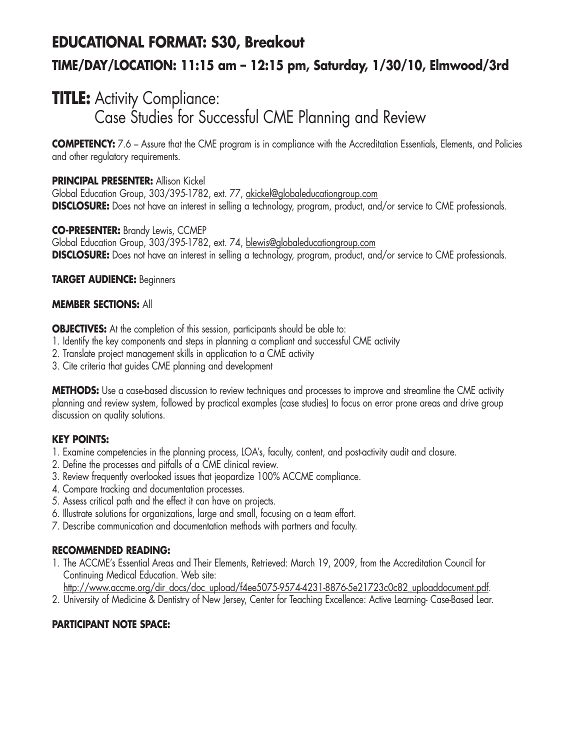# EDUCATIONAL FORMAT: S30, Breakout

## TIME/DAY/LOCATION: 11:15 am – 12:15 pm, Saturday, 1/30/10, Elmwood/3rd

# TITLE: Activity Compliance: Case Studies for Successful CME Planning and Review

**COMPETENCY:** 7.6 – Assure that the CME program is in compliance with the Accreditation Essentials, Elements, and Policies and other regulatory requirements.

**PRINCIPAL PRESENTER:** Allison Kickel
Global Education Group, 303/395-1782, ext. 77, akickel@globaleducationgroup.com
**DISCLOSURE:** Does not have an interest in selling a technology, program, product, and/or service to CME professionals.

**CO-PRESENTER:** Brandy Lewis, CCMEP
Global Education Group, 303/395-1782, ext. 74, blewis@globaleducationgroup.com
**DISCLOSURE:** Does not have an interest in selling a technology, program, product, and/or service to CME professionals.

**TARGET AUDIENCE:** Beginners

**MEMBER SECTIONS:** All

**OBJECTIVES:** At the completion of this session, participants should be able to:

1. Identify the key components and steps in planning a compliant and successful CME activity
2. Translate project management skills in application to a CME activity
3. Cite criteria that guides CME planning and development

**METHODS:** Use a case-based discussion to review techniques and processes to improve and streamline the CME activity planning and review system, followed by practical examples (case studies) to focus on error prone areas and drive group discussion on quality solutions.

**KEY POINTS:**

1. Examine competencies in the planning process, LOA's, faculty, content, and post-activity audit and closure.
2. Define the processes and pitfalls of a CME clinical review.
3. Review frequently overlooked issues that jeopardize 100% ACCME compliance.
4. Compare tracking and documentation processes.
5. Assess critical path and the effect it can have on projects.
6. Illustrate solutions for organizations, large and small, focusing on a team effort.
7. Describe communication and documentation methods with partners and faculty.

**RECOMMENDED READING:**

1. The ACCME's Essential Areas and Their Elements, Retrieved: March 19, 2009, from the Accreditation Council for Continuing Medical Education. Web site: http://www.accme.org/dir_docs/doc_upload/f4ee5075-9574-4231-8876-5e21723c0c82_uploaddocument.pdf.
2. University of Medicine & Dentistry of New Jersey, Center for Teaching Excellence: Active Learning- Case-Based Lear.

**PARTICIPANT NOTE SPACE:**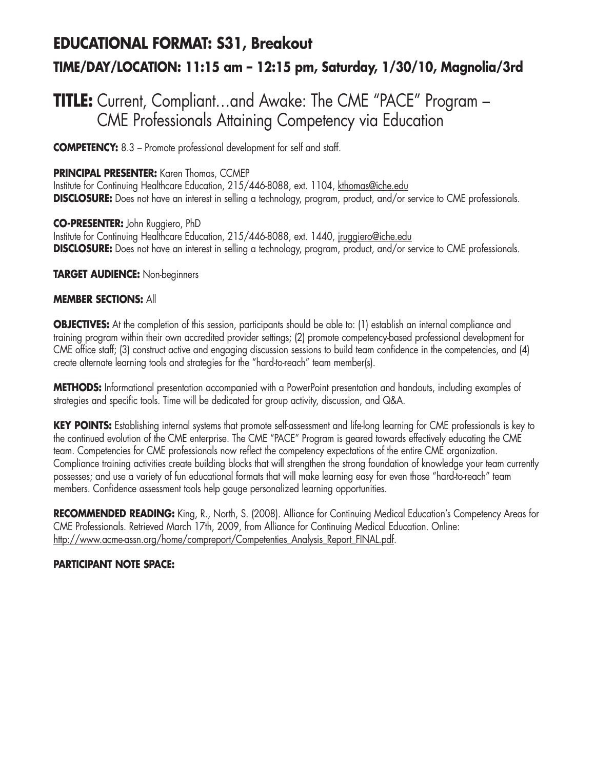## EDUCATIONAL FORMAT: S31, Breakout

### TIME/DAY/LOCATION: 11:15 am – 12:15 pm, Saturday, 1/30/10, Magnolia/3rd

# TITLE: Current, Compliant…and Awake: The CME "PACE" Program – CME Professionals Attaining Competency via Education

**COMPETENCY:** 8.3 – Promote professional development for self and staff.

**PRINCIPAL PRESENTER:** Karen Thomas, CCMEP
Institute for Continuing Healthcare Education, 215/446-8088, ext. 1104, kthomas@iche.edu
**DISCLOSURE:** Does not have an interest in selling a technology, program, product, and/or service to CME professionals.

**CO-PRESENTER:** John Ruggiero, PhD
Institute for Continuing Healthcare Education, 215/446-8088, ext. 1440, jruggiero@iche.edu
**DISCLOSURE:** Does not have an interest in selling a technology, program, product, and/or service to CME professionals.

**TARGET AUDIENCE:** Non-beginners

**MEMBER SECTIONS:** All

**OBJECTIVES:** At the completion of this session, participants should be able to: (1) establish an internal compliance and training program within their own accredited provider settings; (2) promote competency-based professional development for CME office staff; (3) construct active and engaging discussion sessions to build team confidence in the competencies, and (4) create alternate learning tools and strategies for the "hard-to-reach" team member(s).

**METHODS:** Informational presentation accompanied with a PowerPoint presentation and handouts, including examples of strategies and specific tools. Time will be dedicated for group activity, discussion, and Q&A.

**KEY POINTS:** Establishing internal systems that promote self-assessment and life-long learning for CME professionals is key to the continued evolution of the CME enterprise. The CME "PACE" Program is geared towards effectively educating the CME team. Competencies for CME professionals now reflect the competency expectations of the entire CME organization. Compliance training activities create building blocks that will strengthen the strong foundation of knowledge your team currently possesses; and use a variety of fun educational formats that will make learning easy for even those "hard-to-reach" team members. Confidence assessment tools help gauge personalized learning opportunities.

**RECOMMENDED READING:** King, R., North, S. (2008). Alliance for Continuing Medical Education's Competency Areas for CME Professionals. Retrieved March 17th, 2009, from Alliance for Continuing Medical Education. Online: http://www.acme-assn.org/home/compreport/Competenties_Analysis_Report_FINAL.pdf.

**PARTICIPANT NOTE SPACE:**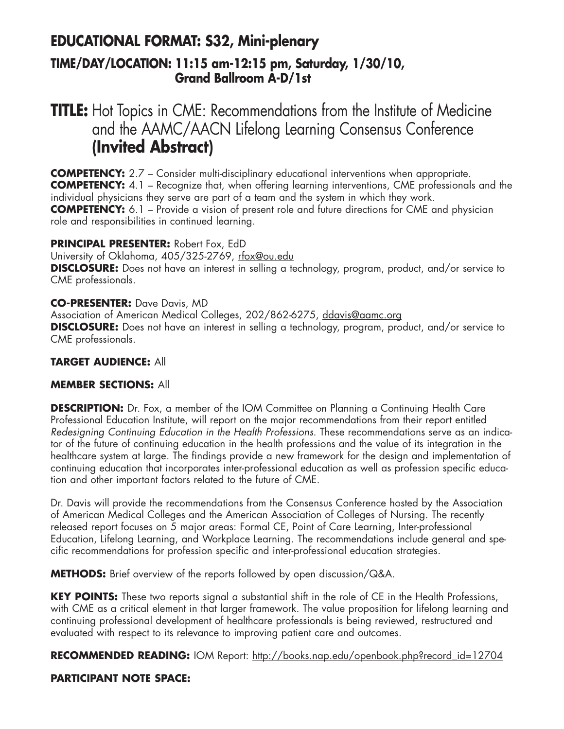## EDUCATIONAL FORMAT: S32, Mini-plenary

### TIME/DAY/LOCATION: 11:15 am-12:15 pm, Saturday, 1/30/10, Grand Ballroom A-D/1st

# TITLE: Hot Topics in CME: Recommendations from the Institute of Medicine and the AAMC/AACN Lifelong Learning Consensus Conference (Invited Abstract)

**COMPETENCY:** 2.7 – Consider multi-disciplinary educational interventions when appropriate.
**COMPETENCY:** 4.1 – Recognize that, when offering learning interventions, CME professionals and the individual physicians they serve are part of a team and the system in which they work.
**COMPETENCY:** 6.1 – Provide a vision of present role and future directions for CME and physician role and responsibilities in continued learning.

**PRINCIPAL PRESENTER:** Robert Fox, EdD
University of Oklahoma, 405/325-2769, rfox@ou.edu
**DISCLOSURE:** Does not have an interest in selling a technology, program, product, and/or service to CME professionals.

**CO-PRESENTER:** Dave Davis, MD
Association of American Medical Colleges, 202/862-6275, ddavis@aamc.org
**DISCLOSURE:** Does not have an interest in selling a technology, program, product, and/or service to CME professionals.

**TARGET AUDIENCE:** All

**MEMBER SECTIONS:** All

**DESCRIPTION:** Dr. Fox, a member of the IOM Committee on Planning a Continuing Health Care Professional Education Institute, will report on the major recommendations from their report entitled *Redesigning Continuing Education in the Health Professions*. These recommendations serve as an indicator of the future of continuing education in the health professions and the value of its integration in the healthcare system at large. The findings provide a new framework for the design and implementation of continuing education that incorporates inter-professional education as well as profession specific education and other important factors related to the future of CME.

Dr. Davis will provide the recommendations from the Consensus Conference hosted by the Association of American Medical Colleges and the American Association of Colleges of Nursing. The recently released report focuses on 5 major areas: Formal CE, Point of Care Learning, Inter-professional Education, Lifelong Learning, and Workplace Learning. The recommendations include general and specific recommendations for profession specific and inter-professional education strategies.

**METHODS:** Brief overview of the reports followed by open discussion/Q&A.

**KEY POINTS:** These two reports signal a substantial shift in the role of CE in the Health Professions, with CME as a critical element in that larger framework. The value proposition for lifelong learning and continuing professional development of healthcare professionals is being reviewed, restructured and evaluated with respect to its relevance to improving patient care and outcomes.

**RECOMMENDED READING:** IOM Report: http://books.nap.edu/openbook.php?record_id=12704

**PARTICIPANT NOTE SPACE:**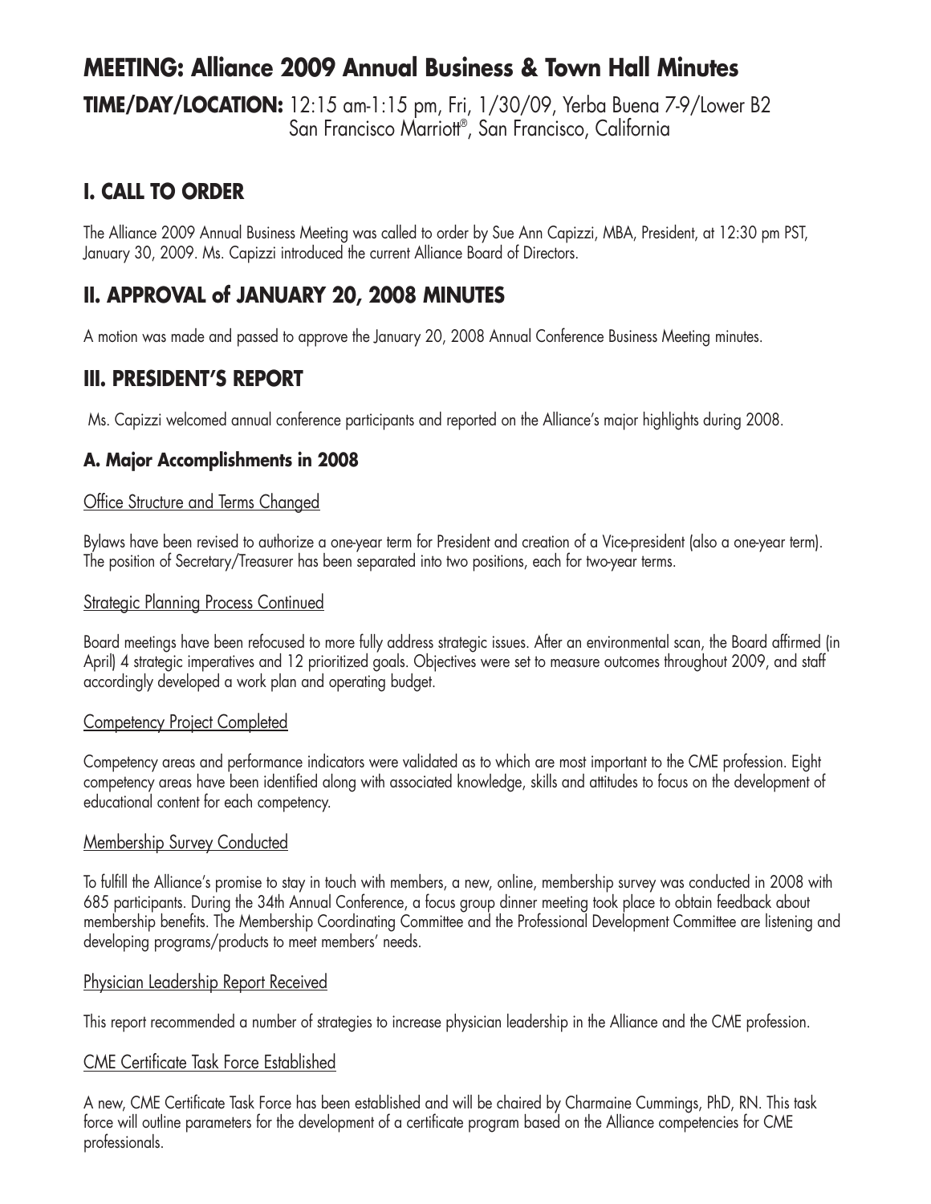# MEETING: Alliance 2009 Annual Business & Town Hall Minutes

**TIME/DAY/LOCATION:** 12:15 am-1:15 pm, Fri, 1/30/09, Yerba Buena 7-9/Lower B2
San Francisco Marriott®, San Francisco, California

## I. CALL TO ORDER

The Alliance 2009 Annual Business Meeting was called to order by Sue Ann Capizzi, MBA, President, at 12:30 pm PST, January 30, 2009. Ms. Capizzi introduced the current Alliance Board of Directors.

## II. APPROVAL of JANUARY 20, 2008 MINUTES

A motion was made and passed to approve the January 20, 2008 Annual Conference Business Meeting minutes.

## III. PRESIDENT'S REPORT

Ms. Capizzi welcomed annual conference participants and reported on the Alliance's major highlights during 2008.

### A. Major Accomplishments in 2008

Office Structure and Terms Changed

Bylaws have been revised to authorize a one-year term for President and creation of a Vice-president (also a one-year term). The position of Secretary/Treasurer has been separated into two positions, each for two-year terms.

Strategic Planning Process Continued

Board meetings have been refocused to more fully address strategic issues. After an environmental scan, the Board affirmed (in April) 4 strategic imperatives and 12 prioritized goals. Objectives were set to measure outcomes throughout 2009, and staff accordingly developed a work plan and operating budget.

Competency Project Completed

Competency areas and performance indicators were validated as to which are most important to the CME profession. Eight competency areas have been identified along with associated knowledge, skills and attitudes to focus on the development of educational content for each competency.

Membership Survey Conducted

To fulfill the Alliance's promise to stay in touch with members, a new, online, membership survey was conducted in 2008 with 685 participants. During the 34th Annual Conference, a focus group dinner meeting took place to obtain feedback about membership benefits. The Membership Coordinating Committee and the Professional Development Committee are listening and developing programs/products to meet members' needs.

Physician Leadership Report Received

This report recommended a number of strategies to increase physician leadership in the Alliance and the CME profession.

CME Certificate Task Force Established

A new, CME Certificate Task Force has been established and will be chaired by Charmaine Cummings, PhD, RN. This task force will outline parameters for the development of a certificate program based on the Alliance competencies for CME professionals.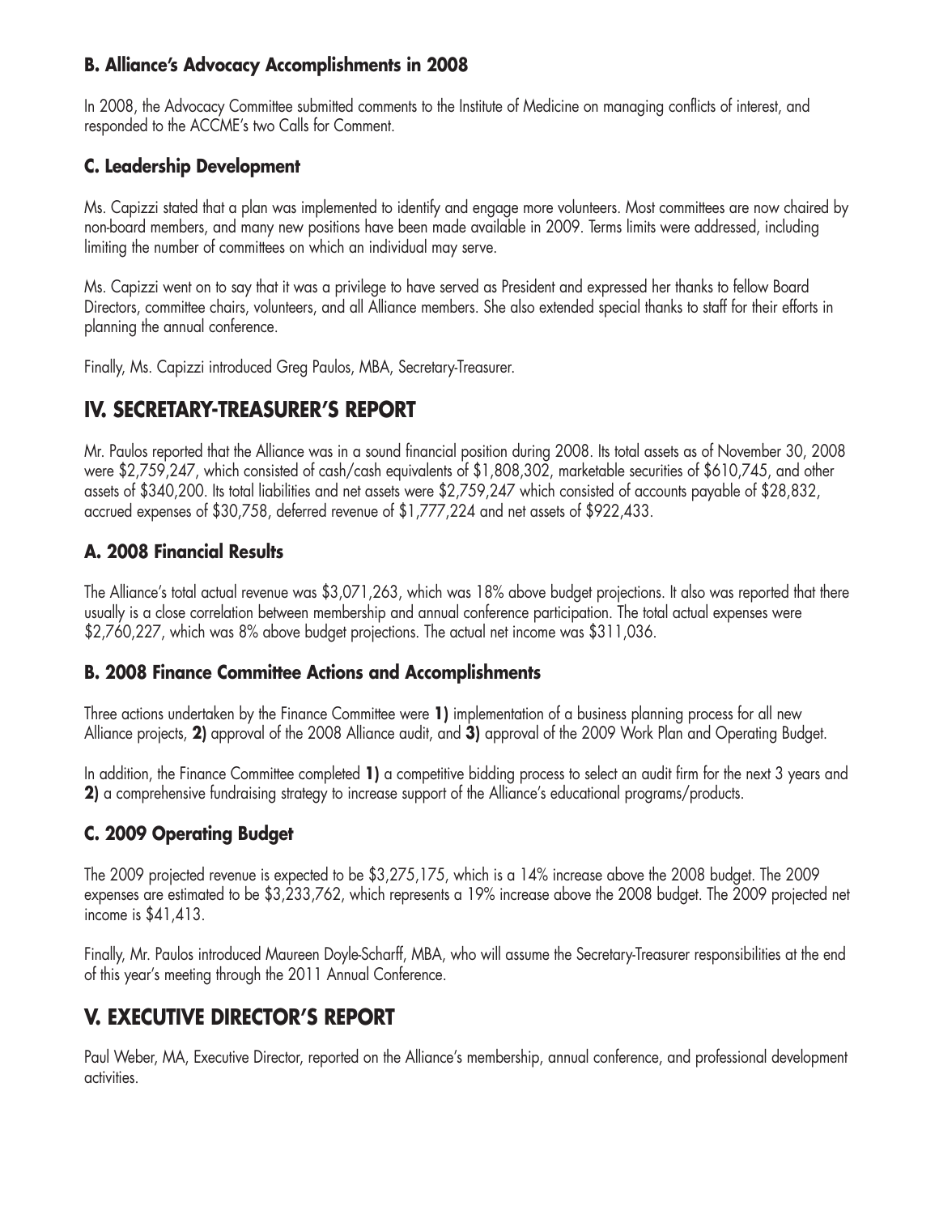### B. Alliance's Advocacy Accomplishments in 2008

In 2008, the Advocacy Committee submitted comments to the Institute of Medicine on managing conflicts of interest, and responded to the ACCME's two Calls for Comment.

### C. Leadership Development

Ms. Capizzi stated that a plan was implemented to identify and engage more volunteers. Most committees are now chaired by non-board members, and many new positions have been made available in 2009. Terms limits were addressed, including limiting the number of committees on which an individual may serve.

Ms. Capizzi went on to say that it was a privilege to have served as President and expressed her thanks to fellow Board Directors, committee chairs, volunteers, and all Alliance members. She also extended special thanks to staff for their efforts in planning the annual conference.

Finally, Ms. Capizzi introduced Greg Paulos, MBA, Secretary-Treasurer.

## IV. SECRETARY-TREASURER'S REPORT

Mr. Paulos reported that the Alliance was in a sound financial position during 2008. Its total assets as of November 30, 2008 were $2,759,247, which consisted of cash/cash equivalents of $1,808,302, marketable securities of $610,745, and other assets of $340,200. Its total liabilities and net assets were $2,759,247 which consisted of accounts payable of $28,832, accrued expenses of $30,758, deferred revenue of $1,777,224 and net assets of $922,433.

### A. 2008 Financial Results

The Alliance's total actual revenue was $3,071,263, which was 18% above budget projections. It also was reported that there usually is a close correlation between membership and annual conference participation. The total actual expenses were $2,760,227, which was 8% above budget projections. The actual net income was $311,036.

### B. 2008 Finance Committee Actions and Accomplishments

Three actions undertaken by the Finance Committee were **1)** implementation of a business planning process for all new Alliance projects, **2)** approval of the 2008 Alliance audit, and **3)** approval of the 2009 Work Plan and Operating Budget.

In addition, the Finance Committee completed **1)** a competitive bidding process to select an audit firm for the next 3 years and **2)** a comprehensive fundraising strategy to increase support of the Alliance's educational programs/products.

### C. 2009 Operating Budget

The 2009 projected revenue is expected to be $3,275,175, which is a 14% increase above the 2008 budget. The 2009 expenses are estimated to be $3,233,762, which represents a 19% increase above the 2008 budget. The 2009 projected net income is $41,413.

Finally, Mr. Paulos introduced Maureen Doyle-Scharff, MBA, who will assume the Secretary-Treasurer responsibilities at the end of this year's meeting through the 2011 Annual Conference.

## V. EXECUTIVE DIRECTOR'S REPORT

Paul Weber, MA, Executive Director, reported on the Alliance's membership, annual conference, and professional development activities.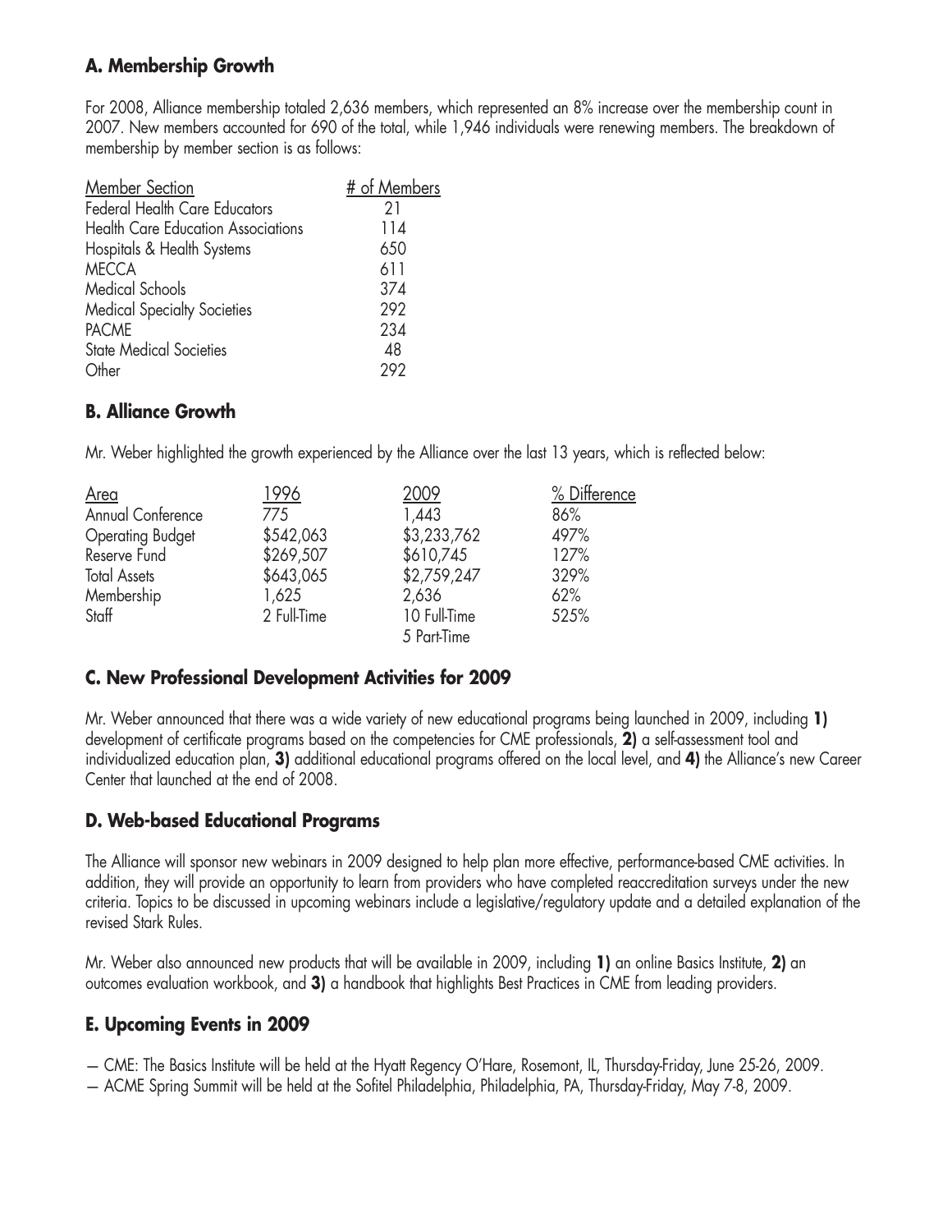## A. Membership Growth

For 2008, Alliance membership totaled 2,636 members, which represented an 8% increase over the membership count in 2007. New members accounted for 690 of the total, while 1,946 individuals were renewing members. The breakdown of membership by member section is as follows:

| Member Section | # of Members |
|---|---|
| Federal Health Care Educators | 21 |
| Health Care Education Associations | 114 |
| Hospitals & Health Systems | 650 |
| MECCA | 611 |
| Medical Schools | 374 |
| Medical Specialty Societies | 292 |
| PACME | 234 |
| State Medical Societies | 48 |
| Other | 292 |

## B. Alliance Growth

Mr. Weber highlighted the growth experienced by the Alliance over the last 13 years, which is reflected below:

| Area | 1996 | 2009 | % Difference |
|---|---|---|---|
| Annual Conference | 775 | 1,443 | 86% |
| Operating Budget | $542,063 | $3,233,762 | 497% |
| Reserve Fund | $269,507 | $610,745 | 127% |
| Total Assets | $643,065 | $2,759,247 | 329% |
| Membership | 1,625 | 2,636 | 62% |
| Staff | 2 Full-Time | 10 Full-Time<br>5 Part-Time | 525% |

## C. New Professional Development Activities for 2009

Mr. Weber announced that there was a wide variety of new educational programs being launched in 2009, including **1)** development of certificate programs based on the competencies for CME professionals, **2)** a self-assessment tool and individualized education plan, **3)** additional educational programs offered on the local level, and **4)** the Alliance's new Career Center that launched at the end of 2008.

## D. Web-based Educational Programs

The Alliance will sponsor new webinars in 2009 designed to help plan more effective, performance-based CME activities. In addition, they will provide an opportunity to learn from providers who have completed reaccreditation surveys under the new criteria. Topics to be discussed in upcoming webinars include a legislative/regulatory update and a detailed explanation of the revised Stark Rules.

Mr. Weber also announced new products that will be available in 2009, including **1)** an online Basics Institute, **2)** an outcomes evaluation workbook, and **3)** a handbook that highlights Best Practices in CME from leading providers.

## E. Upcoming Events in 2009

— CME: The Basics Institute will be held at the Hyatt Regency O'Hare, Rosemont, IL, Thursday-Friday, June 25-26, 2009.

— ACME Spring Summit will be held at the Sofitel Philadelphia, Philadelphia, PA, Thursday-Friday, May 7-8, 2009.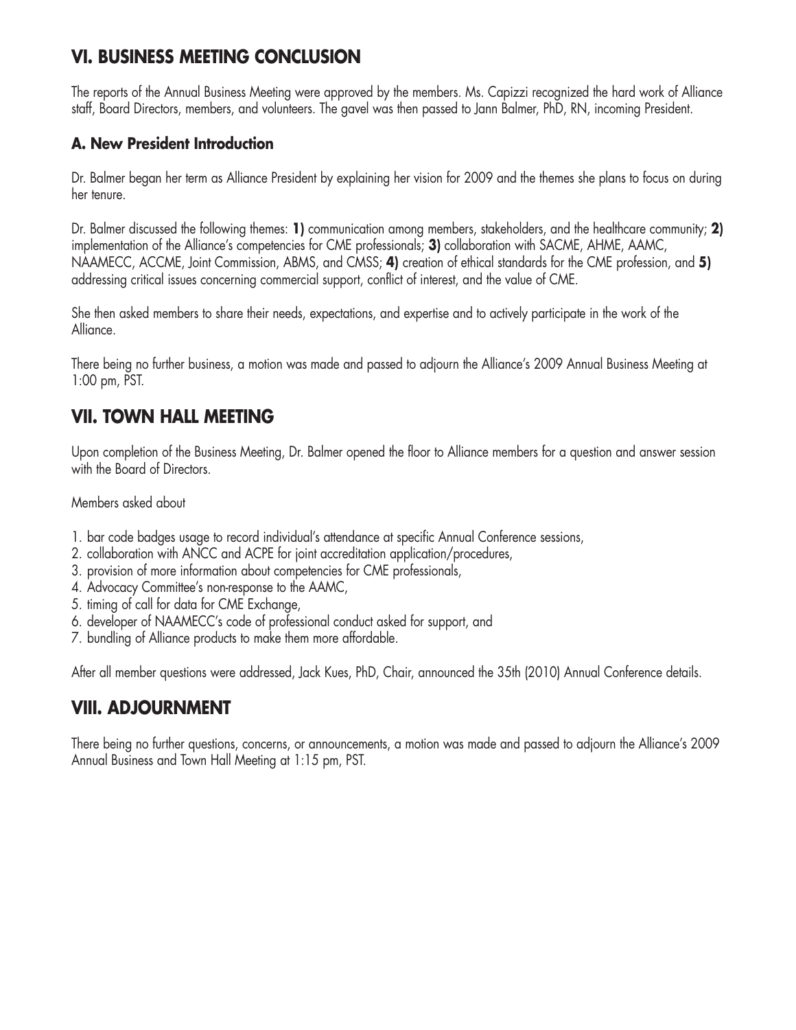## VI. BUSINESS MEETING CONCLUSION

The reports of the Annual Business Meeting were approved by the members. Ms. Capizzi recognized the hard work of Alliance staff, Board Directors, members, and volunteers. The gavel was then passed to Jann Balmer, PhD, RN, incoming President.

### A. New President Introduction

Dr. Balmer began her term as Alliance President by explaining her vision for 2009 and the themes she plans to focus on during her tenure.

Dr. Balmer discussed the following themes: **1)** communication among members, stakeholders, and the healthcare community; **2)** implementation of the Alliance's competencies for CME professionals; **3)** collaboration with SACME, AHME, AAMC, NAAMECC, ACCME, Joint Commission, ABMS, and CMSS; **4)** creation of ethical standards for the CME profession, and **5)** addressing critical issues concerning commercial support, conflict of interest, and the value of CME.

She then asked members to share their needs, expectations, and expertise and to actively participate in the work of the Alliance.

There being no further business, a motion was made and passed to adjourn the Alliance's 2009 Annual Business Meeting at 1:00 pm, PST.

## VII. TOWN HALL MEETING

Upon completion of the Business Meeting, Dr. Balmer opened the floor to Alliance members for a question and answer session with the Board of Directors.

Members asked about

1. bar code badges usage to record individual's attendance at specific Annual Conference sessions,
2. collaboration with ANCC and ACPE for joint accreditation application/procedures,
3. provision of more information about competencies for CME professionals,
4. Advocacy Committee's non-response to the AAMC,
5. timing of call for data for CME Exchange,
6. developer of NAAMECC's code of professional conduct asked for support, and
7. bundling of Alliance products to make them more affordable.

After all member questions were addressed, Jack Kues, PhD, Chair, announced the 35th (2010) Annual Conference details.

## VIII. ADJOURNMENT

There being no further questions, concerns, or announcements, a motion was made and passed to adjourn the Alliance's 2009 Annual Business and Town Hall Meeting at 1:15 pm, PST.